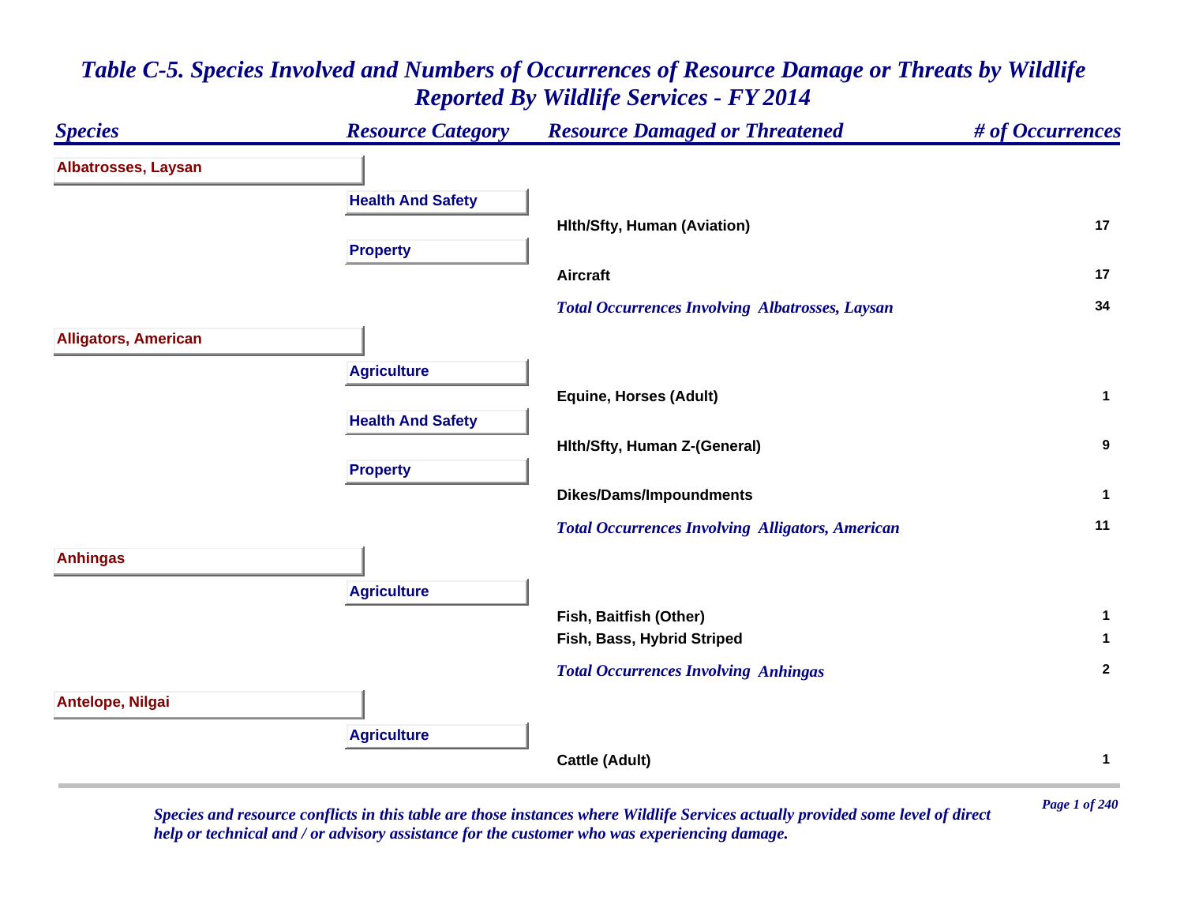# *Table C-5. Species Involved and Numbers of Occurrences of Resource Damage or Threats by Wildlife Reported By Wildlife Services - FY 2014*

| *Species* | *Resource Category* | *Resource Damaged or Threatened* | *# of Occurrences* |
|---|---|---|---|
| **Albatrosses, Laysan** | | | |
| | **Health And Safety** | | |
| | | **Hlth/Sfty, Human (Aviation)** | **17** |
| | **Property** | | |
| | | **Aircraft** | **17** |
| | | ***Total Occurrences Involving Albatrosses, Laysan*** | **34** |
| **Alligators, American** | | | |
| | **Agriculture** | | |
| | | **Equine, Horses (Adult)** | **1** |
| | **Health And Safety** | | |
| | | **Hlth/Sfty, Human Z-(General)** | **9** |
| | **Property** | | |
| | | **Dikes/Dams/Impoundments** | **1** |
| | | ***Total Occurrences Involving Alligators, American*** | **11** |
| **Anhingas** | | | |
| | **Agriculture** | | |
| | | **Fish, Baitfish (Other)** | **1** |
| | | **Fish, Bass, Hybrid Striped** | **1** |
| | | ***Total Occurrences Involving Anhingas*** | **2** |
| **Antelope, Nilgai** | | | |
| | **Agriculture** | | |
| | | **Cattle (Adult)** | **1** |

*Species and resource conflicts in this table are those instances where Wildlife Services actually provided some level of direct help or technical and / or advisory assistance for the customer who was experiencing damage.*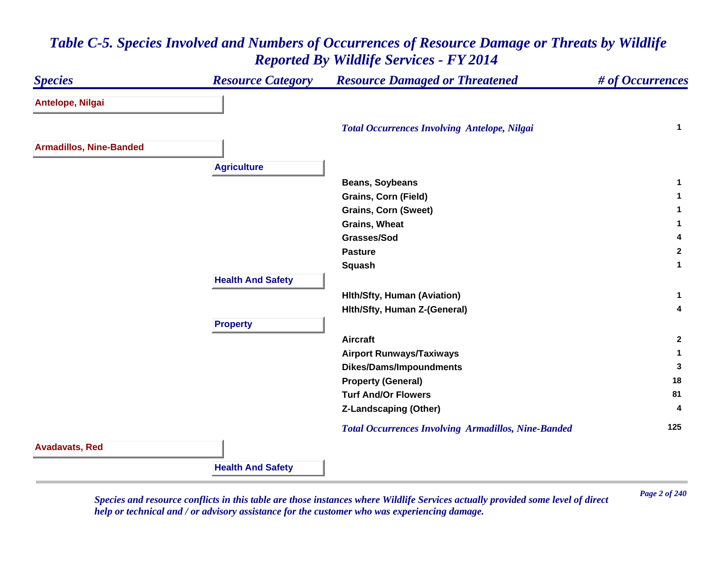# Table C-5. Species Involved and Numbers of Occurrences of Resource Damage or Threats by Wildlife Reported By Wildlife Services - FY 2014

| Species | Resource Category | Resource Damaged or Threatened | # of Occurrences |
|---|---|---|---|
| **Antelope, Nilgai** | | | |
| | | *Total Occurrences Involving Antelope, Nilgai* | 1 |
| **Armadillos, Nine-Banded** | | | |
| | **Agriculture** | | |
| | | Beans, Soybeans | 1 |
| | | Grains, Corn (Field) | 1 |
| | | Grains, Corn (Sweet) | 1 |
| | | Grains, Wheat | 1 |
| | | Grasses/Sod | 4 |
| | | Pasture | 2 |
| | | Squash | 1 |
| | **Health And Safety** | | |
| | | Hlth/Sfty, Human (Aviation) | 1 |
| | | Hlth/Sfty, Human Z-(General) | 4 |
| | **Property** | | |
| | | Aircraft | 2 |
| | | Airport Runways/Taxiways | 1 |
| | | Dikes/Dams/Impoundments | 3 |
| | | Property (General) | 18 |
| | | Turf And/Or Flowers | 81 |
| | | Z-Landscaping (Other) | 4 |
| | | *Total Occurrences Involving Armadillos, Nine-Banded* | 125 |
| **Avadavats, Red** | | | |
| | **Health And Safety** | | |

*Species and resource conflicts in this table are those instances where Wildlife Services actually provided some level of direct help or technical and / or advisory assistance for the customer who was experiencing damage.*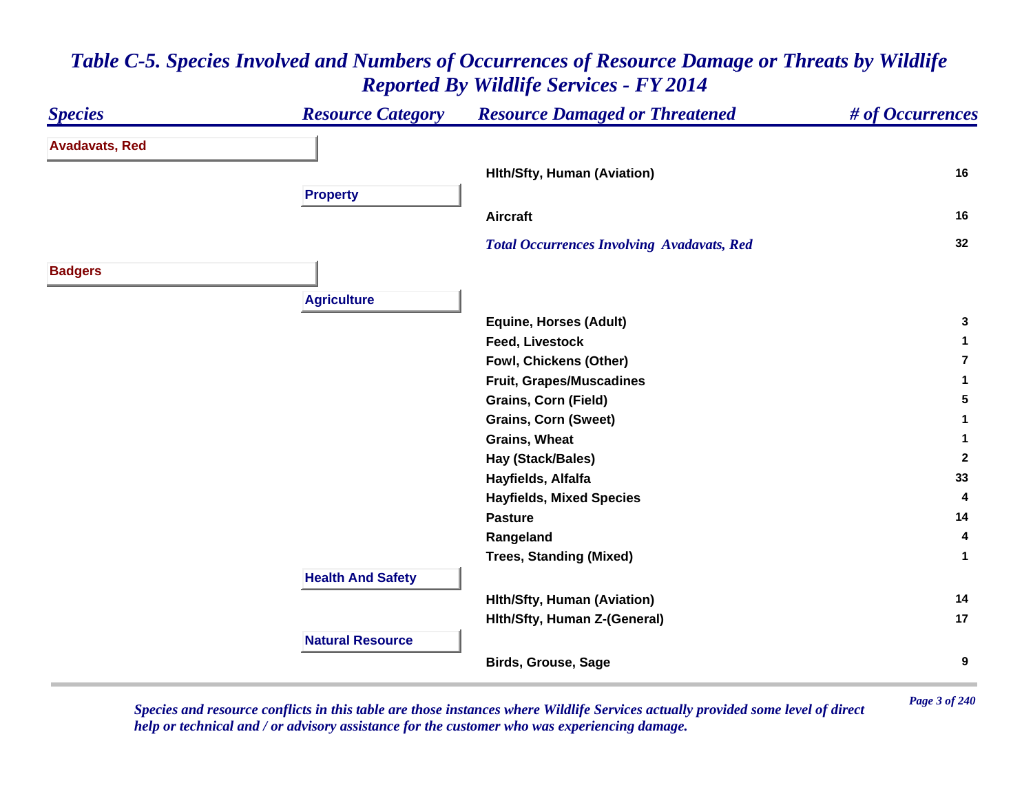# Table C-5. Species Involved and Numbers of Occurrences of Resource Damage or Threats by Wildlife Reported By Wildlife Services - FY 2014

| Species | Resource Category | Resource Damaged or Threatened | # of Occurrences |
|---|---|---|---|
| **Avadavats, Red** | | | |
| | | Hlth/Sfty, Human (Aviation) | 16 |
| | **Property** | | |
| | | Aircraft | 16 |
| | | *Total Occurrences Involving Avadavats, Red* | 32 |
| **Badgers** | | | |
| | **Agriculture** | | |
| | | Equine, Horses (Adult) | 3 |
| | | Feed, Livestock | 1 |
| | | Fowl, Chickens (Other) | 7 |
| | | Fruit, Grapes/Muscadines | 1 |
| | | Grains, Corn (Field) | 5 |
| | | Grains, Corn (Sweet) | 1 |
| | | Grains, Wheat | 1 |
| | | Hay (Stack/Bales) | 2 |
| | | Hayfields, Alfalfa | 33 |
| | | Hayfields, Mixed Species | 4 |
| | | Pasture | 14 |
| | | Rangeland | 4 |
| | | Trees, Standing (Mixed) | 1 |
| | **Health And Safety** | | |
| | | Hlth/Sfty, Human (Aviation) | 14 |
| | | Hlth/Sfty, Human Z-(General) | 17 |
| | **Natural Resource** | | |
| | | Birds, Grouse, Sage | 9 |

*Species and resource conflicts in this table are those instances where Wildlife Services actually provided some level of direct help or technical and / or advisory assistance for the customer who was experiencing damage.*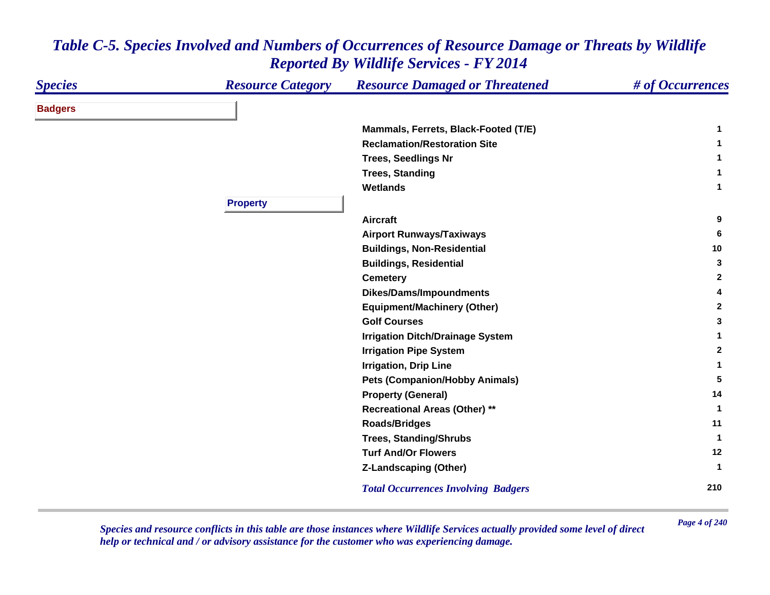# Table C-5. Species Involved and Numbers of Occurrences of Resource Damage or Threats by Wildlife Reported By Wildlife Services - FY 2014

| Species | Resource Category | Resource Damaged or Threatened | # of Occurrences |
|---|---|---|---|
| **Badgers** | | | |
| | | Mammals, Ferrets, Black-Footed (T/E) | 1 |
| | | Reclamation/Restoration Site | 1 |
| | | Trees, Seedlings Nr | 1 |
| | | Trees, Standing | 1 |
| | | Wetlands | 1 |
| | **Property** | | |
| | | Aircraft | 9 |
| | | Airport Runways/Taxiways | 6 |
| | | Buildings, Non-Residential | 10 |
| | | Buildings, Residential | 3 |
| | | Cemetery | 2 |
| | | Dikes/Dams/Impoundments | 4 |
| | | Equipment/Machinery (Other) | 2 |
| | | Golf Courses | 3 |
| | | Irrigation Ditch/Drainage System | 1 |
| | | Irrigation Pipe System | 2 |
| | | Irrigation, Drip Line | 1 |
| | | Pets (Companion/Hobby Animals) | 5 |
| | | Property (General) | 14 |
| | | Recreational Areas (Other) ** | 1 |
| | | Roads/Bridges | 11 |
| | | Trees, Standing/Shrubs | 1 |
| | | Turf And/Or Flowers | 12 |
| | | Z-Landscaping (Other) | 1 |
| | | *Total Occurrences Involving Badgers* | 210 |

*Species and resource conflicts in this table are those instances where Wildlife Services actually provided some level of direct help or technical and / or advisory assistance for the customer who was experiencing damage.*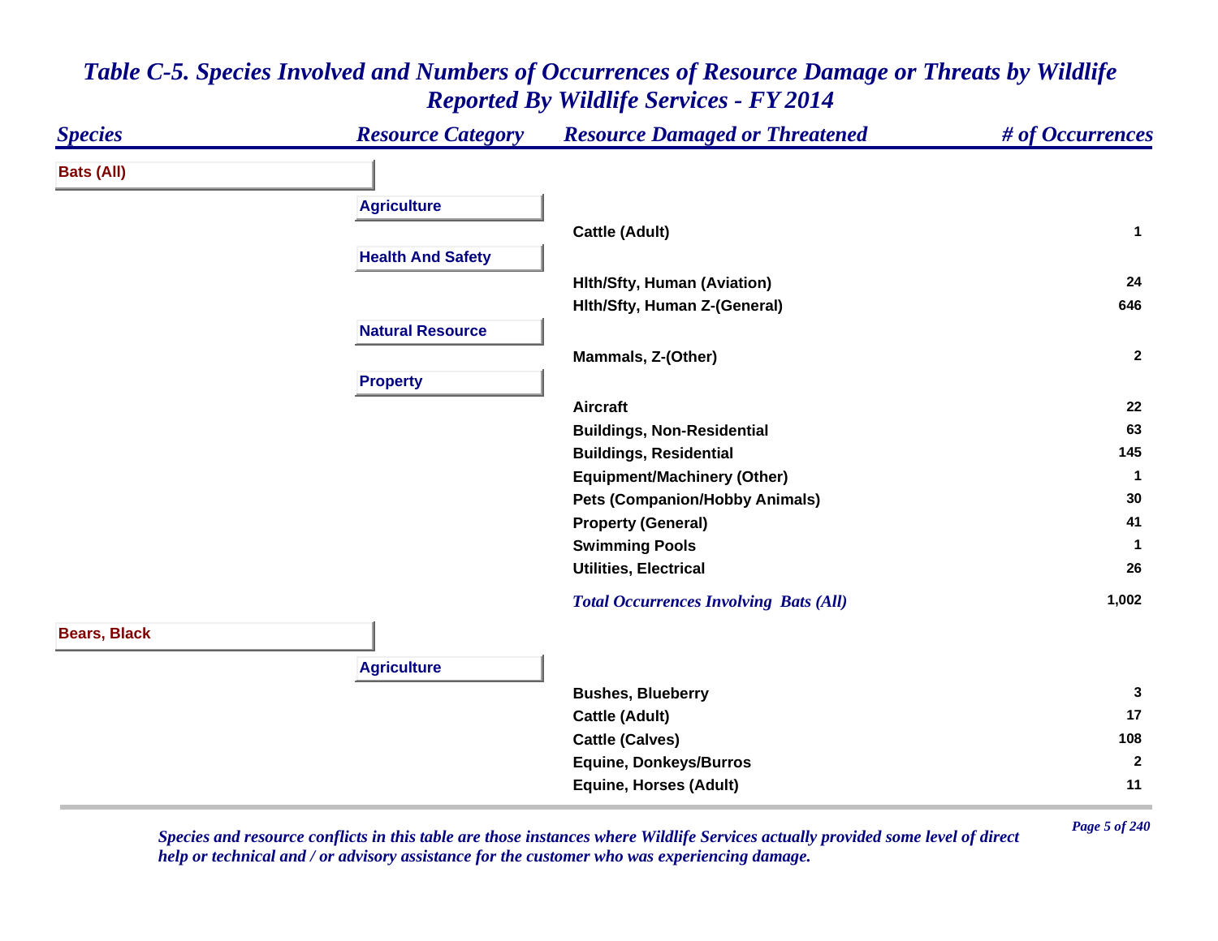# Table C-5. Species Involved and Numbers of Occurrences of Resource Damage or Threats by Wildlife Reported By Wildlife Services - FY 2014

| Species | Resource Category | Resource Damaged or Threatened | # of Occurrences |
|---|---|---|---|
| **Bats (All)** | | | |
| | **Agriculture** | | |
| | | Cattle (Adult) | 1 |
| | **Health And Safety** | | |
| | | Hlth/Sfty, Human (Aviation) | 24 |
| | | Hlth/Sfty, Human Z-(General) | 646 |
| | **Natural Resource** | | |
| | | Mammals, Z-(Other) | 2 |
| | **Property** | | |
| | | Aircraft | 22 |
| | | Buildings, Non-Residential | 63 |
| | | Buildings, Residential | 145 |
| | | Equipment/Machinery (Other) | 1 |
| | | Pets (Companion/Hobby Animals) | 30 |
| | | Property (General) | 41 |
| | | Swimming Pools | 1 |
| | | Utilities, Electrical | 26 |
| | | *Total Occurrences Involving Bats (All)* | 1,002 |
| **Bears, Black** | | | |
| | **Agriculture** | | |
| | | Bushes, Blueberry | 3 |
| | | Cattle (Adult) | 17 |
| | | Cattle (Calves) | 108 |
| | | Equine, Donkeys/Burros | 2 |
| | | Equine, Horses (Adult) | 11 |

*Species and resource conflicts in this table are those instances where Wildlife Services actually provided some level of direct help or technical and / or advisory assistance for the customer who was experiencing damage.*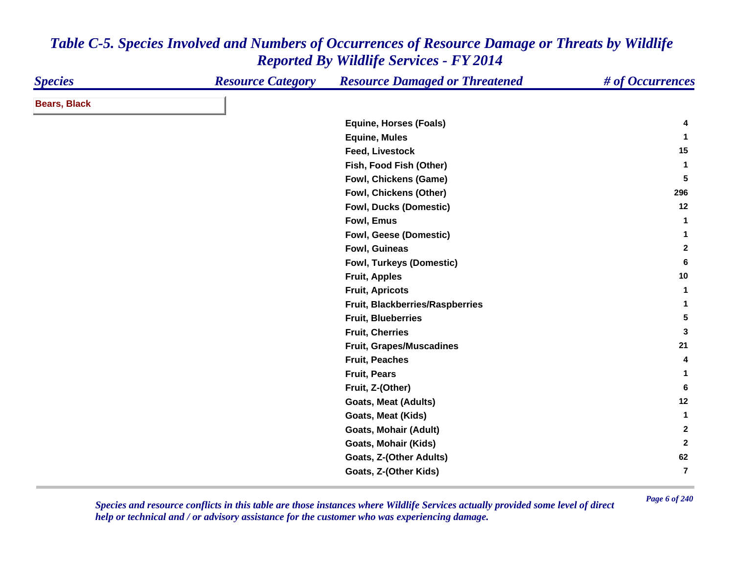# *Table C-5. Species Involved and Numbers of Occurrences of Resource Damage or Threats by Wildlife Reported By Wildlife Services - FY 2014*

| Species | Resource Category | Resource Damaged or Threatened | # of Occurrences |
|---|---|---|---|
| **Bears, Black** | | | |
| | | Equine, Horses (Foals) | 4 |
| | | Equine, Mules | 1 |
| | | Feed, Livestock | 15 |
| | | Fish, Food Fish (Other) | 1 |
| | | Fowl, Chickens (Game) | 5 |
| | | Fowl, Chickens (Other) | 296 |
| | | Fowl, Ducks (Domestic) | 12 |
| | | Fowl, Emus | 1 |
| | | Fowl, Geese (Domestic) | 1 |
| | | Fowl, Guineas | 2 |
| | | Fowl, Turkeys (Domestic) | 6 |
| | | Fruit, Apples | 10 |
| | | Fruit, Apricots | 1 |
| | | Fruit, Blackberries/Raspberries | 1 |
| | | Fruit, Blueberries | 5 |
| | | Fruit, Cherries | 3 |
| | | Fruit, Grapes/Muscadines | 21 |
| | | Fruit, Peaches | 4 |
| | | Fruit, Pears | 1 |
| | | Fruit, Z-(Other) | 6 |
| | | Goats, Meat (Adults) | 12 |
| | | Goats, Meat (Kids) | 1 |
| | | Goats, Mohair (Adult) | 2 |
| | | Goats, Mohair (Kids) | 2 |
| | | Goats, Z-(Other Adults) | 62 |
| | | Goats, Z-(Other Kids) | 7 |

*Species and resource conflicts in this table are those instances where Wildlife Services actually provided some level of direct help or technical and / or advisory assistance for the customer who was experiencing damage.*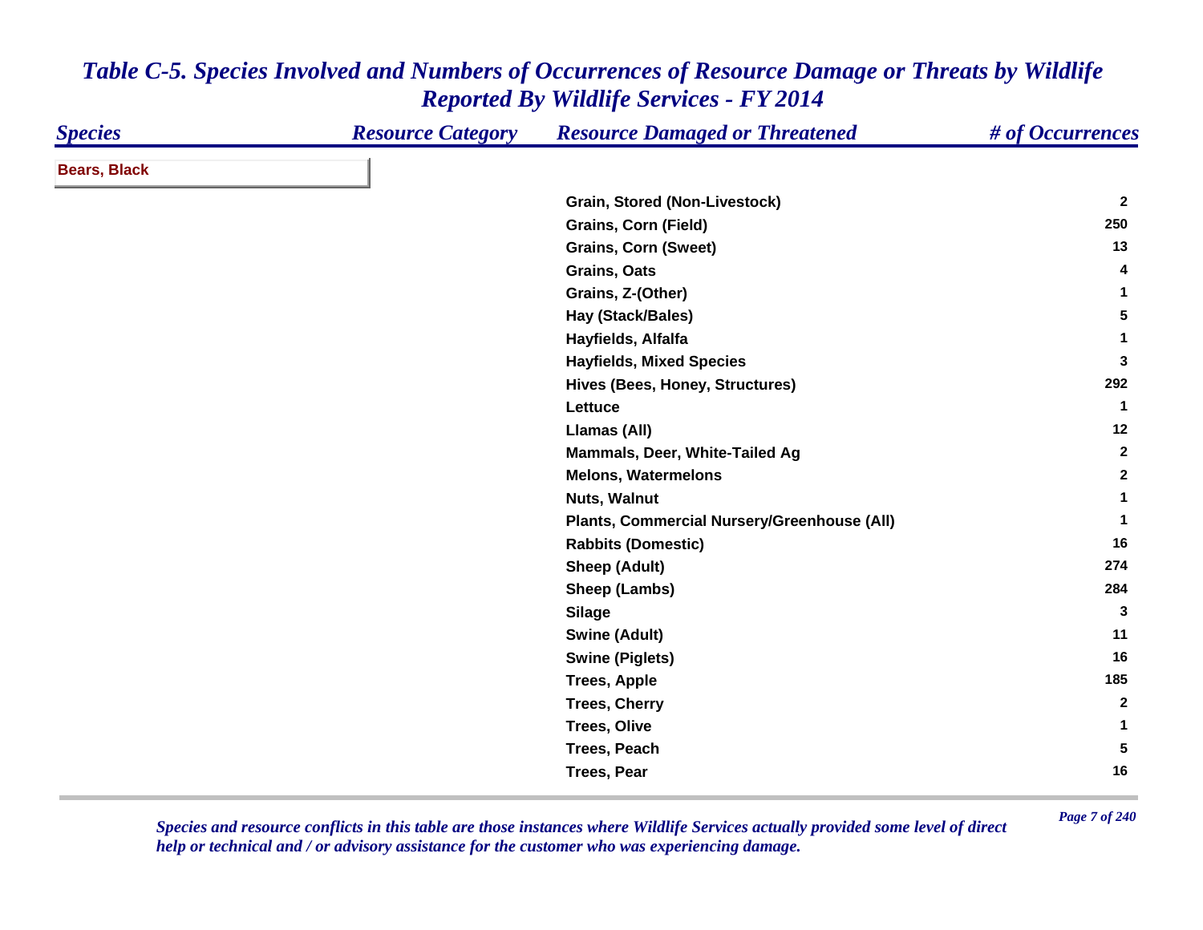# *Table C-5. Species Involved and Numbers of Occurrences of Resource Damage or Threats by Wildlife Reported By Wildlife Services - FY 2014*

| *Species* | *Resource Category* | *Resource Damaged or Threatened* | *# of Occurrences* |
|---|---|---|---|
| **Bears, Black** | | | |
| | | **Grain, Stored (Non-Livestock)** | **2** |
| | | **Grains, Corn (Field)** | **250** |
| | | **Grains, Corn (Sweet)** | **13** |
| | | **Grains, Oats** | **4** |
| | | **Grains, Z-(Other)** | **1** |
| | | **Hay (Stack/Bales)** | **5** |
| | | **Hayfields, Alfalfa** | **1** |
| | | **Hayfields, Mixed Species** | **3** |
| | | **Hives (Bees, Honey, Structures)** | **292** |
| | | **Lettuce** | **1** |
| | | **Llamas (All)** | **12** |
| | | **Mammals, Deer, White-Tailed Ag** | **2** |
| | | **Melons, Watermelons** | **2** |
| | | **Nuts, Walnut** | **1** |
| | | **Plants, Commercial Nursery/Greenhouse (All)** | **1** |
| | | **Rabbits (Domestic)** | **16** |
| | | **Sheep (Adult)** | **274** |
| | | **Sheep (Lambs)** | **284** |
| | | **Silage** | **3** |
| | | **Swine (Adult)** | **11** |
| | | **Swine (Piglets)** | **16** |
| | | **Trees, Apple** | **185** |
| | | **Trees, Cherry** | **2** |
| | | **Trees, Olive** | **1** |
| | | **Trees, Peach** | **5** |
| | | **Trees, Pear** | **16** |

*Species and resource conflicts in this table are those instances where Wildlife Services actually provided some level of direct help or technical and / or advisory assistance for the customer who was experiencing damage.*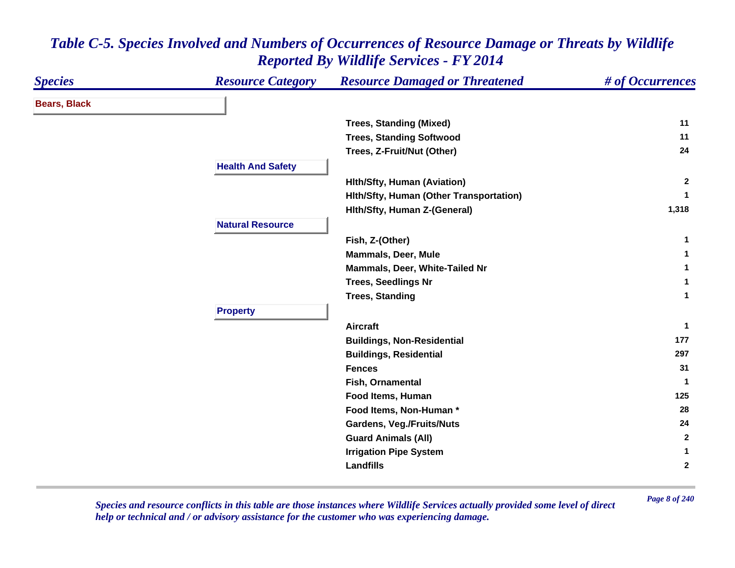# *Table C-5. Species Involved and Numbers of Occurrences of Resource Damage or Threats by Wildlife Reported By Wildlife Services - FY 2014*

| Species | Resource Category | Resource Damaged or Threatened | # of Occurrences |
|---|---|---|---|
| **Bears, Black** | | | |
| | | Trees, Standing (Mixed) | 11 |
| | | Trees, Standing Softwood | 11 |
| | | Trees, Z-Fruit/Nut (Other) | 24 |
| | **Health And Safety** | | |
| | | Hlth/Sfty, Human (Aviation) | 2 |
| | | Hlth/Sfty, Human (Other Transportation) | 1 |
| | | Hlth/Sfty, Human Z-(General) | 1,318 |
| | **Natural Resource** | | |
| | | Fish, Z-(Other) | 1 |
| | | Mammals, Deer, Mule | 1 |
| | | Mammals, Deer, White-Tailed Nr | 1 |
| | | Trees, Seedlings Nr | 1 |
| | | Trees, Standing | 1 |
| | **Property** | | |
| | | Aircraft | 1 |
| | | Buildings, Non-Residential | 177 |
| | | Buildings, Residential | 297 |
| | | Fences | 31 |
| | | Fish, Ornamental | 1 |
| | | Food Items, Human | 125 |
| | | Food Items, Non-Human * | 28 |
| | | Gardens, Veg./Fruits/Nuts | 24 |
| | | Guard Animals (All) | 2 |
| | | Irrigation Pipe System | 1 |
| | | Landfills | 2 |

*Species and resource conflicts in this table are those instances where Wildlife Services actually provided some level of direct help or technical and / or advisory assistance for the customer who was experiencing damage.*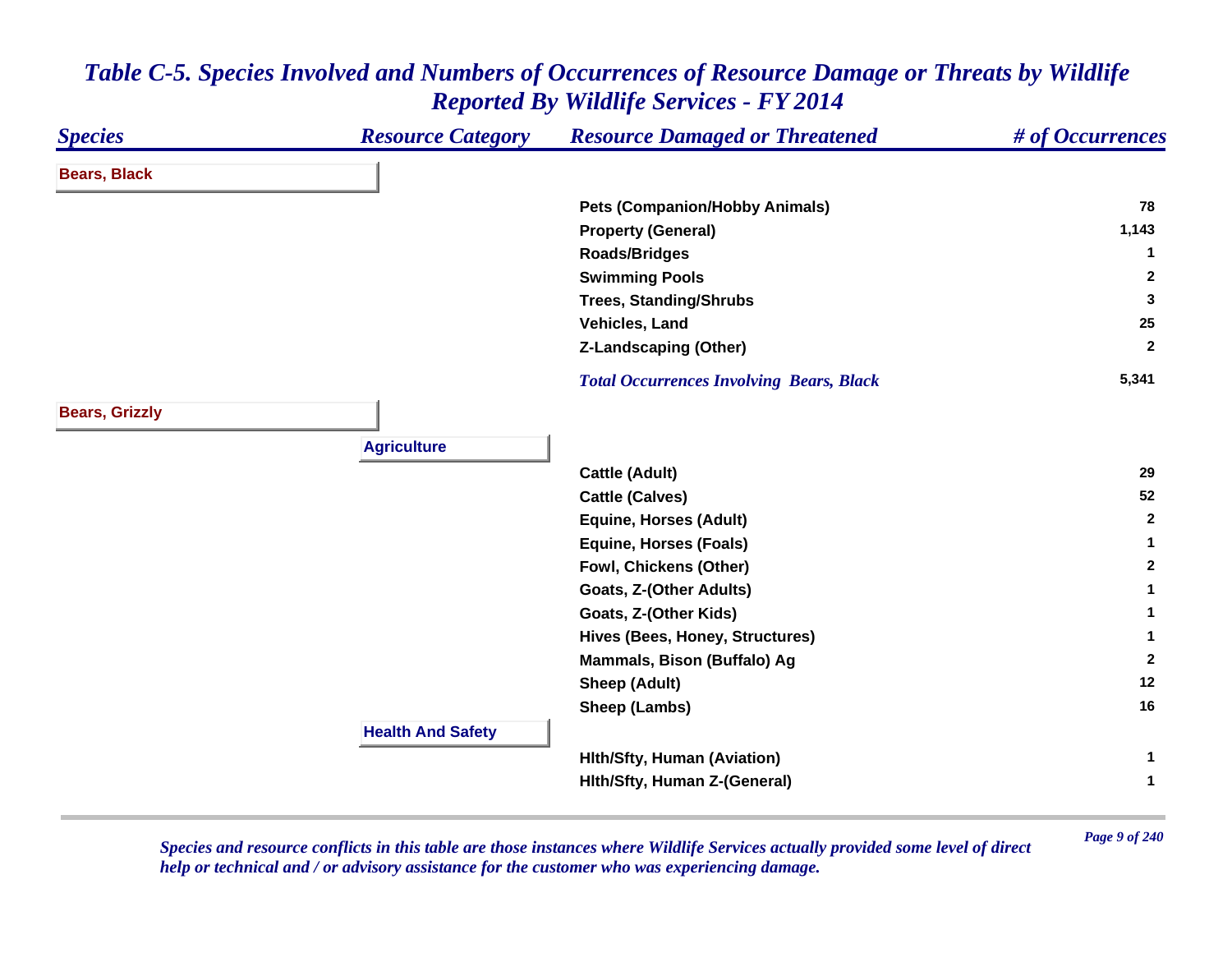# Table C-5. Species Involved and Numbers of Occurrences of Resource Damage or Threats by Wildlife Reported By Wildlife Services - FY 2014

| Species | Resource Category | Resource Damaged or Threatened | # of Occurrences |
|---|---|---|---|
| **Bears, Black** | | | |
| | | Pets (Companion/Hobby Animals) | 78 |
| | | Property (General) | 1,143 |
| | | Roads/Bridges | 1 |
| | | Swimming Pools | 2 |
| | | Trees, Standing/Shrubs | 3 |
| | | Vehicles, Land | 25 |
| | | Z-Landscaping (Other) | 2 |
| | | *Total Occurrences Involving Bears, Black* | 5,341 |
| **Bears, Grizzly** | | | |
| | **Agriculture** | | |
| | | Cattle (Adult) | 29 |
| | | Cattle (Calves) | 52 |
| | | Equine, Horses (Adult) | 2 |
| | | Equine, Horses (Foals) | 1 |
| | | Fowl, Chickens (Other) | 2 |
| | | Goats, Z-(Other Adults) | 1 |
| | | Goats, Z-(Other Kids) | 1 |
| | | Hives (Bees, Honey, Structures) | 1 |
| | | Mammals, Bison (Buffalo) Ag | 2 |
| | | Sheep (Adult) | 12 |
| | | Sheep (Lambs) | 16 |
| | **Health And Safety** | | |
| | | Hlth/Sfty, Human (Aviation) | 1 |
| | | Hlth/Sfty, Human Z-(General) | 1 |

*Species and resource conflicts in this table are those instances where Wildlife Services actually provided some level of direct help or technical and / or advisory assistance for the customer who was experiencing damage.*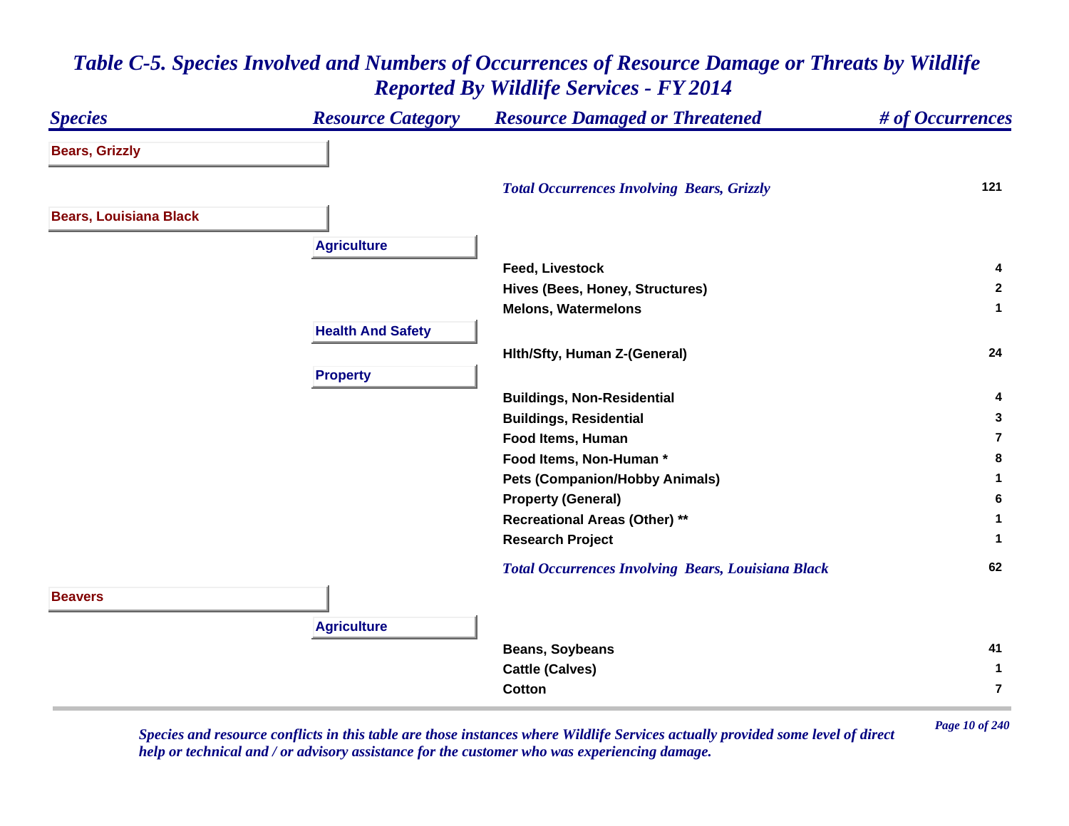# Table C-5. Species Involved and Numbers of Occurrences of Resource Damage or Threats by Wildlife Reported By Wildlife Services - FY 2014

| Species | Resource Category | Resource Damaged or Threatened | # of Occurrences |
|---|---|---|---|
| **Bears, Grizzly** | | | |
| | | *Total Occurrences Involving Bears, Grizzly* | 121 |
| **Bears, Louisiana Black** | | | |
| | **Agriculture** | | |
| | | Feed, Livestock | 4 |
| | | Hives (Bees, Honey, Structures) | 2 |
| | | Melons, Watermelons | 1 |
| | **Health And Safety** | | |
| | | Hlth/Sfty, Human Z-(General) | 24 |
| | **Property** | | |
| | | Buildings, Non-Residential | 4 |
| | | Buildings, Residential | 3 |
| | | Food Items, Human | 7 |
| | | Food Items, Non-Human * | 8 |
| | | Pets (Companion/Hobby Animals) | 1 |
| | | Property (General) | 6 |
| | | Recreational Areas (Other) ** | 1 |
| | | Research Project | 1 |
| | | *Total Occurrences Involving Bears, Louisiana Black* | 62 |
| **Beavers** | | | |
| | **Agriculture** | | |
| | | Beans, Soybeans | 41 |
| | | Cattle (Calves) | 1 |
| | | Cotton | 7 |

*Species and resource conflicts in this table are those instances where Wildlife Services actually provided some level of direct help or technical and / or advisory assistance for the customer who was experiencing damage.*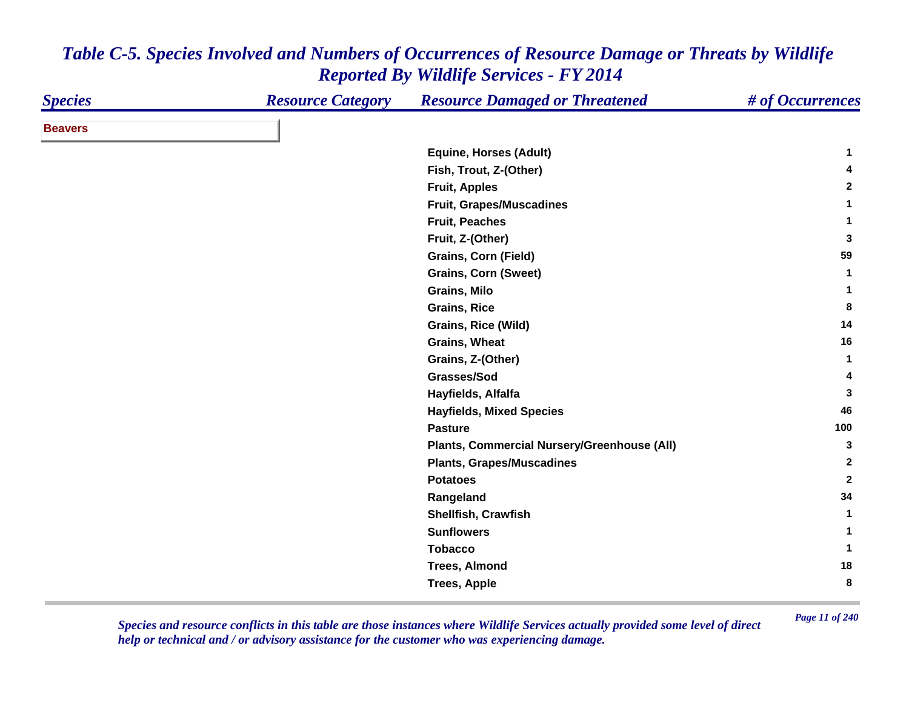# *Table C-5. Species Involved and Numbers of Occurrences of Resource Damage or Threats by Wildlife Reported By Wildlife Services - FY 2014*

| Species | Resource Category | Resource Damaged or Threatened | # of Occurrences |
|---|---|---|---|
| **Beavers** | | | |
| | | Equine, Horses (Adult) | 1 |
| | | Fish, Trout, Z-(Other) | 4 |
| | | Fruit, Apples | 2 |
| | | Fruit, Grapes/Muscadines | 1 |
| | | Fruit, Peaches | 1 |
| | | Fruit, Z-(Other) | 3 |
| | | Grains, Corn (Field) | 59 |
| | | Grains, Corn (Sweet) | 1 |
| | | Grains, Milo | 1 |
| | | Grains, Rice | 8 |
| | | Grains, Rice (Wild) | 14 |
| | | Grains, Wheat | 16 |
| | | Grains, Z-(Other) | 1 |
| | | Grasses/Sod | 4 |
| | | Hayfields, Alfalfa | 3 |
| | | Hayfields, Mixed Species | 46 |
| | | Pasture | 100 |
| | | Plants, Commercial Nursery/Greenhouse (All) | 3 |
| | | Plants, Grapes/Muscadines | 2 |
| | | Potatoes | 2 |
| | | Rangeland | 34 |
| | | Shellfish, Crawfish | 1 |
| | | Sunflowers | 1 |
| | | Tobacco | 1 |
| | | Trees, Almond | 18 |
| | | Trees, Apple | 8 |

*Species and resource conflicts in this table are those instances where Wildlife Services actually provided some level of direct help or technical and / or advisory assistance for the customer who was experiencing damage.*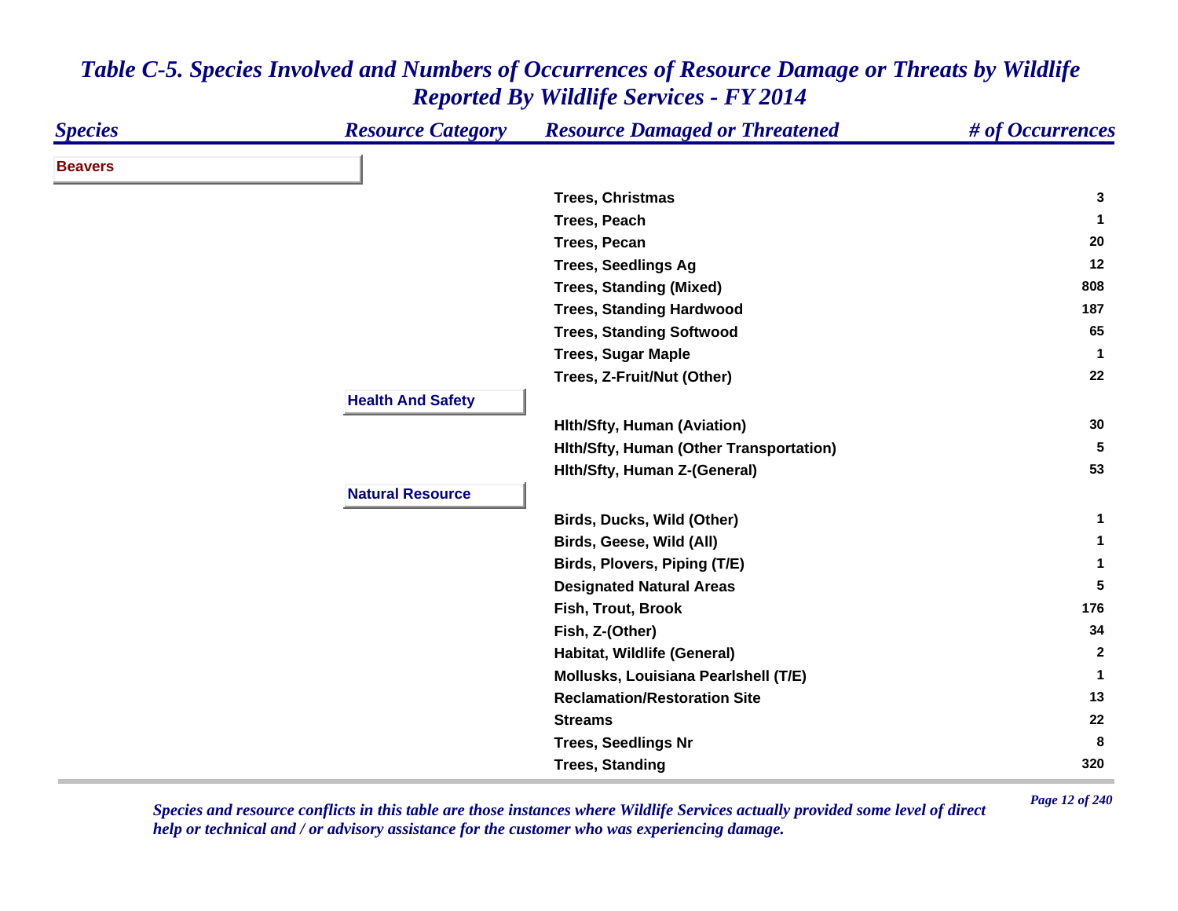# *Table C-5. Species Involved and Numbers of Occurrences of Resource Damage or Threats by Wildlife Reported By Wildlife Services - FY 2014*

| *Species* | *Resource Category* | *Resource Damaged or Threatened* | *# of Occurrences* |
|---|---|---|---|
| **Beavers** | | | |
| | | Trees, Christmas | 3 |
| | | Trees, Peach | 1 |
| | | Trees, Pecan | 20 |
| | | Trees, Seedlings Ag | 12 |
| | | Trees, Standing (Mixed) | 808 |
| | | Trees, Standing Hardwood | 187 |
| | | Trees, Standing Softwood | 65 |
| | | Trees, Sugar Maple | 1 |
| | | Trees, Z-Fruit/Nut (Other) | 22 |
| | **Health And Safety** | | |
| | | Hlth/Sfty, Human (Aviation) | 30 |
| | | Hlth/Sfty, Human (Other Transportation) | 5 |
| | | Hlth/Sfty, Human Z-(General) | 53 |
| | **Natural Resource** | | |
| | | Birds, Ducks, Wild (Other) | 1 |
| | | Birds, Geese, Wild (All) | 1 |
| | | Birds, Plovers, Piping (T/E) | 1 |
| | | Designated Natural Areas | 5 |
| | | Fish, Trout, Brook | 176 |
| | | Fish, Z-(Other) | 34 |
| | | Habitat, Wildlife (General) | 2 |
| | | Mollusks, Louisiana Pearlshell (T/E) | 1 |
| | | Reclamation/Restoration Site | 13 |
| | | Streams | 22 |
| | | Trees, Seedlings Nr | 8 |
| | | Trees, Standing | 320 |

*Species and resource conflicts in this table are those instances where Wildlife Services actually provided some level of direct help or technical and / or advisory assistance for the customer who was experiencing damage.*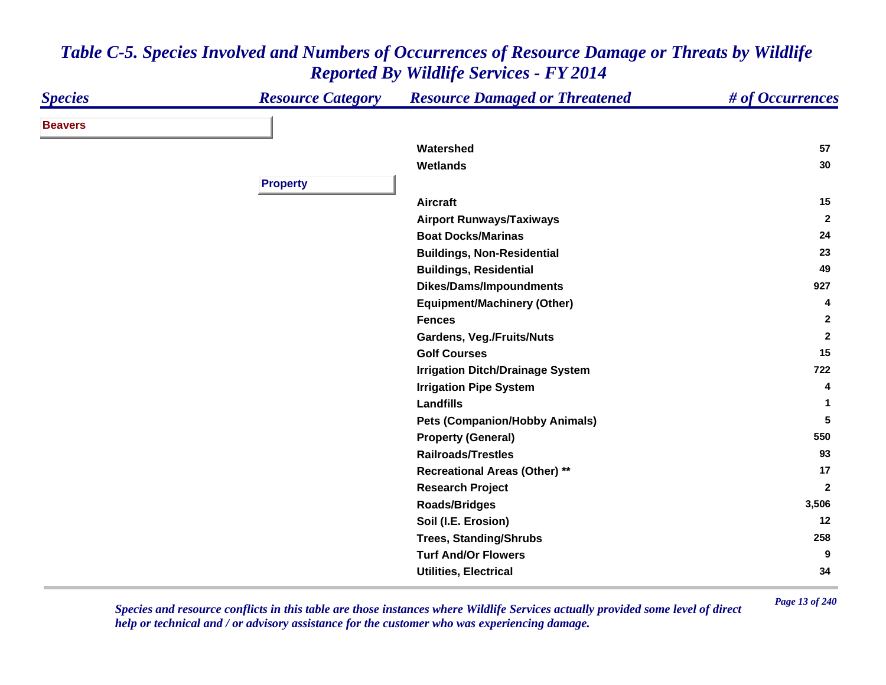# Table C-5. Species Involved and Numbers of Occurrences of Resource Damage or Threats by Wildlife Reported By Wildlife Services - FY 2014

| Species | Resource Category | Resource Damaged or Threatened | # of Occurrences |
|---|---|---|---|
| **Beavers** | | | |
| | | Watershed | 57 |
| | | Wetlands | 30 |
| | **Property** | | |
| | | Aircraft | 15 |
| | | Airport Runways/Taxiways | 2 |
| | | Boat Docks/Marinas | 24 |
| | | Buildings, Non-Residential | 23 |
| | | Buildings, Residential | 49 |
| | | Dikes/Dams/Impoundments | 927 |
| | | Equipment/Machinery (Other) | 4 |
| | | Fences | 2 |
| | | Gardens, Veg./Fruits/Nuts | 2 |
| | | Golf Courses | 15 |
| | | Irrigation Ditch/Drainage System | 722 |
| | | Irrigation Pipe System | 4 |
| | | Landfills | 1 |
| | | Pets (Companion/Hobby Animals) | 5 |
| | | Property (General) | 550 |
| | | Railroads/Trestles | 93 |
| | | Recreational Areas (Other) ** | 17 |
| | | Research Project | 2 |
| | | Roads/Bridges | 3,506 |
| | | Soil (I.E. Erosion) | 12 |
| | | Trees, Standing/Shrubs | 258 |
| | | Turf And/Or Flowers | 9 |
| | | Utilities, Electrical | 34 |

*Species and resource conflicts in this table are those instances where Wildlife Services actually provided some level of direct help or technical and / or advisory assistance for the customer who was experiencing damage.*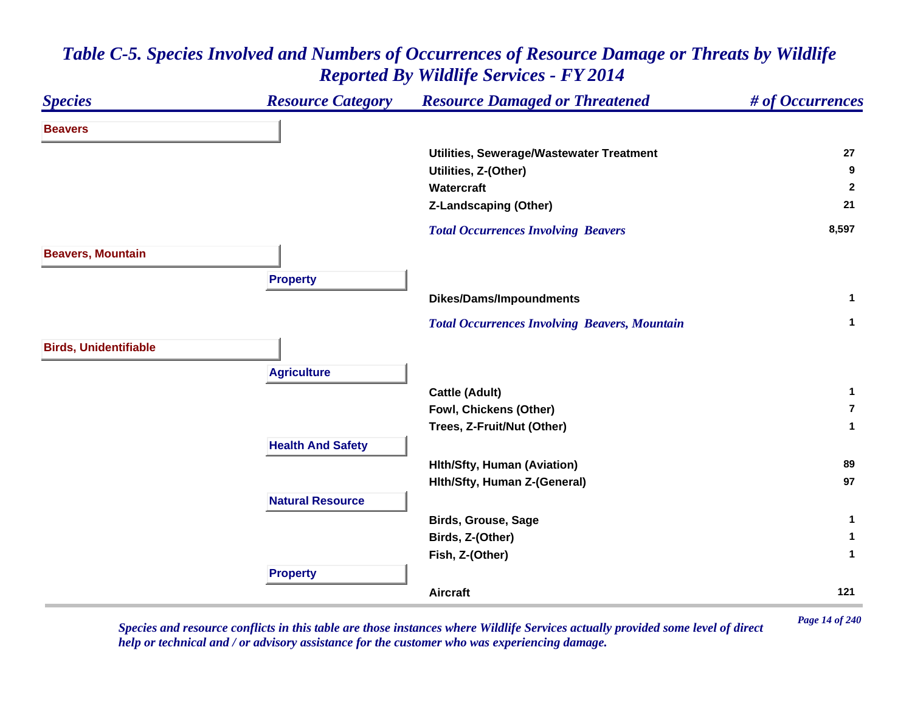# Table C-5. Species Involved and Numbers of Occurrences of Resource Damage or Threats by Wildlife Reported By Wildlife Services - FY 2014

| Species | Resource Category | Resource Damaged or Threatened | # of Occurrences |
|---|---|---|---|
| **Beavers** | | | |
| | | Utilities, Sewerage/Wastewater Treatment | 27 |
| | | Utilities, Z-(Other) | 9 |
| | | Watercraft | 2 |
| | | Z-Landscaping (Other) | 21 |
| | | *Total Occurrences Involving Beavers* | 8,597 |
| **Beavers, Mountain** | | | |
| | **Property** | | |
| | | Dikes/Dams/Impoundments | 1 |
| | | *Total Occurrences Involving Beavers, Mountain* | 1 |
| **Birds, Unidentifiable** | | | |
| | **Agriculture** | | |
| | | Cattle (Adult) | 1 |
| | | Fowl, Chickens (Other) | 7 |
| | | Trees, Z-Fruit/Nut (Other) | 1 |
| | **Health And Safety** | | |
| | | Hlth/Sfty, Human (Aviation) | 89 |
| | | Hlth/Sfty, Human Z-(General) | 97 |
| | **Natural Resource** | | |
| | | Birds, Grouse, Sage | 1 |
| | | Birds, Z-(Other) | 1 |
| | | Fish, Z-(Other) | 1 |
| | **Property** | | |
| | | Aircraft | 121 |

*Species and resource conflicts in this table are those instances where Wildlife Services actually provided some level of direct help or technical and / or advisory assistance for the customer who was experiencing damage.*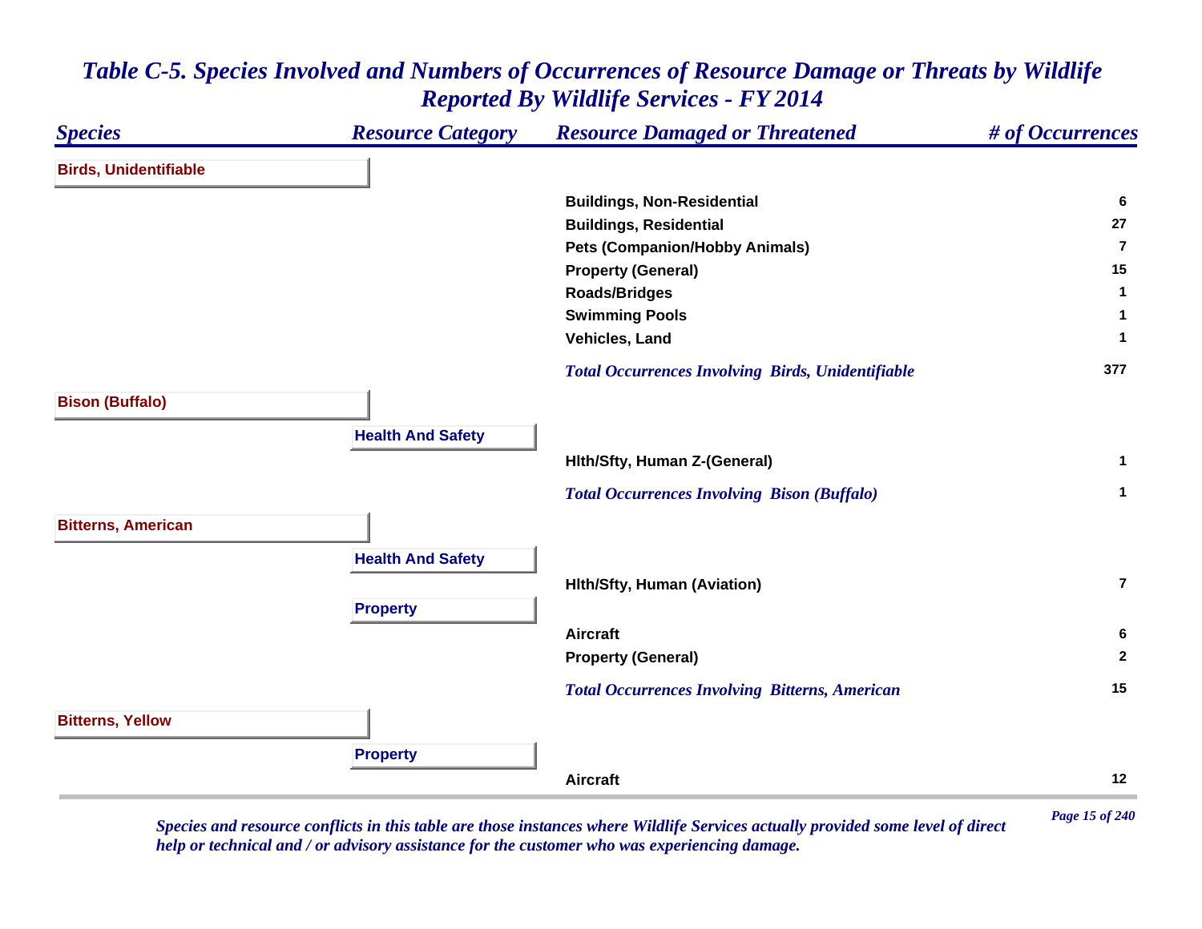# Table C-5. Species Involved and Numbers of Occurrences of Resource Damage or Threats by Wildlife Reported By Wildlife Services - FY 2014

| Species | Resource Category | Resource Damaged or Threatened | # of Occurrences |
|---|---|---|---|
| **Birds, Unidentifiable** | | | |
| | | Buildings, Non-Residential | 6 |
| | | Buildings, Residential | 27 |
| | | Pets (Companion/Hobby Animals) | 7 |
| | | Property (General) | 15 |
| | | Roads/Bridges | 1 |
| | | Swimming Pools | 1 |
| | | Vehicles, Land | 1 |
| | | *Total Occurrences Involving Birds, Unidentifiable* | 377 |
| **Bison (Buffalo)** | | | |
| | **Health And Safety** | | |
| | | Hlth/Sfty, Human Z-(General) | 1 |
| | | *Total Occurrences Involving Bison (Buffalo)* | 1 |
| **Bitterns, American** | | | |
| | **Health And Safety** | | |
| | | Hlth/Sfty, Human (Aviation) | 7 |
| | **Property** | | |
| | | Aircraft | 6 |
| | | Property (General) | 2 |
| | | *Total Occurrences Involving Bitterns, American* | 15 |
| **Bitterns, Yellow** | | | |
| | **Property** | | |
| | | Aircraft | 12 |

*Species and resource conflicts in this table are those instances where Wildlife Services actually provided some level of direct help or technical and / or advisory assistance for the customer who was experiencing damage.*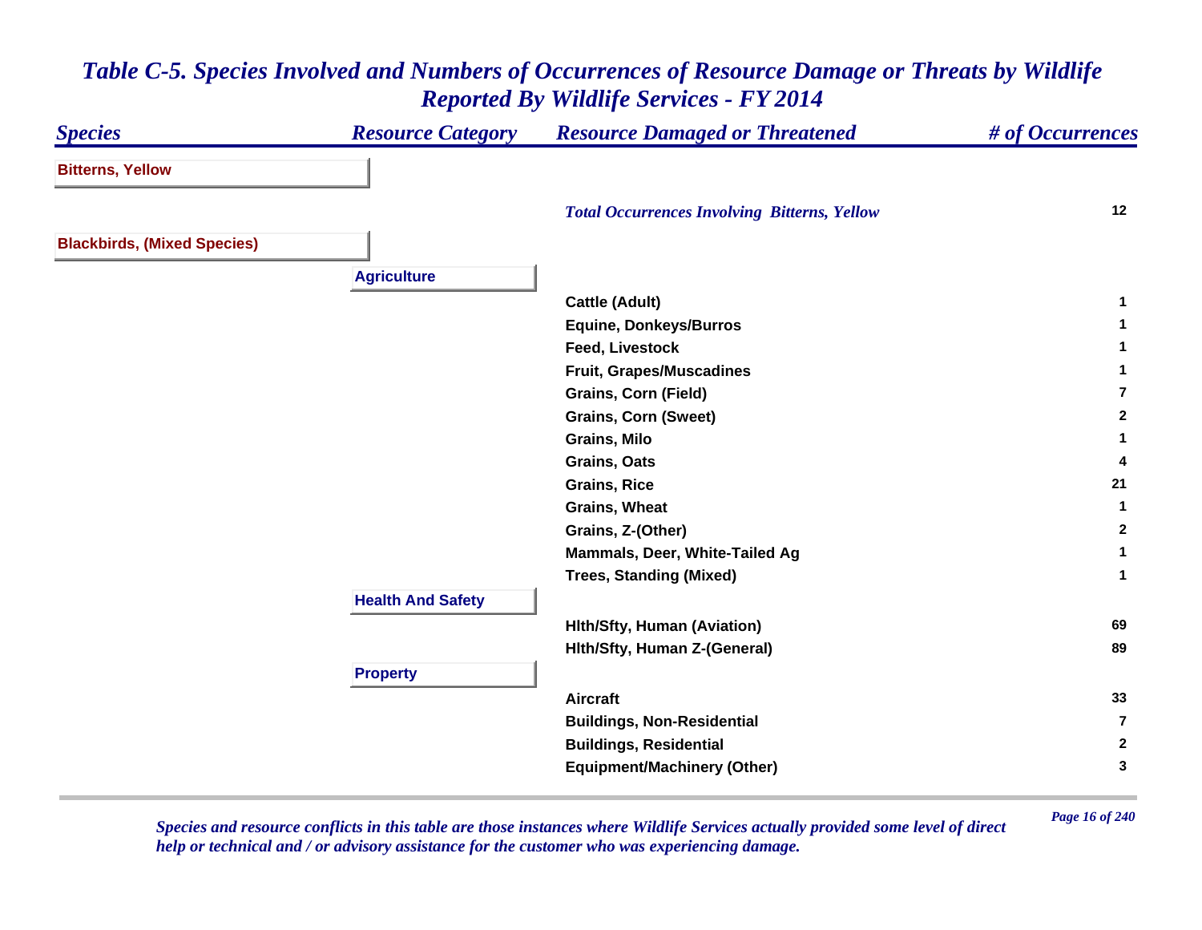## *Table C-5. Species Involved and Numbers of Occurrences of Resource Damage or Threats by Wildlife Reported By Wildlife Services - FY 2014*

| *Species* | *Resource Category* | *Resource Damaged or Threatened* | *# of Occurrences* |
|---|---|---|---|
| **Bitterns, Yellow** | | | |
| | | ***Total Occurrences Involving Bitterns, Yellow*** | **12** |
| **Blackbirds, (Mixed Species)** | | | |
| | **Agriculture** | | |
| | | **Cattle (Adult)** | **1** |
| | | **Equine, Donkeys/Burros** | **1** |
| | | **Feed, Livestock** | **1** |
| | | **Fruit, Grapes/Muscadines** | **1** |
| | | **Grains, Corn (Field)** | **7** |
| | | **Grains, Corn (Sweet)** | **2** |
| | | **Grains, Milo** | **1** |
| | | **Grains, Oats** | **4** |
| | | **Grains, Rice** | **21** |
| | | **Grains, Wheat** | **1** |
| | | **Grains, Z-(Other)** | **2** |
| | | **Mammals, Deer, White-Tailed Ag** | **1** |
| | | **Trees, Standing (Mixed)** | **1** |
| | **Health And Safety** | | |
| | | **Hlth/Sfty, Human (Aviation)** | **69** |
| | | **Hlth/Sfty, Human Z-(General)** | **89** |
| | **Property** | | |
| | | **Aircraft** | **33** |
| | | **Buildings, Non-Residential** | **7** |
| | | **Buildings, Residential** | **2** |
| | | **Equipment/Machinery (Other)** | **3** |

*Species and resource conflicts in this table are those instances where Wildlife Services actually provided some level of direct help or technical and / or advisory assistance for the customer who was experiencing damage.*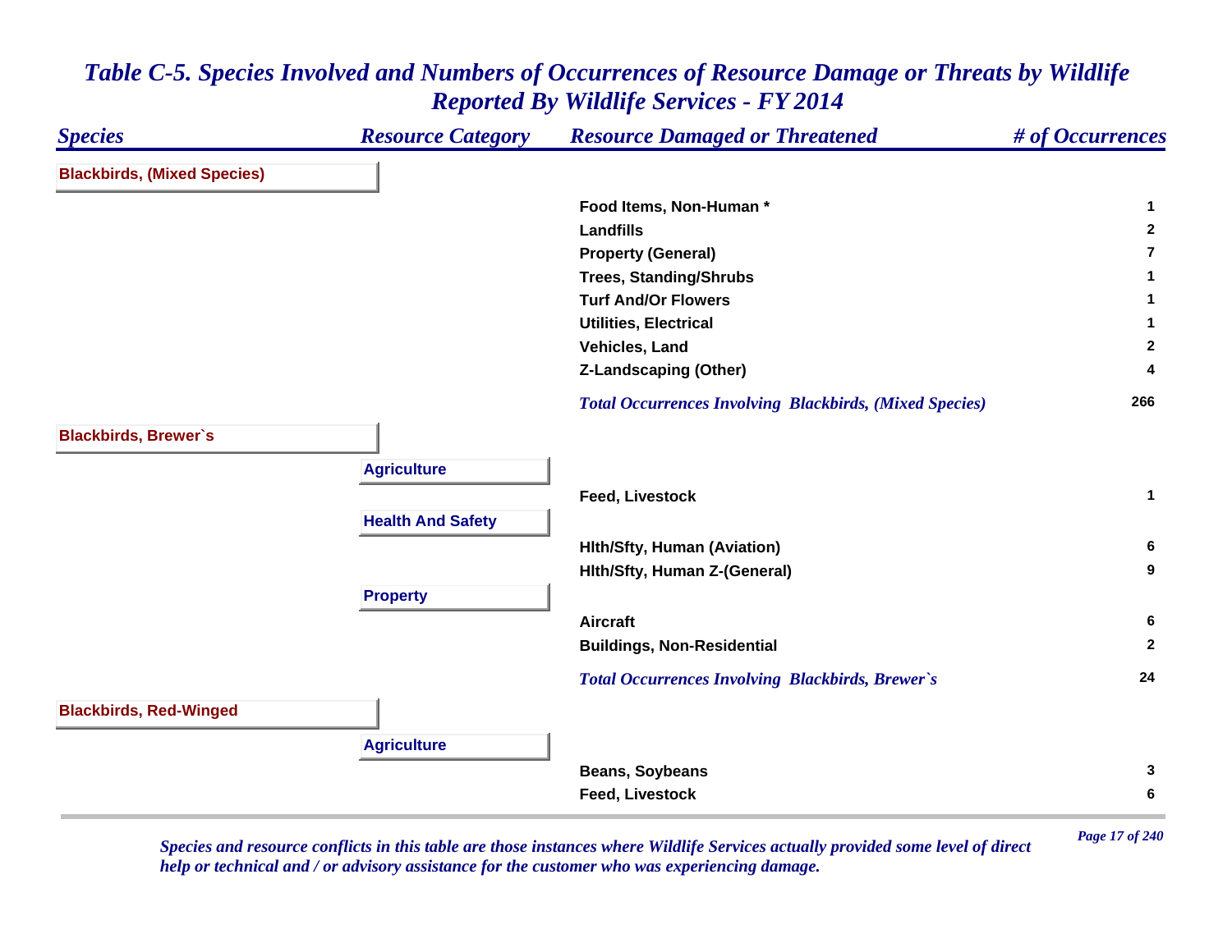# Table C-5. Species Involved and Numbers of Occurrences of Resource Damage or Threats by Wildlife Reported By Wildlife Services - FY 2014

| Species | Resource Category | Resource Damaged or Threatened | # of Occurrences |
|---|---|---|---|
| **Blackbirds, (Mixed Species)** | | | |
| | | Food Items, Non-Human * | 1 |
| | | Landfills | 2 |
| | | Property (General) | 7 |
| | | Trees, Standing/Shrubs | 1 |
| | | Turf And/Or Flowers | 1 |
| | | Utilities, Electrical | 1 |
| | | Vehicles, Land | 2 |
| | | Z-Landscaping (Other) | 4 |
| | | *Total Occurrences Involving Blackbirds, (Mixed Species)* | 266 |
| **Blackbirds, Brewer`s** | | | |
| | **Agriculture** | | |
| | | Feed, Livestock | 1 |
| | **Health And Safety** | | |
| | | Hlth/Sfty, Human (Aviation) | 6 |
| | | Hlth/Sfty, Human Z-(General) | 9 |
| | **Property** | | |
| | | Aircraft | 6 |
| | | Buildings, Non-Residential | 2 |
| | | *Total Occurrences Involving Blackbirds, Brewer`s* | 24 |
| **Blackbirds, Red-Winged** | | | |
| | **Agriculture** | | |
| | | Beans, Soybeans | 3 |
| | | Feed, Livestock | 6 |

*Species and resource conflicts in this table are those instances where Wildlife Services actually provided some level of direct help or technical and / or advisory assistance for the customer who was experiencing damage.*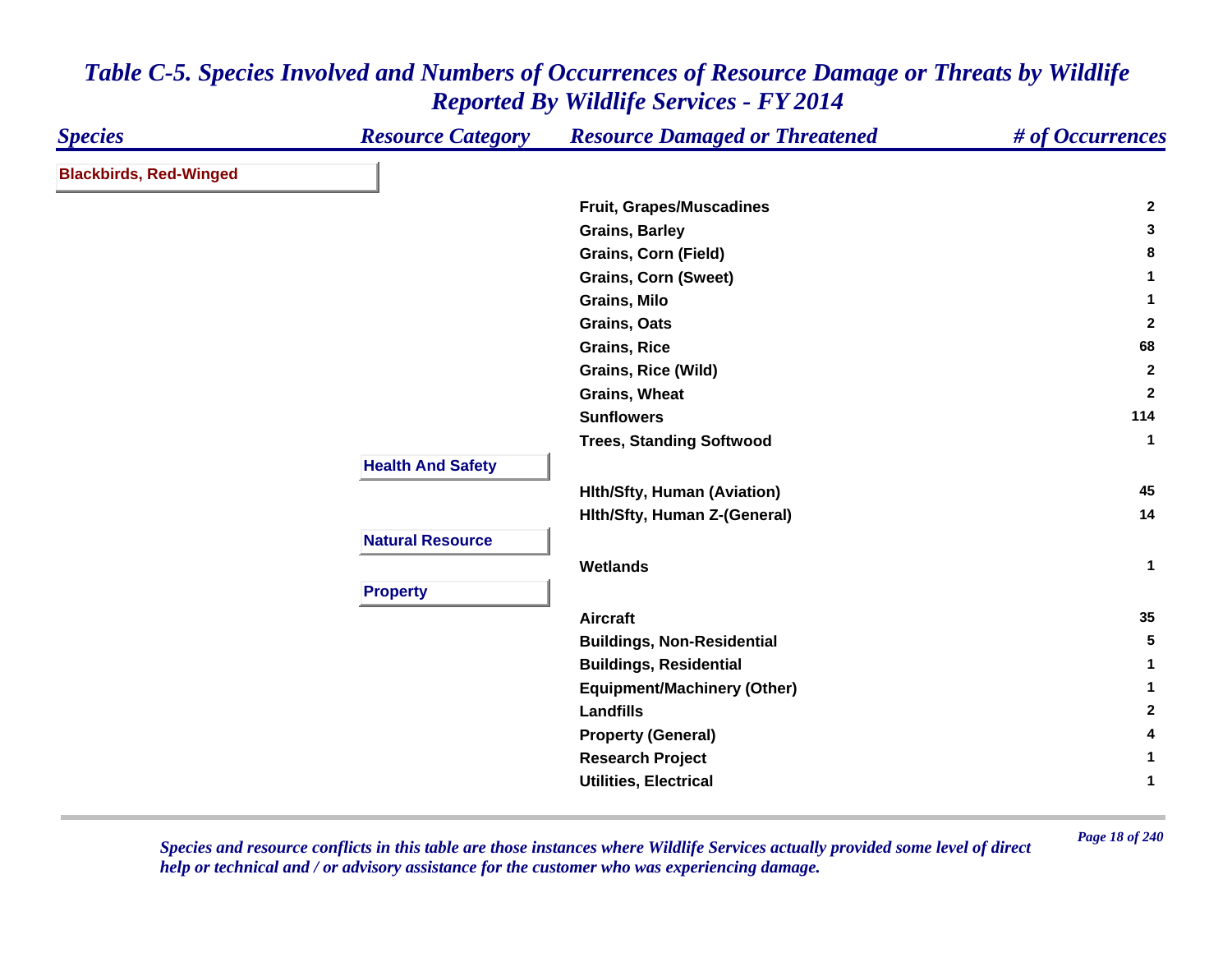## Table C-5. Species Involved and Numbers of Occurrences of Resource Damage or Threats by Wildlife Reported By Wildlife Services - FY 2014

| Species | Resource Category | Resource Damaged or Threatened | # of Occurrences |
|---|---|---|---|
| **Blackbirds, Red-Winged** | | | |
| | | Fruit, Grapes/Muscadines | 2 |
| | | Grains, Barley | 3 |
| | | Grains, Corn (Field) | 8 |
| | | Grains, Corn (Sweet) | 1 |
| | | Grains, Milo | 1 |
| | | Grains, Oats | 2 |
| | | Grains, Rice | 68 |
| | | Grains, Rice (Wild) | 2 |
| | | Grains, Wheat | 2 |
| | | Sunflowers | 114 |
| | | Trees, Standing Softwood | 1 |
| | **Health And Safety** | | |
| | | Hlth/Sfty, Human (Aviation) | 45 |
| | | Hlth/Sfty, Human Z-(General) | 14 |
| | **Natural Resource** | | |
| | | Wetlands | 1 |
| | **Property** | | |
| | | Aircraft | 35 |
| | | Buildings, Non-Residential | 5 |
| | | Buildings, Residential | 1 |
| | | Equipment/Machinery (Other) | 1 |
| | | Landfills | 2 |
| | | Property (General) | 4 |
| | | Research Project | 1 |
| | | Utilities, Electrical | 1 |

*Species and resource conflicts in this table are those instances where Wildlife Services actually provided some level of direct help or technical and / or advisory assistance for the customer who was experiencing damage.*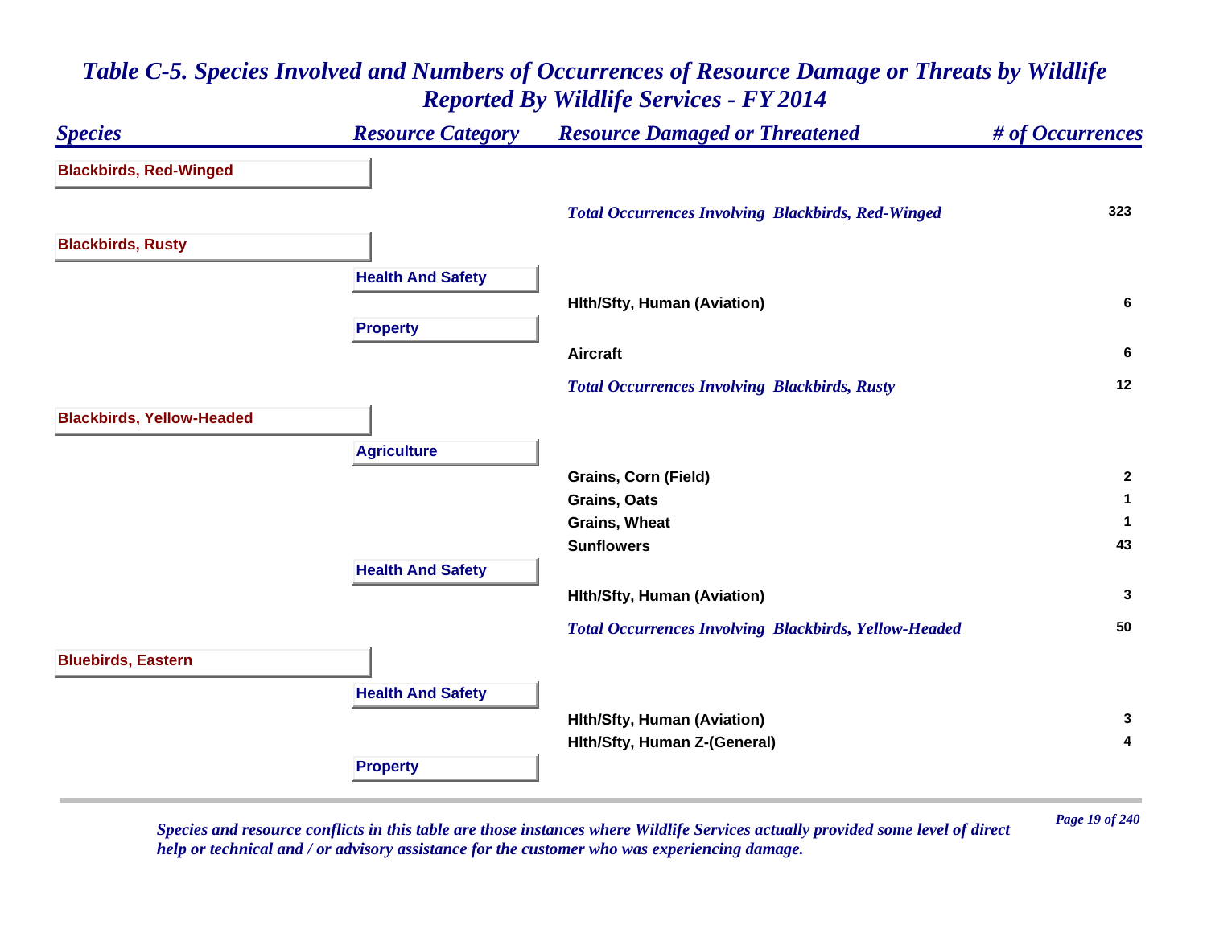# *Table C-5. Species Involved and Numbers of Occurrences of Resource Damage or Threats by Wildlife Reported By Wildlife Services - FY 2014*

| *Species* | *Resource Category* | *Resource Damaged or Threatened* | *# of Occurrences* |
|---|---|---|---|
| **Blackbirds, Red-Winged** | | | |
| | | ***Total Occurrences Involving Blackbirds, Red-Winged*** | **323** |
| **Blackbirds, Rusty** | | | |
| | **Health And Safety** | | |
| | | **Hlth/Sfty, Human (Aviation)** | **6** |
| | **Property** | | |
| | | **Aircraft** | **6** |
| | | ***Total Occurrences Involving Blackbirds, Rusty*** | **12** |
| **Blackbirds, Yellow-Headed** | | | |
| | **Agriculture** | | |
| | | **Grains, Corn (Field)** | **2** |
| | | **Grains, Oats** | **1** |
| | | **Grains, Wheat** | **1** |
| | | **Sunflowers** | **43** |
| | **Health And Safety** | | |
| | | **Hlth/Sfty, Human (Aviation)** | **3** |
| | | ***Total Occurrences Involving Blackbirds, Yellow-Headed*** | **50** |
| **Bluebirds, Eastern** | | | |
| | **Health And Safety** | | |
| | | **Hlth/Sfty, Human (Aviation)** | **3** |
| | | **Hlth/Sfty, Human Z-(General)** | **4** |
| | **Property** | | |

*Species and resource conflicts in this table are those instances where Wildlife Services actually provided some level of direct help or technical and / or advisory assistance for the customer who was experiencing damage.*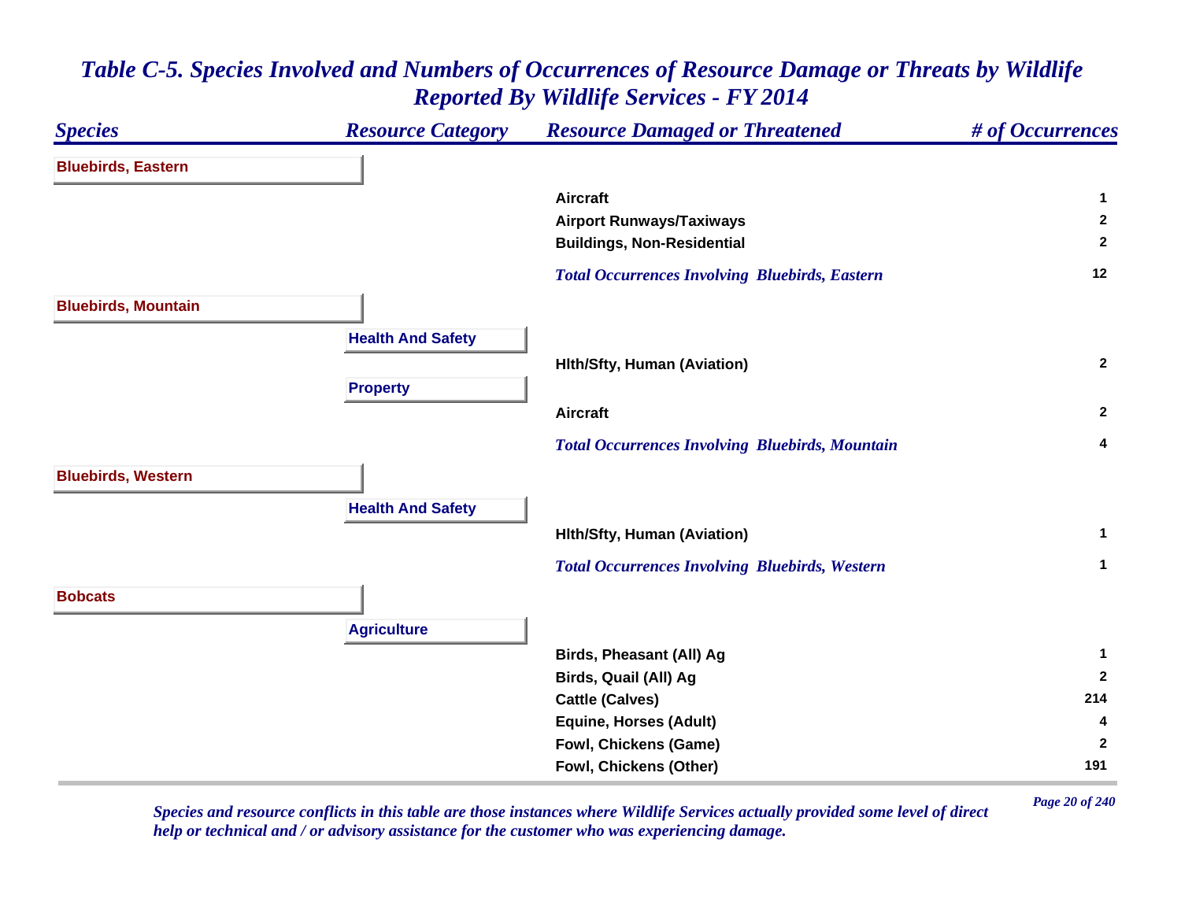# *Table C-5. Species Involved and Numbers of Occurrences of Resource Damage or Threats by Wildlife Reported By Wildlife Services - FY 2014*

| *Species* | *Resource Category* | *Resource Damaged or Threatened* | *# of Occurrences* |
|---|---|---|---|
| **Bluebirds, Eastern** | | | |
| | | **Aircraft** | **1** |
| | | **Airport Runways/Taxiways** | **2** |
| | | **Buildings, Non-Residential** | **2** |
| | | ***Total Occurrences Involving Bluebirds, Eastern*** | **12** |
| **Bluebirds, Mountain** | | | |
| | **Health And Safety** | | |
| | | **Hlth/Sfty, Human (Aviation)** | **2** |
| | **Property** | | |
| | | **Aircraft** | **2** |
| | | ***Total Occurrences Involving Bluebirds, Mountain*** | **4** |
| **Bluebirds, Western** | | | |
| | **Health And Safety** | | |
| | | **Hlth/Sfty, Human (Aviation)** | **1** |
| | | ***Total Occurrences Involving Bluebirds, Western*** | **1** |
| **Bobcats** | | | |
| | **Agriculture** | | |
| | | **Birds, Pheasant (All) Ag** | **1** |
| | | **Birds, Quail (All) Ag** | **2** |
| | | **Cattle (Calves)** | **214** |
| | | **Equine, Horses (Adult)** | **4** |
| | | **Fowl, Chickens (Game)** | **2** |
| | | **Fowl, Chickens (Other)** | **191** |

*Species and resource conflicts in this table are those instances where Wildlife Services actually provided some level of direct help or technical and / or advisory assistance for the customer who was experiencing damage.*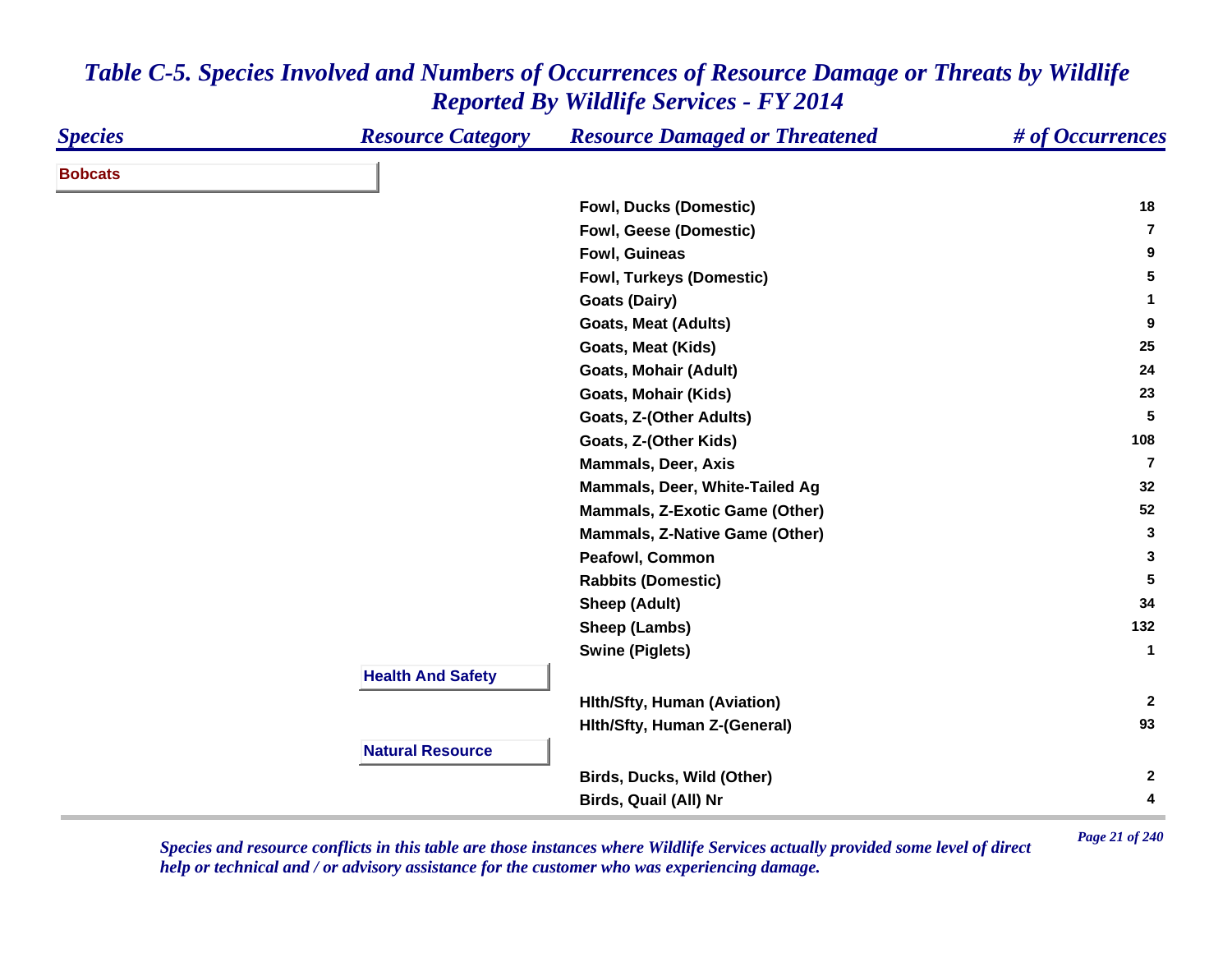# *Table C-5. Species Involved and Numbers of Occurrences of Resource Damage or Threats by Wildlife Reported By Wildlife Services - FY 2014*

| *Species* | *Resource Category* | *Resource Damaged or Threatened* | *# of Occurrences* |
|---|---|---|---|
| **Bobcats** | | | |
| | | Fowl, Ducks (Domestic) | 18 |
| | | Fowl, Geese (Domestic) | 7 |
| | | Fowl, Guineas | 9 |
| | | Fowl, Turkeys (Domestic) | 5 |
| | | Goats (Dairy) | 1 |
| | | Goats, Meat (Adults) | 9 |
| | | Goats, Meat (Kids) | 25 |
| | | Goats, Mohair (Adult) | 24 |
| | | Goats, Mohair (Kids) | 23 |
| | | Goats, Z-(Other Adults) | 5 |
| | | Goats, Z-(Other Kids) | 108 |
| | | Mammals, Deer, Axis | 7 |
| | | Mammals, Deer, White-Tailed Ag | 32 |
| | | Mammals, Z-Exotic Game (Other) | 52 |
| | | Mammals, Z-Native Game (Other) | 3 |
| | | Peafowl, Common | 3 |
| | | Rabbits (Domestic) | 5 |
| | | Sheep (Adult) | 34 |
| | | Sheep (Lambs) | 132 |
| | | Swine (Piglets) | 1 |
| | **Health And Safety** | | |
| | | Hlth/Sfty, Human (Aviation) | 2 |
| | | Hlth/Sfty, Human Z-(General) | 93 |
| | **Natural Resource** | | |
| | | Birds, Ducks, Wild (Other) | 2 |
| | | Birds, Quail (All) Nr | 4 |

*Species and resource conflicts in this table are those instances where Wildlife Services actually provided some level of direct help or technical and / or advisory assistance for the customer who was experiencing damage.*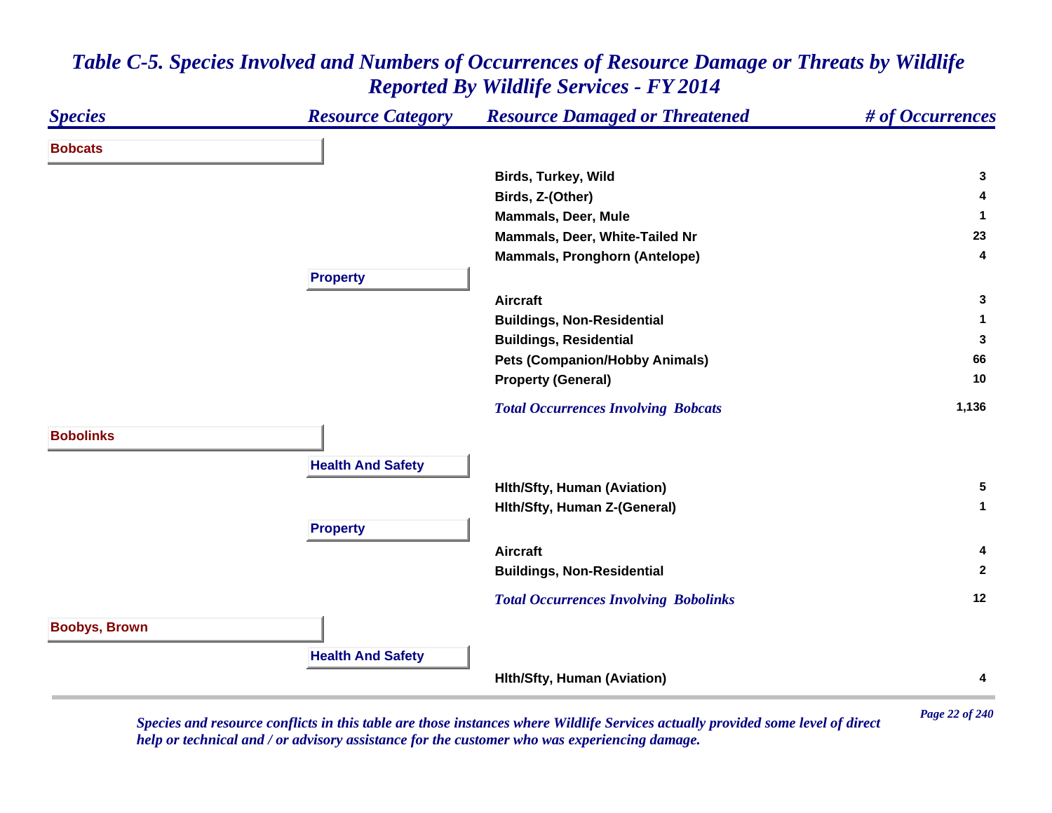# *Table C-5. Species Involved and Numbers of Occurrences of Resource Damage or Threats by Wildlife Reported By Wildlife Services - FY 2014*

| *Species* | *Resource Category* | *Resource Damaged or Threatened* | *# of Occurrences* |
|---|---|---|---|
| **Bobcats** | | | |
| | | Birds, Turkey, Wild | 3 |
| | | Birds, Z-(Other) | 4 |
| | | Mammals, Deer, Mule | 1 |
| | | Mammals, Deer, White-Tailed Nr | 23 |
| | | Mammals, Pronghorn (Antelope) | 4 |
| | **Property** | | |
| | | Aircraft | 3 |
| | | Buildings, Non-Residential | 1 |
| | | Buildings, Residential | 3 |
| | | Pets (Companion/Hobby Animals) | 66 |
| | | Property (General) | 10 |
| | | *Total Occurrences Involving Bobcats* | 1,136 |
| **Bobolinks** | | | |
| | **Health And Safety** | | |
| | | Hlth/Sfty, Human (Aviation) | 5 |
| | | Hlth/Sfty, Human Z-(General) | 1 |
| | **Property** | | |
| | | Aircraft | 4 |
| | | Buildings, Non-Residential | 2 |
| | | *Total Occurrences Involving Bobolinks* | 12 |
| **Boobys, Brown** | | | |
| | **Health And Safety** | | |
| | | Hlth/Sfty, Human (Aviation) | 4 |

*Species and resource conflicts in this table are those instances where Wildlife Services actually provided some level of direct help or technical and / or advisory assistance for the customer who was experiencing damage.*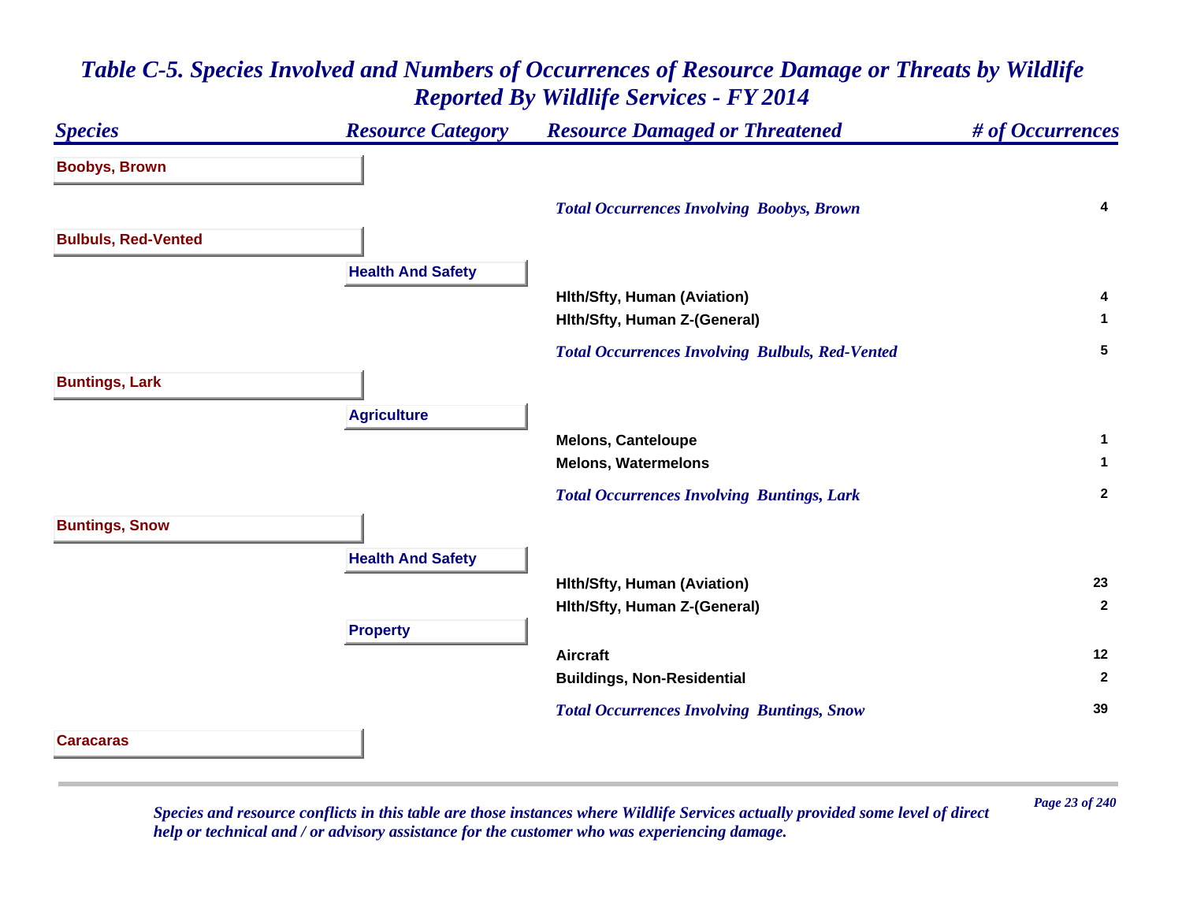# Table C-5. Species Involved and Numbers of Occurrences of Resource Damage or Threats by Wildlife Reported By Wildlife Services - FY 2014

| Species | Resource Category | Resource Damaged or Threatened | # of Occurrences |
|---|---|---|---|
| **Boobys, Brown** | | | |
| | | *Total Occurrences Involving Boobys, Brown* | 4 |
| **Bulbuls, Red-Vented** | | | |
| | **Health And Safety** | | |
| | | Hlth/Sfty, Human (Aviation) | 4 |
| | | Hlth/Sfty, Human Z-(General) | 1 |
| | | *Total Occurrences Involving Bulbuls, Red-Vented* | 5 |
| **Buntings, Lark** | | | |
| | **Agriculture** | | |
| | | Melons, Canteloupe | 1 |
| | | Melons, Watermelons | 1 |
| | | *Total Occurrences Involving Buntings, Lark* | 2 |
| **Buntings, Snow** | | | |
| | **Health And Safety** | | |
| | | Hlth/Sfty, Human (Aviation) | 23 |
| | | Hlth/Sfty, Human Z-(General) | 2 |
| | **Property** | | |
| | | Aircraft | 12 |
| | | Buildings, Non-Residential | 2 |
| | | *Total Occurrences Involving Buntings, Snow* | 39 |
| **Caracaras** | | | |

*Species and resource conflicts in this table are those instances where Wildlife Services actually provided some level of direct help or technical and / or advisory assistance for the customer who was experiencing damage.*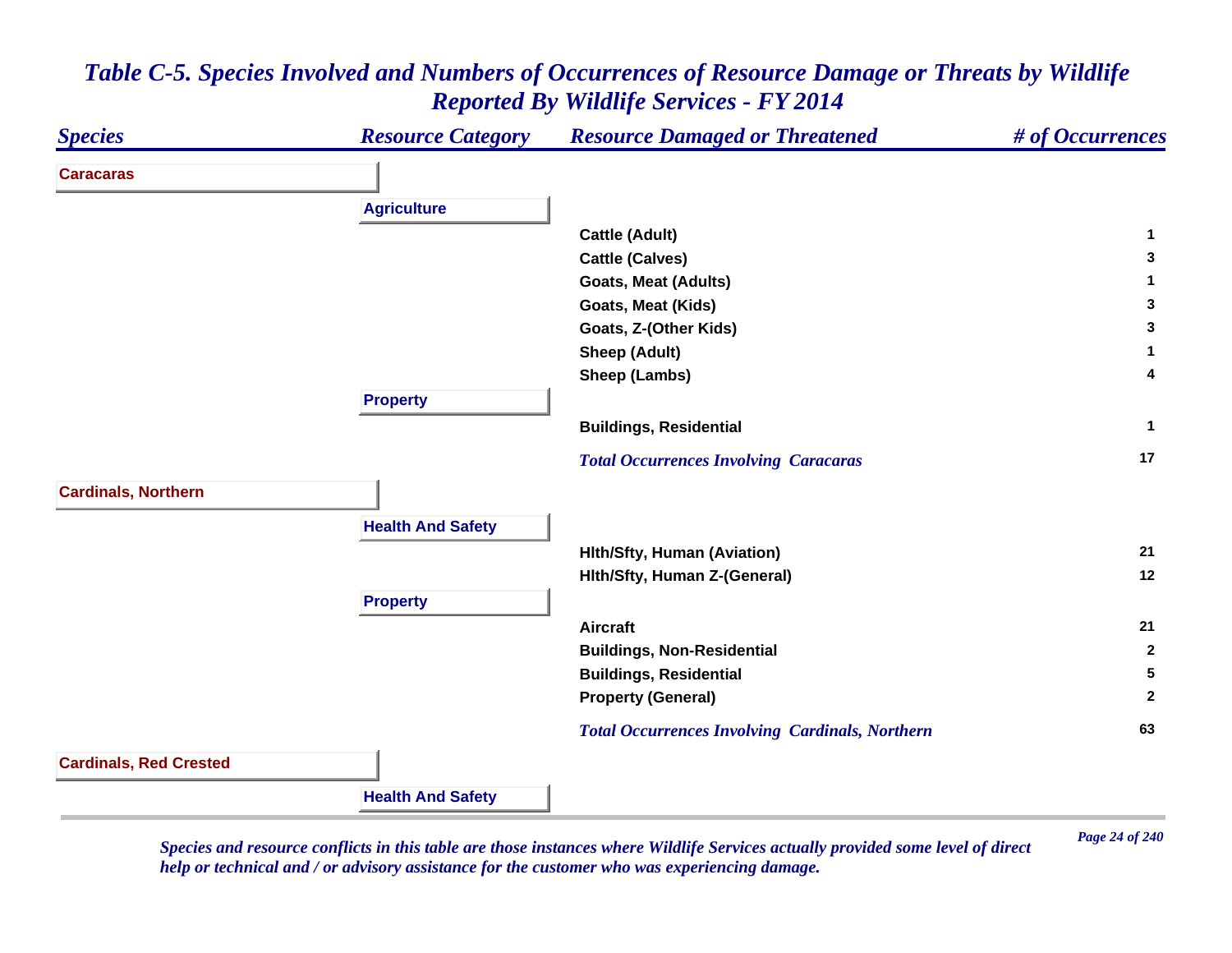# Table C-5. Species Involved and Numbers of Occurrences of Resource Damage or Threats by Wildlife Reported By Wildlife Services - FY 2014

| Species | Resource Category | Resource Damaged or Threatened | # of Occurrences |
|---|---|---|---|
| **Caracaras** | | | |
| | **Agriculture** | | |
| | | Cattle (Adult) | 1 |
| | | Cattle (Calves) | 3 |
| | | Goats, Meat (Adults) | 1 |
| | | Goats, Meat (Kids) | 3 |
| | | Goats, Z-(Other Kids) | 3 |
| | | Sheep (Adult) | 1 |
| | | Sheep (Lambs) | 4 |
| | **Property** | | |
| | | Buildings, Residential | 1 |
| | | *Total Occurrences Involving Caracaras* | 17 |
| **Cardinals, Northern** | | | |
| | **Health And Safety** | | |
| | | Hlth/Sfty, Human (Aviation) | 21 |
| | | Hlth/Sfty, Human Z-(General) | 12 |
| | **Property** | | |
| | | Aircraft | 21 |
| | | Buildings, Non-Residential | 2 |
| | | Buildings, Residential | 5 |
| | | Property (General) | 2 |
| | | *Total Occurrences Involving Cardinals, Northern* | 63 |
| **Cardinals, Red Crested** | | | |
| | **Health And Safety** | | |

*Species and resource conflicts in this table are those instances where Wildlife Services actually provided some level of direct help or technical and / or advisory assistance for the customer who was experiencing damage.*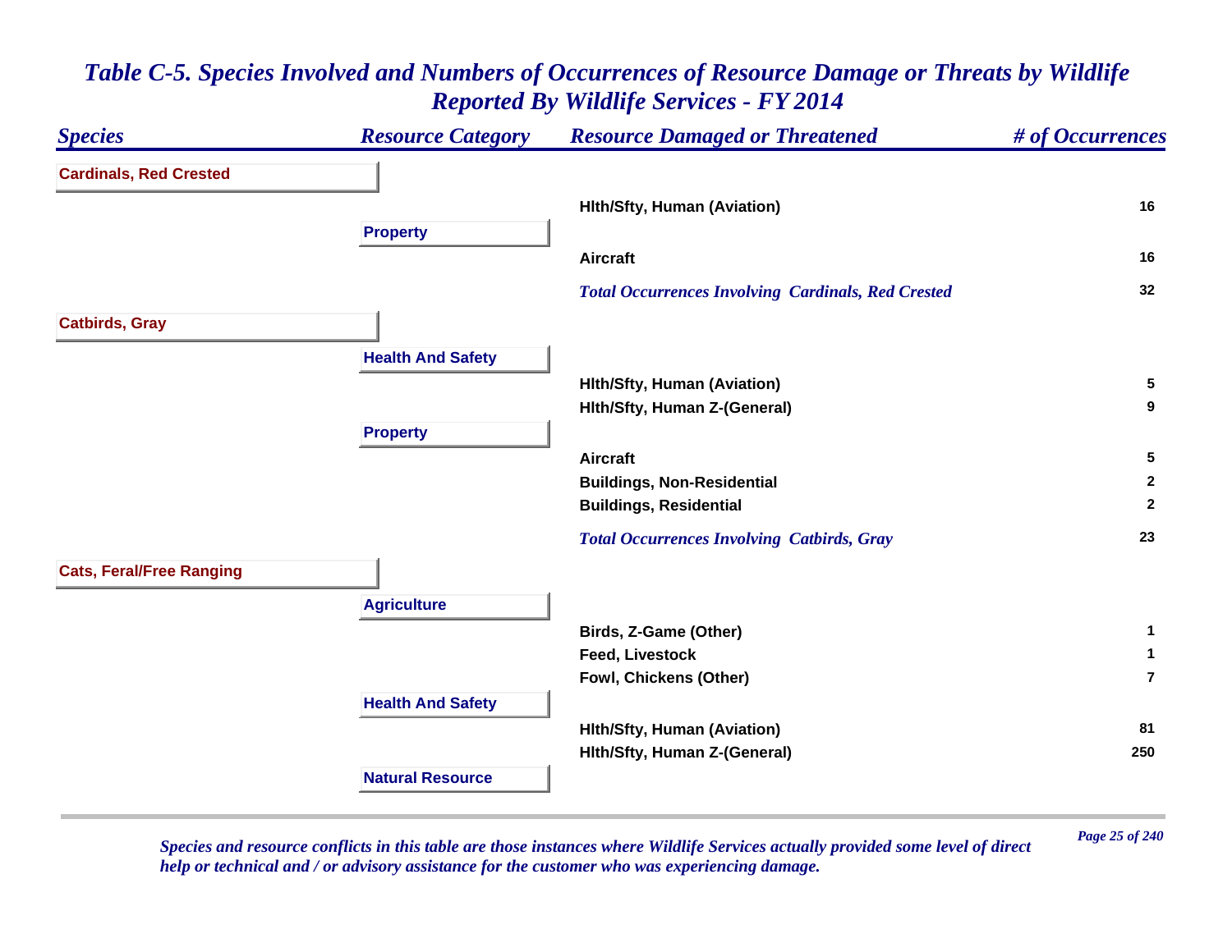# Table C-5. Species Involved and Numbers of Occurrences of Resource Damage or Threats by Wildlife Reported By Wildlife Services - FY 2014

| Species | Resource Category | Resource Damaged or Threatened | # of Occurrences |
|---|---|---|---|
| **Cardinals, Red Crested** | | | |
| | | Hlth/Sfty, Human (Aviation) | 16 |
| | **Property** | | |
| | | Aircraft | 16 |
| | | *Total Occurrences Involving Cardinals, Red Crested* | 32 |
| **Catbirds, Gray** | | | |
| | **Health And Safety** | | |
| | | Hlth/Sfty, Human (Aviation) | 5 |
| | | Hlth/Sfty, Human Z-(General) | 9 |
| | **Property** | | |
| | | Aircraft | 5 |
| | | Buildings, Non-Residential | 2 |
| | | Buildings, Residential | 2 |
| | | *Total Occurrences Involving Catbirds, Gray* | 23 |
| **Cats, Feral/Free Ranging** | | | |
| | **Agriculture** | | |
| | | Birds, Z-Game (Other) | 1 |
| | | Feed, Livestock | 1 |
| | | Fowl, Chickens (Other) | 7 |
| | **Health And Safety** | | |
| | | Hlth/Sfty, Human (Aviation) | 81 |
| | | Hlth/Sfty, Human Z-(General) | 250 |
| | **Natural Resource** | | |

*Species and resource conflicts in this table are those instances where Wildlife Services actually provided some level of direct help or technical and / or advisory assistance for the customer who was experiencing damage.*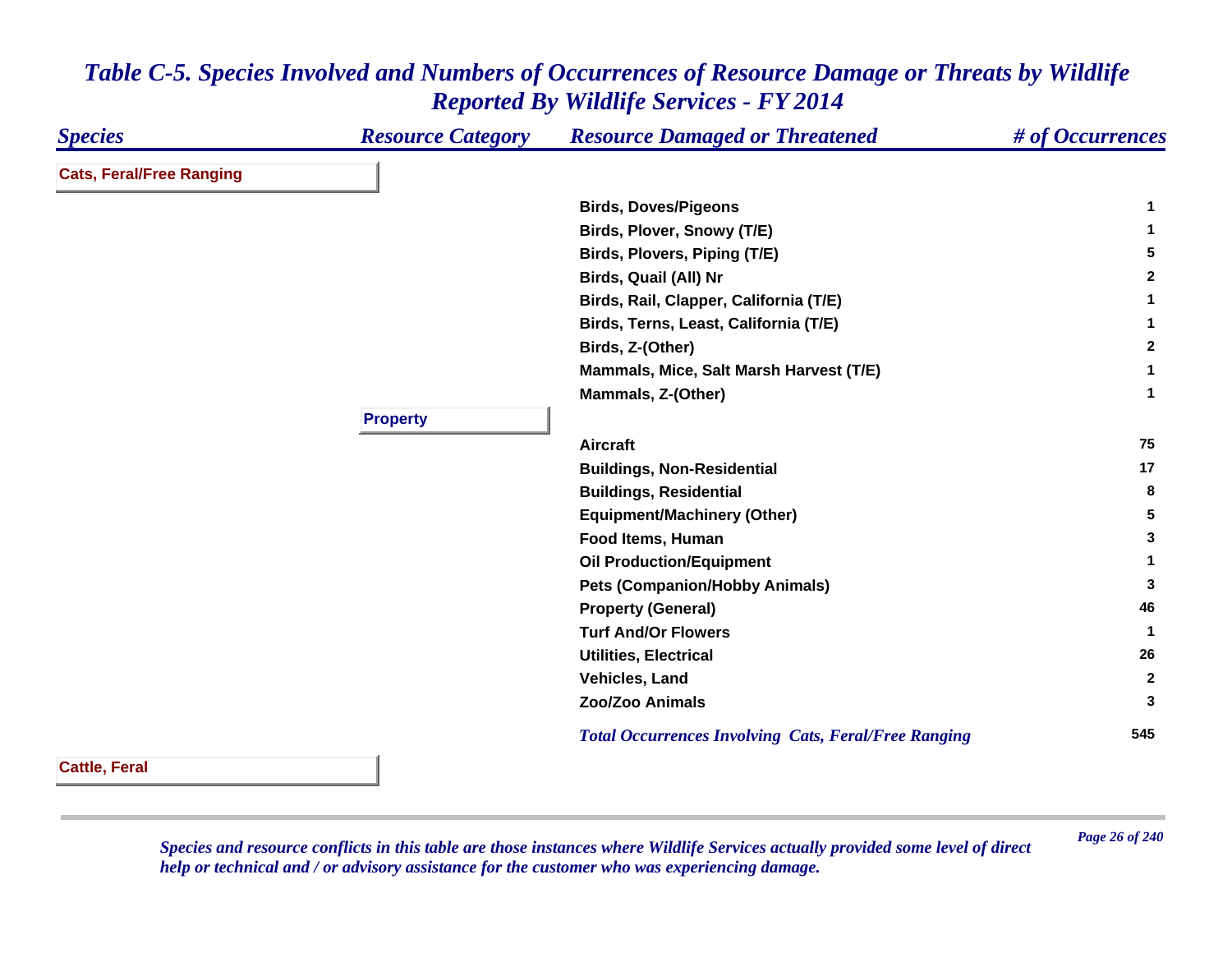# Table C-5. Species Involved and Numbers of Occurrences of Resource Damage or Threats by Wildlife Reported By Wildlife Services - FY 2014

| Species | Resource Category | Resource Damaged or Threatened | # of Occurrences |
|---|---|---|---|
| **Cats, Feral/Free Ranging** | | | |
| | | Birds, Doves/Pigeons | 1 |
| | | Birds, Plover, Snowy (T/E) | 1 |
| | | Birds, Plovers, Piping (T/E) | 5 |
| | | Birds, Quail (All) Nr | 2 |
| | | Birds, Rail, Clapper, California (T/E) | 1 |
| | | Birds, Terns, Least, California (T/E) | 1 |
| | | Birds, Z-(Other) | 2 |
| | | Mammals, Mice, Salt Marsh Harvest (T/E) | 1 |
| | | Mammals, Z-(Other) | 1 |
| | **Property** | | |
| | | Aircraft | 75 |
| | | Buildings, Non-Residential | 17 |
| | | Buildings, Residential | 8 |
| | | Equipment/Machinery (Other) | 5 |
| | | Food Items, Human | 3 |
| | | Oil Production/Equipment | 1 |
| | | Pets (Companion/Hobby Animals) | 3 |
| | | Property (General) | 46 |
| | | Turf And/Or Flowers | 1 |
| | | Utilities, Electrical | 26 |
| | | Vehicles, Land | 2 |
| | | Zoo/Zoo Animals | 3 |
| | | *Total Occurrences Involving Cats, Feral/Free Ranging* | 545 |
| **Cattle, Feral** | | | |

*Species and resource conflicts in this table are those instances where Wildlife Services actually provided some level of direct help or technical and / or advisory assistance for the customer who was experiencing damage.*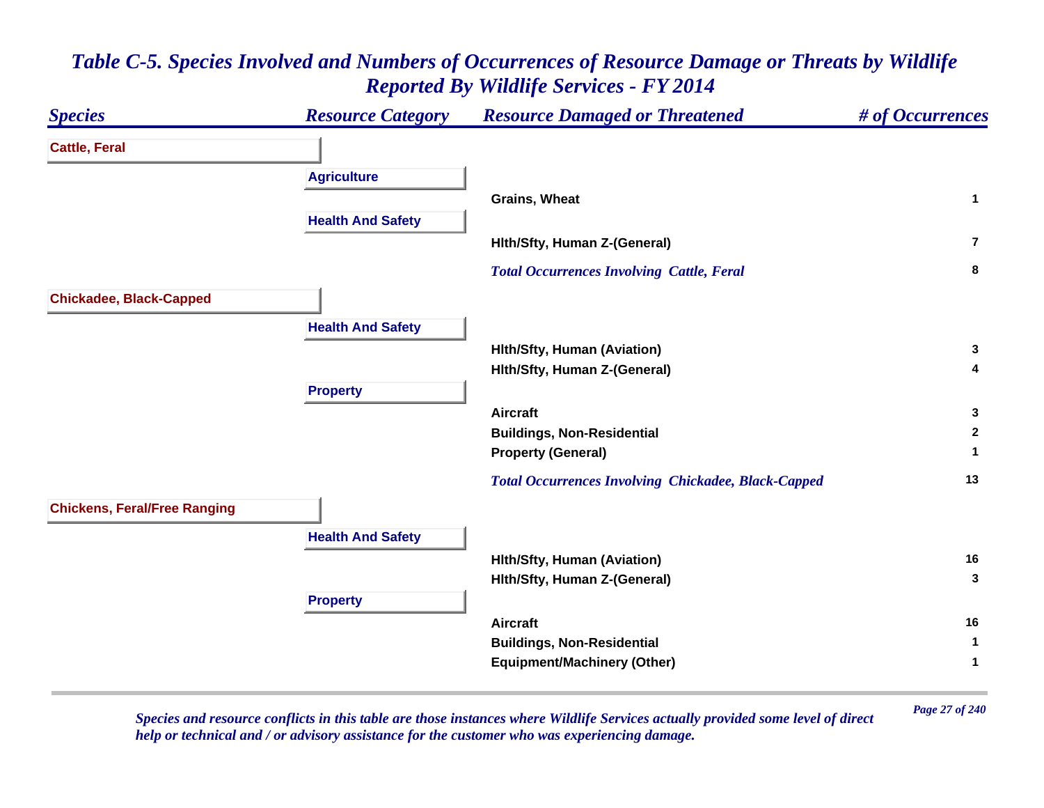# Table C-5. Species Involved and Numbers of Occurrences of Resource Damage or Threats by Wildlife Reported By Wildlife Services - FY 2014

| Species | Resource Category | Resource Damaged or Threatened | # of Occurrences |
|---|---|---|---|
| **Cattle, Feral** | | | |
| | **Agriculture** | | |
| | | Grains, Wheat | 1 |
| | **Health And Safety** | | |
| | | Hlth/Sfty, Human Z-(General) | 7 |
| | | *Total Occurrences Involving Cattle, Feral* | 8 |
| **Chickadee, Black-Capped** | | | |
| | **Health And Safety** | | |
| | | Hlth/Sfty, Human (Aviation) | 3 |
| | | Hlth/Sfty, Human Z-(General) | 4 |
| | **Property** | | |
| | | Aircraft | 3 |
| | | Buildings, Non-Residential | 2 |
| | | Property (General) | 1 |
| | | *Total Occurrences Involving Chickadee, Black-Capped* | 13 |
| **Chickens, Feral/Free Ranging** | | | |
| | **Health And Safety** | | |
| | | Hlth/Sfty, Human (Aviation) | 16 |
| | | Hlth/Sfty, Human Z-(General) | 3 |
| | **Property** | | |
| | | Aircraft | 16 |
| | | Buildings, Non-Residential | 1 |
| | | Equipment/Machinery (Other) | 1 |

*Species and resource conflicts in this table are those instances where Wildlife Services actually provided some level of direct help or technical and / or advisory assistance for the customer who was experiencing damage.*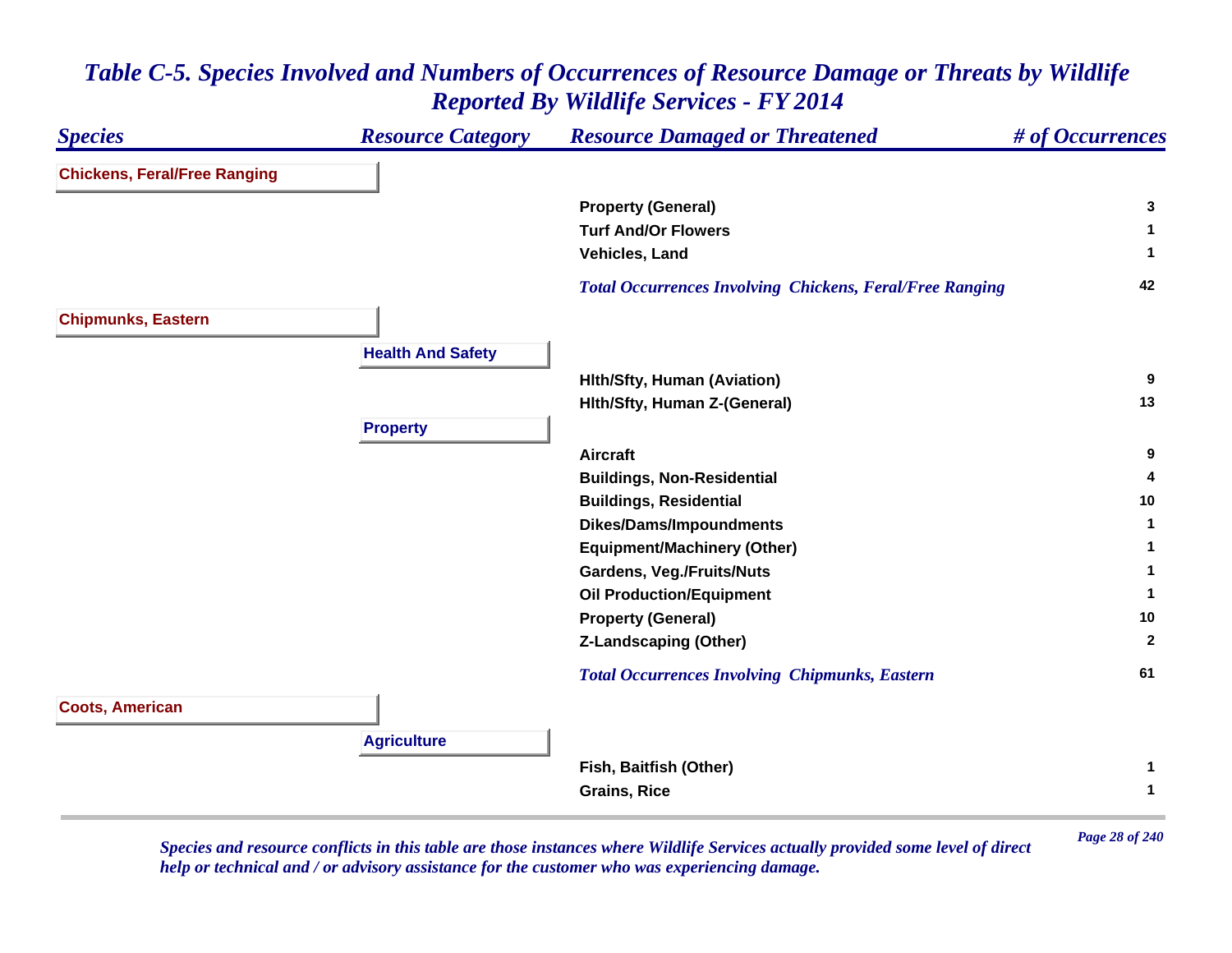## Table C-5. Species Involved and Numbers of Occurrences of Resource Damage or Threats by Wildlife Reported By Wildlife Services - FY 2014

| Species | Resource Category | Resource Damaged or Threatened | # of Occurrences |
|---|---|---|---|
| **Chickens, Feral/Free Ranging** | | | |
| | | Property (General) | 3 |
| | | Turf And/Or Flowers | 1 |
| | | Vehicles, Land | 1 |
| | | *Total Occurrences Involving Chickens, Feral/Free Ranging* | 42 |
| **Chipmunks, Eastern** | | | |
| | **Health And Safety** | | |
| | | Hlth/Sfty, Human (Aviation) | 9 |
| | | Hlth/Sfty, Human Z-(General) | 13 |
| | **Property** | | |
| | | Aircraft | 9 |
| | | Buildings, Non-Residential | 4 |
| | | Buildings, Residential | 10 |
| | | Dikes/Dams/Impoundments | 1 |
| | | Equipment/Machinery (Other) | 1 |
| | | Gardens, Veg./Fruits/Nuts | 1 |
| | | Oil Production/Equipment | 1 |
| | | Property (General) | 10 |
| | | Z-Landscaping (Other) | 2 |
| | | *Total Occurrences Involving Chipmunks, Eastern* | 61 |
| **Coots, American** | | | |
| | **Agriculture** | | |
| | | Fish, Baitfish (Other) | 1 |
| | | Grains, Rice | 1 |

*Species and resource conflicts in this table are those instances where Wildlife Services actually provided some level of direct help or technical and / or advisory assistance for the customer who was experiencing damage.*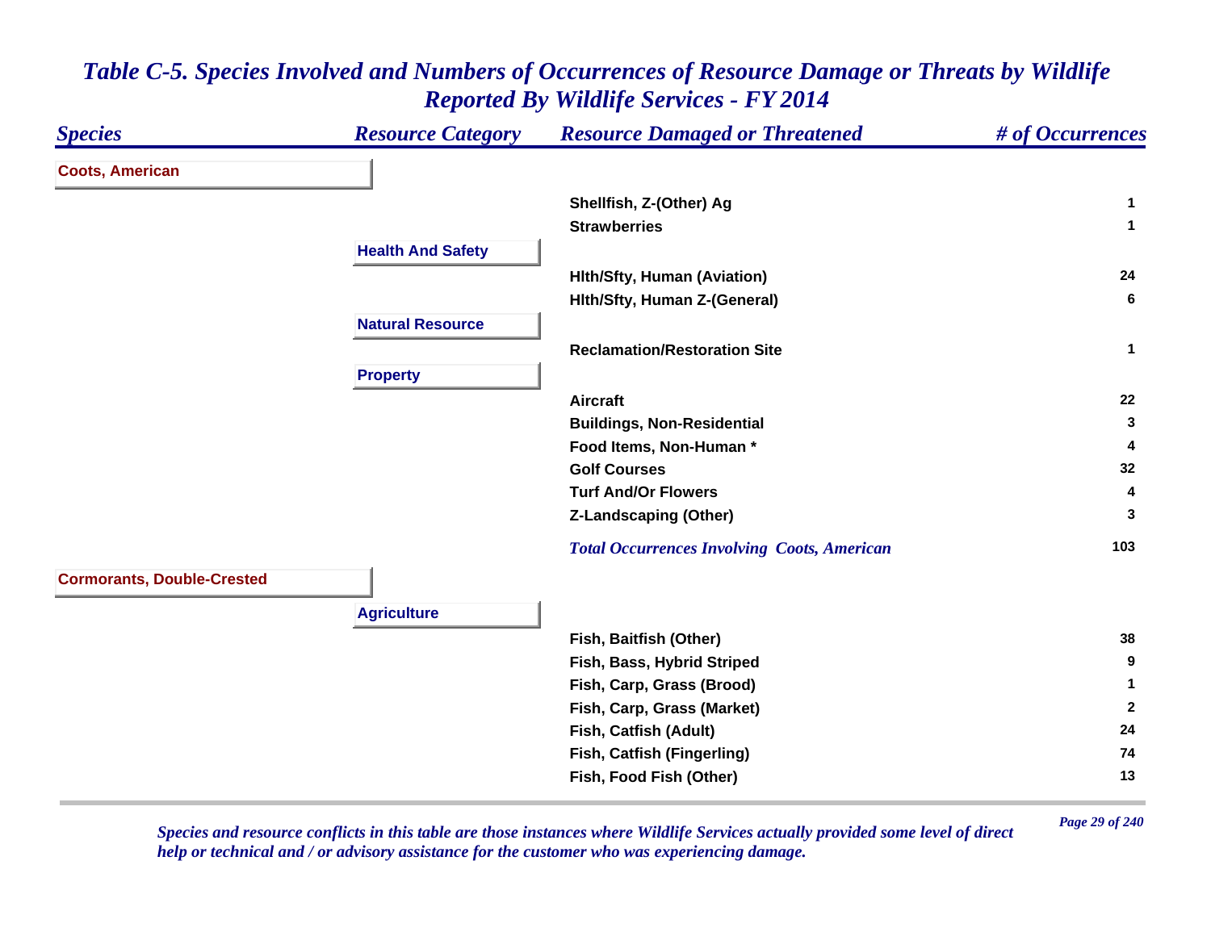# *Table C-5. Species Involved and Numbers of Occurrences of Resource Damage or Threats by Wildlife Reported By Wildlife Services - FY 2014*

| Species | Resource Category | Resource Damaged or Threatened | # of Occurrences |
|---|---|---|---|
| **Coots, American** | | | |
| | | **Shellfish, Z-(Other) Ag** | **1** |
| | | **Strawberries** | **1** |
| | **Health And Safety** | | |
| | | **Hlth/Sfty, Human (Aviation)** | **24** |
| | | **Hlth/Sfty, Human Z-(General)** | **6** |
| | **Natural Resource** | | |
| | | **Reclamation/Restoration Site** | **1** |
| | **Property** | | |
| | | **Aircraft** | **22** |
| | | **Buildings, Non-Residential** | **3** |
| | | **Food Items, Non-Human *** | **4** |
| | | **Golf Courses** | **32** |
| | | **Turf And/Or Flowers** | **4** |
| | | **Z-Landscaping (Other)** | **3** |
| | | ***Total Occurrences Involving Coots, American*** | **103** |
| **Cormorants, Double-Crested** | | | |
| | **Agriculture** | | |
| | | **Fish, Baitfish (Other)** | **38** |
| | | **Fish, Bass, Hybrid Striped** | **9** |
| | | **Fish, Carp, Grass (Brood)** | **1** |
| | | **Fish, Carp, Grass (Market)** | **2** |
| | | **Fish, Catfish (Adult)** | **24** |
| | | **Fish, Catfish (Fingerling)** | **74** |
| | | **Fish, Food Fish (Other)** | **13** |

*Species and resource conflicts in this table are those instances where Wildlife Services actually provided some level of direct help or technical and / or advisory assistance for the customer who was experiencing damage.*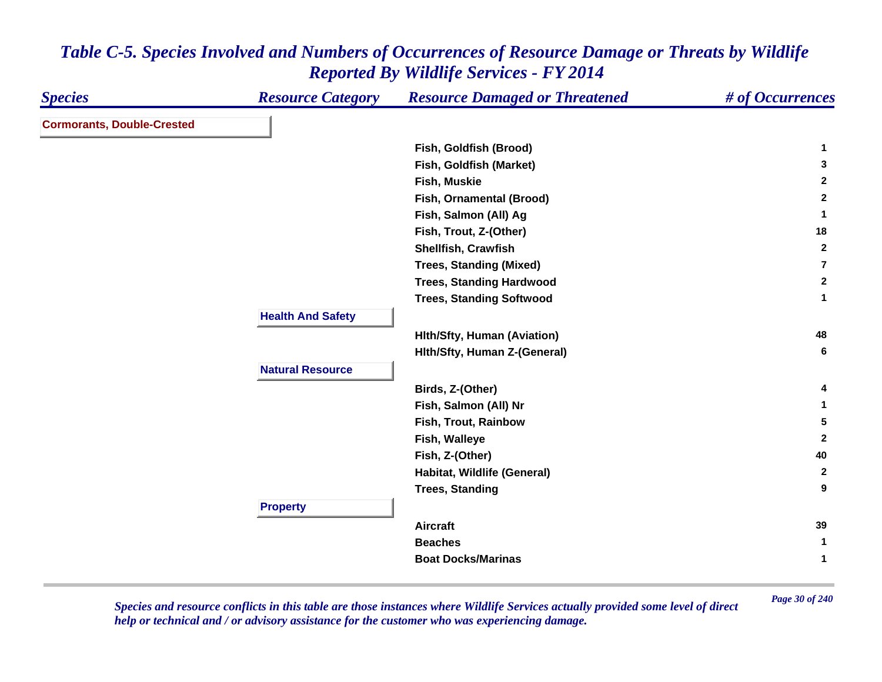# Table C-5. Species Involved and Numbers of Occurrences of Resource Damage or Threats by Wildlife Reported By Wildlife Services - FY 2014

| Species | Resource Category | Resource Damaged or Threatened | # of Occurrences |
|---|---|---|---|
| **Cormorants, Double-Crested** | | | |
| | | Fish, Goldfish (Brood) | 1 |
| | | Fish, Goldfish (Market) | 3 |
| | | Fish, Muskie | 2 |
| | | Fish, Ornamental (Brood) | 2 |
| | | Fish, Salmon (All) Ag | 1 |
| | | Fish, Trout, Z-(Other) | 18 |
| | | Shellfish, Crawfish | 2 |
| | | Trees, Standing (Mixed) | 7 |
| | | Trees, Standing Hardwood | 2 |
| | | Trees, Standing Softwood | 1 |
| | **Health And Safety** | | |
| | | Hlth/Sfty, Human (Aviation) | 48 |
| | | Hlth/Sfty, Human Z-(General) | 6 |
| | **Natural Resource** | | |
| | | Birds, Z-(Other) | 4 |
| | | Fish, Salmon (All) Nr | 1 |
| | | Fish, Trout, Rainbow | 5 |
| | | Fish, Walleye | 2 |
| | | Fish, Z-(Other) | 40 |
| | | Habitat, Wildlife (General) | 2 |
| | | Trees, Standing | 9 |
| | **Property** | | |
| | | Aircraft | 39 |
| | | Beaches | 1 |
| | | Boat Docks/Marinas | 1 |

*Species and resource conflicts in this table are those instances where Wildlife Services actually provided some level of direct help or technical and / or advisory assistance for the customer who was experiencing damage.*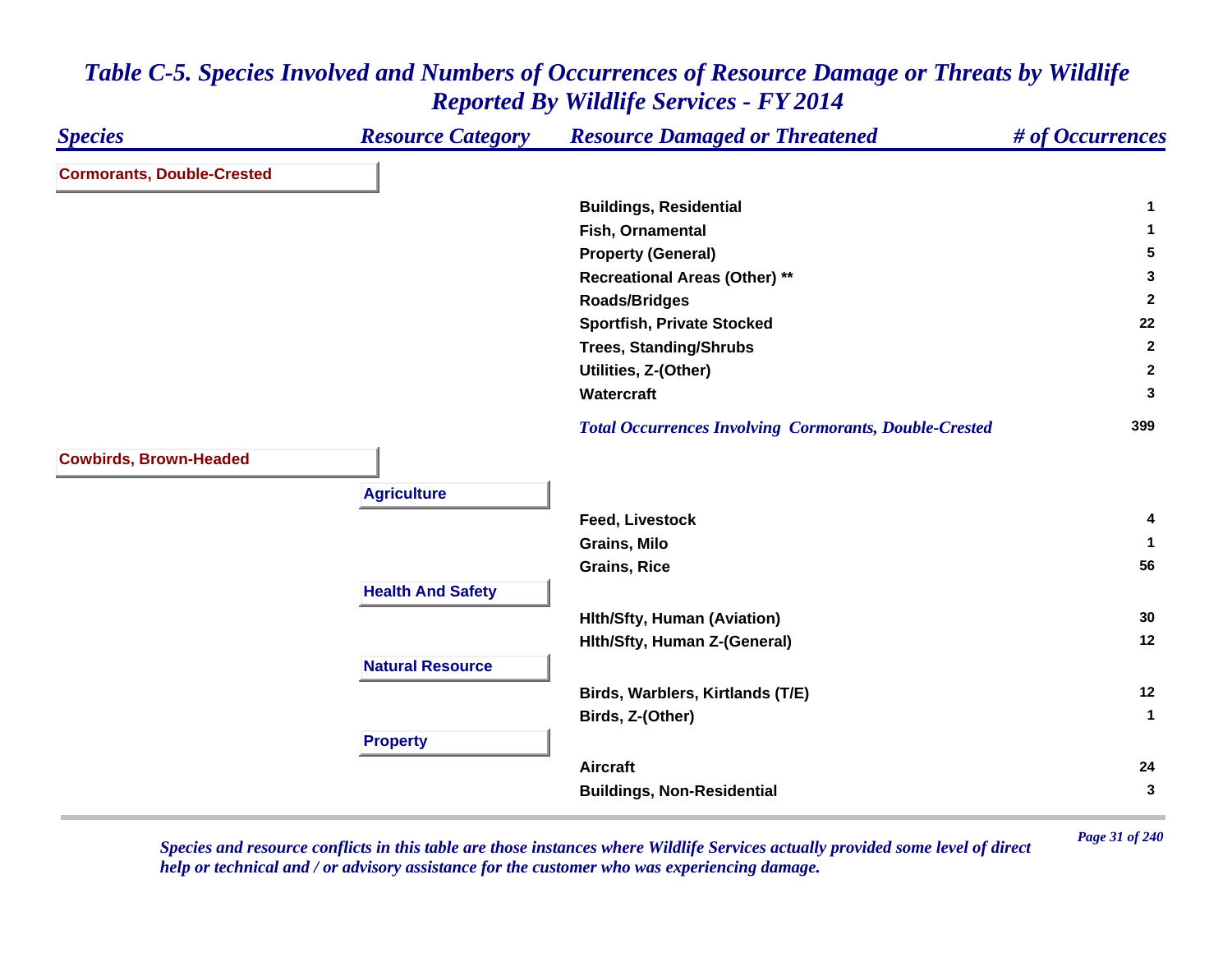# Table C-5. Species Involved and Numbers of Occurrences of Resource Damage or Threats by Wildlife Reported By Wildlife Services - FY 2014

| Species | Resource Category | Resource Damaged or Threatened | # of Occurrences |
|---|---|---|---|
| **Cormorants, Double-Crested** | | | |
| | | Buildings, Residential | 1 |
| | | Fish, Ornamental | 1 |
| | | Property (General) | 5 |
| | | Recreational Areas (Other) ** | 3 |
| | | Roads/Bridges | 2 |
| | | Sportfish, Private Stocked | 22 |
| | | Trees, Standing/Shrubs | 2 |
| | | Utilities, Z-(Other) | 2 |
| | | Watercraft | 3 |
| | | *Total Occurrences Involving Cormorants, Double-Crested* | 399 |
| **Cowbirds, Brown-Headed** | | | |
| | **Agriculture** | | |
| | | Feed, Livestock | 4 |
| | | Grains, Milo | 1 |
| | | Grains, Rice | 56 |
| | **Health And Safety** | | |
| | | Hlth/Sfty, Human (Aviation) | 30 |
| | | Hlth/Sfty, Human Z-(General) | 12 |
| | **Natural Resource** | | |
| | | Birds, Warblers, Kirtlands (T/E) | 12 |
| | | Birds, Z-(Other) | 1 |
| | **Property** | | |
| | | Aircraft | 24 |
| | | Buildings, Non-Residential | 3 |

*Species and resource conflicts in this table are those instances where Wildlife Services actually provided some level of direct help or technical and / or advisory assistance for the customer who was experiencing damage.*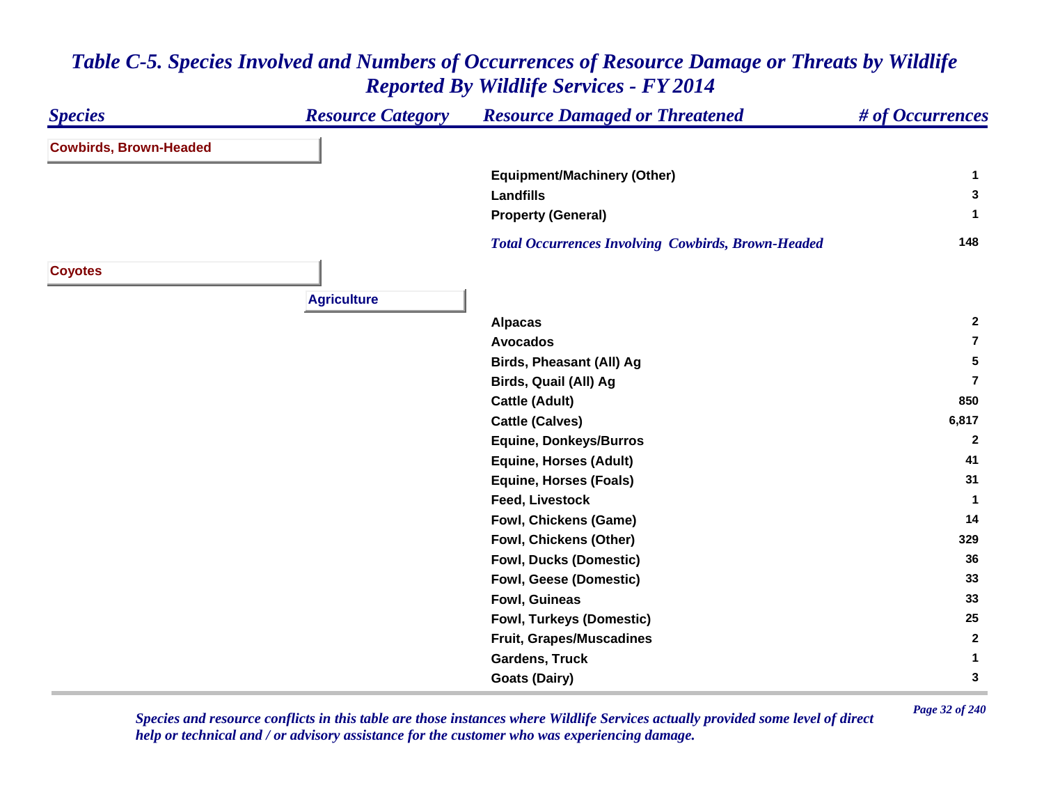# Table C-5. Species Involved and Numbers of Occurrences of Resource Damage or Threats by Wildlife Reported By Wildlife Services - FY 2014

| Species | Resource Category | Resource Damaged or Threatened | # of Occurrences |
|---|---|---|---|
| **Cowbirds, Brown-Headed** | | | |
| | | Equipment/Machinery (Other) | 1 |
| | | Landfills | 3 |
| | | Property (General) | 1 |
| | | *Total Occurrences Involving Cowbirds, Brown-Headed* | 148 |
| **Coyotes** | | | |
| | **Agriculture** | | |
| | | Alpacas | 2 |
| | | Avocados | 7 |
| | | Birds, Pheasant (All) Ag | 5 |
| | | Birds, Quail (All) Ag | 7 |
| | | Cattle (Adult) | 850 |
| | | Cattle (Calves) | 6,817 |
| | | Equine, Donkeys/Burros | 2 |
| | | Equine, Horses (Adult) | 41 |
| | | Equine, Horses (Foals) | 31 |
| | | Feed, Livestock | 1 |
| | | Fowl, Chickens (Game) | 14 |
| | | Fowl, Chickens (Other) | 329 |
| | | Fowl, Ducks (Domestic) | 36 |
| | | Fowl, Geese (Domestic) | 33 |
| | | Fowl, Guineas | 33 |
| | | Fowl, Turkeys (Domestic) | 25 |
| | | Fruit, Grapes/Muscadines | 2 |
| | | Gardens, Truck | 1 |
| | | Goats (Dairy) | 3 |

*Species and resource conflicts in this table are those instances where Wildlife Services actually provided some level of direct help or technical and / or advisory assistance for the customer who was experiencing damage.*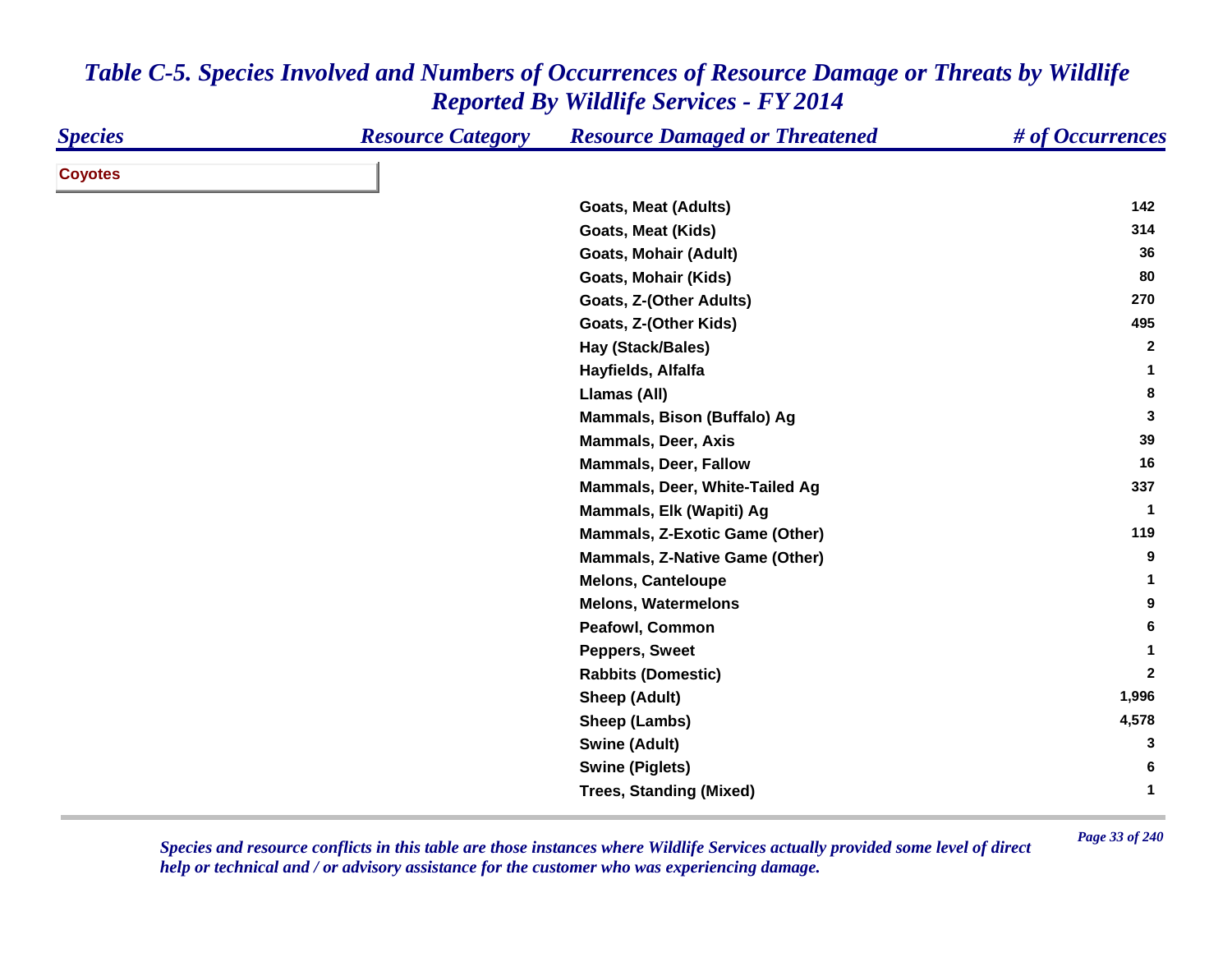*Table C-5. Species Involved and Numbers of Occurrences of Resource Damage or Threats by Wildlife Reported By Wildlife Services - FY 2014*

| Species | Resource Category | Resource Damaged or Threatened | # of Occurrences |
|---|---|---|---|
| **Coyotes** | | | |
| | | Goats, Meat (Adults) | 142 |
| | | Goats, Meat (Kids) | 314 |
| | | Goats, Mohair (Adult) | 36 |
| | | Goats, Mohair (Kids) | 80 |
| | | Goats, Z-(Other Adults) | 270 |
| | | Goats, Z-(Other Kids) | 495 |
| | | Hay (Stack/Bales) | 2 |
| | | Hayfields, Alfalfa | 1 |
| | | Llamas (All) | 8 |
| | | Mammals, Bison (Buffalo) Ag | 3 |
| | | Mammals, Deer, Axis | 39 |
| | | Mammals, Deer, Fallow | 16 |
| | | Mammals, Deer, White-Tailed Ag | 337 |
| | | Mammals, Elk (Wapiti) Ag | 1 |
| | | Mammals, Z-Exotic Game (Other) | 119 |
| | | Mammals, Z-Native Game (Other) | 9 |
| | | Melons, Canteloupe | 1 |
| | | Melons, Watermelons | 9 |
| | | Peafowl, Common | 6 |
| | | Peppers, Sweet | 1 |
| | | Rabbits (Domestic) | 2 |
| | | Sheep (Adult) | 1,996 |
| | | Sheep (Lambs) | 4,578 |
| | | Swine (Adult) | 3 |
| | | Swine (Piglets) | 6 |
| | | Trees, Standing (Mixed) | 1 |

*Species and resource conflicts in this table are those instances where Wildlife Services actually provided some level of direct help or technical and / or advisory assistance for the customer who was experiencing damage.*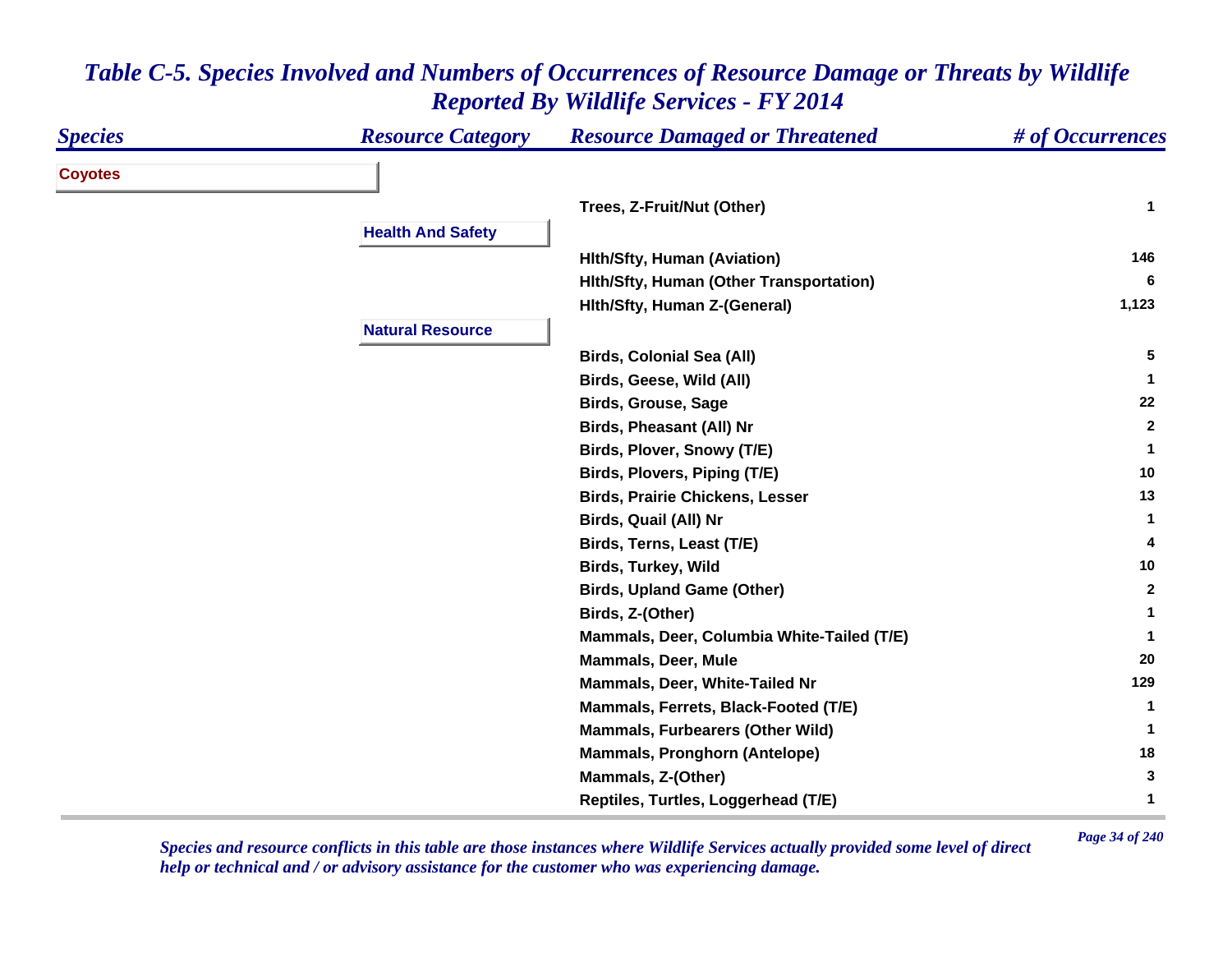# *Table C-5. Species Involved and Numbers of Occurrences of Resource Damage or Threats by Wildlife Reported By Wildlife Services - FY 2014*

| *Species* | *Resource Category* | *Resource Damaged or Threatened* | *# of Occurrences* |
|---|---|---|---|
| **Coyotes** | | | |
| | | **Trees, Z-Fruit/Nut (Other)** | **1** |
| | **Health And Safety** | | |
| | | **Hlth/Sfty, Human (Aviation)** | **146** |
| | | **Hlth/Sfty, Human (Other Transportation)** | **6** |
| | | **Hlth/Sfty, Human Z-(General)** | **1,123** |
| | **Natural Resource** | | |
| | | **Birds, Colonial Sea (All)** | **5** |
| | | **Birds, Geese, Wild (All)** | **1** |
| | | **Birds, Grouse, Sage** | **22** |
| | | **Birds, Pheasant (All) Nr** | **2** |
| | | **Birds, Plover, Snowy (T/E)** | **1** |
| | | **Birds, Plovers, Piping (T/E)** | **10** |
| | | **Birds, Prairie Chickens, Lesser** | **13** |
| | | **Birds, Quail (All) Nr** | **1** |
| | | **Birds, Terns, Least (T/E)** | **4** |
| | | **Birds, Turkey, Wild** | **10** |
| | | **Birds, Upland Game (Other)** | **2** |
| | | **Birds, Z-(Other)** | **1** |
| | | **Mammals, Deer, Columbia White-Tailed (T/E)** | **1** |
| | | **Mammals, Deer, Mule** | **20** |
| | | **Mammals, Deer, White-Tailed Nr** | **129** |
| | | **Mammals, Ferrets, Black-Footed (T/E)** | **1** |
| | | **Mammals, Furbearers (Other Wild)** | **1** |
| | | **Mammals, Pronghorn (Antelope)** | **18** |
| | | **Mammals, Z-(Other)** | **3** |
| | | **Reptiles, Turtles, Loggerhead (T/E)** | **1** |

*Species and resource conflicts in this table are those instances where Wildlife Services actually provided some level of direct help or technical and / or advisory assistance for the customer who was experiencing damage.*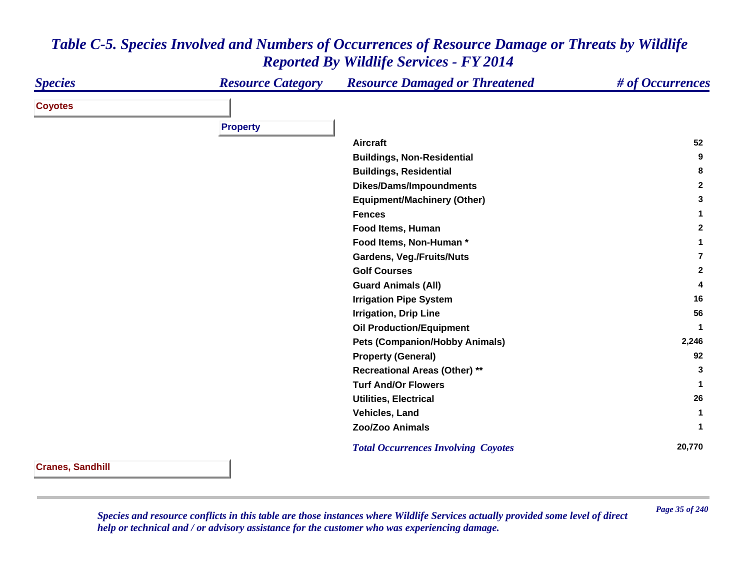# *Table C-5. Species Involved and Numbers of Occurrences of Resource Damage or Threats by Wildlife Reported By Wildlife Services - FY 2014*

| *Species* | *Resource Category* | *Resource Damaged or Threatened* | *# of Occurrences* |
|---|---|---|---|
| **Coyotes** | | | |
| | **Property** | | |
| | | **Aircraft** | **52** |
| | | **Buildings, Non-Residential** | **9** |
| | | **Buildings, Residential** | **8** |
| | | **Dikes/Dams/Impoundments** | **2** |
| | | **Equipment/Machinery (Other)** | **3** |
| | | **Fences** | **1** |
| | | **Food Items, Human** | **2** |
| | | **Food Items, Non-Human *** | **1** |
| | | **Gardens, Veg./Fruits/Nuts** | **7** |
| | | **Golf Courses** | **2** |
| | | **Guard Animals (All)** | **4** |
| | | **Irrigation Pipe System** | **16** |
| | | **Irrigation, Drip Line** | **56** |
| | | **Oil Production/Equipment** | **1** |
| | | **Pets (Companion/Hobby Animals)** | **2,246** |
| | | **Property (General)** | **92** |
| | | **Recreational Areas (Other) **** | **3** |
| | | **Turf And/Or Flowers** | **1** |
| | | **Utilities, Electrical** | **26** |
| | | **Vehicles, Land** | **1** |
| | | **Zoo/Zoo Animals** | **1** |
| | | ***Total Occurrences Involving Coyotes*** | **20,770** |
| **Cranes, Sandhill** | | | |

*Species and resource conflicts in this table are those instances where Wildlife Services actually provided some level of direct help or technical and / or advisory assistance for the customer who was experiencing damage.*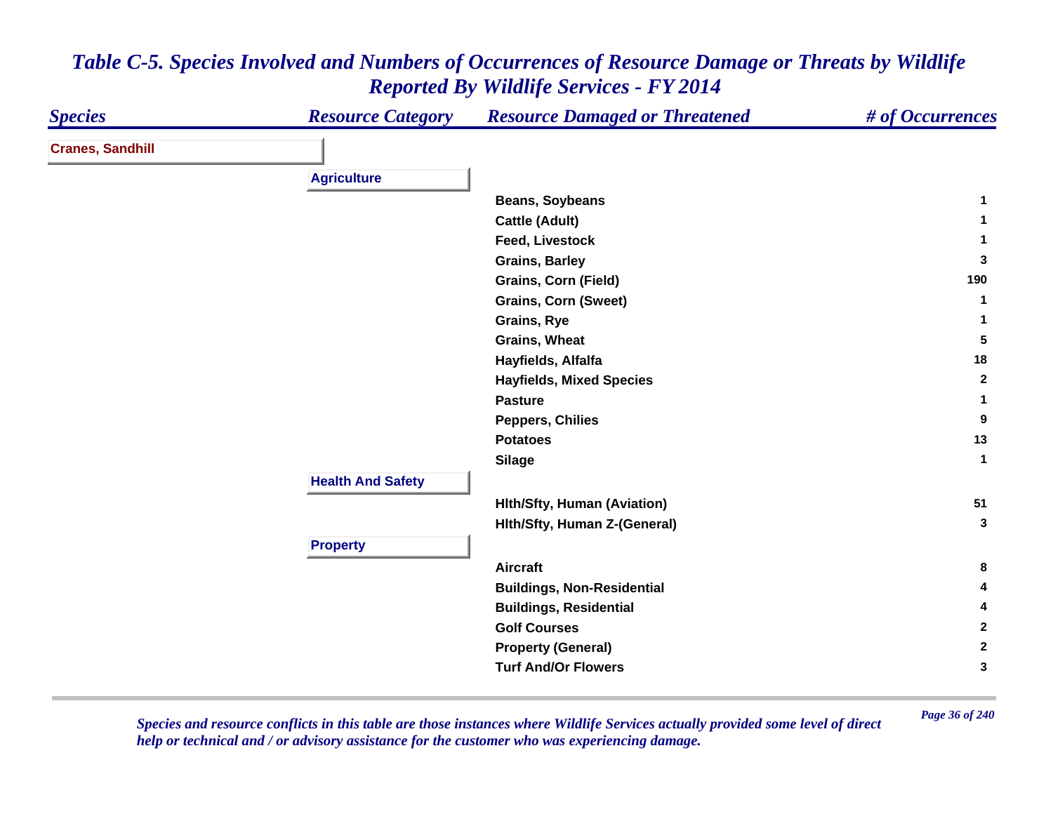# *Table C-5. Species Involved and Numbers of Occurrences of Resource Damage or Threats by Wildlife Reported By Wildlife Services - FY 2014*

| Species | Resource Category | Resource Damaged or Threatened | # of Occurrences |
|---|---|---|---|
| **Cranes, Sandhill** | | | |
| | **Agriculture** | | |
| | | Beans, Soybeans | 1 |
| | | Cattle (Adult) | 1 |
| | | Feed, Livestock | 1 |
| | | Grains, Barley | 3 |
| | | Grains, Corn (Field) | 190 |
| | | Grains, Corn (Sweet) | 1 |
| | | Grains, Rye | 1 |
| | | Grains, Wheat | 5 |
| | | Hayfields, Alfalfa | 18 |
| | | Hayfields, Mixed Species | 2 |
| | | Pasture | 1 |
| | | Peppers, Chilies | 9 |
| | | Potatoes | 13 |
| | | Silage | 1 |
| | **Health And Safety** | | |
| | | Hlth/Sfty, Human (Aviation) | 51 |
| | | Hlth/Sfty, Human Z-(General) | 3 |
| | **Property** | | |
| | | Aircraft | 8 |
| | | Buildings, Non-Residential | 4 |
| | | Buildings, Residential | 4 |
| | | Golf Courses | 2 |
| | | Property (General) | 2 |
| | | Turf And/Or Flowers | 3 |

*Species and resource conflicts in this table are those instances where Wildlife Services actually provided some level of direct help or technical and / or advisory assistance for the customer who was experiencing damage.*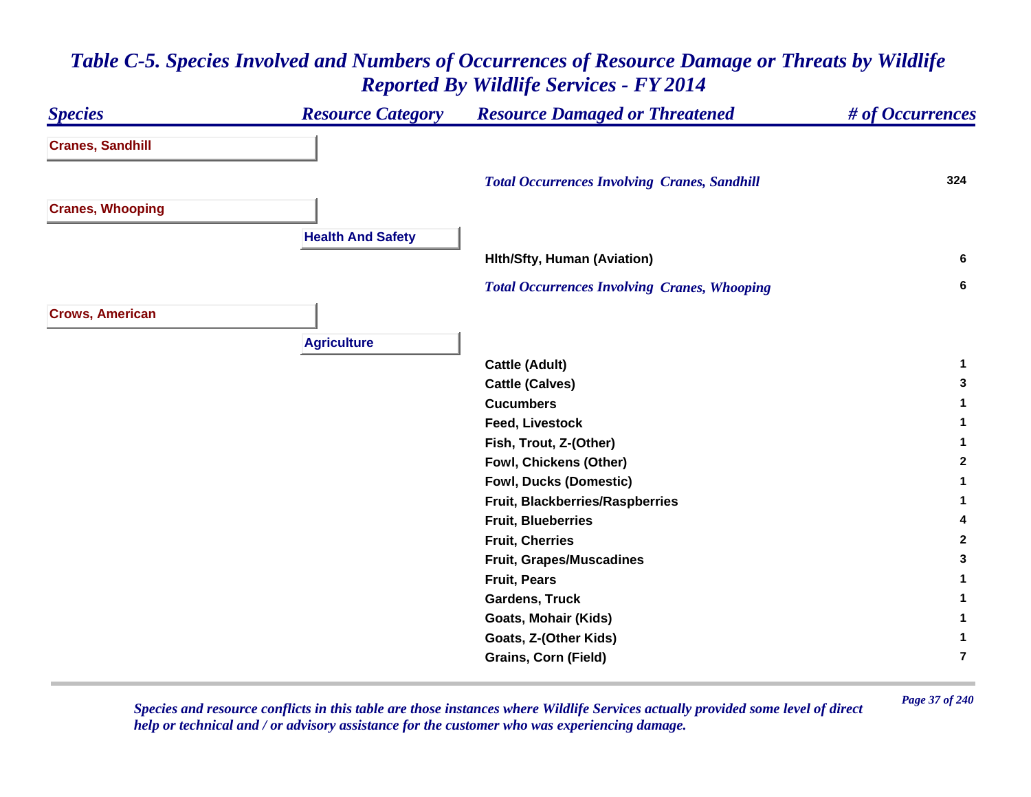# *Table C-5. Species Involved and Numbers of Occurrences of Resource Damage or Threats by Wildlife Reported By Wildlife Services - FY 2014*

| *Species* | *Resource Category* | *Resource Damaged or Threatened* | *# of Occurrences* |
|---|---|---|---|
| **Cranes, Sandhill** | | | |
| | | *Total Occurrences Involving Cranes, Sandhill* | 324 |
| **Cranes, Whooping** | | | |
| | **Health And Safety** | | |
| | | Hlth/Sfty, Human (Aviation) | 6 |
| | | *Total Occurrences Involving Cranes, Whooping* | 6 |
| **Crows, American** | | | |
| | **Agriculture** | | |
| | | Cattle (Adult) | 1 |
| | | Cattle (Calves) | 3 |
| | | Cucumbers | 1 |
| | | Feed, Livestock | 1 |
| | | Fish, Trout, Z-(Other) | 1 |
| | | Fowl, Chickens (Other) | 2 |
| | | Fowl, Ducks (Domestic) | 1 |
| | | Fruit, Blackberries/Raspberries | 1 |
| | | Fruit, Blueberries | 4 |
| | | Fruit, Cherries | 2 |
| | | Fruit, Grapes/Muscadines | 3 |
| | | Fruit, Pears | 1 |
| | | Gardens, Truck | 1 |
| | | Goats, Mohair (Kids) | 1 |
| | | Goats, Z-(Other Kids) | 1 |
| | | Grains, Corn (Field) | 7 |

*Species and resource conflicts in this table are those instances where Wildlife Services actually provided some level of direct help or technical and / or advisory assistance for the customer who was experiencing damage.*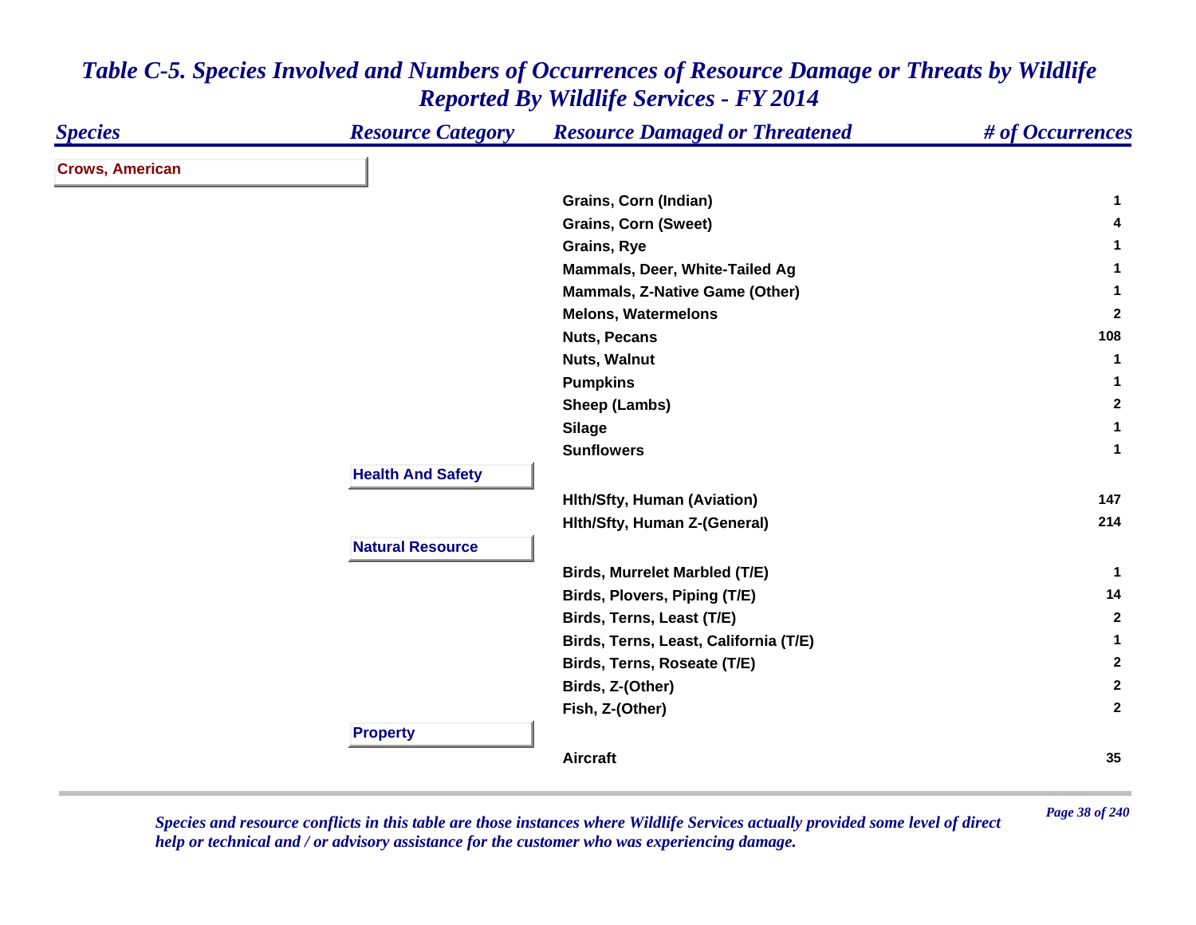# *Table C-5. Species Involved and Numbers of Occurrences of Resource Damage or Threats by Wildlife Reported By Wildlife Services - FY 2014*

| *Species* | *Resource Category* | *Resource Damaged or Threatened* | *# of Occurrences* |
|---|---|---|---|
| **Crows, American** | | | |
| | | **Grains, Corn (Indian)** | **1** |
| | | **Grains, Corn (Sweet)** | **4** |
| | | **Grains, Rye** | **1** |
| | | **Mammals, Deer, White-Tailed Ag** | **1** |
| | | **Mammals, Z-Native Game (Other)** | **1** |
| | | **Melons, Watermelons** | **2** |
| | | **Nuts, Pecans** | **108** |
| | | **Nuts, Walnut** | **1** |
| | | **Pumpkins** | **1** |
| | | **Sheep (Lambs)** | **2** |
| | | **Silage** | **1** |
| | | **Sunflowers** | **1** |
| | **Health And Safety** | | |
| | | **Hlth/Sfty, Human (Aviation)** | **147** |
| | | **Hlth/Sfty, Human Z-(General)** | **214** |
| | **Natural Resource** | | |
| | | **Birds, Murrelet Marbled (T/E)** | **1** |
| | | **Birds, Plovers, Piping (T/E)** | **14** |
| | | **Birds, Terns, Least (T/E)** | **2** |
| | | **Birds, Terns, Least, California (T/E)** | **1** |
| | | **Birds, Terns, Roseate (T/E)** | **2** |
| | | **Birds, Z-(Other)** | **2** |
| | | **Fish, Z-(Other)** | **2** |
| | **Property** | | |
| | | **Aircraft** | **35** |

*Species and resource conflicts in this table are those instances where Wildlife Services actually provided some level of direct help or technical and / or advisory assistance for the customer who was experiencing damage.*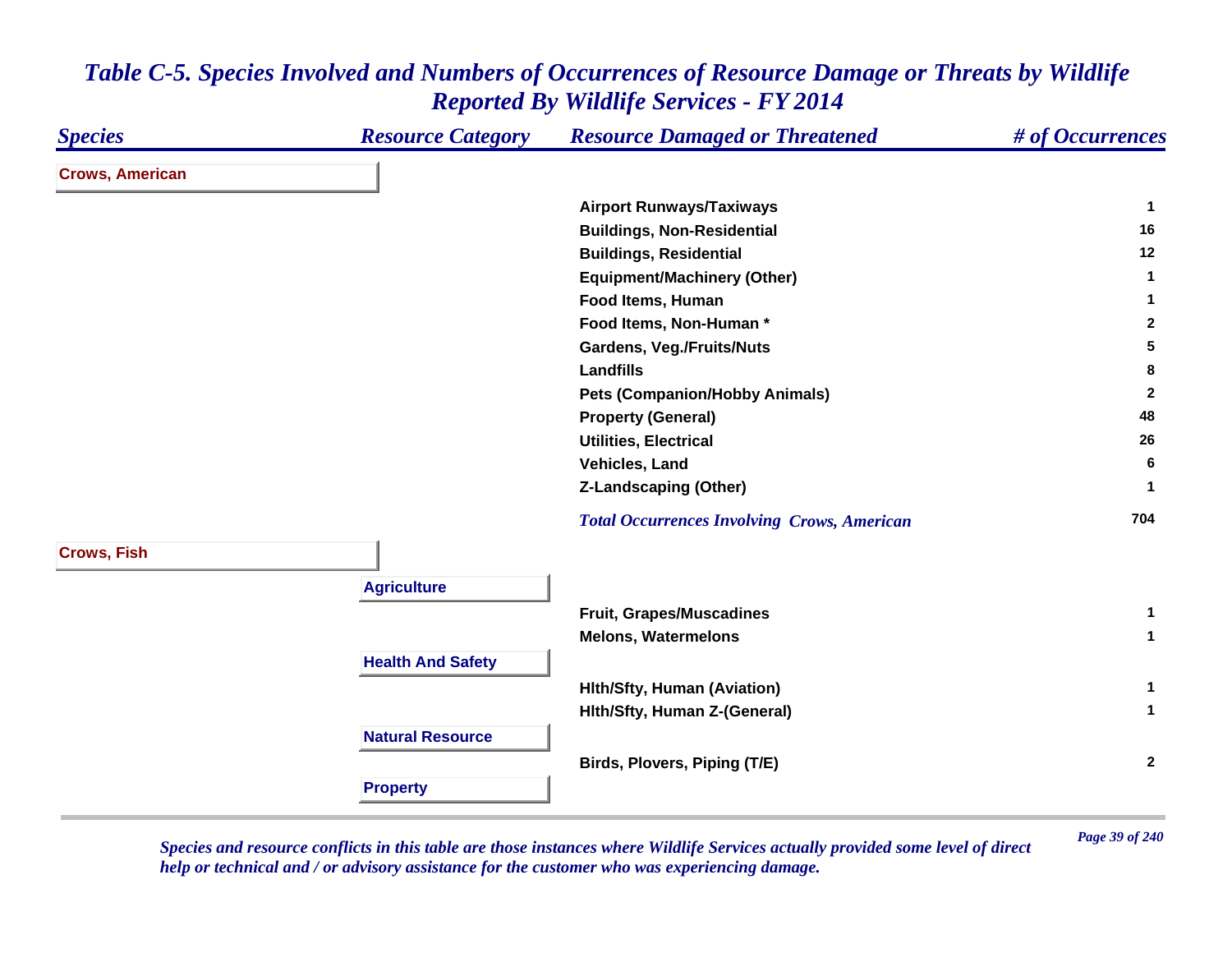# *Table C-5. Species Involved and Numbers of Occurrences of Resource Damage or Threats by Wildlife Reported By Wildlife Services - FY 2014*

| *Species* | *Resource Category* | *Resource Damaged or Threatened* | *# of Occurrences* |
|---|---|---|---|
| **Crows, American** | | | |
| | | **Airport Runways/Taxiways** | **1** |
| | | **Buildings, Non-Residential** | **16** |
| | | **Buildings, Residential** | **12** |
| | | **Equipment/Machinery (Other)** | **1** |
| | | **Food Items, Human** | **1** |
| | | **Food Items, Non-Human *** | **2** |
| | | **Gardens, Veg./Fruits/Nuts** | **5** |
| | | **Landfills** | **8** |
| | | **Pets (Companion/Hobby Animals)** | **2** |
| | | **Property (General)** | **48** |
| | | **Utilities, Electrical** | **26** |
| | | **Vehicles, Land** | **6** |
| | | **Z-Landscaping (Other)** | **1** |
| | | ***Total Occurrences Involving Crows, American*** | **704** |
| **Crows, Fish** | | | |
| | **Agriculture** | | |
| | | **Fruit, Grapes/Muscadines** | **1** |
| | | **Melons, Watermelons** | **1** |
| | **Health And Safety** | | |
| | | **Hlth/Sfty, Human (Aviation)** | **1** |
| | | **Hlth/Sfty, Human Z-(General)** | **1** |
| | **Natural Resource** | | |
| | | **Birds, Plovers, Piping (T/E)** | **2** |
| | **Property** | | |

*Species and resource conflicts in this table are those instances where Wildlife Services actually provided some level of direct help or technical and / or advisory assistance for the customer who was experiencing damage.*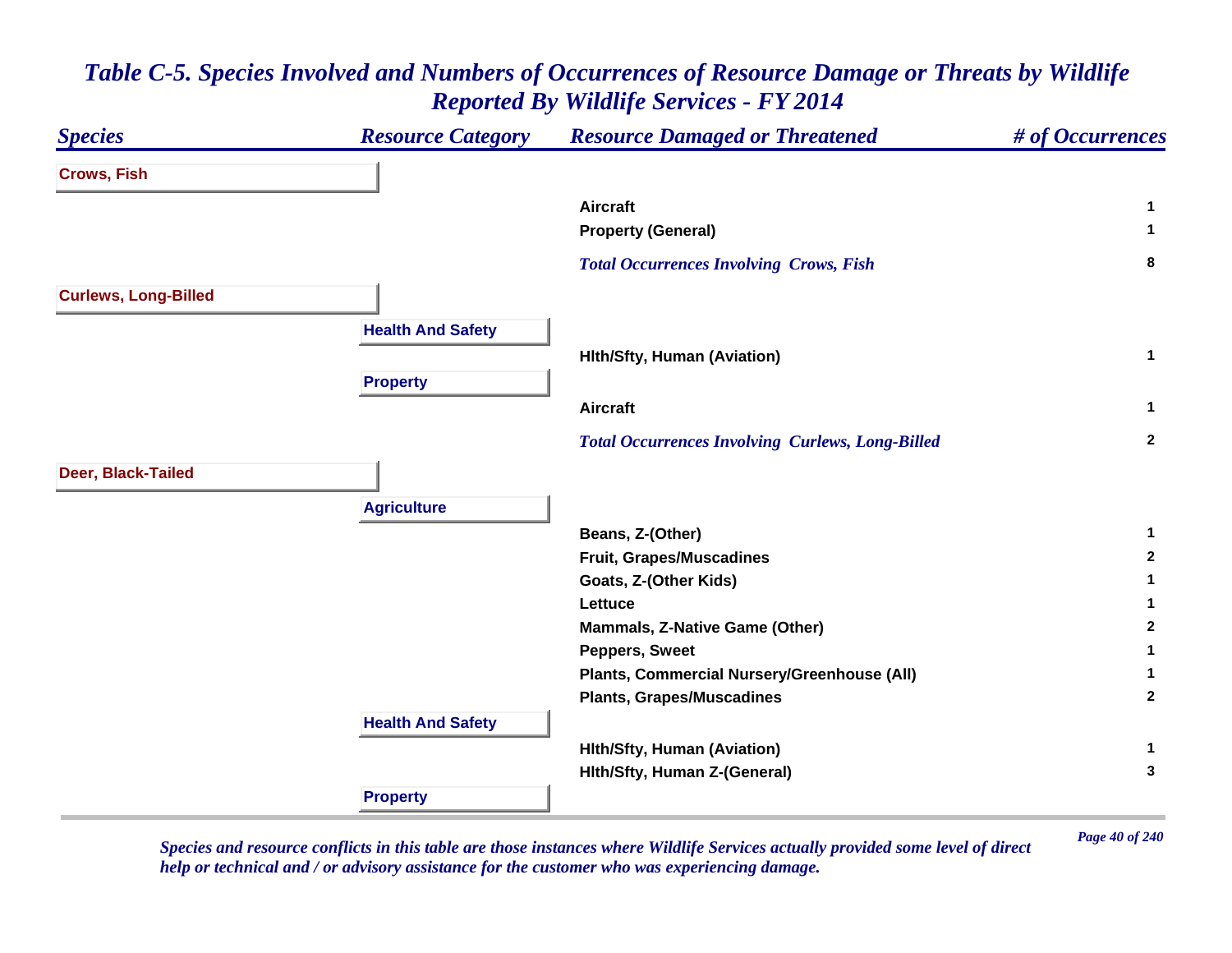# Table C-5. Species Involved and Numbers of Occurrences of Resource Damage or Threats by Wildlife Reported By Wildlife Services - FY 2014

| Species | Resource Category | Resource Damaged or Threatened | # of Occurrences |
|---|---|---|---|
| **Crows, Fish** | | | |
| | | Aircraft | 1 |
| | | Property (General) | 1 |
| | | *Total Occurrences Involving Crows, Fish* | 8 |
| **Curlews, Long-Billed** | | | |
| | **Health And Safety** | | |
| | | Hlth/Sfty, Human (Aviation) | 1 |
| | **Property** | | |
| | | Aircraft | 1 |
| | | *Total Occurrences Involving Curlews, Long-Billed* | 2 |
| **Deer, Black-Tailed** | | | |
| | **Agriculture** | | |
| | | Beans, Z-(Other) | 1 |
| | | Fruit, Grapes/Muscadines | 2 |
| | | Goats, Z-(Other Kids) | 1 |
| | | Lettuce | 1 |
| | | Mammals, Z-Native Game (Other) | 2 |
| | | Peppers, Sweet | 1 |
| | | Plants, Commercial Nursery/Greenhouse (All) | 1 |
| | | Plants, Grapes/Muscadines | 2 |
| | **Health And Safety** | | |
| | | Hlth/Sfty, Human (Aviation) | 1 |
| | | Hlth/Sfty, Human Z-(General) | 3 |
| | **Property** | | |

*Species and resource conflicts in this table are those instances where Wildlife Services actually provided some level of direct help or technical and / or advisory assistance for the customer who was experiencing damage.*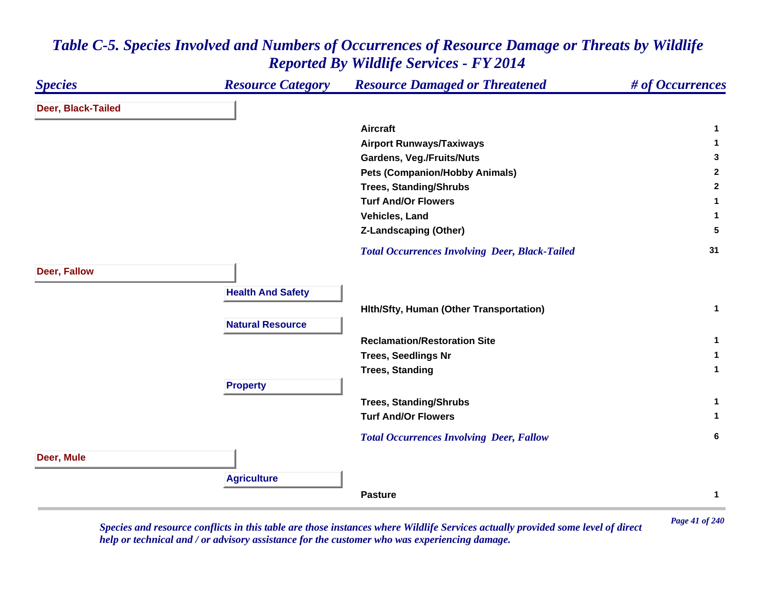# Table C-5. Species Involved and Numbers of Occurrences of Resource Damage or Threats by Wildlife Reported By Wildlife Services - FY 2014

| Species | Resource Category | Resource Damaged or Threatened | # of Occurrences |
|---|---|---|---|
| **Deer, Black-Tailed** | | | |
| | | Aircraft | 1 |
| | | Airport Runways/Taxiways | 1 |
| | | Gardens, Veg./Fruits/Nuts | 3 |
| | | Pets (Companion/Hobby Animals) | 2 |
| | | Trees, Standing/Shrubs | 2 |
| | | Turf And/Or Flowers | 1 |
| | | Vehicles, Land | 1 |
| | | Z-Landscaping (Other) | 5 |
| | | *Total Occurrences Involving Deer, Black-Tailed* | 31 |
| **Deer, Fallow** | | | |
| | **Health And Safety** | | |
| | | Hlth/Sfty, Human (Other Transportation) | 1 |
| | **Natural Resource** | | |
| | | Reclamation/Restoration Site | 1 |
| | | Trees, Seedlings Nr | 1 |
| | | Trees, Standing | 1 |
| | **Property** | | |
| | | Trees, Standing/Shrubs | 1 |
| | | Turf And/Or Flowers | 1 |
| | | *Total Occurrences Involving Deer, Fallow* | 6 |
| **Deer, Mule** | | | |
| | **Agriculture** | | |
| | | Pasture | 1 |

*Species and resource conflicts in this table are those instances where Wildlife Services actually provided some level of direct help or technical and / or advisory assistance for the customer who was experiencing damage.*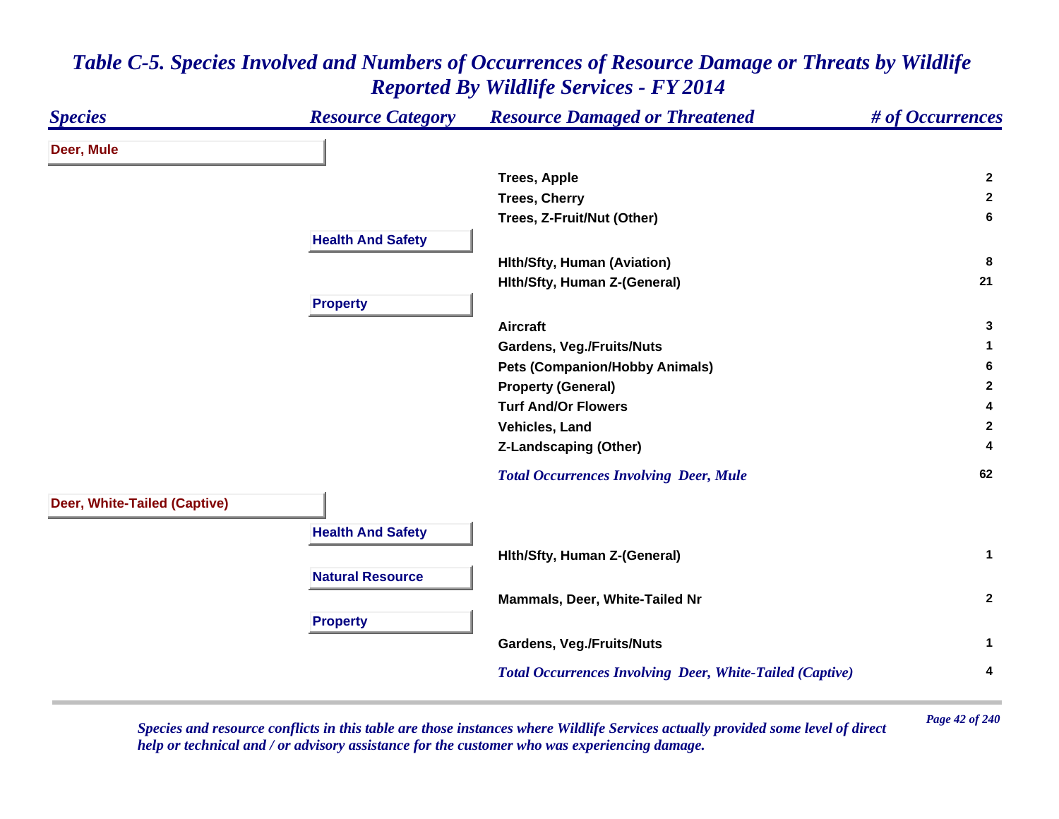# Table C-5. Species Involved and Numbers of Occurrences of Resource Damage or Threats by Wildlife Reported By Wildlife Services - FY 2014

| Species | Resource Category | Resource Damaged or Threatened | # of Occurrences |
|---|---|---|---|
| **Deer, Mule** | | | |
| | | Trees, Apple | 2 |
| | | Trees, Cherry | 2 |
| | | Trees, Z-Fruit/Nut (Other) | 6 |
| | **Health And Safety** | | |
| | | Hlth/Sfty, Human (Aviation) | 8 |
| | | Hlth/Sfty, Human Z-(General) | 21 |
| | **Property** | | |
| | | Aircraft | 3 |
| | | Gardens, Veg./Fruits/Nuts | 1 |
| | | Pets (Companion/Hobby Animals) | 6 |
| | | Property (General) | 2 |
| | | Turf And/Or Flowers | 4 |
| | | Vehicles, Land | 2 |
| | | Z-Landscaping (Other) | 4 |
| | | *Total Occurrences Involving Deer, Mule* | 62 |
| **Deer, White-Tailed (Captive)** | | | |
| | **Health And Safety** | | |
| | | Hlth/Sfty, Human Z-(General) | 1 |
| | **Natural Resource** | | |
| | | Mammals, Deer, White-Tailed Nr | 2 |
| | **Property** | | |
| | | Gardens, Veg./Fruits/Nuts | 1 |
| | | *Total Occurrences Involving Deer, White-Tailed (Captive)* | 4 |

*Species and resource conflicts in this table are those instances where Wildlife Services actually provided some level of direct help or technical and / or advisory assistance for the customer who was experiencing damage.*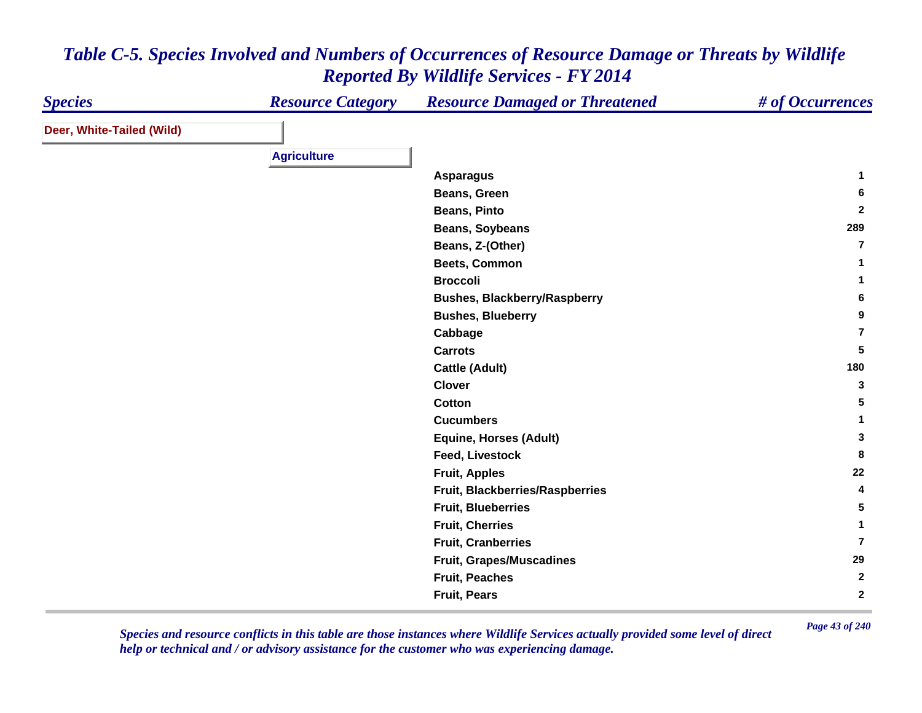# *Table C-5. Species Involved and Numbers of Occurrences of Resource Damage or Threats by Wildlife Reported By Wildlife Services - FY 2014*

| *Species* | *Resource Category* | *Resource Damaged or Threatened* | *# of Occurrences* |
|---|---|---|---|
| **Deer, White-Tailed (Wild)** | | | |
| | **Agriculture** | | |
| | | **Asparagus** | **1** |
| | | **Beans, Green** | **6** |
| | | **Beans, Pinto** | **2** |
| | | **Beans, Soybeans** | **289** |
| | | **Beans, Z-(Other)** | **7** |
| | | **Beets, Common** | **1** |
| | | **Broccoli** | **1** |
| | | **Bushes, Blackberry/Raspberry** | **6** |
| | | **Bushes, Blueberry** | **9** |
| | | **Cabbage** | **7** |
| | | **Carrots** | **5** |
| | | **Cattle (Adult)** | **180** |
| | | **Clover** | **3** |
| | | **Cotton** | **5** |
| | | **Cucumbers** | **1** |
| | | **Equine, Horses (Adult)** | **3** |
| | | **Feed, Livestock** | **8** |
| | | **Fruit, Apples** | **22** |
| | | **Fruit, Blackberries/Raspberries** | **4** |
| | | **Fruit, Blueberries** | **5** |
| | | **Fruit, Cherries** | **1** |
| | | **Fruit, Cranberries** | **7** |
| | | **Fruit, Grapes/Muscadines** | **29** |
| | | **Fruit, Peaches** | **2** |
| | | **Fruit, Pears** | **2** |

*Species and resource conflicts in this table are those instances where Wildlife Services actually provided some level of direct help or technical and / or advisory assistance for the customer who was experiencing damage.*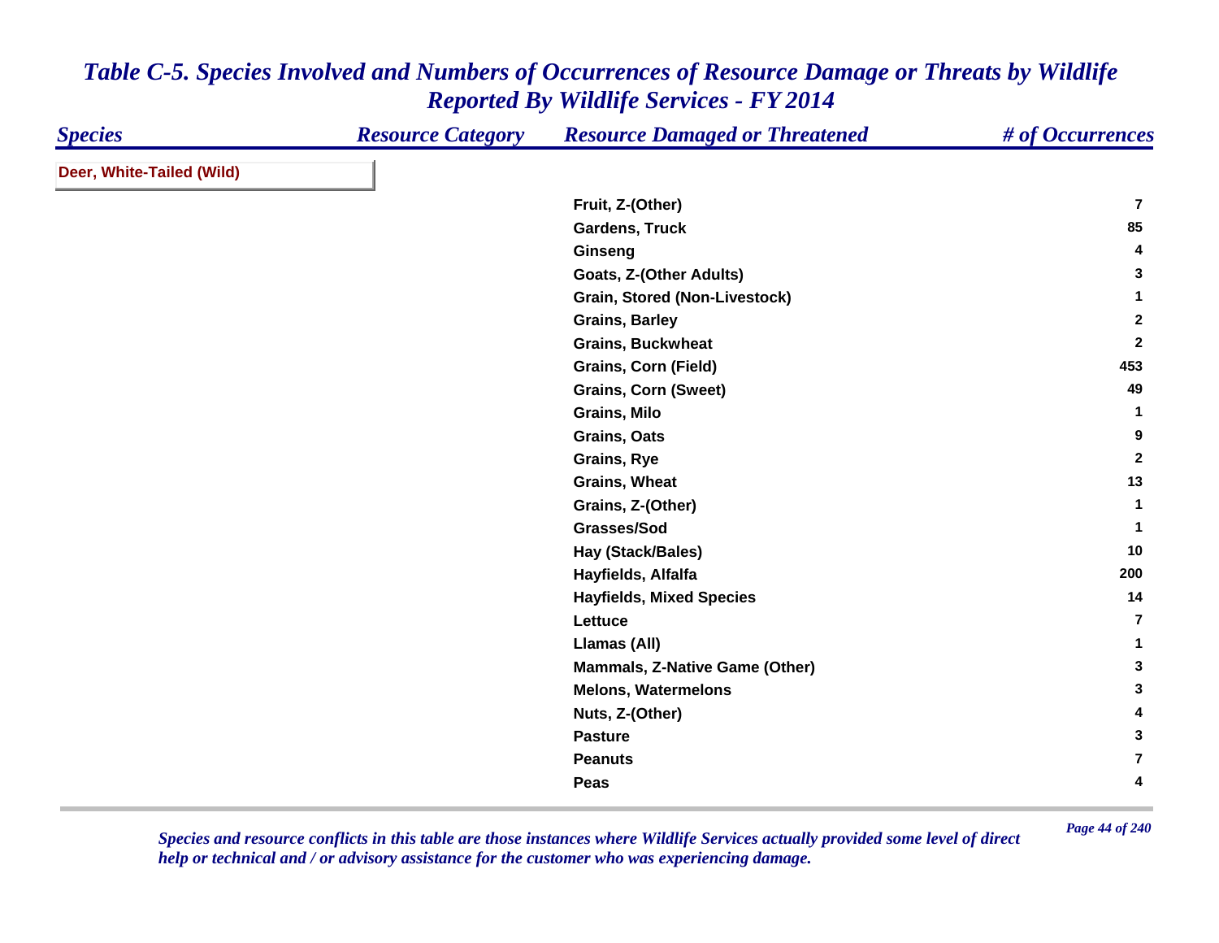# *Table C-5. Species Involved and Numbers of Occurrences of Resource Damage or Threats by Wildlife Reported By Wildlife Services - FY 2014*

| Species | Resource Category | Resource Damaged or Threatened | # of Occurrences |
|---|---|---|---|
| **Deer, White-Tailed (Wild)** | | | |
| | | Fruit, Z-(Other) | 7 |
| | | Gardens, Truck | 85 |
| | | Ginseng | 4 |
| | | Goats, Z-(Other Adults) | 3 |
| | | Grain, Stored (Non-Livestock) | 1 |
| | | Grains, Barley | 2 |
| | | Grains, Buckwheat | 2 |
| | | Grains, Corn (Field) | 453 |
| | | Grains, Corn (Sweet) | 49 |
| | | Grains, Milo | 1 |
| | | Grains, Oats | 9 |
| | | Grains, Rye | 2 |
| | | Grains, Wheat | 13 |
| | | Grains, Z-(Other) | 1 |
| | | Grasses/Sod | 1 |
| | | Hay (Stack/Bales) | 10 |
| | | Hayfields, Alfalfa | 200 |
| | | Hayfields, Mixed Species | 14 |
| | | Lettuce | 7 |
| | | Llamas (All) | 1 |
| | | Mammals, Z-Native Game (Other) | 3 |
| | | Melons, Watermelons | 3 |
| | | Nuts, Z-(Other) | 4 |
| | | Pasture | 3 |
| | | Peanuts | 7 |
| | | Peas | 4 |

*Species and resource conflicts in this table are those instances where Wildlife Services actually provided some level of direct help or technical and / or advisory assistance for the customer who was experiencing damage.*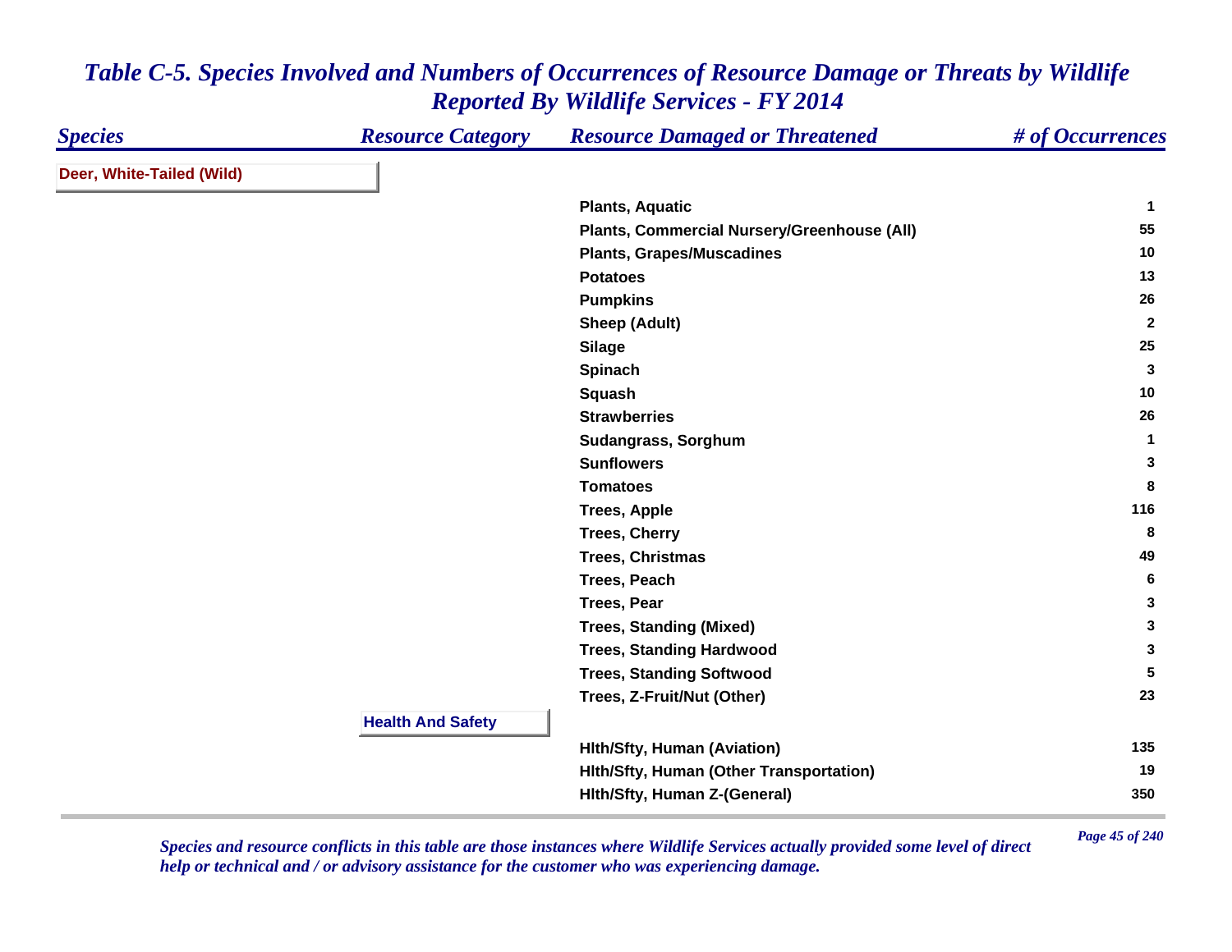# *Table C-5. Species Involved and Numbers of Occurrences of Resource Damage or Threats by Wildlife Reported By Wildlife Services - FY 2014*

| *Species* | *Resource Category* | *Resource Damaged or Threatened* | *# of Occurrences* |
|---|---|---|---|
| **Deer, White-Tailed (Wild)** | | | |
| | | **Plants, Aquatic** | **1** |
| | | **Plants, Commercial Nursery/Greenhouse (All)** | **55** |
| | | **Plants, Grapes/Muscadines** | **10** |
| | | **Potatoes** | **13** |
| | | **Pumpkins** | **26** |
| | | **Sheep (Adult)** | **2** |
| | | **Silage** | **25** |
| | | **Spinach** | **3** |
| | | **Squash** | **10** |
| | | **Strawberries** | **26** |
| | | **Sudangrass, Sorghum** | **1** |
| | | **Sunflowers** | **3** |
| | | **Tomatoes** | **8** |
| | | **Trees, Apple** | **116** |
| | | **Trees, Cherry** | **8** |
| | | **Trees, Christmas** | **49** |
| | | **Trees, Peach** | **6** |
| | | **Trees, Pear** | **3** |
| | | **Trees, Standing (Mixed)** | **3** |
| | | **Trees, Standing Hardwood** | **3** |
| | | **Trees, Standing Softwood** | **5** |
| | | **Trees, Z-Fruit/Nut (Other)** | **23** |
| | **Health And Safety** | | |
| | | **Hlth/Sfty, Human (Aviation)** | **135** |
| | | **Hlth/Sfty, Human (Other Transportation)** | **19** |
| | | **Hlth/Sfty, Human Z-(General)** | **350** |

*Species and resource conflicts in this table are those instances where Wildlife Services actually provided some level of direct help or technical and / or advisory assistance for the customer who was experiencing damage.*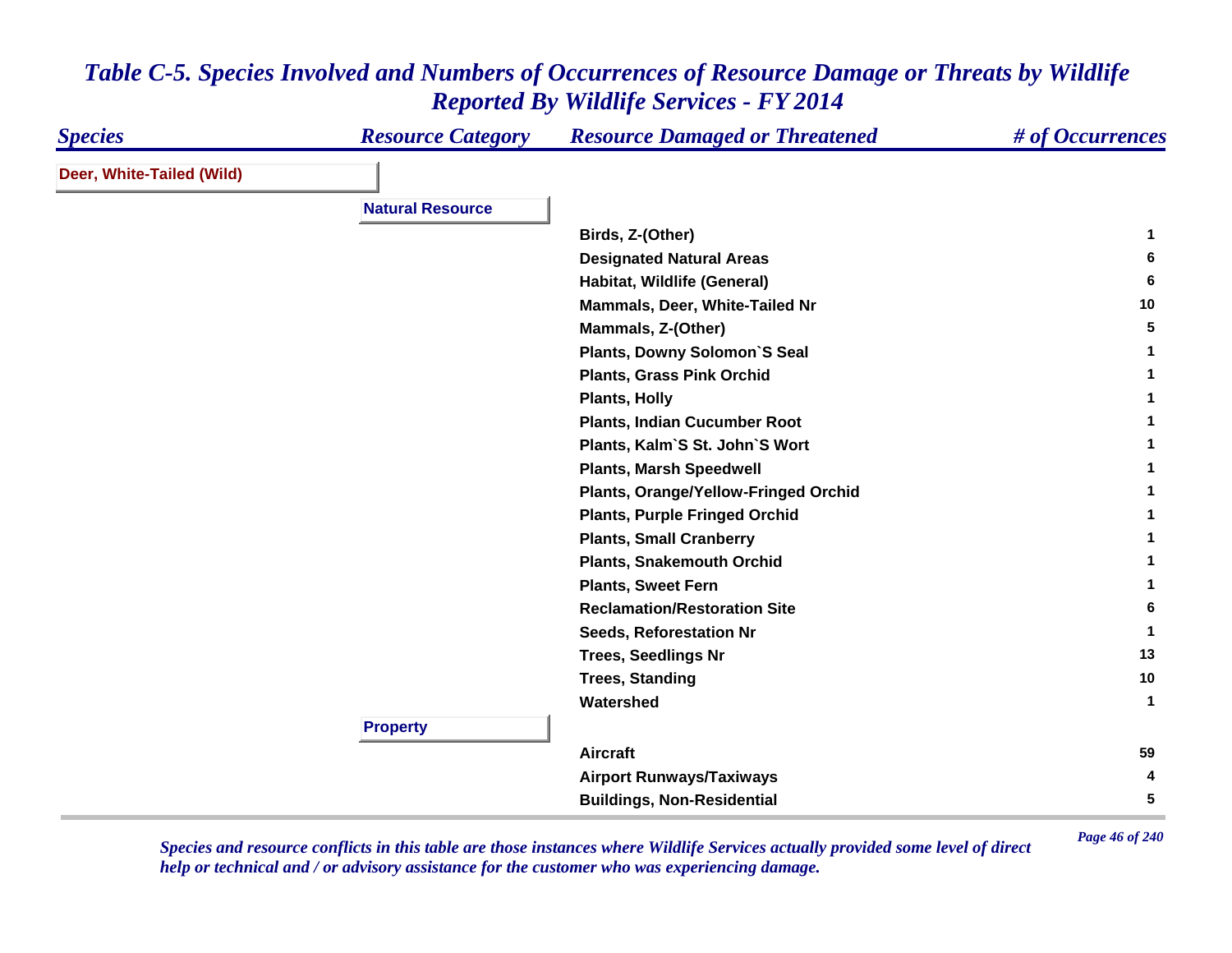# *Table C-5. Species Involved and Numbers of Occurrences of Resource Damage or Threats by Wildlife Reported By Wildlife Services - FY 2014*

| *Species* | *Resource Category* | *Resource Damaged or Threatened* | *# of Occurrences* |
|---|---|---|---|
| **Deer, White-Tailed (Wild)** | | | |
| | **Natural Resource** | | |
| | | **Birds, Z-(Other)** | **1** |
| | | **Designated Natural Areas** | **6** |
| | | **Habitat, Wildlife (General)** | **6** |
| | | **Mammals, Deer, White-Tailed Nr** | **10** |
| | | **Mammals, Z-(Other)** | **5** |
| | | **Plants, Downy Solomon`S Seal** | **1** |
| | | **Plants, Grass Pink Orchid** | **1** |
| | | **Plants, Holly** | **1** |
| | | **Plants, Indian Cucumber Root** | **1** |
| | | **Plants, Kalm`S St. John`S Wort** | **1** |
| | | **Plants, Marsh Speedwell** | **1** |
| | | **Plants, Orange/Yellow-Fringed Orchid** | **1** |
| | | **Plants, Purple Fringed Orchid** | **1** |
| | | **Plants, Small Cranberry** | **1** |
| | | **Plants, Snakemouth Orchid** | **1** |
| | | **Plants, Sweet Fern** | **1** |
| | | **Reclamation/Restoration Site** | **6** |
| | | **Seeds, Reforestation Nr** | **1** |
| | | **Trees, Seedlings Nr** | **13** |
| | | **Trees, Standing** | **10** |
| | | **Watershed** | **1** |
| | **Property** | | |
| | | **Aircraft** | **59** |
| | | **Airport Runways/Taxiways** | **4** |
| | | **Buildings, Non-Residential** | **5** |

*Species and resource conflicts in this table are those instances where Wildlife Services actually provided some level of direct help or technical and / or advisory assistance for the customer who was experiencing damage.*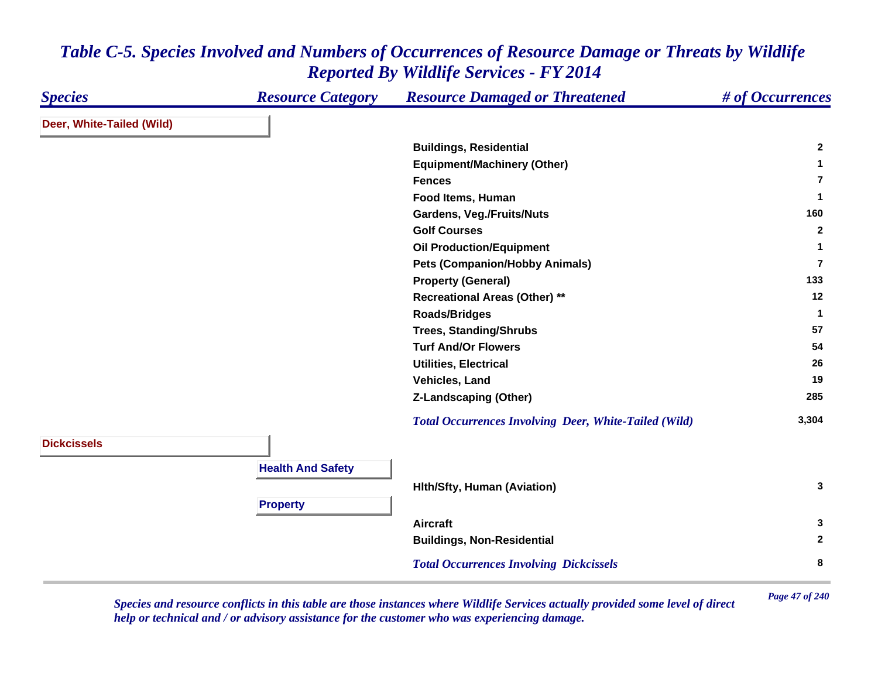# *Table C-5. Species Involved and Numbers of Occurrences of Resource Damage or Threats by Wildlife Reported By Wildlife Services - FY 2014*

| *Species* | *Resource Category* | *Resource Damaged or Threatened* | *# of Occurrences* |
|---|---|---|---|
| **Deer, White-Tailed (Wild)** | | | |
| | | **Buildings, Residential** | **2** |
| | | **Equipment/Machinery (Other)** | **1** |
| | | **Fences** | **7** |
| | | **Food Items, Human** | **1** |
| | | **Gardens, Veg./Fruits/Nuts** | **160** |
| | | **Golf Courses** | **2** |
| | | **Oil Production/Equipment** | **1** |
| | | **Pets (Companion/Hobby Animals)** | **7** |
| | | **Property (General)** | **133** |
| | | **Recreational Areas (Other) ** ** | **12** |
| | | **Roads/Bridges** | **1** |
| | | **Trees, Standing/Shrubs** | **57** |
| | | **Turf And/Or Flowers** | **54** |
| | | **Utilities, Electrical** | **26** |
| | | **Vehicles, Land** | **19** |
| | | **Z-Landscaping (Other)** | **285** |
| | | ***Total Occurrences Involving Deer, White-Tailed (Wild)*** | **3,304** |
| **Dickcissels** | | | |
| | **Health And Safety** | | |
| | | **Hlth/Sfty, Human (Aviation)** | **3** |
| | **Property** | | |
| | | **Aircraft** | **3** |
| | | **Buildings, Non-Residential** | **2** |
| | | ***Total Occurrences Involving Dickcissels*** | **8** |

*Species and resource conflicts in this table are those instances where Wildlife Services actually provided some level of direct help or technical and / or advisory assistance for the customer who was experiencing damage.*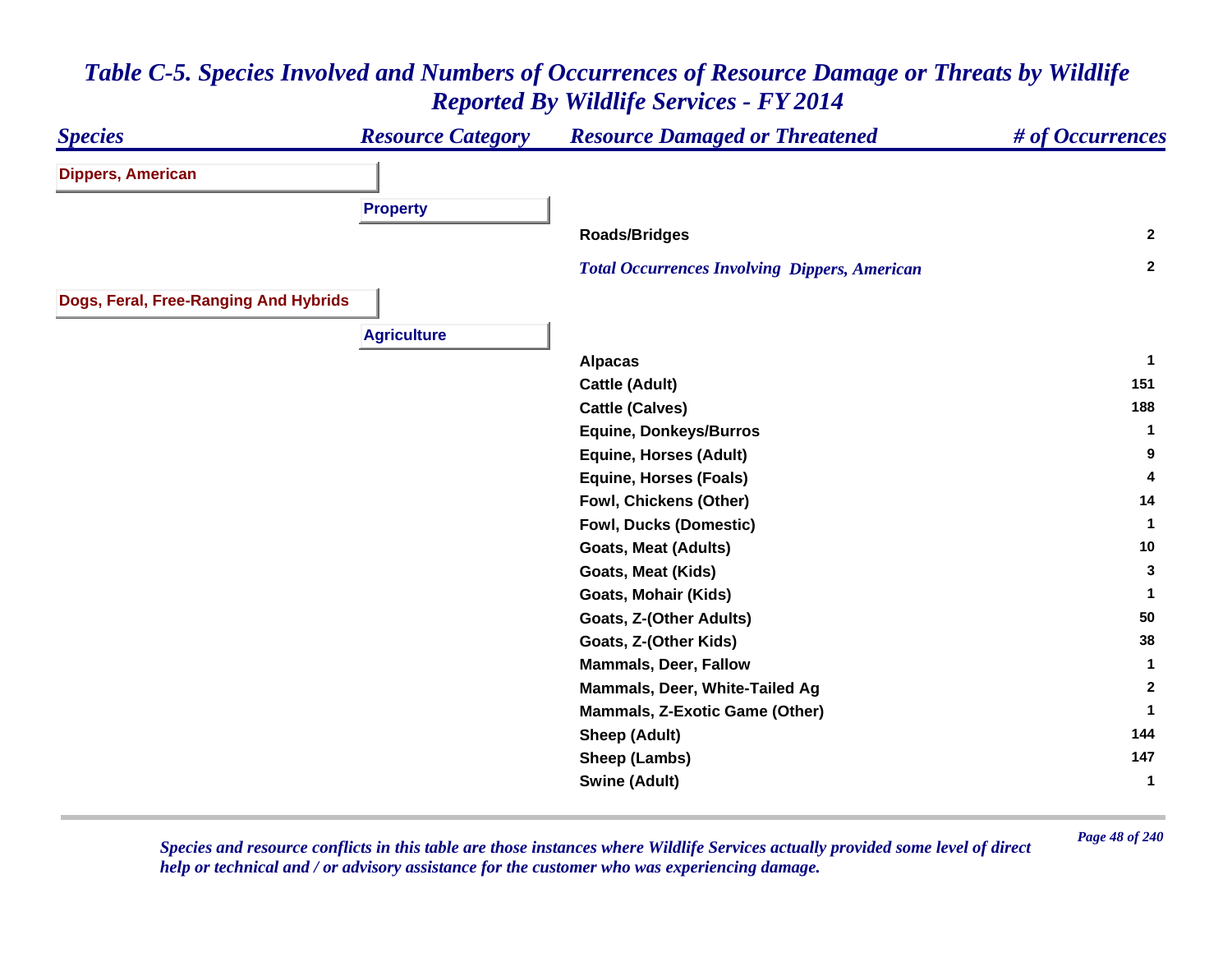# Table C-5. Species Involved and Numbers of Occurrences of Resource Damage or Threats by Wildlife Reported By Wildlife Services - FY 2014

| Species | Resource Category | Resource Damaged or Threatened | # of Occurrences |
|---|---|---|---|
| **Dippers, American** | | | |
| | **Property** | | |
| | | Roads/Bridges | 2 |
| | | *Total Occurrences Involving Dippers, American* | 2 |
| **Dogs, Feral, Free-Ranging And Hybrids** | | | |
| | **Agriculture** | | |
| | | Alpacas | 1 |
| | | Cattle (Adult) | 151 |
| | | Cattle (Calves) | 188 |
| | | Equine, Donkeys/Burros | 1 |
| | | Equine, Horses (Adult) | 9 |
| | | Equine, Horses (Foals) | 4 |
| | | Fowl, Chickens (Other) | 14 |
| | | Fowl, Ducks (Domestic) | 1 |
| | | Goats, Meat (Adults) | 10 |
| | | Goats, Meat (Kids) | 3 |
| | | Goats, Mohair (Kids) | 1 |
| | | Goats, Z-(Other Adults) | 50 |
| | | Goats, Z-(Other Kids) | 38 |
| | | Mammals, Deer, Fallow | 1 |
| | | Mammals, Deer, White-Tailed Ag | 2 |
| | | Mammals, Z-Exotic Game (Other) | 1 |
| | | Sheep (Adult) | 144 |
| | | Sheep (Lambs) | 147 |
| | | Swine (Adult) | 1 |

*Species and resource conflicts in this table are those instances where Wildlife Services actually provided some level of direct help or technical and / or advisory assistance for the customer who was experiencing damage.*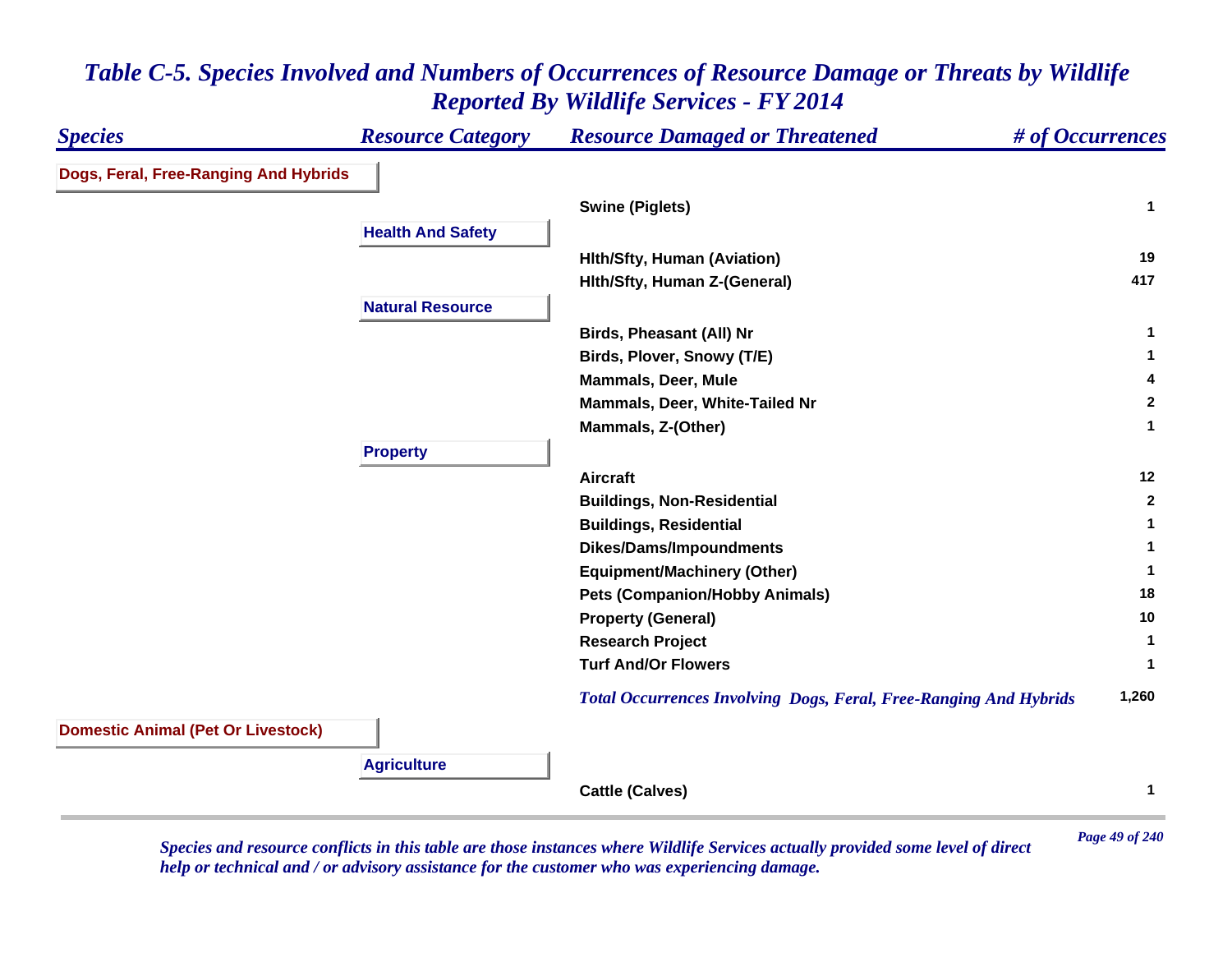# Table C-5. Species Involved and Numbers of Occurrences of Resource Damage or Threats by Wildlife Reported By Wildlife Services - FY 2014

| Species | Resource Category | Resource Damaged or Threatened | # of Occurrences |
|---|---|---|---|
| **Dogs, Feral, Free-Ranging And Hybrids** | | | |
| | | Swine (Piglets) | 1 |
| | **Health And Safety** | | |
| | | Hlth/Sfty, Human (Aviation) | 19 |
| | | Hlth/Sfty, Human Z-(General) | 417 |
| | **Natural Resource** | | |
| | | Birds, Pheasant (All) Nr | 1 |
| | | Birds, Plover, Snowy (T/E) | 1 |
| | | Mammals, Deer, Mule | 4 |
| | | Mammals, Deer, White-Tailed Nr | 2 |
| | | Mammals, Z-(Other) | 1 |
| | **Property** | | |
| | | Aircraft | 12 |
| | | Buildings, Non-Residential | 2 |
| | | Buildings, Residential | 1 |
| | | Dikes/Dams/Impoundments | 1 |
| | | Equipment/Machinery (Other) | 1 |
| | | Pets (Companion/Hobby Animals) | 18 |
| | | Property (General) | 10 |
| | | Research Project | 1 |
| | | Turf And/Or Flowers | 1 |
| | | *Total Occurrences Involving Dogs, Feral, Free-Ranging And Hybrids* | 1,260 |
| **Domestic Animal (Pet Or Livestock)** | | | |
| | **Agriculture** | | |
| | | Cattle (Calves) | 1 |

*Species and resource conflicts in this table are those instances where Wildlife Services actually provided some level of direct help or technical and / or advisory assistance for the customer who was experiencing damage.*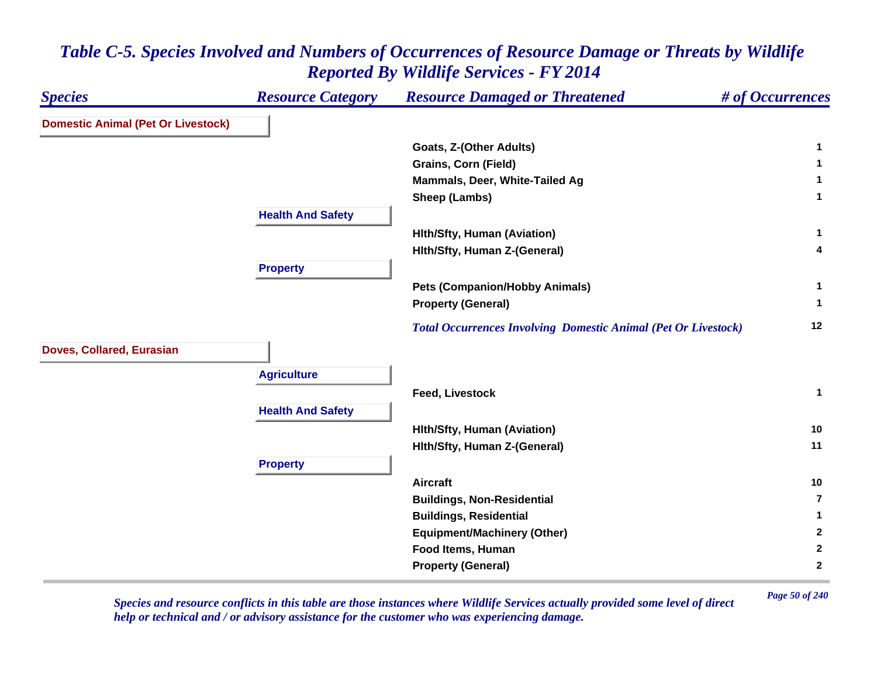# Table C-5. Species Involved and Numbers of Occurrences of Resource Damage or Threats by Wildlife Reported By Wildlife Services - FY 2014

| Species | Resource Category | Resource Damaged or Threatened | # of Occurrences |
|---|---|---|---|
| **Domestic Animal (Pet Or Livestock)** | | | |
| | | Goats, Z-(Other Adults) | 1 |
| | | Grains, Corn (Field) | 1 |
| | | Mammals, Deer, White-Tailed Ag | 1 |
| | | Sheep (Lambs) | 1 |
| | **Health And Safety** | | |
| | | Hlth/Sfty, Human (Aviation) | 1 |
| | | Hlth/Sfty, Human Z-(General) | 4 |
| | **Property** | | |
| | | Pets (Companion/Hobby Animals) | 1 |
| | | Property (General) | 1 |
| | | *Total Occurrences Involving Domestic Animal (Pet Or Livestock)* | 12 |
| **Doves, Collared, Eurasian** | | | |
| | **Agriculture** | | |
| | | Feed, Livestock | 1 |
| | **Health And Safety** | | |
| | | Hlth/Sfty, Human (Aviation) | 10 |
| | | Hlth/Sfty, Human Z-(General) | 11 |
| | **Property** | | |
| | | Aircraft | 10 |
| | | Buildings, Non-Residential | 7 |
| | | Buildings, Residential | 1 |
| | | Equipment/Machinery (Other) | 2 |
| | | Food Items, Human | 2 |
| | | Property (General) | 2 |

*Species and resource conflicts in this table are those instances where Wildlife Services actually provided some level of direct help or technical and / or advisory assistance for the customer who was experiencing damage.*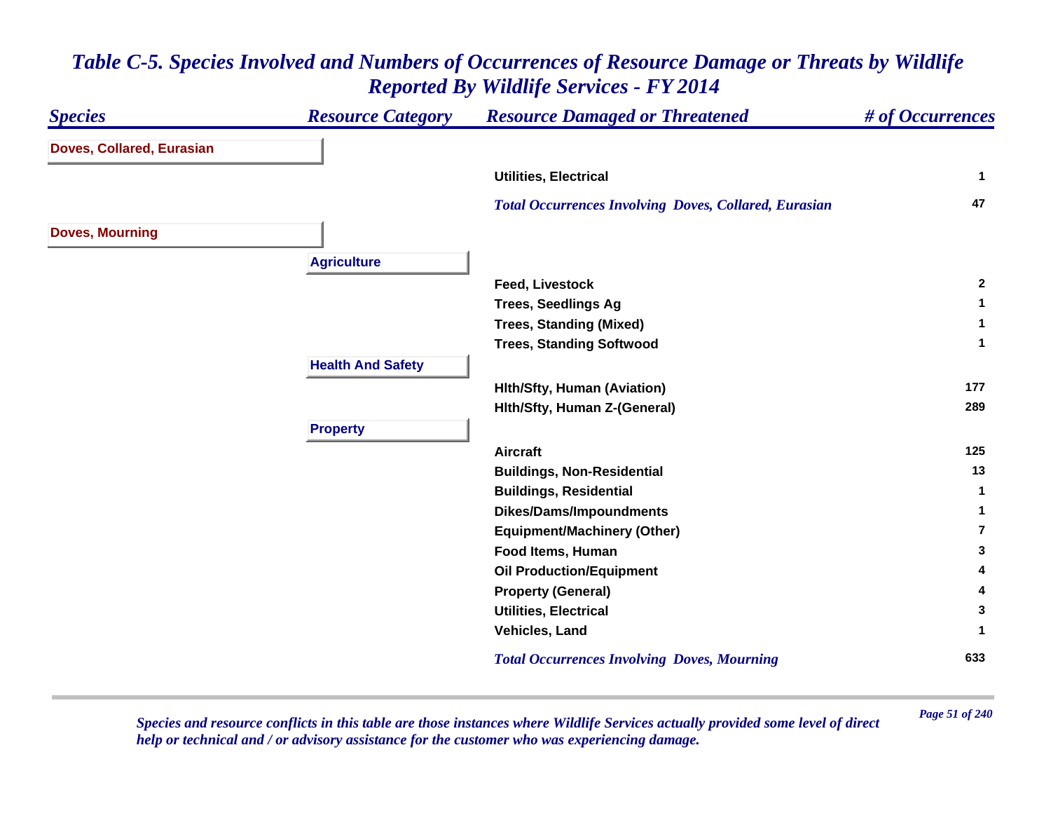# *Table C-5. Species Involved and Numbers of Occurrences of Resource Damage or Threats by Wildlife Reported By Wildlife Services - FY 2014*

| *Species* | *Resource Category* | *Resource Damaged or Threatened* | *# of Occurrences* |
|---|---|---|---|
| **Doves, Collared, Eurasian** | | | |
| | | **Utilities, Electrical** | **1** |
| | | ***Total Occurrences Involving Doves, Collared, Eurasian*** | **47** |
| **Doves, Mourning** | | | |
| | **Agriculture** | | |
| | | **Feed, Livestock** | **2** |
| | | **Trees, Seedlings Ag** | **1** |
| | | **Trees, Standing (Mixed)** | **1** |
| | | **Trees, Standing Softwood** | **1** |
| | **Health And Safety** | | |
| | | **Hlth/Sfty, Human (Aviation)** | **177** |
| | | **Hlth/Sfty, Human Z-(General)** | **289** |
| | **Property** | | |
| | | **Aircraft** | **125** |
| | | **Buildings, Non-Residential** | **13** |
| | | **Buildings, Residential** | **1** |
| | | **Dikes/Dams/Impoundments** | **1** |
| | | **Equipment/Machinery (Other)** | **7** |
| | | **Food Items, Human** | **3** |
| | | **Oil Production/Equipment** | **4** |
| | | **Property (General)** | **4** |
| | | **Utilities, Electrical** | **3** |
| | | **Vehicles, Land** | **1** |
| | | ***Total Occurrences Involving Doves, Mourning*** | **633** |

*Species and resource conflicts in this table are those instances where Wildlife Services actually provided some level of direct help or technical and / or advisory assistance for the customer who was experiencing damage.*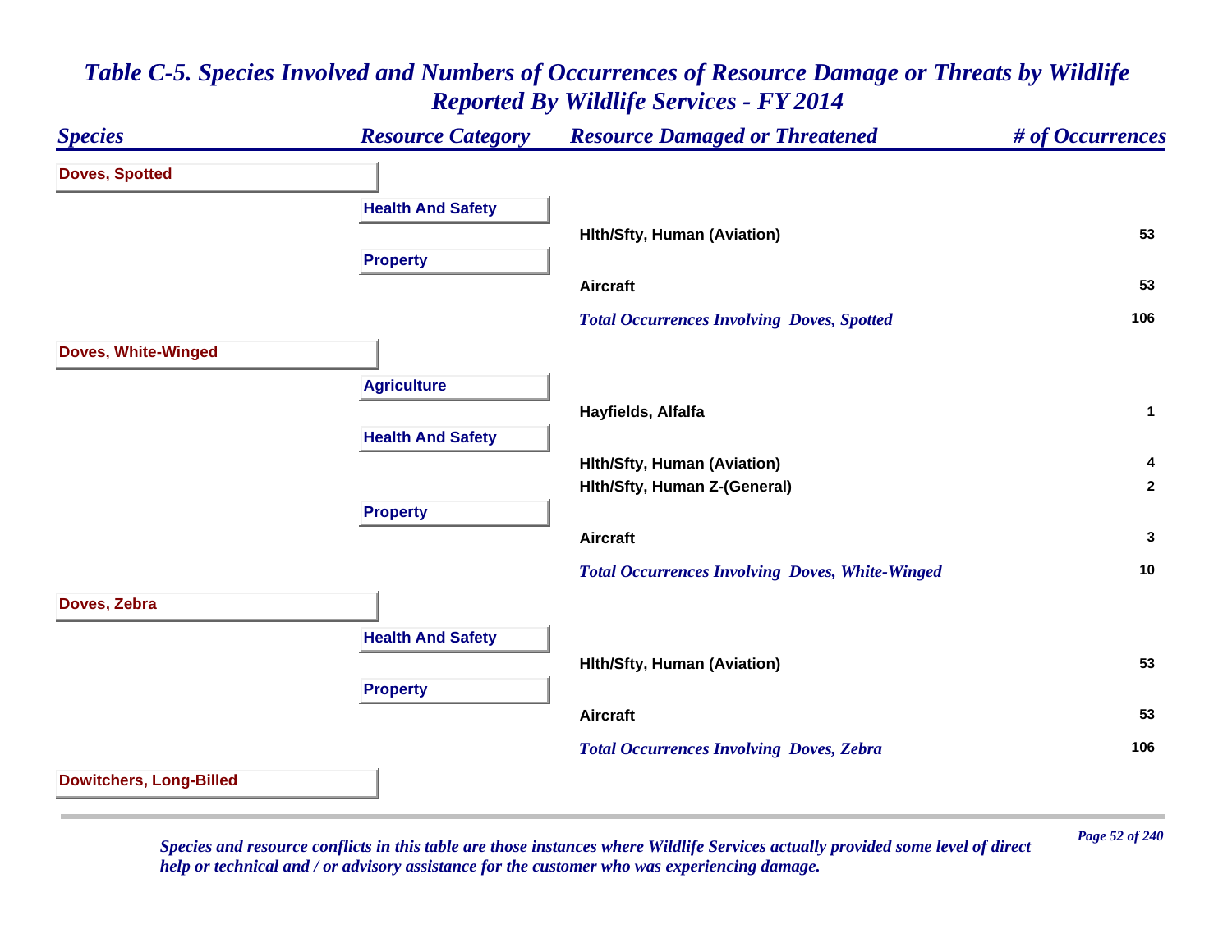# Table C-5. Species Involved and Numbers of Occurrences of Resource Damage or Threats by Wildlife Reported By Wildlife Services - FY 2014

| Species | Resource Category | Resource Damaged or Threatened | # of Occurrences |
|---|---|---|---|
| **Doves, Spotted** | | | |
| | **Health And Safety** | | |
| | | Hlth/Sfty, Human (Aviation) | 53 |
| | **Property** | | |
| | | Aircraft | 53 |
| | | *Total Occurrences Involving Doves, Spotted* | 106 |
| **Doves, White-Winged** | | | |
| | **Agriculture** | | |
| | | Hayfields, Alfalfa | 1 |
| | **Health And Safety** | | |
| | | Hlth/Sfty, Human (Aviation) | 4 |
| | | Hlth/Sfty, Human Z-(General) | 2 |
| | **Property** | | |
| | | Aircraft | 3 |
| | | *Total Occurrences Involving Doves, White-Winged* | 10 |
| **Doves, Zebra** | | | |
| | **Health And Safety** | | |
| | | Hlth/Sfty, Human (Aviation) | 53 |
| | **Property** | | |
| | | Aircraft | 53 |
| | | *Total Occurrences Involving Doves, Zebra* | 106 |
| **Dowitchers, Long-Billed** | | | |

*Species and resource conflicts in this table are those instances where Wildlife Services actually provided some level of direct help or technical and / or advisory assistance for the customer who was experiencing damage.*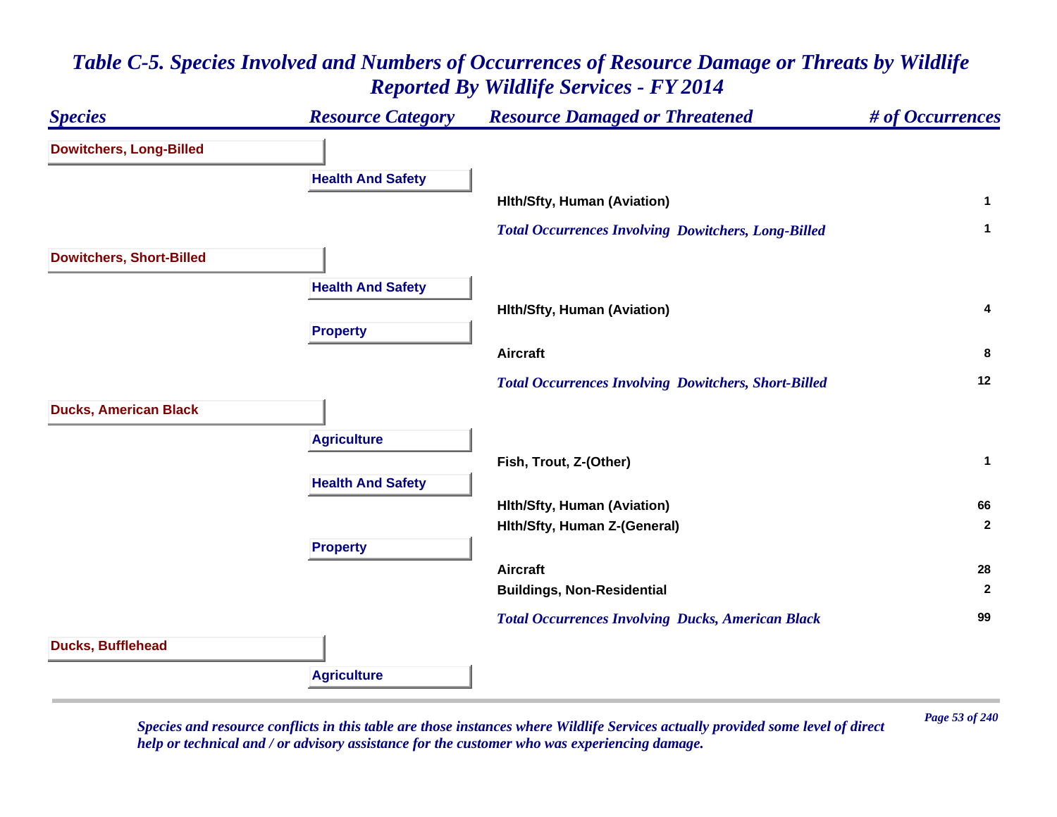# *Table C-5. Species Involved and Numbers of Occurrences of Resource Damage or Threats by Wildlife Reported By Wildlife Services - FY 2014*

| *Species* | *Resource Category* | *Resource Damaged or Threatened* | *# of Occurrences* |
|---|---|---|---|
| **Dowitchers, Long-Billed** | | | |
| | **Health And Safety** | | |
| | | **Hlth/Sfty, Human (Aviation)** | **1** |
| | | ***Total Occurrences Involving Dowitchers, Long-Billed*** | **1** |
| **Dowitchers, Short-Billed** | | | |
| | **Health And Safety** | | |
| | | **Hlth/Sfty, Human (Aviation)** | **4** |
| | **Property** | | |
| | | **Aircraft** | **8** |
| | | ***Total Occurrences Involving Dowitchers, Short-Billed*** | **12** |
| **Ducks, American Black** | | | |
| | **Agriculture** | | |
| | | **Fish, Trout, Z-(Other)** | **1** |
| | **Health And Safety** | | |
| | | **Hlth/Sfty, Human (Aviation)** | **66** |
| | | **Hlth/Sfty, Human Z-(General)** | **2** |
| | **Property** | | |
| | | **Aircraft** | **28** |
| | | **Buildings, Non-Residential** | **2** |
| | | ***Total Occurrences Involving Ducks, American Black*** | **99** |
| **Ducks, Bufflehead** | | | |
| | **Agriculture** | | |

*Species and resource conflicts in this table are those instances where Wildlife Services actually provided some level of direct help or technical and / or advisory assistance for the customer who was experiencing damage.*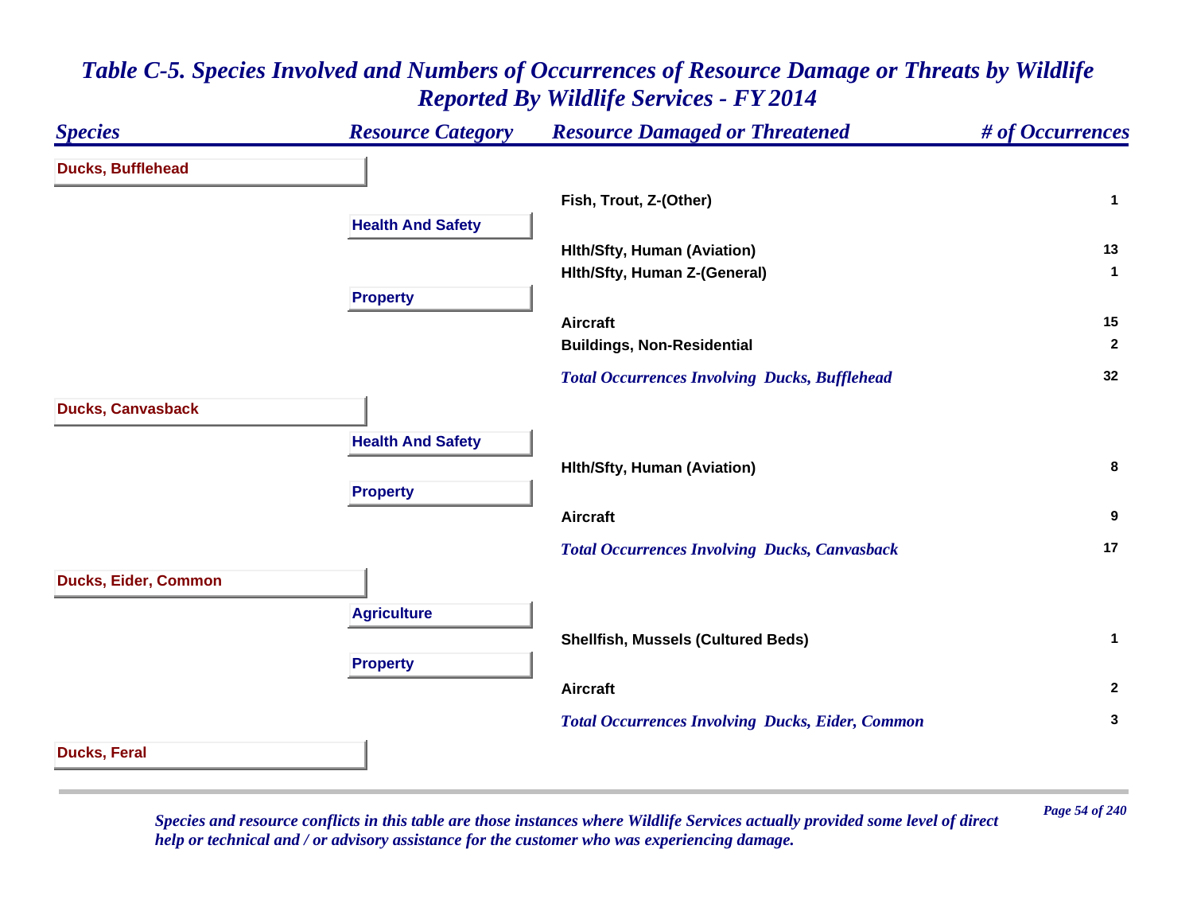# Table C-5. Species Involved and Numbers of Occurrences of Resource Damage or Threats by Wildlife Reported By Wildlife Services - FY 2014

| Species | Resource Category | Resource Damaged or Threatened | # of Occurrences |
|---|---|---|---|
| **Ducks, Bufflehead** | | | |
| | | Fish, Trout, Z-(Other) | 1 |
| | **Health And Safety** | | |
| | | Hlth/Sfty, Human (Aviation) | 13 |
| | | Hlth/Sfty, Human Z-(General) | 1 |
| | **Property** | | |
| | | Aircraft | 15 |
| | | Buildings, Non-Residential | 2 |
| | | *Total Occurrences Involving Ducks, Bufflehead* | 32 |
| **Ducks, Canvasback** | | | |
| | **Health And Safety** | | |
| | | Hlth/Sfty, Human (Aviation) | 8 |
| | **Property** | | |
| | | Aircraft | 9 |
| | | *Total Occurrences Involving Ducks, Canvasback* | 17 |
| **Ducks, Eider, Common** | | | |
| | **Agriculture** | | |
| | | Shellfish, Mussels (Cultured Beds) | 1 |
| | **Property** | | |
| | | Aircraft | 2 |
| | | *Total Occurrences Involving Ducks, Eider, Common* | 3 |
| **Ducks, Feral** | | | |

*Species and resource conflicts in this table are those instances where Wildlife Services actually provided some level of direct help or technical and / or advisory assistance for the customer who was experiencing damage.*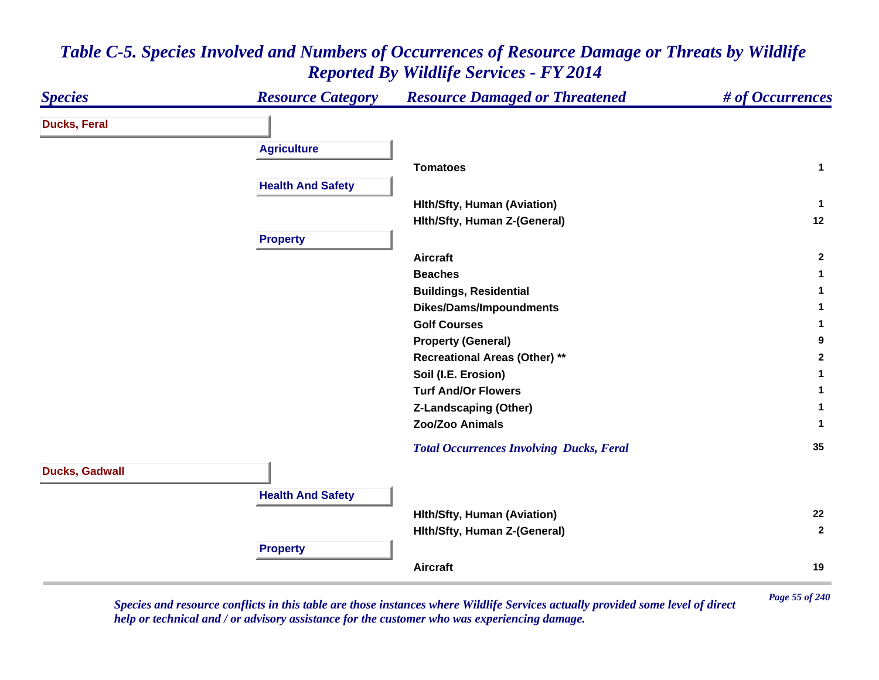# *Table C-5. Species Involved and Numbers of Occurrences of Resource Damage or Threats by Wildlife Reported By Wildlife Services - FY 2014*

| *Species* | *Resource Category* | *Resource Damaged or Threatened* | *# of Occurrences* |
|---|---|---|---|
| **Ducks, Feral** | | | |
| | **Agriculture** | | |
| | | **Tomatoes** | **1** |
| | **Health And Safety** | | |
| | | **Hlth/Sfty, Human (Aviation)** | **1** |
| | | **Hlth/Sfty, Human Z-(General)** | **12** |
| | **Property** | | |
| | | **Aircraft** | **2** |
| | | **Beaches** | **1** |
| | | **Buildings, Residential** | **1** |
| | | **Dikes/Dams/Impoundments** | **1** |
| | | **Golf Courses** | **1** |
| | | **Property (General)** | **9** |
| | | **Recreational Areas (Other) ** ** | **2** |
| | | **Soil (I.E. Erosion)** | **1** |
| | | **Turf And/Or Flowers** | **1** |
| | | **Z-Landscaping (Other)** | **1** |
| | | **Zoo/Zoo Animals** | **1** |
| | | ***Total Occurrences Involving Ducks, Feral*** | **35** |
| **Ducks, Gadwall** | | | |
| | **Health And Safety** | | |
| | | **Hlth/Sfty, Human (Aviation)** | **22** |
| | | **Hlth/Sfty, Human Z-(General)** | **2** |
| | **Property** | | |
| | | **Aircraft** | **19** |

*Species and resource conflicts in this table are those instances where Wildlife Services actually provided some level of direct help or technical and / or advisory assistance for the customer who was experiencing damage.*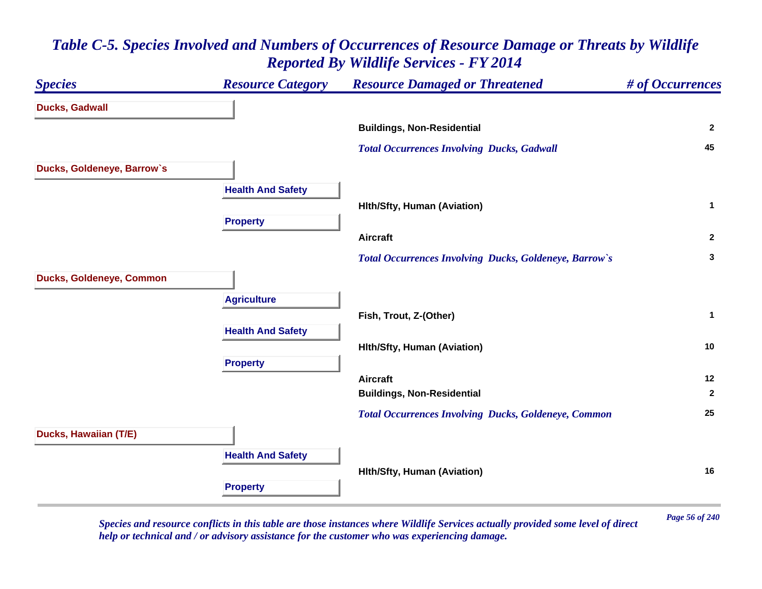# Table C-5. Species Involved and Numbers of Occurrences of Resource Damage or Threats by Wildlife Reported By Wildlife Services - FY 2014

| Species | Resource Category | Resource Damaged or Threatened | # of Occurrences |
|---|---|---|---|
| **Ducks, Gadwall** | | | |
| | | Buildings, Non-Residential | 2 |
| | | *Total Occurrences Involving Ducks, Gadwall* | 45 |
| **Ducks, Goldeneye, Barrow`s** | | | |
| | **Health And Safety** | | |
| | | Hlth/Sfty, Human (Aviation) | 1 |
| | **Property** | | |
| | | Aircraft | 2 |
| | | *Total Occurrences Involving Ducks, Goldeneye, Barrow`s* | 3 |
| **Ducks, Goldeneye, Common** | | | |
| | **Agriculture** | | |
| | | Fish, Trout, Z-(Other) | 1 |
| | **Health And Safety** | | |
| | | Hlth/Sfty, Human (Aviation) | 10 |
| | **Property** | | |
| | | Aircraft | 12 |
| | | Buildings, Non-Residential | 2 |
| | | *Total Occurrences Involving Ducks, Goldeneye, Common* | 25 |
| **Ducks, Hawaiian (T/E)** | | | |
| | **Health And Safety** | | |
| | | Hlth/Sfty, Human (Aviation) | 16 |
| | **Property** | | |

*Species and resource conflicts in this table are those instances where Wildlife Services actually provided some level of direct help or technical and / or advisory assistance for the customer who was experiencing damage.*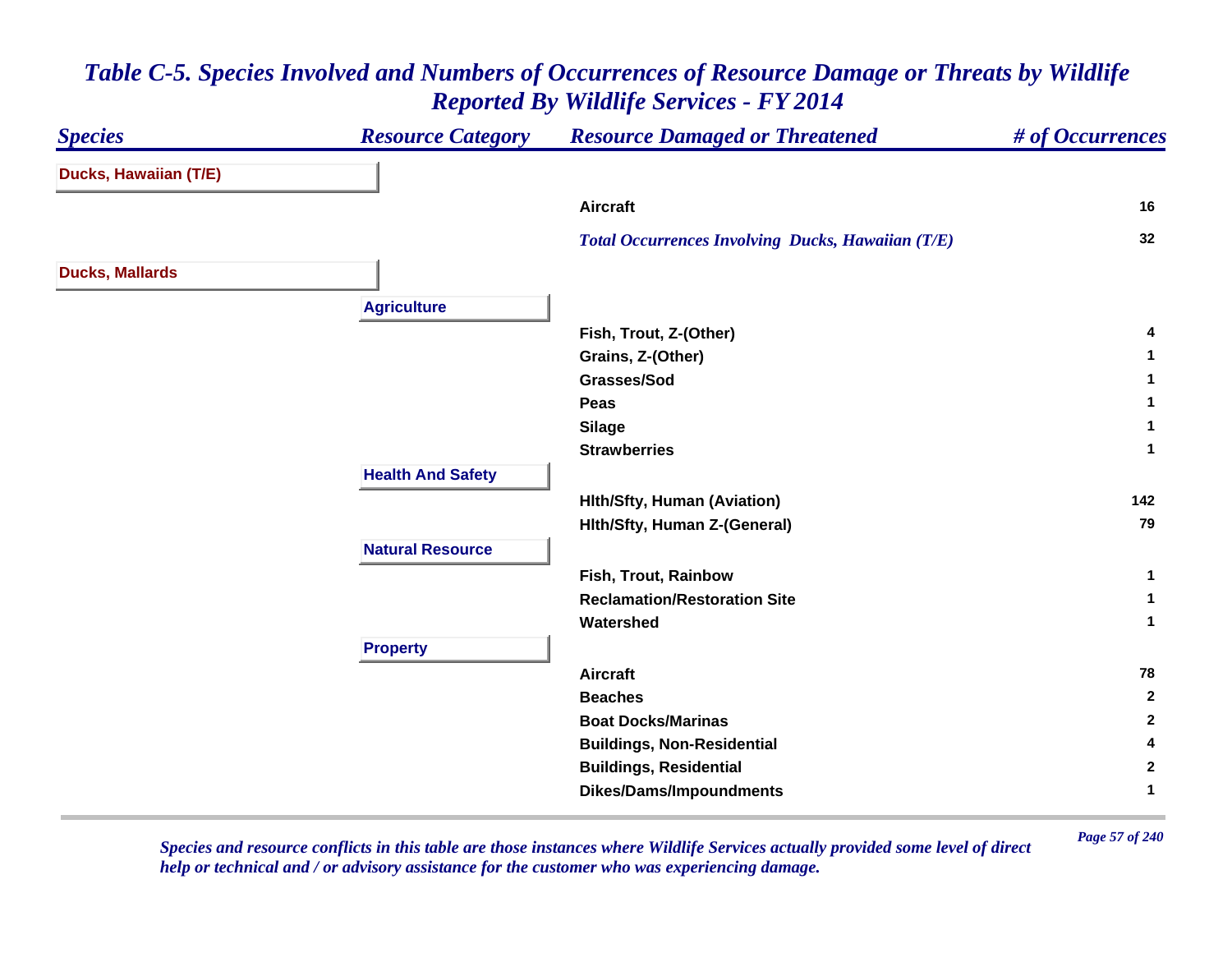# Table C-5. Species Involved and Numbers of Occurrences of Resource Damage or Threats by Wildlife Reported By Wildlife Services - FY 2014

| *Species* | *Resource Category* | *Resource Damaged or Threatened* | *# of Occurrences* |
|---|---|---|---|
| **Ducks, Hawaiian (T/E)** | | | |
| | | **Aircraft** | **16** |
| | | ***Total Occurrences Involving Ducks, Hawaiian (T/E)*** | **32** |
| **Ducks, Mallards** | | | |
| | **Agriculture** | | |
| | | **Fish, Trout, Z-(Other)** | **4** |
| | | **Grains, Z-(Other)** | **1** |
| | | **Grasses/Sod** | **1** |
| | | **Peas** | **1** |
| | | **Silage** | **1** |
| | | **Strawberries** | **1** |
| | **Health And Safety** | | |
| | | **Hlth/Sfty, Human (Aviation)** | **142** |
| | | **Hlth/Sfty, Human Z-(General)** | **79** |
| | **Natural Resource** | | |
| | | **Fish, Trout, Rainbow** | **1** |
| | | **Reclamation/Restoration Site** | **1** |
| | | **Watershed** | **1** |
| | **Property** | | |
| | | **Aircraft** | **78** |
| | | **Beaches** | **2** |
| | | **Boat Docks/Marinas** | **2** |
| | | **Buildings, Non-Residential** | **4** |
| | | **Buildings, Residential** | **2** |
| | | **Dikes/Dams/Impoundments** | **1** |

*Species and resource conflicts in this table are those instances where Wildlife Services actually provided some level of direct help or technical and / or advisory assistance for the customer who was experiencing damage.*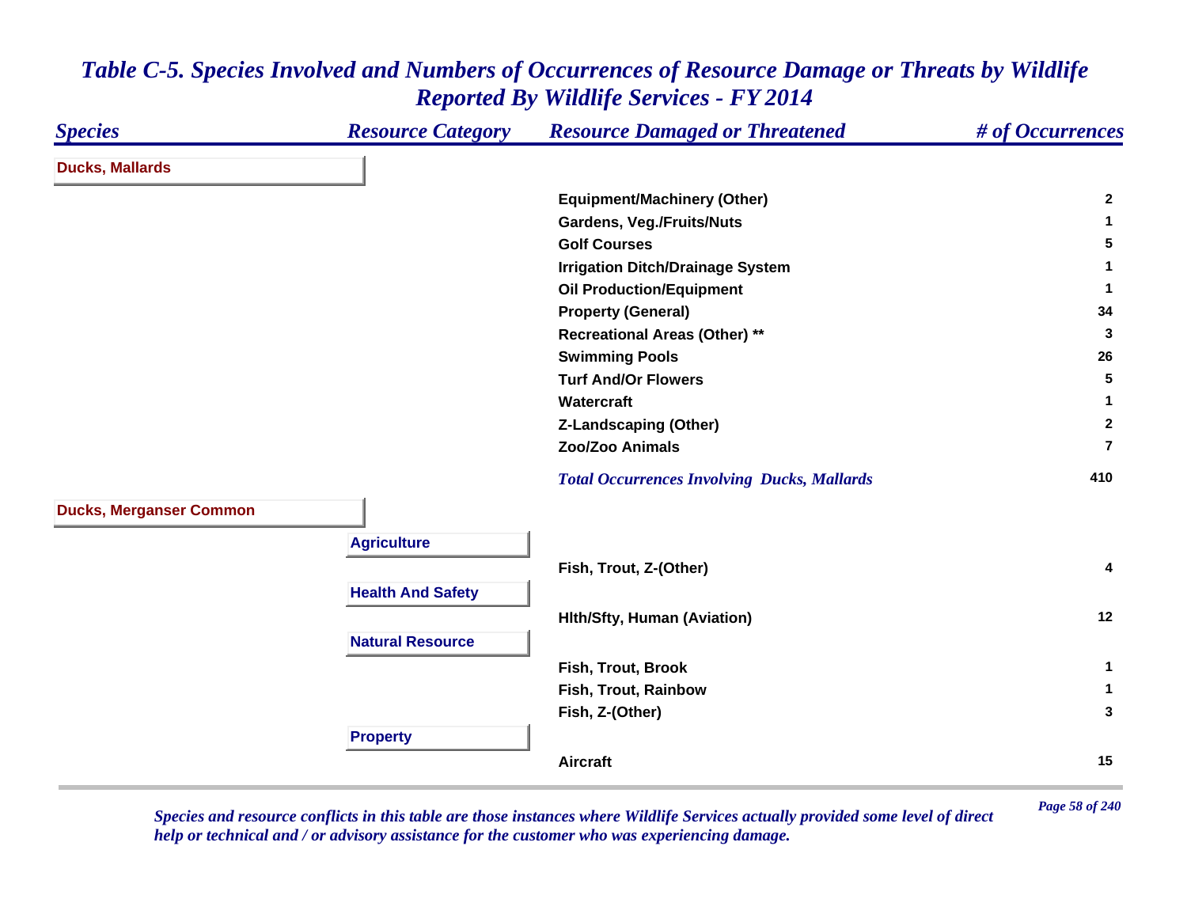## Table C-5. Species Involved and Numbers of Occurrences of Resource Damage or Threats by Wildlife Reported By Wildlife Services - FY 2014

| Species | Resource Category | Resource Damaged or Threatened | # of Occurrences |
|---|---|---|---|
| **Ducks, Mallards** | | | |
| | | Equipment/Machinery (Other) | 2 |
| | | Gardens, Veg./Fruits/Nuts | 1 |
| | | Golf Courses | 5 |
| | | Irrigation Ditch/Drainage System | 1 |
| | | Oil Production/Equipment | 1 |
| | | Property (General) | 34 |
| | | Recreational Areas (Other) ** | 3 |
| | | Swimming Pools | 26 |
| | | Turf And/Or Flowers | 5 |
| | | Watercraft | 1 |
| | | Z-Landscaping (Other) | 2 |
| | | Zoo/Zoo Animals | 7 |
| | | *Total Occurrences Involving Ducks, Mallards* | 410 |
| **Ducks, Merganser Common** | | | |
| | **Agriculture** | | |
| | | Fish, Trout, Z-(Other) | 4 |
| | **Health And Safety** | | |
| | | Hlth/Sfty, Human (Aviation) | 12 |
| | **Natural Resource** | | |
| | | Fish, Trout, Brook | 1 |
| | | Fish, Trout, Rainbow | 1 |
| | | Fish, Z-(Other) | 3 |
| | **Property** | | |
| | | Aircraft | 15 |

*Species and resource conflicts in this table are those instances where Wildlife Services actually provided some level of direct help or technical and / or advisory assistance for the customer who was experiencing damage.*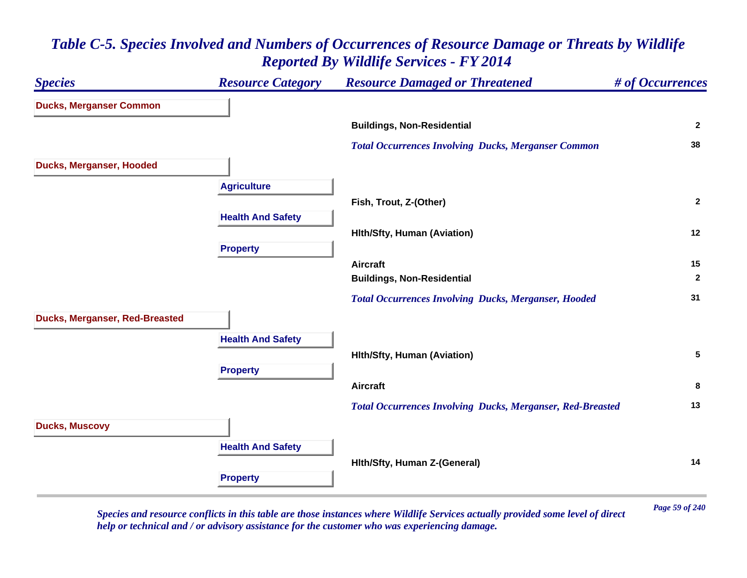# Table C-5. Species Involved and Numbers of Occurrences of Resource Damage or Threats by Wildlife Reported By Wildlife Services - FY 2014

| Species | Resource Category | Resource Damaged or Threatened | # of Occurrences |
|---|---|---|---|
| **Ducks, Merganser Common** | | | |
| | | Buildings, Non-Residential | 2 |
| | | *Total Occurrences Involving Ducks, Merganser Common* | 38 |
| **Ducks, Merganser, Hooded** | | | |
| | **Agriculture** | | |
| | | Fish, Trout, Z-(Other) | 2 |
| | **Health And Safety** | | |
| | | Hlth/Sfty, Human (Aviation) | 12 |
| | **Property** | | |
| | | Aircraft | 15 |
| | | Buildings, Non-Residential | 2 |
| | | *Total Occurrences Involving Ducks, Merganser, Hooded* | 31 |
| **Ducks, Merganser, Red-Breasted** | | | |
| | **Health And Safety** | | |
| | | Hlth/Sfty, Human (Aviation) | 5 |
| | **Property** | | |
| | | Aircraft | 8 |
| | | *Total Occurrences Involving Ducks, Merganser, Red-Breasted* | 13 |
| **Ducks, Muscovy** | | | |
| | **Health And Safety** | | |
| | | Hlth/Sfty, Human Z-(General) | 14 |
| | **Property** | | |

*Species and resource conflicts in this table are those instances where Wildlife Services actually provided some level of direct help or technical and / or advisory assistance for the customer who was experiencing damage.*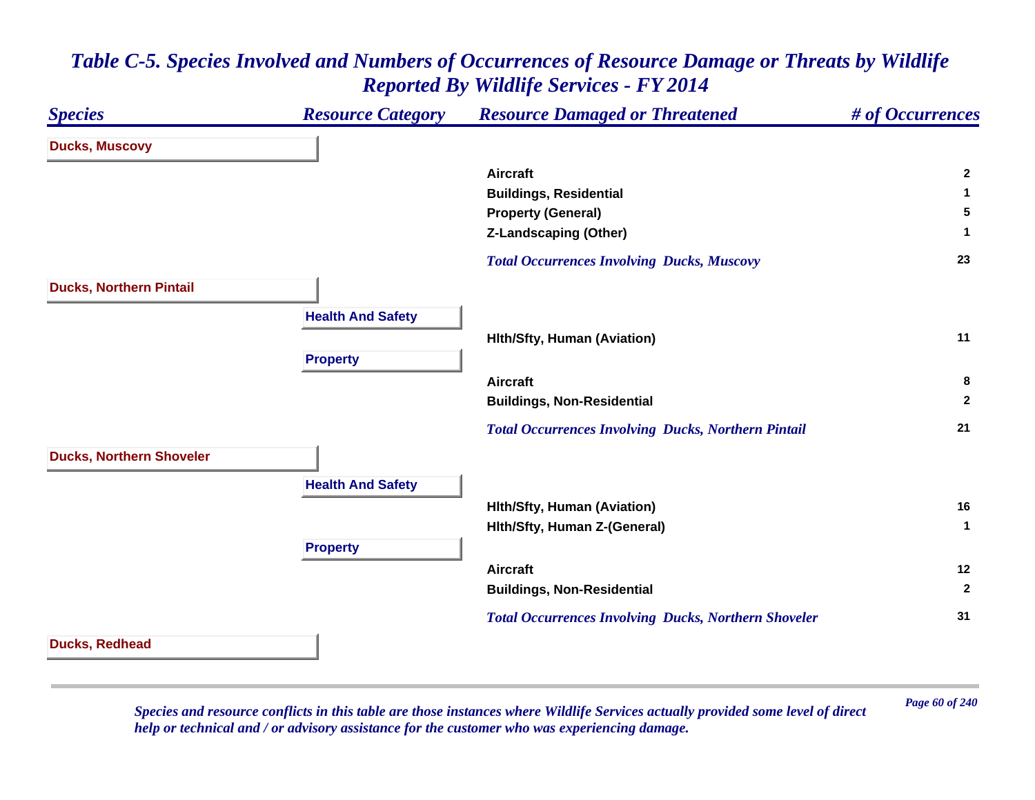## Table C-5. Species Involved and Numbers of Occurrences of Resource Damage or Threats by Wildlife Reported By Wildlife Services - FY 2014

| Species | Resource Category | Resource Damaged or Threatened | # of Occurrences |
|---|---|---|---|
| **Ducks, Muscovy** | | | |
| | | Aircraft | 2 |
| | | Buildings, Residential | 1 |
| | | Property (General) | 5 |
| | | Z-Landscaping (Other) | 1 |
| | | *Total Occurrences Involving Ducks, Muscovy* | 23 |
| **Ducks, Northern Pintail** | | | |
| | **Health And Safety** | | |
| | | Hlth/Sfty, Human (Aviation) | 11 |
| | **Property** | | |
| | | Aircraft | 8 |
| | | Buildings, Non-Residential | 2 |
| | | *Total Occurrences Involving Ducks, Northern Pintail* | 21 |
| **Ducks, Northern Shoveler** | | | |
| | **Health And Safety** | | |
| | | Hlth/Sfty, Human (Aviation) | 16 |
| | | Hlth/Sfty, Human Z-(General) | 1 |
| | **Property** | | |
| | | Aircraft | 12 |
| | | Buildings, Non-Residential | 2 |
| | | *Total Occurrences Involving Ducks, Northern Shoveler* | 31 |
| **Ducks, Redhead** | | | |

*Species and resource conflicts in this table are those instances where Wildlife Services actually provided some level of direct help or technical and / or advisory assistance for the customer who was experiencing damage.*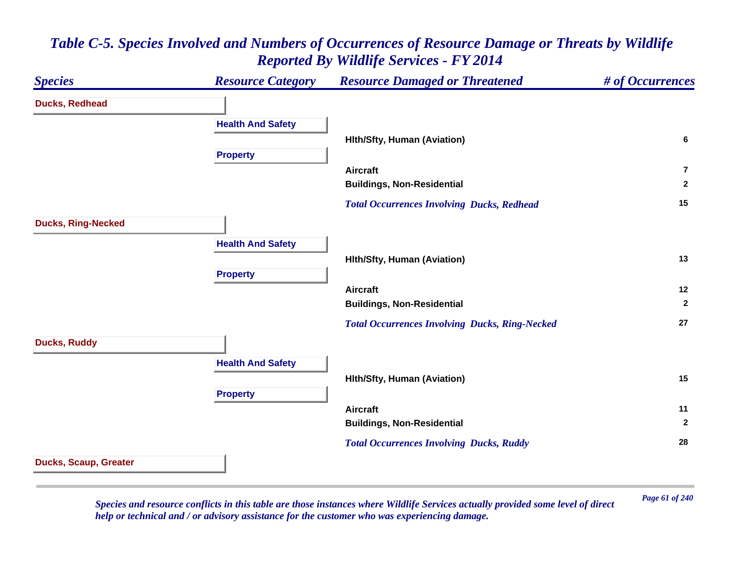# Table C-5. Species Involved and Numbers of Occurrences of Resource Damage or Threats by Wildlife Reported By Wildlife Services - FY 2014

| Species | Resource Category | Resource Damaged or Threatened | # of Occurrences |
|---|---|---|---|
| **Ducks, Redhead** | | | |
| | **Health And Safety** | | |
| | | Hlth/Sfty, Human (Aviation) | 6 |
| | **Property** | | |
| | | Aircraft | 7 |
| | | Buildings, Non-Residential | 2 |
| | | *Total Occurrences Involving Ducks, Redhead* | 15 |
| **Ducks, Ring-Necked** | | | |
| | **Health And Safety** | | |
| | | Hlth/Sfty, Human (Aviation) | 13 |
| | **Property** | | |
| | | Aircraft | 12 |
| | | Buildings, Non-Residential | 2 |
| | | *Total Occurrences Involving Ducks, Ring-Necked* | 27 |
| **Ducks, Ruddy** | | | |
| | **Health And Safety** | | |
| | | Hlth/Sfty, Human (Aviation) | 15 |
| | **Property** | | |
| | | Aircraft | 11 |
| | | Buildings, Non-Residential | 2 |
| | | *Total Occurrences Involving Ducks, Ruddy* | 28 |
| **Ducks, Scaup, Greater** | | | |

*Species and resource conflicts in this table are those instances where Wildlife Services actually provided some level of direct help or technical and / or advisory assistance for the customer who was experiencing damage.*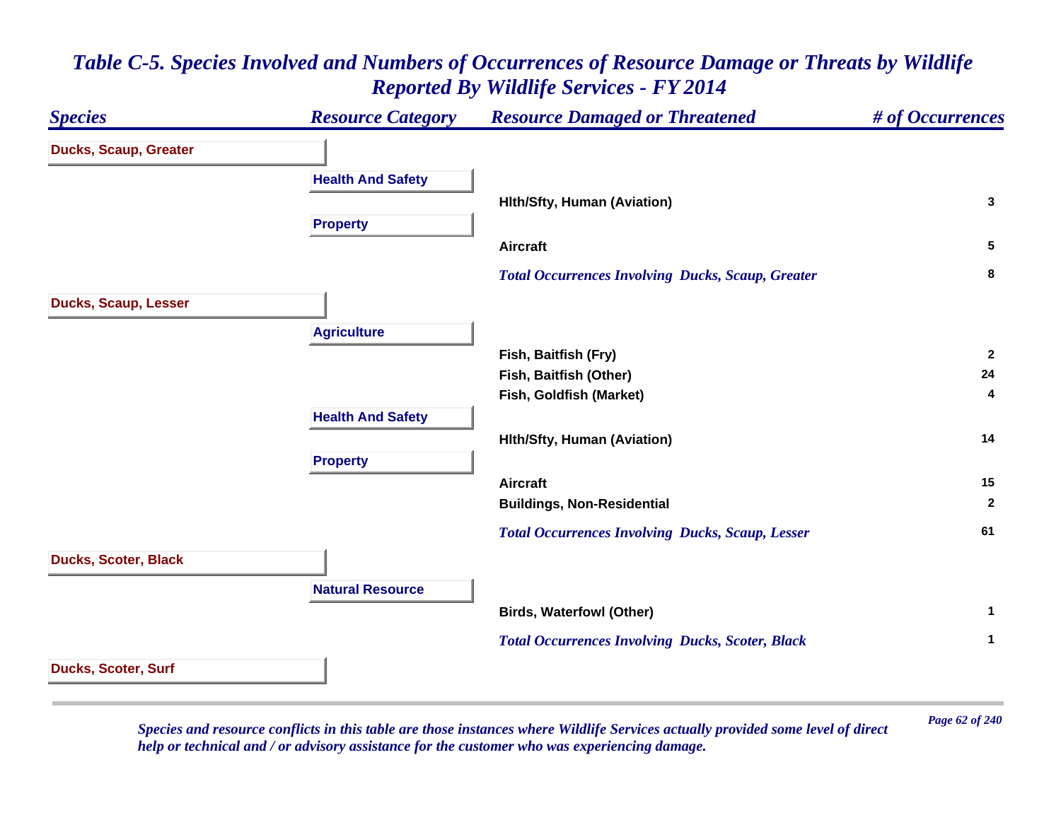## *Table C-5. Species Involved and Numbers of Occurrences of Resource Damage or Threats by Wildlife Reported By Wildlife Services - FY 2014*

| *Species* | *Resource Category* | *Resource Damaged or Threatened* | *# of Occurrences* |
|---|---|---|---|
| **Ducks, Scaup, Greater** | | | |
| | **Health And Safety** | | |
| | | **Hlth/Sfty, Human (Aviation)** | **3** |
| | **Property** | | |
| | | **Aircraft** | **5** |
| | | ***Total Occurrences Involving Ducks, Scaup, Greater*** | **8** |
| **Ducks, Scaup, Lesser** | | | |
| | **Agriculture** | | |
| | | **Fish, Baitfish (Fry)** | **2** |
| | | **Fish, Baitfish (Other)** | **24** |
| | | **Fish, Goldfish (Market)** | **4** |
| | **Health And Safety** | | |
| | | **Hlth/Sfty, Human (Aviation)** | **14** |
| | **Property** | | |
| | | **Aircraft** | **15** |
| | | **Buildings, Non-Residential** | **2** |
| | | ***Total Occurrences Involving Ducks, Scaup, Lesser*** | **61** |
| **Ducks, Scoter, Black** | | | |
| | **Natural Resource** | | |
| | | **Birds, Waterfowl (Other)** | **1** |
| | | ***Total Occurrences Involving Ducks, Scoter, Black*** | **1** |
| **Ducks, Scoter, Surf** | | | |

*Species and resource conflicts in this table are those instances where Wildlife Services actually provided some level of direct help or technical and / or advisory assistance for the customer who was experiencing damage.*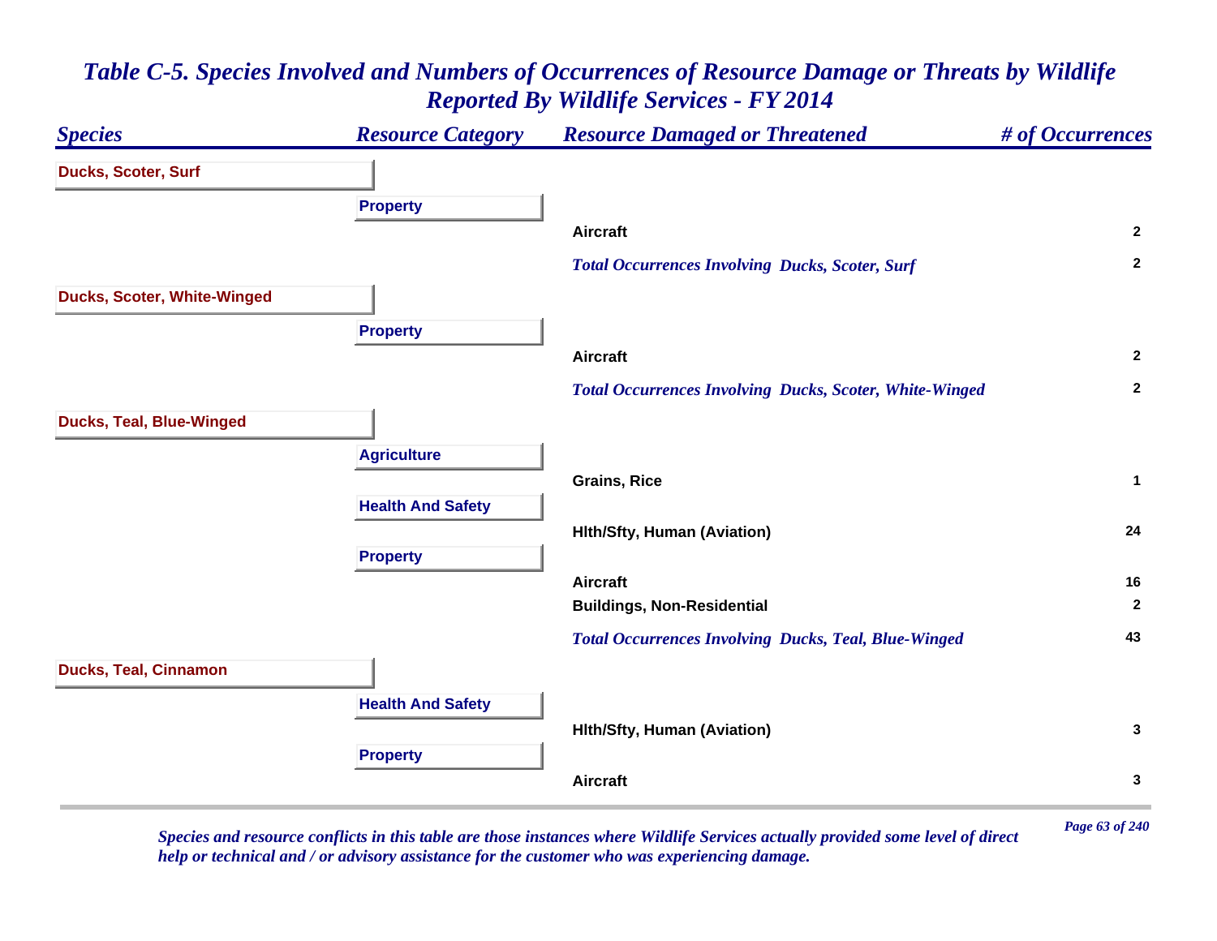# *Table C-5. Species Involved and Numbers of Occurrences of Resource Damage or Threats by Wildlife Reported By Wildlife Services - FY 2014*

| Species | Resource Category | Resource Damaged or Threatened | # of Occurrences |
|---|---|---|---|
| **Ducks, Scoter, Surf** | | | |
| | **Property** | | |
| | | **Aircraft** | **2** |
| | | *Total Occurrences Involving Ducks, Scoter, Surf* | **2** |
| **Ducks, Scoter, White-Winged** | | | |
| | **Property** | | |
| | | **Aircraft** | **2** |
| | | *Total Occurrences Involving Ducks, Scoter, White-Winged* | **2** |
| **Ducks, Teal, Blue-Winged** | | | |
| | **Agriculture** | | |
| | | **Grains, Rice** | **1** |
| | **Health And Safety** | | |
| | | **Hlth/Sfty, Human (Aviation)** | **24** |
| | **Property** | | |
| | | **Aircraft** | **16** |
| | | **Buildings, Non-Residential** | **2** |
| | | *Total Occurrences Involving Ducks, Teal, Blue-Winged* | **43** |
| **Ducks, Teal, Cinnamon** | | | |
| | **Health And Safety** | | |
| | | **Hlth/Sfty, Human (Aviation)** | **3** |
| | **Property** | | |
| | | **Aircraft** | **3** |

*Species and resource conflicts in this table are those instances where Wildlife Services actually provided some level of direct help or technical and / or advisory assistance for the customer who was experiencing damage.*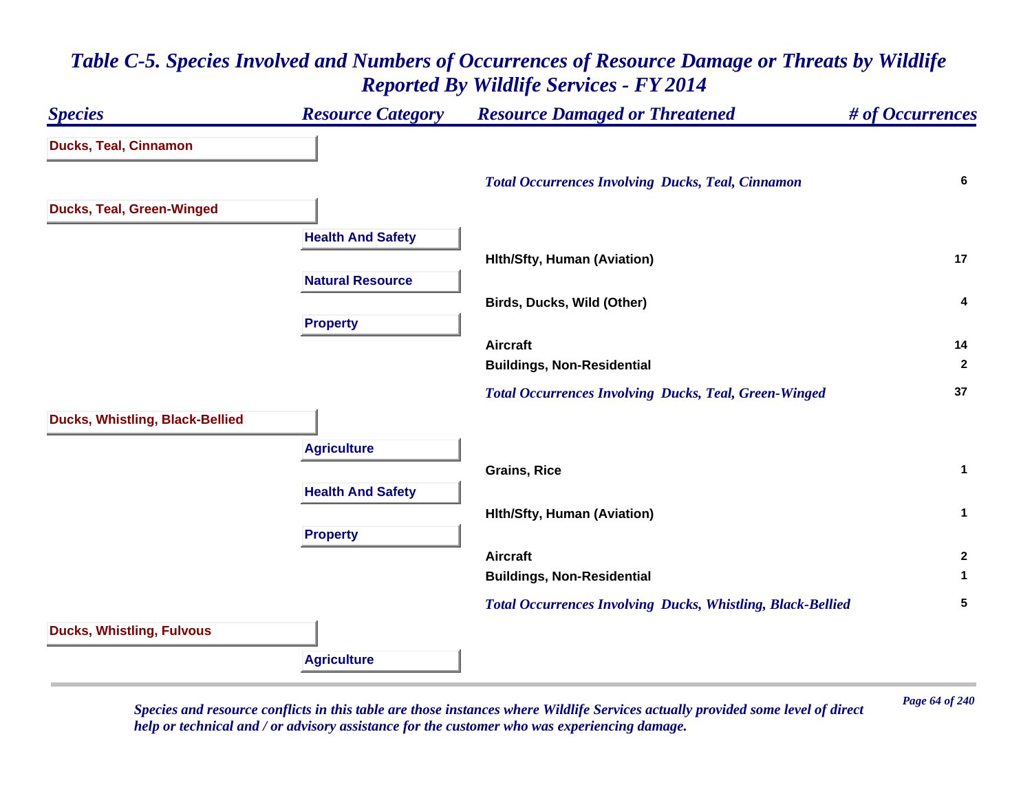# Table C-5. Species Involved and Numbers of Occurrences of Resource Damage or Threats by Wildlife Reported By Wildlife Services - FY 2014

| Species | Resource Category | Resource Damaged or Threatened | # of Occurrences |
|---|---|---|---|
| **Ducks, Teal, Cinnamon** | | | |
| | | *Total Occurrences Involving Ducks, Teal, Cinnamon* | 6 |
| **Ducks, Teal, Green-Winged** | | | |
| | **Health And Safety** | | |
| | | Hlth/Sfty, Human (Aviation) | 17 |
| | **Natural Resource** | | |
| | | Birds, Ducks, Wild (Other) | 4 |
| | **Property** | | |
| | | Aircraft | 14 |
| | | Buildings, Non-Residential | 2 |
| | | *Total Occurrences Involving Ducks, Teal, Green-Winged* | 37 |
| **Ducks, Whistling, Black-Bellied** | | | |
| | **Agriculture** | | |
| | | Grains, Rice | 1 |
| | **Health And Safety** | | |
| | | Hlth/Sfty, Human (Aviation) | 1 |
| | **Property** | | |
| | | Aircraft | 2 |
| | | Buildings, Non-Residential | 1 |
| | | *Total Occurrences Involving Ducks, Whistling, Black-Bellied* | 5 |
| **Ducks, Whistling, Fulvous** | | | |
| | **Agriculture** | | |

*Species and resource conflicts in this table are those instances where Wildlife Services actually provided some level of direct help or technical and / or advisory assistance for the customer who was experiencing damage.*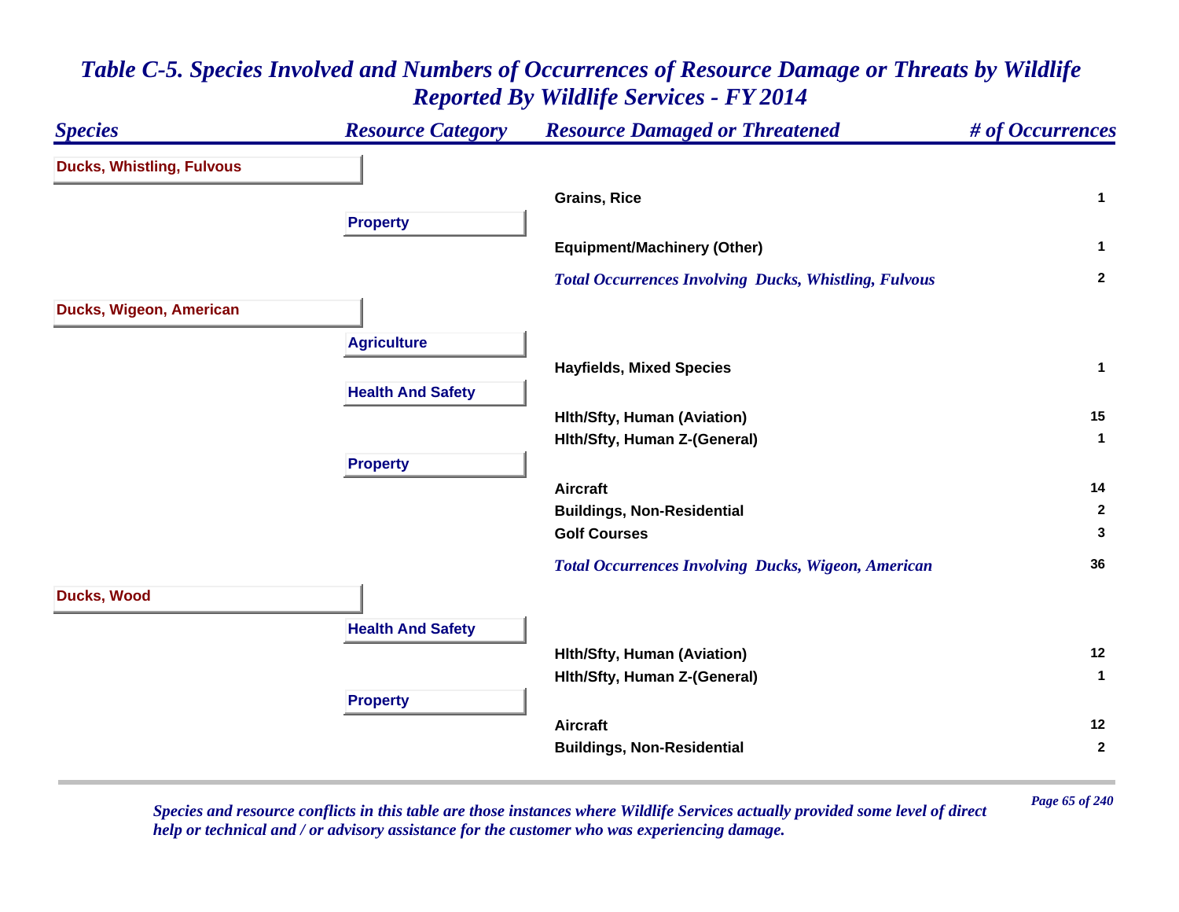# *Table C-5. Species Involved and Numbers of Occurrences of Resource Damage or Threats by Wildlife Reported By Wildlife Services - FY 2014*

| *Species* | *Resource Category* | *Resource Damaged or Threatened* | *# of Occurrences* |
|---|---|---|---|
| **Ducks, Whistling, Fulvous** | | | |
| | | **Grains, Rice** | **1** |
| | **Property** | | |
| | | **Equipment/Machinery (Other)** | **1** |
| | | ***Total Occurrences Involving Ducks, Whistling, Fulvous*** | **2** |
| **Ducks, Wigeon, American** | | | |
| | **Agriculture** | | |
| | | **Hayfields, Mixed Species** | **1** |
| | **Health And Safety** | | |
| | | **Hlth/Sfty, Human (Aviation)** | **15** |
| | | **Hlth/Sfty, Human Z-(General)** | **1** |
| | **Property** | | |
| | | **Aircraft** | **14** |
| | | **Buildings, Non-Residential** | **2** |
| | | **Golf Courses** | **3** |
| | | ***Total Occurrences Involving Ducks, Wigeon, American*** | **36** |
| **Ducks, Wood** | | | |
| | **Health And Safety** | | |
| | | **Hlth/Sfty, Human (Aviation)** | **12** |
| | | **Hlth/Sfty, Human Z-(General)** | **1** |
| | **Property** | | |
| | | **Aircraft** | **12** |
| | | **Buildings, Non-Residential** | **2** |

*Species and resource conflicts in this table are those instances where Wildlife Services actually provided some level of direct help or technical and / or advisory assistance for the customer who was experiencing damage.*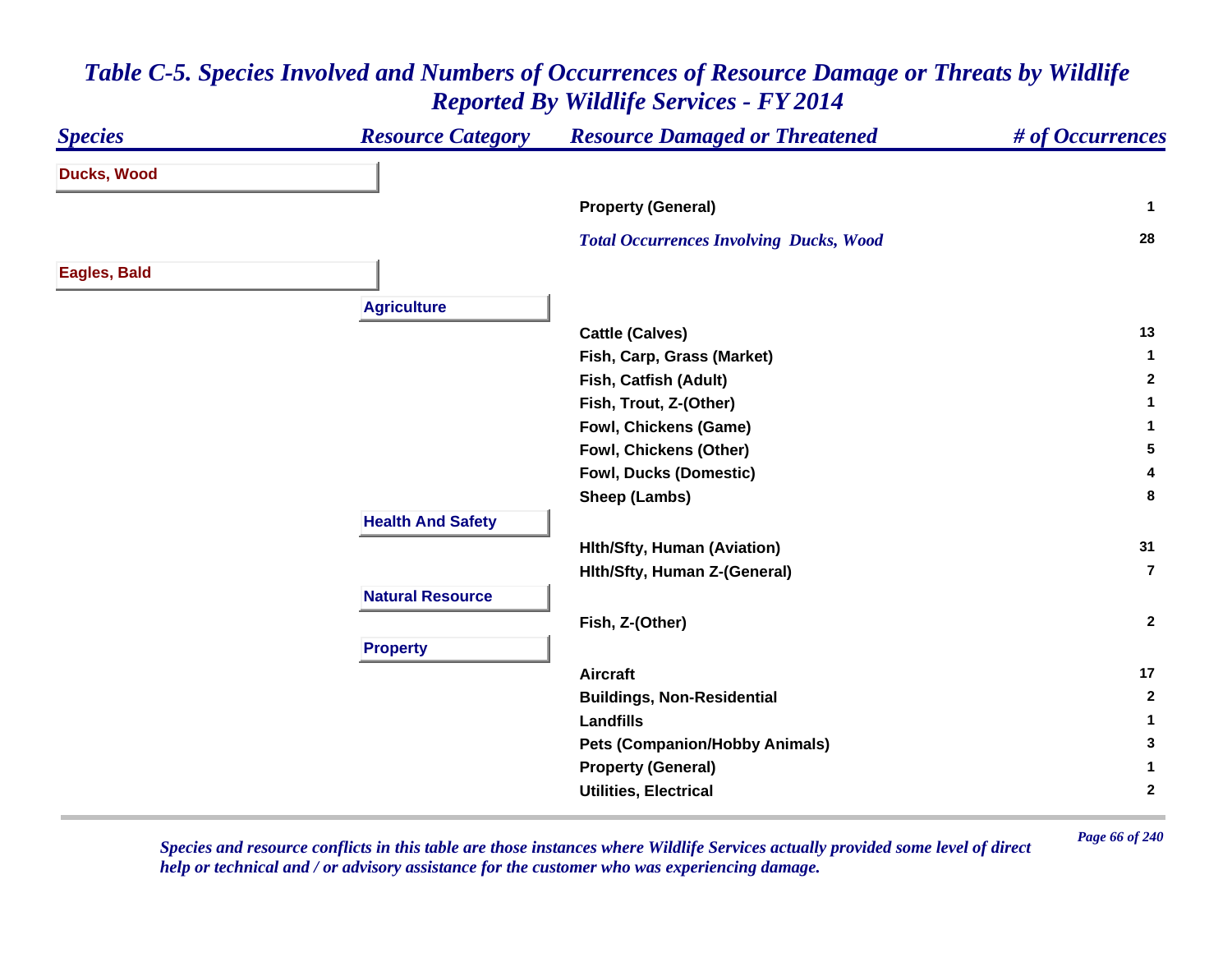## *Table C-5. Species Involved and Numbers of Occurrences of Resource Damage or Threats by Wildlife Reported By Wildlife Services - FY 2014*

| *Species* | *Resource Category* | *Resource Damaged or Threatened* | *# of Occurrences* |
|---|---|---|---|
| **Ducks, Wood** | | | |
| | | **Property (General)** | **1** |
| | | ***Total Occurrences Involving Ducks, Wood*** | **28** |
| **Eagles, Bald** | | | |
| | **Agriculture** | | |
| | | **Cattle (Calves)** | **13** |
| | | **Fish, Carp, Grass (Market)** | **1** |
| | | **Fish, Catfish (Adult)** | **2** |
| | | **Fish, Trout, Z-(Other)** | **1** |
| | | **Fowl, Chickens (Game)** | **1** |
| | | **Fowl, Chickens (Other)** | **5** |
| | | **Fowl, Ducks (Domestic)** | **4** |
| | | **Sheep (Lambs)** | **8** |
| | **Health And Safety** | | |
| | | **Hlth/Sfty, Human (Aviation)** | **31** |
| | | **Hlth/Sfty, Human Z-(General)** | **7** |
| | **Natural Resource** | | |
| | | **Fish, Z-(Other)** | **2** |
| | **Property** | | |
| | | **Aircraft** | **17** |
| | | **Buildings, Non-Residential** | **2** |
| | | **Landfills** | **1** |
| | | **Pets (Companion/Hobby Animals)** | **3** |
| | | **Property (General)** | **1** |
| | | **Utilities, Electrical** | **2** |

*Species and resource conflicts in this table are those instances where Wildlife Services actually provided some level of direct help or technical and / or advisory assistance for the customer who was experiencing damage.*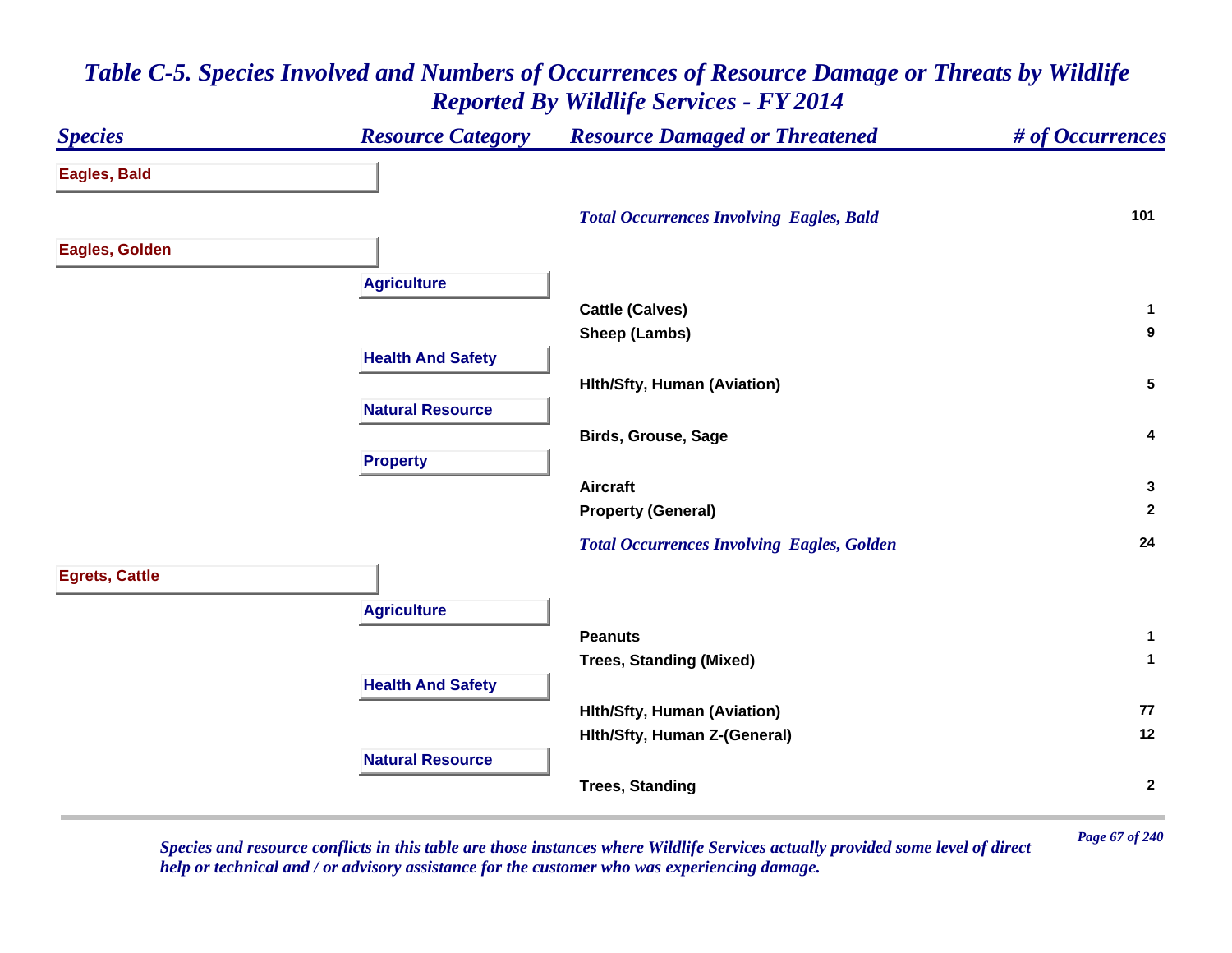# *Table C-5. Species Involved and Numbers of Occurrences of Resource Damage or Threats by Wildlife Reported By Wildlife Services - FY 2014*

| *Species* | *Resource Category* | *Resource Damaged or Threatened* | *# of Occurrences* |
|---|---|---|---|
| **Eagles, Bald** | | | |
| | | ***Total Occurrences Involving Eagles, Bald*** | **101** |
| **Eagles, Golden** | | | |
| | **Agriculture** | | |
| | | **Cattle (Calves)** | **1** |
| | | **Sheep (Lambs)** | **9** |
| | **Health And Safety** | | |
| | | **Hlth/Sfty, Human (Aviation)** | **5** |
| | **Natural Resource** | | |
| | | **Birds, Grouse, Sage** | **4** |
| | **Property** | | |
| | | **Aircraft** | **3** |
| | | **Property (General)** | **2** |
| | | ***Total Occurrences Involving Eagles, Golden*** | **24** |
| **Egrets, Cattle** | | | |
| | **Agriculture** | | |
| | | **Peanuts** | **1** |
| | | **Trees, Standing (Mixed)** | **1** |
| | **Health And Safety** | | |
| | | **Hlth/Sfty, Human (Aviation)** | **77** |
| | | **Hlth/Sfty, Human Z-(General)** | **12** |
| | **Natural Resource** | | |
| | | **Trees, Standing** | **2** |

*Species and resource conflicts in this table are those instances where Wildlife Services actually provided some level of direct help or technical and / or advisory assistance for the customer who was experiencing damage.*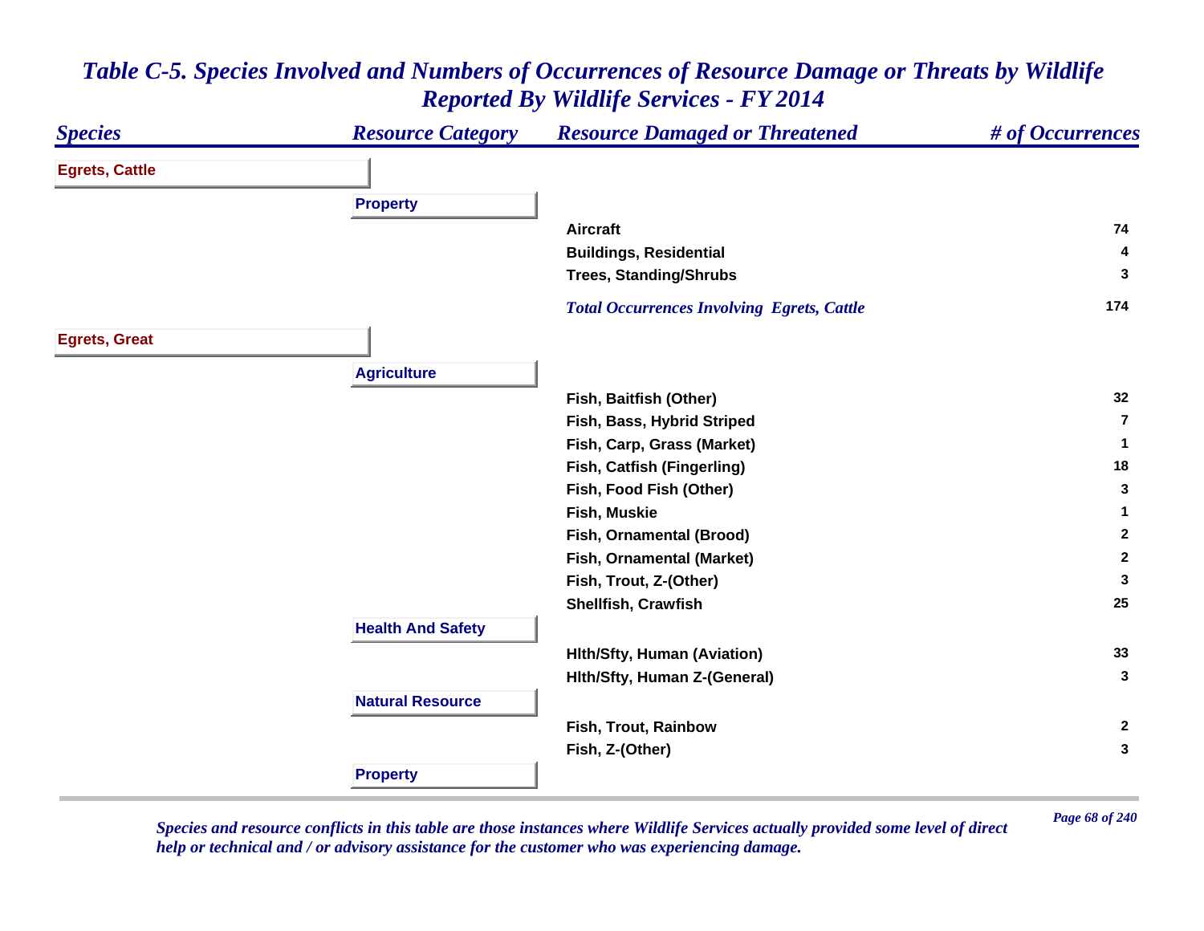# Table C-5. Species Involved and Numbers of Occurrences of Resource Damage or Threats by Wildlife Reported By Wildlife Services - FY 2014

| Species | Resource Category | Resource Damaged or Threatened | # of Occurrences |
|---|---|---|---|
| **Egrets, Cattle** | | | |
| | **Property** | | |
| | | Aircraft | 74 |
| | | Buildings, Residential | 4 |
| | | Trees, Standing/Shrubs | 3 |
| | | *Total Occurrences Involving Egrets, Cattle* | 174 |
| **Egrets, Great** | | | |
| | **Agriculture** | | |
| | | Fish, Baitfish (Other) | 32 |
| | | Fish, Bass, Hybrid Striped | 7 |
| | | Fish, Carp, Grass (Market) | 1 |
| | | Fish, Catfish (Fingerling) | 18 |
| | | Fish, Food Fish (Other) | 3 |
| | | Fish, Muskie | 1 |
| | | Fish, Ornamental (Brood) | 2 |
| | | Fish, Ornamental (Market) | 2 |
| | | Fish, Trout, Z-(Other) | 3 |
| | | Shellfish, Crawfish | 25 |
| | **Health And Safety** | | |
| | | Hlth/Sfty, Human (Aviation) | 33 |
| | | Hlth/Sfty, Human Z-(General) | 3 |
| | **Natural Resource** | | |
| | | Fish, Trout, Rainbow | 2 |
| | | Fish, Z-(Other) | 3 |
| | **Property** | | |

*Species and resource conflicts in this table are those instances where Wildlife Services actually provided some level of direct help or technical and / or advisory assistance for the customer who was experiencing damage.*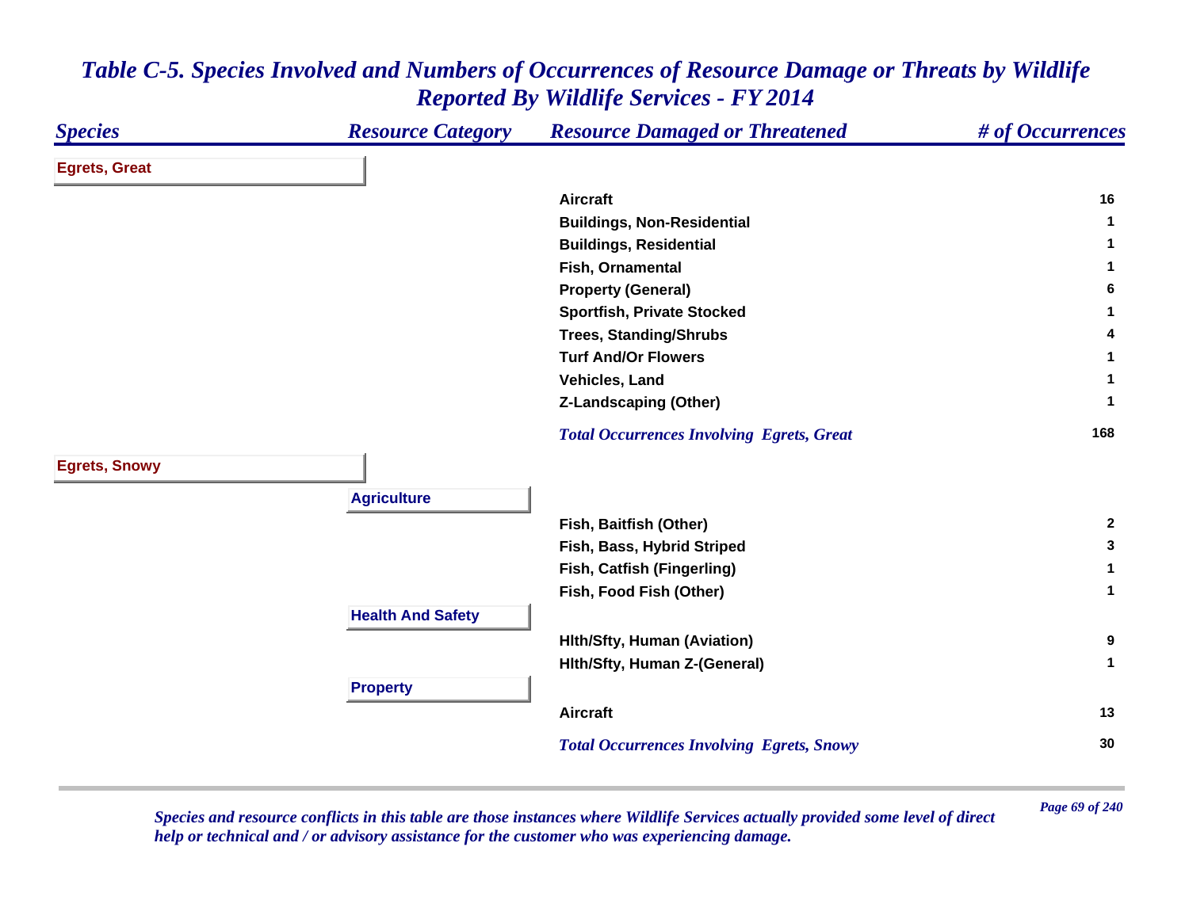# Table C-5. Species Involved and Numbers of Occurrences of Resource Damage or Threats by Wildlife Reported By Wildlife Services - FY 2014

| Species | Resource Category | Resource Damaged or Threatened | # of Occurrences |
|---|---|---|---|
| **Egrets, Great** | | | |
| | | Aircraft | 16 |
| | | Buildings, Non-Residential | 1 |
| | | Buildings, Residential | 1 |
| | | Fish, Ornamental | 1 |
| | | Property (General) | 6 |
| | | Sportfish, Private Stocked | 1 |
| | | Trees, Standing/Shrubs | 4 |
| | | Turf And/Or Flowers | 1 |
| | | Vehicles, Land | 1 |
| | | Z-Landscaping (Other) | 1 |
| | | *Total Occurrences Involving Egrets, Great* | 168 |
| **Egrets, Snowy** | | | |
| | **Agriculture** | | |
| | | Fish, Baitfish (Other) | 2 |
| | | Fish, Bass, Hybrid Striped | 3 |
| | | Fish, Catfish (Fingerling) | 1 |
| | | Fish, Food Fish (Other) | 1 |
| | **Health And Safety** | | |
| | | Hlth/Sfty, Human (Aviation) | 9 |
| | | Hlth/Sfty, Human Z-(General) | 1 |
| | **Property** | | |
| | | Aircraft | 13 |
| | | *Total Occurrences Involving Egrets, Snowy* | 30 |

*Species and resource conflicts in this table are those instances where Wildlife Services actually provided some level of direct help or technical and / or advisory assistance for the customer who was experiencing damage.*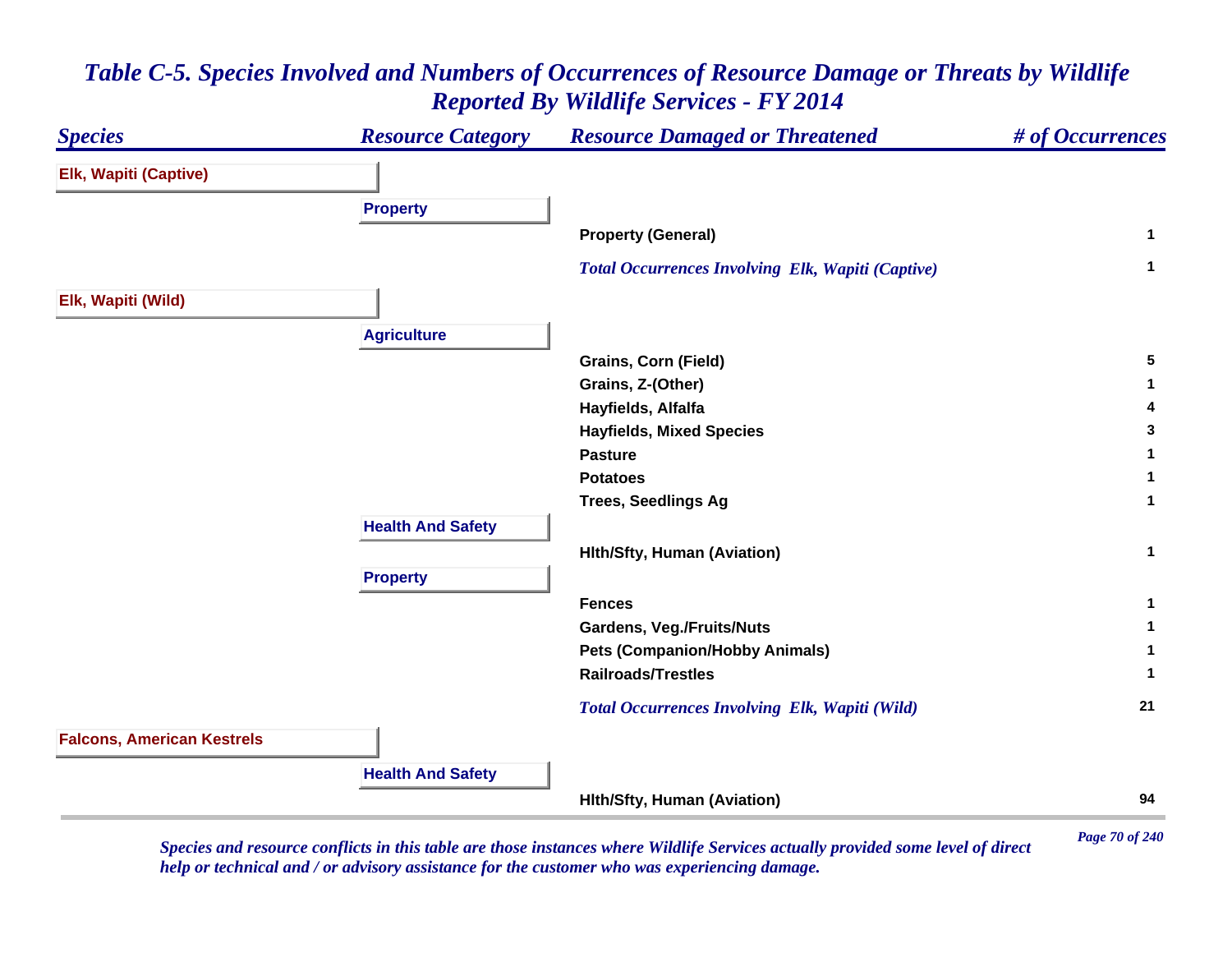# Table C-5. Species Involved and Numbers of Occurrences of Resource Damage or Threats by Wildlife Reported By Wildlife Services - FY 2014

| Species | Resource Category | Resource Damaged or Threatened | # of Occurrences |
|---|---|---|---|
| **Elk, Wapiti (Captive)** | | | |
| | **Property** | | |
| | | Property (General) | 1 |
| | | *Total Occurrences Involving Elk, Wapiti (Captive)* | 1 |
| **Elk, Wapiti (Wild)** | | | |
| | **Agriculture** | | |
| | | Grains, Corn (Field) | 5 |
| | | Grains, Z-(Other) | 1 |
| | | Hayfields, Alfalfa | 4 |
| | | Hayfields, Mixed Species | 3 |
| | | Pasture | 1 |
| | | Potatoes | 1 |
| | | Trees, Seedlings Ag | 1 |
| | **Health And Safety** | | |
| | | Hlth/Sfty, Human (Aviation) | 1 |
| | **Property** | | |
| | | Fences | 1 |
| | | Gardens, Veg./Fruits/Nuts | 1 |
| | | Pets (Companion/Hobby Animals) | 1 |
| | | Railroads/Trestles | 1 |
| | | *Total Occurrences Involving Elk, Wapiti (Wild)* | 21 |
| **Falcons, American Kestrels** | | | |
| | **Health And Safety** | | |
| | | Hlth/Sfty, Human (Aviation) | 94 |

*Species and resource conflicts in this table are those instances where Wildlife Services actually provided some level of direct help or technical and / or advisory assistance for the customer who was experiencing damage.*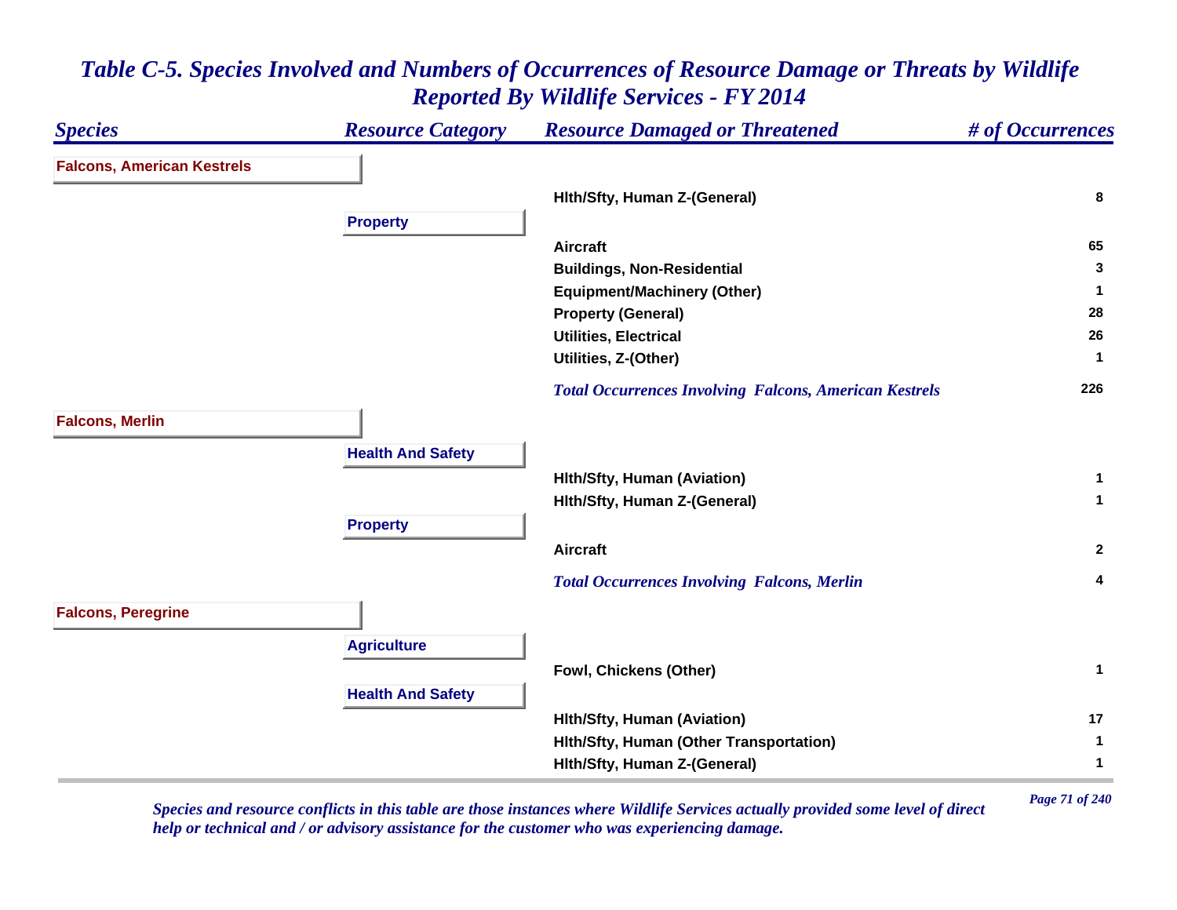# *Table C-5. Species Involved and Numbers of Occurrences of Resource Damage or Threats by Wildlife Reported By Wildlife Services - FY 2014*

| *Species* | *Resource Category* | *Resource Damaged or Threatened* | *# of Occurrences* |
|---|---|---|---|
| **Falcons, American Kestrels** | | | |
| | | **Hlth/Sfty, Human Z-(General)** | **8** |
| | **Property** | | |
| | | **Aircraft** | **65** |
| | | **Buildings, Non-Residential** | **3** |
| | | **Equipment/Machinery (Other)** | **1** |
| | | **Property (General)** | **28** |
| | | **Utilities, Electrical** | **26** |
| | | **Utilities, Z-(Other)** | **1** |
| | | ***Total Occurrences Involving Falcons, American Kestrels*** | **226** |
| **Falcons, Merlin** | | | |
| | **Health And Safety** | | |
| | | **Hlth/Sfty, Human (Aviation)** | **1** |
| | | **Hlth/Sfty, Human Z-(General)** | **1** |
| | **Property** | | |
| | | **Aircraft** | **2** |
| | | ***Total Occurrences Involving Falcons, Merlin*** | **4** |
| **Falcons, Peregrine** | | | |
| | **Agriculture** | | |
| | | **Fowl, Chickens (Other)** | **1** |
| | **Health And Safety** | | |
| | | **Hlth/Sfty, Human (Aviation)** | **17** |
| | | **Hlth/Sfty, Human (Other Transportation)** | **1** |
| | | **Hlth/Sfty, Human Z-(General)** | **1** |

*Species and resource conflicts in this table are those instances where Wildlife Services actually provided some level of direct help or technical and / or advisory assistance for the customer who was experiencing damage.*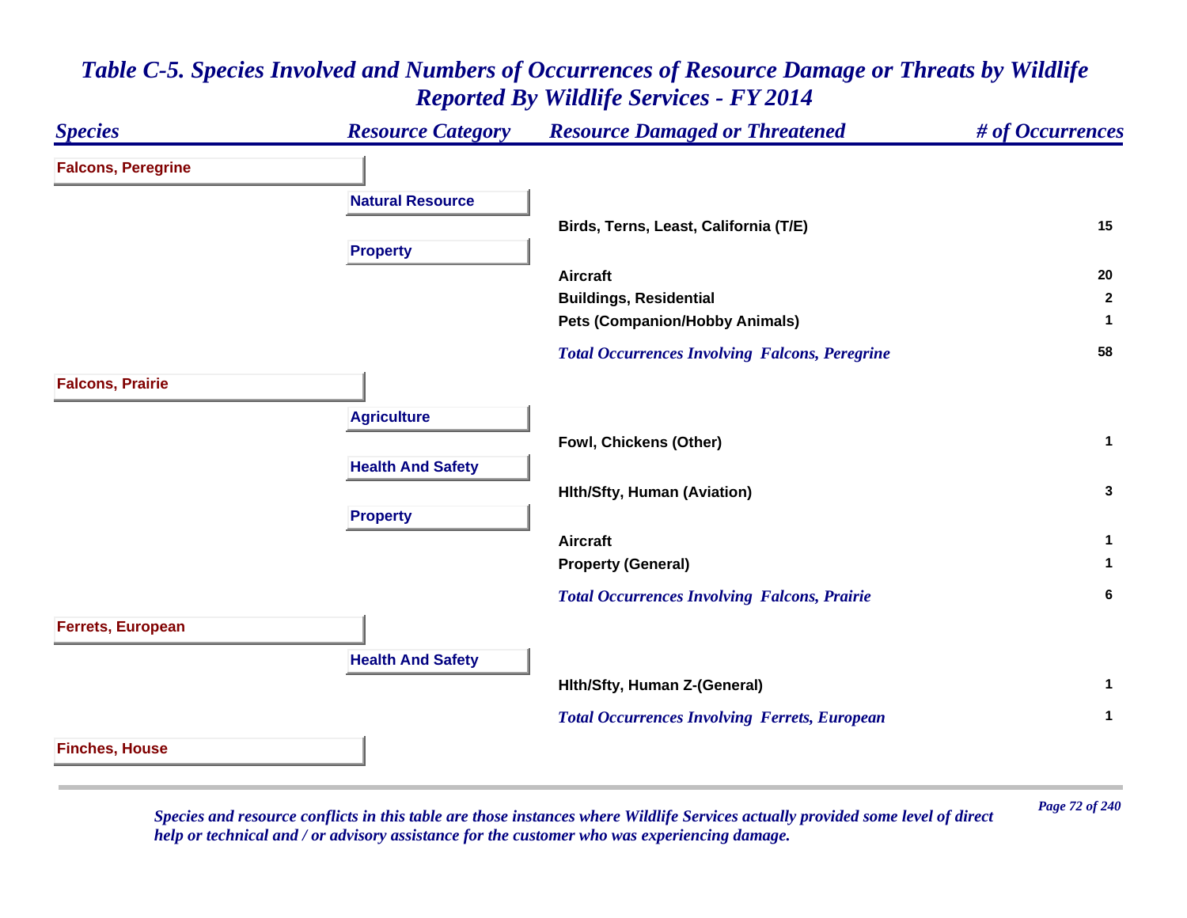# *Table C-5. Species Involved and Numbers of Occurrences of Resource Damage or Threats by Wildlife Reported By Wildlife Services - FY 2014*

| *Species* | *Resource Category* | *Resource Damaged or Threatened* | *# of Occurrences* |
|---|---|---|---|
| **Falcons, Peregrine** | | | |
| | **Natural Resource** | | |
| | | **Birds, Terns, Least, California (T/E)** | **15** |
| | **Property** | | |
| | | **Aircraft** | **20** |
| | | **Buildings, Residential** | **2** |
| | | **Pets (Companion/Hobby Animals)** | **1** |
| | | ***Total Occurrences Involving Falcons, Peregrine*** | **58** |
| **Falcons, Prairie** | | | |
| | **Agriculture** | | |
| | | **Fowl, Chickens (Other)** | **1** |
| | **Health And Safety** | | |
| | | **Hlth/Sfty, Human (Aviation)** | **3** |
| | **Property** | | |
| | | **Aircraft** | **1** |
| | | **Property (General)** | **1** |
| | | ***Total Occurrences Involving Falcons, Prairie*** | **6** |
| **Ferrets, European** | | | |
| | **Health And Safety** | | |
| | | **Hlth/Sfty, Human Z-(General)** | **1** |
| | | ***Total Occurrences Involving Ferrets, European*** | **1** |
| **Finches, House** | | | |

*Species and resource conflicts in this table are those instances where Wildlife Services actually provided some level of direct help or technical and / or advisory assistance for the customer who was experiencing damage.*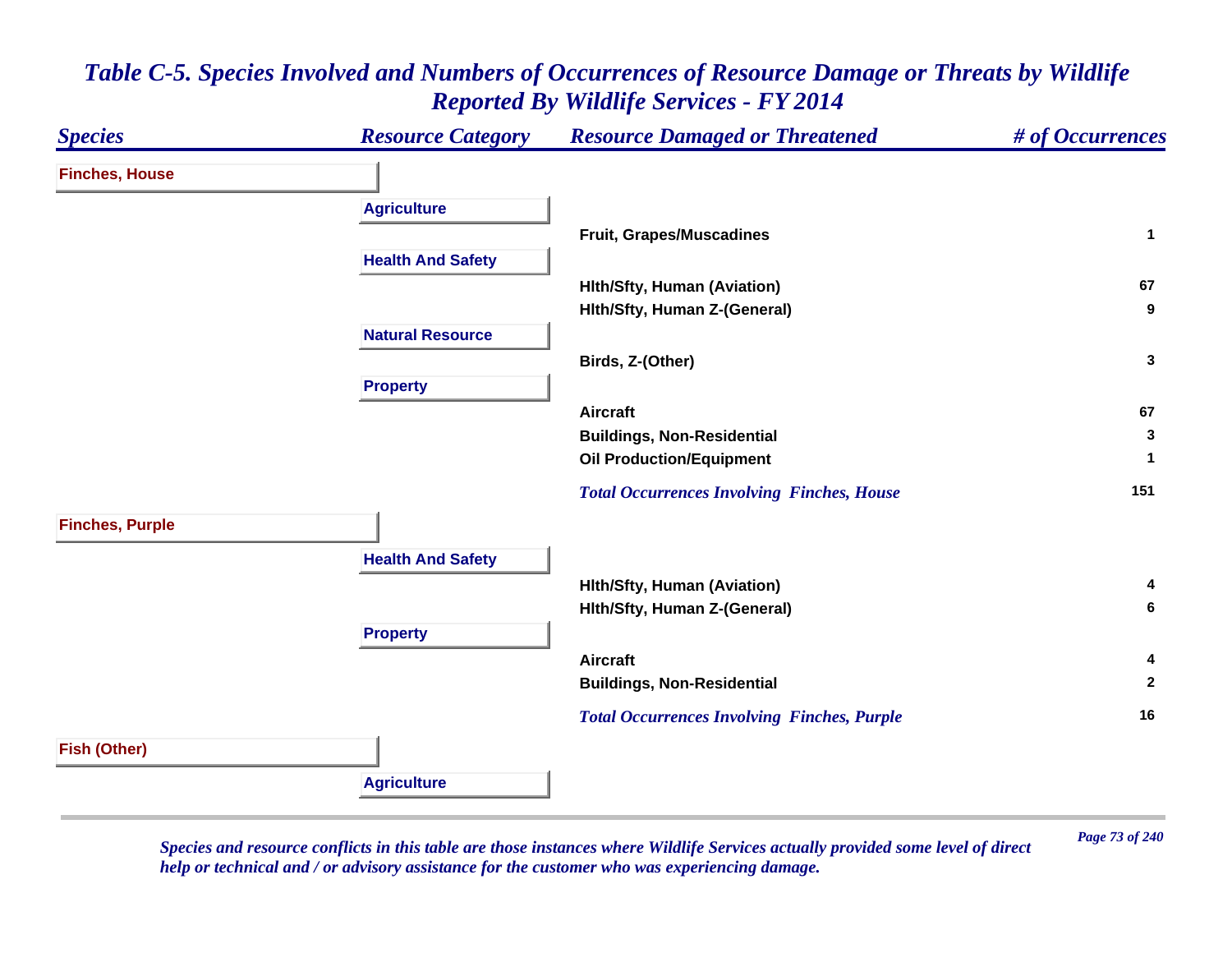# Table C-5. Species Involved and Numbers of Occurrences of Resource Damage or Threats by Wildlife Reported By Wildlife Services - FY 2014

| Species | Resource Category | Resource Damaged or Threatened | # of Occurrences |
|---|---|---|---|
| **Finches, House** | | | |
| | **Agriculture** | | |
| | | Fruit, Grapes/Muscadines | 1 |
| | **Health And Safety** | | |
| | | Hlth/Sfty, Human (Aviation) | 67 |
| | | Hlth/Sfty, Human Z-(General) | 9 |
| | **Natural Resource** | | |
| | | Birds, Z-(Other) | 3 |
| | **Property** | | |
| | | Aircraft | 67 |
| | | Buildings, Non-Residential | 3 |
| | | Oil Production/Equipment | 1 |
| | | *Total Occurrences Involving Finches, House* | 151 |
| **Finches, Purple** | | | |
| | **Health And Safety** | | |
| | | Hlth/Sfty, Human (Aviation) | 4 |
| | | Hlth/Sfty, Human Z-(General) | 6 |
| | **Property** | | |
| | | Aircraft | 4 |
| | | Buildings, Non-Residential | 2 |
| | | *Total Occurrences Involving Finches, Purple* | 16 |
| **Fish (Other)** | | | |
| | **Agriculture** | | |

*Species and resource conflicts in this table are those instances where Wildlife Services actually provided some level of direct help or technical and / or advisory assistance for the customer who was experiencing damage.*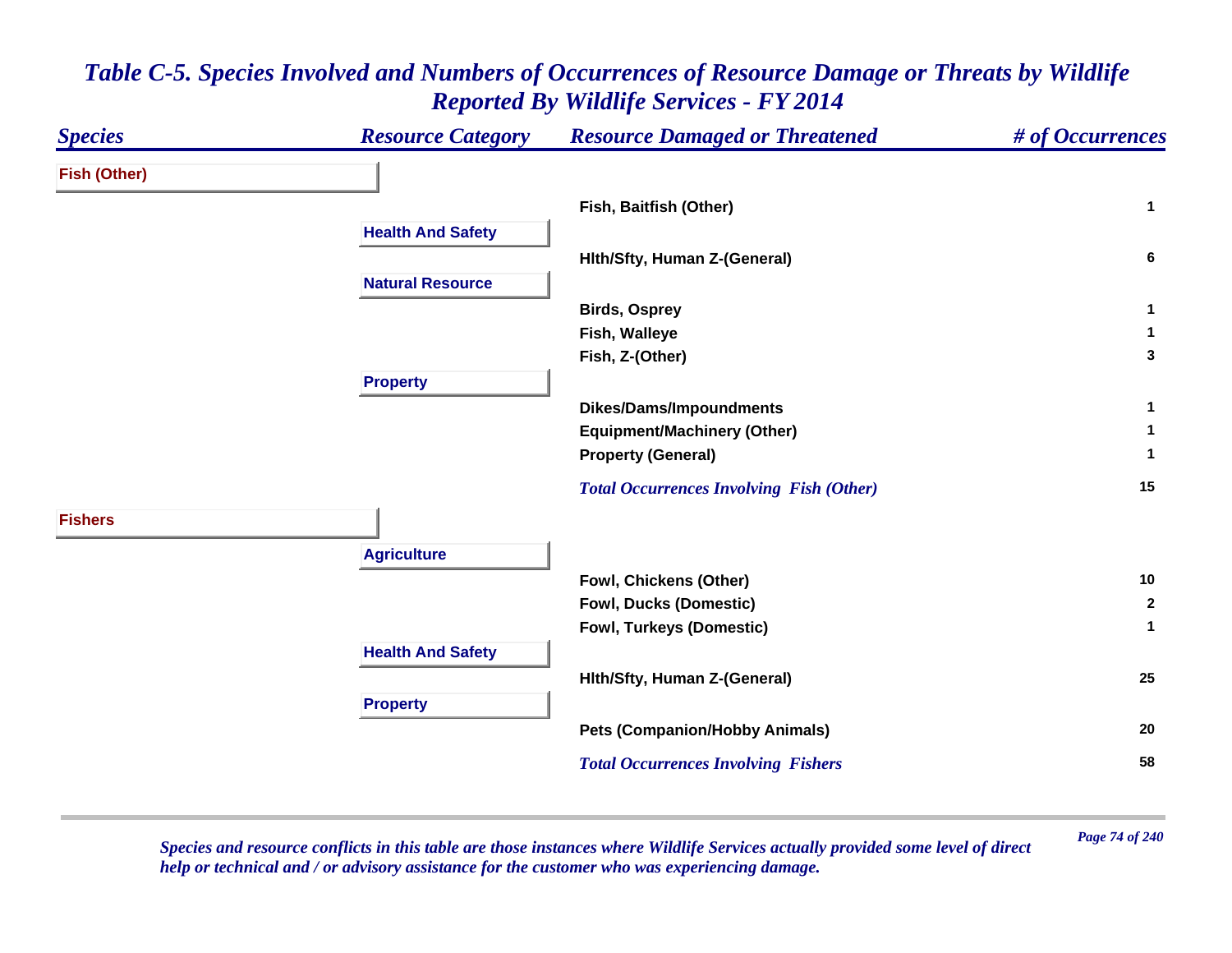# Table C-5. Species Involved and Numbers of Occurrences of Resource Damage or Threats by Wildlife Reported By Wildlife Services - FY 2014

| Species | Resource Category | Resource Damaged or Threatened | # of Occurrences |
|---|---|---|---|
| **Fish (Other)** | | | |
| | | Fish, Baitfish (Other) | 1 |
| | **Health And Safety** | | |
| | | Hlth/Sfty, Human Z-(General) | 6 |
| | **Natural Resource** | | |
| | | Birds, Osprey | 1 |
| | | Fish, Walleye | 1 |
| | | Fish, Z-(Other) | 3 |
| | **Property** | | |
| | | Dikes/Dams/Impoundments | 1 |
| | | Equipment/Machinery (Other) | 1 |
| | | Property (General) | 1 |
| | | *Total Occurrences Involving Fish (Other)* | 15 |
| **Fishers** | | | |
| | **Agriculture** | | |
| | | Fowl, Chickens (Other) | 10 |
| | | Fowl, Ducks (Domestic) | 2 |
| | | Fowl, Turkeys (Domestic) | 1 |
| | **Health And Safety** | | |
| | | Hlth/Sfty, Human Z-(General) | 25 |
| | **Property** | | |
| | | Pets (Companion/Hobby Animals) | 20 |
| | | *Total Occurrences Involving Fishers* | 58 |

*Species and resource conflicts in this table are those instances where Wildlife Services actually provided some level of direct help or technical and / or advisory assistance for the customer who was experiencing damage.*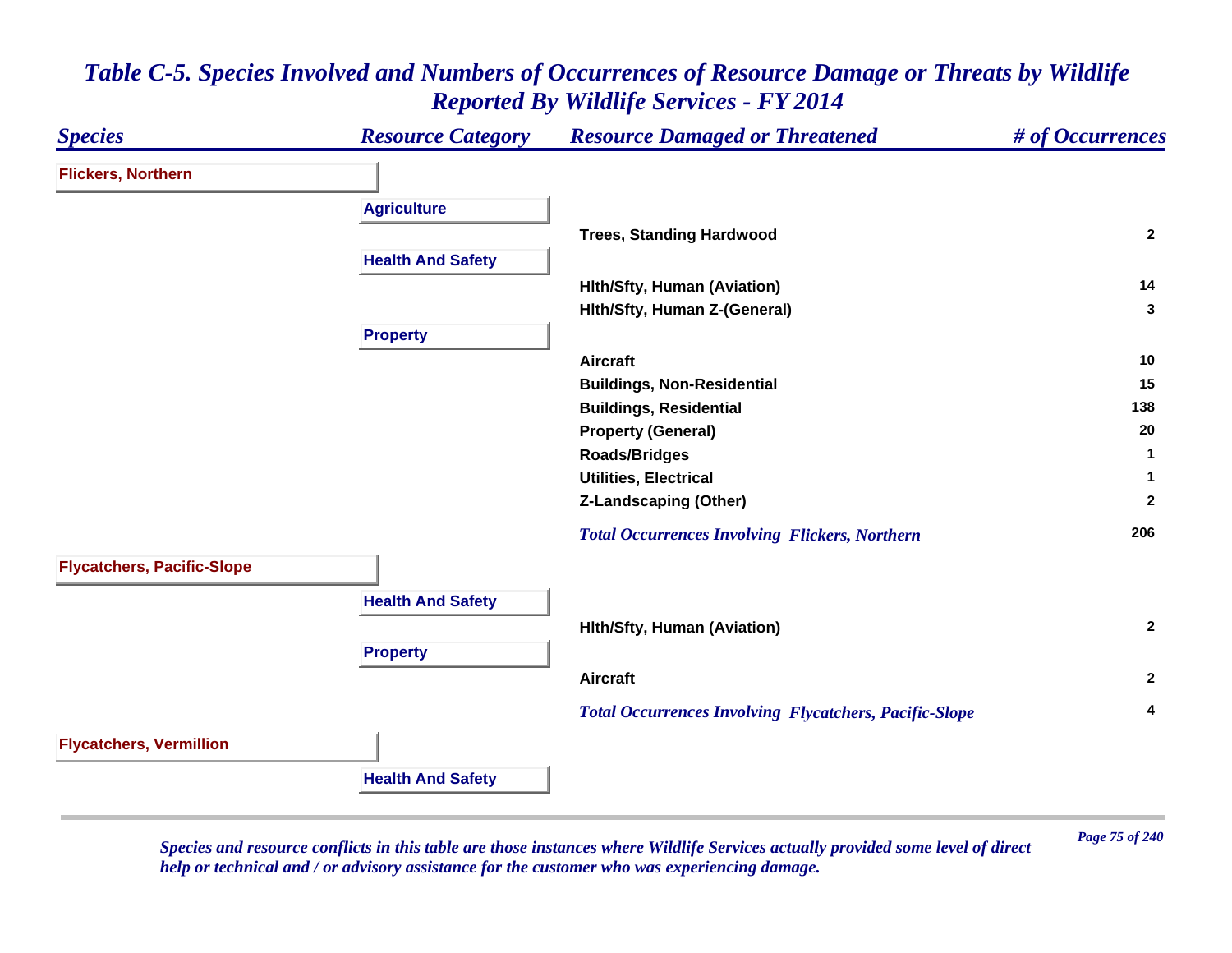# *Table C-5. Species Involved and Numbers of Occurrences of Resource Damage or Threats by Wildlife Reported By Wildlife Services - FY 2014*

| *Species* | *Resource Category* | *Resource Damaged or Threatened* | *# of Occurrences* |
|---|---|---|---|
| **Flickers, Northern** | | | |
| | **Agriculture** | | |
| | | **Trees, Standing Hardwood** | **2** |
| | **Health And Safety** | | |
| | | **Hlth/Sfty, Human (Aviation)** | **14** |
| | | **Hlth/Sfty, Human Z-(General)** | **3** |
| | **Property** | | |
| | | **Aircraft** | **10** |
| | | **Buildings, Non-Residential** | **15** |
| | | **Buildings, Residential** | **138** |
| | | **Property (General)** | **20** |
| | | **Roads/Bridges** | **1** |
| | | **Utilities, Electrical** | **1** |
| | | **Z-Landscaping (Other)** | **2** |
| | | ***Total Occurrences Involving Flickers, Northern*** | **206** |
| **Flycatchers, Pacific-Slope** | | | |
| | **Health And Safety** | | |
| | | **Hlth/Sfty, Human (Aviation)** | **2** |
| | **Property** | | |
| | | **Aircraft** | **2** |
| | | ***Total Occurrences Involving Flycatchers, Pacific-Slope*** | **4** |
| **Flycatchers, Vermillion** | | | |
| | **Health And Safety** | | |

*Species and resource conflicts in this table are those instances where Wildlife Services actually provided some level of direct help or technical and / or advisory assistance for the customer who was experiencing damage.*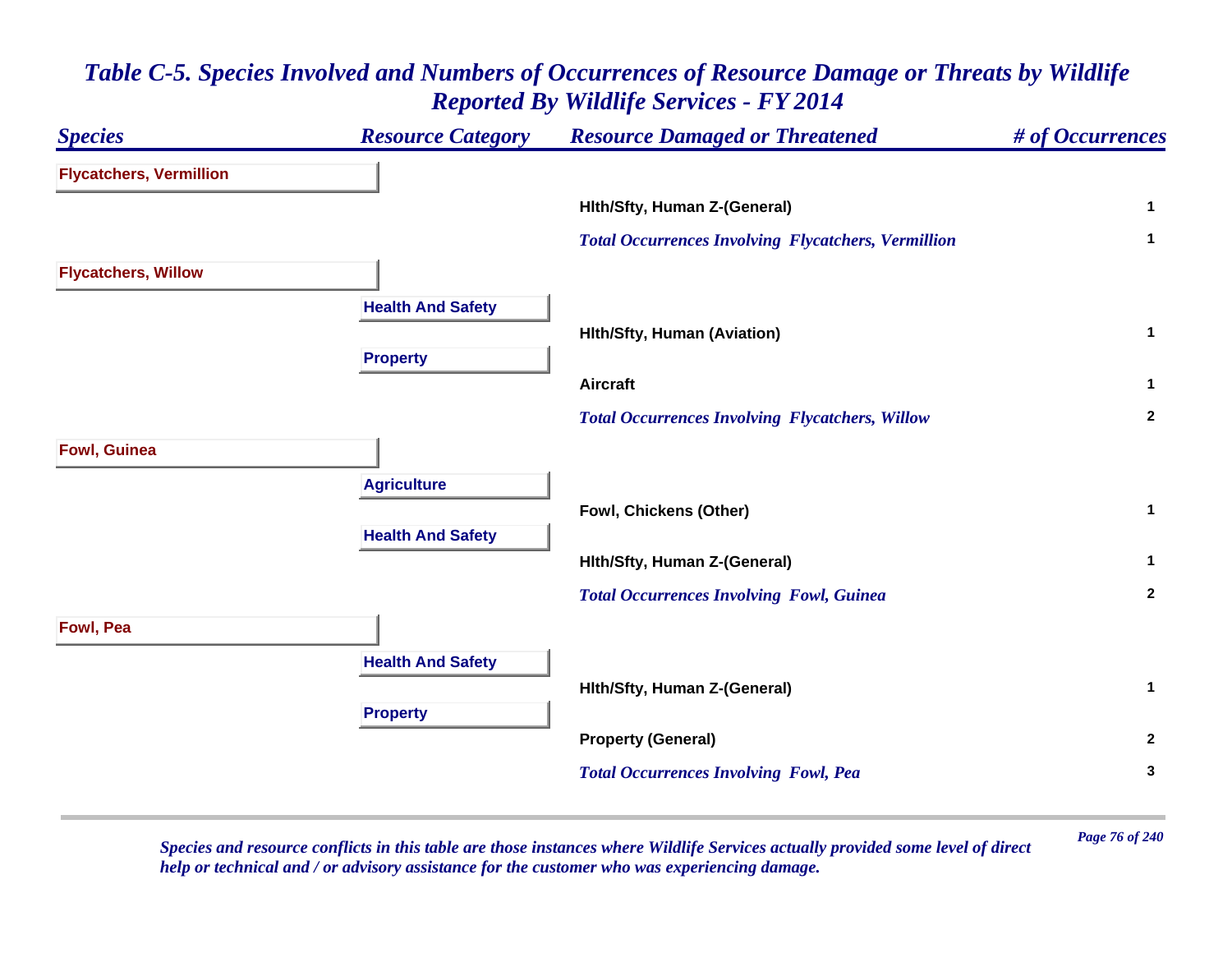# Table C-5. Species Involved and Numbers of Occurrences of Resource Damage or Threats by Wildlife Reported By Wildlife Services - FY 2014

| Species | Resource Category | Resource Damaged or Threatened | # of Occurrences |
|---|---|---|---|
| **Flycatchers, Vermillion** | | | |
| | | Hlth/Sfty, Human Z-(General) | 1 |
| | | *Total Occurrences Involving Flycatchers, Vermillion* | 1 |
| **Flycatchers, Willow** | | | |
| | **Health And Safety** | | |
| | | Hlth/Sfty, Human (Aviation) | 1 |
| | **Property** | | |
| | | Aircraft | 1 |
| | | *Total Occurrences Involving Flycatchers, Willow* | 2 |
| **Fowl, Guinea** | | | |
| | **Agriculture** | | |
| | | Fowl, Chickens (Other) | 1 |
| | **Health And Safety** | | |
| | | Hlth/Sfty, Human Z-(General) | 1 |
| | | *Total Occurrences Involving Fowl, Guinea* | 2 |
| **Fowl, Pea** | | | |
| | **Health And Safety** | | |
| | | Hlth/Sfty, Human Z-(General) | 1 |
| | **Property** | | |
| | | Property (General) | 2 |
| | | *Total Occurrences Involving Fowl, Pea* | 3 |

*Species and resource conflicts in this table are those instances where Wildlife Services actually provided some level of direct help or technical and / or advisory assistance for the customer who was experiencing damage.*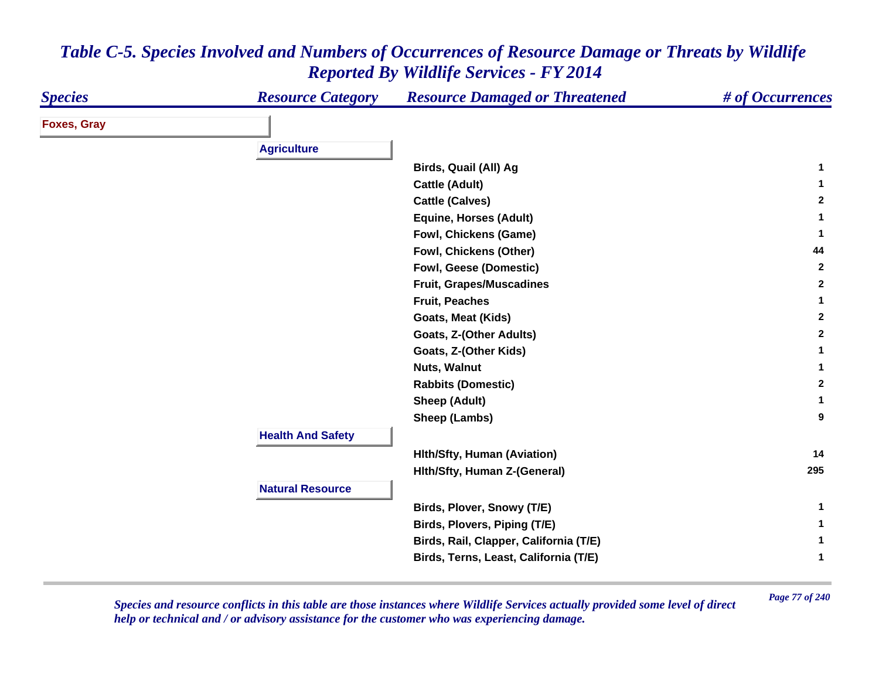# *Table C-5. Species Involved and Numbers of Occurrences of Resource Damage or Threats by Wildlife Reported By Wildlife Services - FY 2014*

| Species | Resource Category | Resource Damaged or Threatened | # of Occurrences |
|---|---|---|---|
| **Foxes, Gray** | | | |
| | **Agriculture** | | |
| | | Birds, Quail (All) Ag | 1 |
| | | Cattle (Adult) | 1 |
| | | Cattle (Calves) | 2 |
| | | Equine, Horses (Adult) | 1 |
| | | Fowl, Chickens (Game) | 1 |
| | | Fowl, Chickens (Other) | 44 |
| | | Fowl, Geese (Domestic) | 2 |
| | | Fruit, Grapes/Muscadines | 2 |
| | | Fruit, Peaches | 1 |
| | | Goats, Meat (Kids) | 2 |
| | | Goats, Z-(Other Adults) | 2 |
| | | Goats, Z-(Other Kids) | 1 |
| | | Nuts, Walnut | 1 |
| | | Rabbits (Domestic) | 2 |
| | | Sheep (Adult) | 1 |
| | | Sheep (Lambs) | 9 |
| | **Health And Safety** | | |
| | | Hlth/Sfty, Human (Aviation) | 14 |
| | | Hlth/Sfty, Human Z-(General) | 295 |
| | **Natural Resource** | | |
| | | Birds, Plover, Snowy (T/E) | 1 |
| | | Birds, Plovers, Piping (T/E) | 1 |
| | | Birds, Rail, Clapper, California (T/E) | 1 |
| | | Birds, Terns, Least, California (T/E) | 1 |

*Species and resource conflicts in this table are those instances where Wildlife Services actually provided some level of direct help or technical and / or advisory assistance for the customer who was experiencing damage.*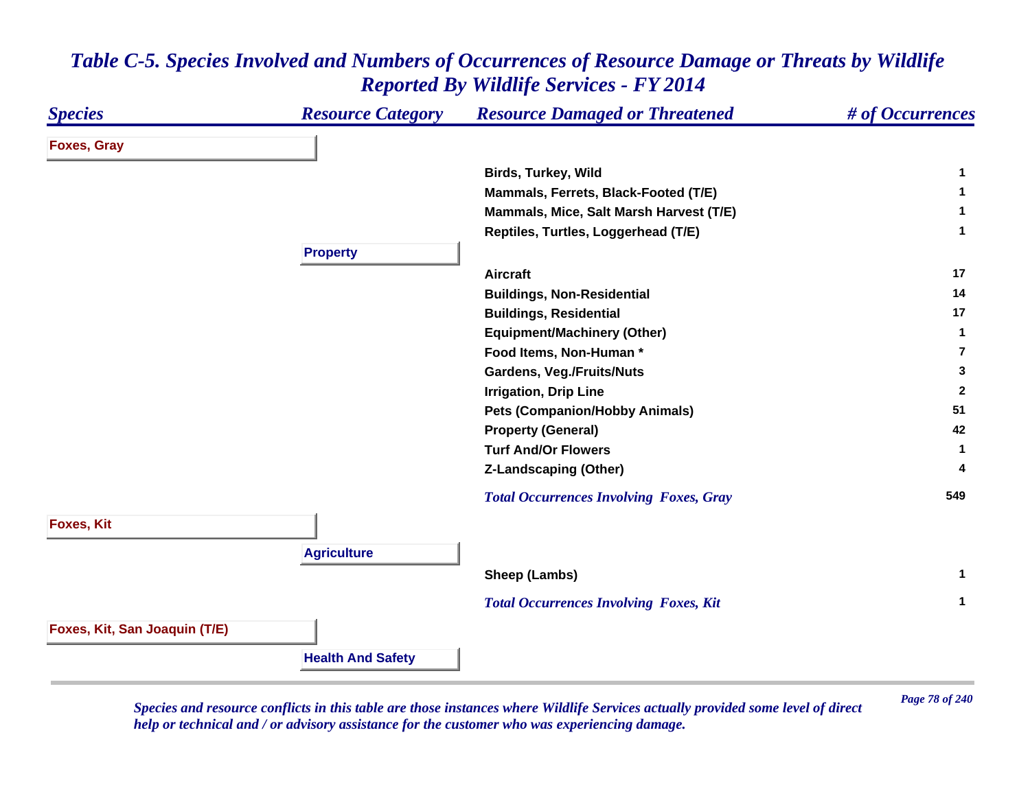# *Table C-5. Species Involved and Numbers of Occurrences of Resource Damage or Threats by Wildlife Reported By Wildlife Services - FY 2014*

| *Species* | *Resource Category* | *Resource Damaged or Threatened* | *# of Occurrences* |
|---|---|---|---|
| **Foxes, Gray** | | | |
| | | **Birds, Turkey, Wild** | **1** |
| | | **Mammals, Ferrets, Black-Footed (T/E)** | **1** |
| | | **Mammals, Mice, Salt Marsh Harvest (T/E)** | **1** |
| | | **Reptiles, Turtles, Loggerhead (T/E)** | **1** |
| | **Property** | | |
| | | **Aircraft** | **17** |
| | | **Buildings, Non-Residential** | **14** |
| | | **Buildings, Residential** | **17** |
| | | **Equipment/Machinery (Other)** | **1** |
| | | **Food Items, Non-Human *** | **7** |
| | | **Gardens, Veg./Fruits/Nuts** | **3** |
| | | **Irrigation, Drip Line** | **2** |
| | | **Pets (Companion/Hobby Animals)** | **51** |
| | | **Property (General)** | **42** |
| | | **Turf And/Or Flowers** | **1** |
| | | **Z-Landscaping (Other)** | **4** |
| | | ***Total Occurrences Involving Foxes, Gray*** | **549** |
| **Foxes, Kit** | | | |
| | **Agriculture** | | |
| | | **Sheep (Lambs)** | **1** |
| | | ***Total Occurrences Involving Foxes, Kit*** | **1** |
| **Foxes, Kit, San Joaquin (T/E)** | | | |
| | **Health And Safety** | | |

*Species and resource conflicts in this table are those instances where Wildlife Services actually provided some level of direct help or technical and / or advisory assistance for the customer who was experiencing damage.*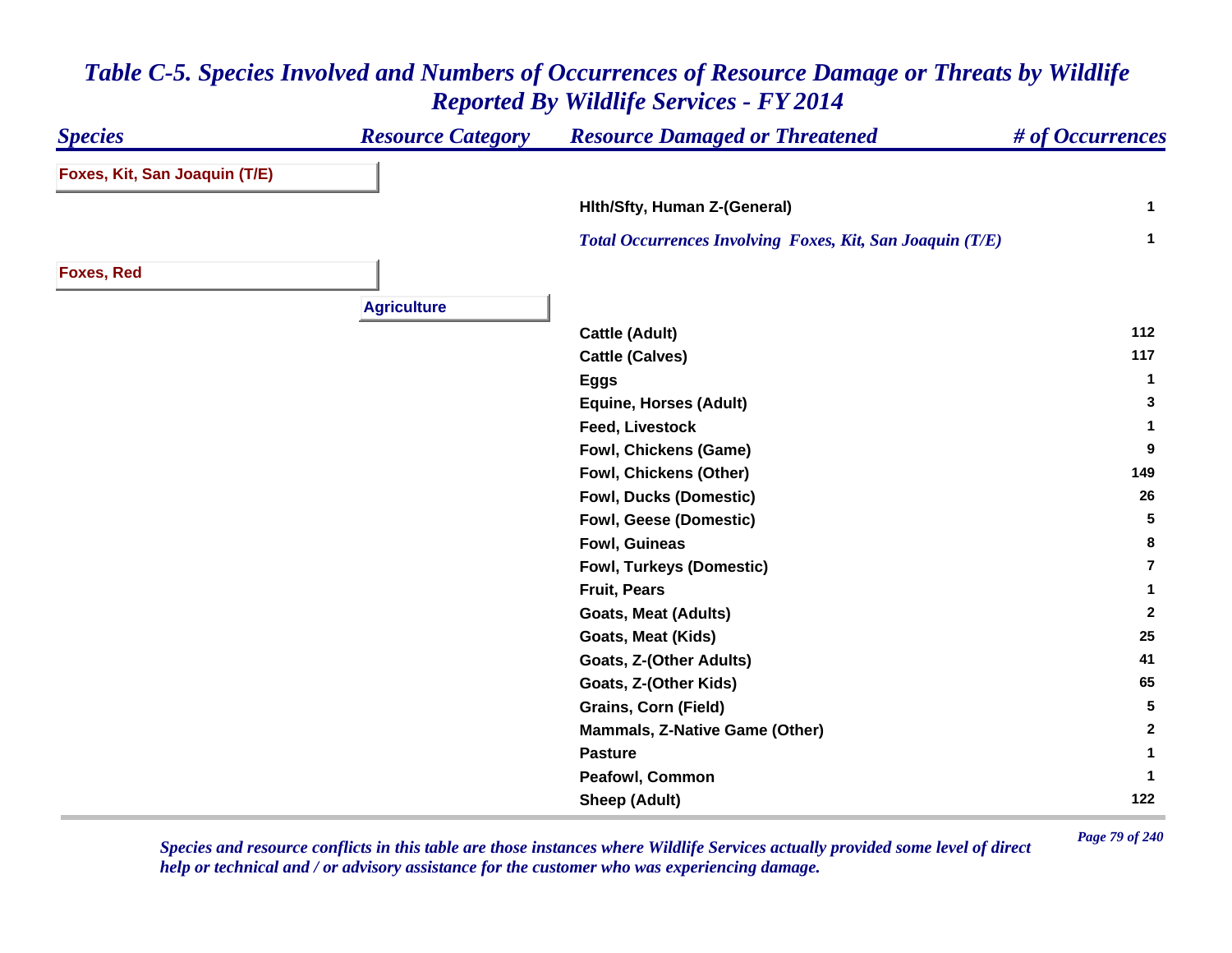# Table C-5. Species Involved and Numbers of Occurrences of Resource Damage or Threats by Wildlife Reported By Wildlife Services - FY 2014

| Species | Resource Category | Resource Damaged or Threatened | # of Occurrences |
|---|---|---|---|
| **Foxes, Kit, San Joaquin (T/E)** | | | |
| | | Hlth/Sfty, Human Z-(General) | 1 |
| | | *Total Occurrences Involving Foxes, Kit, San Joaquin (T/E)* | 1 |
| **Foxes, Red** | | | |
| | **Agriculture** | | |
| | | Cattle (Adult) | 112 |
| | | Cattle (Calves) | 117 |
| | | Eggs | 1 |
| | | Equine, Horses (Adult) | 3 |
| | | Feed, Livestock | 1 |
| | | Fowl, Chickens (Game) | 9 |
| | | Fowl, Chickens (Other) | 149 |
| | | Fowl, Ducks (Domestic) | 26 |
| | | Fowl, Geese (Domestic) | 5 |
| | | Fowl, Guineas | 8 |
| | | Fowl, Turkeys (Domestic) | 7 |
| | | Fruit, Pears | 1 |
| | | Goats, Meat (Adults) | 2 |
| | | Goats, Meat (Kids) | 25 |
| | | Goats, Z-(Other Adults) | 41 |
| | | Goats, Z-(Other Kids) | 65 |
| | | Grains, Corn (Field) | 5 |
| | | Mammals, Z-Native Game (Other) | 2 |
| | | Pasture | 1 |
| | | Peafowl, Common | 1 |
| | | Sheep (Adult) | 122 |

*Species and resource conflicts in this table are those instances where Wildlife Services actually provided some level of direct help or technical and / or advisory assistance for the customer who was experiencing damage.*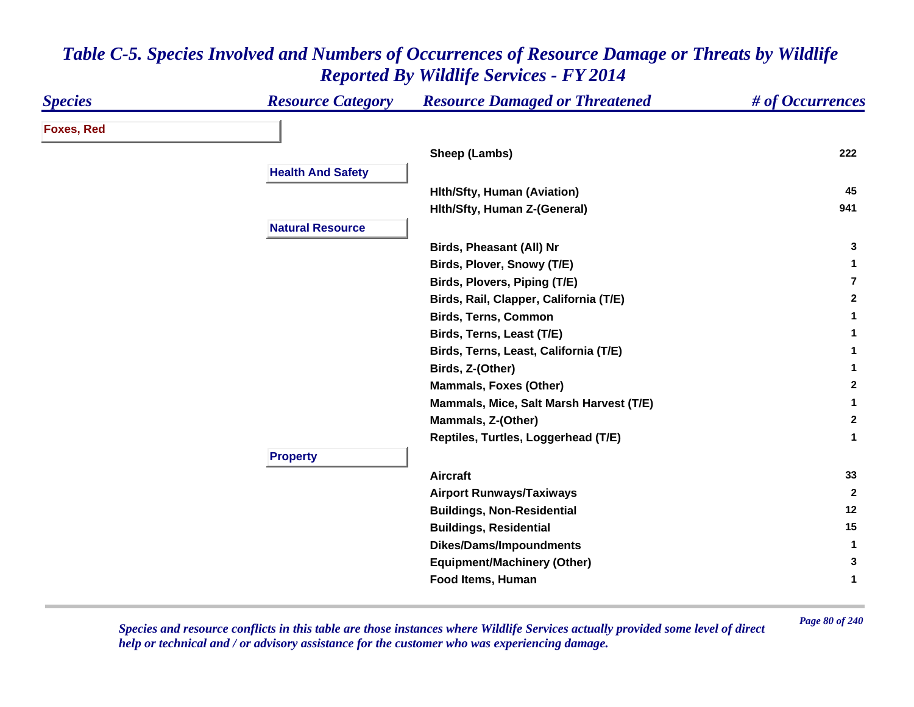# *Table C-5. Species Involved and Numbers of Occurrences of Resource Damage or Threats by Wildlife Reported By Wildlife Services - FY 2014*

| *Species* | *Resource Category* | *Resource Damaged or Threatened* | *# of Occurrences* |
|---|---|---|---|
| **Foxes, Red** | | | |
| | | **Sheep (Lambs)** | **222** |
| | **Health And Safety** | | |
| | | **Hlth/Sfty, Human (Aviation)** | **45** |
| | | **Hlth/Sfty, Human Z-(General)** | **941** |
| | **Natural Resource** | | |
| | | **Birds, Pheasant (All) Nr** | **3** |
| | | **Birds, Plover, Snowy (T/E)** | **1** |
| | | **Birds, Plovers, Piping (T/E)** | **7** |
| | | **Birds, Rail, Clapper, California (T/E)** | **2** |
| | | **Birds, Terns, Common** | **1** |
| | | **Birds, Terns, Least (T/E)** | **1** |
| | | **Birds, Terns, Least, California (T/E)** | **1** |
| | | **Birds, Z-(Other)** | **1** |
| | | **Mammals, Foxes (Other)** | **2** |
| | | **Mammals, Mice, Salt Marsh Harvest (T/E)** | **1** |
| | | **Mammals, Z-(Other)** | **2** |
| | | **Reptiles, Turtles, Loggerhead (T/E)** | **1** |
| | **Property** | | |
| | | **Aircraft** | **33** |
| | | **Airport Runways/Taxiways** | **2** |
| | | **Buildings, Non-Residential** | **12** |
| | | **Buildings, Residential** | **15** |
| | | **Dikes/Dams/Impoundments** | **1** |
| | | **Equipment/Machinery (Other)** | **3** |
| | | **Food Items, Human** | **1** |

*Species and resource conflicts in this table are those instances where Wildlife Services actually provided some level of direct help or technical and / or advisory assistance for the customer who was experiencing damage.*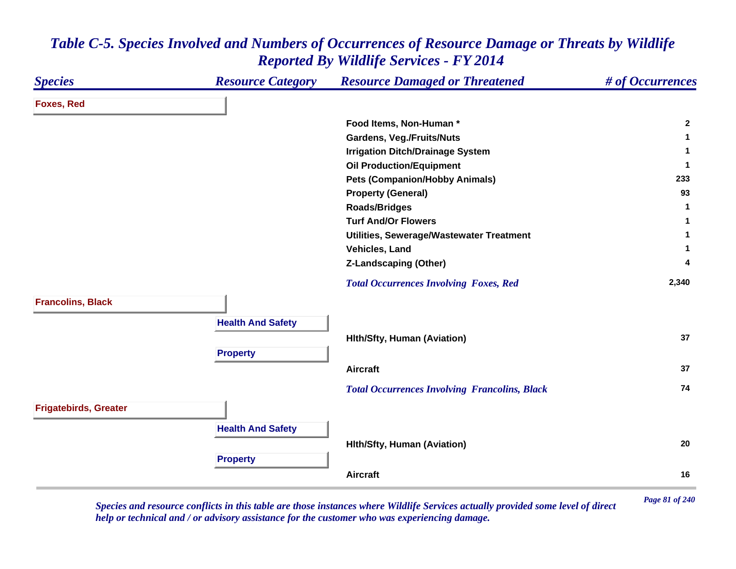# *Table C-5. Species Involved and Numbers of Occurrences of Resource Damage or Threats by Wildlife Reported By Wildlife Services - FY 2014*

| *Species* | *Resource Category* | *Resource Damaged or Threatened* | *# of Occurrences* |
|---|---|---|---|
| **Foxes, Red** | | | |
| | | **Food Items, Non-Human *** | **2** |
| | | **Gardens, Veg./Fruits/Nuts** | **1** |
| | | **Irrigation Ditch/Drainage System** | **1** |
| | | **Oil Production/Equipment** | **1** |
| | | **Pets (Companion/Hobby Animals)** | **233** |
| | | **Property (General)** | **93** |
| | | **Roads/Bridges** | **1** |
| | | **Turf And/Or Flowers** | **1** |
| | | **Utilities, Sewerage/Wastewater Treatment** | **1** |
| | | **Vehicles, Land** | **1** |
| | | **Z-Landscaping (Other)** | **4** |
| | | ***Total Occurrences Involving Foxes, Red*** | **2,340** |
| **Francolins, Black** | | | |
| | **Health And Safety** | | |
| | | **Hlth/Sfty, Human (Aviation)** | **37** |
| | **Property** | | |
| | | **Aircraft** | **37** |
| | | ***Total Occurrences Involving Francolins, Black*** | **74** |
| **Frigatebirds, Greater** | | | |
| | **Health And Safety** | | |
| | | **Hlth/Sfty, Human (Aviation)** | **20** |
| | **Property** | | |
| | | **Aircraft** | **16** |

*Species and resource conflicts in this table are those instances where Wildlife Services actually provided some level of direct help or technical and / or advisory assistance for the customer who was experiencing damage.*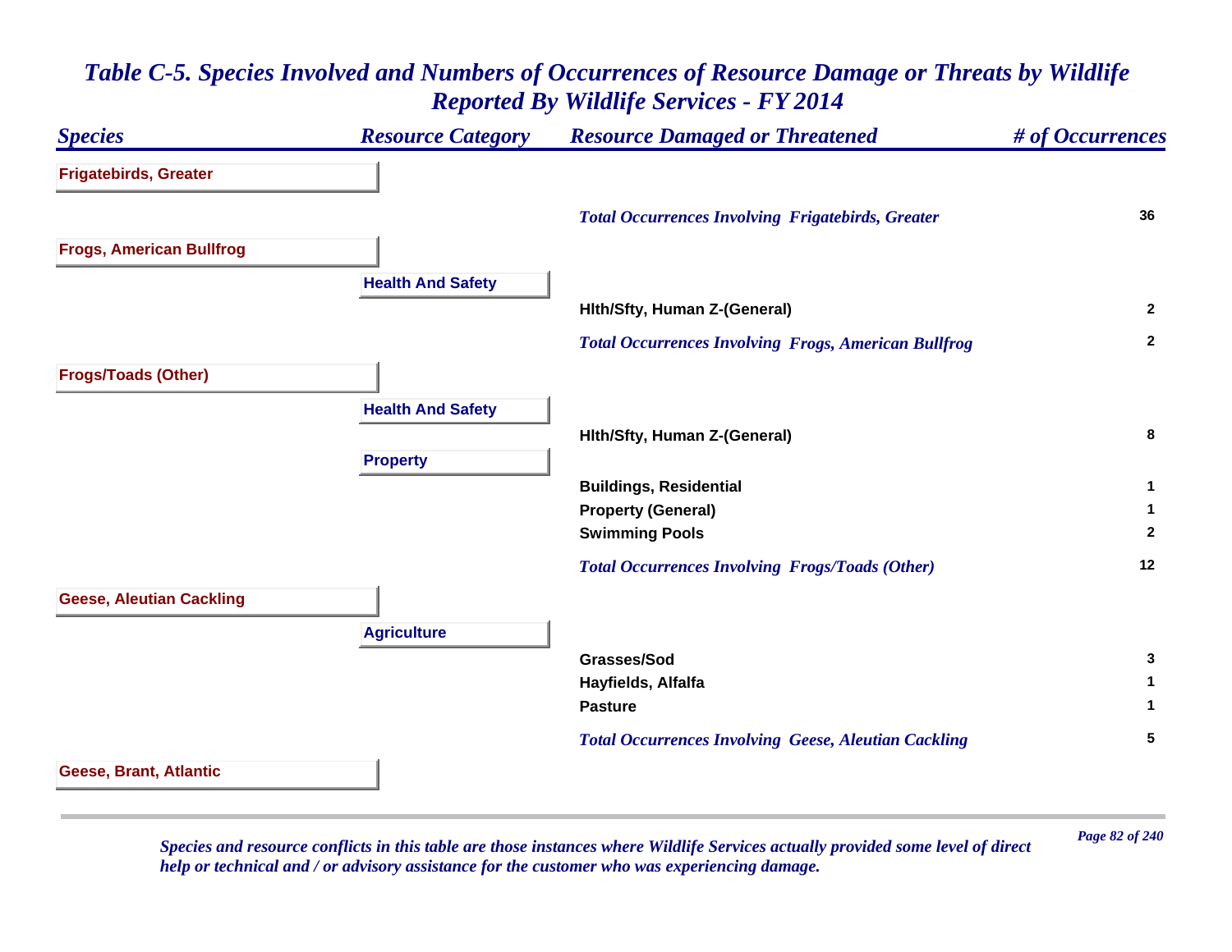# *Table C-5. Species Involved and Numbers of Occurrences of Resource Damage or Threats by Wildlife Reported By Wildlife Services - FY 2014*

| *Species* | *Resource Category* | *Resource Damaged or Threatened* | *# of Occurrences* |
|---|---|---|---|
| **Frigatebirds, Greater** | | | |
| | | *Total Occurrences Involving Frigatebirds, Greater* | **36** |
| **Frogs, American Bullfrog** | | | |
| | **Health And Safety** | | |
| | | **Hlth/Sfty, Human Z-(General)** | **2** |
| | | *Total Occurrences Involving Frogs, American Bullfrog* | **2** |
| **Frogs/Toads (Other)** | | | |
| | **Health And Safety** | | |
| | | **Hlth/Sfty, Human Z-(General)** | **8** |
| | **Property** | | |
| | | **Buildings, Residential** | **1** |
| | | **Property (General)** | **1** |
| | | **Swimming Pools** | **2** |
| | | *Total Occurrences Involving Frogs/Toads (Other)* | **12** |
| **Geese, Aleutian Cackling** | | | |
| | **Agriculture** | | |
| | | **Grasses/Sod** | **3** |
| | | **Hayfields, Alfalfa** | **1** |
| | | **Pasture** | **1** |
| | | *Total Occurrences Involving Geese, Aleutian Cackling* | **5** |
| **Geese, Brant, Atlantic** | | | |

*Species and resource conflicts in this table are those instances where Wildlife Services actually provided some level of direct help or technical and / or advisory assistance for the customer who was experiencing damage.*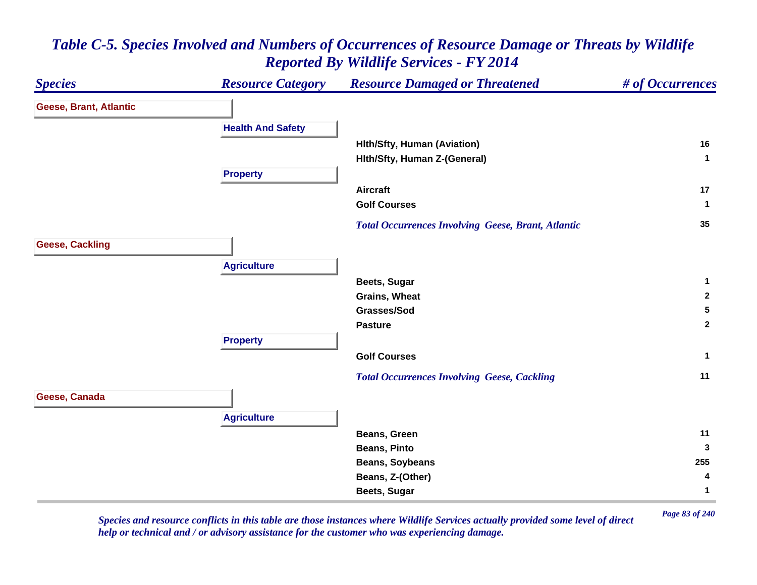## Table C-5. Species Involved and Numbers of Occurrences of Resource Damage or Threats by Wildlife Reported By Wildlife Services - FY 2014

| Species | Resource Category | Resource Damaged or Threatened | # of Occurrences |
|---|---|---|---|
| **Geese, Brant, Atlantic** | | | |
| | **Health And Safety** | | |
| | | Hlth/Sfty, Human (Aviation) | 16 |
| | | Hlth/Sfty, Human Z-(General) | 1 |
| | **Property** | | |
| | | Aircraft | 17 |
| | | Golf Courses | 1 |
| | | *Total Occurrences Involving Geese, Brant, Atlantic* | 35 |
| **Geese, Cackling** | | | |
| | **Agriculture** | | |
| | | Beets, Sugar | 1 |
| | | Grains, Wheat | 2 |
| | | Grasses/Sod | 5 |
| | | Pasture | 2 |
| | **Property** | | |
| | | Golf Courses | 1 |
| | | *Total Occurrences Involving Geese, Cackling* | 11 |
| **Geese, Canada** | | | |
| | **Agriculture** | | |
| | | Beans, Green | 11 |
| | | Beans, Pinto | 3 |
| | | Beans, Soybeans | 255 |
| | | Beans, Z-(Other) | 4 |
| | | Beets, Sugar | 1 |

*Species and resource conflicts in this table are those instances where Wildlife Services actually provided some level of direct help or technical and / or advisory assistance for the customer who was experiencing damage.*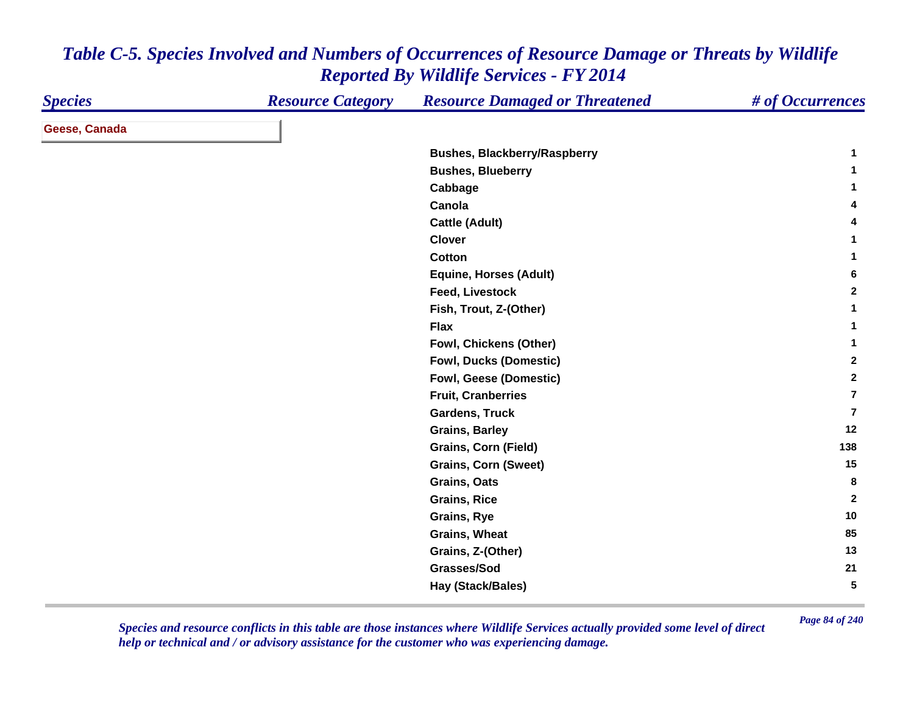# *Table C-5. Species Involved and Numbers of Occurrences of Resource Damage or Threats by Wildlife Reported By Wildlife Services - FY 2014*

| *Species* | *Resource Category* | *Resource Damaged or Threatened* | *# of Occurrences* |
|---|---|---|---|
| **Geese, Canada** | | | |
| | | **Bushes, Blackberry/Raspberry** | **1** |
| | | **Bushes, Blueberry** | **1** |
| | | **Cabbage** | **1** |
| | | **Canola** | **4** |
| | | **Cattle (Adult)** | **4** |
| | | **Clover** | **1** |
| | | **Cotton** | **1** |
| | | **Equine, Horses (Adult)** | **6** |
| | | **Feed, Livestock** | **2** |
| | | **Fish, Trout, Z-(Other)** | **1** |
| | | **Flax** | **1** |
| | | **Fowl, Chickens (Other)** | **1** |
| | | **Fowl, Ducks (Domestic)** | **2** |
| | | **Fowl, Geese (Domestic)** | **2** |
| | | **Fruit, Cranberries** | **7** |
| | | **Gardens, Truck** | **7** |
| | | **Grains, Barley** | **12** |
| | | **Grains, Corn (Field)** | **138** |
| | | **Grains, Corn (Sweet)** | **15** |
| | | **Grains, Oats** | **8** |
| | | **Grains, Rice** | **2** |
| | | **Grains, Rye** | **10** |
| | | **Grains, Wheat** | **85** |
| | | **Grains, Z-(Other)** | **13** |
| | | **Grasses/Sod** | **21** |
| | | **Hay (Stack/Bales)** | **5** |

*Species and resource conflicts in this table are those instances where Wildlife Services actually provided some level of direct help or technical and / or advisory assistance for the customer who was experiencing damage.*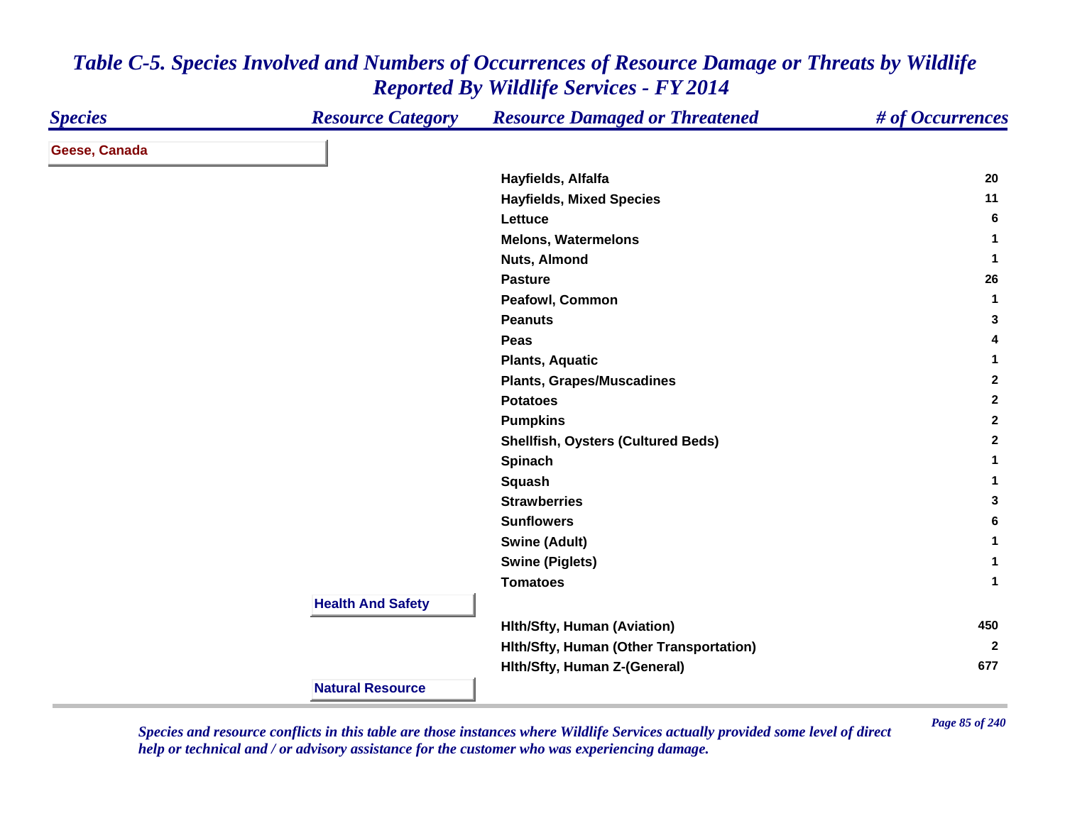# Table C-5. Species Involved and Numbers of Occurrences of Resource Damage or Threats by Wildlife Reported By Wildlife Services - FY 2014

| Species | Resource Category | Resource Damaged or Threatened | # of Occurrences |
|---|---|---|---|
| **Geese, Canada** | | | |
| | | Hayfields, Alfalfa | 20 |
| | | Hayfields, Mixed Species | 11 |
| | | Lettuce | 6 |
| | | Melons, Watermelons | 1 |
| | | Nuts, Almond | 1 |
| | | Pasture | 26 |
| | | Peafowl, Common | 1 |
| | | Peanuts | 3 |
| | | Peas | 4 |
| | | Plants, Aquatic | 1 |
| | | Plants, Grapes/Muscadines | 2 |
| | | Potatoes | 2 |
| | | Pumpkins | 2 |
| | | Shellfish, Oysters (Cultured Beds) | 2 |
| | | Spinach | 1 |
| | | Squash | 1 |
| | | Strawberries | 3 |
| | | Sunflowers | 6 |
| | | Swine (Adult) | 1 |
| | | Swine (Piglets) | 1 |
| | | Tomatoes | 1 |
| | **Health And Safety** | | |
| | | Hlth/Sfty, Human (Aviation) | 450 |
| | | Hlth/Sfty, Human (Other Transportation) | 2 |
| | | Hlth/Sfty, Human Z-(General) | 677 |
| | **Natural Resource** | | |

*Species and resource conflicts in this table are those instances where Wildlife Services actually provided some level of direct help or technical and / or advisory assistance for the customer who was experiencing damage.*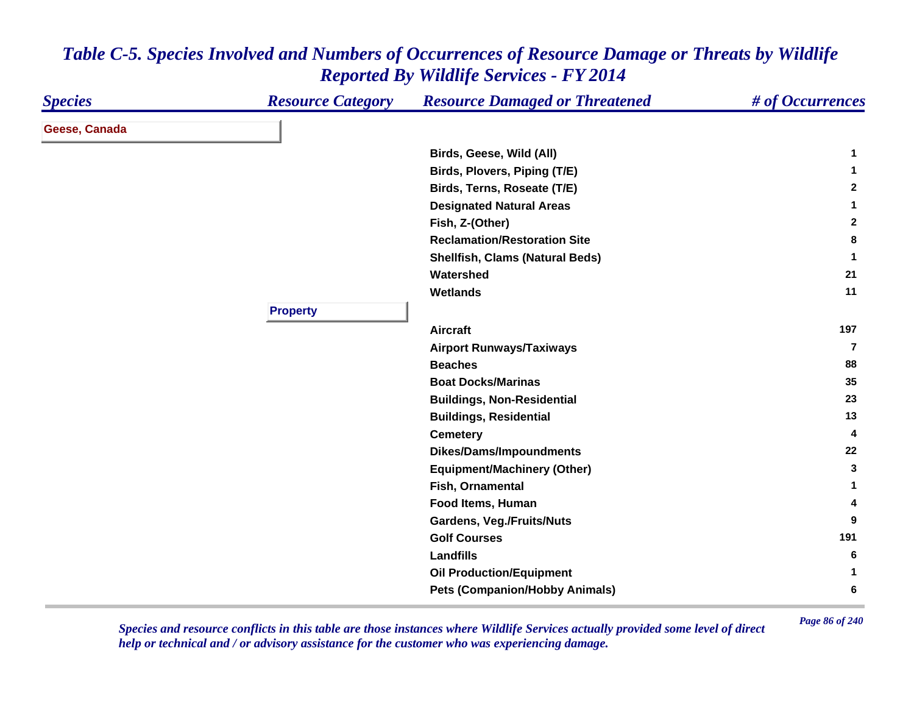# Table C-5. Species Involved and Numbers of Occurrences of Resource Damage or Threats by Wildlife Reported By Wildlife Services - FY 2014

| Species | Resource Category | Resource Damaged or Threatened | # of Occurrences |
|---|---|---|---|
| **Geese, Canada** | | | |
| | | Birds, Geese, Wild (All) | 1 |
| | | Birds, Plovers, Piping (T/E) | 1 |
| | | Birds, Terns, Roseate (T/E) | 2 |
| | | Designated Natural Areas | 1 |
| | | Fish, Z-(Other) | 2 |
| | | Reclamation/Restoration Site | 8 |
| | | Shellfish, Clams (Natural Beds) | 1 |
| | | Watershed | 21 |
| | | Wetlands | 11 |
| | **Property** | | |
| | | Aircraft | 197 |
| | | Airport Runways/Taxiways | 7 |
| | | Beaches | 88 |
| | | Boat Docks/Marinas | 35 |
| | | Buildings, Non-Residential | 23 |
| | | Buildings, Residential | 13 |
| | | Cemetery | 4 |
| | | Dikes/Dams/Impoundments | 22 |
| | | Equipment/Machinery (Other) | 3 |
| | | Fish, Ornamental | 1 |
| | | Food Items, Human | 4 |
| | | Gardens, Veg./Fruits/Nuts | 9 |
| | | Golf Courses | 191 |
| | | Landfills | 6 |
| | | Oil Production/Equipment | 1 |
| | | Pets (Companion/Hobby Animals) | 6 |

*Species and resource conflicts in this table are those instances where Wildlife Services actually provided some level of direct help or technical and / or advisory assistance for the customer who was experiencing damage.*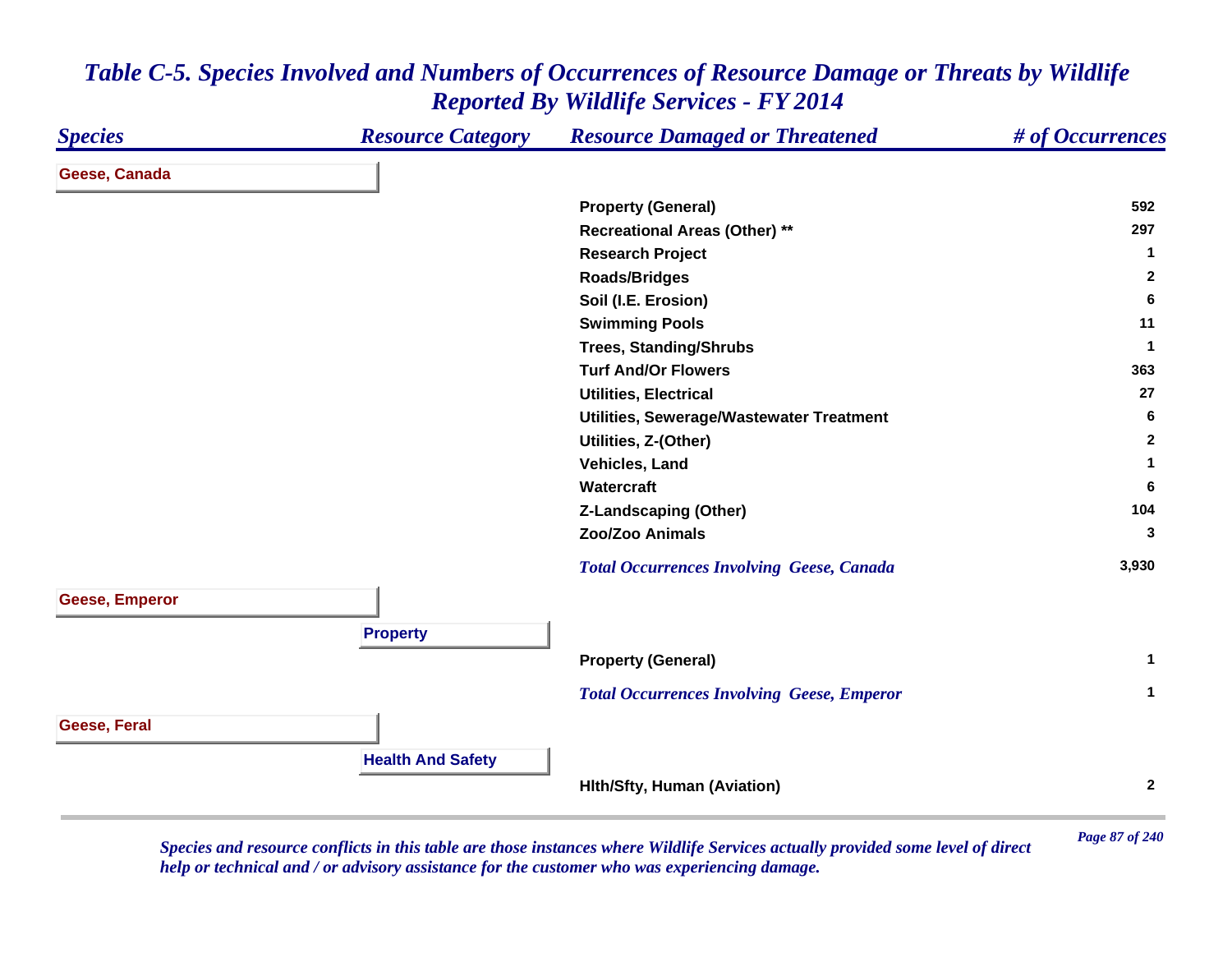# Table C-5. Species Involved and Numbers of Occurrences of Resource Damage or Threats by Wildlife Reported By Wildlife Services - FY 2014

| Species | Resource Category | Resource Damaged or Threatened | # of Occurrences |
|---|---|---|---|
| **Geese, Canada** | | | |
| | | Property (General) | 592 |
| | | Recreational Areas (Other) ** | 297 |
| | | Research Project | 1 |
| | | Roads/Bridges | 2 |
| | | Soil (I.E. Erosion) | 6 |
| | | Swimming Pools | 11 |
| | | Trees, Standing/Shrubs | 1 |
| | | Turf And/Or Flowers | 363 |
| | | Utilities, Electrical | 27 |
| | | Utilities, Sewerage/Wastewater Treatment | 6 |
| | | Utilities, Z-(Other) | 2 |
| | | Vehicles, Land | 1 |
| | | Watercraft | 6 |
| | | Z-Landscaping (Other) | 104 |
| | | Zoo/Zoo Animals | 3 |
| | | *Total Occurrences Involving Geese, Canada* | 3,930 |
| **Geese, Emperor** | | | |
| | **Property** | | |
| | | Property (General) | 1 |
| | | *Total Occurrences Involving Geese, Emperor* | 1 |
| **Geese, Feral** | | | |
| | **Health And Safety** | | |
| | | Hlth/Sfty, Human (Aviation) | 2 |

*Species and resource conflicts in this table are those instances where Wildlife Services actually provided some level of direct help or technical and / or advisory assistance for the customer who was experiencing damage.*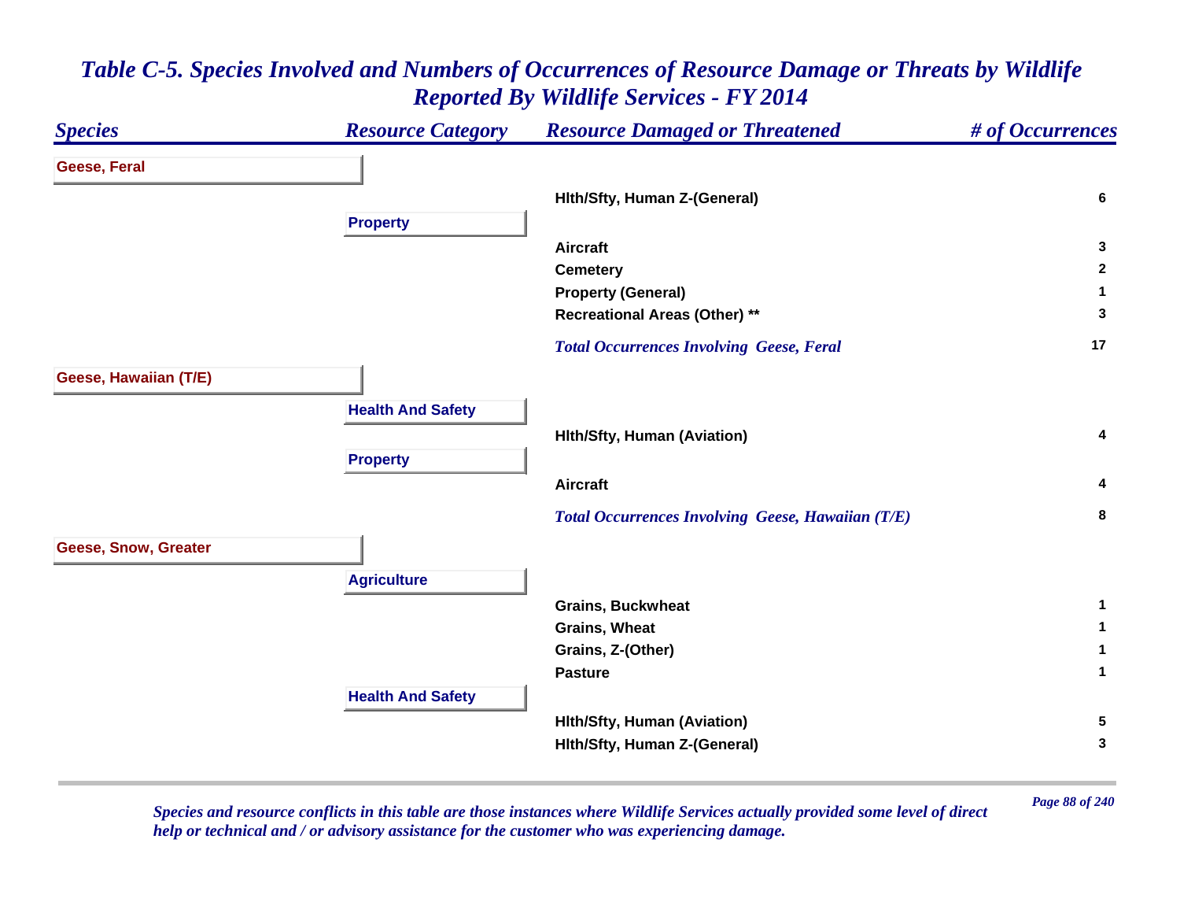# Table C-5. Species Involved and Numbers of Occurrences of Resource Damage or Threats by Wildlife Reported By Wildlife Services - FY 2014

| Species | Resource Category | Resource Damaged or Threatened | # of Occurrences |
|---|---|---|---|
| **Geese, Feral** | | | |
| | | Hlth/Sfty, Human Z-(General) | 6 |
| | **Property** | | |
| | | Aircraft | 3 |
| | | Cemetery | 2 |
| | | Property (General) | 1 |
| | | Recreational Areas (Other) ** | 3 |
| | | *Total Occurrences Involving Geese, Feral* | 17 |
| **Geese, Hawaiian (T/E)** | | | |
| | **Health And Safety** | | |
| | | Hlth/Sfty, Human (Aviation) | 4 |
| | **Property** | | |
| | | Aircraft | 4 |
| | | *Total Occurrences Involving Geese, Hawaiian (T/E)* | 8 |
| **Geese, Snow, Greater** | | | |
| | **Agriculture** | | |
| | | Grains, Buckwheat | 1 |
| | | Grains, Wheat | 1 |
| | | Grains, Z-(Other) | 1 |
| | | Pasture | 1 |
| | **Health And Safety** | | |
| | | Hlth/Sfty, Human (Aviation) | 5 |
| | | Hlth/Sfty, Human Z-(General) | 3 |

*Species and resource conflicts in this table are those instances where Wildlife Services actually provided some level of direct help or technical and / or advisory assistance for the customer who was experiencing damage.*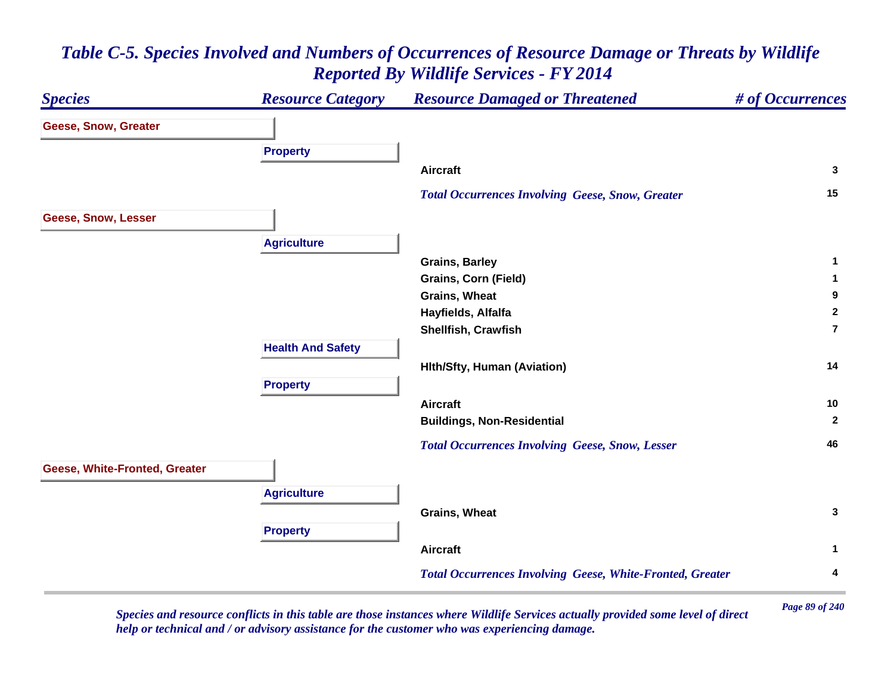# *Table C-5. Species Involved and Numbers of Occurrences of Resource Damage or Threats by Wildlife Reported By Wildlife Services - FY 2014*

| *Species* | *Resource Category* | *Resource Damaged or Threatened* | *# of Occurrences* |
|---|---|---|---|
| **Geese, Snow, Greater** | | | |
| | **Property** | | |
| | | **Aircraft** | **3** |
| | | ***Total Occurrences Involving Geese, Snow, Greater*** | **15** |
| **Geese, Snow, Lesser** | | | |
| | **Agriculture** | | |
| | | **Grains, Barley** | **1** |
| | | **Grains, Corn (Field)** | **1** |
| | | **Grains, Wheat** | **9** |
| | | **Hayfields, Alfalfa** | **2** |
| | | **Shellfish, Crawfish** | **7** |
| | **Health And Safety** | | |
| | | **Hlth/Sfty, Human (Aviation)** | **14** |
| | **Property** | | |
| | | **Aircraft** | **10** |
| | | **Buildings, Non-Residential** | **2** |
| | | ***Total Occurrences Involving Geese, Snow, Lesser*** | **46** |
| **Geese, White-Fronted, Greater** | | | |
| | **Agriculture** | | |
| | | **Grains, Wheat** | **3** |
| | **Property** | | |
| | | **Aircraft** | **1** |
| | | ***Total Occurrences Involving Geese, White-Fronted, Greater*** | **4** |

*Species and resource conflicts in this table are those instances where Wildlife Services actually provided some level of direct help or technical and / or advisory assistance for the customer who was experiencing damage.*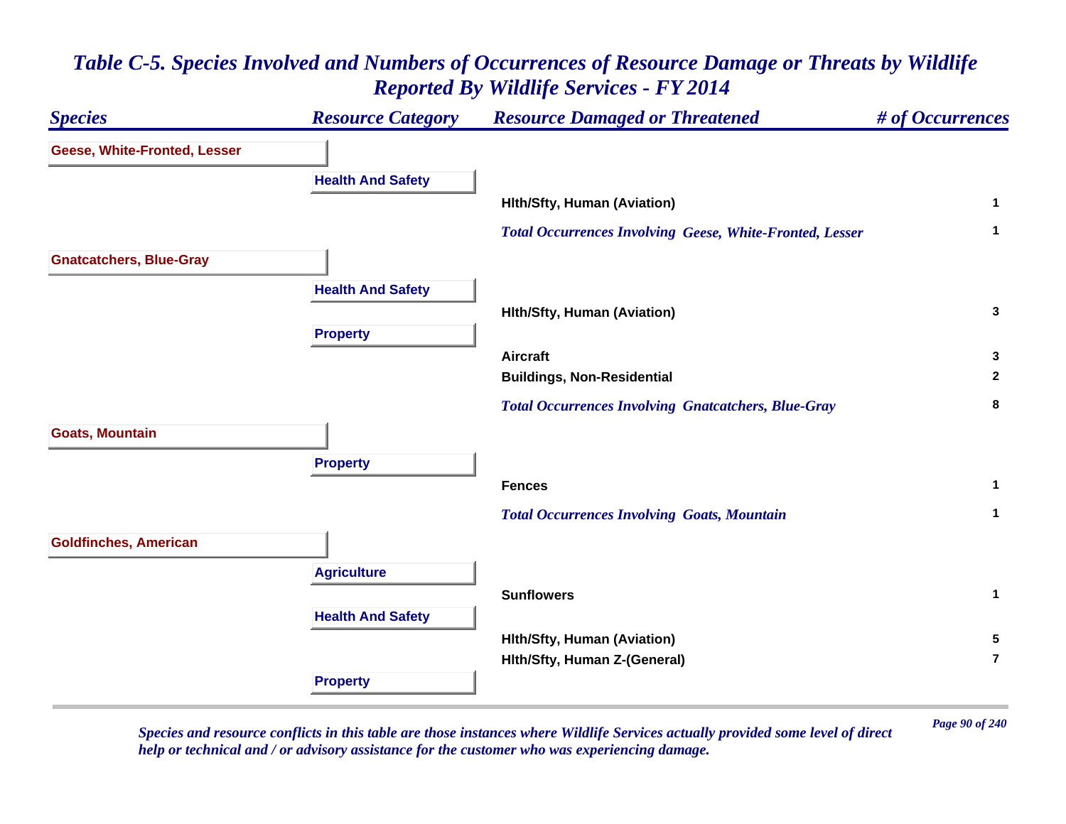# *Table C-5. Species Involved and Numbers of Occurrences of Resource Damage or Threats by Wildlife Reported By Wildlife Services - FY 2014*

| *Species* | *Resource Category* | *Resource Damaged or Threatened* | *# of Occurrences* |
|---|---|---|---|
| **Geese, White-Fronted, Lesser** | | | |
| | **Health And Safety** | | |
| | | **Hlth/Sfty, Human (Aviation)** | **1** |
| | | ***Total Occurrences Involving Geese, White-Fronted, Lesser*** | **1** |
| **Gnatcatchers, Blue-Gray** | | | |
| | **Health And Safety** | | |
| | | **Hlth/Sfty, Human (Aviation)** | **3** |
| | **Property** | | |
| | | **Aircraft** | **3** |
| | | **Buildings, Non-Residential** | **2** |
| | | ***Total Occurrences Involving Gnatcatchers, Blue-Gray*** | **8** |
| **Goats, Mountain** | | | |
| | **Property** | | |
| | | **Fences** | **1** |
| | | ***Total Occurrences Involving Goats, Mountain*** | **1** |
| **Goldfinches, American** | | | |
| | **Agriculture** | | |
| | | **Sunflowers** | **1** |
| | **Health And Safety** | | |
| | | **Hlth/Sfty, Human (Aviation)** | **5** |
| | | **Hlth/Sfty, Human Z-(General)** | **7** |
| | **Property** | | |

*Species and resource conflicts in this table are those instances where Wildlife Services actually provided some level of direct help or technical and / or advisory assistance for the customer who was experiencing damage.*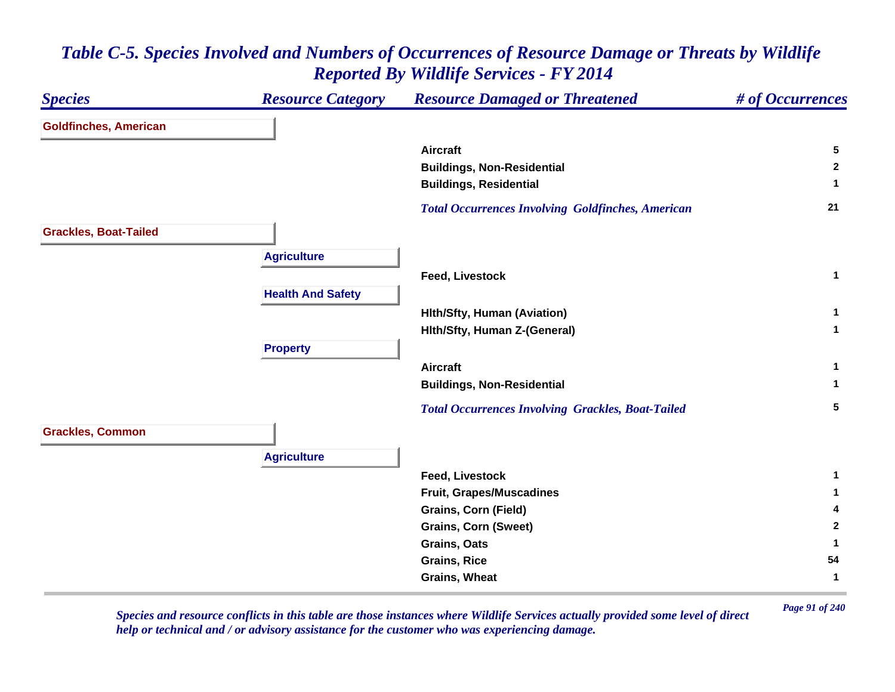# Table C-5. Species Involved and Numbers of Occurrences of Resource Damage or Threats by Wildlife Reported By Wildlife Services - FY 2014

| Species | Resource Category | Resource Damaged or Threatened | # of Occurrences |
|---|---|---|---|
| **Goldfinches, American** | | | |
| | | Aircraft | 5 |
| | | Buildings, Non-Residential | 2 |
| | | Buildings, Residential | 1 |
| | | *Total Occurrences Involving Goldfinches, American* | 21 |
| **Grackles, Boat-Tailed** | | | |
| | **Agriculture** | | |
| | | Feed, Livestock | 1 |
| | **Health And Safety** | | |
| | | Hlth/Sfty, Human (Aviation) | 1 |
| | | Hlth/Sfty, Human Z-(General) | 1 |
| | **Property** | | |
| | | Aircraft | 1 |
| | | Buildings, Non-Residential | 1 |
| | | *Total Occurrences Involving Grackles, Boat-Tailed* | 5 |
| **Grackles, Common** | | | |
| | **Agriculture** | | |
| | | Feed, Livestock | 1 |
| | | Fruit, Grapes/Muscadines | 1 |
| | | Grains, Corn (Field) | 4 |
| | | Grains, Corn (Sweet) | 2 |
| | | Grains, Oats | 1 |
| | | Grains, Rice | 54 |
| | | Grains, Wheat | 1 |

*Species and resource conflicts in this table are those instances where Wildlife Services actually provided some level of direct help or technical and / or advisory assistance for the customer who was experiencing damage.*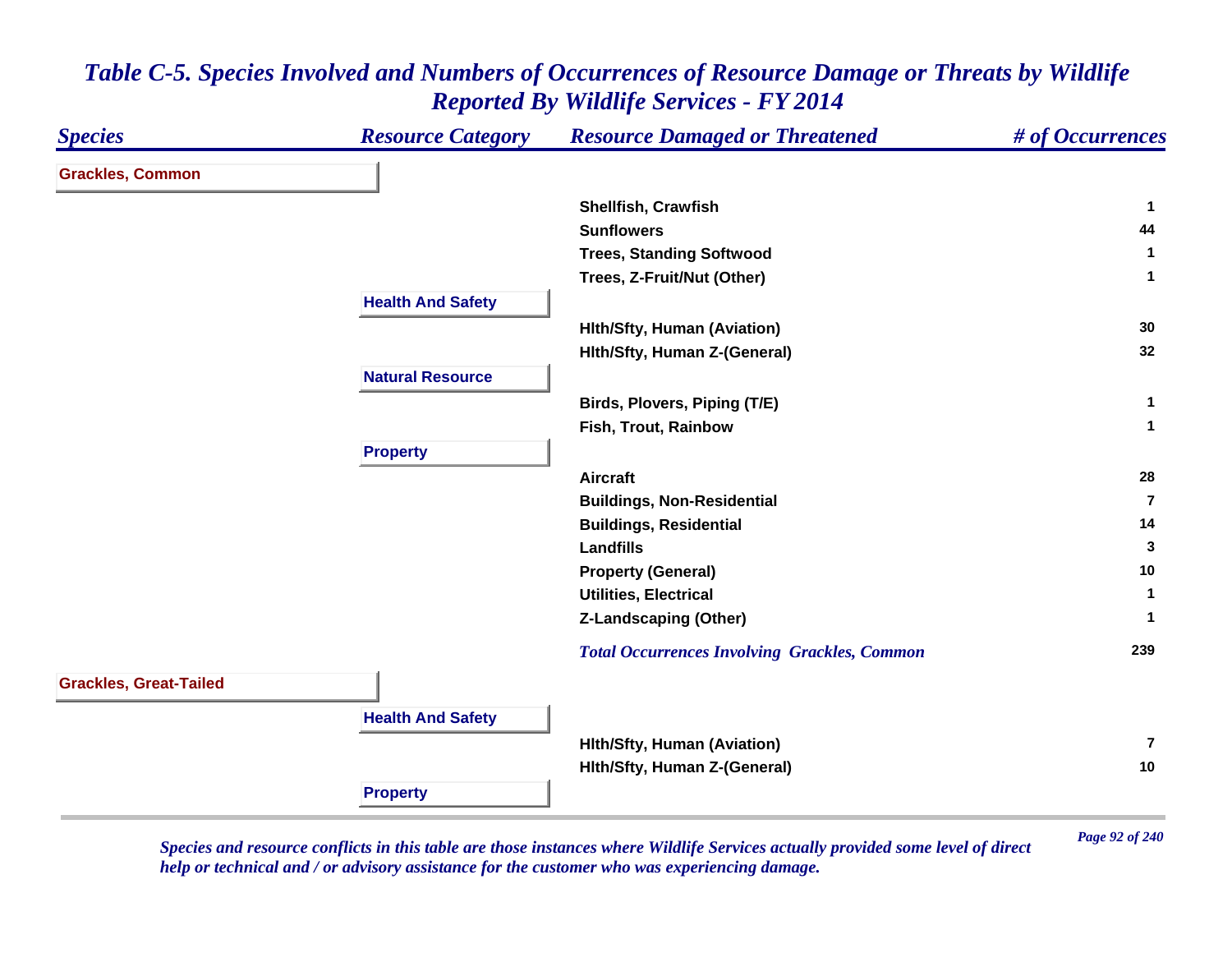## *Table C-5. Species Involved and Numbers of Occurrences of Resource Damage or Threats by Wildlife Reported By Wildlife Services - FY 2014*

| *Species* | *Resource Category* | *Resource Damaged or Threatened* | *# of Occurrences* |
|---|---|---|---|
| **Grackles, Common** | | | |
| | | **Shellfish, Crawfish** | **1** |
| | | **Sunflowers** | **44** |
| | | **Trees, Standing Softwood** | **1** |
| | | **Trees, Z-Fruit/Nut (Other)** | **1** |
| | **Health And Safety** | | |
| | | **Hlth/Sfty, Human (Aviation)** | **30** |
| | | **Hlth/Sfty, Human Z-(General)** | **32** |
| | **Natural Resource** | | |
| | | **Birds, Plovers, Piping (T/E)** | **1** |
| | | **Fish, Trout, Rainbow** | **1** |
| | **Property** | | |
| | | **Aircraft** | **28** |
| | | **Buildings, Non-Residential** | **7** |
| | | **Buildings, Residential** | **14** |
| | | **Landfills** | **3** |
| | | **Property (General)** | **10** |
| | | **Utilities, Electrical** | **1** |
| | | **Z-Landscaping (Other)** | **1** |
| | | ***Total Occurrences Involving Grackles, Common*** | **239** |
| **Grackles, Great-Tailed** | | | |
| | **Health And Safety** | | |
| | | **Hlth/Sfty, Human (Aviation)** | **7** |
| | | **Hlth/Sfty, Human Z-(General)** | **10** |
| | **Property** | | |

*Species and resource conflicts in this table are those instances where Wildlife Services actually provided some level of direct help or technical and / or advisory assistance for the customer who was experiencing damage.*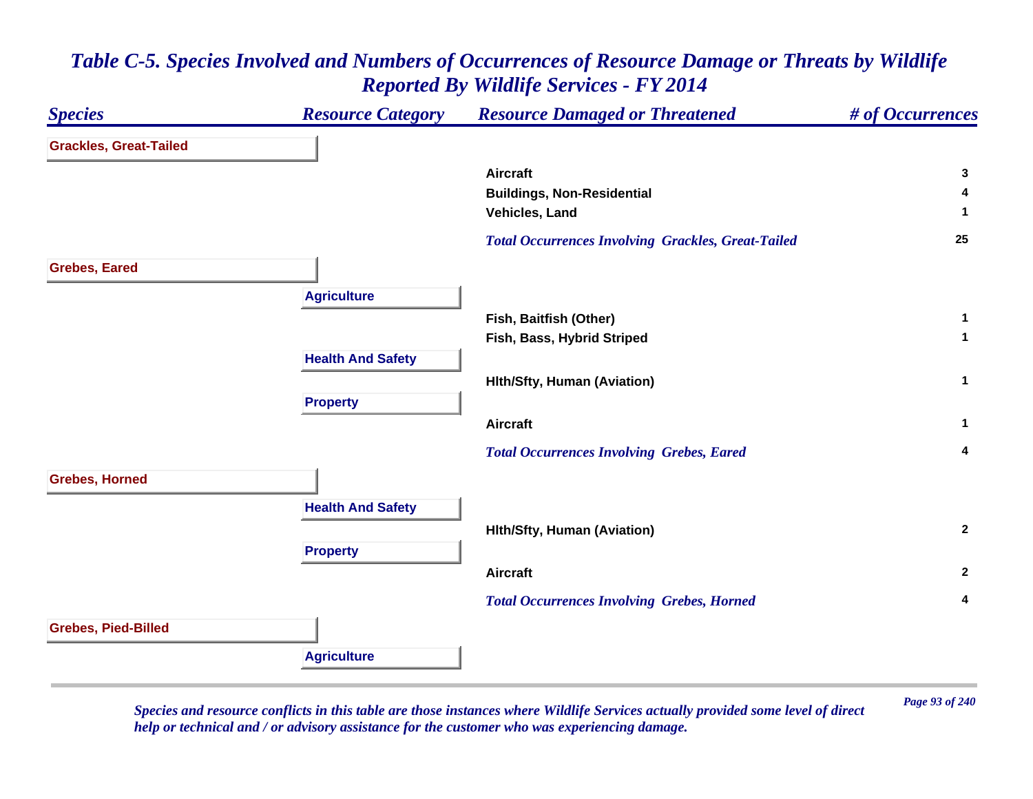# Table C-5. Species Involved and Numbers of Occurrences of Resource Damage or Threats by Wildlife Reported By Wildlife Services - FY 2014

| Species | Resource Category | Resource Damaged or Threatened | # of Occurrences |
|---|---|---|---|
| **Grackles, Great-Tailed** | | | |
| | | Aircraft | 3 |
| | | Buildings, Non-Residential | 4 |
| | | Vehicles, Land | 1 |
| | | *Total Occurrences Involving Grackles, Great-Tailed* | 25 |
| **Grebes, Eared** | | | |
| | **Agriculture** | | |
| | | Fish, Baitfish (Other) | 1 |
| | | Fish, Bass, Hybrid Striped | 1 |
| | **Health And Safety** | | |
| | | Hlth/Sfty, Human (Aviation) | 1 |
| | **Property** | | |
| | | Aircraft | 1 |
| | | *Total Occurrences Involving Grebes, Eared* | 4 |
| **Grebes, Horned** | | | |
| | **Health And Safety** | | |
| | | Hlth/Sfty, Human (Aviation) | 2 |
| | **Property** | | |
| | | Aircraft | 2 |
| | | *Total Occurrences Involving Grebes, Horned* | 4 |
| **Grebes, Pied-Billed** | | | |
| | **Agriculture** | | |

*Species and resource conflicts in this table are those instances where Wildlife Services actually provided some level of direct help or technical and / or advisory assistance for the customer who was experiencing damage.*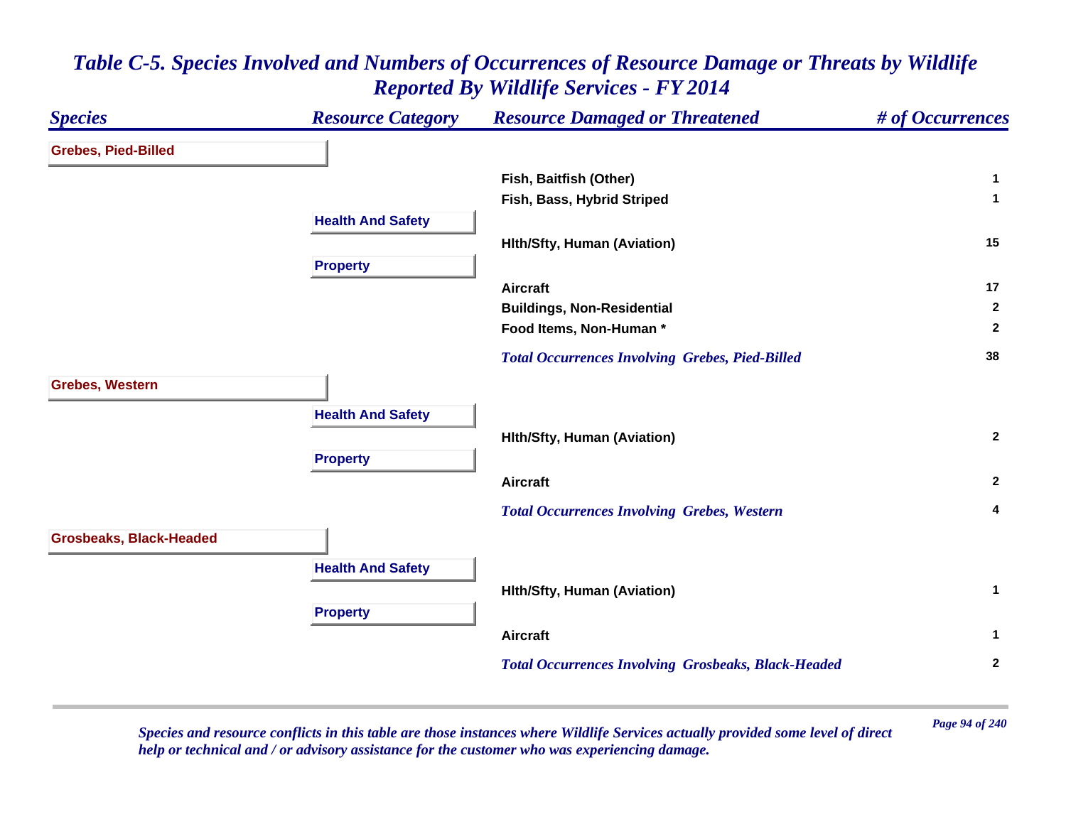# Table C-5. Species Involved and Numbers of Occurrences of Resource Damage or Threats by Wildlife Reported By Wildlife Services - FY 2014

| Species | Resource Category | Resource Damaged or Threatened | # of Occurrences |
|---|---|---|---|
| **Grebes, Pied-Billed** | | | |
| | | Fish, Baitfish (Other) | 1 |
| | | Fish, Bass, Hybrid Striped | 1 |
| | **Health And Safety** | | |
| | | Hlth/Sfty, Human (Aviation) | 15 |
| | **Property** | | |
| | | Aircraft | 17 |
| | | Buildings, Non-Residential | 2 |
| | | Food Items, Non-Human * | 2 |
| | | *Total Occurrences Involving Grebes, Pied-Billed* | 38 |
| **Grebes, Western** | | | |
| | **Health And Safety** | | |
| | | Hlth/Sfty, Human (Aviation) | 2 |
| | **Property** | | |
| | | Aircraft | 2 |
| | | *Total Occurrences Involving Grebes, Western* | 4 |
| **Grosbeaks, Black-Headed** | | | |
| | **Health And Safety** | | |
| | | Hlth/Sfty, Human (Aviation) | 1 |
| | **Property** | | |
| | | Aircraft | 1 |
| | | *Total Occurrences Involving Grosbeaks, Black-Headed* | 2 |

*Species and resource conflicts in this table are those instances where Wildlife Services actually provided some level of direct help or technical and / or advisory assistance for the customer who was experiencing damage.*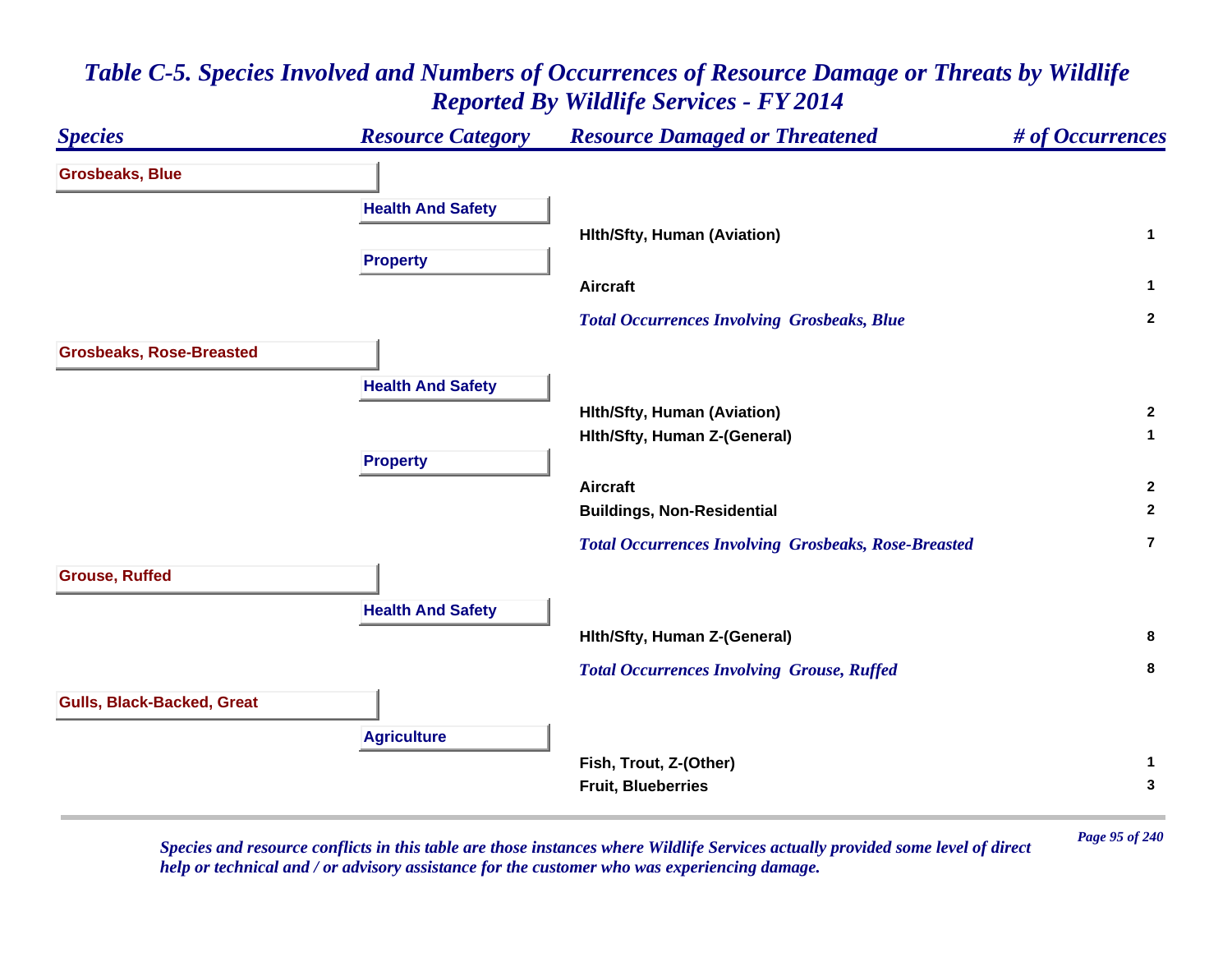# *Table C-5. Species Involved and Numbers of Occurrences of Resource Damage or Threats by Wildlife Reported By Wildlife Services - FY 2014*

| *Species* | *Resource Category* | *Resource Damaged or Threatened* | *# of Occurrences* |
|---|---|---|---|
| **Grosbeaks, Blue** | | | |
| | **Health And Safety** | | |
| | | **Hlth/Sfty, Human (Aviation)** | **1** |
| | **Property** | | |
| | | **Aircraft** | **1** |
| | | ***Total Occurrences Involving Grosbeaks, Blue*** | **2** |
| **Grosbeaks, Rose-Breasted** | | | |
| | **Health And Safety** | | |
| | | **Hlth/Sfty, Human (Aviation)** | **2** |
| | | **Hlth/Sfty, Human Z-(General)** | **1** |
| | **Property** | | |
| | | **Aircraft** | **2** |
| | | **Buildings, Non-Residential** | **2** |
| | | ***Total Occurrences Involving Grosbeaks, Rose-Breasted*** | **7** |
| **Grouse, Ruffed** | | | |
| | **Health And Safety** | | |
| | | **Hlth/Sfty, Human Z-(General)** | **8** |
| | | ***Total Occurrences Involving Grouse, Ruffed*** | **8** |
| **Gulls, Black-Backed, Great** | | | |
| | **Agriculture** | | |
| | | **Fish, Trout, Z-(Other)** | **1** |
| | | **Fruit, Blueberries** | **3** |

*Species and resource conflicts in this table are those instances where Wildlife Services actually provided some level of direct help or technical and / or advisory assistance for the customer who was experiencing damage.*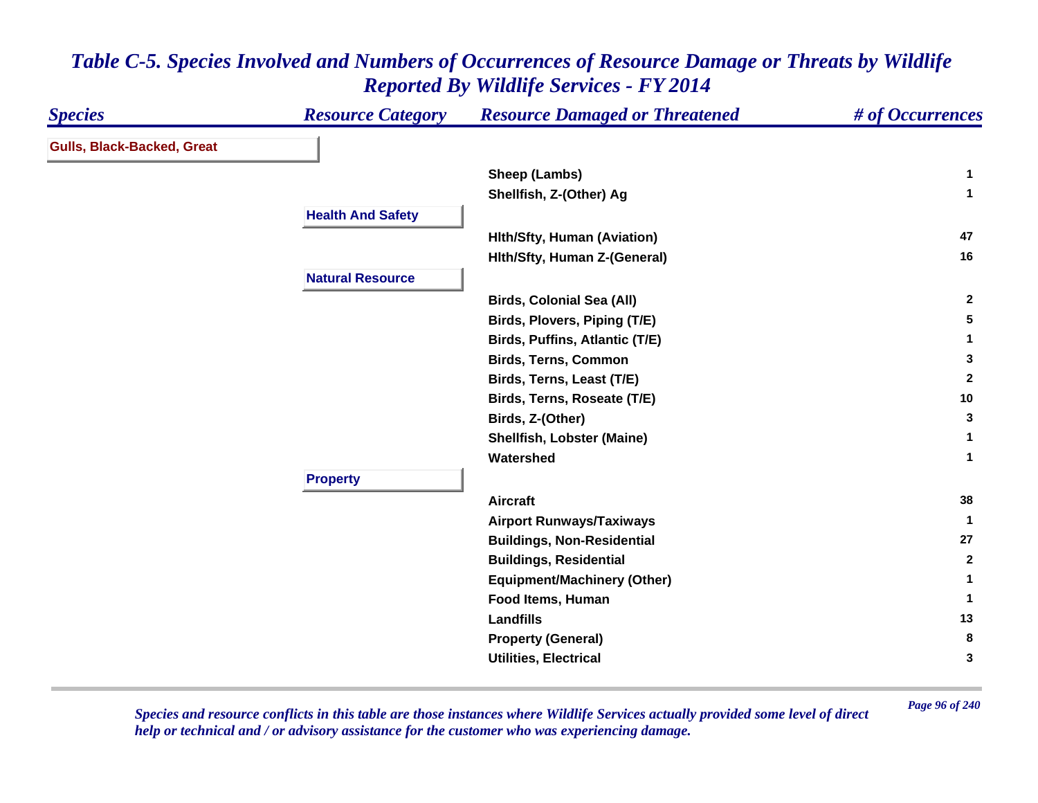# *Table C-5. Species Involved and Numbers of Occurrences of Resource Damage or Threats by Wildlife Reported By Wildlife Services - FY 2014*

| *Species* | *Resource Category* | *Resource Damaged or Threatened* | *# of Occurrences* |
|---|---|---|---|
| **Gulls, Black-Backed, Great** | | | |
| | | **Sheep (Lambs)** | **1** |
| | | **Shellfish, Z-(Other) Ag** | **1** |
| | **Health And Safety** | | |
| | | **Hlth/Sfty, Human (Aviation)** | **47** |
| | | **Hlth/Sfty, Human Z-(General)** | **16** |
| | **Natural Resource** | | |
| | | **Birds, Colonial Sea (All)** | **2** |
| | | **Birds, Plovers, Piping (T/E)** | **5** |
| | | **Birds, Puffins, Atlantic (T/E)** | **1** |
| | | **Birds, Terns, Common** | **3** |
| | | **Birds, Terns, Least (T/E)** | **2** |
| | | **Birds, Terns, Roseate (T/E)** | **10** |
| | | **Birds, Z-(Other)** | **3** |
| | | **Shellfish, Lobster (Maine)** | **1** |
| | | **Watershed** | **1** |
| | **Property** | | |
| | | **Aircraft** | **38** |
| | | **Airport Runways/Taxiways** | **1** |
| | | **Buildings, Non-Residential** | **27** |
| | | **Buildings, Residential** | **2** |
| | | **Equipment/Machinery (Other)** | **1** |
| | | **Food Items, Human** | **1** |
| | | **Landfills** | **13** |
| | | **Property (General)** | **8** |
| | | **Utilities, Electrical** | **3** |

*Species and resource conflicts in this table are those instances where Wildlife Services actually provided some level of direct help or technical and / or advisory assistance for the customer who was experiencing damage.*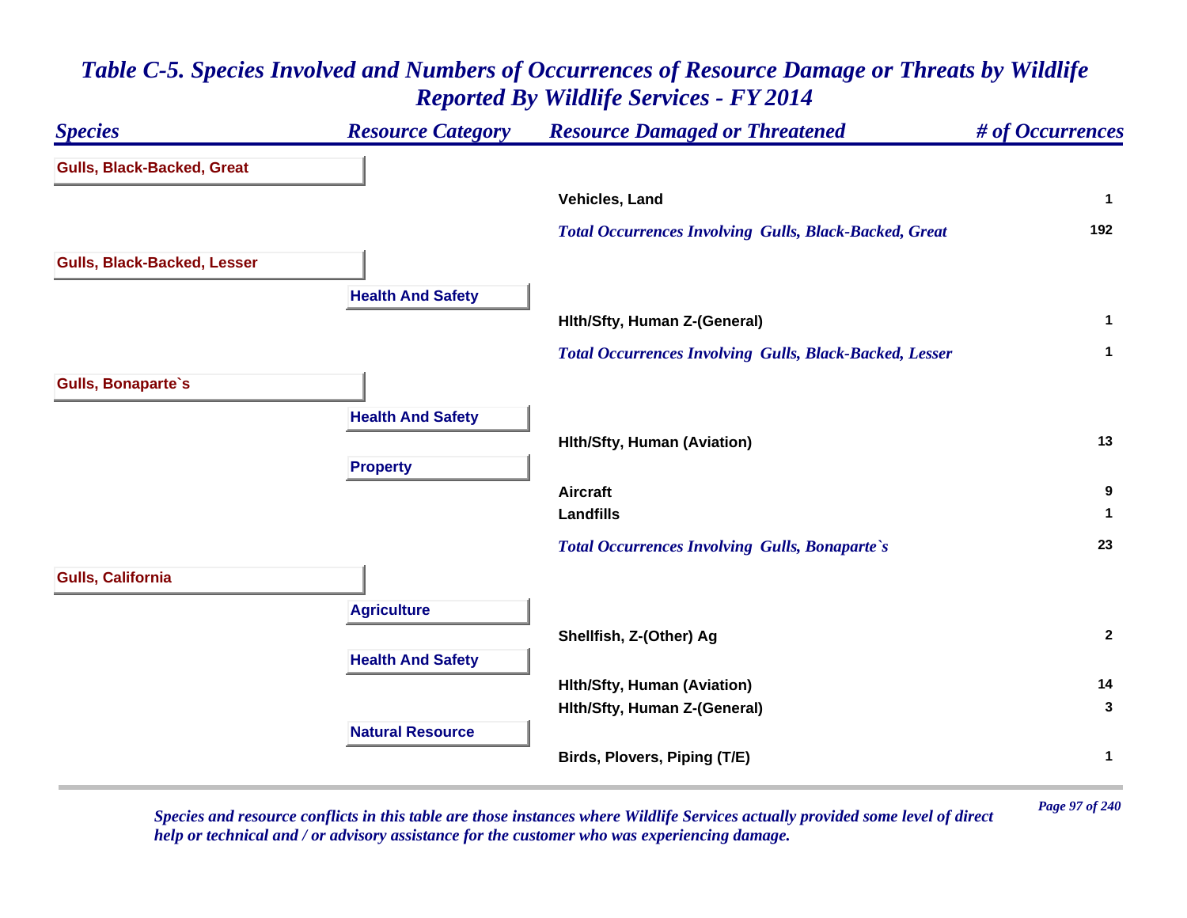# Table C-5. Species Involved and Numbers of Occurrences of Resource Damage or Threats by Wildlife Reported By Wildlife Services - FY 2014

| Species | Resource Category | Resource Damaged or Threatened | # of Occurrences |
|---|---|---|---|
| **Gulls, Black-Backed, Great** | | | |
| | | Vehicles, Land | 1 |
| | | *Total Occurrences Involving Gulls, Black-Backed, Great* | 192 |
| **Gulls, Black-Backed, Lesser** | | | |
| | **Health And Safety** | | |
| | | Hlth/Sfty, Human Z-(General) | 1 |
| | | *Total Occurrences Involving Gulls, Black-Backed, Lesser* | 1 |
| **Gulls, Bonaparte`s** | | | |
| | **Health And Safety** | | |
| | | Hlth/Sfty, Human (Aviation) | 13 |
| | **Property** | | |
| | | Aircraft | 9 |
| | | Landfills | 1 |
| | | *Total Occurrences Involving Gulls, Bonaparte`s* | 23 |
| **Gulls, California** | | | |
| | **Agriculture** | | |
| | | Shellfish, Z-(Other) Ag | 2 |
| | **Health And Safety** | | |
| | | Hlth/Sfty, Human (Aviation) | 14 |
| | | Hlth/Sfty, Human Z-(General) | 3 |
| | **Natural Resource** | | |
| | | Birds, Plovers, Piping (T/E) | 1 |

*Species and resource conflicts in this table are those instances where Wildlife Services actually provided some level of direct help or technical and / or advisory assistance for the customer who was experiencing damage.*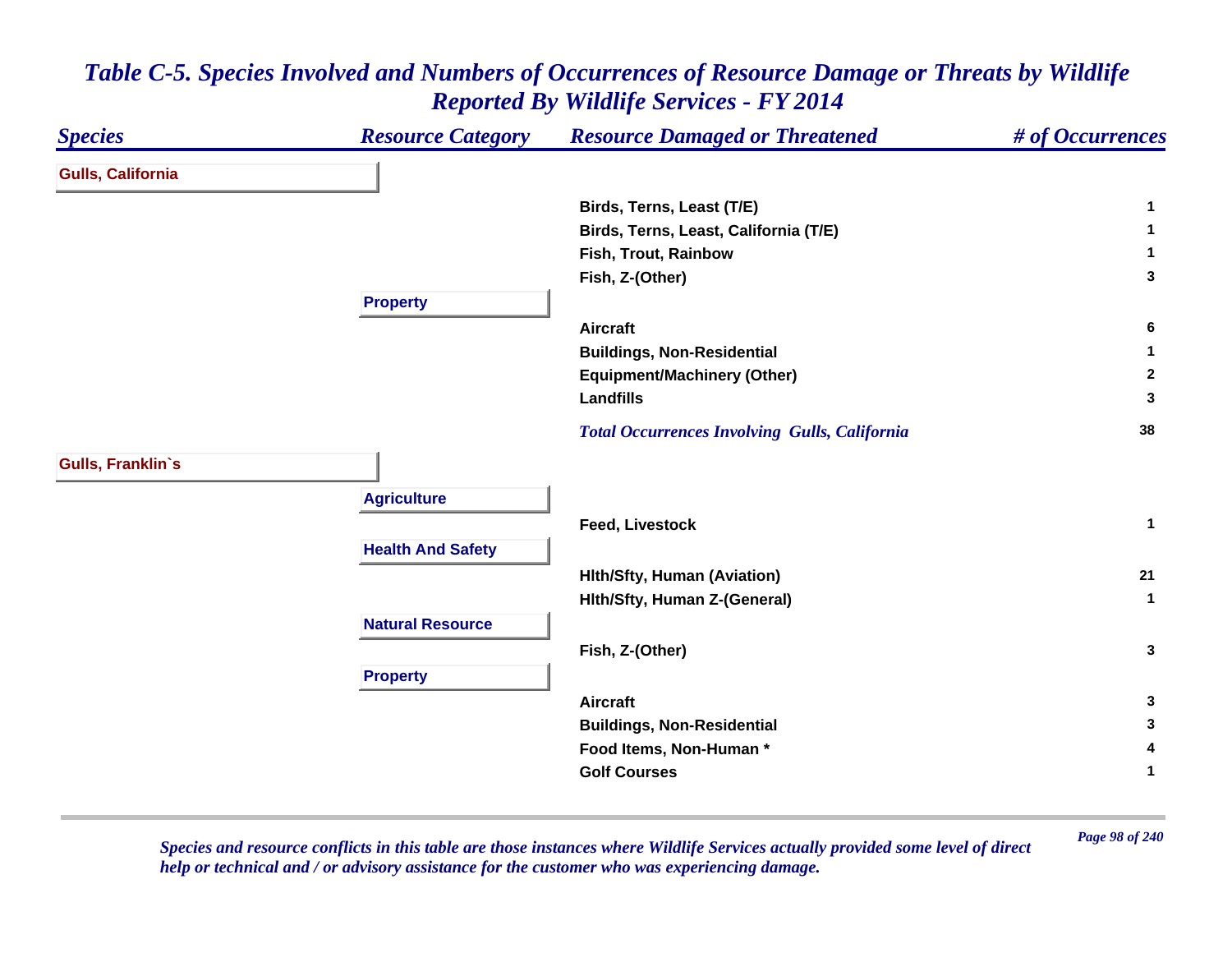# *Table C-5. Species Involved and Numbers of Occurrences of Resource Damage or Threats by Wildlife Reported By Wildlife Services - FY 2014*

| *Species* | *Resource Category* | *Resource Damaged or Threatened* | *# of Occurrences* |
|---|---|---|---|
| **Gulls, California** | | | |
| | | **Birds, Terns, Least (T/E)** | **1** |
| | | **Birds, Terns, Least, California (T/E)** | **1** |
| | | **Fish, Trout, Rainbow** | **1** |
| | | **Fish, Z-(Other)** | **3** |
| | **Property** | | |
| | | **Aircraft** | **6** |
| | | **Buildings, Non-Residential** | **1** |
| | | **Equipment/Machinery (Other)** | **2** |
| | | **Landfills** | **3** |
| | | ***Total Occurrences Involving Gulls, California*** | **38** |
| **Gulls, Franklin`s** | | | |
| | **Agriculture** | | |
| | | **Feed, Livestock** | **1** |
| | **Health And Safety** | | |
| | | **Hlth/Sfty, Human (Aviation)** | **21** |
| | | **Hlth/Sfty, Human Z-(General)** | **1** |
| | **Natural Resource** | | |
| | | **Fish, Z-(Other)** | **3** |
| | **Property** | | |
| | | **Aircraft** | **3** |
| | | **Buildings, Non-Residential** | **3** |
| | | **Food Items, Non-Human *** | **4** |
| | | **Golf Courses** | **1** |

*Species and resource conflicts in this table are those instances where Wildlife Services actually provided some level of direct help or technical and / or advisory assistance for the customer who was experiencing damage.*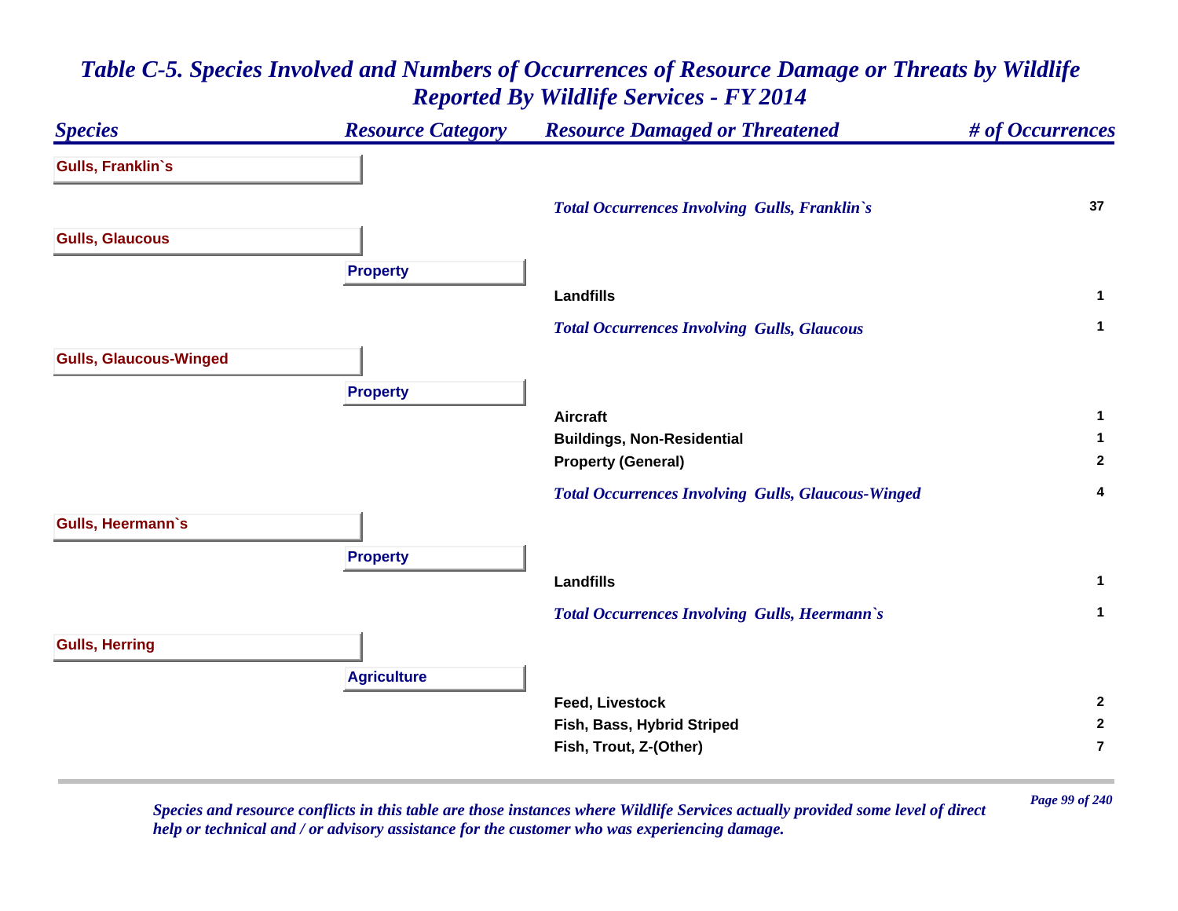# Table C-5. Species Involved and Numbers of Occurrences of Resource Damage or Threats by Wildlife Reported By Wildlife Services - FY 2014

| Species | Resource Category | Resource Damaged or Threatened | # of Occurrences |
|---|---|---|---|
| **Gulls, Franklin`s** | | | |
| | | *Total Occurrences Involving Gulls, Franklin`s* | 37 |
| **Gulls, Glaucous** | | | |
| | **Property** | | |
| | | Landfills | 1 |
| | | *Total Occurrences Involving Gulls, Glaucous* | 1 |
| **Gulls, Glaucous-Winged** | | | |
| | **Property** | | |
| | | Aircraft | 1 |
| | | Buildings, Non-Residential | 1 |
| | | Property (General) | 2 |
| | | *Total Occurrences Involving Gulls, Glaucous-Winged* | 4 |
| **Gulls, Heermann`s** | | | |
| | **Property** | | |
| | | Landfills | 1 |
| | | *Total Occurrences Involving Gulls, Heermann`s* | 1 |
| **Gulls, Herring** | | | |
| | **Agriculture** | | |
| | | Feed, Livestock | 2 |
| | | Fish, Bass, Hybrid Striped | 2 |
| | | Fish, Trout, Z-(Other) | 7 |

*Species and resource conflicts in this table are those instances where Wildlife Services actually provided some level of direct help or technical and / or advisory assistance for the customer who was experiencing damage.*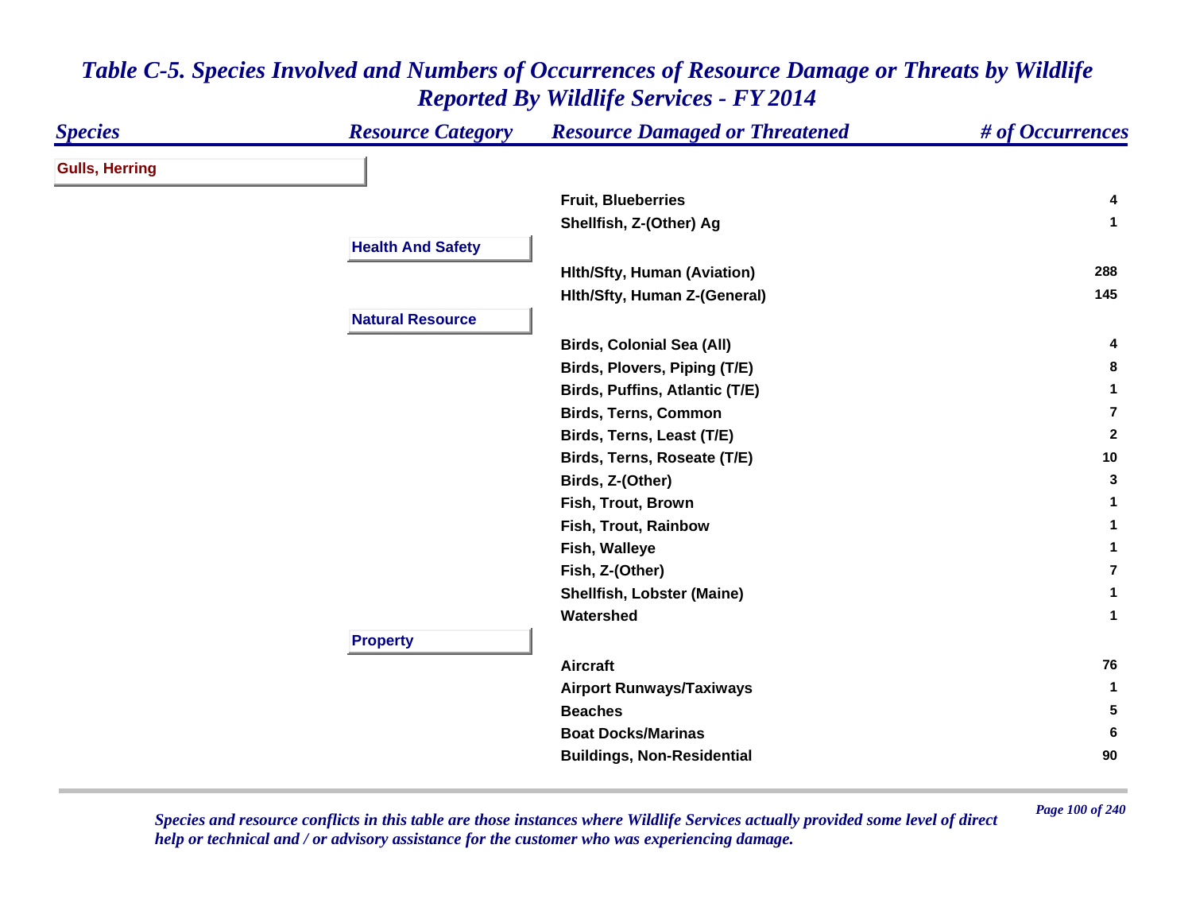# Table C-5. Species Involved and Numbers of Occurrences of Resource Damage or Threats by Wildlife Reported By Wildlife Services - FY 2014

| Species | Resource Category | Resource Damaged or Threatened | # of Occurrences |
|---|---|---|---|
| **Gulls, Herring** | | | |
| | | Fruit, Blueberries | 4 |
| | | Shellfish, Z-(Other) Ag | 1 |
| | **Health And Safety** | | |
| | | Hlth/Sfty, Human (Aviation) | 288 |
| | | Hlth/Sfty, Human Z-(General) | 145 |
| | **Natural Resource** | | |
| | | Birds, Colonial Sea (All) | 4 |
| | | Birds, Plovers, Piping (T/E) | 8 |
| | | Birds, Puffins, Atlantic (T/E) | 1 |
| | | Birds, Terns, Common | 7 |
| | | Birds, Terns, Least (T/E) | 2 |
| | | Birds, Terns, Roseate (T/E) | 10 |
| | | Birds, Z-(Other) | 3 |
| | | Fish, Trout, Brown | 1 |
| | | Fish, Trout, Rainbow | 1 |
| | | Fish, Walleye | 1 |
| | | Fish, Z-(Other) | 7 |
| | | Shellfish, Lobster (Maine) | 1 |
| | | Watershed | 1 |
| | **Property** | | |
| | | Aircraft | 76 |
| | | Airport Runways/Taxiways | 1 |
| | | Beaches | 5 |
| | | Boat Docks/Marinas | 6 |
| | | Buildings, Non-Residential | 90 |

*Species and resource conflicts in this table are those instances where Wildlife Services actually provided some level of direct help or technical and / or advisory assistance for the customer who was experiencing damage.*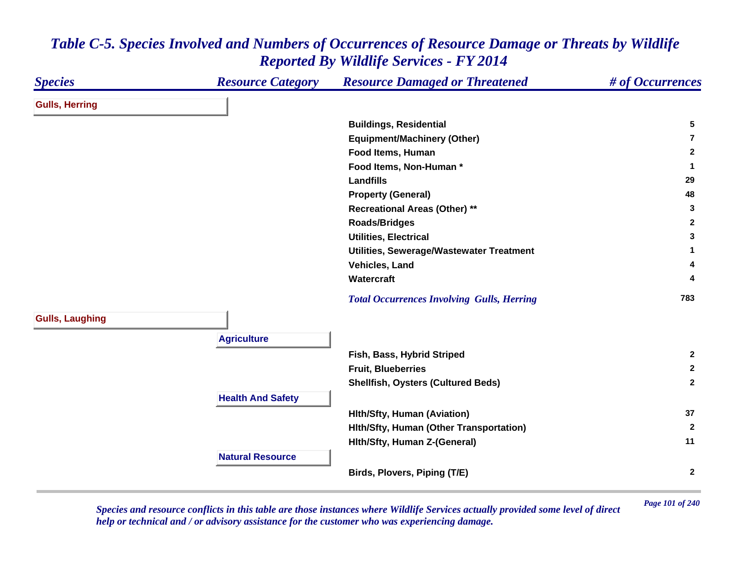# Table C-5. Species Involved and Numbers of Occurrences of Resource Damage or Threats by Wildlife Reported By Wildlife Services - FY 2014

| Species | Resource Category | Resource Damaged or Threatened | # of Occurrences |
|---|---|---|---|
| **Gulls, Herring** | | | |
| | | Buildings, Residential | 5 |
| | | Equipment/Machinery (Other) | 7 |
| | | Food Items, Human | 2 |
| | | Food Items, Non-Human * | 1 |
| | | Landfills | 29 |
| | | Property (General) | 48 |
| | | Recreational Areas (Other) ** | 3 |
| | | Roads/Bridges | 2 |
| | | Utilities, Electrical | 3 |
| | | Utilities, Sewerage/Wastewater Treatment | 1 |
| | | Vehicles, Land | 4 |
| | | Watercraft | 4 |
| | | *Total Occurrences Involving Gulls, Herring* | 783 |
| **Gulls, Laughing** | | | |
| | **Agriculture** | | |
| | | Fish, Bass, Hybrid Striped | 2 |
| | | Fruit, Blueberries | 2 |
| | | Shellfish, Oysters (Cultured Beds) | 2 |
| | **Health And Safety** | | |
| | | Hlth/Sfty, Human (Aviation) | 37 |
| | | Hlth/Sfty, Human (Other Transportation) | 2 |
| | | Hlth/Sfty, Human Z-(General) | 11 |
| | **Natural Resource** | | |
| | | Birds, Plovers, Piping (T/E) | 2 |

*Species and resource conflicts in this table are those instances where Wildlife Services actually provided some level of direct help or technical and / or advisory assistance for the customer who was experiencing damage.*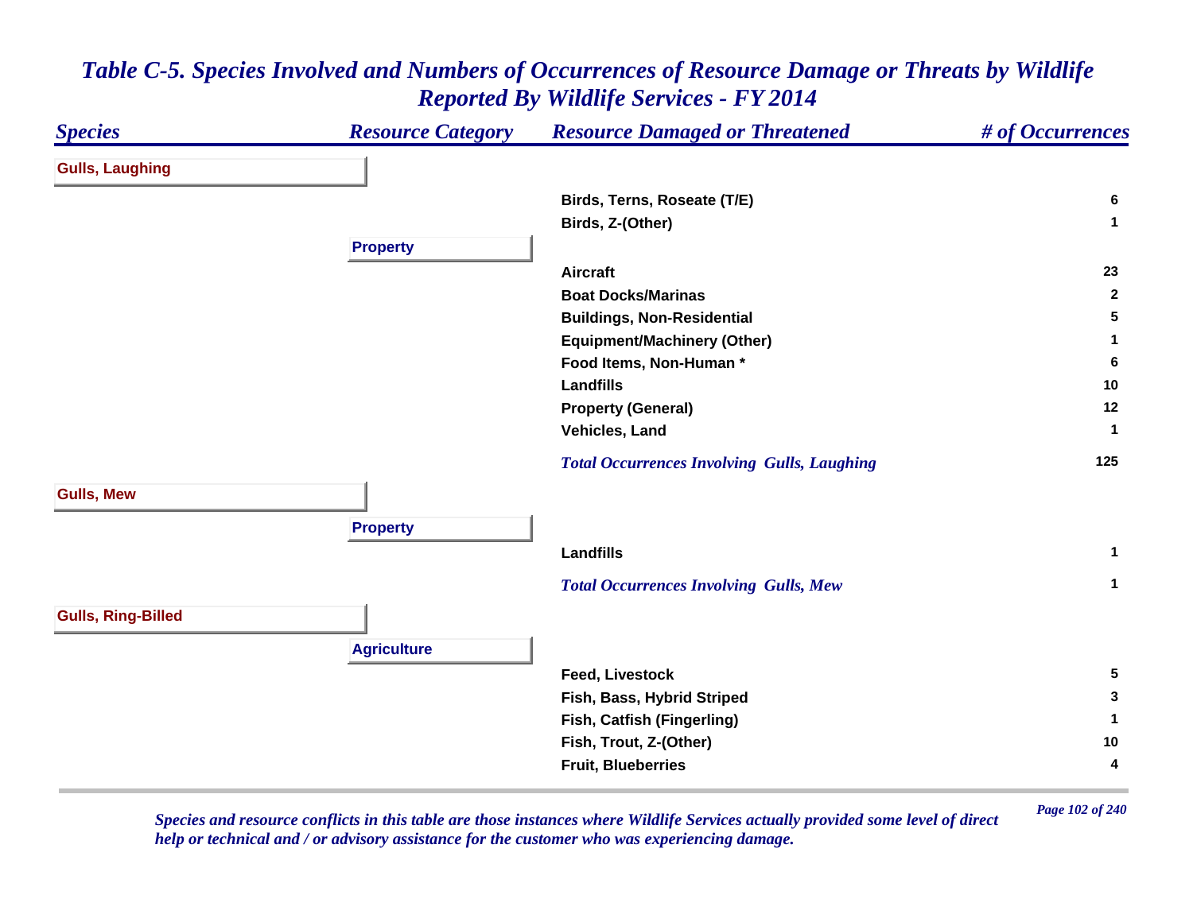# Table C-5. Species Involved and Numbers of Occurrences of Resource Damage or Threats by Wildlife Reported By Wildlife Services - FY 2014

| Species | Resource Category | Resource Damaged or Threatened | # of Occurrences |
|---|---|---|---|
| **Gulls, Laughing** | | | |
| | | Birds, Terns, Roseate (T/E) | 6 |
| | | Birds, Z-(Other) | 1 |
| | **Property** | | |
| | | Aircraft | 23 |
| | | Boat Docks/Marinas | 2 |
| | | Buildings, Non-Residential | 5 |
| | | Equipment/Machinery (Other) | 1 |
| | | Food Items, Non-Human * | 6 |
| | | Landfills | 10 |
| | | Property (General) | 12 |
| | | Vehicles, Land | 1 |
| | | *Total Occurrences Involving Gulls, Laughing* | 125 |
| **Gulls, Mew** | | | |
| | **Property** | | |
| | | Landfills | 1 |
| | | *Total Occurrences Involving Gulls, Mew* | 1 |
| **Gulls, Ring-Billed** | | | |
| | **Agriculture** | | |
| | | Feed, Livestock | 5 |
| | | Fish, Bass, Hybrid Striped | 3 |
| | | Fish, Catfish (Fingerling) | 1 |
| | | Fish, Trout, Z-(Other) | 10 |
| | | Fruit, Blueberries | 4 |

*Species and resource conflicts in this table are those instances where Wildlife Services actually provided some level of direct help or technical and / or advisory assistance for the customer who was experiencing damage.*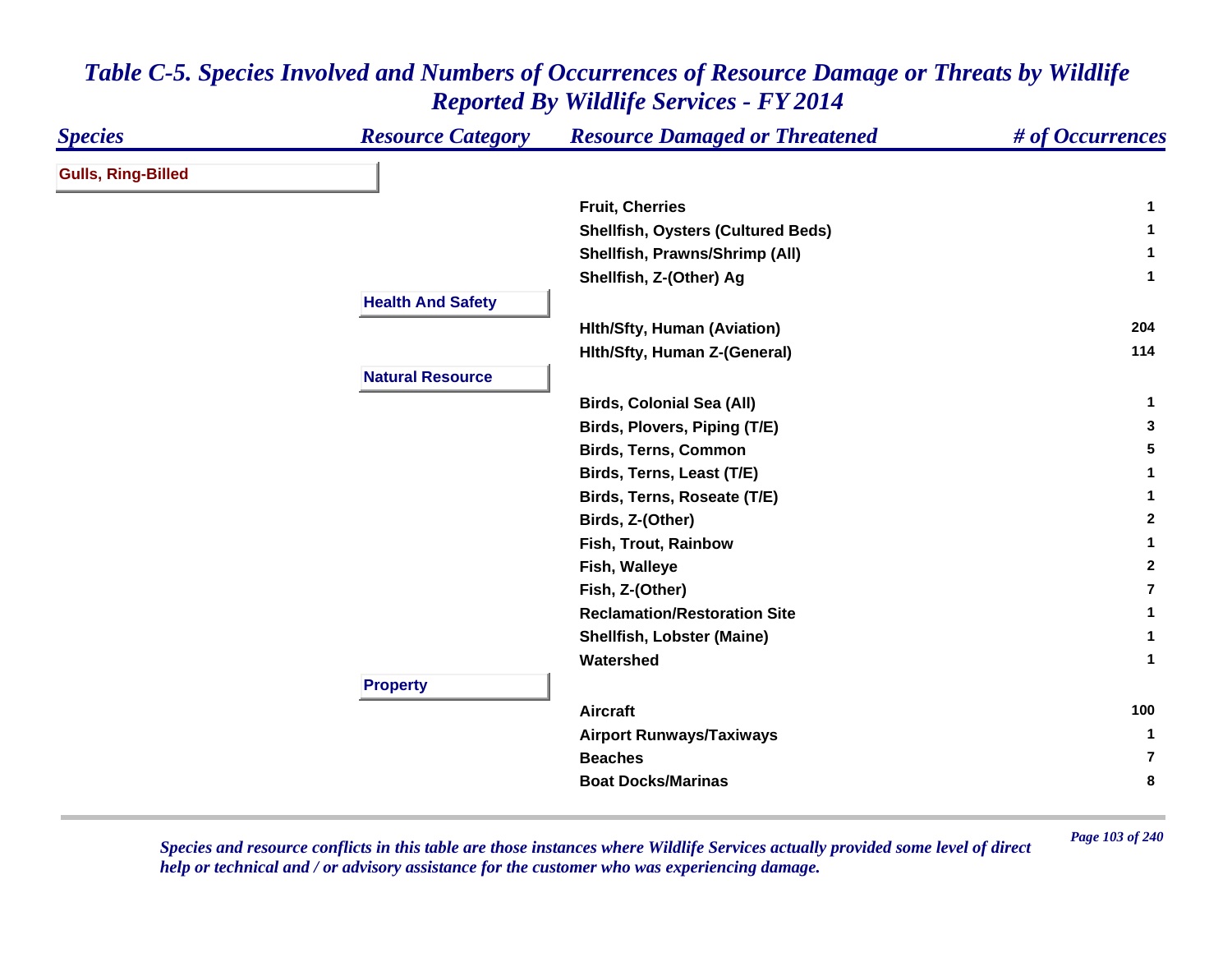## Table C-5. Species Involved and Numbers of Occurrences of Resource Damage or Threats by Wildlife Reported By Wildlife Services - FY 2014

| Species | Resource Category | Resource Damaged or Threatened | # of Occurrences |
|---|---|---|---|
| **Gulls, Ring-Billed** | | | |
| | | Fruit, Cherries | 1 |
| | | Shellfish, Oysters (Cultured Beds) | 1 |
| | | Shellfish, Prawns/Shrimp (All) | 1 |
| | | Shellfish, Z-(Other) Ag | 1 |
| | **Health And Safety** | | |
| | | Hlth/Sfty, Human (Aviation) | 204 |
| | | Hlth/Sfty, Human Z-(General) | 114 |
| | **Natural Resource** | | |
| | | Birds, Colonial Sea (All) | 1 |
| | | Birds, Plovers, Piping (T/E) | 3 |
| | | Birds, Terns, Common | 5 |
| | | Birds, Terns, Least (T/E) | 1 |
| | | Birds, Terns, Roseate (T/E) | 1 |
| | | Birds, Z-(Other) | 2 |
| | | Fish, Trout, Rainbow | 1 |
| | | Fish, Walleye | 2 |
| | | Fish, Z-(Other) | 7 |
| | | Reclamation/Restoration Site | 1 |
| | | Shellfish, Lobster (Maine) | 1 |
| | | Watershed | 1 |
| | **Property** | | |
| | | Aircraft | 100 |
| | | Airport Runways/Taxiways | 1 |
| | | Beaches | 7 |
| | | Boat Docks/Marinas | 8 |

*Species and resource conflicts in this table are those instances where Wildlife Services actually provided some level of direct help or technical and / or advisory assistance for the customer who was experiencing damage.*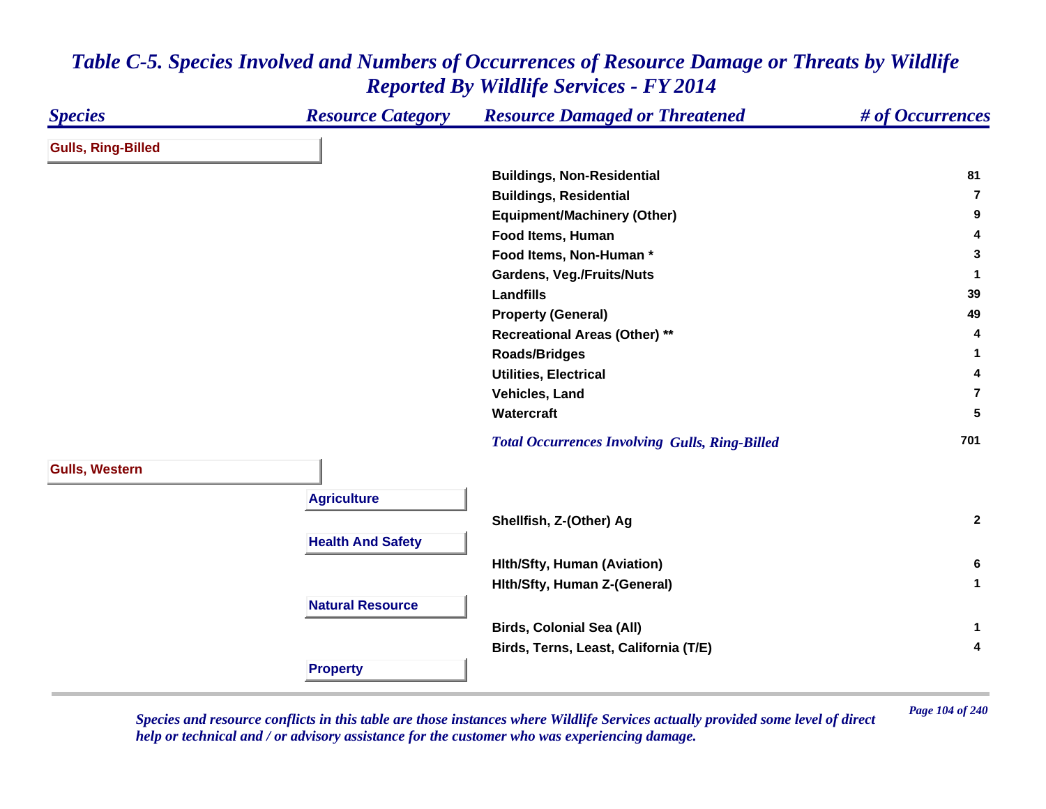# Table C-5. Species Involved and Numbers of Occurrences of Resource Damage or Threats by Wildlife Reported By Wildlife Services - FY 2014

| Species | Resource Category | Resource Damaged or Threatened | # of Occurrences |
|---|---|---|---|
| **Gulls, Ring-Billed** | | | |
| | | Buildings, Non-Residential | 81 |
| | | Buildings, Residential | 7 |
| | | Equipment/Machinery (Other) | 9 |
| | | Food Items, Human | 4 |
| | | Food Items, Non-Human * | 3 |
| | | Gardens, Veg./Fruits/Nuts | 1 |
| | | Landfills | 39 |
| | | Property (General) | 49 |
| | | Recreational Areas (Other) ** | 4 |
| | | Roads/Bridges | 1 |
| | | Utilities, Electrical | 4 |
| | | Vehicles, Land | 7 |
| | | Watercraft | 5 |
| | | *Total Occurrences Involving Gulls, Ring-Billed* | 701 |
| **Gulls, Western** | | | |
| | **Agriculture** | | |
| | | Shellfish, Z-(Other) Ag | 2 |
| | **Health And Safety** | | |
| | | Hlth/Sfty, Human (Aviation) | 6 |
| | | Hlth/Sfty, Human Z-(General) | 1 |
| | **Natural Resource** | | |
| | | Birds, Colonial Sea (All) | 1 |
| | | Birds, Terns, Least, California (T/E) | 4 |
| | **Property** | | |

*Species and resource conflicts in this table are those instances where Wildlife Services actually provided some level of direct help or technical and / or advisory assistance for the customer who was experiencing damage.*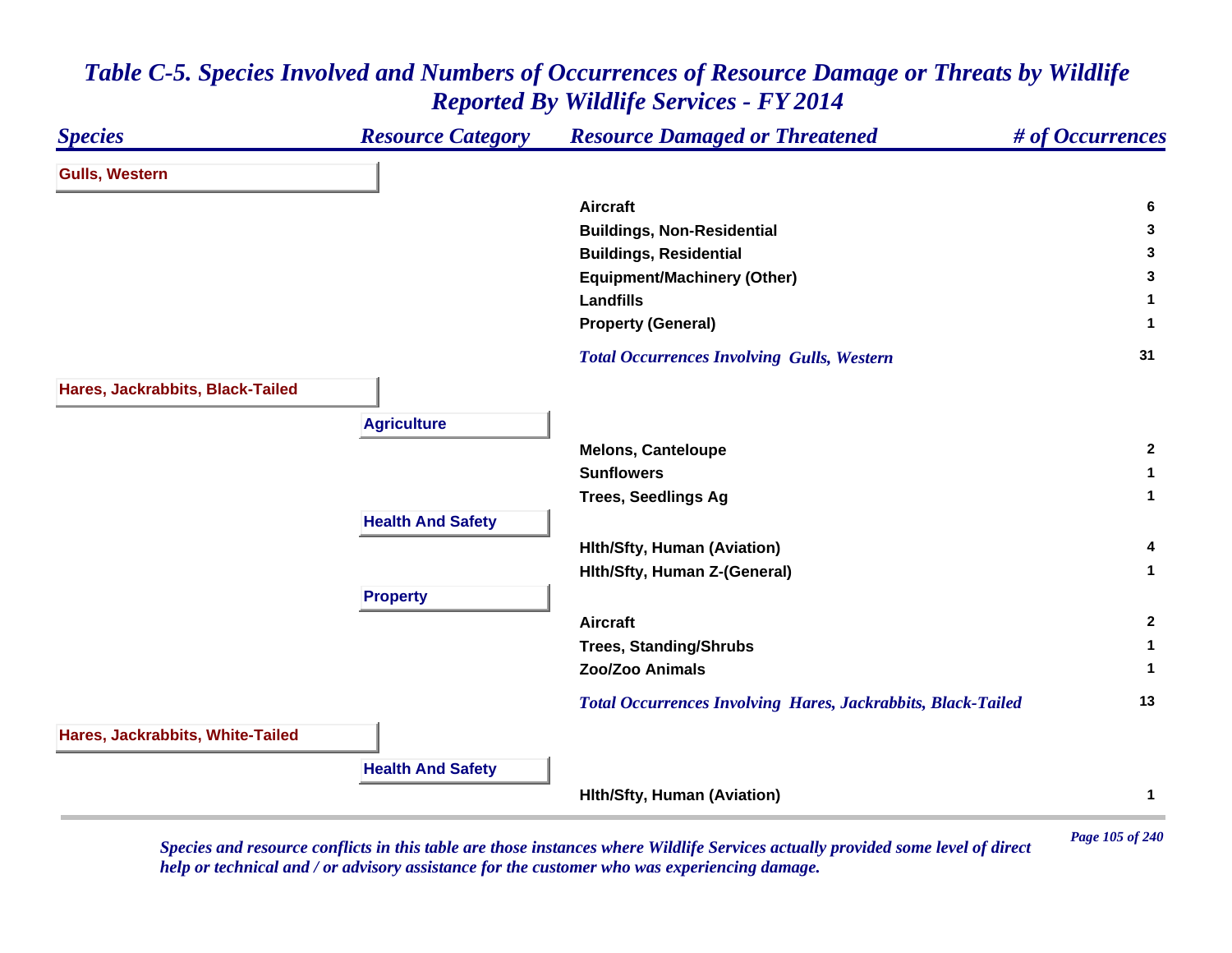# *Table C-5. Species Involved and Numbers of Occurrences of Resource Damage or Threats by Wildlife Reported By Wildlife Services - FY 2014*

| *Species* | *Resource Category* | *Resource Damaged or Threatened* | *# of Occurrences* |
|---|---|---|---|
| **Gulls, Western** | | | |
| | | **Aircraft** | **6** |
| | | **Buildings, Non-Residential** | **3** |
| | | **Buildings, Residential** | **3** |
| | | **Equipment/Machinery (Other)** | **3** |
| | | **Landfills** | **1** |
| | | **Property (General)** | **1** |
| | | ***Total Occurrences Involving Gulls, Western*** | **31** |
| **Hares, Jackrabbits, Black-Tailed** | | | |
| | **Agriculture** | | |
| | | **Melons, Canteloupe** | **2** |
| | | **Sunflowers** | **1** |
| | | **Trees, Seedlings Ag** | **1** |
| | **Health And Safety** | | |
| | | **Hlth/Sfty, Human (Aviation)** | **4** |
| | | **Hlth/Sfty, Human Z-(General)** | **1** |
| | **Property** | | |
| | | **Aircraft** | **2** |
| | | **Trees, Standing/Shrubs** | **1** |
| | | **Zoo/Zoo Animals** | **1** |
| | | ***Total Occurrences Involving Hares, Jackrabbits, Black-Tailed*** | **13** |
| **Hares, Jackrabbits, White-Tailed** | | | |
| | **Health And Safety** | | |
| | | **Hlth/Sfty, Human (Aviation)** | **1** |

*Species and resource conflicts in this table are those instances where Wildlife Services actually provided some level of direct help or technical and / or advisory assistance for the customer who was experiencing damage.*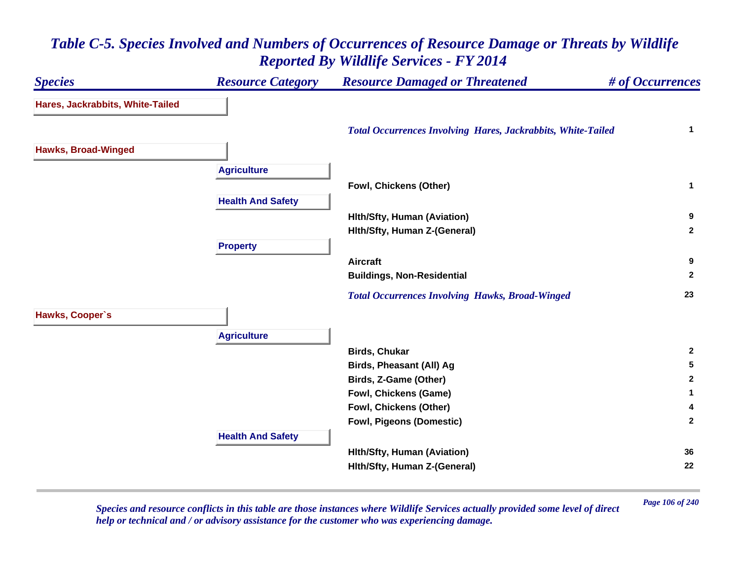# *Table C-5. Species Involved and Numbers of Occurrences of Resource Damage or Threats by Wildlife Reported By Wildlife Services - FY 2014*

| *Species* | *Resource Category* | *Resource Damaged or Threatened* | *# of Occurrences* |
|---|---|---|---|
| **Hares, Jackrabbits, White-Tailed** | | | |
| | | *Total Occurrences Involving Hares, Jackrabbits, White-Tailed* | 1 |
| **Hawks, Broad-Winged** | | | |
| | **Agriculture** | | |
| | | Fowl, Chickens (Other) | 1 |
| | **Health And Safety** | | |
| | | Hlth/Sfty, Human (Aviation) | 9 |
| | | Hlth/Sfty, Human Z-(General) | 2 |
| | **Property** | | |
| | | Aircraft | 9 |
| | | Buildings, Non-Residential | 2 |
| | | *Total Occurrences Involving Hawks, Broad-Winged* | 23 |
| **Hawks, Cooper`s** | | | |
| | **Agriculture** | | |
| | | Birds, Chukar | 2 |
| | | Birds, Pheasant (All) Ag | 5 |
| | | Birds, Z-Game (Other) | 2 |
| | | Fowl, Chickens (Game) | 1 |
| | | Fowl, Chickens (Other) | 4 |
| | | Fowl, Pigeons (Domestic) | 2 |
| | **Health And Safety** | | |
| | | Hlth/Sfty, Human (Aviation) | 36 |
| | | Hlth/Sfty, Human Z-(General) | 22 |

*Species and resource conflicts in this table are those instances where Wildlife Services actually provided some level of direct help or technical and / or advisory assistance for the customer who was experiencing damage.*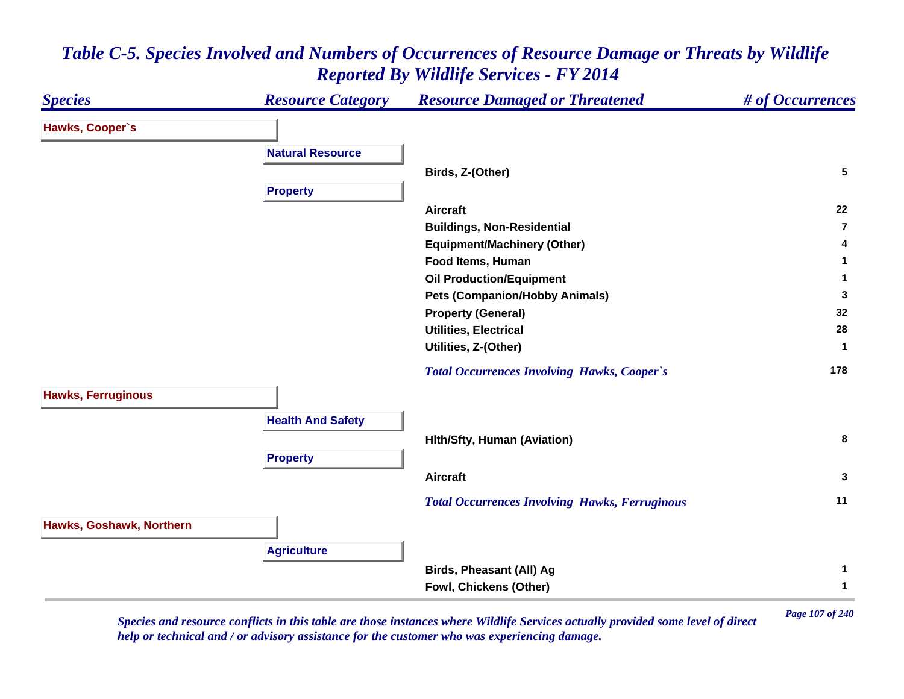# Table C-5. Species Involved and Numbers of Occurrences of Resource Damage or Threats by Wildlife Reported By Wildlife Services - FY 2014

| Species | Resource Category | Resource Damaged or Threatened | # of Occurrences |
|---|---|---|---|
| **Hawks, Cooper`s** | | | |
| | **Natural Resource** | | |
| | | Birds, Z-(Other) | 5 |
| | **Property** | | |
| | | Aircraft | 22 |
| | | Buildings, Non-Residential | 7 |
| | | Equipment/Machinery (Other) | 4 |
| | | Food Items, Human | 1 |
| | | Oil Production/Equipment | 1 |
| | | Pets (Companion/Hobby Animals) | 3 |
| | | Property (General) | 32 |
| | | Utilities, Electrical | 28 |
| | | Utilities, Z-(Other) | 1 |
| | | *Total Occurrences Involving Hawks, Cooper`s* | 178 |
| **Hawks, Ferruginous** | | | |
| | **Health And Safety** | | |
| | | Hlth/Sfty, Human (Aviation) | 8 |
| | **Property** | | |
| | | Aircraft | 3 |
| | | *Total Occurrences Involving Hawks, Ferruginous* | 11 |
| **Hawks, Goshawk, Northern** | | | |
| | **Agriculture** | | |
| | | Birds, Pheasant (All) Ag | 1 |
| | | Fowl, Chickens (Other) | 1 |

*Species and resource conflicts in this table are those instances where Wildlife Services actually provided some level of direct help or technical and / or advisory assistance for the customer who was experiencing damage.*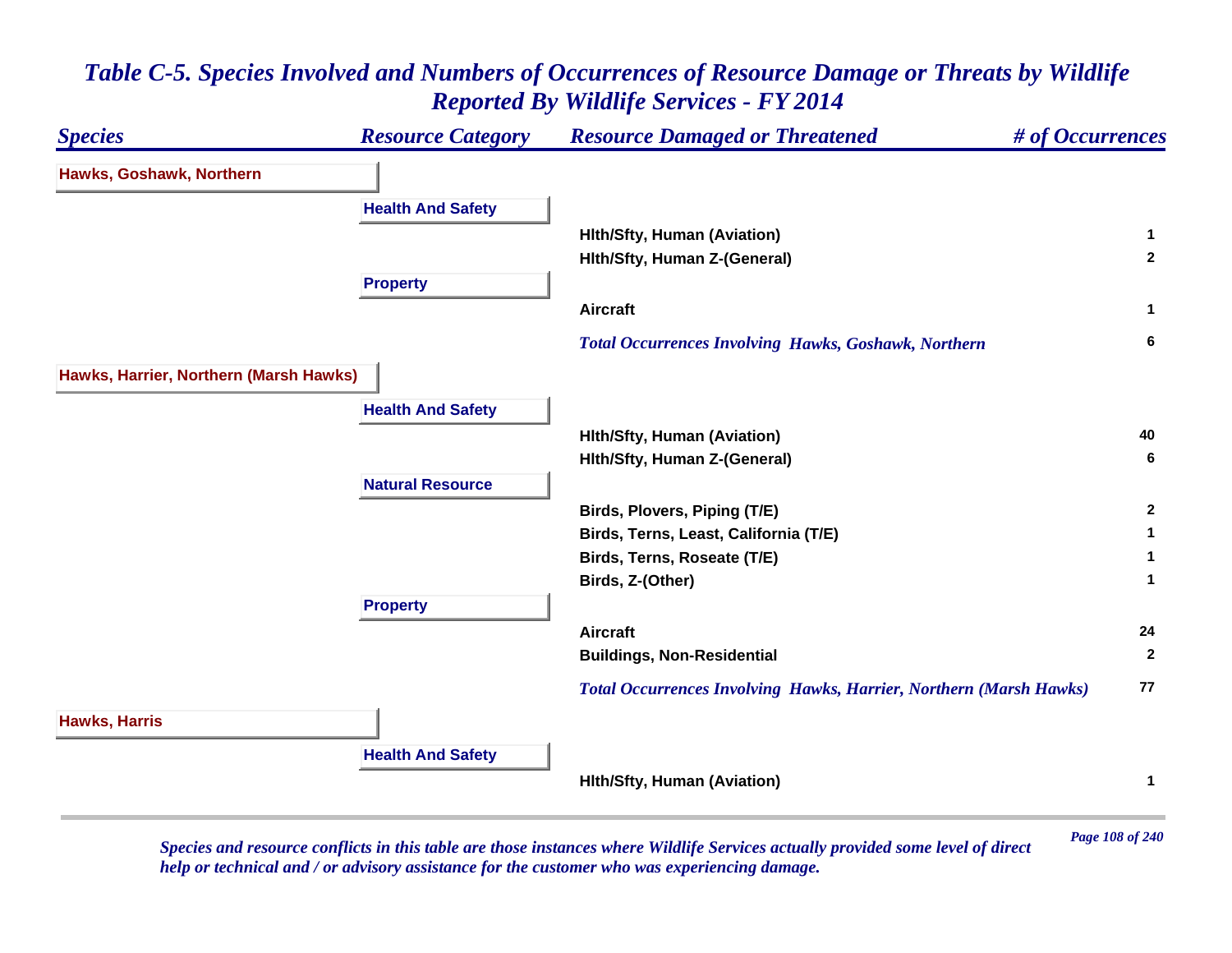# *Table C-5. Species Involved and Numbers of Occurrences of Resource Damage or Threats by Wildlife Reported By Wildlife Services - FY 2014*

| *Species* | *Resource Category* | *Resource Damaged or Threatened* | *# of Occurrences* |
|---|---|---|---|
| **Hawks, Goshawk, Northern** | | | |
| | **Health And Safety** | | |
| | | **Hlth/Sfty, Human (Aviation)** | **1** |
| | | **Hlth/Sfty, Human Z-(General)** | **2** |
| | **Property** | | |
| | | **Aircraft** | **1** |
| | | ***Total Occurrences Involving Hawks, Goshawk, Northern*** | **6** |
| **Hawks, Harrier, Northern (Marsh Hawks)** | | | |
| | **Health And Safety** | | |
| | | **Hlth/Sfty, Human (Aviation)** | **40** |
| | | **Hlth/Sfty, Human Z-(General)** | **6** |
| | **Natural Resource** | | |
| | | **Birds, Plovers, Piping (T/E)** | **2** |
| | | **Birds, Terns, Least, California (T/E)** | **1** |
| | | **Birds, Terns, Roseate (T/E)** | **1** |
| | | **Birds, Z-(Other)** | **1** |
| | **Property** | | |
| | | **Aircraft** | **24** |
| | | **Buildings, Non-Residential** | **2** |
| | | ***Total Occurrences Involving Hawks, Harrier, Northern (Marsh Hawks)*** | **77** |
| **Hawks, Harris** | | | |
| | **Health And Safety** | | |
| | | **Hlth/Sfty, Human (Aviation)** | **1** |

*Species and resource conflicts in this table are those instances where Wildlife Services actually provided some level of direct help or technical and / or advisory assistance for the customer who was experiencing damage.*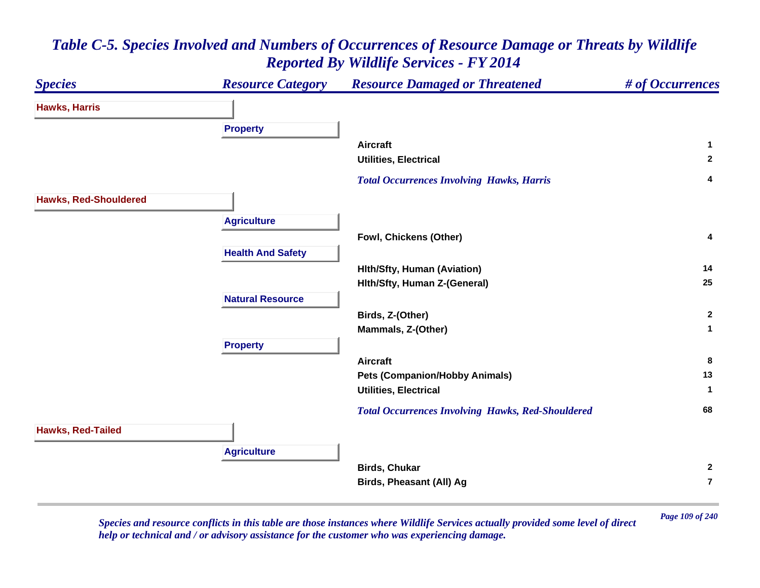# *Table C-5. Species Involved and Numbers of Occurrences of Resource Damage or Threats by Wildlife Reported By Wildlife Services - FY 2014*

| *Species* | *Resource Category* | *Resource Damaged or Threatened* | *# of Occurrences* |
|---|---|---|---|
| **Hawks, Harris** | | | |
| | **Property** | | |
| | | **Aircraft** | **1** |
| | | **Utilities, Electrical** | **2** |
| | | ***Total Occurrences Involving Hawks, Harris*** | **4** |
| **Hawks, Red-Shouldered** | | | |
| | **Agriculture** | | |
| | | **Fowl, Chickens (Other)** | **4** |
| | **Health And Safety** | | |
| | | **Hlth/Sfty, Human (Aviation)** | **14** |
| | | **Hlth/Sfty, Human Z-(General)** | **25** |
| | **Natural Resource** | | |
| | | **Birds, Z-(Other)** | **2** |
| | | **Mammals, Z-(Other)** | **1** |
| | **Property** | | |
| | | **Aircraft** | **8** |
| | | **Pets (Companion/Hobby Animals)** | **13** |
| | | **Utilities, Electrical** | **1** |
| | | ***Total Occurrences Involving Hawks, Red-Shouldered*** | **68** |
| **Hawks, Red-Tailed** | | | |
| | **Agriculture** | | |
| | | **Birds, Chukar** | **2** |
| | | **Birds, Pheasant (All) Ag** | **7** |

*Species and resource conflicts in this table are those instances where Wildlife Services actually provided some level of direct help or technical and / or advisory assistance for the customer who was experiencing damage.*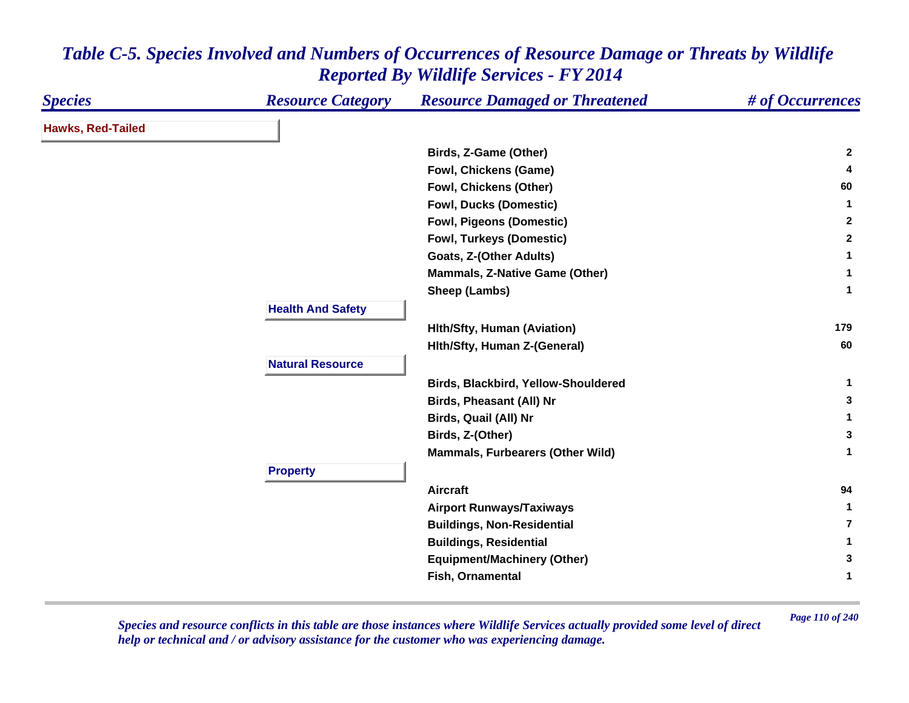# Table C-5. Species Involved and Numbers of Occurrences of Resource Damage or Threats by Wildlife Reported By Wildlife Services - FY 2014

| Species | Resource Category | Resource Damaged or Threatened | # of Occurrences |
|---|---|---|---|
| **Hawks, Red-Tailed** | | | |
| | | Birds, Z-Game (Other) | 2 |
| | | Fowl, Chickens (Game) | 4 |
| | | Fowl, Chickens (Other) | 60 |
| | | Fowl, Ducks (Domestic) | 1 |
| | | Fowl, Pigeons (Domestic) | 2 |
| | | Fowl, Turkeys (Domestic) | 2 |
| | | Goats, Z-(Other Adults) | 1 |
| | | Mammals, Z-Native Game (Other) | 1 |
| | | Sheep (Lambs) | 1 |
| | **Health And Safety** | | |
| | | Hlth/Sfty, Human (Aviation) | 179 |
| | | Hlth/Sfty, Human Z-(General) | 60 |
| | **Natural Resource** | | |
| | | Birds, Blackbird, Yellow-Shouldered | 1 |
| | | Birds, Pheasant (All) Nr | 3 |
| | | Birds, Quail (All) Nr | 1 |
| | | Birds, Z-(Other) | 3 |
| | | Mammals, Furbearers (Other Wild) | 1 |
| | **Property** | | |
| | | Aircraft | 94 |
| | | Airport Runways/Taxiways | 1 |
| | | Buildings, Non-Residential | 7 |
| | | Buildings, Residential | 1 |
| | | Equipment/Machinery (Other) | 3 |
| | | Fish, Ornamental | 1 |

*Species and resource conflicts in this table are those instances where Wildlife Services actually provided some level of direct help or technical and / or advisory assistance for the customer who was experiencing damage.*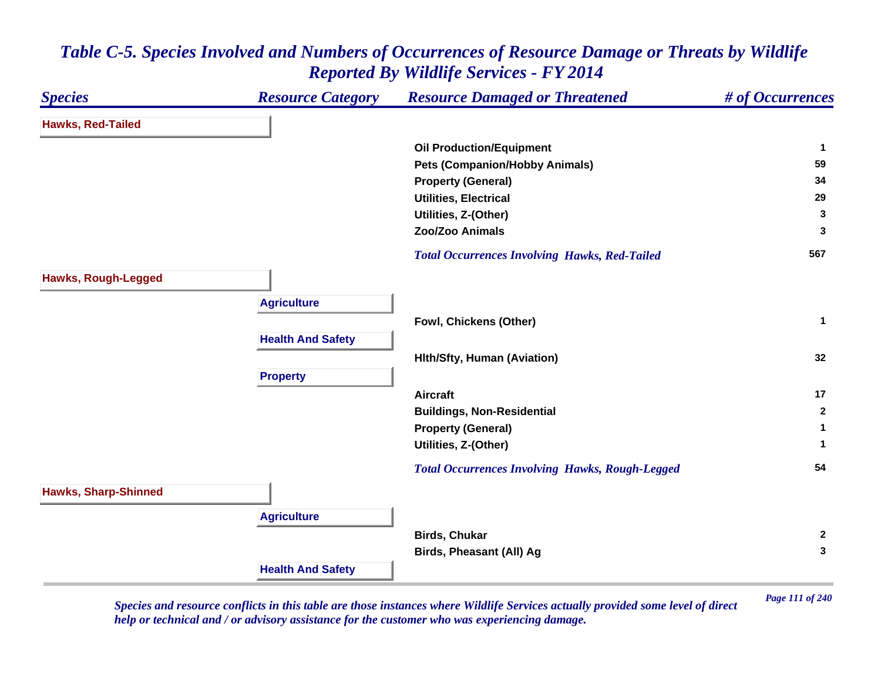# Table C-5. Species Involved and Numbers of Occurrences of Resource Damage or Threats by Wildlife Reported By Wildlife Services - FY 2014

| Species | Resource Category | Resource Damaged or Threatened | # of Occurrences |
|---|---|---|---|
| **Hawks, Red-Tailed** | | | |
| | | Oil Production/Equipment | 1 |
| | | Pets (Companion/Hobby Animals) | 59 |
| | | Property (General) | 34 |
| | | Utilities, Electrical | 29 |
| | | Utilities, Z-(Other) | 3 |
| | | Zoo/Zoo Animals | 3 |
| | | *Total Occurrences Involving Hawks, Red-Tailed* | 567 |
| **Hawks, Rough-Legged** | | | |
| | **Agriculture** | | |
| | | Fowl, Chickens (Other) | 1 |
| | **Health And Safety** | | |
| | | Hlth/Sfty, Human (Aviation) | 32 |
| | **Property** | | |
| | | Aircraft | 17 |
| | | Buildings, Non-Residential | 2 |
| | | Property (General) | 1 |
| | | Utilities, Z-(Other) | 1 |
| | | *Total Occurrences Involving Hawks, Rough-Legged* | 54 |
| **Hawks, Sharp-Shinned** | | | |
| | **Agriculture** | | |
| | | Birds, Chukar | 2 |
| | | Birds, Pheasant (All) Ag | 3 |
| | **Health And Safety** | | |

*Species and resource conflicts in this table are those instances where Wildlife Services actually provided some level of direct help or technical and / or advisory assistance for the customer who was experiencing damage.*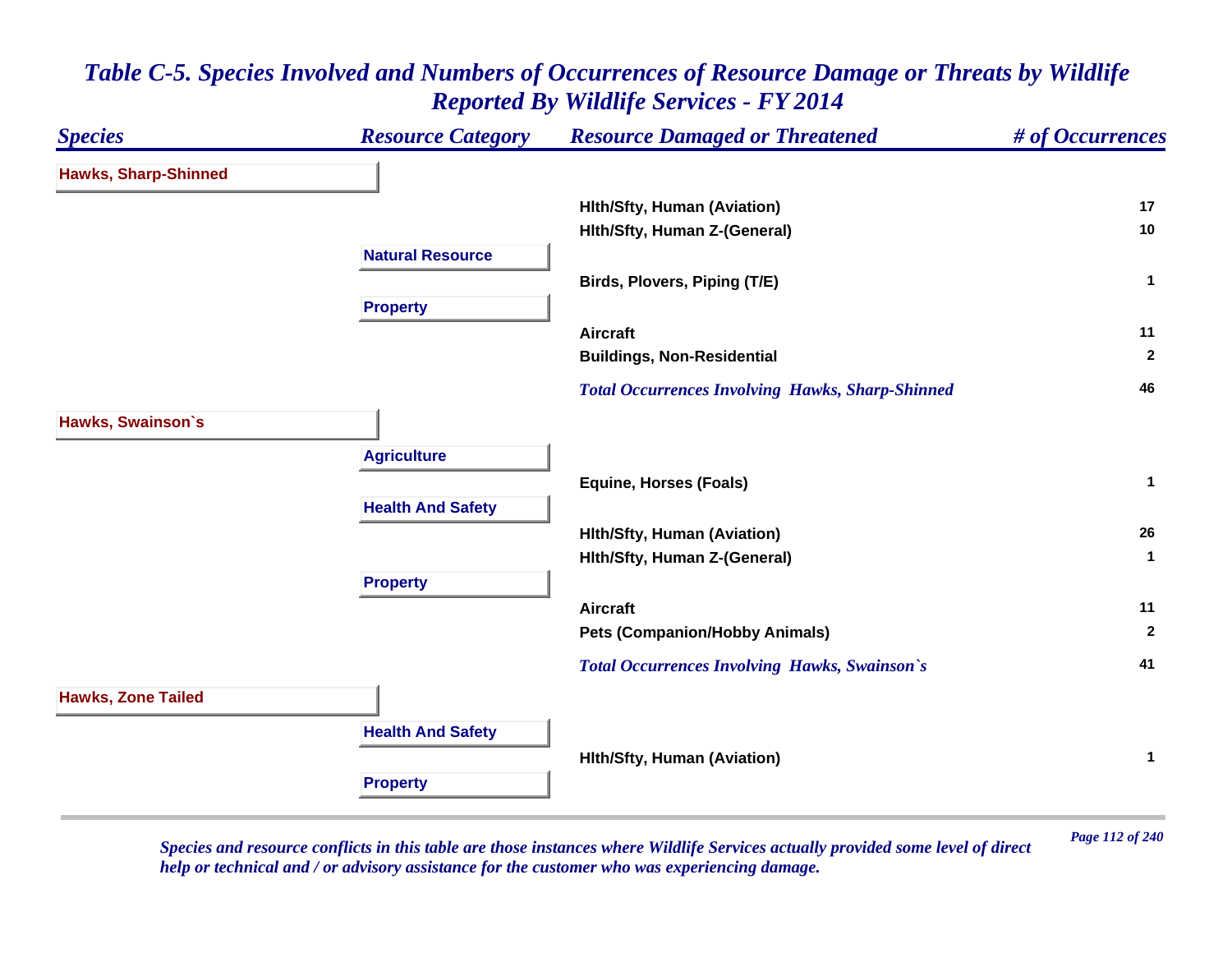# *Table C-5. Species Involved and Numbers of Occurrences of Resource Damage or Threats by Wildlife Reported By Wildlife Services - FY 2014*

| *Species* | *Resource Category* | *Resource Damaged or Threatened* | *# of Occurrences* |
|---|---|---|---|
| **Hawks, Sharp-Shinned** | | | |
| | | **Hlth/Sfty, Human (Aviation)** | **17** |
| | | **Hlth/Sfty, Human Z-(General)** | **10** |
| | **Natural Resource** | | |
| | | **Birds, Plovers, Piping (T/E)** | **1** |
| | **Property** | | |
| | | **Aircraft** | **11** |
| | | **Buildings, Non-Residential** | **2** |
| | | ***Total Occurrences Involving Hawks, Sharp-Shinned*** | **46** |
| **Hawks, Swainson`s** | | | |
| | **Agriculture** | | |
| | | **Equine, Horses (Foals)** | **1** |
| | **Health And Safety** | | |
| | | **Hlth/Sfty, Human (Aviation)** | **26** |
| | | **Hlth/Sfty, Human Z-(General)** | **1** |
| | **Property** | | |
| | | **Aircraft** | **11** |
| | | **Pets (Companion/Hobby Animals)** | **2** |
| | | ***Total Occurrences Involving Hawks, Swainson`s*** | **41** |
| **Hawks, Zone Tailed** | | | |
| | **Health And Safety** | | |
| | | **Hlth/Sfty, Human (Aviation)** | **1** |
| | **Property** | | |

*Species and resource conflicts in this table are those instances where Wildlife Services actually provided some level of direct help or technical and / or advisory assistance for the customer who was experiencing damage.*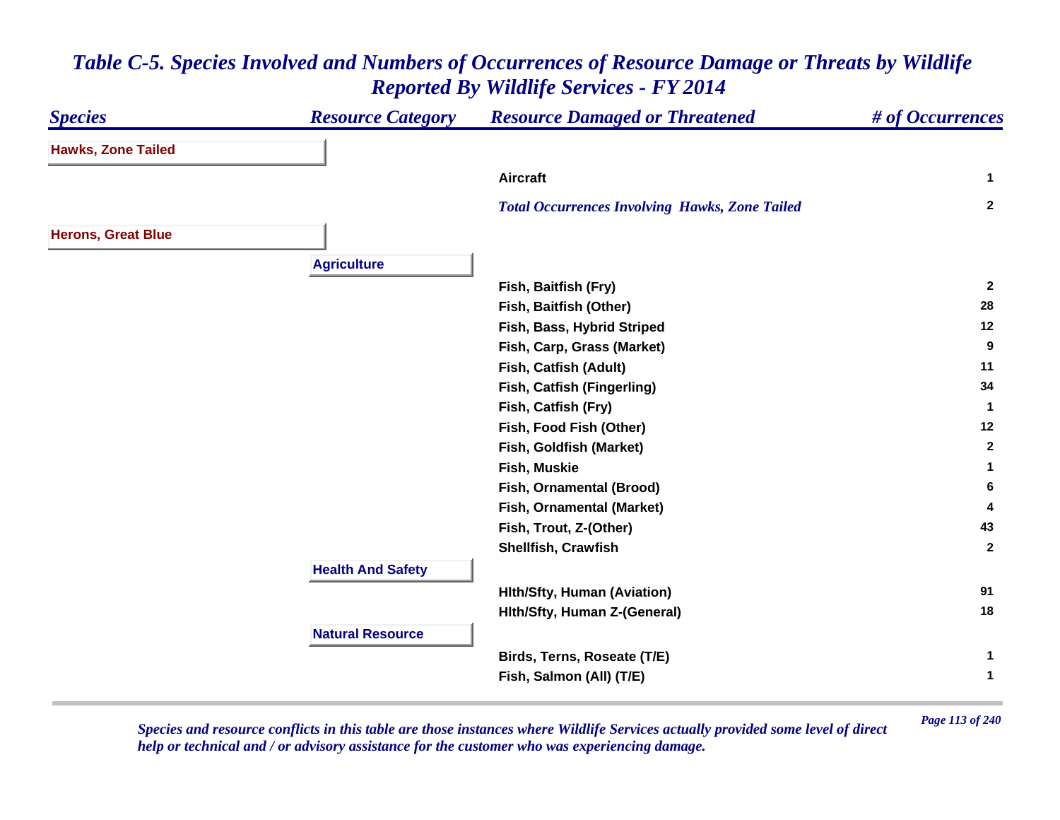# Table C-5. Species Involved and Numbers of Occurrences of Resource Damage or Threats by Wildlife Reported By Wildlife Services - FY 2014

| Species | Resource Category | Resource Damaged or Threatened | # of Occurrences |
|---|---|---|---|
| **Hawks, Zone Tailed** | | | |
| | | Aircraft | 1 |
| | | *Total Occurrences Involving Hawks, Zone Tailed* | 2 |
| **Herons, Great Blue** | | | |
| | **Agriculture** | | |
| | | Fish, Baitfish (Fry) | 2 |
| | | Fish, Baitfish (Other) | 28 |
| | | Fish, Bass, Hybrid Striped | 12 |
| | | Fish, Carp, Grass (Market) | 9 |
| | | Fish, Catfish (Adult) | 11 |
| | | Fish, Catfish (Fingerling) | 34 |
| | | Fish, Catfish (Fry) | 1 |
| | | Fish, Food Fish (Other) | 12 |
| | | Fish, Goldfish (Market) | 2 |
| | | Fish, Muskie | 1 |
| | | Fish, Ornamental (Brood) | 6 |
| | | Fish, Ornamental (Market) | 4 |
| | | Fish, Trout, Z-(Other) | 43 |
| | | Shellfish, Crawfish | 2 |
| | **Health And Safety** | | |
| | | Hlth/Sfty, Human (Aviation) | 91 |
| | | Hlth/Sfty, Human Z-(General) | 18 |
| | **Natural Resource** | | |
| | | Birds, Terns, Roseate (T/E) | 1 |
| | | Fish, Salmon (All) (T/E) | 1 |

*Species and resource conflicts in this table are those instances where Wildlife Services actually provided some level of direct help or technical and / or advisory assistance for the customer who was experiencing damage.*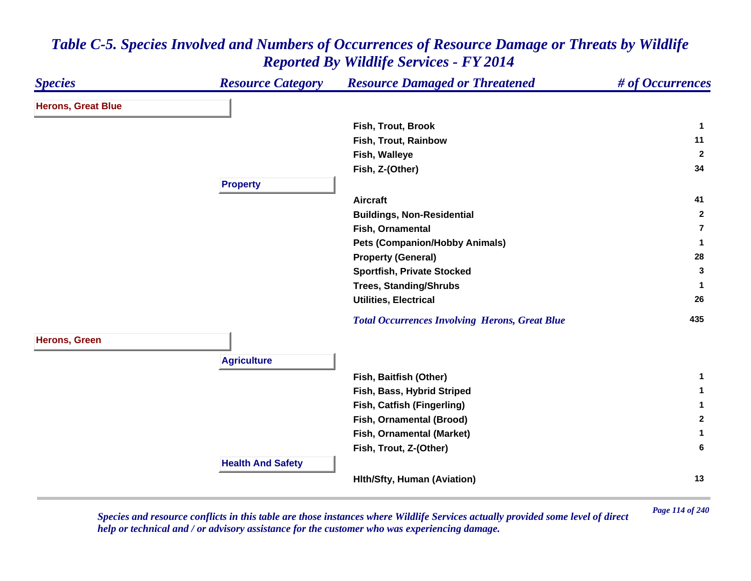# Table C-5. Species Involved and Numbers of Occurrences of Resource Damage or Threats by Wildlife Reported By Wildlife Services - FY 2014

| Species | Resource Category | Resource Damaged or Threatened | # of Occurrences |
|---|---|---|---|
| **Herons, Great Blue** | | | |
| | | Fish, Trout, Brook | 1 |
| | | Fish, Trout, Rainbow | 11 |
| | | Fish, Walleye | 2 |
| | | Fish, Z-(Other) | 34 |
| | **Property** | | |
| | | Aircraft | 41 |
| | | Buildings, Non-Residential | 2 |
| | | Fish, Ornamental | 7 |
| | | Pets (Companion/Hobby Animals) | 1 |
| | | Property (General) | 28 |
| | | Sportfish, Private Stocked | 3 |
| | | Trees, Standing/Shrubs | 1 |
| | | Utilities, Electrical | 26 |
| | | *Total Occurrences Involving Herons, Great Blue* | 435 |
| **Herons, Green** | | | |
| | **Agriculture** | | |
| | | Fish, Baitfish (Other) | 1 |
| | | Fish, Bass, Hybrid Striped | 1 |
| | | Fish, Catfish (Fingerling) | 1 |
| | | Fish, Ornamental (Brood) | 2 |
| | | Fish, Ornamental (Market) | 1 |
| | | Fish, Trout, Z-(Other) | 6 |
| | **Health And Safety** | | |
| | | Hlth/Sfty, Human (Aviation) | 13 |

*Species and resource conflicts in this table are those instances where Wildlife Services actually provided some level of direct help or technical and / or advisory assistance for the customer who was experiencing damage.*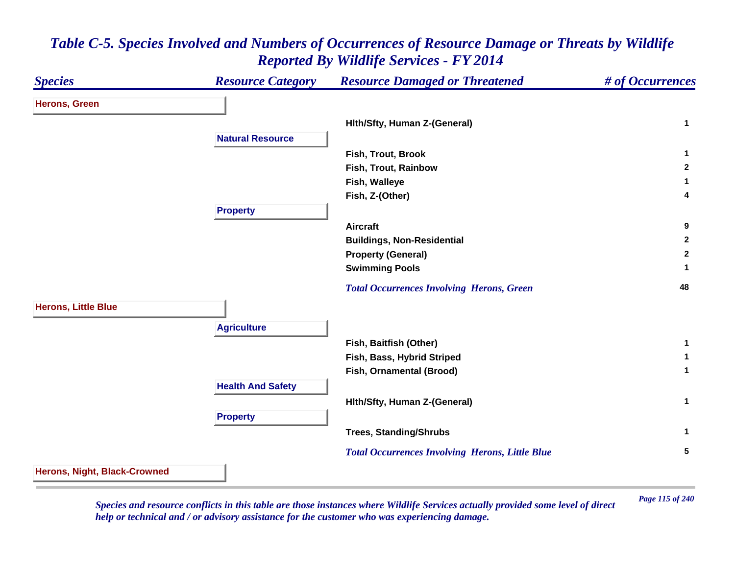# *Table C-5. Species Involved and Numbers of Occurrences of Resource Damage or Threats by Wildlife Reported By Wildlife Services - FY 2014*

| *Species* | *Resource Category* | *Resource Damaged or Threatened* | *# of Occurrences* |
|---|---|---|---|
| **Herons, Green** | | | |
| | | **Hlth/Sfty, Human Z-(General)** | **1** |
| | **Natural Resource** | | |
| | | **Fish, Trout, Brook** | **1** |
| | | **Fish, Trout, Rainbow** | **2** |
| | | **Fish, Walleye** | **1** |
| | | **Fish, Z-(Other)** | **4** |
| | **Property** | | |
| | | **Aircraft** | **9** |
| | | **Buildings, Non-Residential** | **2** |
| | | **Property (General)** | **2** |
| | | **Swimming Pools** | **1** |
| | | ***Total Occurrences Involving Herons, Green*** | **48** |
| **Herons, Little Blue** | | | |
| | **Agriculture** | | |
| | | **Fish, Baitfish (Other)** | **1** |
| | | **Fish, Bass, Hybrid Striped** | **1** |
| | | **Fish, Ornamental (Brood)** | **1** |
| | **Health And Safety** | | |
| | | **Hlth/Sfty, Human Z-(General)** | **1** |
| | **Property** | | |
| | | **Trees, Standing/Shrubs** | **1** |
| | | ***Total Occurrences Involving Herons, Little Blue*** | **5** |
| **Herons, Night, Black-Crowned** | | | |

*Species and resource conflicts in this table are those instances where Wildlife Services actually provided some level of direct help or technical and / or advisory assistance for the customer who was experiencing damage.*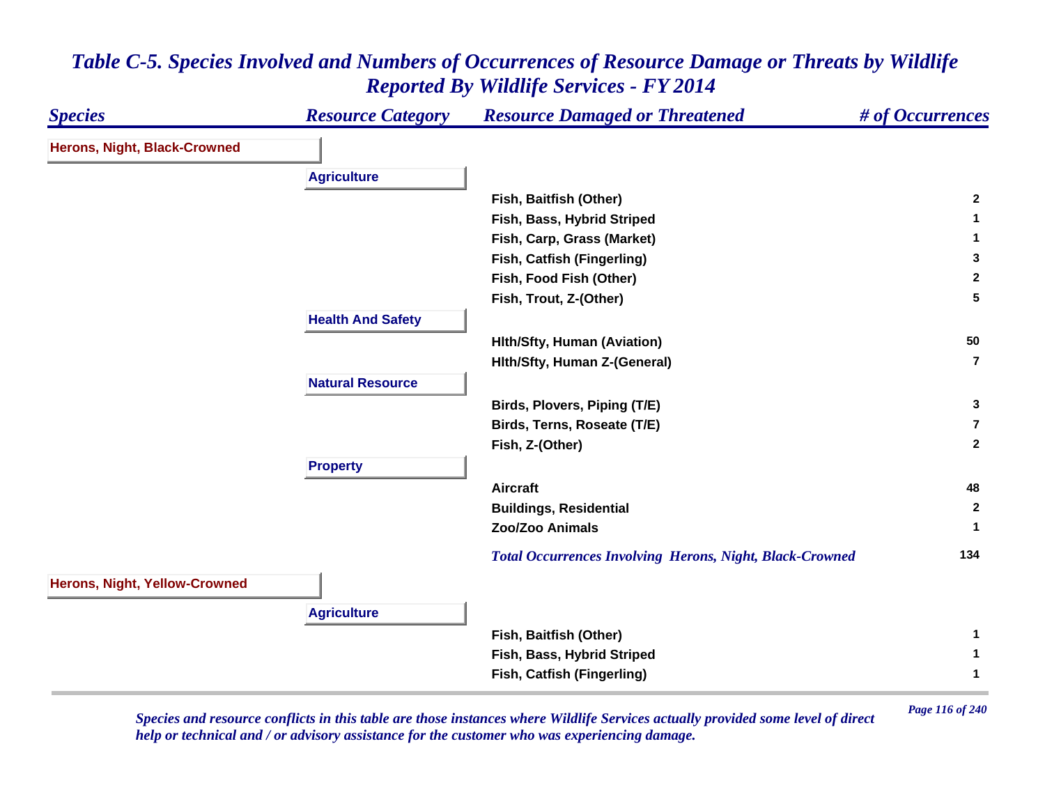# *Table C-5. Species Involved and Numbers of Occurrences of Resource Damage or Threats by Wildlife Reported By Wildlife Services - FY 2014*

| *Species* | *Resource Category* | *Resource Damaged or Threatened* | *# of Occurrences* |
|---|---|---|---|
| **Herons, Night, Black-Crowned** | | | |
| | **Agriculture** | | |
| | | **Fish, Baitfish (Other)** | **2** |
| | | **Fish, Bass, Hybrid Striped** | **1** |
| | | **Fish, Carp, Grass (Market)** | **1** |
| | | **Fish, Catfish (Fingerling)** | **3** |
| | | **Fish, Food Fish (Other)** | **2** |
| | | **Fish, Trout, Z-(Other)** | **5** |
| | **Health And Safety** | | |
| | | **Hlth/Sfty, Human (Aviation)** | **50** |
| | | **Hlth/Sfty, Human Z-(General)** | **7** |
| | **Natural Resource** | | |
| | | **Birds, Plovers, Piping (T/E)** | **3** |
| | | **Birds, Terns, Roseate (T/E)** | **7** |
| | | **Fish, Z-(Other)** | **2** |
| | **Property** | | |
| | | **Aircraft** | **48** |
| | | **Buildings, Residential** | **2** |
| | | **Zoo/Zoo Animals** | **1** |
| | | ***Total Occurrences Involving Herons, Night, Black-Crowned*** | **134** |
| **Herons, Night, Yellow-Crowned** | | | |
| | **Agriculture** | | |
| | | **Fish, Baitfish (Other)** | **1** |
| | | **Fish, Bass, Hybrid Striped** | **1** |
| | | **Fish, Catfish (Fingerling)** | **1** |

*Species and resource conflicts in this table are those instances where Wildlife Services actually provided some level of direct help or technical and / or advisory assistance for the customer who was experiencing damage.*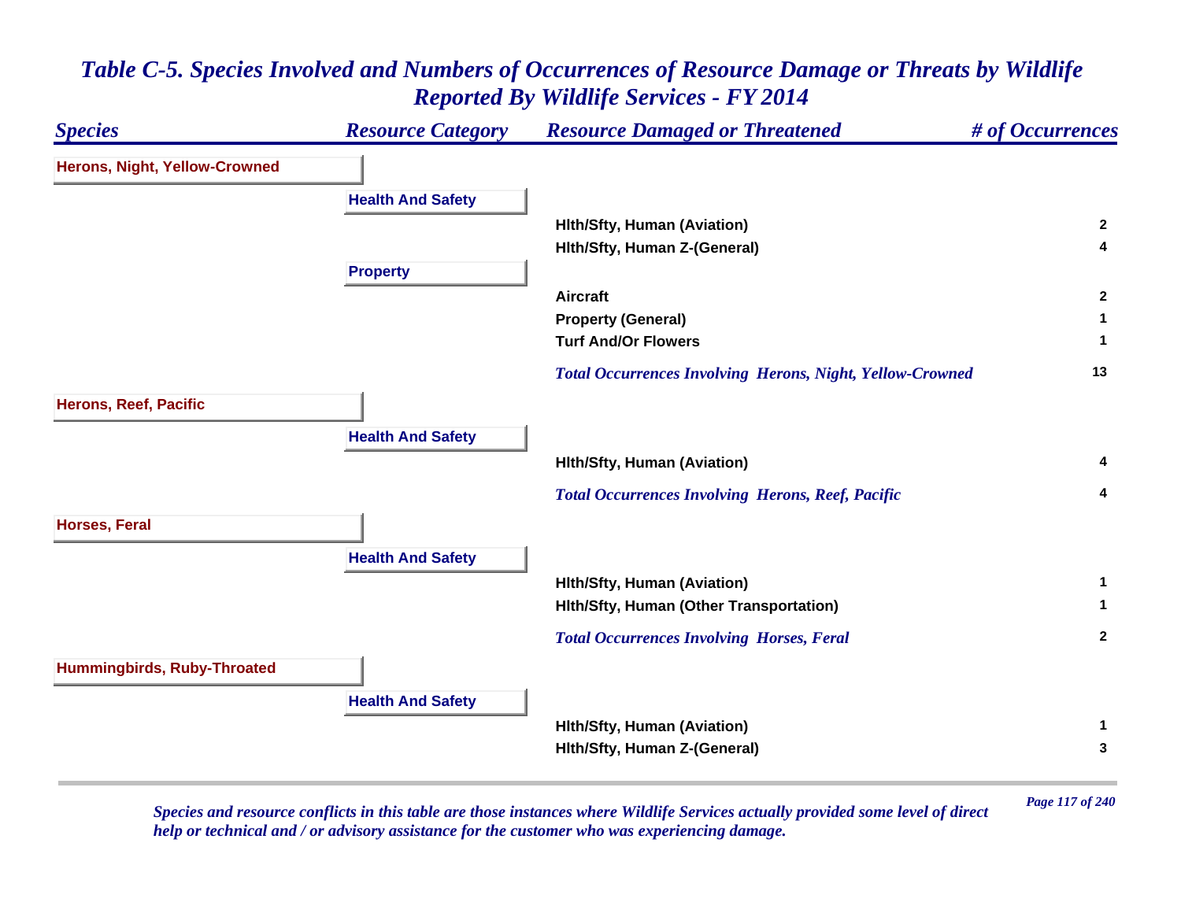# *Table C-5. Species Involved and Numbers of Occurrences of Resource Damage or Threats by Wildlife Reported By Wildlife Services - FY 2014*

| *Species* | *Resource Category* | *Resource Damaged or Threatened* | *# of Occurrences* |
|---|---|---|---|
| **Herons, Night, Yellow-Crowned** | | | |
| | **Health And Safety** | | |
| | | **Hlth/Sfty, Human (Aviation)** | **2** |
| | | **Hlth/Sfty, Human Z-(General)** | **4** |
| | **Property** | | |
| | | **Aircraft** | **2** |
| | | **Property (General)** | **1** |
| | | **Turf And/Or Flowers** | **1** |
| | | ***Total Occurrences Involving Herons, Night, Yellow-Crowned*** | **13** |
| **Herons, Reef, Pacific** | | | |
| | **Health And Safety** | | |
| | | **Hlth/Sfty, Human (Aviation)** | **4** |
| | | ***Total Occurrences Involving Herons, Reef, Pacific*** | **4** |
| **Horses, Feral** | | | |
| | **Health And Safety** | | |
| | | **Hlth/Sfty, Human (Aviation)** | **1** |
| | | **Hlth/Sfty, Human (Other Transportation)** | **1** |
| | | ***Total Occurrences Involving Horses, Feral*** | **2** |
| **Hummingbirds, Ruby-Throated** | | | |
| | **Health And Safety** | | |
| | | **Hlth/Sfty, Human (Aviation)** | **1** |
| | | **Hlth/Sfty, Human Z-(General)** | **3** |

*Species and resource conflicts in this table are those instances where Wildlife Services actually provided some level of direct help or technical and / or advisory assistance for the customer who was experiencing damage.*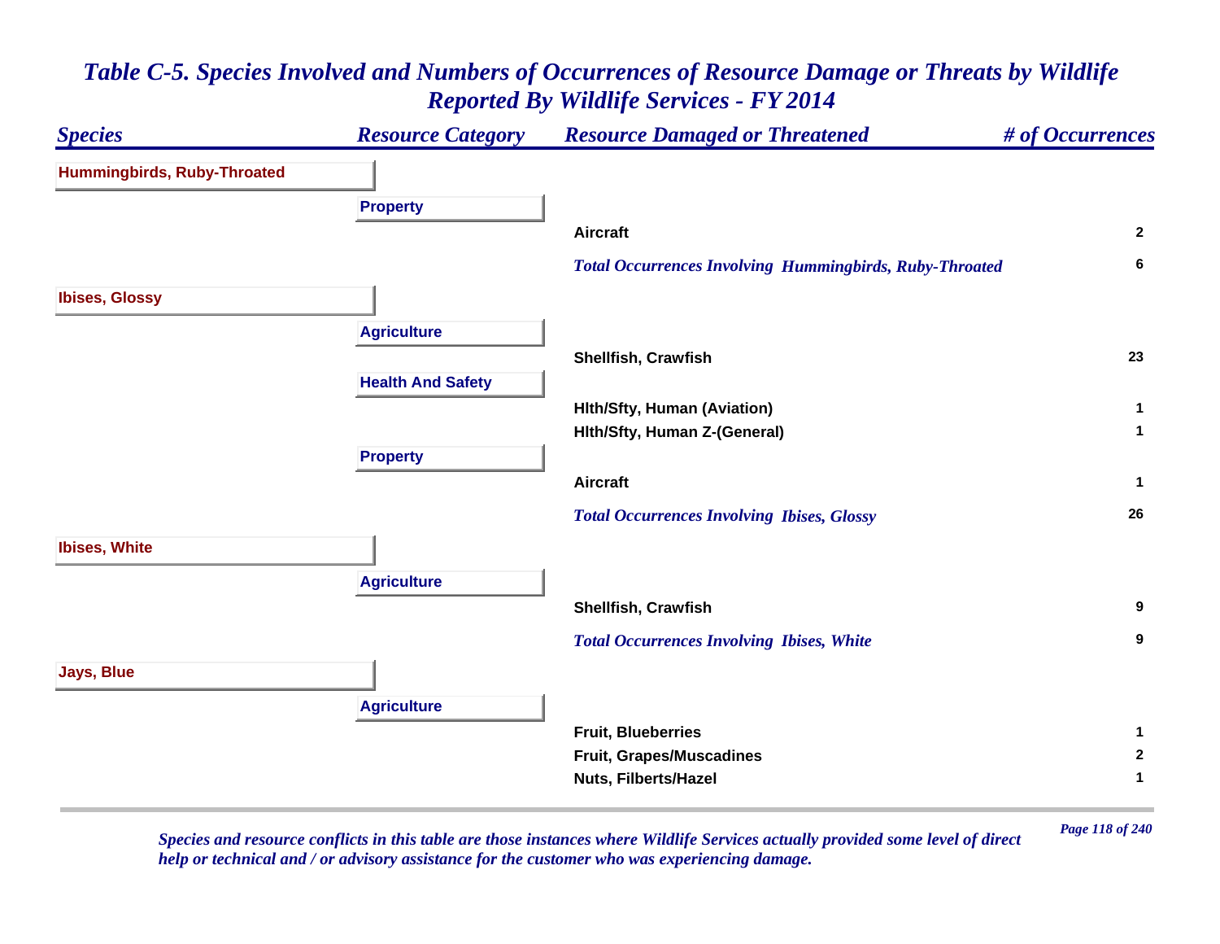# *Table C-5. Species Involved and Numbers of Occurrences of Resource Damage or Threats by Wildlife Reported By Wildlife Services - FY 2014*

| *Species* | *Resource Category* | *Resource Damaged or Threatened* | *# of Occurrences* |
|---|---|---|---|
| **Hummingbirds, Ruby-Throated** | | | |
| | **Property** | | |
| | | **Aircraft** | **2** |
| | | ***Total Occurrences Involving Hummingbirds, Ruby-Throated*** | **6** |
| **Ibises, Glossy** | | | |
| | **Agriculture** | | |
| | | **Shellfish, Crawfish** | **23** |
| | **Health And Safety** | | |
| | | **Hlth/Sfty, Human (Aviation)** | **1** |
| | | **Hlth/Sfty, Human Z-(General)** | **1** |
| | **Property** | | |
| | | **Aircraft** | **1** |
| | | ***Total Occurrences Involving Ibises, Glossy*** | **26** |
| **Ibises, White** | | | |
| | **Agriculture** | | |
| | | **Shellfish, Crawfish** | **9** |
| | | ***Total Occurrences Involving Ibises, White*** | **9** |
| **Jays, Blue** | | | |
| | **Agriculture** | | |
| | | **Fruit, Blueberries** | **1** |
| | | **Fruit, Grapes/Muscadines** | **2** |
| | | **Nuts, Filberts/Hazel** | **1** |

*Species and resource conflicts in this table are those instances where Wildlife Services actually provided some level of direct help or technical and / or advisory assistance for the customer who was experiencing damage.*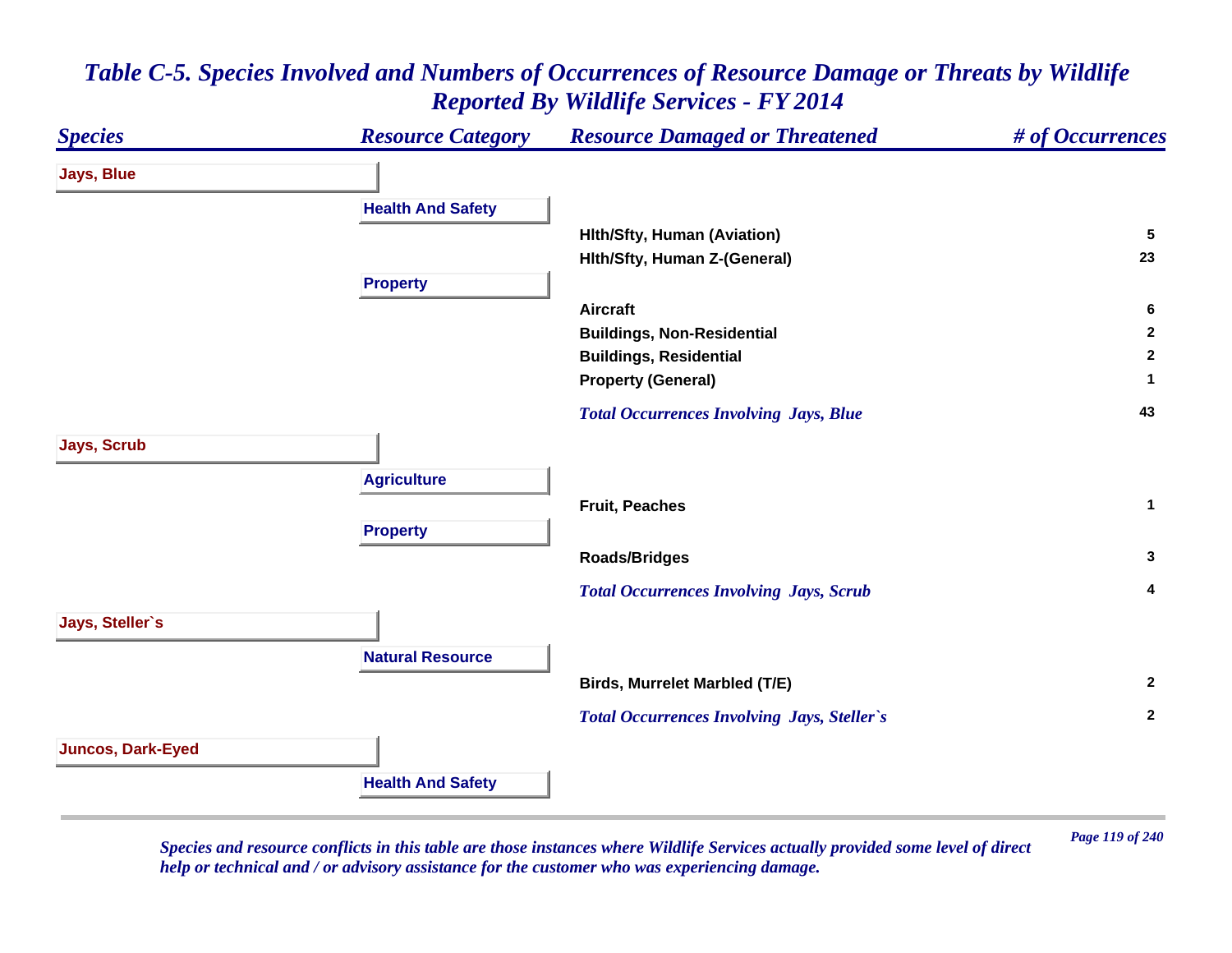# *Table C-5. Species Involved and Numbers of Occurrences of Resource Damage or Threats by Wildlife Reported By Wildlife Services - FY 2014*

| *Species* | *Resource Category* | *Resource Damaged or Threatened* | *# of Occurrences* |
|---|---|---|---|
| **Jays, Blue** | | | |
| | **Health And Safety** | | |
| | | **Hlth/Sfty, Human (Aviation)** | **5** |
| | | **Hlth/Sfty, Human Z-(General)** | **23** |
| | **Property** | | |
| | | **Aircraft** | **6** |
| | | **Buildings, Non-Residential** | **2** |
| | | **Buildings, Residential** | **2** |
| | | **Property (General)** | **1** |
| | | ***Total Occurrences Involving Jays, Blue*** | **43** |
| **Jays, Scrub** | | | |
| | **Agriculture** | | |
| | | **Fruit, Peaches** | **1** |
| | **Property** | | |
| | | **Roads/Bridges** | **3** |
| | | ***Total Occurrences Involving Jays, Scrub*** | **4** |
| **Jays, Steller`s** | | | |
| | **Natural Resource** | | |
| | | **Birds, Murrelet Marbled (T/E)** | **2** |
| | | ***Total Occurrences Involving Jays, Steller`s*** | **2** |
| **Juncos, Dark-Eyed** | | | |
| | **Health And Safety** | | |

*Species and resource conflicts in this table are those instances where Wildlife Services actually provided some level of direct help or technical and / or advisory assistance for the customer who was experiencing damage.*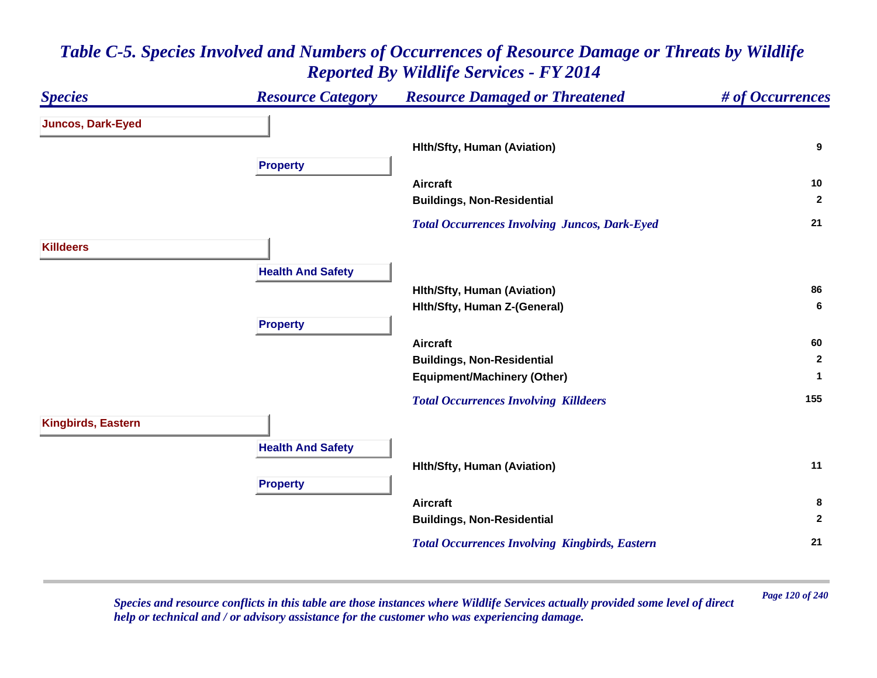# Table C-5. Species Involved and Numbers of Occurrences of Resource Damage or Threats by Wildlife Reported By Wildlife Services - FY 2014

| Species | Resource Category | Resource Damaged or Threatened | # of Occurrences |
|---|---|---|---|
| **Juncos, Dark-Eyed** | | | |
| | | Hlth/Sfty, Human (Aviation) | 9 |
| | **Property** | | |
| | | Aircraft | 10 |
| | | Buildings, Non-Residential | 2 |
| | | *Total Occurrences Involving Juncos, Dark-Eyed* | 21 |
| **Killdeers** | | | |
| | **Health And Safety** | | |
| | | Hlth/Sfty, Human (Aviation) | 86 |
| | | Hlth/Sfty, Human Z-(General) | 6 |
| | **Property** | | |
| | | Aircraft | 60 |
| | | Buildings, Non-Residential | 2 |
| | | Equipment/Machinery (Other) | 1 |
| | | *Total Occurrences Involving Killdeers* | 155 |
| **Kingbirds, Eastern** | | | |
| | **Health And Safety** | | |
| | | Hlth/Sfty, Human (Aviation) | 11 |
| | **Property** | | |
| | | Aircraft | 8 |
| | | Buildings, Non-Residential | 2 |
| | | *Total Occurrences Involving Kingbirds, Eastern* | 21 |

*Species and resource conflicts in this table are those instances where Wildlife Services actually provided some level of direct help or technical and / or advisory assistance for the customer who was experiencing damage.*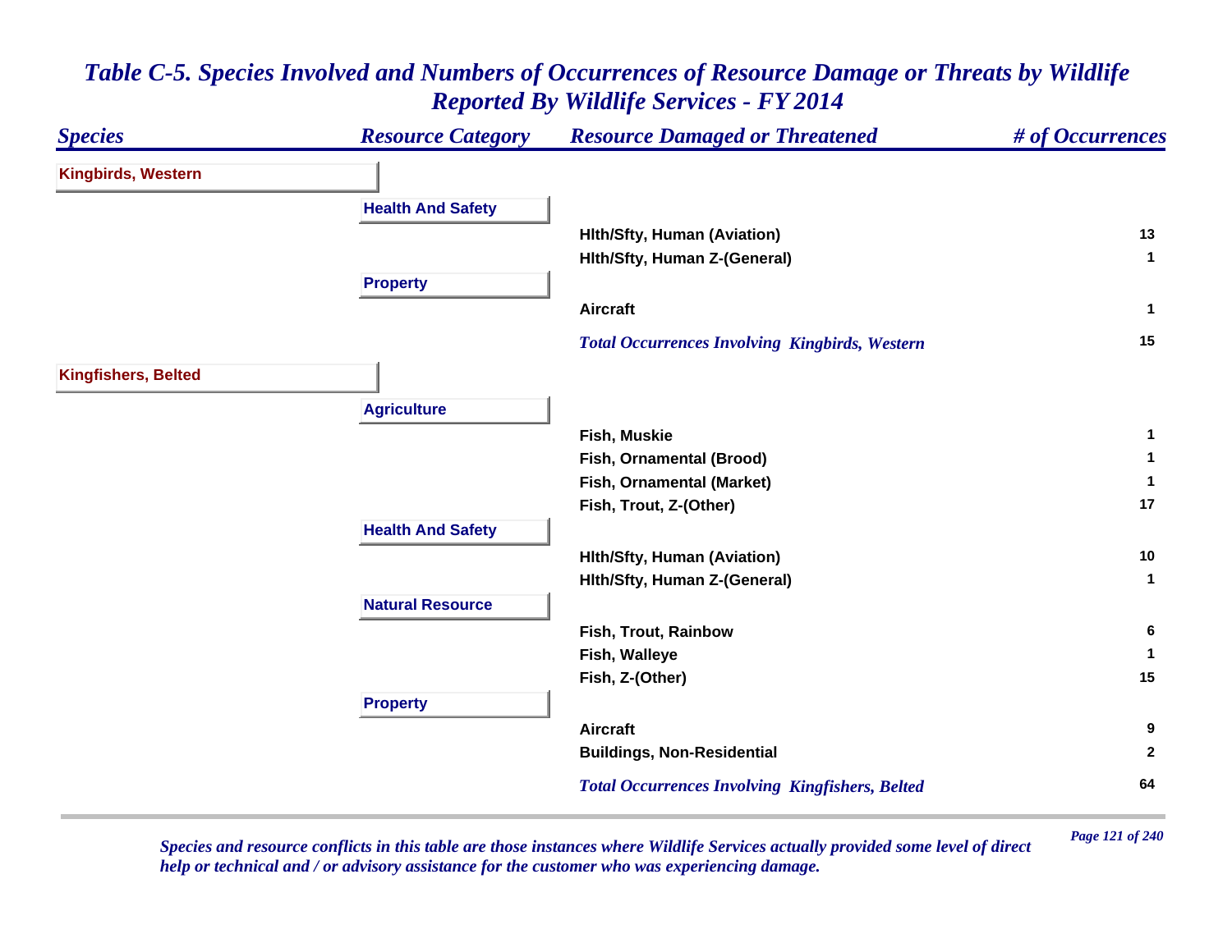## *Table C-5. Species Involved and Numbers of Occurrences of Resource Damage or Threats by Wildlife Reported By Wildlife Services - FY 2014*

| *Species* | *Resource Category* | *Resource Damaged or Threatened* | *# of Occurrences* |
|---|---|---|---|
| **Kingbirds, Western** | | | |
| | **Health And Safety** | | |
| | | **Hlth/Sfty, Human (Aviation)** | **13** |
| | | **Hlth/Sfty, Human Z-(General)** | **1** |
| | **Property** | | |
| | | **Aircraft** | **1** |
| | | ***Total Occurrences Involving Kingbirds, Western*** | **15** |
| **Kingfishers, Belted** | | | |
| | **Agriculture** | | |
| | | **Fish, Muskie** | **1** |
| | | **Fish, Ornamental (Brood)** | **1** |
| | | **Fish, Ornamental (Market)** | **1** |
| | | **Fish, Trout, Z-(Other)** | **17** |
| | **Health And Safety** | | |
| | | **Hlth/Sfty, Human (Aviation)** | **10** |
| | | **Hlth/Sfty, Human Z-(General)** | **1** |
| | **Natural Resource** | | |
| | | **Fish, Trout, Rainbow** | **6** |
| | | **Fish, Walleye** | **1** |
| | | **Fish, Z-(Other)** | **15** |
| | **Property** | | |
| | | **Aircraft** | **9** |
| | | **Buildings, Non-Residential** | **2** |
| | | ***Total Occurrences Involving Kingfishers, Belted*** | **64** |

*Species and resource conflicts in this table are those instances where Wildlife Services actually provided some level of direct help or technical and / or advisory assistance for the customer who was experiencing damage.*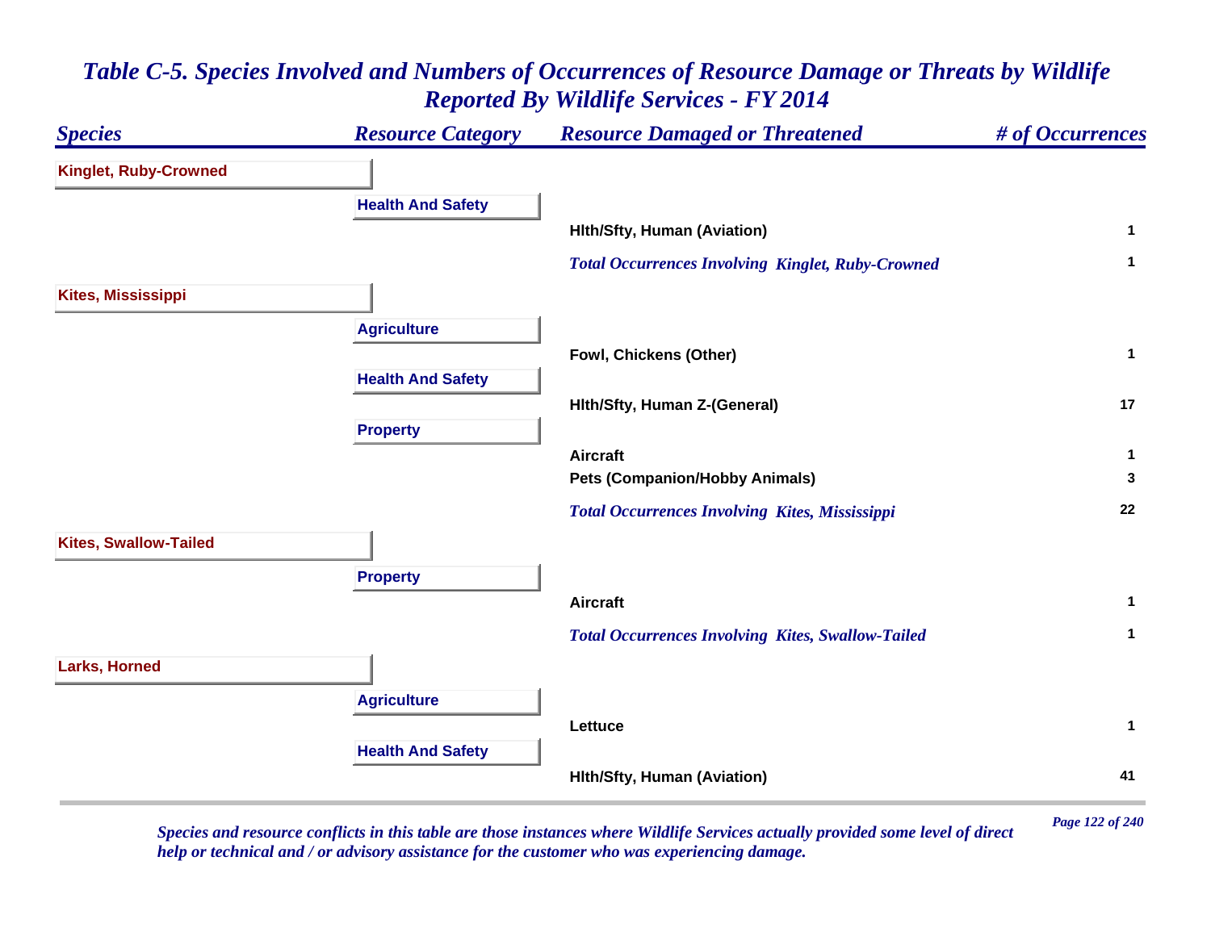# *Table C-5. Species Involved and Numbers of Occurrences of Resource Damage or Threats by Wildlife Reported By Wildlife Services - FY 2014*

| *Species* | *Resource Category* | *Resource Damaged or Threatened* | *# of Occurrences* |
|---|---|---|---|
| **Kinglet, Ruby-Crowned** | | | |
| | **Health And Safety** | | |
| | | **Hlth/Sfty, Human (Aviation)** | **1** |
| | | ***Total Occurrences Involving Kinglet, Ruby-Crowned*** | **1** |
| **Kites, Mississippi** | | | |
| | **Agriculture** | | |
| | | **Fowl, Chickens (Other)** | **1** |
| | **Health And Safety** | | |
| | | **Hlth/Sfty, Human Z-(General)** | **17** |
| | **Property** | | |
| | | **Aircraft** | **1** |
| | | **Pets (Companion/Hobby Animals)** | **3** |
| | | ***Total Occurrences Involving Kites, Mississippi*** | **22** |
| **Kites, Swallow-Tailed** | | | |
| | **Property** | | |
| | | **Aircraft** | **1** |
| | | ***Total Occurrences Involving Kites, Swallow-Tailed*** | **1** |
| **Larks, Horned** | | | |
| | **Agriculture** | | |
| | | **Lettuce** | **1** |
| | **Health And Safety** | | |
| | | **Hlth/Sfty, Human (Aviation)** | **41** |

*Species and resource conflicts in this table are those instances where Wildlife Services actually provided some level of direct help or technical and / or advisory assistance for the customer who was experiencing damage.*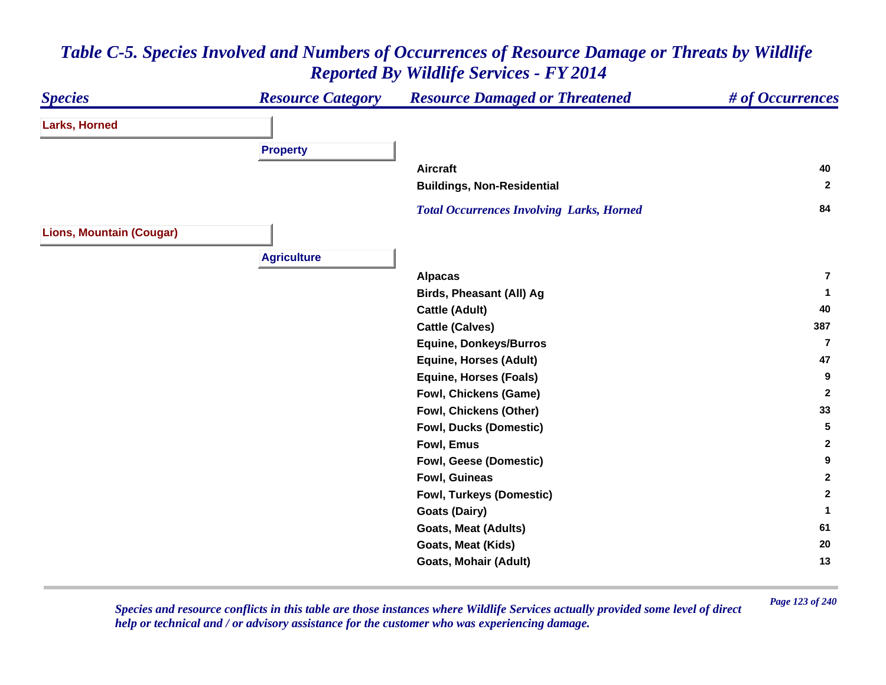# Table C-5. Species Involved and Numbers of Occurrences of Resource Damage or Threats by Wildlife Reported By Wildlife Services - FY 2014

| Species | Resource Category | Resource Damaged or Threatened | # of Occurrences |
|---|---|---|---|
| **Larks, Horned** | | | |
| | **Property** | | |
| | | Aircraft | 40 |
| | | Buildings, Non-Residential | 2 |
| | | *Total Occurrences Involving Larks, Horned* | 84 |
| **Lions, Mountain (Cougar)** | | | |
| | **Agriculture** | | |
| | | Alpacas | 7 |
| | | Birds, Pheasant (All) Ag | 1 |
| | | Cattle (Adult) | 40 |
| | | Cattle (Calves) | 387 |
| | | Equine, Donkeys/Burros | 7 |
| | | Equine, Horses (Adult) | 47 |
| | | Equine, Horses (Foals) | 9 |
| | | Fowl, Chickens (Game) | 2 |
| | | Fowl, Chickens (Other) | 33 |
| | | Fowl, Ducks (Domestic) | 5 |
| | | Fowl, Emus | 2 |
| | | Fowl, Geese (Domestic) | 9 |
| | | Fowl, Guineas | 2 |
| | | Fowl, Turkeys (Domestic) | 2 |
| | | Goats (Dairy) | 1 |
| | | Goats, Meat (Adults) | 61 |
| | | Goats, Meat (Kids) | 20 |
| | | Goats, Mohair (Adult) | 13 |

*Species and resource conflicts in this table are those instances where Wildlife Services actually provided some level of direct help or technical and / or advisory assistance for the customer who was experiencing damage.*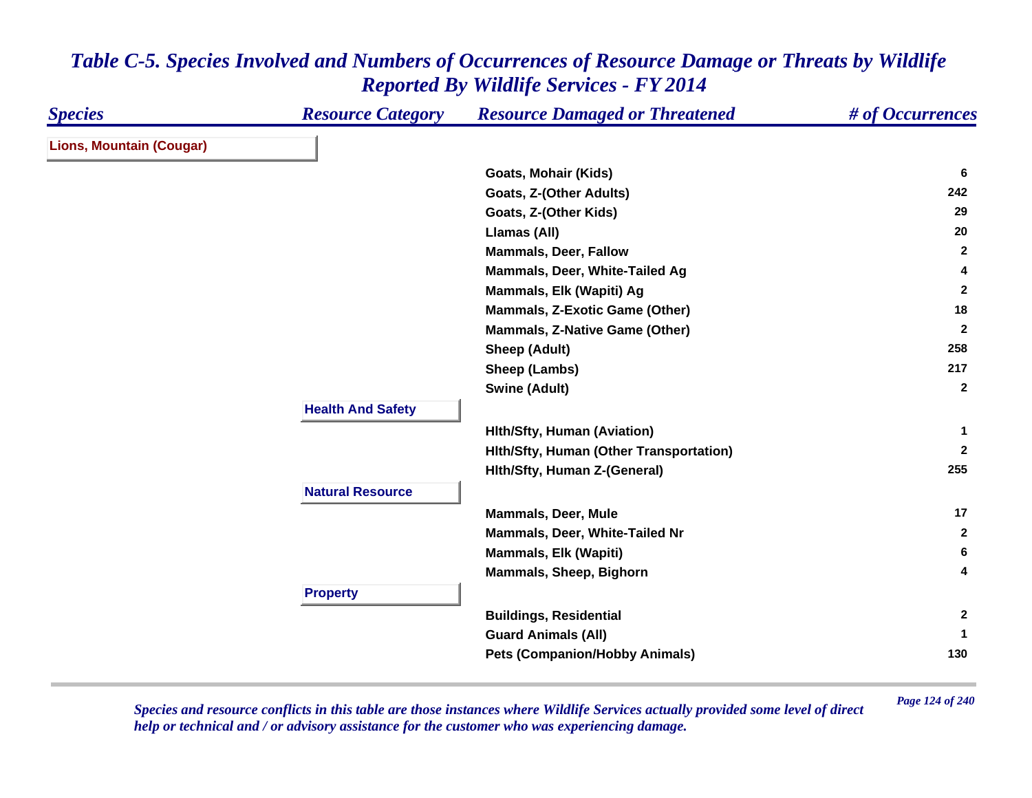# Table C-5. Species Involved and Numbers of Occurrences of Resource Damage or Threats by Wildlife Reported By Wildlife Services - FY 2014

| Species | Resource Category | Resource Damaged or Threatened | # of Occurrences |
|---|---|---|---|
| **Lions, Mountain (Cougar)** | | | |
| | | Goats, Mohair (Kids) | 6 |
| | | Goats, Z-(Other Adults) | 242 |
| | | Goats, Z-(Other Kids) | 29 |
| | | Llamas (All) | 20 |
| | | Mammals, Deer, Fallow | 2 |
| | | Mammals, Deer, White-Tailed Ag | 4 |
| | | Mammals, Elk (Wapiti) Ag | 2 |
| | | Mammals, Z-Exotic Game (Other) | 18 |
| | | Mammals, Z-Native Game (Other) | 2 |
| | | Sheep (Adult) | 258 |
| | | Sheep (Lambs) | 217 |
| | | Swine (Adult) | 2 |
| | **Health And Safety** | | |
| | | Hlth/Sfty, Human (Aviation) | 1 |
| | | Hlth/Sfty, Human (Other Transportation) | 2 |
| | | Hlth/Sfty, Human Z-(General) | 255 |
| | **Natural Resource** | | |
| | | Mammals, Deer, Mule | 17 |
| | | Mammals, Deer, White-Tailed Nr | 2 |
| | | Mammals, Elk (Wapiti) | 6 |
| | | Mammals, Sheep, Bighorn | 4 |
| | **Property** | | |
| | | Buildings, Residential | 2 |
| | | Guard Animals (All) | 1 |
| | | Pets (Companion/Hobby Animals) | 130 |

*Species and resource conflicts in this table are those instances where Wildlife Services actually provided some level of direct help or technical and / or advisory assistance for the customer who was experiencing damage.*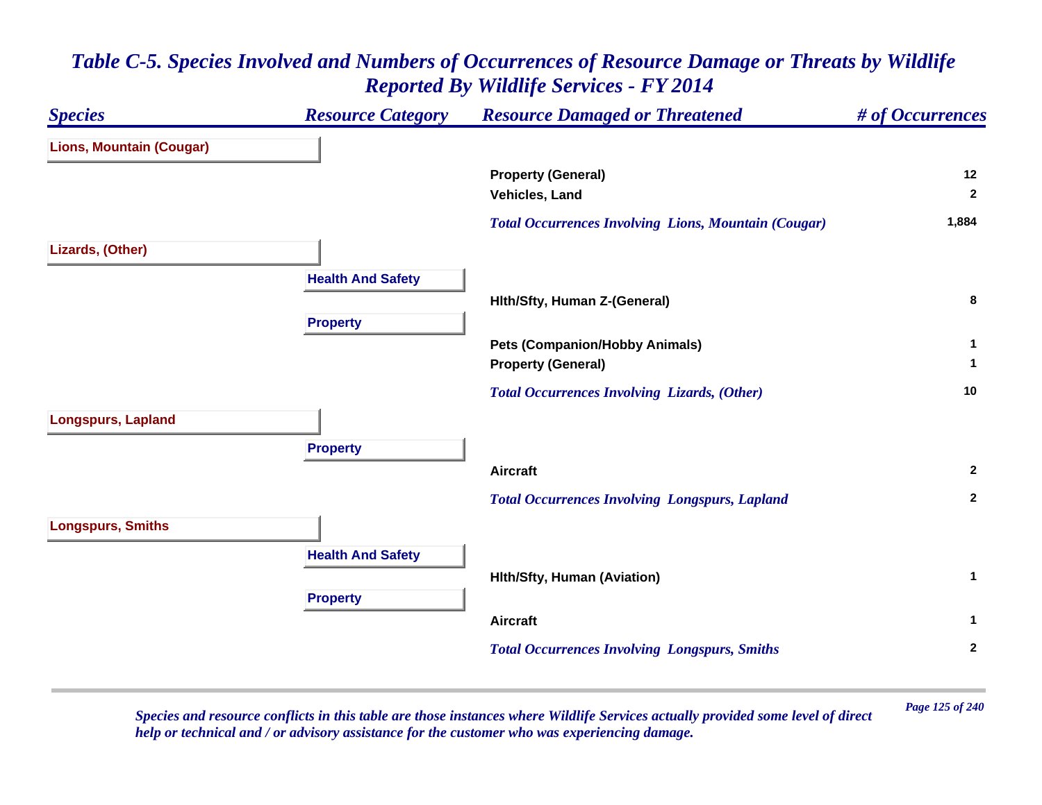# *Table C-5. Species Involved and Numbers of Occurrences of Resource Damage or Threats by Wildlife Reported By Wildlife Services - FY 2014*

| *Species* | *Resource Category* | *Resource Damaged or Threatened* | *# of Occurrences* |
|---|---|---|---|
| **Lions, Mountain (Cougar)** | | | |
| | | **Property (General)** | **12** |
| | | **Vehicles, Land** | **2** |
| | | ***Total Occurrences Involving Lions, Mountain (Cougar)*** | **1,884** |
| **Lizards, (Other)** | | | |
| | **Health And Safety** | | |
| | | **Hlth/Sfty, Human Z-(General)** | **8** |
| | **Property** | | |
| | | **Pets (Companion/Hobby Animals)** | **1** |
| | | **Property (General)** | **1** |
| | | ***Total Occurrences Involving Lizards, (Other)*** | **10** |
| **Longspurs, Lapland** | | | |
| | **Property** | | |
| | | **Aircraft** | **2** |
| | | ***Total Occurrences Involving Longspurs, Lapland*** | **2** |
| **Longspurs, Smiths** | | | |
| | **Health And Safety** | | |
| | | **Hlth/Sfty, Human (Aviation)** | **1** |
| | **Property** | | |
| | | **Aircraft** | **1** |
| | | ***Total Occurrences Involving Longspurs, Smiths*** | **2** |

*Species and resource conflicts in this table are those instances where Wildlife Services actually provided some level of direct help or technical and / or advisory assistance for the customer who was experiencing damage.*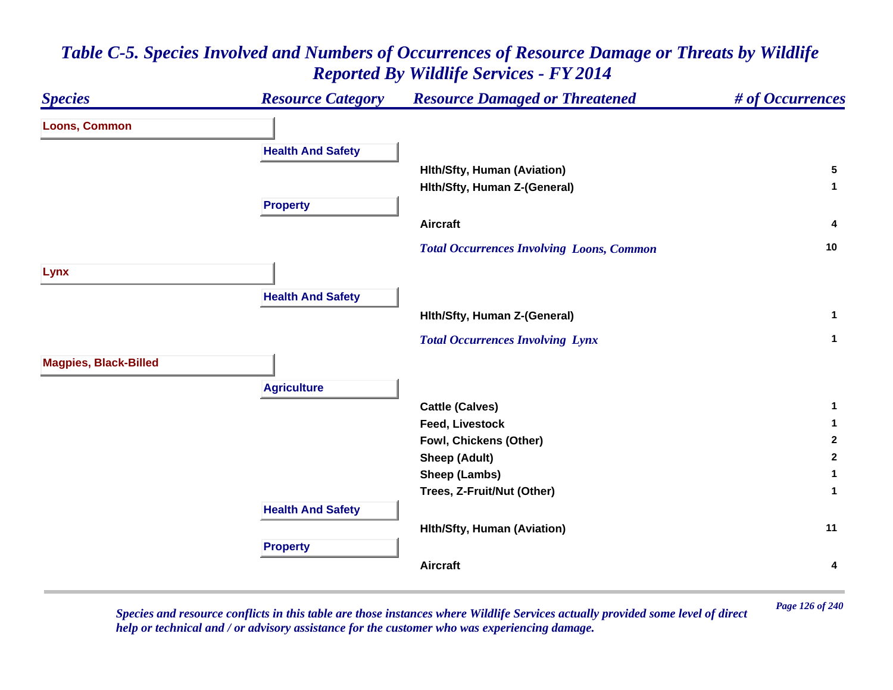# Table C-5. Species Involved and Numbers of Occurrences of Resource Damage or Threats by Wildlife Reported By Wildlife Services - FY 2014

| Species | Resource Category | Resource Damaged or Threatened | # of Occurrences |
|---|---|---|---|
| **Loons, Common** | | | |
| | **Health And Safety** | | |
| | | Hlth/Sfty, Human (Aviation) | 5 |
| | | Hlth/Sfty, Human Z-(General) | 1 |
| | **Property** | | |
| | | Aircraft | 4 |
| | | *Total Occurrences Involving Loons, Common* | 10 |
| **Lynx** | | | |
| | **Health And Safety** | | |
| | | Hlth/Sfty, Human Z-(General) | 1 |
| | | *Total Occurrences Involving Lynx* | 1 |
| **Magpies, Black-Billed** | | | |
| | **Agriculture** | | |
| | | Cattle (Calves) | 1 |
| | | Feed, Livestock | 1 |
| | | Fowl, Chickens (Other) | 2 |
| | | Sheep (Adult) | 2 |
| | | Sheep (Lambs) | 1 |
| | | Trees, Z-Fruit/Nut (Other) | 1 |
| | **Health And Safety** | | |
| | | Hlth/Sfty, Human (Aviation) | 11 |
| | **Property** | | |
| | | Aircraft | 4 |

*Species and resource conflicts in this table are those instances where Wildlife Services actually provided some level of direct help or technical and / or advisory assistance for the customer who was experiencing damage.*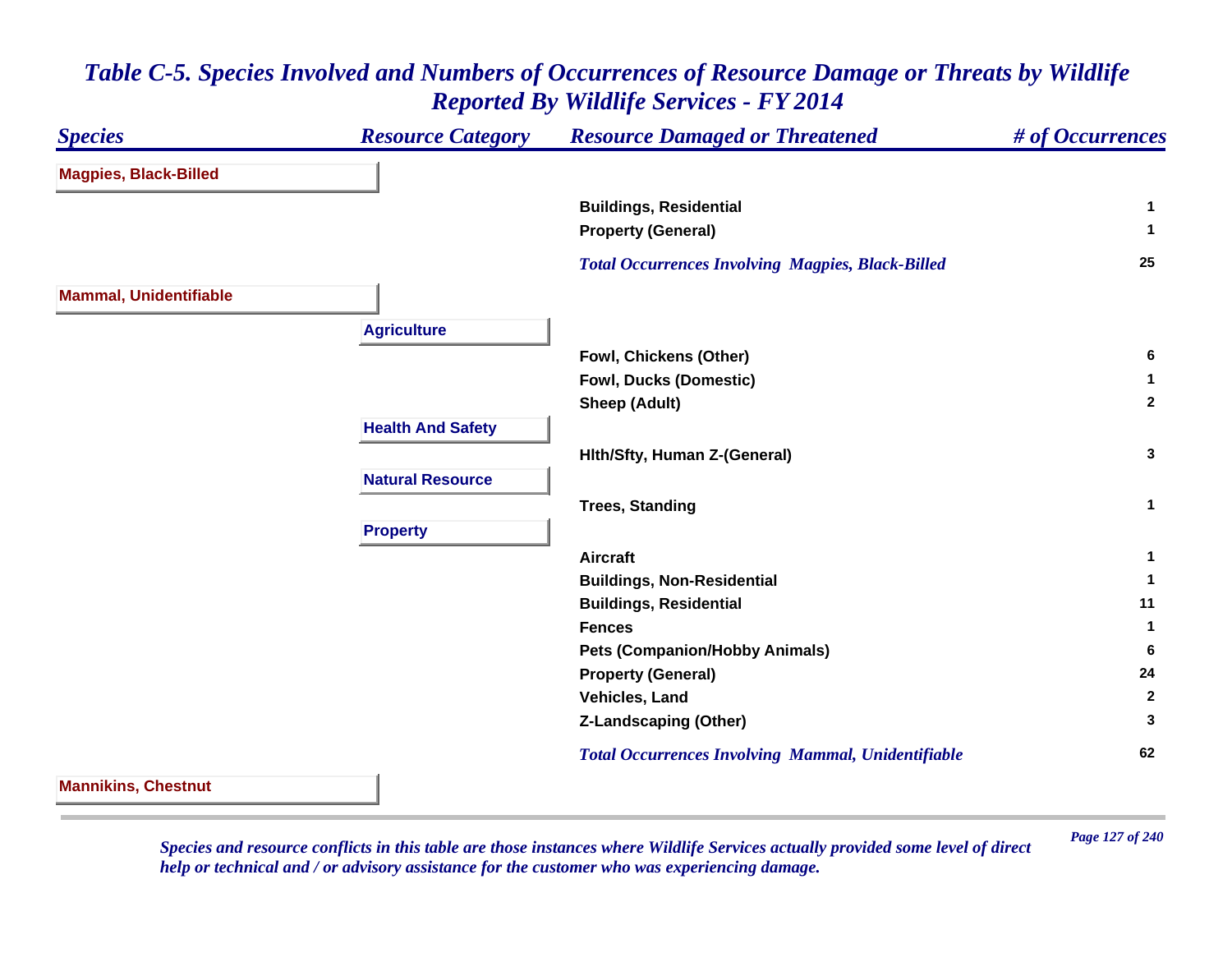# Table C-5. Species Involved and Numbers of Occurrences of Resource Damage or Threats by Wildlife Reported By Wildlife Services - FY 2014

| Species | Resource Category | Resource Damaged or Threatened | # of Occurrences |
|---|---|---|---|
| **Magpies, Black-Billed** | | | |
| | | Buildings, Residential | 1 |
| | | Property (General) | 1 |
| | | *Total Occurrences Involving Magpies, Black-Billed* | 25 |
| **Mammal, Unidentifiable** | | | |
| | **Agriculture** | | |
| | | Fowl, Chickens (Other) | 6 |
| | | Fowl, Ducks (Domestic) | 1 |
| | | Sheep (Adult) | 2 |
| | **Health And Safety** | | |
| | | Hlth/Sfty, Human Z-(General) | 3 |
| | **Natural Resource** | | |
| | | Trees, Standing | 1 |
| | **Property** | | |
| | | Aircraft | 1 |
| | | Buildings, Non-Residential | 1 |
| | | Buildings, Residential | 11 |
| | | Fences | 1 |
| | | Pets (Companion/Hobby Animals) | 6 |
| | | Property (General) | 24 |
| | | Vehicles, Land | 2 |
| | | Z-Landscaping (Other) | 3 |
| | | *Total Occurrences Involving Mammal, Unidentifiable* | 62 |
| **Mannikins, Chestnut** | | | |

*Species and resource conflicts in this table are those instances where Wildlife Services actually provided some level of direct help or technical and / or advisory assistance for the customer who was experiencing damage.*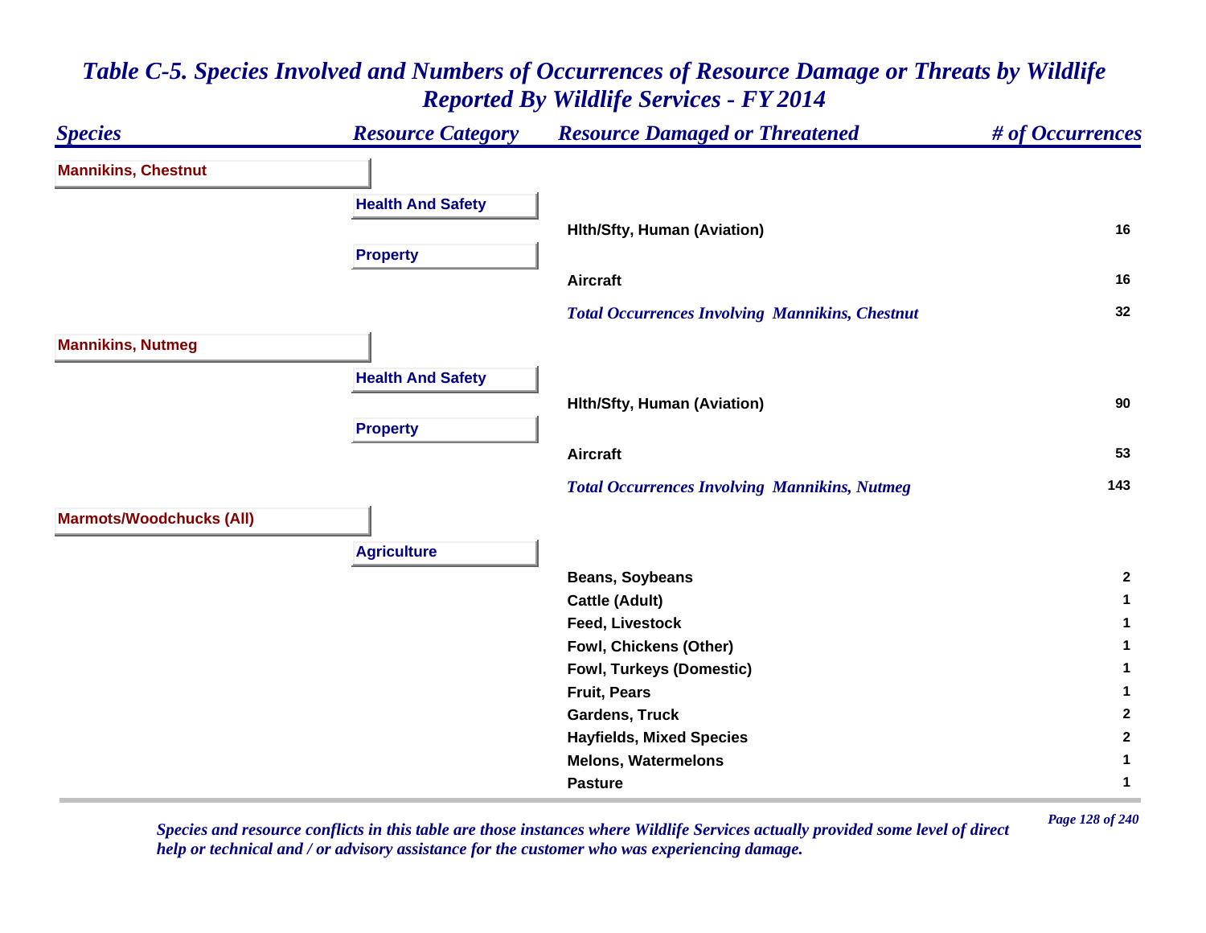# Table C-5. Species Involved and Numbers of Occurrences of Resource Damage or Threats by Wildlife Reported By Wildlife Services - FY 2014

| Species | Resource Category | Resource Damaged or Threatened | # of Occurrences |
|---|---|---|---|
| **Mannikins, Chestnut** | | | |
| | **Health And Safety** | | |
| | | Hlth/Sfty, Human (Aviation) | 16 |
| | **Property** | | |
| | | Aircraft | 16 |
| | | *Total Occurrences Involving Mannikins, Chestnut* | 32 |
| **Mannikins, Nutmeg** | | | |
| | **Health And Safety** | | |
| | | Hlth/Sfty, Human (Aviation) | 90 |
| | **Property** | | |
| | | Aircraft | 53 |
| | | *Total Occurrences Involving Mannikins, Nutmeg* | 143 |
| **Marmots/Woodchucks (All)** | | | |
| | **Agriculture** | | |
| | | Beans, Soybeans | 2 |
| | | Cattle (Adult) | 1 |
| | | Feed, Livestock | 1 |
| | | Fowl, Chickens (Other) | 1 |
| | | Fowl, Turkeys (Domestic) | 1 |
| | | Fruit, Pears | 1 |
| | | Gardens, Truck | 2 |
| | | Hayfields, Mixed Species | 2 |
| | | Melons, Watermelons | 1 |
| | | Pasture | 1 |

*Species and resource conflicts in this table are those instances where Wildlife Services actually provided some level of direct help or technical and / or advisory assistance for the customer who was experiencing damage.*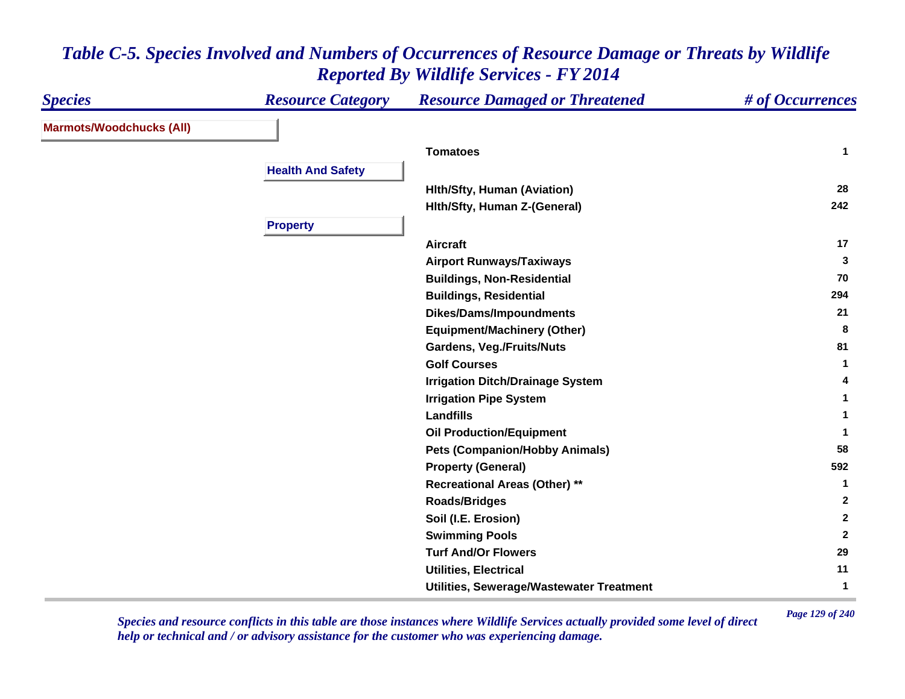# *Table C-5. Species Involved and Numbers of Occurrences of Resource Damage or Threats by Wildlife Reported By Wildlife Services - FY 2014*

| *Species* | *Resource Category* | *Resource Damaged or Threatened* | *# of Occurrences* |
|---|---|---|---|
| **Marmots/Woodchucks (All)** | | | |
| | | **Tomatoes** | **1** |
| | **Health And Safety** | | |
| | | **Hlth/Sfty, Human (Aviation)** | **28** |
| | | **Hlth/Sfty, Human Z-(General)** | **242** |
| | **Property** | | |
| | | **Aircraft** | **17** |
| | | **Airport Runways/Taxiways** | **3** |
| | | **Buildings, Non-Residential** | **70** |
| | | **Buildings, Residential** | **294** |
| | | **Dikes/Dams/Impoundments** | **21** |
| | | **Equipment/Machinery (Other)** | **8** |
| | | **Gardens, Veg./Fruits/Nuts** | **81** |
| | | **Golf Courses** | **1** |
| | | **Irrigation Ditch/Drainage System** | **4** |
| | | **Irrigation Pipe System** | **1** |
| | | **Landfills** | **1** |
| | | **Oil Production/Equipment** | **1** |
| | | **Pets (Companion/Hobby Animals)** | **58** |
| | | **Property (General)** | **592** |
| | | **Recreational Areas (Other) **** | **1** |
| | | **Roads/Bridges** | **2** |
| | | **Soil (I.E. Erosion)** | **2** |
| | | **Swimming Pools** | **2** |
| | | **Turf And/Or Flowers** | **29** |
| | | **Utilities, Electrical** | **11** |
| | | **Utilities, Sewerage/Wastewater Treatment** | **1** |

*Species and resource conflicts in this table are those instances where Wildlife Services actually provided some level of direct help or technical and / or advisory assistance for the customer who was experiencing damage.*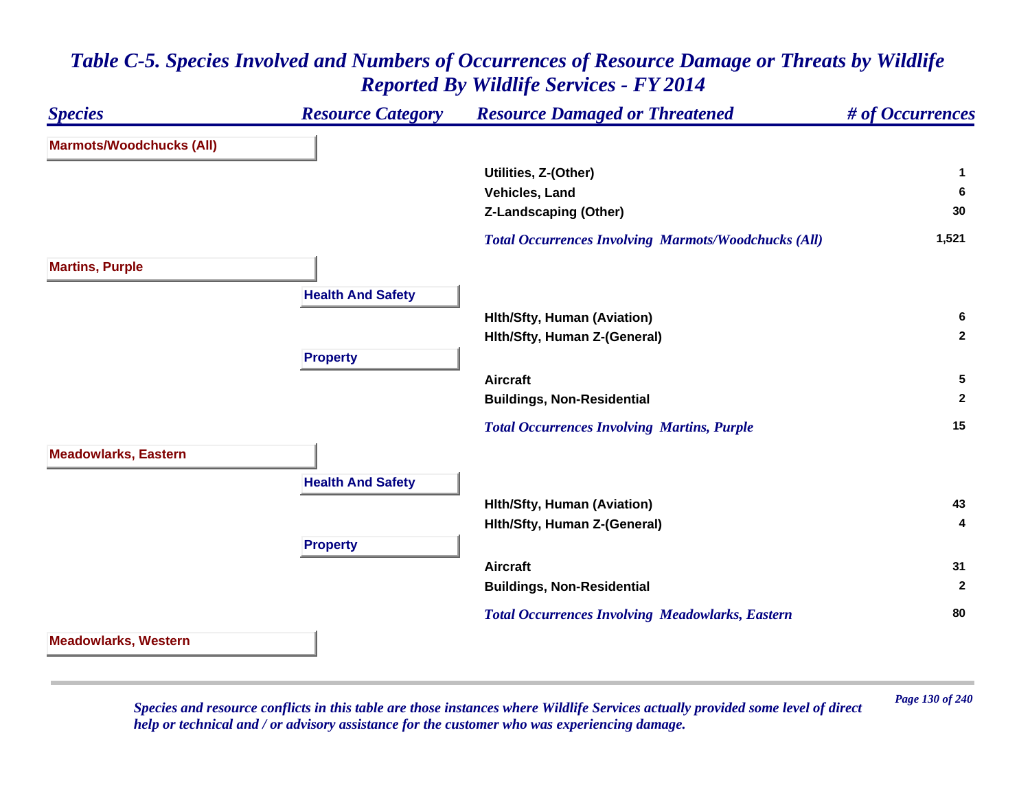## Table C-5. Species Involved and Numbers of Occurrences of Resource Damage or Threats by Wildlife Reported By Wildlife Services - FY 2014

| Species | Resource Category | Resource Damaged or Threatened | # of Occurrences |
|---|---|---|---|
| **Marmots/Woodchucks (All)** | | | |
| | | Utilities, Z-(Other) | 1 |
| | | Vehicles, Land | 6 |
| | | Z-Landscaping (Other) | 30 |
| | | *Total Occurrences Involving Marmots/Woodchucks (All)* | 1,521 |
| **Martins, Purple** | | | |
| | **Health And Safety** | | |
| | | Hlth/Sfty, Human (Aviation) | 6 |
| | | Hlth/Sfty, Human Z-(General) | 2 |
| | **Property** | | |
| | | Aircraft | 5 |
| | | Buildings, Non-Residential | 2 |
| | | *Total Occurrences Involving Martins, Purple* | 15 |
| **Meadowlarks, Eastern** | | | |
| | **Health And Safety** | | |
| | | Hlth/Sfty, Human (Aviation) | 43 |
| | | Hlth/Sfty, Human Z-(General) | 4 |
| | **Property** | | |
| | | Aircraft | 31 |
| | | Buildings, Non-Residential | 2 |
| | | *Total Occurrences Involving Meadowlarks, Eastern* | 80 |
| **Meadowlarks, Western** | | | |

*Species and resource conflicts in this table are those instances where Wildlife Services actually provided some level of direct help or technical and / or advisory assistance for the customer who was experiencing damage.*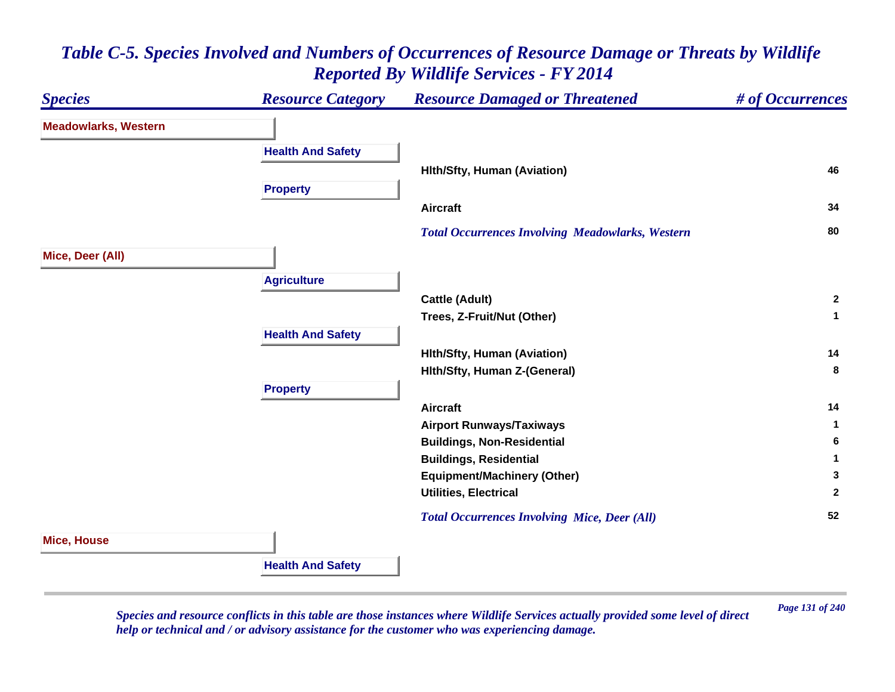# Table C-5. Species Involved and Numbers of Occurrences of Resource Damage or Threats by Wildlife Reported By Wildlife Services - FY 2014

| Species | Resource Category | Resource Damaged or Threatened | # of Occurrences |
|---|---|---|---|
| **Meadowlarks, Western** | | | |
| | **Health And Safety** | | |
| | | Hlth/Sfty, Human (Aviation) | 46 |
| | **Property** | | |
| | | Aircraft | 34 |
| | | *Total Occurrences Involving Meadowlarks, Western* | 80 |
| **Mice, Deer (All)** | | | |
| | **Agriculture** | | |
| | | Cattle (Adult) | 2 |
| | | Trees, Z-Fruit/Nut (Other) | 1 |
| | **Health And Safety** | | |
| | | Hlth/Sfty, Human (Aviation) | 14 |
| | | Hlth/Sfty, Human Z-(General) | 8 |
| | **Property** | | |
| | | Aircraft | 14 |
| | | Airport Runways/Taxiways | 1 |
| | | Buildings, Non-Residential | 6 |
| | | Buildings, Residential | 1 |
| | | Equipment/Machinery (Other) | 3 |
| | | Utilities, Electrical | 2 |
| | | *Total Occurrences Involving Mice, Deer (All)* | 52 |
| **Mice, House** | | | |
| | **Health And Safety** | | |

*Species and resource conflicts in this table are those instances where Wildlife Services actually provided some level of direct help or technical and / or advisory assistance for the customer who was experiencing damage.*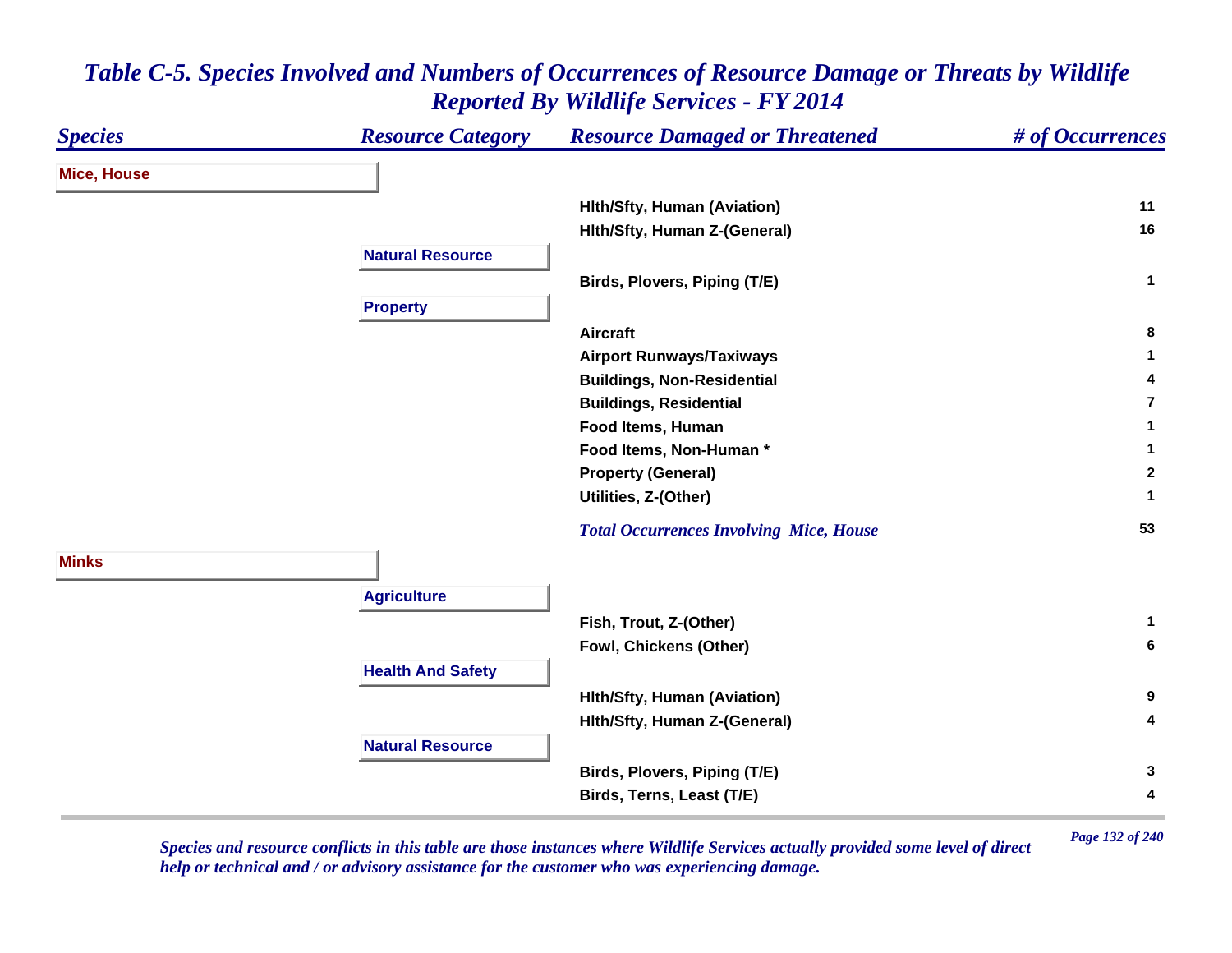# Table C-5. Species Involved and Numbers of Occurrences of Resource Damage or Threats by Wildlife Reported By Wildlife Services - FY 2014

| Species | Resource Category | Resource Damaged or Threatened | # of Occurrences |
|---|---|---|---|
| **Mice, House** | | | |
| | | Hlth/Sfty, Human (Aviation) | 11 |
| | | Hlth/Sfty, Human Z-(General) | 16 |
| | **Natural Resource** | | |
| | | Birds, Plovers, Piping (T/E) | 1 |
| | **Property** | | |
| | | Aircraft | 8 |
| | | Airport Runways/Taxiways | 1 |
| | | Buildings, Non-Residential | 4 |
| | | Buildings, Residential | 7 |
| | | Food Items, Human | 1 |
| | | Food Items, Non-Human * | 1 |
| | | Property (General) | 2 |
| | | Utilities, Z-(Other) | 1 |
| | | *Total Occurrences Involving Mice, House* | 53 |
| **Minks** | | | |
| | **Agriculture** | | |
| | | Fish, Trout, Z-(Other) | 1 |
| | | Fowl, Chickens (Other) | 6 |
| | **Health And Safety** | | |
| | | Hlth/Sfty, Human (Aviation) | 9 |
| | | Hlth/Sfty, Human Z-(General) | 4 |
| | **Natural Resource** | | |
| | | Birds, Plovers, Piping (T/E) | 3 |
| | | Birds, Terns, Least (T/E) | 4 |

*Species and resource conflicts in this table are those instances where Wildlife Services actually provided some level of direct help or technical and / or advisory assistance for the customer who was experiencing damage.*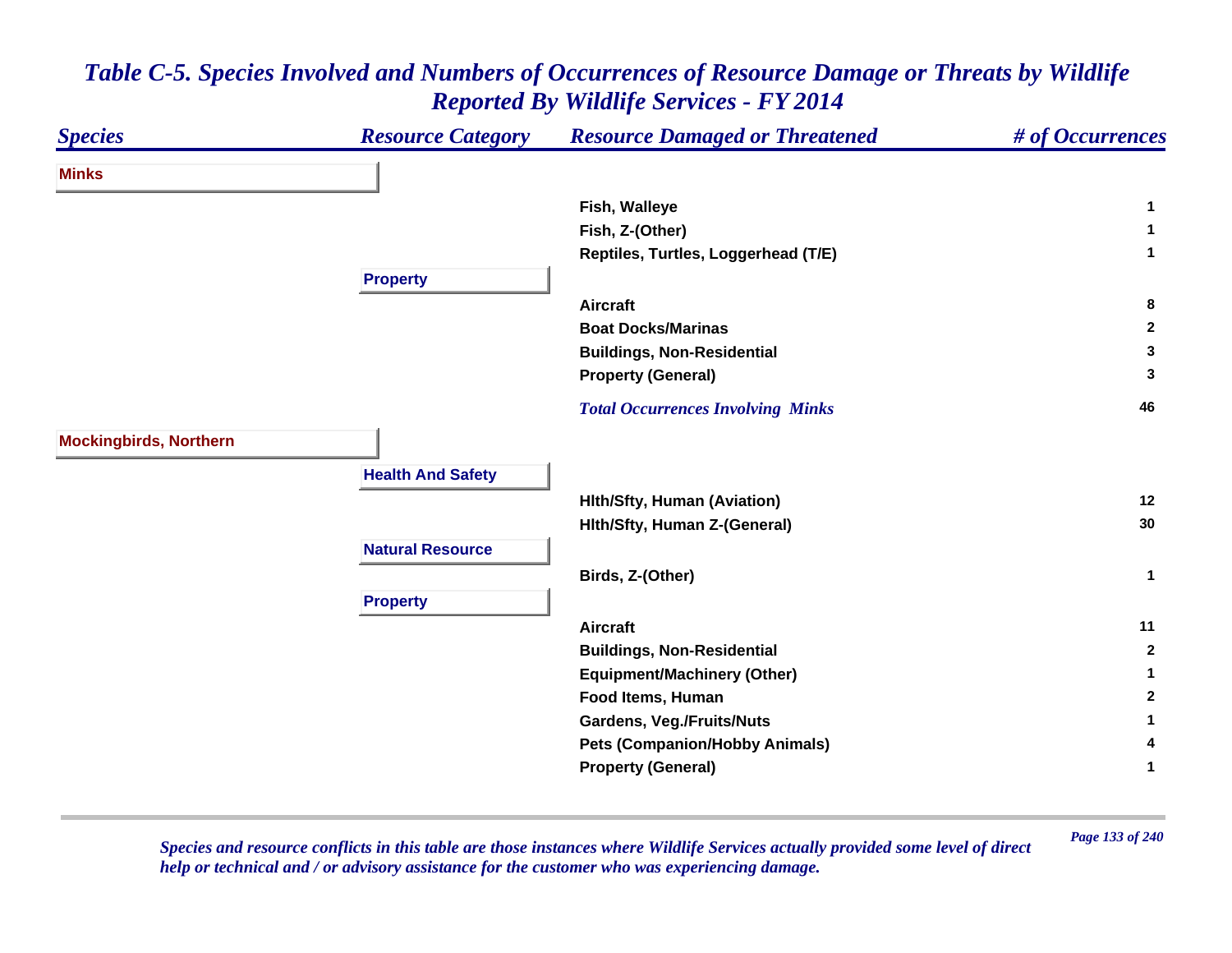# Table C-5. Species Involved and Numbers of Occurrences of Resource Damage or Threats by Wildlife Reported By Wildlife Services - FY 2014

| Species | Resource Category | Resource Damaged or Threatened | # of Occurrences |
|---|---|---|---|
| **Minks** | | | |
| | | Fish, Walleye | 1 |
| | | Fish, Z-(Other) | 1 |
| | | Reptiles, Turtles, Loggerhead (T/E) | 1 |
| | **Property** | | |
| | | Aircraft | 8 |
| | | Boat Docks/Marinas | 2 |
| | | Buildings, Non-Residential | 3 |
| | | Property (General) | 3 |
| | | *Total Occurrences Involving Minks* | 46 |
| **Mockingbirds, Northern** | | | |
| | **Health And Safety** | | |
| | | Hlth/Sfty, Human (Aviation) | 12 |
| | | Hlth/Sfty, Human Z-(General) | 30 |
| | **Natural Resource** | | |
| | | Birds, Z-(Other) | 1 |
| | **Property** | | |
| | | Aircraft | 11 |
| | | Buildings, Non-Residential | 2 |
| | | Equipment/Machinery (Other) | 1 |
| | | Food Items, Human | 2 |
| | | Gardens, Veg./Fruits/Nuts | 1 |
| | | Pets (Companion/Hobby Animals) | 4 |
| | | Property (General) | 1 |

*Species and resource conflicts in this table are those instances where Wildlife Services actually provided some level of direct help or technical and / or advisory assistance for the customer who was experiencing damage.*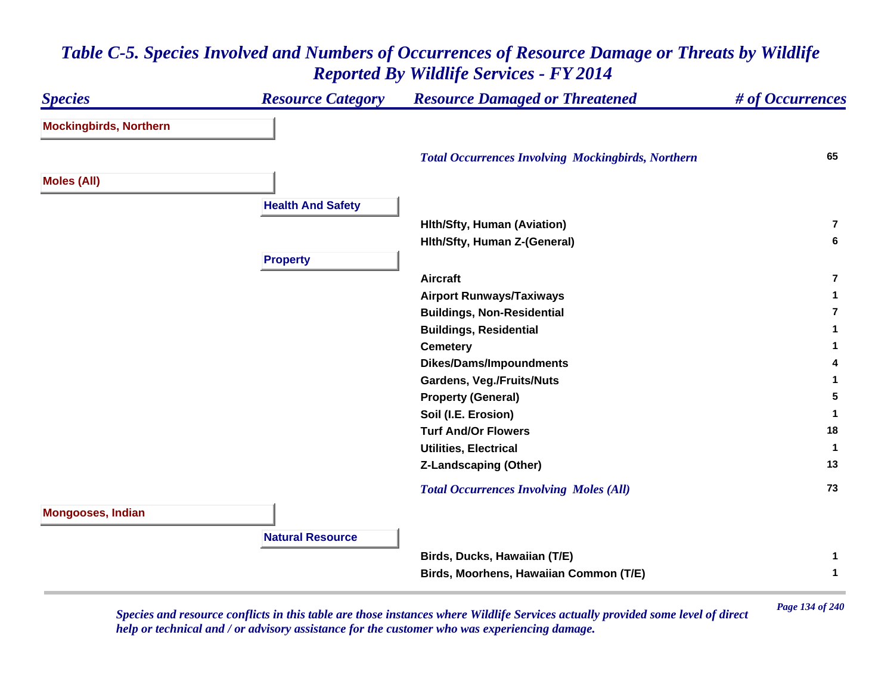# Table C-5. Species Involved and Numbers of Occurrences of Resource Damage or Threats by Wildlife Reported By Wildlife Services - FY 2014

| Species | Resource Category | Resource Damaged or Threatened | # of Occurrences |
|---|---|---|---|
| **Mockingbirds, Northern** | | | |
| | | *Total Occurrences Involving Mockingbirds, Northern* | 65 |
| **Moles (All)** | | | |
| | **Health And Safety** | | |
| | | Hlth/Sfty, Human (Aviation) | 7 |
| | | Hlth/Sfty, Human Z-(General) | 6 |
| | **Property** | | |
| | | Aircraft | 7 |
| | | Airport Runways/Taxiways | 1 |
| | | Buildings, Non-Residential | 7 |
| | | Buildings, Residential | 1 |
| | | Cemetery | 1 |
| | | Dikes/Dams/Impoundments | 4 |
| | | Gardens, Veg./Fruits/Nuts | 1 |
| | | Property (General) | 5 |
| | | Soil (I.E. Erosion) | 1 |
| | | Turf And/Or Flowers | 18 |
| | | Utilities, Electrical | 1 |
| | | Z-Landscaping (Other) | 13 |
| | | *Total Occurrences Involving Moles (All)* | 73 |
| **Mongooses, Indian** | | | |
| | **Natural Resource** | | |
| | | Birds, Ducks, Hawaiian (T/E) | 1 |
| | | Birds, Moorhens, Hawaiian Common (T/E) | 1 |

*Species and resource conflicts in this table are those instances where Wildlife Services actually provided some level of direct help or technical and / or advisory assistance for the customer who was experiencing damage.*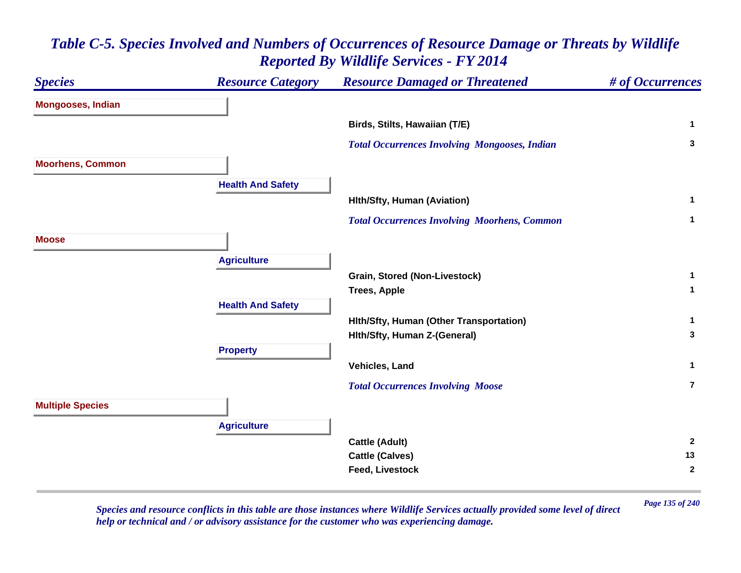# Table C-5. Species Involved and Numbers of Occurrences of Resource Damage or Threats by Wildlife Reported By Wildlife Services - FY 2014

| Species | Resource Category | Resource Damaged or Threatened | # of Occurrences |
|---|---|---|---|
| **Mongooses, Indian** | | | |
| | | Birds, Stilts, Hawaiian (T/E) | 1 |
| | | *Total Occurrences Involving Mongooses, Indian* | 3 |
| **Moorhens, Common** | | | |
| | **Health And Safety** | | |
| | | Hlth/Sfty, Human (Aviation) | 1 |
| | | *Total Occurrences Involving Moorhens, Common* | 1 |
| **Moose** | | | |
| | **Agriculture** | | |
| | | Grain, Stored (Non-Livestock) | 1 |
| | | Trees, Apple | 1 |
| | **Health And Safety** | | |
| | | Hlth/Sfty, Human (Other Transportation) | 1 |
| | | Hlth/Sfty, Human Z-(General) | 3 |
| | **Property** | | |
| | | Vehicles, Land | 1 |
| | | *Total Occurrences Involving Moose* | 7 |
| **Multiple Species** | | | |
| | **Agriculture** | | |
| | | Cattle (Adult) | 2 |
| | | Cattle (Calves) | 13 |
| | | Feed, Livestock | 2 |

*Species and resource conflicts in this table are those instances where Wildlife Services actually provided some level of direct help or technical and / or advisory assistance for the customer who was experiencing damage.*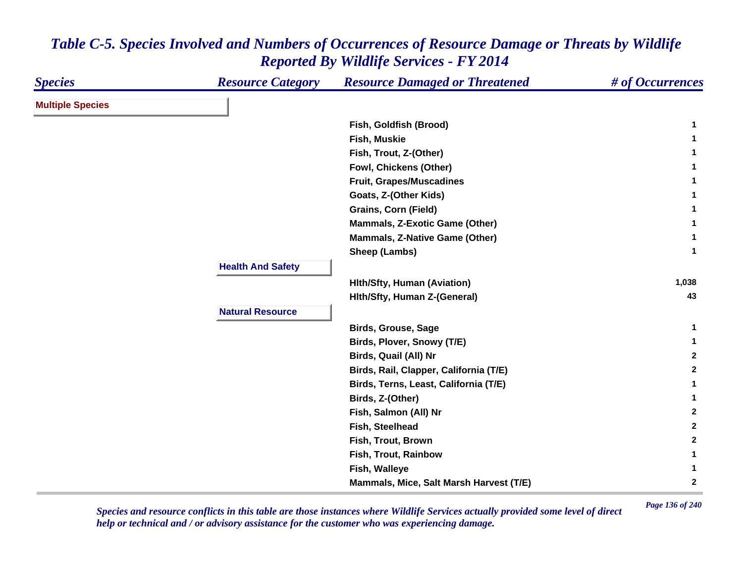# Table C-5. Species Involved and Numbers of Occurrences of Resource Damage or Threats by Wildlife Reported By Wildlife Services - FY 2014

| Species | Resource Category | Resource Damaged or Threatened | # of Occurrences |
|---|---|---|---|
| **Multiple Species** | | | |
| | | Fish, Goldfish (Brood) | 1 |
| | | Fish, Muskie | 1 |
| | | Fish, Trout, Z-(Other) | 1 |
| | | Fowl, Chickens (Other) | 1 |
| | | Fruit, Grapes/Muscadines | 1 |
| | | Goats, Z-(Other Kids) | 1 |
| | | Grains, Corn (Field) | 1 |
| | | Mammals, Z-Exotic Game (Other) | 1 |
| | | Mammals, Z-Native Game (Other) | 1 |
| | | Sheep (Lambs) | 1 |
| | **Health And Safety** | | |
| | | Hlth/Sfty, Human (Aviation) | 1,038 |
| | | Hlth/Sfty, Human Z-(General) | 43 |
| | **Natural Resource** | | |
| | | Birds, Grouse, Sage | 1 |
| | | Birds, Plover, Snowy (T/E) | 1 |
| | | Birds, Quail (All) Nr | 2 |
| | | Birds, Rail, Clapper, California (T/E) | 2 |
| | | Birds, Terns, Least, California (T/E) | 1 |
| | | Birds, Z-(Other) | 1 |
| | | Fish, Salmon (All) Nr | 2 |
| | | Fish, Steelhead | 2 |
| | | Fish, Trout, Brown | 2 |
| | | Fish, Trout, Rainbow | 1 |
| | | Fish, Walleye | 1 |
| | | Mammals, Mice, Salt Marsh Harvest (T/E) | 2 |

*Species and resource conflicts in this table are those instances where Wildlife Services actually provided some level of direct help or technical and / or advisory assistance for the customer who was experiencing damage.*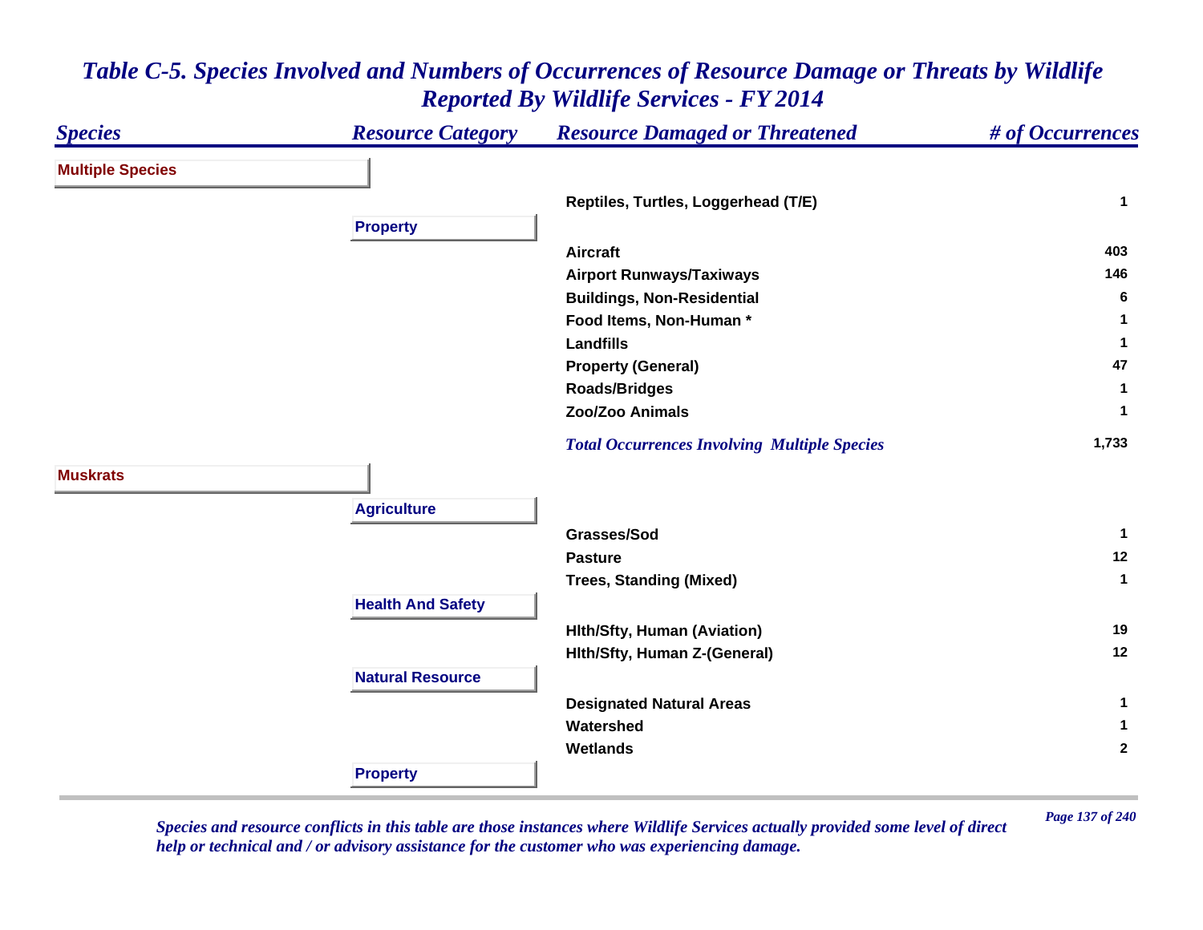## Table C-5. Species Involved and Numbers of Occurrences of Resource Damage or Threats by Wildlife Reported By Wildlife Services - FY 2014

| Species | Resource Category | Resource Damaged or Threatened | # of Occurrences |
|---|---|---|---|
| **Multiple Species** | | | |
| | | Reptiles, Turtles, Loggerhead (T/E) | 1 |
| | **Property** | | |
| | | Aircraft | 403 |
| | | Airport Runways/Taxiways | 146 |
| | | Buildings, Non-Residential | 6 |
| | | Food Items, Non-Human * | 1 |
| | | Landfills | 1 |
| | | Property (General) | 47 |
| | | Roads/Bridges | 1 |
| | | Zoo/Zoo Animals | 1 |
| | | *Total Occurrences Involving Multiple Species* | 1,733 |
| **Muskrats** | | | |
| | **Agriculture** | | |
| | | Grasses/Sod | 1 |
| | | Pasture | 12 |
| | | Trees, Standing (Mixed) | 1 |
| | **Health And Safety** | | |
| | | Hlth/Sfty, Human (Aviation) | 19 |
| | | Hlth/Sfty, Human Z-(General) | 12 |
| | **Natural Resource** | | |
| | | Designated Natural Areas | 1 |
| | | Watershed | 1 |
| | | Wetlands | 2 |
| | **Property** | | |

*Species and resource conflicts in this table are those instances where Wildlife Services actually provided some level of direct help or technical and / or advisory assistance for the customer who was experiencing damage.*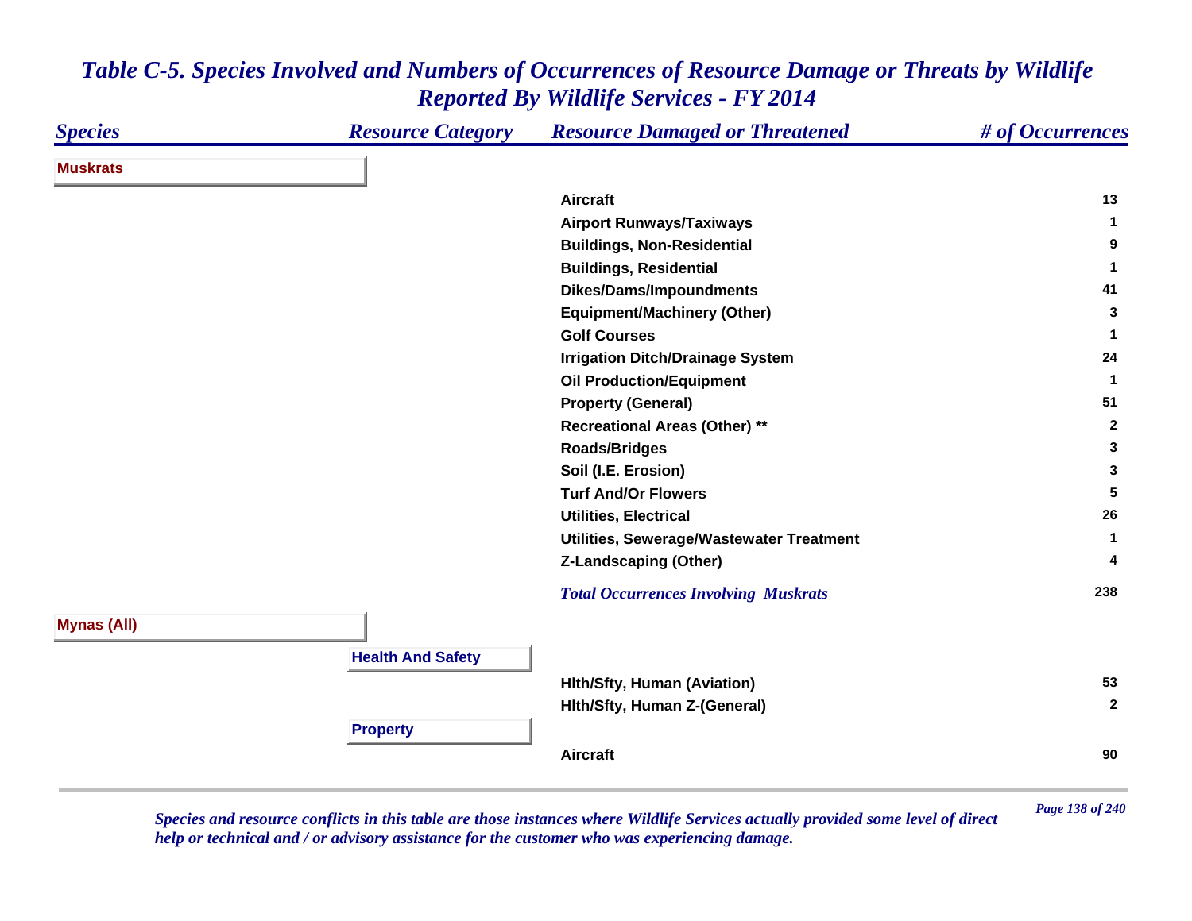# *Table C-5. Species Involved and Numbers of Occurrences of Resource Damage or Threats by Wildlife Reported By Wildlife Services - FY 2014*

| *Species* | *Resource Category* | *Resource Damaged or Threatened* | *# of Occurrences* |
|---|---|---|---|
| **Muskrats** | | | |
| | | **Aircraft** | **13** |
| | | **Airport Runways/Taxiways** | **1** |
| | | **Buildings, Non-Residential** | **9** |
| | | **Buildings, Residential** | **1** |
| | | **Dikes/Dams/Impoundments** | **41** |
| | | **Equipment/Machinery (Other)** | **3** |
| | | **Golf Courses** | **1** |
| | | **Irrigation Ditch/Drainage System** | **24** |
| | | **Oil Production/Equipment** | **1** |
| | | **Property (General)** | **51** |
| | | **Recreational Areas (Other) \*\*** | **2** |
| | | **Roads/Bridges** | **3** |
| | | **Soil (I.E. Erosion)** | **3** |
| | | **Turf And/Or Flowers** | **5** |
| | | **Utilities, Electrical** | **26** |
| | | **Utilities, Sewerage/Wastewater Treatment** | **1** |
| | | **Z-Landscaping (Other)** | **4** |
| | | ***Total Occurrences Involving Muskrats*** | **238** |
| **Mynas (All)** | | | |
| | **Health And Safety** | | |
| | | **Hlth/Sfty, Human (Aviation)** | **53** |
| | | **Hlth/Sfty, Human Z-(General)** | **2** |
| | **Property** | | |
| | | **Aircraft** | **90** |

*Species and resource conflicts in this table are those instances where Wildlife Services actually provided some level of direct help or technical and / or advisory assistance for the customer who was experiencing damage.*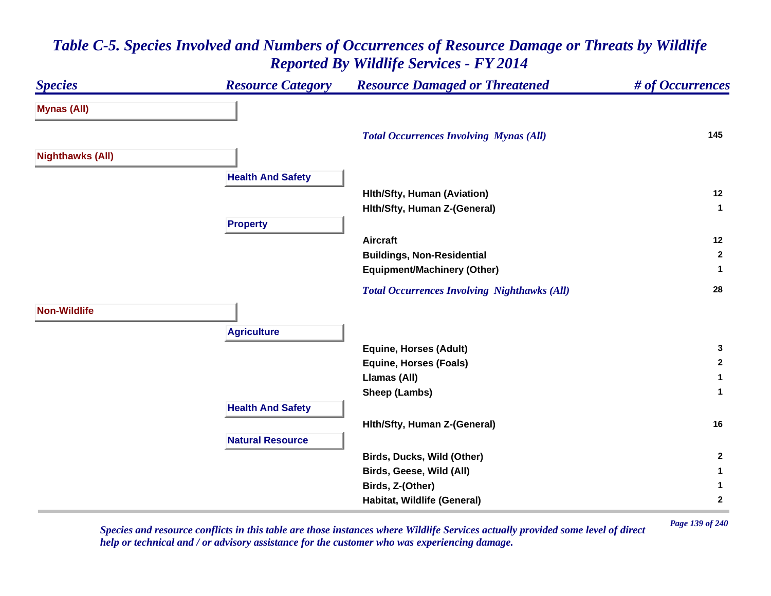# Table C-5. Species Involved and Numbers of Occurrences of Resource Damage or Threats by Wildlife Reported By Wildlife Services - FY 2014

| Species | Resource Category | Resource Damaged or Threatened | # of Occurrences |
|---|---|---|---|
| **Mynas (All)** | | | |
| | | *Total Occurrences Involving Mynas (All)* | 145 |
| **Nighthawks (All)** | | | |
| | **Health And Safety** | | |
| | | Hlth/Sfty, Human (Aviation) | 12 |
| | | Hlth/Sfty, Human Z-(General) | 1 |
| | **Property** | | |
| | | Aircraft | 12 |
| | | Buildings, Non-Residential | 2 |
| | | Equipment/Machinery (Other) | 1 |
| | | *Total Occurrences Involving Nighthawks (All)* | 28 |
| **Non-Wildlife** | | | |
| | **Agriculture** | | |
| | | Equine, Horses (Adult) | 3 |
| | | Equine, Horses (Foals) | 2 |
| | | Llamas (All) | 1 |
| | | Sheep (Lambs) | 1 |
| | **Health And Safety** | | |
| | | Hlth/Sfty, Human Z-(General) | 16 |
| | **Natural Resource** | | |
| | | Birds, Ducks, Wild (Other) | 2 |
| | | Birds, Geese, Wild (All) | 1 |
| | | Birds, Z-(Other) | 1 |
| | | Habitat, Wildlife (General) | 2 |

*Species and resource conflicts in this table are those instances where Wildlife Services actually provided some level of direct help or technical and / or advisory assistance for the customer who was experiencing damage.*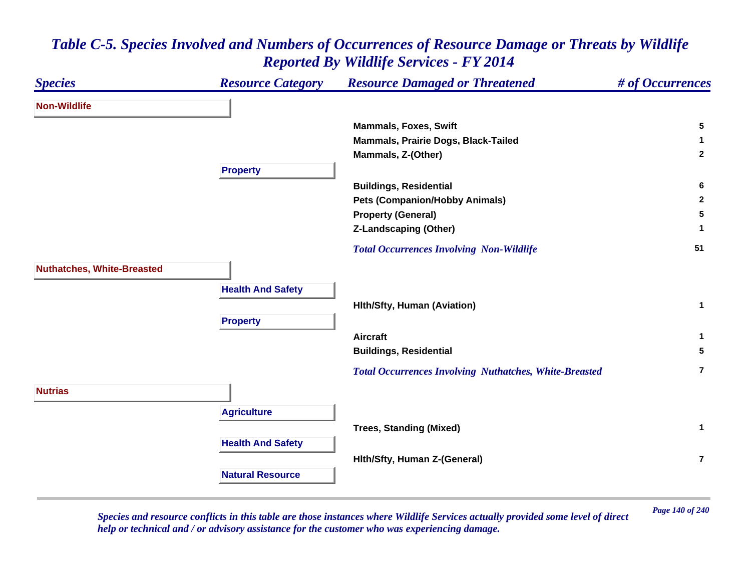# *Table C-5. Species Involved and Numbers of Occurrences of Resource Damage or Threats by Wildlife Reported By Wildlife Services - FY 2014*

| *Species* | *Resource Category* | *Resource Damaged or Threatened* | *# of Occurrences* |
|---|---|---|---|
| **Non-Wildlife** | | | |
| | | **Mammals, Foxes, Swift** | **5** |
| | | **Mammals, Prairie Dogs, Black-Tailed** | **1** |
| | | **Mammals, Z-(Other)** | **2** |
| | **Property** | | |
| | | **Buildings, Residential** | **6** |
| | | **Pets (Companion/Hobby Animals)** | **2** |
| | | **Property (General)** | **5** |
| | | **Z-Landscaping (Other)** | **1** |
| | | ***Total Occurrences Involving Non-Wildlife*** | **51** |
| **Nuthatches, White-Breasted** | | | |
| | **Health And Safety** | | |
| | | **Hlth/Sfty, Human (Aviation)** | **1** |
| | **Property** | | |
| | | **Aircraft** | **1** |
| | | **Buildings, Residential** | **5** |
| | | ***Total Occurrences Involving Nuthatches, White-Breasted*** | **7** |
| **Nutrias** | | | |
| | **Agriculture** | | |
| | | **Trees, Standing (Mixed)** | **1** |
| | **Health And Safety** | | |
| | | **Hlth/Sfty, Human Z-(General)** | **7** |
| | **Natural Resource** | | |

*Species and resource conflicts in this table are those instances where Wildlife Services actually provided some level of direct help or technical and / or advisory assistance for the customer who was experiencing damage.*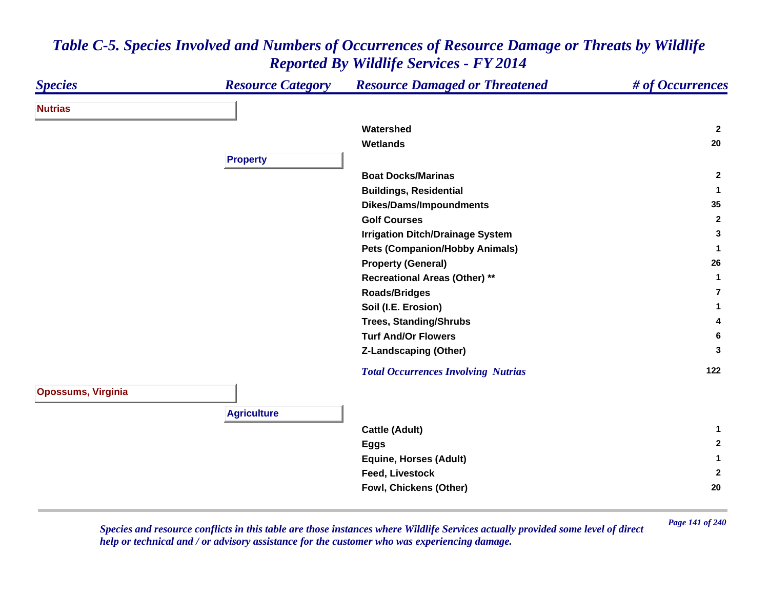# *Table C-5. Species Involved and Numbers of Occurrences of Resource Damage or Threats by Wildlife Reported By Wildlife Services - FY 2014*

| *Species* | *Resource Category* | *Resource Damaged or Threatened* | *# of Occurrences* |
|---|---|---|---|
| **Nutrias** | | | |
| | | **Watershed** | **2** |
| | | **Wetlands** | **20** |
| | **Property** | | |
| | | **Boat Docks/Marinas** | **2** |
| | | **Buildings, Residential** | **1** |
| | | **Dikes/Dams/Impoundments** | **35** |
| | | **Golf Courses** | **2** |
| | | **Irrigation Ditch/Drainage System** | **3** |
| | | **Pets (Companion/Hobby Animals)** | **1** |
| | | **Property (General)** | **26** |
| | | **Recreational Areas (Other) **** | **1** |
| | | **Roads/Bridges** | **7** |
| | | **Soil (I.E. Erosion)** | **1** |
| | | **Trees, Standing/Shrubs** | **4** |
| | | **Turf And/Or Flowers** | **6** |
| | | **Z-Landscaping (Other)** | **3** |
| | | ***Total Occurrences Involving Nutrias*** | **122** |
| **Opossums, Virginia** | | | |
| | **Agriculture** | | |
| | | **Cattle (Adult)** | **1** |
| | | **Eggs** | **2** |
| | | **Equine, Horses (Adult)** | **1** |
| | | **Feed, Livestock** | **2** |
| | | **Fowl, Chickens (Other)** | **20** |

*Species and resource conflicts in this table are those instances where Wildlife Services actually provided some level of direct help or technical and / or advisory assistance for the customer who was experiencing damage.*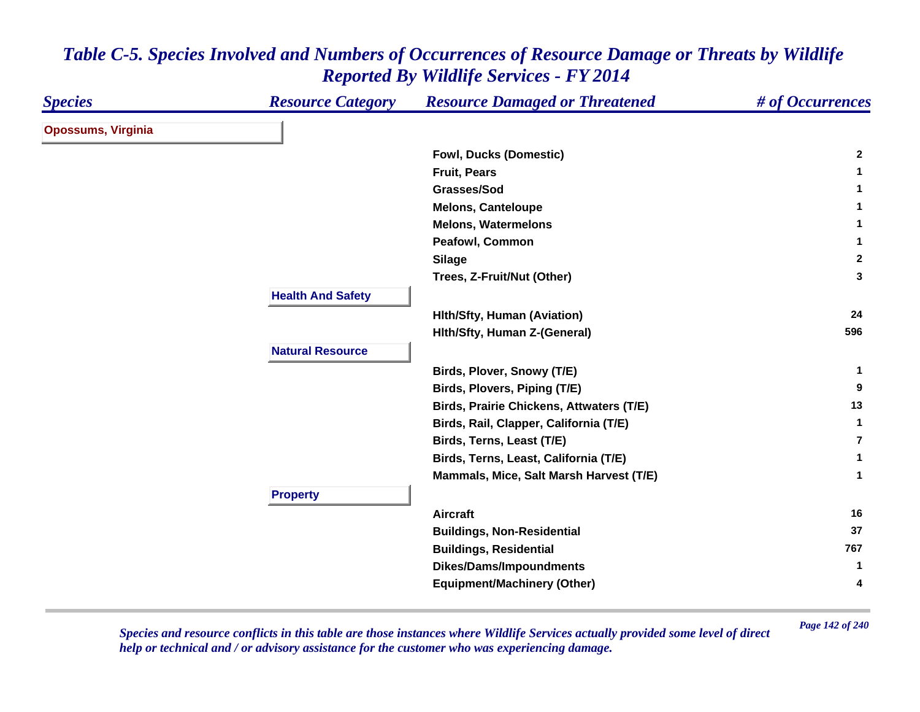# Table C-5. Species Involved and Numbers of Occurrences of Resource Damage or Threats by Wildlife Reported By Wildlife Services - FY 2014

| Species | Resource Category | Resource Damaged or Threatened | # of Occurrences |
|---|---|---|---|
| **Opossums, Virginia** | | | |
| | | Fowl, Ducks (Domestic) | 2 |
| | | Fruit, Pears | 1 |
| | | Grasses/Sod | 1 |
| | | Melons, Canteloupe | 1 |
| | | Melons, Watermelons | 1 |
| | | Peafowl, Common | 1 |
| | | Silage | 2 |
| | | Trees, Z-Fruit/Nut (Other) | 3 |
| | **Health And Safety** | | |
| | | Hlth/Sfty, Human (Aviation) | 24 |
| | | Hlth/Sfty, Human Z-(General) | 596 |
| | **Natural Resource** | | |
| | | Birds, Plover, Snowy (T/E) | 1 |
| | | Birds, Plovers, Piping (T/E) | 9 |
| | | Birds, Prairie Chickens, Attwaters (T/E) | 13 |
| | | Birds, Rail, Clapper, California (T/E) | 1 |
| | | Birds, Terns, Least (T/E) | 7 |
| | | Birds, Terns, Least, California (T/E) | 1 |
| | | Mammals, Mice, Salt Marsh Harvest (T/E) | 1 |
| | **Property** | | |
| | | Aircraft | 16 |
| | | Buildings, Non-Residential | 37 |
| | | Buildings, Residential | 767 |
| | | Dikes/Dams/Impoundments | 1 |
| | | Equipment/Machinery (Other) | 4 |

*Species and resource conflicts in this table are those instances where Wildlife Services actually provided some level of direct help or technical and / or advisory assistance for the customer who was experiencing damage.*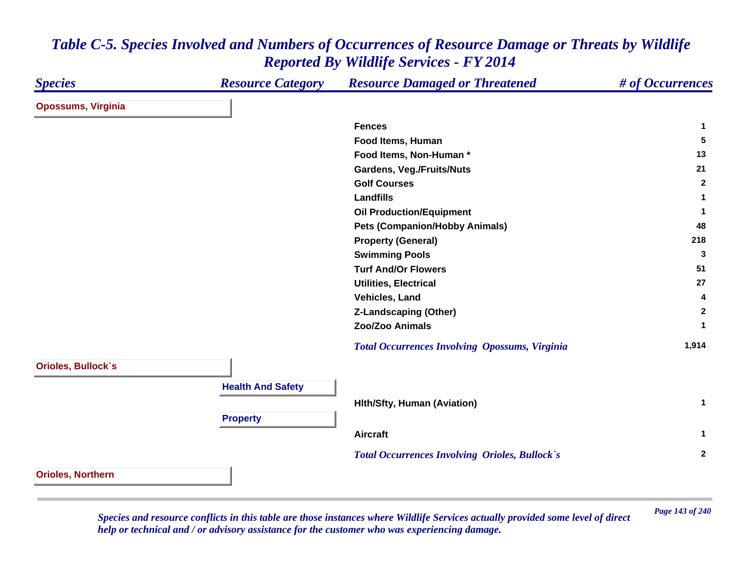# *Table C-5. Species Involved and Numbers of Occurrences of Resource Damage or Threats by Wildlife Reported By Wildlife Services - FY 2014*

| *Species* | *Resource Category* | *Resource Damaged or Threatened* | *# of Occurrences* |
|---|---|---|---|
| **Opossums, Virginia** | | | |
| | | **Fences** | **1** |
| | | **Food Items, Human** | **5** |
| | | **Food Items, Non-Human *** | **13** |
| | | **Gardens, Veg./Fruits/Nuts** | **21** |
| | | **Golf Courses** | **2** |
| | | **Landfills** | **1** |
| | | **Oil Production/Equipment** | **1** |
| | | **Pets (Companion/Hobby Animals)** | **48** |
| | | **Property (General)** | **218** |
| | | **Swimming Pools** | **3** |
| | | **Turf And/Or Flowers** | **51** |
| | | **Utilities, Electrical** | **27** |
| | | **Vehicles, Land** | **4** |
| | | **Z-Landscaping (Other)** | **2** |
| | | **Zoo/Zoo Animals** | **1** |
| | | ***Total Occurrences Involving Opossums, Virginia*** | **1,914** |
| **Orioles, Bullock`s** | | | |
| | **Health And Safety** | | |
| | | **Hlth/Sfty, Human (Aviation)** | **1** |
| | **Property** | | |
| | | **Aircraft** | **1** |
| | | ***Total Occurrences Involving Orioles, Bullock`s*** | **2** |
| **Orioles, Northern** | | | |

*Species and resource conflicts in this table are those instances where Wildlife Services actually provided some level of direct help or technical and / or advisory assistance for the customer who was experiencing damage.*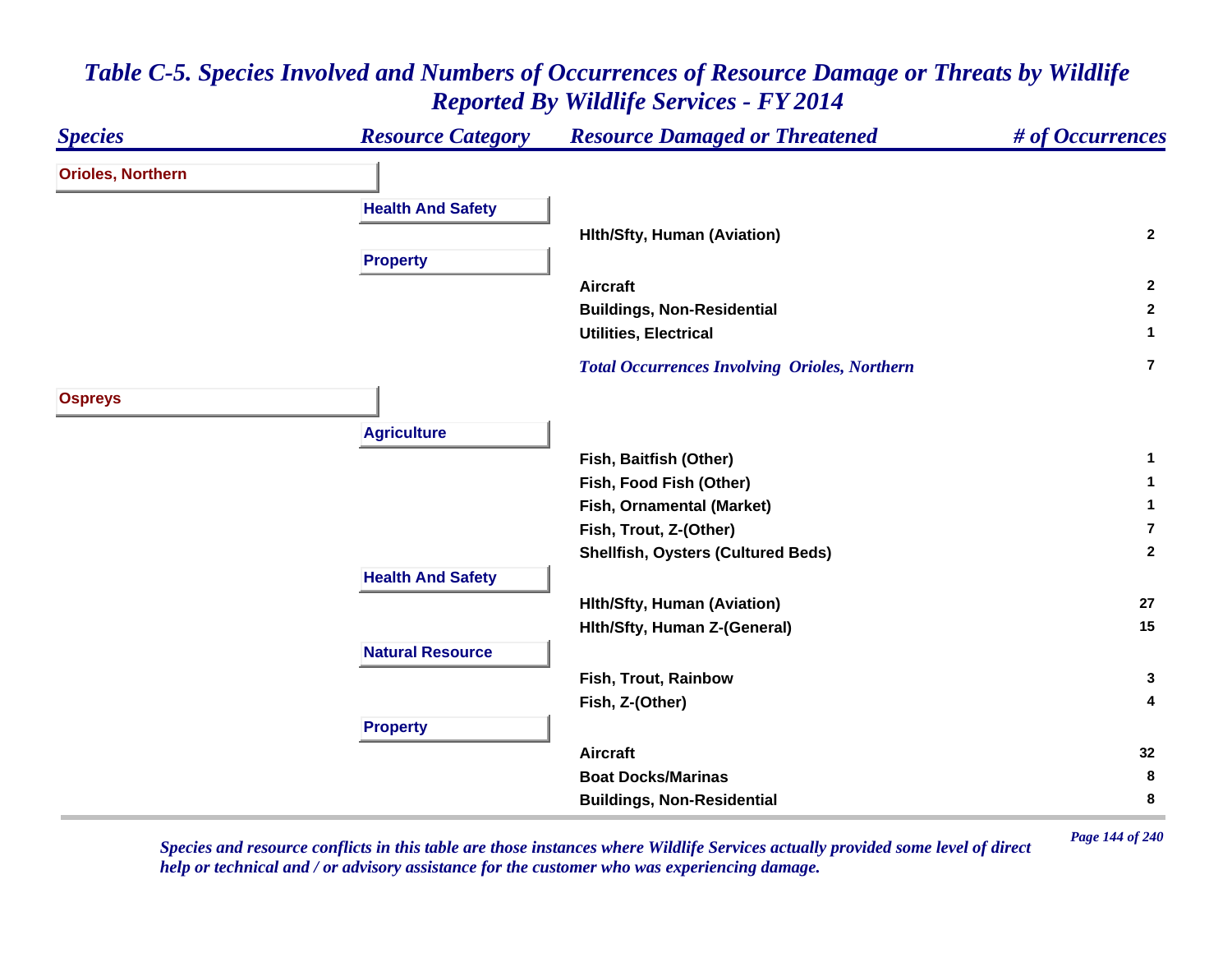# Table C-5. Species Involved and Numbers of Occurrences of Resource Damage or Threats by Wildlife Reported By Wildlife Services - FY 2014

| Species | Resource Category | Resource Damaged or Threatened | # of Occurrences |
|---|---|---|---|
| **Orioles, Northern** | | | |
| | **Health And Safety** | | |
| | | Hlth/Sfty, Human (Aviation) | 2 |
| | **Property** | | |
| | | Aircraft | 2 |
| | | Buildings, Non-Residential | 2 |
| | | Utilities, Electrical | 1 |
| | | *Total Occurrences Involving Orioles, Northern* | 7 |
| **Ospreys** | | | |
| | **Agriculture** | | |
| | | Fish, Baitfish (Other) | 1 |
| | | Fish, Food Fish (Other) | 1 |
| | | Fish, Ornamental (Market) | 1 |
| | | Fish, Trout, Z-(Other) | 7 |
| | | Shellfish, Oysters (Cultured Beds) | 2 |
| | **Health And Safety** | | |
| | | Hlth/Sfty, Human (Aviation) | 27 |
| | | Hlth/Sfty, Human Z-(General) | 15 |
| | **Natural Resource** | | |
| | | Fish, Trout, Rainbow | 3 |
| | | Fish, Z-(Other) | 4 |
| | **Property** | | |
| | | Aircraft | 32 |
| | | Boat Docks/Marinas | 8 |
| | | Buildings, Non-Residential | 8 |

*Species and resource conflicts in this table are those instances where Wildlife Services actually provided some level of direct help or technical and / or advisory assistance for the customer who was experiencing damage.*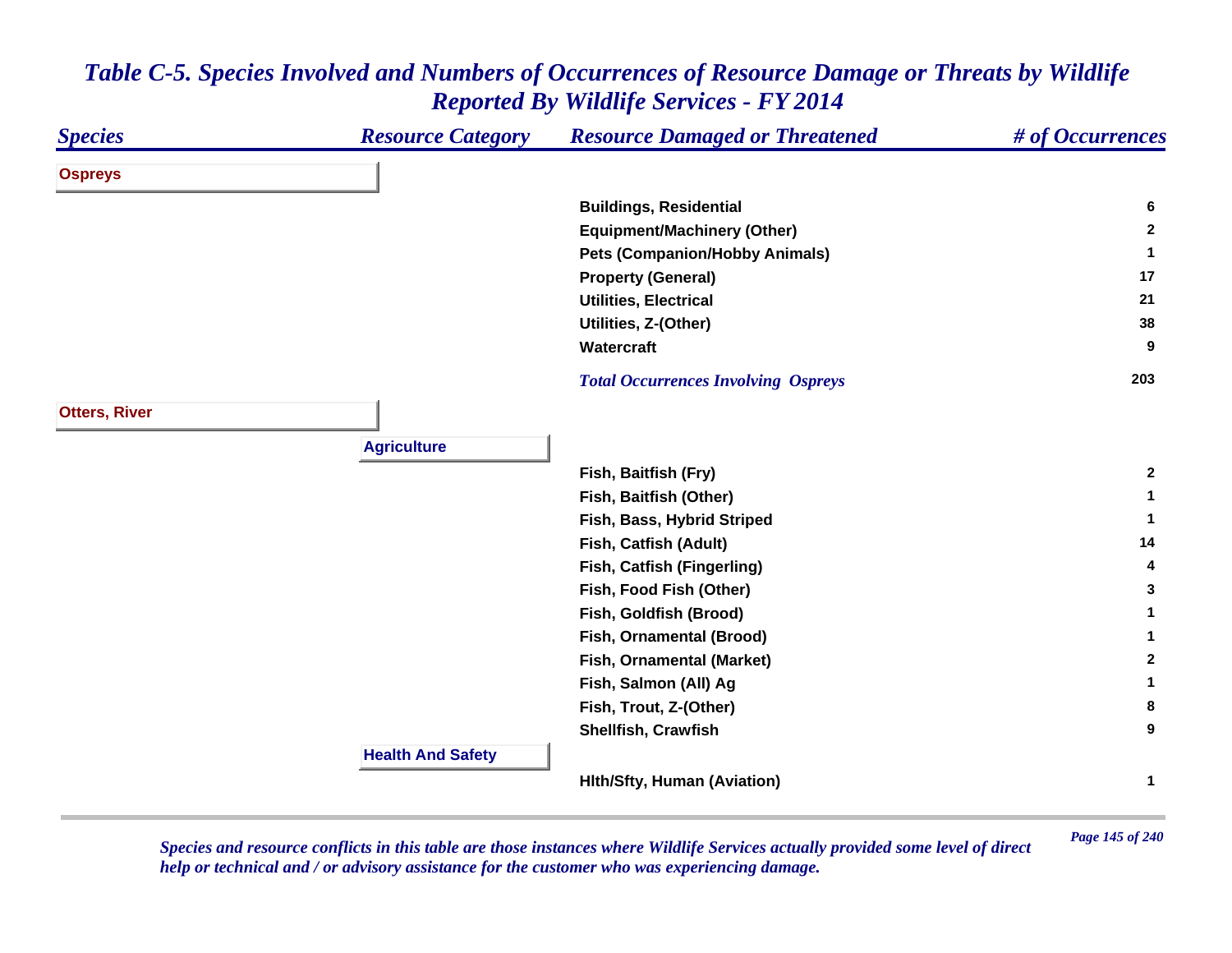# Table C-5. Species Involved and Numbers of Occurrences of Resource Damage or Threats by Wildlife Reported By Wildlife Services - FY 2014

| Species | Resource Category | Resource Damaged or Threatened | # of Occurrences |
|---|---|---|---|
| **Ospreys** | | | |
| | | Buildings, Residential | 6 |
| | | Equipment/Machinery (Other) | 2 |
| | | Pets (Companion/Hobby Animals) | 1 |
| | | Property (General) | 17 |
| | | Utilities, Electrical | 21 |
| | | Utilities, Z-(Other) | 38 |
| | | Watercraft | 9 |
| | | *Total Occurrences Involving Ospreys* | 203 |
| **Otters, River** | | | |
| | **Agriculture** | | |
| | | Fish, Baitfish (Fry) | 2 |
| | | Fish, Baitfish (Other) | 1 |
| | | Fish, Bass, Hybrid Striped | 1 |
| | | Fish, Catfish (Adult) | 14 |
| | | Fish, Catfish (Fingerling) | 4 |
| | | Fish, Food Fish (Other) | 3 |
| | | Fish, Goldfish (Brood) | 1 |
| | | Fish, Ornamental (Brood) | 1 |
| | | Fish, Ornamental (Market) | 2 |
| | | Fish, Salmon (All) Ag | 1 |
| | | Fish, Trout, Z-(Other) | 8 |
| | | Shellfish, Crawfish | 9 |
| | **Health And Safety** | | |
| | | Hlth/Sfty, Human (Aviation) | 1 |

*Species and resource conflicts in this table are those instances where Wildlife Services actually provided some level of direct help or technical and / or advisory assistance for the customer who was experiencing damage.*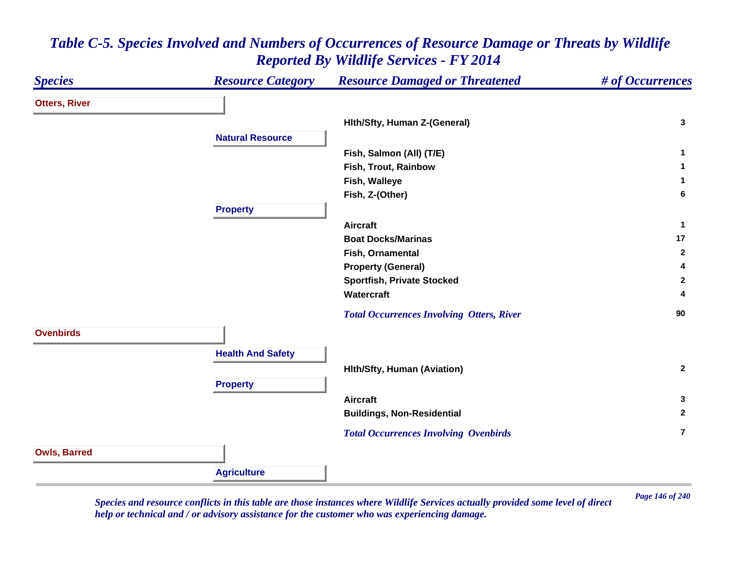# *Table C-5. Species Involved and Numbers of Occurrences of Resource Damage or Threats by Wildlife Reported By Wildlife Services - FY 2014*

| *Species* | *Resource Category* | *Resource Damaged or Threatened* | *# of Occurrences* |
|---|---|---|---|
| **Otters, River** | | | |
| | | **Hlth/Sfty, Human Z-(General)** | **3** |
| | **Natural Resource** | | |
| | | **Fish, Salmon (All) (T/E)** | **1** |
| | | **Fish, Trout, Rainbow** | **1** |
| | | **Fish, Walleye** | **1** |
| | | **Fish, Z-(Other)** | **6** |
| | **Property** | | |
| | | **Aircraft** | **1** |
| | | **Boat Docks/Marinas** | **17** |
| | | **Fish, Ornamental** | **2** |
| | | **Property (General)** | **4** |
| | | **Sportfish, Private Stocked** | **2** |
| | | **Watercraft** | **4** |
| | | ***Total Occurrences Involving Otters, River*** | **90** |
| **Ovenbirds** | | | |
| | **Health And Safety** | | |
| | | **Hlth/Sfty, Human (Aviation)** | **2** |
| | **Property** | | |
| | | **Aircraft** | **3** |
| | | **Buildings, Non-Residential** | **2** |
| | | ***Total Occurrences Involving Ovenbirds*** | **7** |
| **Owls, Barred** | | | |
| | **Agriculture** | | |

*Species and resource conflicts in this table are those instances where Wildlife Services actually provided some level of direct help or technical and / or advisory assistance for the customer who was experiencing damage.*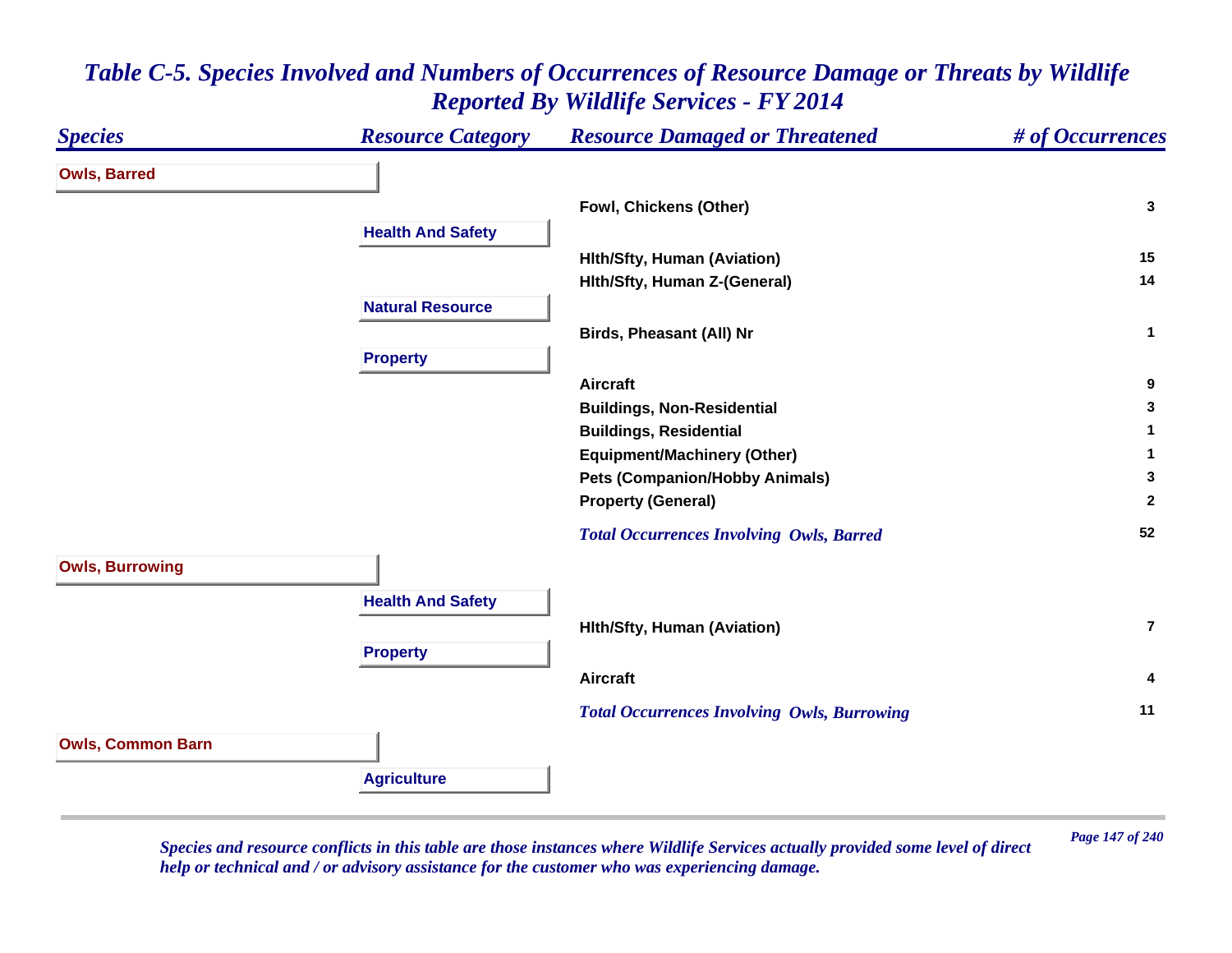## Table C-5. Species Involved and Numbers of Occurrences of Resource Damage or Threats by Wildlife Reported By Wildlife Services - FY 2014

| Species | Resource Category | Resource Damaged or Threatened | # of Occurrences |
|---|---|---|---|
| **Owls, Barred** | | | |
| | | Fowl, Chickens (Other) | 3 |
| | Health And Safety | | |
| | | Hlth/Sfty, Human (Aviation) | 15 |
| | | Hlth/Sfty, Human Z-(General) | 14 |
| | Natural Resource | | |
| | | Birds, Pheasant (All) Nr | 1 |
| | Property | | |
| | | Aircraft | 9 |
| | | Buildings, Non-Residential | 3 |
| | | Buildings, Residential | 1 |
| | | Equipment/Machinery (Other) | 1 |
| | | Pets (Companion/Hobby Animals) | 3 |
| | | Property (General) | 2 |
| | | *Total Occurrences Involving Owls, Barred* | 52 |
| **Owls, Burrowing** | | | |
| | Health And Safety | | |
| | | Hlth/Sfty, Human (Aviation) | 7 |
| | Property | | |
| | | Aircraft | 4 |
| | | *Total Occurrences Involving Owls, Burrowing* | 11 |
| **Owls, Common Barn** | | | |
| | Agriculture | | |

*Species and resource conflicts in this table are those instances where Wildlife Services actually provided some level of direct help or technical and / or advisory assistance for the customer who was experiencing damage.*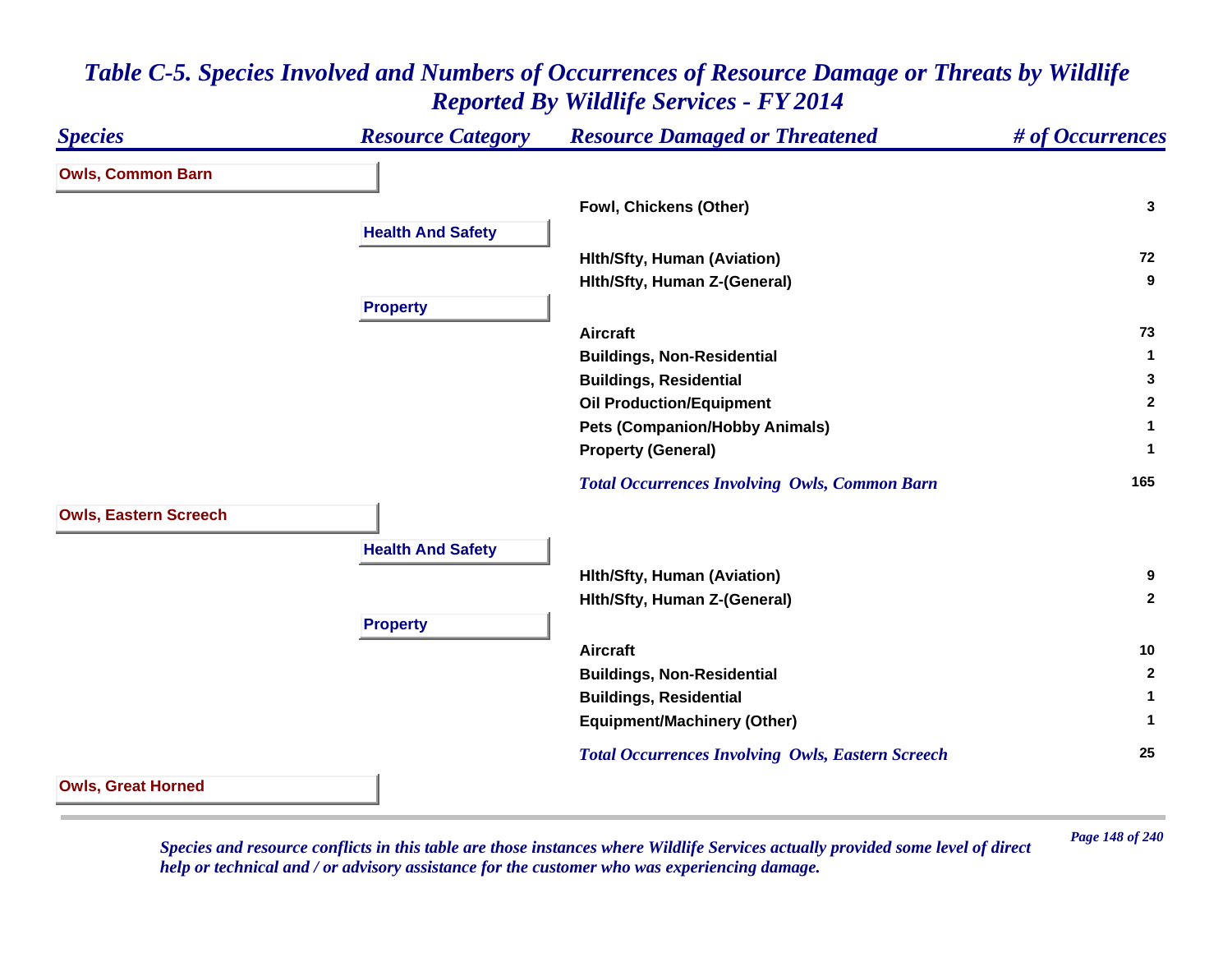# *Table C-5. Species Involved and Numbers of Occurrences of Resource Damage or Threats by Wildlife Reported By Wildlife Services - FY 2014*

| *Species* | *Resource Category* | *Resource Damaged or Threatened* | *# of Occurrences* |
|---|---|---|---|
| **Owls, Common Barn** | | | |
| | | **Fowl, Chickens (Other)** | **3** |
| | **Health And Safety** | | |
| | | **Hlth/Sfty, Human (Aviation)** | **72** |
| | | **Hlth/Sfty, Human Z-(General)** | **9** |
| | **Property** | | |
| | | **Aircraft** | **73** |
| | | **Buildings, Non-Residential** | **1** |
| | | **Buildings, Residential** | **3** |
| | | **Oil Production/Equipment** | **2** |
| | | **Pets (Companion/Hobby Animals)** | **1** |
| | | **Property (General)** | **1** |
| | | ***Total Occurrences Involving Owls, Common Barn*** | **165** |
| **Owls, Eastern Screech** | | | |
| | **Health And Safety** | | |
| | | **Hlth/Sfty, Human (Aviation)** | **9** |
| | | **Hlth/Sfty, Human Z-(General)** | **2** |
| | **Property** | | |
| | | **Aircraft** | **10** |
| | | **Buildings, Non-Residential** | **2** |
| | | **Buildings, Residential** | **1** |
| | | **Equipment/Machinery (Other)** | **1** |
| | | ***Total Occurrences Involving Owls, Eastern Screech*** | **25** |
| **Owls, Great Horned** | | | |

*Species and resource conflicts in this table are those instances where Wildlife Services actually provided some level of direct help or technical and / or advisory assistance for the customer who was experiencing damage.*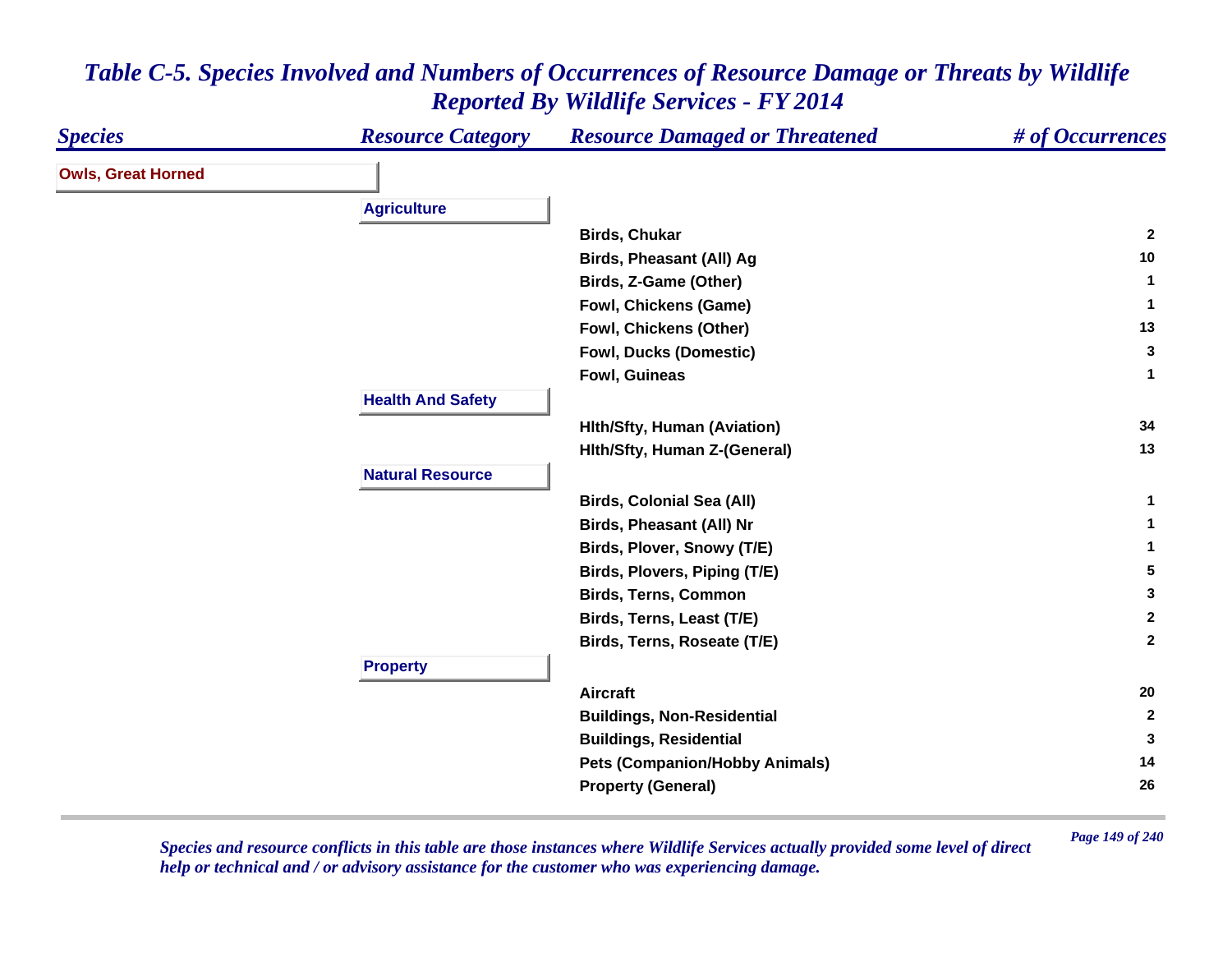# *Table C-5. Species Involved and Numbers of Occurrences of Resource Damage or Threats by Wildlife Reported By Wildlife Services - FY 2014*

| *Species* | *Resource Category* | *Resource Damaged or Threatened* | *# of Occurrences* |
|---|---|---|---|
| **Owls, Great Horned** | | | |
| | **Agriculture** | | |
| | | Birds, Chukar | 2 |
| | | Birds, Pheasant (All) Ag | 10 |
| | | Birds, Z-Game (Other) | 1 |
| | | Fowl, Chickens (Game) | 1 |
| | | Fowl, Chickens (Other) | 13 |
| | | Fowl, Ducks (Domestic) | 3 |
| | | Fowl, Guineas | 1 |
| | **Health And Safety** | | |
| | | Hlth/Sfty, Human (Aviation) | 34 |
| | | Hlth/Sfty, Human Z-(General) | 13 |
| | **Natural Resource** | | |
| | | Birds, Colonial Sea (All) | 1 |
| | | Birds, Pheasant (All) Nr | 1 |
| | | Birds, Plover, Snowy (T/E) | 1 |
| | | Birds, Plovers, Piping (T/E) | 5 |
| | | Birds, Terns, Common | 3 |
| | | Birds, Terns, Least (T/E) | 2 |
| | | Birds, Terns, Roseate (T/E) | 2 |
| | **Property** | | |
| | | Aircraft | 20 |
| | | Buildings, Non-Residential | 2 |
| | | Buildings, Residential | 3 |
| | | Pets (Companion/Hobby Animals) | 14 |
| | | Property (General) | 26 |

*Species and resource conflicts in this table are those instances where Wildlife Services actually provided some level of direct help or technical and / or advisory assistance for the customer who was experiencing damage.*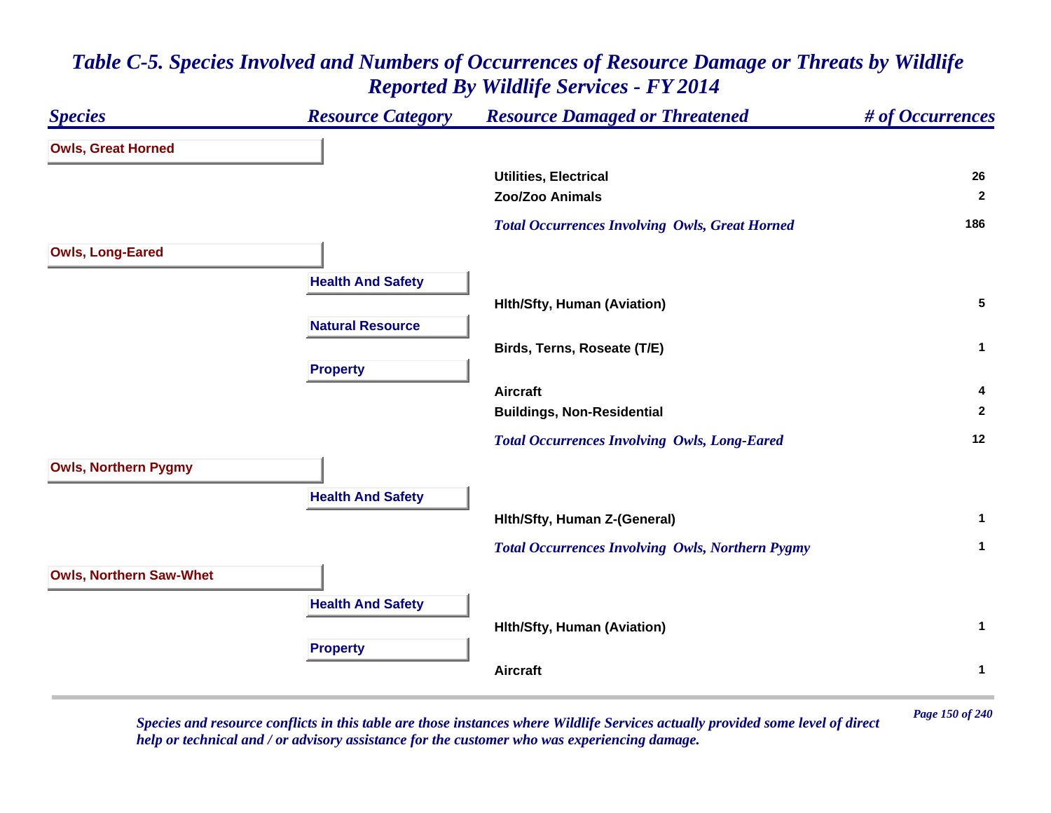# Table C-5. Species Involved and Numbers of Occurrences of Resource Damage or Threats by Wildlife Reported By Wildlife Services - FY 2014

| Species | Resource Category | Resource Damaged or Threatened | # of Occurrences |
|---|---|---|---|
| **Owls, Great Horned** | | | |
| | | Utilities, Electrical | 26 |
| | | Zoo/Zoo Animals | 2 |
| | | *Total Occurrences Involving Owls, Great Horned* | 186 |
| **Owls, Long-Eared** | | | |
| | **Health And Safety** | | |
| | | Hlth/Sfty, Human (Aviation) | 5 |
| | **Natural Resource** | | |
| | | Birds, Terns, Roseate (T/E) | 1 |
| | **Property** | | |
| | | Aircraft | 4 |
| | | Buildings, Non-Residential | 2 |
| | | *Total Occurrences Involving Owls, Long-Eared* | 12 |
| **Owls, Northern Pygmy** | | | |
| | **Health And Safety** | | |
| | | Hlth/Sfty, Human Z-(General) | 1 |
| | | *Total Occurrences Involving Owls, Northern Pygmy* | 1 |
| **Owls, Northern Saw-Whet** | | | |
| | **Health And Safety** | | |
| | | Hlth/Sfty, Human (Aviation) | 1 |
| | **Property** | | |
| | | Aircraft | 1 |

*Species and resource conflicts in this table are those instances where Wildlife Services actually provided some level of direct help or technical and / or advisory assistance for the customer who was experiencing damage.*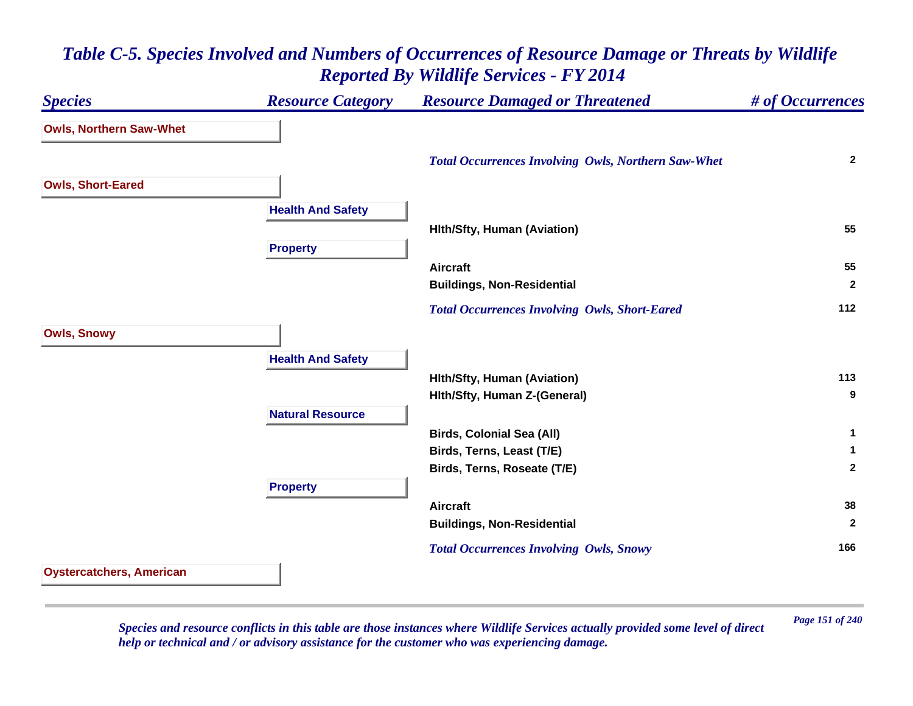# *Table C-5. Species Involved and Numbers of Occurrences of Resource Damage or Threats by Wildlife Reported By Wildlife Services - FY 2014*

| *Species* | *Resource Category* | *Resource Damaged or Threatened* | *# of Occurrences* |
|---|---|---|---|
| **Owls, Northern Saw-Whet** | | | |
| | | *Total Occurrences Involving Owls, Northern Saw-Whet* | **2** |
| **Owls, Short-Eared** | | | |
| | **Health And Safety** | | |
| | | **Hlth/Sfty, Human (Aviation)** | **55** |
| | **Property** | | |
| | | **Aircraft** | **55** |
| | | **Buildings, Non-Residential** | **2** |
| | | *Total Occurrences Involving Owls, Short-Eared* | **112** |
| **Owls, Snowy** | | | |
| | **Health And Safety** | | |
| | | **Hlth/Sfty, Human (Aviation)** | **113** |
| | | **Hlth/Sfty, Human Z-(General)** | **9** |
| | **Natural Resource** | | |
| | | **Birds, Colonial Sea (All)** | **1** |
| | | **Birds, Terns, Least (T/E)** | **1** |
| | | **Birds, Terns, Roseate (T/E)** | **2** |
| | **Property** | | |
| | | **Aircraft** | **38** |
| | | **Buildings, Non-Residential** | **2** |
| | | *Total Occurrences Involving Owls, Snowy* | **166** |
| **Oystercatchers, American** | | | |

*Species and resource conflicts in this table are those instances where Wildlife Services actually provided some level of direct help or technical and / or advisory assistance for the customer who was experiencing damage.*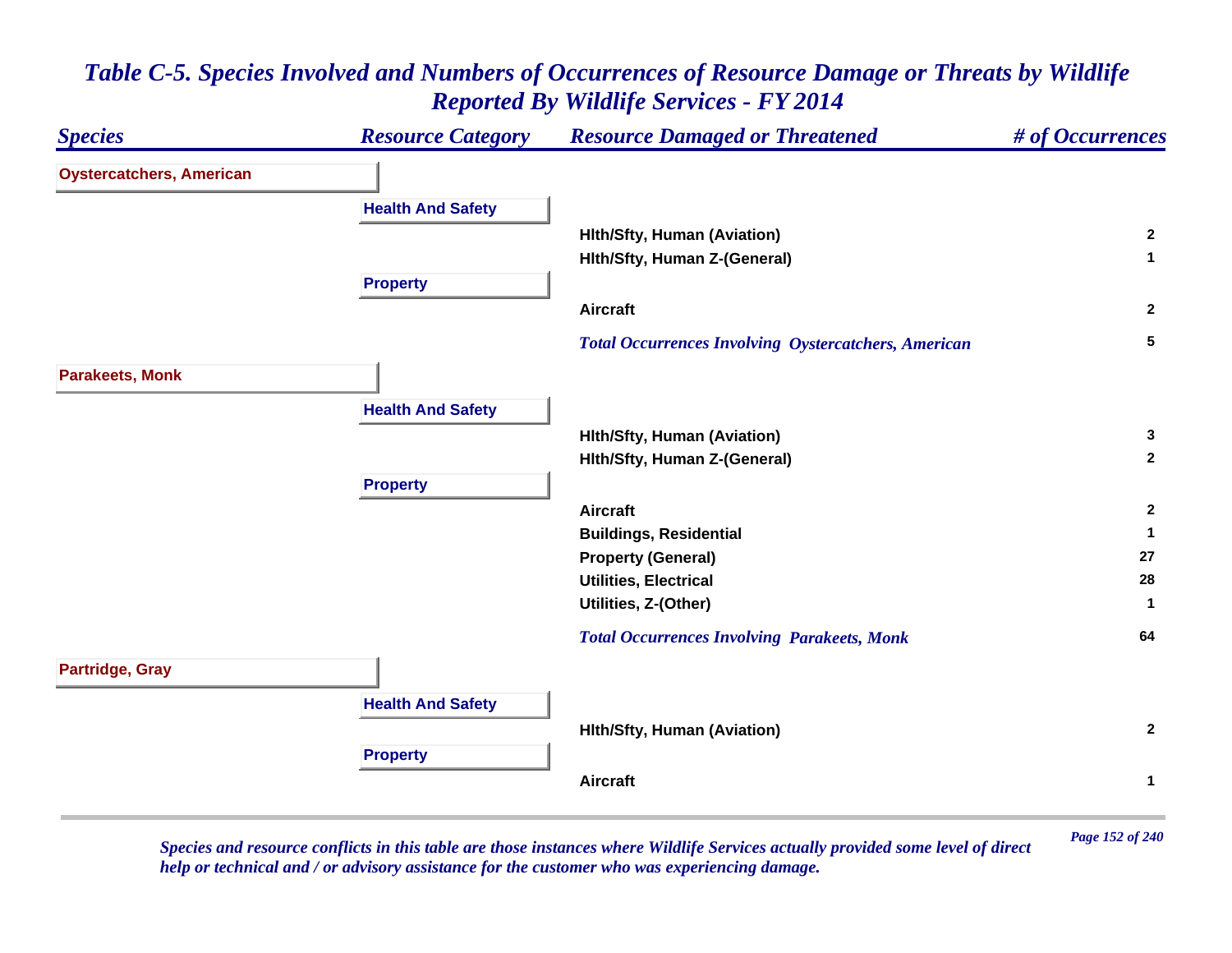# Table C-5. Species Involved and Numbers of Occurrences of Resource Damage or Threats by Wildlife Reported By Wildlife Services - FY 2014

| Species | Resource Category | Resource Damaged or Threatened | # of Occurrences |
|---|---|---|---|
| **Oystercatchers, American** | | | |
| | **Health And Safety** | | |
| | | Hlth/Sfty, Human (Aviation) | 2 |
| | | Hlth/Sfty, Human Z-(General) | 1 |
| | **Property** | | |
| | | Aircraft | 2 |
| | | *Total Occurrences Involving Oystercatchers, American* | 5 |
| **Parakeets, Monk** | | | |
| | **Health And Safety** | | |
| | | Hlth/Sfty, Human (Aviation) | 3 |
| | | Hlth/Sfty, Human Z-(General) | 2 |
| | **Property** | | |
| | | Aircraft | 2 |
| | | Buildings, Residential | 1 |
| | | Property (General) | 27 |
| | | Utilities, Electrical | 28 |
| | | Utilities, Z-(Other) | 1 |
| | | *Total Occurrences Involving Parakeets, Monk* | 64 |
| **Partridge, Gray** | | | |
| | **Health And Safety** | | |
| | | Hlth/Sfty, Human (Aviation) | 2 |
| | **Property** | | |
| | | Aircraft | 1 |

*Species and resource conflicts in this table are those instances where Wildlife Services actually provided some level of direct help or technical and / or advisory assistance for the customer who was experiencing damage.*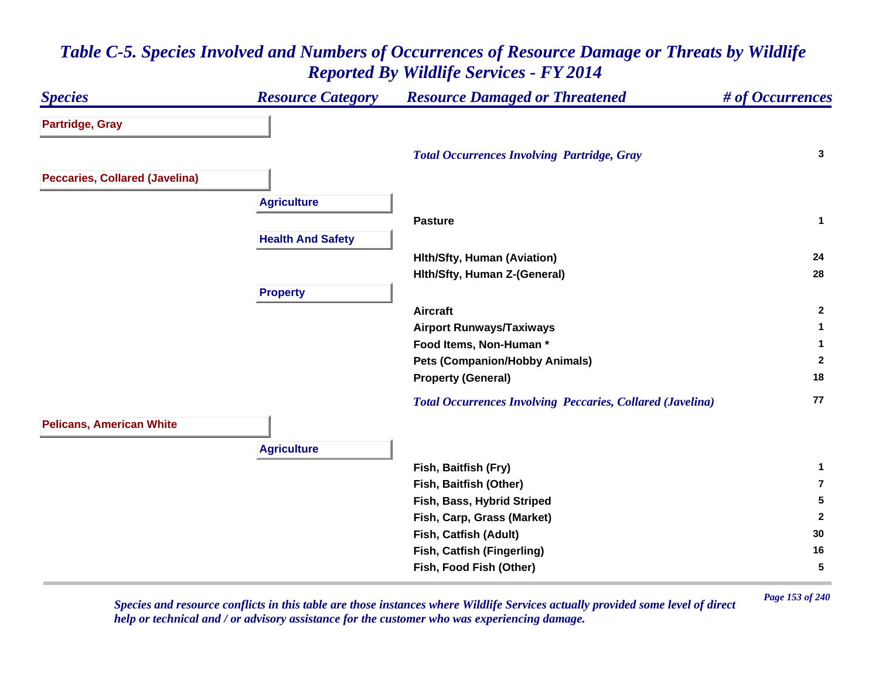# *Table C-5. Species Involved and Numbers of Occurrences of Resource Damage or Threats by Wildlife Reported By Wildlife Services - FY 2014*

| *Species* | *Resource Category* | *Resource Damaged or Threatened* | *# of Occurrences* |
|---|---|---|---|
| **Partridge, Gray** | | | |
| | | *Total Occurrences Involving Partridge, Gray* | **3** |
| **Peccaries, Collared (Javelina)** | | | |
| | **Agriculture** | | |
| | | **Pasture** | **1** |
| | **Health And Safety** | | |
| | | **Hlth/Sfty, Human (Aviation)** | **24** |
| | | **Hlth/Sfty, Human Z-(General)** | **28** |
| | **Property** | | |
| | | **Aircraft** | **2** |
| | | **Airport Runways/Taxiways** | **1** |
| | | **Food Items, Non-Human *** | **1** |
| | | **Pets (Companion/Hobby Animals)** | **2** |
| | | **Property (General)** | **18** |
| | | *Total Occurrences Involving Peccaries, Collared (Javelina)* | **77** |
| **Pelicans, American White** | | | |
| | **Agriculture** | | |
| | | **Fish, Baitfish (Fry)** | **1** |
| | | **Fish, Baitfish (Other)** | **7** |
| | | **Fish, Bass, Hybrid Striped** | **5** |
| | | **Fish, Carp, Grass (Market)** | **2** |
| | | **Fish, Catfish (Adult)** | **30** |
| | | **Fish, Catfish (Fingerling)** | **16** |
| | | **Fish, Food Fish (Other)** | **5** |

*Species and resource conflicts in this table are those instances where Wildlife Services actually provided some level of direct help or technical and / or advisory assistance for the customer who was experiencing damage.*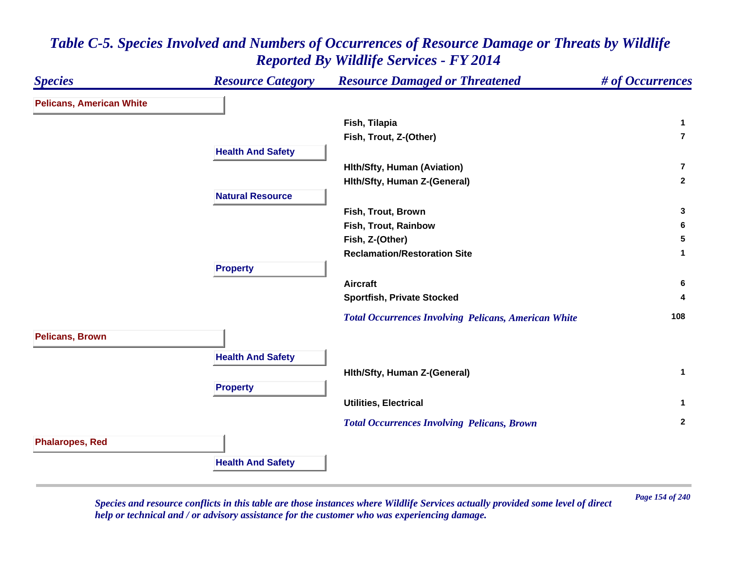## *Table C-5. Species Involved and Numbers of Occurrences of Resource Damage or Threats by Wildlife Reported By Wildlife Services - FY 2014*

| *Species* | *Resource Category* | *Resource Damaged or Threatened* | *# of Occurrences* |
|---|---|---|---|
| **Pelicans, American White** | | | |
| | | Fish, Tilapia | 1 |
| | | Fish, Trout, Z-(Other) | 7 |
| | **Health And Safety** | | |
| | | Hlth/Sfty, Human (Aviation) | 7 |
| | | Hlth/Sfty, Human Z-(General) | 2 |
| | **Natural Resource** | | |
| | | Fish, Trout, Brown | 3 |
| | | Fish, Trout, Rainbow | 6 |
| | | Fish, Z-(Other) | 5 |
| | | Reclamation/Restoration Site | 1 |
| | **Property** | | |
| | | Aircraft | 6 |
| | | Sportfish, Private Stocked | 4 |
| | | *Total Occurrences Involving Pelicans, American White* | 108 |
| **Pelicans, Brown** | | | |
| | **Health And Safety** | | |
| | | Hlth/Sfty, Human Z-(General) | 1 |
| | **Property** | | |
| | | Utilities, Electrical | 1 |
| | | *Total Occurrences Involving Pelicans, Brown* | 2 |
| **Phalaropes, Red** | | | |
| | **Health And Safety** | | |

*Species and resource conflicts in this table are those instances where Wildlife Services actually provided some level of direct help or technical and / or advisory assistance for the customer who was experiencing damage.*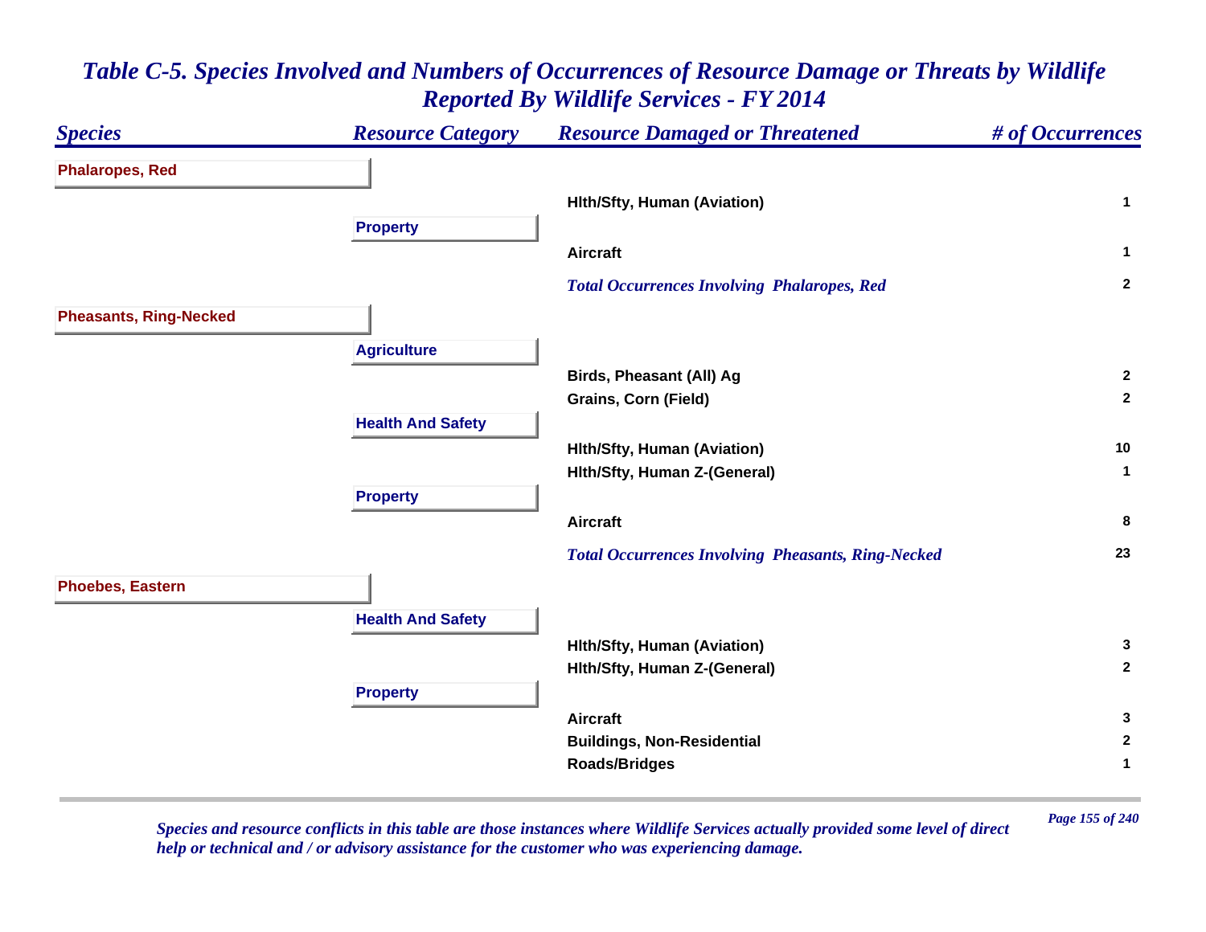# *Table C-5. Species Involved and Numbers of Occurrences of Resource Damage or Threats by Wildlife Reported By Wildlife Services - FY 2014*

| *Species* | *Resource Category* | *Resource Damaged or Threatened* | *# of Occurrences* |
|---|---|---|---|
| **Phalaropes, Red** | | | |
| | | **Hlth/Sfty, Human (Aviation)** | **1** |
| | **Property** | | |
| | | **Aircraft** | **1** |
| | | ***Total Occurrences Involving Phalaropes, Red*** | **2** |
| **Pheasants, Ring-Necked** | | | |
| | **Agriculture** | | |
| | | **Birds, Pheasant (All) Ag** | **2** |
| | | **Grains, Corn (Field)** | **2** |
| | **Health And Safety** | | |
| | | **Hlth/Sfty, Human (Aviation)** | **10** |
| | | **Hlth/Sfty, Human Z-(General)** | **1** |
| | **Property** | | |
| | | **Aircraft** | **8** |
| | | ***Total Occurrences Involving Pheasants, Ring-Necked*** | **23** |
| **Phoebes, Eastern** | | | |
| | **Health And Safety** | | |
| | | **Hlth/Sfty, Human (Aviation)** | **3** |
| | | **Hlth/Sfty, Human Z-(General)** | **2** |
| | **Property** | | |
| | | **Aircraft** | **3** |
| | | **Buildings, Non-Residential** | **2** |
| | | **Roads/Bridges** | **1** |

*Species and resource conflicts in this table are those instances where Wildlife Services actually provided some level of direct help or technical and / or advisory assistance for the customer who was experiencing damage.*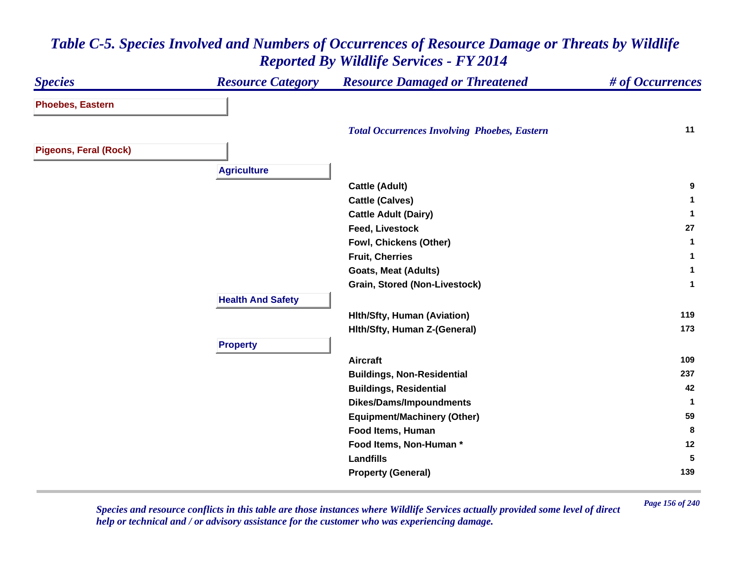# *Table C-5. Species Involved and Numbers of Occurrences of Resource Damage or Threats by Wildlife Reported By Wildlife Services - FY 2014*

| *Species* | *Resource Category* | *Resource Damaged or Threatened* | *# of Occurrences* |
|---|---|---|---|
| **Phoebes, Eastern** | | | |
| | | ***Total Occurrences Involving Phoebes, Eastern*** | **11** |
| **Pigeons, Feral (Rock)** | | | |
| | **Agriculture** | | |
| | | **Cattle (Adult)** | **9** |
| | | **Cattle (Calves)** | **1** |
| | | **Cattle Adult (Dairy)** | **1** |
| | | **Feed, Livestock** | **27** |
| | | **Fowl, Chickens (Other)** | **1** |
| | | **Fruit, Cherries** | **1** |
| | | **Goats, Meat (Adults)** | **1** |
| | | **Grain, Stored (Non-Livestock)** | **1** |
| | **Health And Safety** | | |
| | | **Hlth/Sfty, Human (Aviation)** | **119** |
| | | **Hlth/Sfty, Human Z-(General)** | **173** |
| | **Property** | | |
| | | **Aircraft** | **109** |
| | | **Buildings, Non-Residential** | **237** |
| | | **Buildings, Residential** | **42** |
| | | **Dikes/Dams/Impoundments** | **1** |
| | | **Equipment/Machinery (Other)** | **59** |
| | | **Food Items, Human** | **8** |
| | | **Food Items, Non-Human *** | **12** |
| | | **Landfills** | **5** |
| | | **Property (General)** | **139** |

*Species and resource conflicts in this table are those instances where Wildlife Services actually provided some level of direct help or technical and / or advisory assistance for the customer who was experiencing damage.*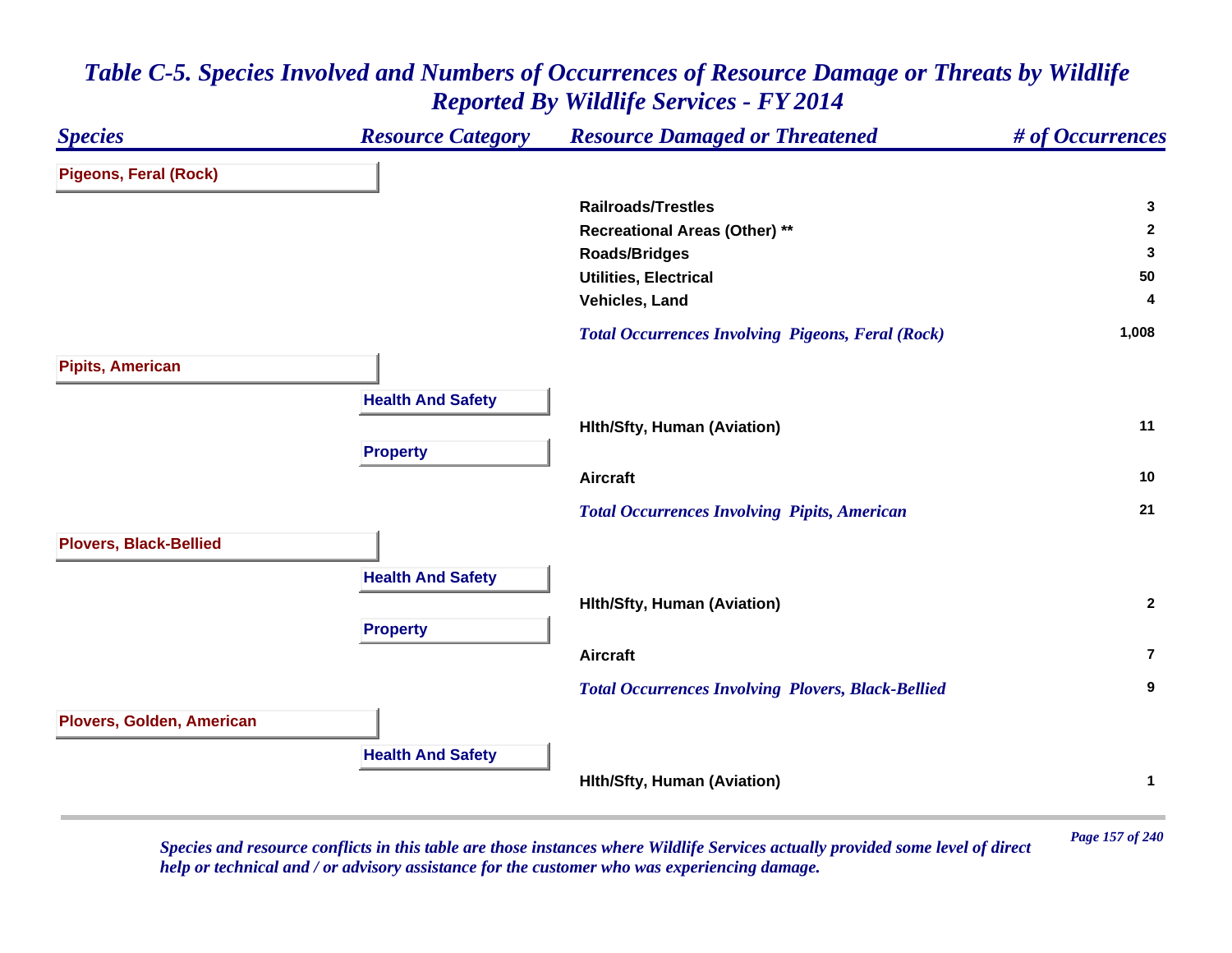## *Table C-5. Species Involved and Numbers of Occurrences of Resource Damage or Threats by Wildlife Reported By Wildlife Services - FY 2014*

| *Species* | *Resource Category* | *Resource Damaged or Threatened* | *# of Occurrences* |
|---|---|---|---|
| **Pigeons, Feral (Rock)** | | | |
| | | **Railroads/Trestles** | **3** |
| | | **Recreational Areas (Other) **** | **2** |
| | | **Roads/Bridges** | **3** |
| | | **Utilities, Electrical** | **50** |
| | | **Vehicles, Land** | **4** |
| | | ***Total Occurrences Involving Pigeons, Feral (Rock)*** | **1,008** |
| **Pipits, American** | | | |
| | **Health And Safety** | | |
| | | **Hlth/Sfty, Human (Aviation)** | **11** |
| | **Property** | | |
| | | **Aircraft** | **10** |
| | | ***Total Occurrences Involving Pipits, American*** | **21** |
| **Plovers, Black-Bellied** | | | |
| | **Health And Safety** | | |
| | | **Hlth/Sfty, Human (Aviation)** | **2** |
| | **Property** | | |
| | | **Aircraft** | **7** |
| | | ***Total Occurrences Involving Plovers, Black-Bellied*** | **9** |
| **Plovers, Golden, American** | | | |
| | **Health And Safety** | | |
| | | **Hlth/Sfty, Human (Aviation)** | **1** |

*Species and resource conflicts in this table are those instances where Wildlife Services actually provided some level of direct help or technical and / or advisory assistance for the customer who was experiencing damage.*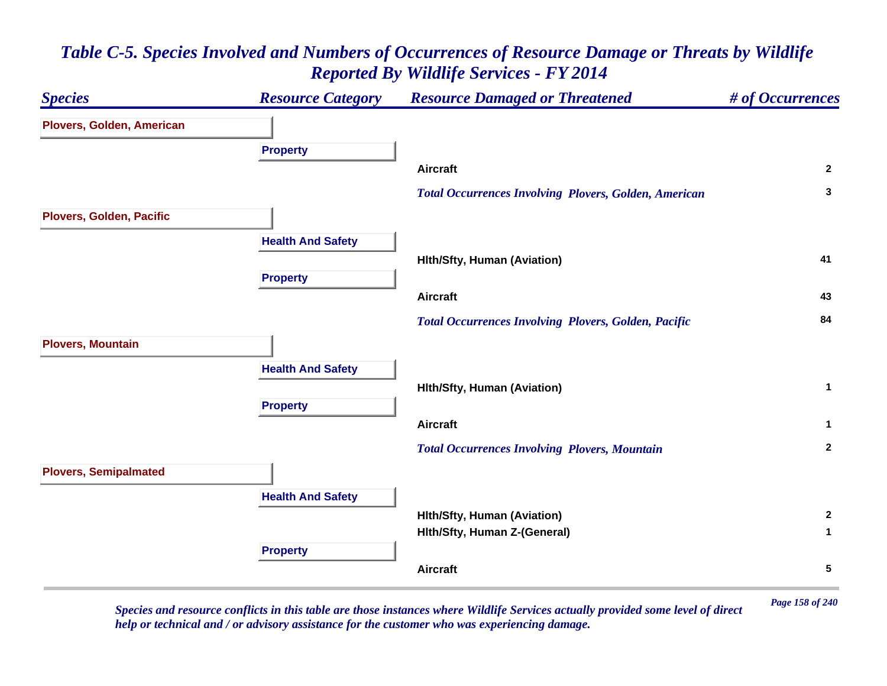# Table C-5. Species Involved and Numbers of Occurrences of Resource Damage or Threats by Wildlife Reported By Wildlife Services - FY 2014

| Species | Resource Category | Resource Damaged or Threatened | # of Occurrences |
|---|---|---|---|
| **Plovers, Golden, American** | | | |
| | **Property** | | |
| | | **Aircraft** | **2** |
| | | ***Total Occurrences Involving Plovers, Golden, American*** | **3** |
| **Plovers, Golden, Pacific** | | | |
| | **Health And Safety** | | |
| | | **Hlth/Sfty, Human (Aviation)** | **41** |
| | **Property** | | |
| | | **Aircraft** | **43** |
| | | ***Total Occurrences Involving Plovers, Golden, Pacific*** | **84** |
| **Plovers, Mountain** | | | |
| | **Health And Safety** | | |
| | | **Hlth/Sfty, Human (Aviation)** | **1** |
| | **Property** | | |
| | | **Aircraft** | **1** |
| | | ***Total Occurrences Involving Plovers, Mountain*** | **2** |
| **Plovers, Semipalmated** | | | |
| | **Health And Safety** | | |
| | | **Hlth/Sfty, Human (Aviation)** | **2** |
| | | **Hlth/Sfty, Human Z-(General)** | **1** |
| | **Property** | | |
| | | **Aircraft** | **5** |

*Species and resource conflicts in this table are those instances where Wildlife Services actually provided some level of direct help or technical and / or advisory assistance for the customer who was experiencing damage.*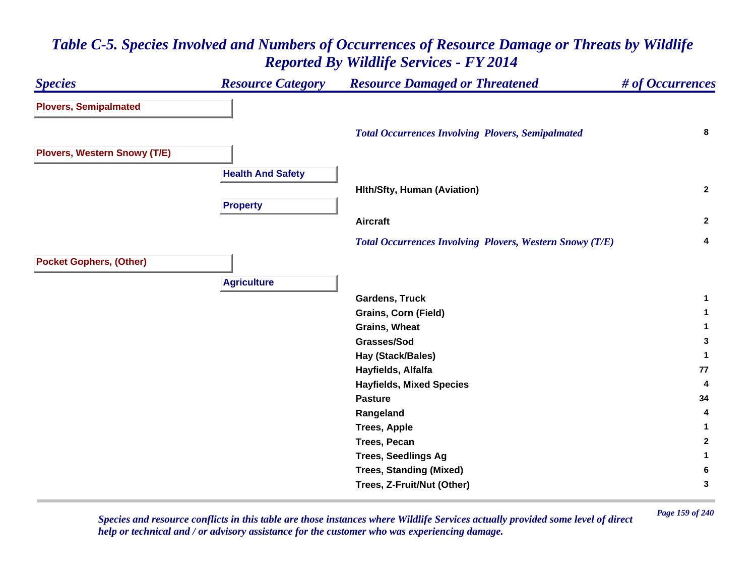# Table C-5. Species Involved and Numbers of Occurrences of Resource Damage or Threats by Wildlife Reported By Wildlife Services - FY 2014

| Species | Resource Category | Resource Damaged or Threatened | # of Occurrences |
|---|---|---|---|
| **Plovers, Semipalmated** | | | |
| | | *Total Occurrences Involving Plovers, Semipalmated* | 8 |
| **Plovers, Western Snowy (T/E)** | | | |
| | **Health And Safety** | | |
| | | Hlth/Sfty, Human (Aviation) | 2 |
| | **Property** | | |
| | | Aircraft | 2 |
| | | *Total Occurrences Involving Plovers, Western Snowy (T/E)* | 4 |
| **Pocket Gophers, (Other)** | | | |
| | **Agriculture** | | |
| | | Gardens, Truck | 1 |
| | | Grains, Corn (Field) | 1 |
| | | Grains, Wheat | 1 |
| | | Grasses/Sod | 3 |
| | | Hay (Stack/Bales) | 1 |
| | | Hayfields, Alfalfa | 77 |
| | | Hayfields, Mixed Species | 4 |
| | | Pasture | 34 |
| | | Rangeland | 4 |
| | | Trees, Apple | 1 |
| | | Trees, Pecan | 2 |
| | | Trees, Seedlings Ag | 1 |
| | | Trees, Standing (Mixed) | 6 |
| | | Trees, Z-Fruit/Nut (Other) | 3 |

*Species and resource conflicts in this table are those instances where Wildlife Services actually provided some level of direct help or technical and / or advisory assistance for the customer who was experiencing damage.*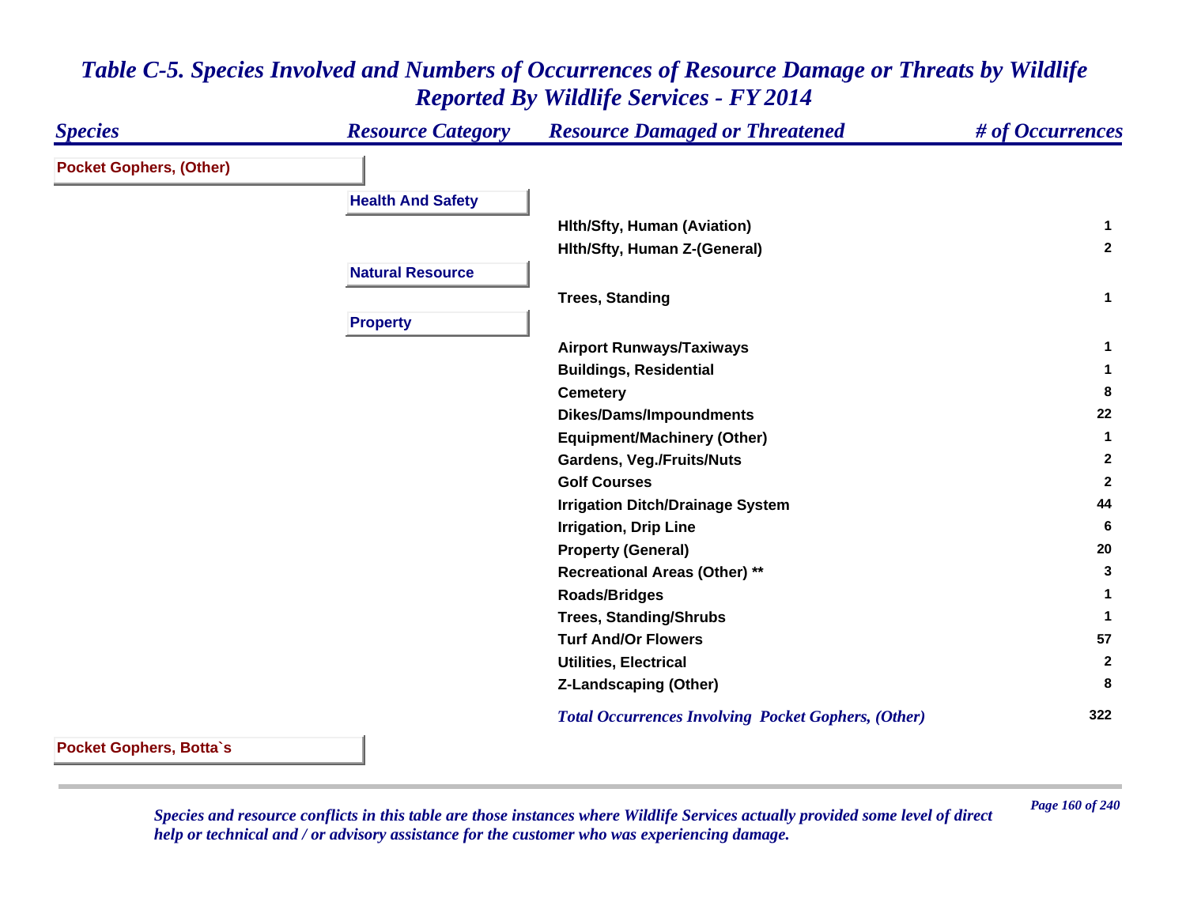# *Table C-5. Species Involved and Numbers of Occurrences of Resource Damage or Threats by Wildlife Reported By Wildlife Services - FY 2014*

| *Species* | *Resource Category* | *Resource Damaged or Threatened* | *# of Occurrences* |
|---|---|---|---|
| **Pocket Gophers, (Other)** | | | |
| | **Health And Safety** | | |
| | | **Hlth/Sfty, Human (Aviation)** | **1** |
| | | **Hlth/Sfty, Human Z-(General)** | **2** |
| | **Natural Resource** | | |
| | | **Trees, Standing** | **1** |
| | **Property** | | |
| | | **Airport Runways/Taxiways** | **1** |
| | | **Buildings, Residential** | **1** |
| | | **Cemetery** | **8** |
| | | **Dikes/Dams/Impoundments** | **22** |
| | | **Equipment/Machinery (Other)** | **1** |
| | | **Gardens, Veg./Fruits/Nuts** | **2** |
| | | **Golf Courses** | **2** |
| | | **Irrigation Ditch/Drainage System** | **44** |
| | | **Irrigation, Drip Line** | **6** |
| | | **Property (General)** | **20** |
| | | **Recreational Areas (Other) **** | **3** |
| | | **Roads/Bridges** | **1** |
| | | **Trees, Standing/Shrubs** | **1** |
| | | **Turf And/Or Flowers** | **57** |
| | | **Utilities, Electrical** | **2** |
| | | **Z-Landscaping (Other)** | **8** |
| | | ***Total Occurrences Involving Pocket Gophers, (Other)*** | **322** |
| **Pocket Gophers, Botta`s** | | | |

*Species and resource conflicts in this table are those instances where Wildlife Services actually provided some level of direct help or technical and / or advisory assistance for the customer who was experiencing damage.*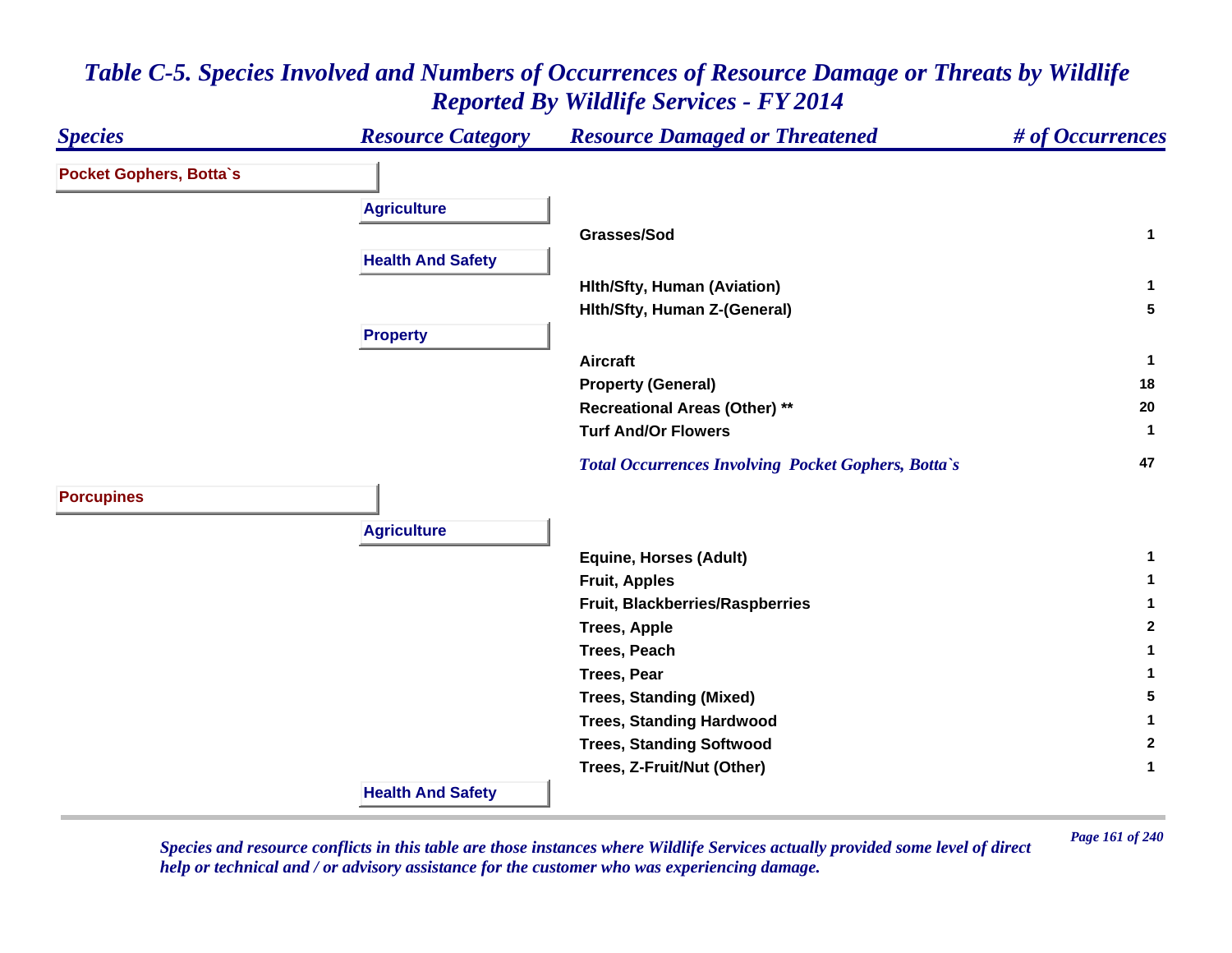## Table C-5. Species Involved and Numbers of Occurrences of Resource Damage or Threats by Wildlife Reported By Wildlife Services - FY 2014

| Species | Resource Category | Resource Damaged or Threatened | # of Occurrences |
|---|---|---|---|
| **Pocket Gophers, Botta`s** | | | |
| | **Agriculture** | | |
| | | Grasses/Sod | 1 |
| | **Health And Safety** | | |
| | | Hlth/Sfty, Human (Aviation) | 1 |
| | | Hlth/Sfty, Human Z-(General) | 5 |
| | **Property** | | |
| | | Aircraft | 1 |
| | | Property (General) | 18 |
| | | Recreational Areas (Other) ** | 20 |
| | | Turf And/Or Flowers | 1 |
| | | *Total Occurrences Involving Pocket Gophers, Botta`s* | 47 |
| **Porcupines** | | | |
| | **Agriculture** | | |
| | | Equine, Horses (Adult) | 1 |
| | | Fruit, Apples | 1 |
| | | Fruit, Blackberries/Raspberries | 1 |
| | | Trees, Apple | 2 |
| | | Trees, Peach | 1 |
| | | Trees, Pear | 1 |
| | | Trees, Standing (Mixed) | 5 |
| | | Trees, Standing Hardwood | 1 |
| | | Trees, Standing Softwood | 2 |
| | | Trees, Z-Fruit/Nut (Other) | 1 |
| | **Health And Safety** | | |

*Species and resource conflicts in this table are those instances where Wildlife Services actually provided some level of direct help or technical and / or advisory assistance for the customer who was experiencing damage.*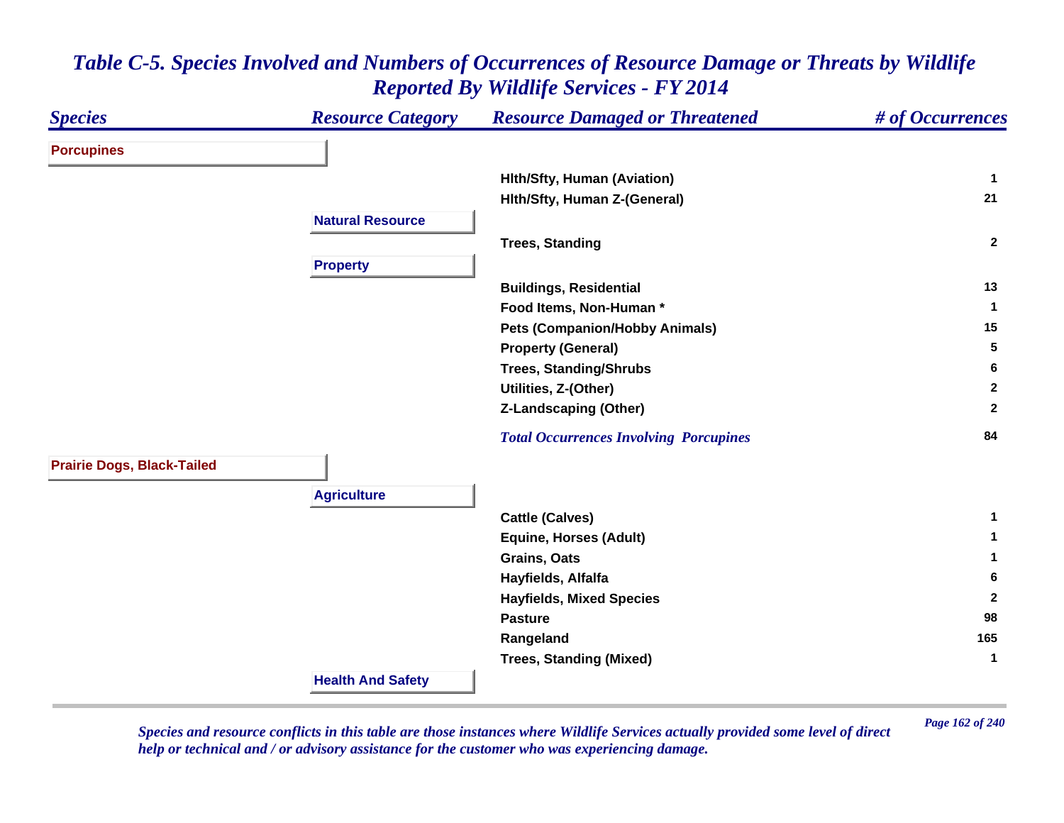# *Table C-5. Species Involved and Numbers of Occurrences of Resource Damage or Threats by Wildlife Reported By Wildlife Services - FY 2014*

| *Species* | *Resource Category* | *Resource Damaged or Threatened* | *# of Occurrences* |
|---|---|---|---|
| **Porcupines** | | | |
| | | **Hlth/Sfty, Human (Aviation)** | **1** |
| | | **Hlth/Sfty, Human Z-(General)** | **21** |
| | **Natural Resource** | | |
| | | **Trees, Standing** | **2** |
| | **Property** | | |
| | | **Buildings, Residential** | **13** |
| | | **Food Items, Non-Human \*** | **1** |
| | | **Pets (Companion/Hobby Animals)** | **15** |
| | | **Property (General)** | **5** |
| | | **Trees, Standing/Shrubs** | **6** |
| | | **Utilities, Z-(Other)** | **2** |
| | | **Z-Landscaping (Other)** | **2** |
| | | ***Total Occurrences Involving Porcupines*** | **84** |
| **Prairie Dogs, Black-Tailed** | | | |
| | **Agriculture** | | |
| | | **Cattle (Calves)** | **1** |
| | | **Equine, Horses (Adult)** | **1** |
| | | **Grains, Oats** | **1** |
| | | **Hayfields, Alfalfa** | **6** |
| | | **Hayfields, Mixed Species** | **2** |
| | | **Pasture** | **98** |
| | | **Rangeland** | **165** |
| | | **Trees, Standing (Mixed)** | **1** |
| | **Health And Safety** | | |

*Species and resource conflicts in this table are those instances where Wildlife Services actually provided some level of direct help or technical and / or advisory assistance for the customer who was experiencing damage.*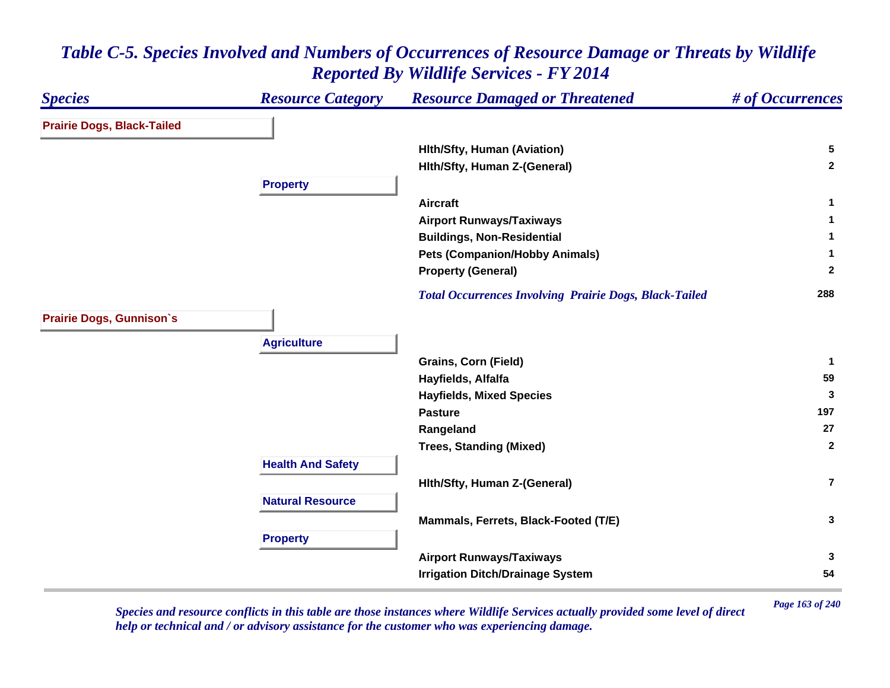# Table C-5. Species Involved and Numbers of Occurrences of Resource Damage or Threats by Wildlife Reported By Wildlife Services - FY 2014

| Species | Resource Category | Resource Damaged or Threatened | # of Occurrences |
|---|---|---|---|
| **Prairie Dogs, Black-Tailed** | | | |
| | | Hlth/Sfty, Human (Aviation) | 5 |
| | | Hlth/Sfty, Human Z-(General) | 2 |
| | **Property** | | |
| | | Aircraft | 1 |
| | | Airport Runways/Taxiways | 1 |
| | | Buildings, Non-Residential | 1 |
| | | Pets (Companion/Hobby Animals) | 1 |
| | | Property (General) | 2 |
| | | *Total Occurrences Involving Prairie Dogs, Black-Tailed* | 288 |
| **Prairie Dogs, Gunnison`s** | | | |
| | **Agriculture** | | |
| | | Grains, Corn (Field) | 1 |
| | | Hayfields, Alfalfa | 59 |
| | | Hayfields, Mixed Species | 3 |
| | | Pasture | 197 |
| | | Rangeland | 27 |
| | | Trees, Standing (Mixed) | 2 |
| | **Health And Safety** | | |
| | | Hlth/Sfty, Human Z-(General) | 7 |
| | **Natural Resource** | | |
| | | Mammals, Ferrets, Black-Footed (T/E) | 3 |
| | **Property** | | |
| | | Airport Runways/Taxiways | 3 |
| | | Irrigation Ditch/Drainage System | 54 |

*Species and resource conflicts in this table are those instances where Wildlife Services actually provided some level of direct help or technical and / or advisory assistance for the customer who was experiencing damage.*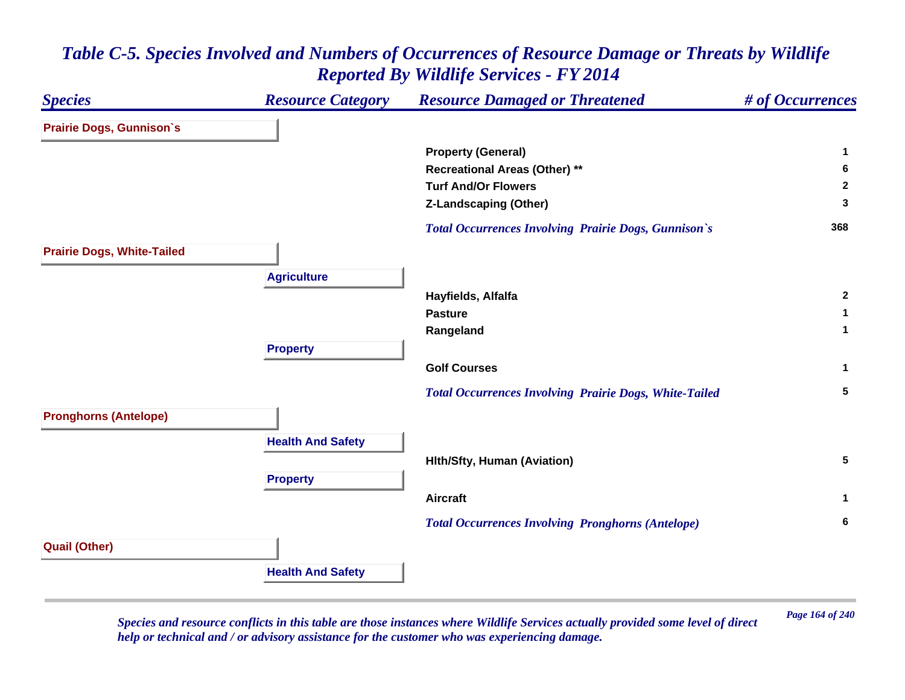# Table C-5. Species Involved and Numbers of Occurrences of Resource Damage or Threats by Wildlife Reported By Wildlife Services - FY 2014

| Species | Resource Category | Resource Damaged or Threatened | # of Occurrences |
|---|---|---|---|
| **Prairie Dogs, Gunnison`s** | | | |
| | | Property (General) | 1 |
| | | Recreational Areas (Other) ** | 6 |
| | | Turf And/Or Flowers | 2 |
| | | Z-Landscaping (Other) | 3 |
| | | *Total Occurrences Involving Prairie Dogs, Gunnison`s* | 368 |
| **Prairie Dogs, White-Tailed** | | | |
| | **Agriculture** | | |
| | | Hayfields, Alfalfa | 2 |
| | | Pasture | 1 |
| | | Rangeland | 1 |
| | **Property** | | |
| | | Golf Courses | 1 |
| | | *Total Occurrences Involving Prairie Dogs, White-Tailed* | 5 |
| **Pronghorns (Antelope)** | | | |
| | **Health And Safety** | | |
| | | Hlth/Sfty, Human (Aviation) | 5 |
| | **Property** | | |
| | | Aircraft | 1 |
| | | *Total Occurrences Involving Pronghorns (Antelope)* | 6 |
| **Quail (Other)** | | | |
| | **Health And Safety** | | |

*Species and resource conflicts in this table are those instances where Wildlife Services actually provided some level of direct help or technical and / or advisory assistance for the customer who was experiencing damage.*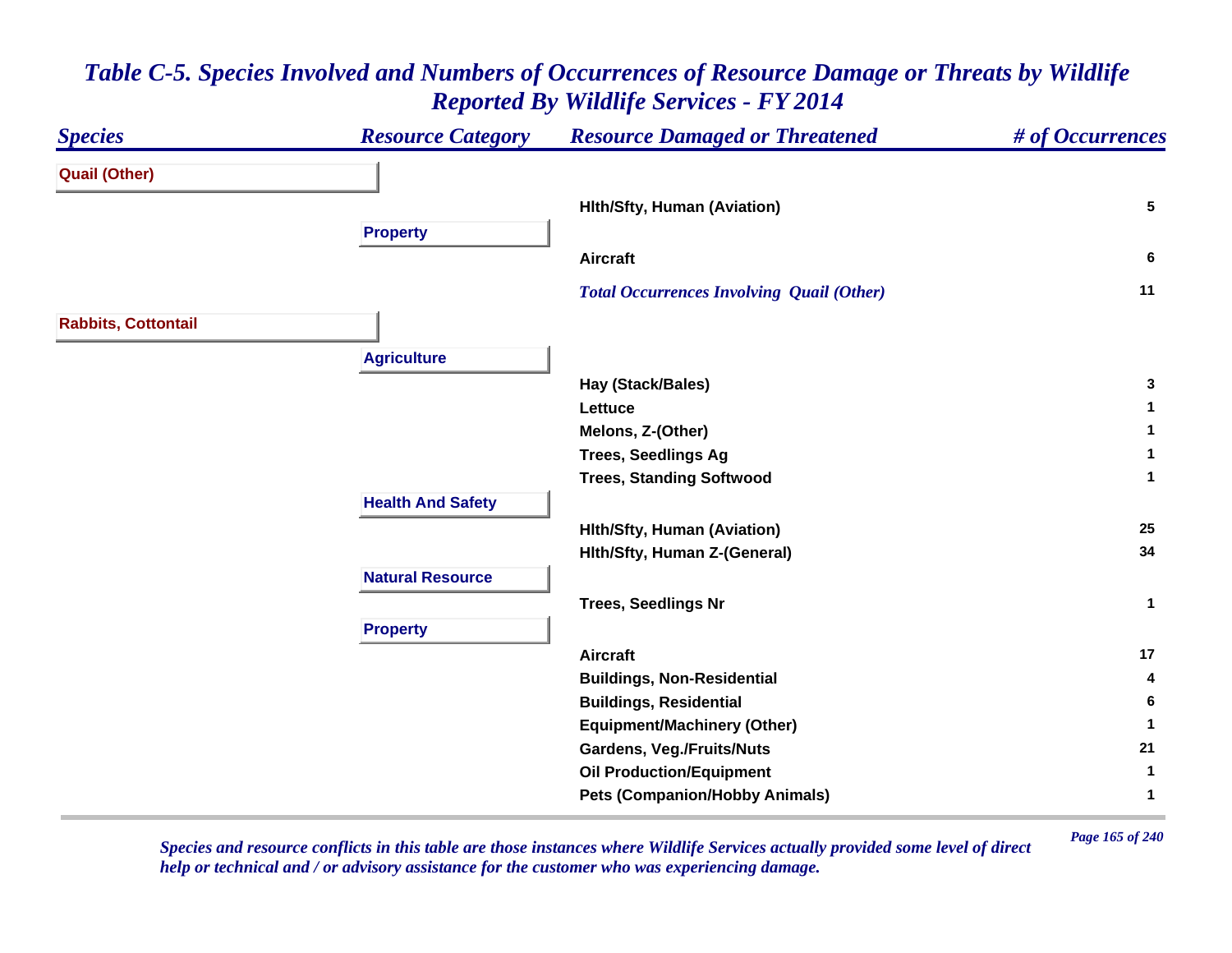## *Table C-5. Species Involved and Numbers of Occurrences of Resource Damage or Threats by Wildlife Reported By Wildlife Services - FY 2014*

| *Species* | *Resource Category* | *Resource Damaged or Threatened* | *# of Occurrences* |
|---|---|---|---|
| **Quail (Other)** | | | |
| | | **Hlth/Sfty, Human (Aviation)** | **5** |
| | **Property** | | |
| | | **Aircraft** | **6** |
| | | ***Total Occurrences Involving Quail (Other)*** | **11** |
| **Rabbits, Cottontail** | | | |
| | **Agriculture** | | |
| | | **Hay (Stack/Bales)** | **3** |
| | | **Lettuce** | **1** |
| | | **Melons, Z-(Other)** | **1** |
| | | **Trees, Seedlings Ag** | **1** |
| | | **Trees, Standing Softwood** | **1** |
| | **Health And Safety** | | |
| | | **Hlth/Sfty, Human (Aviation)** | **25** |
| | | **Hlth/Sfty, Human Z-(General)** | **34** |
| | **Natural Resource** | | |
| | | **Trees, Seedlings Nr** | **1** |
| | **Property** | | |
| | | **Aircraft** | **17** |
| | | **Buildings, Non-Residential** | **4** |
| | | **Buildings, Residential** | **6** |
| | | **Equipment/Machinery (Other)** | **1** |
| | | **Gardens, Veg./Fruits/Nuts** | **21** |
| | | **Oil Production/Equipment** | **1** |
| | | **Pets (Companion/Hobby Animals)** | **1** |

*Species and resource conflicts in this table are those instances where Wildlife Services actually provided some level of direct help or technical and / or advisory assistance for the customer who was experiencing damage.*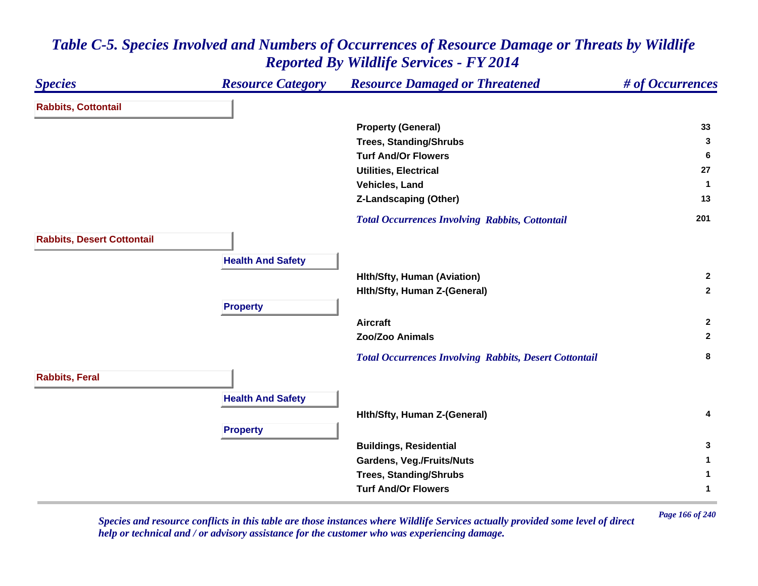# Table C-5. Species Involved and Numbers of Occurrences of Resource Damage or Threats by Wildlife Reported By Wildlife Services - FY 2014

| Species | Resource Category | Resource Damaged or Threatened | # of Occurrences |
|---|---|---|---|
| **Rabbits, Cottontail** | | | |
| | | Property (General) | 33 |
| | | Trees, Standing/Shrubs | 3 |
| | | Turf And/Or Flowers | 6 |
| | | Utilities, Electrical | 27 |
| | | Vehicles, Land | 1 |
| | | Z-Landscaping (Other) | 13 |
| | | *Total Occurrences Involving Rabbits, Cottontail* | 201 |
| **Rabbits, Desert Cottontail** | | | |
| | **Health And Safety** | | |
| | | Hlth/Sfty, Human (Aviation) | 2 |
| | | Hlth/Sfty, Human Z-(General) | 2 |
| | **Property** | | |
| | | Aircraft | 2 |
| | | Zoo/Zoo Animals | 2 |
| | | *Total Occurrences Involving Rabbits, Desert Cottontail* | 8 |
| **Rabbits, Feral** | | | |
| | **Health And Safety** | | |
| | | Hlth/Sfty, Human Z-(General) | 4 |
| | **Property** | | |
| | | Buildings, Residential | 3 |
| | | Gardens, Veg./Fruits/Nuts | 1 |
| | | Trees, Standing/Shrubs | 1 |
| | | Turf And/Or Flowers | 1 |

*Species and resource conflicts in this table are those instances where Wildlife Services actually provided some level of direct help or technical and / or advisory assistance for the customer who was experiencing damage.*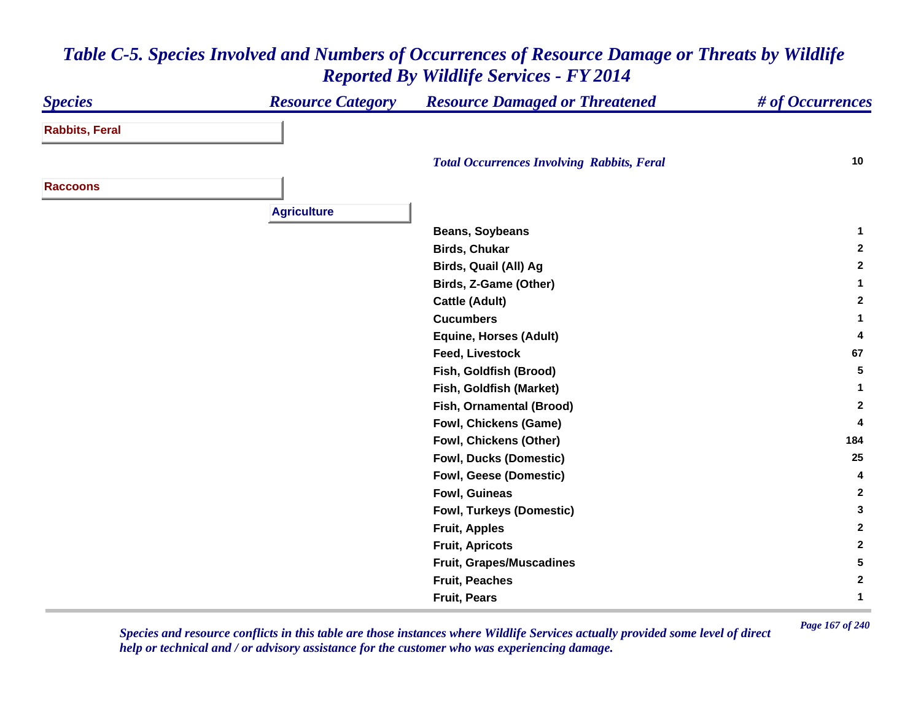# Table C-5. Species Involved and Numbers of Occurrences of Resource Damage or Threats by Wildlife Reported By Wildlife Services - FY 2014

| Species | Resource Category | Resource Damaged or Threatened | # of Occurrences |
|---|---|---|---|
| **Rabbits, Feral** | | | |
| | | *Total Occurrences Involving Rabbits, Feral* | 10 |
| **Raccoons** | | | |
| | **Agriculture** | | |
| | | Beans, Soybeans | 1 |
| | | Birds, Chukar | 2 |
| | | Birds, Quail (All) Ag | 2 |
| | | Birds, Z-Game (Other) | 1 |
| | | Cattle (Adult) | 2 |
| | | Cucumbers | 1 |
| | | Equine, Horses (Adult) | 4 |
| | | Feed, Livestock | 67 |
| | | Fish, Goldfish (Brood) | 5 |
| | | Fish, Goldfish (Market) | 1 |
| | | Fish, Ornamental (Brood) | 2 |
| | | Fowl, Chickens (Game) | 4 |
| | | Fowl, Chickens (Other) | 184 |
| | | Fowl, Ducks (Domestic) | 25 |
| | | Fowl, Geese (Domestic) | 4 |
| | | Fowl, Guineas | 2 |
| | | Fowl, Turkeys (Domestic) | 3 |
| | | Fruit, Apples | 2 |
| | | Fruit, Apricots | 2 |
| | | Fruit, Grapes/Muscadines | 5 |
| | | Fruit, Peaches | 2 |
| | | Fruit, Pears | 1 |

*Species and resource conflicts in this table are those instances where Wildlife Services actually provided some level of direct help or technical and / or advisory assistance for the customer who was experiencing damage.*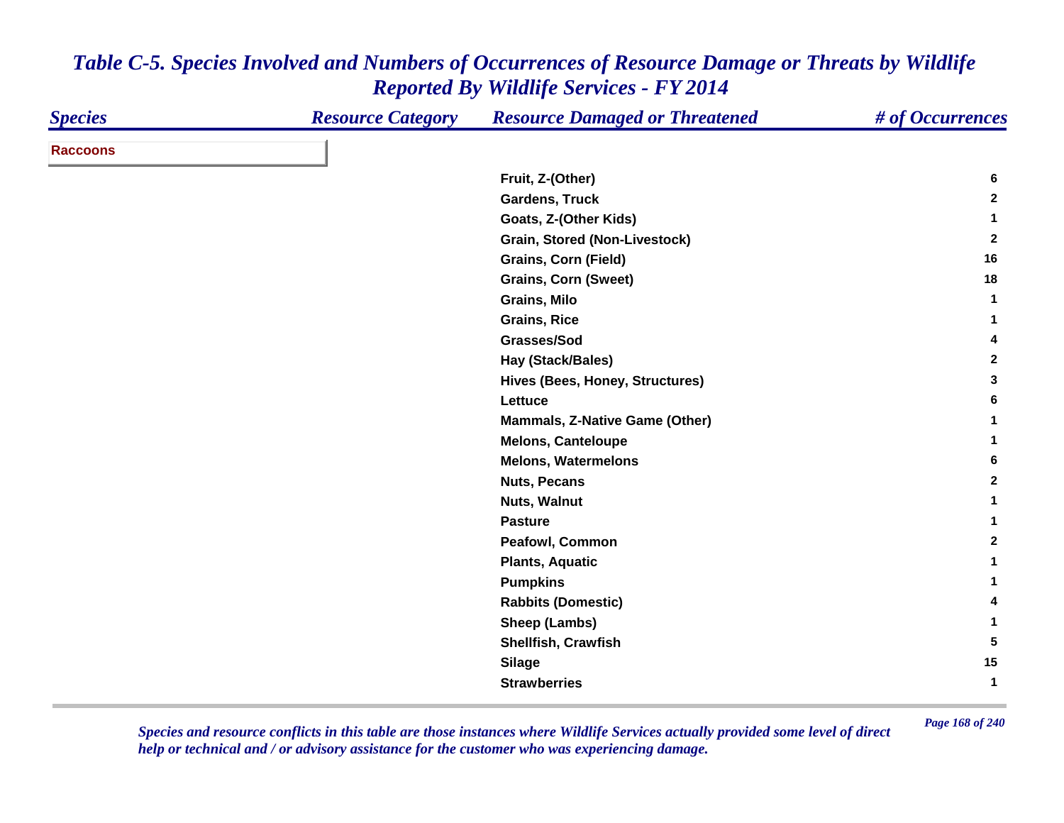# *Table C-5. Species Involved and Numbers of Occurrences of Resource Damage or Threats by Wildlife Reported By Wildlife Services - FY 2014*

| *Species* | *Resource Category* | *Resource Damaged or Threatened* | *# of Occurrences* |
|---|---|---|---|
| **Raccoons** | | | |
| | | **Fruit, Z-(Other)** | **6** |
| | | **Gardens, Truck** | **2** |
| | | **Goats, Z-(Other Kids)** | **1** |
| | | **Grain, Stored (Non-Livestock)** | **2** |
| | | **Grains, Corn (Field)** | **16** |
| | | **Grains, Corn (Sweet)** | **18** |
| | | **Grains, Milo** | **1** |
| | | **Grains, Rice** | **1** |
| | | **Grasses/Sod** | **4** |
| | | **Hay (Stack/Bales)** | **2** |
| | | **Hives (Bees, Honey, Structures)** | **3** |
| | | **Lettuce** | **6** |
| | | **Mammals, Z-Native Game (Other)** | **1** |
| | | **Melons, Canteloupe** | **1** |
| | | **Melons, Watermelons** | **6** |
| | | **Nuts, Pecans** | **2** |
| | | **Nuts, Walnut** | **1** |
| | | **Pasture** | **1** |
| | | **Peafowl, Common** | **2** |
| | | **Plants, Aquatic** | **1** |
| | | **Pumpkins** | **1** |
| | | **Rabbits (Domestic)** | **4** |
| | | **Sheep (Lambs)** | **1** |
| | | **Shellfish, Crawfish** | **5** |
| | | **Silage** | **15** |
| | | **Strawberries** | **1** |

*Species and resource conflicts in this table are those instances where Wildlife Services actually provided some level of direct help or technical and / or advisory assistance for the customer who was experiencing damage.*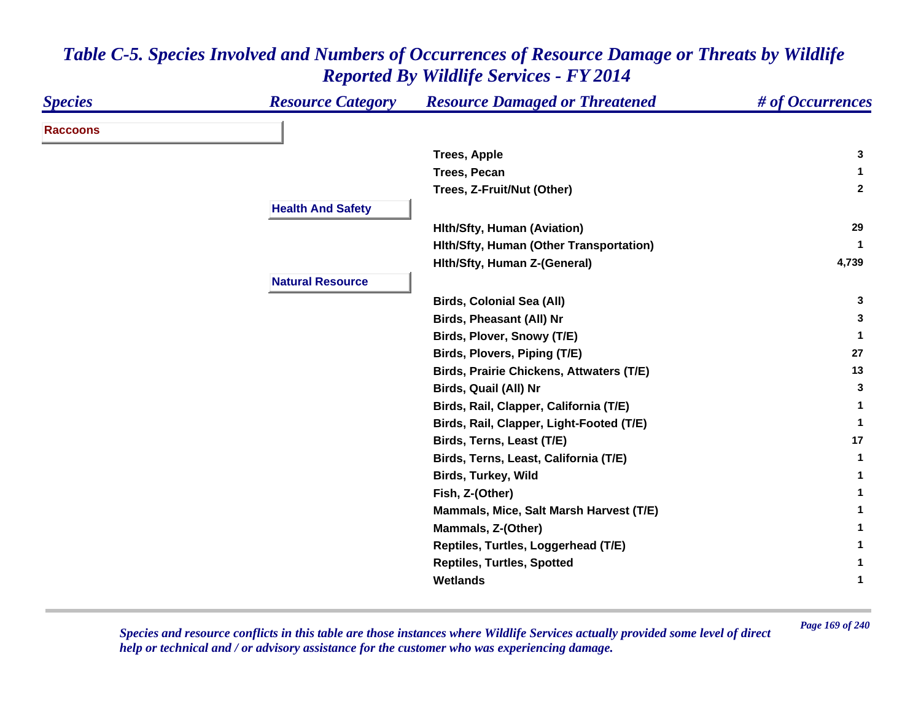*Table C-5. Species Involved and Numbers of Occurrences of Resource Damage or Threats by Wildlife Reported By Wildlife Services - FY 2014*

| Species | Resource Category | Resource Damaged or Threatened | # of Occurrences |
|---|---|---|---|
| **Raccoons** | | | |
| | | Trees, Apple | 3 |
| | | Trees, Pecan | 1 |
| | | Trees, Z-Fruit/Nut (Other) | 2 |
| | **Health And Safety** | | |
| | | Hlth/Sfty, Human (Aviation) | 29 |
| | | Hlth/Sfty, Human (Other Transportation) | 1 |
| | | Hlth/Sfty, Human Z-(General) | 4,739 |
| | **Natural Resource** | | |
| | | Birds, Colonial Sea (All) | 3 |
| | | Birds, Pheasant (All) Nr | 3 |
| | | Birds, Plover, Snowy (T/E) | 1 |
| | | Birds, Plovers, Piping (T/E) | 27 |
| | | Birds, Prairie Chickens, Attwaters (T/E) | 13 |
| | | Birds, Quail (All) Nr | 3 |
| | | Birds, Rail, Clapper, California (T/E) | 1 |
| | | Birds, Rail, Clapper, Light-Footed (T/E) | 1 |
| | | Birds, Terns, Least (T/E) | 17 |
| | | Birds, Terns, Least, California (T/E) | 1 |
| | | Birds, Turkey, Wild | 1 |
| | | Fish, Z-(Other) | 1 |
| | | Mammals, Mice, Salt Marsh Harvest (T/E) | 1 |
| | | Mammals, Z-(Other) | 1 |
| | | Reptiles, Turtles, Loggerhead (T/E) | 1 |
| | | Reptiles, Turtles, Spotted | 1 |
| | | Wetlands | 1 |

*Species and resource conflicts in this table are those instances where Wildlife Services actually provided some level of direct help or technical and / or advisory assistance for the customer who was experiencing damage.*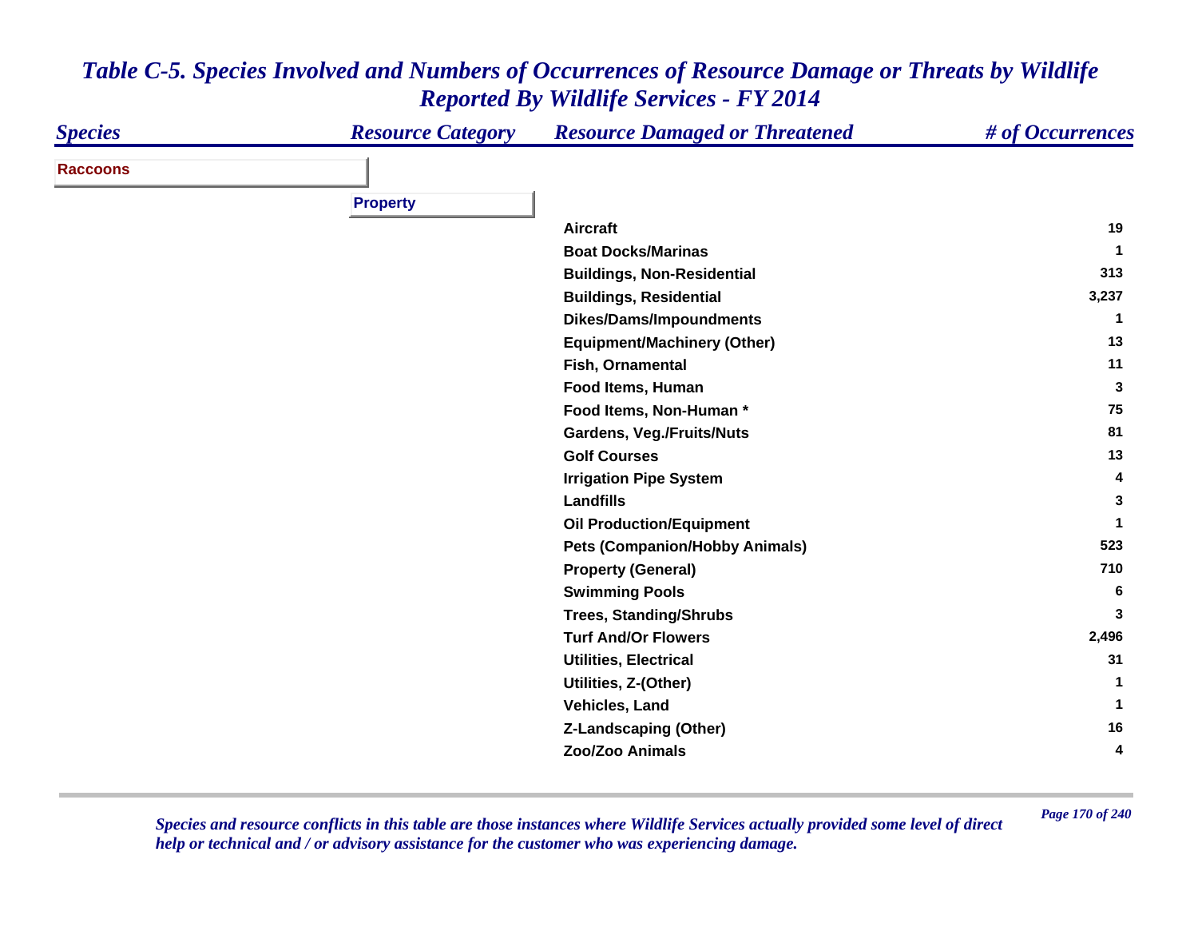# Table C-5. Species Involved and Numbers of Occurrences of Resource Damage or Threats by Wildlife Reported By Wildlife Services - FY 2014

| Species | Resource Category | Resource Damaged or Threatened | # of Occurrences |
|---|---|---|---|
| **Raccoons** | | | |
| | **Property** | | |
| | | Aircraft | 19 |
| | | Boat Docks/Marinas | 1 |
| | | Buildings, Non-Residential | 313 |
| | | Buildings, Residential | 3,237 |
| | | Dikes/Dams/Impoundments | 1 |
| | | Equipment/Machinery (Other) | 13 |
| | | Fish, Ornamental | 11 |
| | | Food Items, Human | 3 |
| | | Food Items, Non-Human * | 75 |
| | | Gardens, Veg./Fruits/Nuts | 81 |
| | | Golf Courses | 13 |
| | | Irrigation Pipe System | 4 |
| | | Landfills | 3 |
| | | Oil Production/Equipment | 1 |
| | | Pets (Companion/Hobby Animals) | 523 |
| | | Property (General) | 710 |
| | | Swimming Pools | 6 |
| | | Trees, Standing/Shrubs | 3 |
| | | Turf And/Or Flowers | 2,496 |
| | | Utilities, Electrical | 31 |
| | | Utilities, Z-(Other) | 1 |
| | | Vehicles, Land | 1 |
| | | Z-Landscaping (Other) | 16 |
| | | Zoo/Zoo Animals | 4 |

*Species and resource conflicts in this table are those instances where Wildlife Services actually provided some level of direct help or technical and / or advisory assistance for the customer who was experiencing damage.*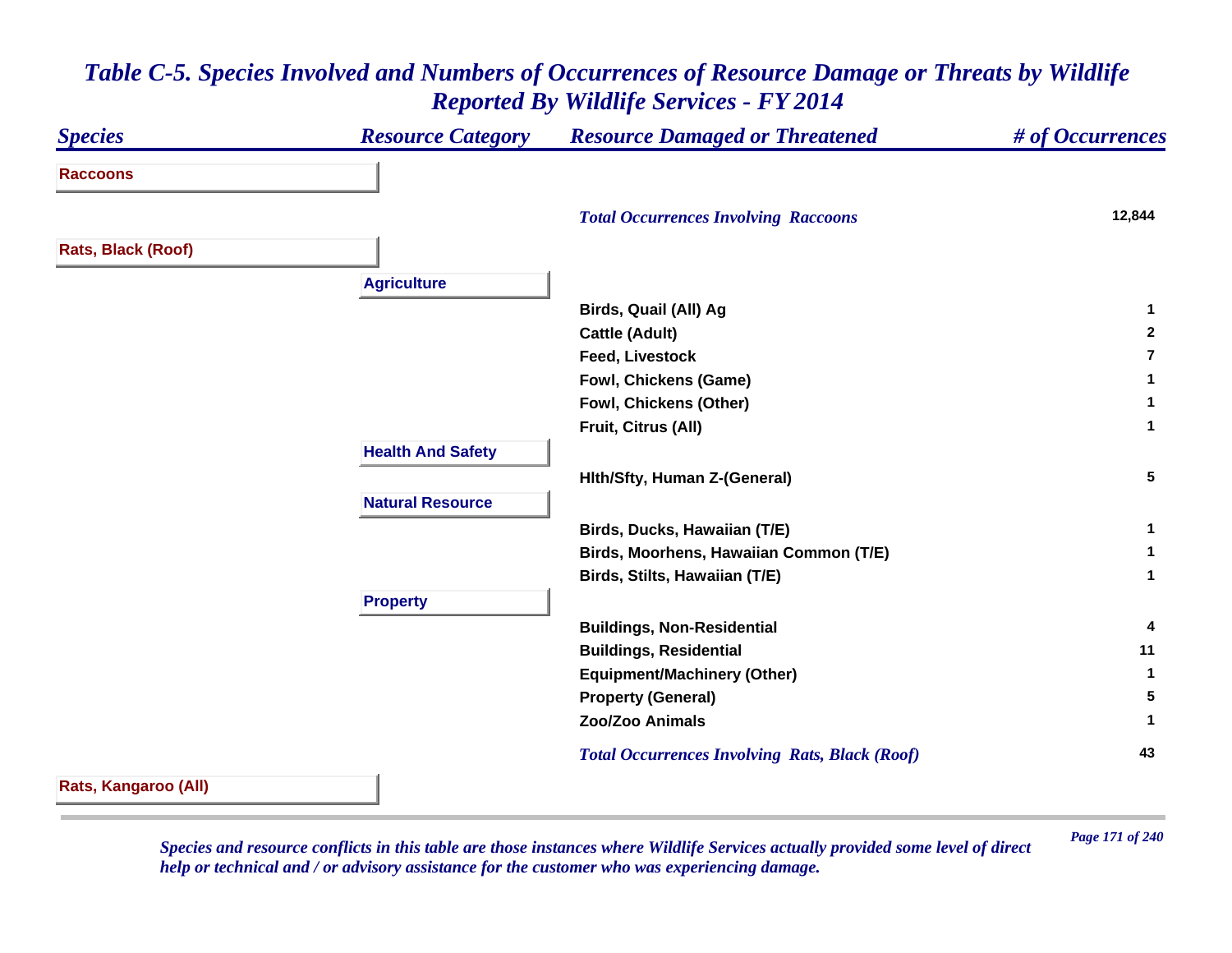# Table C-5. Species Involved and Numbers of Occurrences of Resource Damage or Threats by Wildlife Reported By Wildlife Services - FY 2014

| Species | Resource Category | Resource Damaged or Threatened | # of Occurrences |
|---|---|---|---|
| **Raccoons** | | | |
| | | *Total Occurrences Involving Raccoons* | **12,844** |
| **Rats, Black (Roof)** | | | |
| | **Agriculture** | | |
| | | Birds, Quail (All) Ag | 1 |
| | | Cattle (Adult) | 2 |
| | | Feed, Livestock | 7 |
| | | Fowl, Chickens (Game) | 1 |
| | | Fowl, Chickens (Other) | 1 |
| | | Fruit, Citrus (All) | 1 |
| | **Health And Safety** | | |
| | | Hlth/Sfty, Human Z-(General) | 5 |
| | **Natural Resource** | | |
| | | Birds, Ducks, Hawaiian (T/E) | 1 |
| | | Birds, Moorhens, Hawaiian Common (T/E) | 1 |
| | | Birds, Stilts, Hawaiian (T/E) | 1 |
| | **Property** | | |
| | | Buildings, Non-Residential | 4 |
| | | Buildings, Residential | 11 |
| | | Equipment/Machinery (Other) | 1 |
| | | Property (General) | 5 |
| | | Zoo/Zoo Animals | 1 |
| | | *Total Occurrences Involving Rats, Black (Roof)* | **43** |
| **Rats, Kangaroo (All)** | | | |

*Species and resource conflicts in this table are those instances where Wildlife Services actually provided some level of direct help or technical and / or advisory assistance for the customer who was experiencing damage.*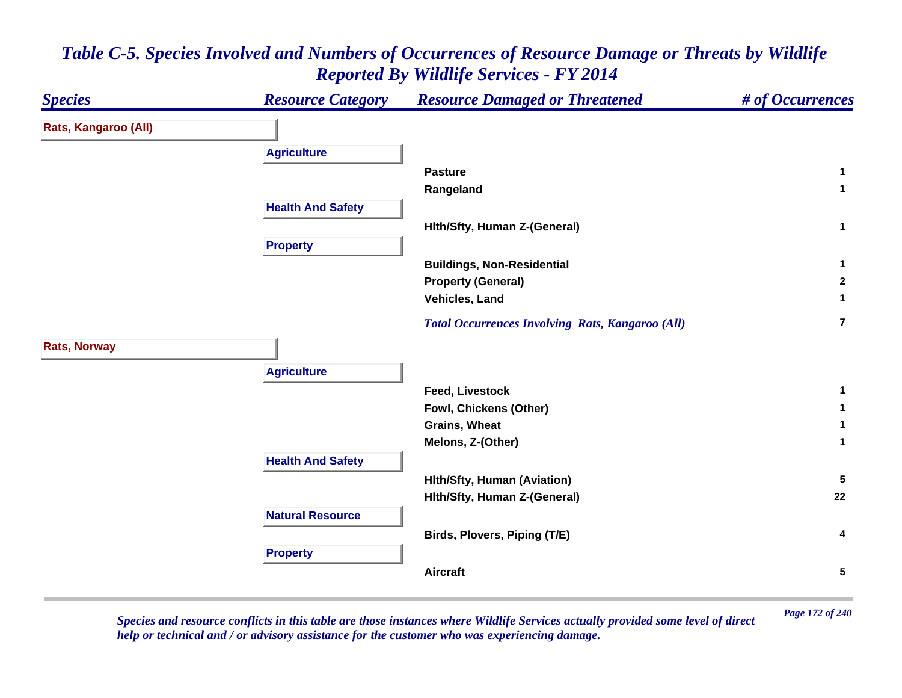# Table C-5. Species Involved and Numbers of Occurrences of Resource Damage or Threats by Wildlife Reported By Wildlife Services - FY 2014

| Species | Resource Category | Resource Damaged or Threatened | # of Occurrences |
|---|---|---|---|
| **Rats, Kangaroo (All)** | | | |
| | **Agriculture** | | |
| | | Pasture | 1 |
| | | Rangeland | 1 |
| | **Health And Safety** | | |
| | | Hlth/Sfty, Human Z-(General) | 1 |
| | **Property** | | |
| | | Buildings, Non-Residential | 1 |
| | | Property (General) | 2 |
| | | Vehicles, Land | 1 |
| | | *Total Occurrences Involving Rats, Kangaroo (All)* | 7 |
| **Rats, Norway** | | | |
| | **Agriculture** | | |
| | | Feed, Livestock | 1 |
| | | Fowl, Chickens (Other) | 1 |
| | | Grains, Wheat | 1 |
| | | Melons, Z-(Other) | 1 |
| | **Health And Safety** | | |
| | | Hlth/Sfty, Human (Aviation) | 5 |
| | | Hlth/Sfty, Human Z-(General) | 22 |
| | **Natural Resource** | | |
| | | Birds, Plovers, Piping (T/E) | 4 |
| | **Property** | | |
| | | Aircraft | 5 |

*Species and resource conflicts in this table are those instances where Wildlife Services actually provided some level of direct help or technical and / or advisory assistance for the customer who was experiencing damage.*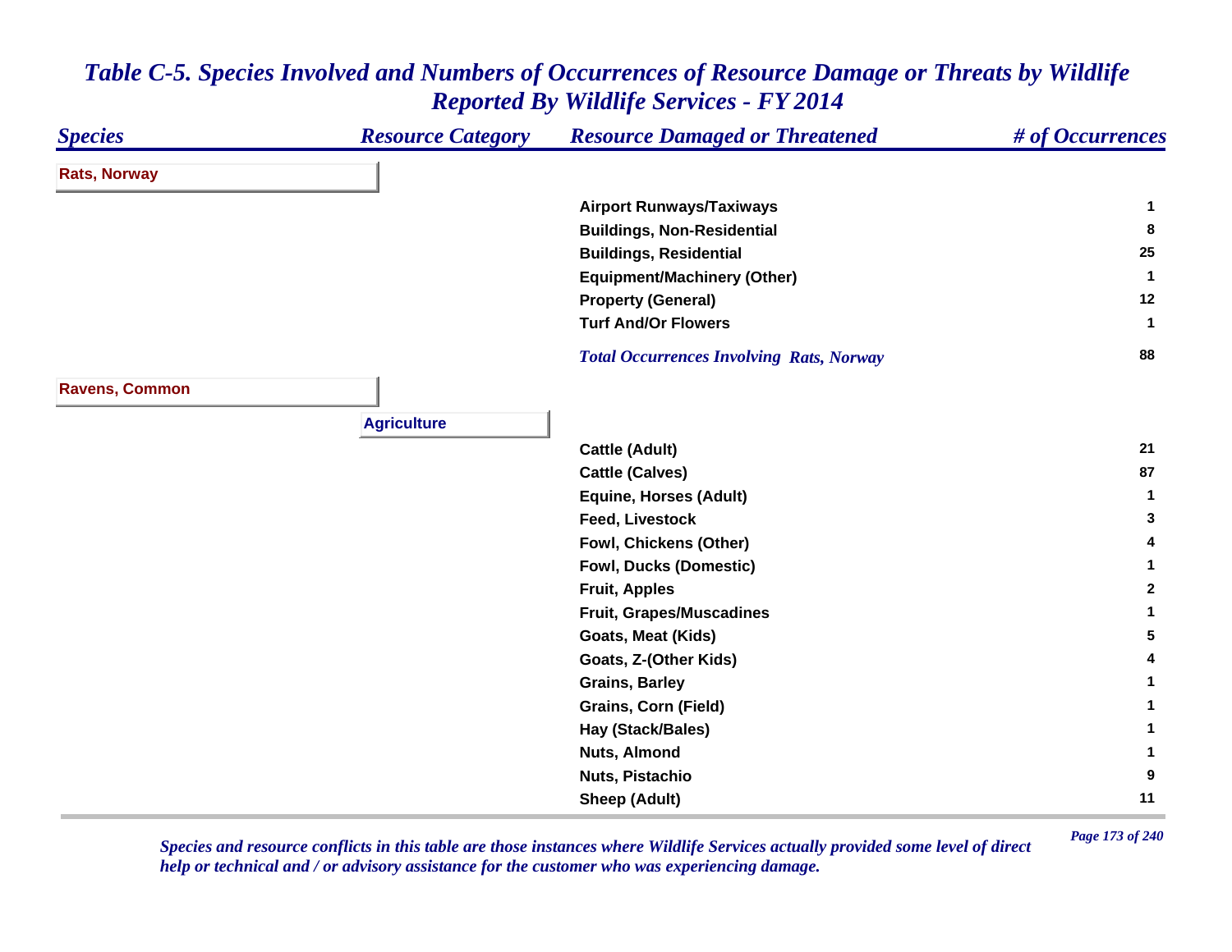# Table C-5. Species Involved and Numbers of Occurrences of Resource Damage or Threats by Wildlife Reported By Wildlife Services - FY 2014

| Species | Resource Category | Resource Damaged or Threatened | # of Occurrences |
|---|---|---|---|
| **Rats, Norway** | | | |
| | | Airport Runways/Taxiways | 1 |
| | | Buildings, Non-Residential | 8 |
| | | Buildings, Residential | 25 |
| | | Equipment/Machinery (Other) | 1 |
| | | Property (General) | 12 |
| | | Turf And/Or Flowers | 1 |
| | | *Total Occurrences Involving Rats, Norway* | 88 |
| **Ravens, Common** | | | |
| | **Agriculture** | | |
| | | Cattle (Adult) | 21 |
| | | Cattle (Calves) | 87 |
| | | Equine, Horses (Adult) | 1 |
| | | Feed, Livestock | 3 |
| | | Fowl, Chickens (Other) | 4 |
| | | Fowl, Ducks (Domestic) | 1 |
| | | Fruit, Apples | 2 |
| | | Fruit, Grapes/Muscadines | 1 |
| | | Goats, Meat (Kids) | 5 |
| | | Goats, Z-(Other Kids) | 4 |
| | | Grains, Barley | 1 |
| | | Grains, Corn (Field) | 1 |
| | | Hay (Stack/Bales) | 1 |
| | | Nuts, Almond | 1 |
| | | Nuts, Pistachio | 9 |
| | | Sheep (Adult) | 11 |

*Species and resource conflicts in this table are those instances where Wildlife Services actually provided some level of direct help or technical and / or advisory assistance for the customer who was experiencing damage.*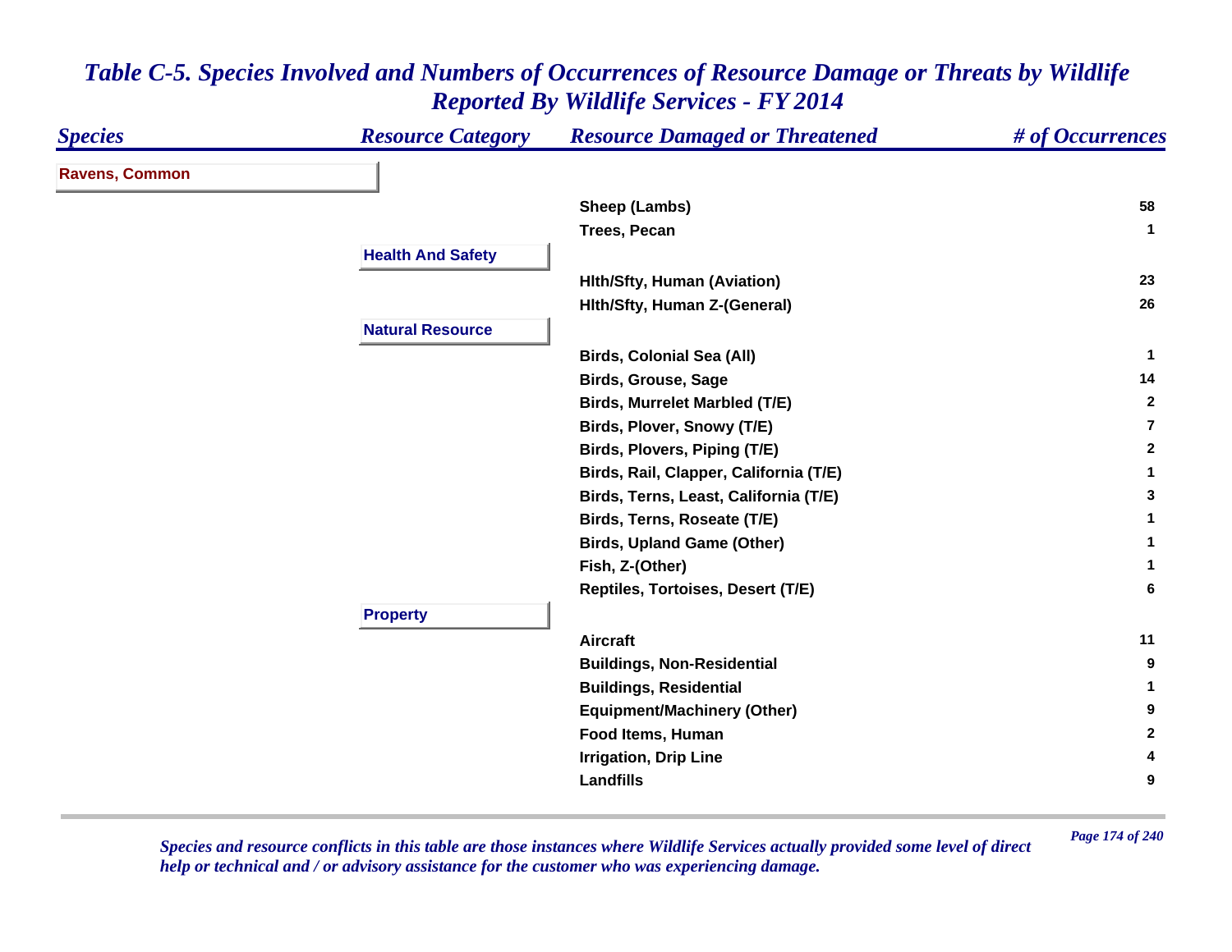# *Table C-5. Species Involved and Numbers of Occurrences of Resource Damage or Threats by Wildlife Reported By Wildlife Services - FY 2014*

| Species | Resource Category | Resource Damaged or Threatened | # of Occurrences |
|---|---|---|---|
| **Ravens, Common** | | | |
| | | Sheep (Lambs) | 58 |
| | | Trees, Pecan | 1 |
| | **Health And Safety** | | |
| | | Hlth/Sfty, Human (Aviation) | 23 |
| | | Hlth/Sfty, Human Z-(General) | 26 |
| | **Natural Resource** | | |
| | | Birds, Colonial Sea (All) | 1 |
| | | Birds, Grouse, Sage | 14 |
| | | Birds, Murrelet Marbled (T/E) | 2 |
| | | Birds, Plover, Snowy (T/E) | 7 |
| | | Birds, Plovers, Piping (T/E) | 2 |
| | | Birds, Rail, Clapper, California (T/E) | 1 |
| | | Birds, Terns, Least, California (T/E) | 3 |
| | | Birds, Terns, Roseate (T/E) | 1 |
| | | Birds, Upland Game (Other) | 1 |
| | | Fish, Z-(Other) | 1 |
| | | Reptiles, Tortoises, Desert (T/E) | 6 |
| | **Property** | | |
| | | Aircraft | 11 |
| | | Buildings, Non-Residential | 9 |
| | | Buildings, Residential | 1 |
| | | Equipment/Machinery (Other) | 9 |
| | | Food Items, Human | 2 |
| | | Irrigation, Drip Line | 4 |
| | | Landfills | 9 |

*Species and resource conflicts in this table are those instances where Wildlife Services actually provided some level of direct help or technical and / or advisory assistance for the customer who was experiencing damage.*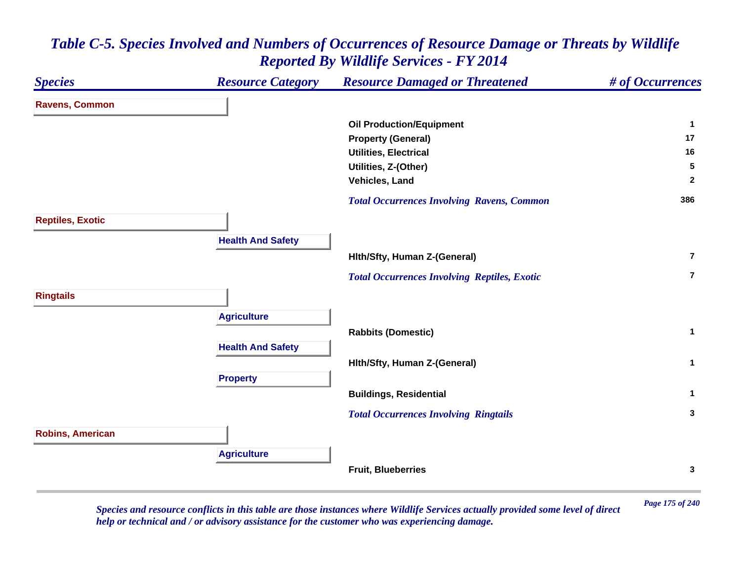# Table C-5. Species Involved and Numbers of Occurrences of Resource Damage or Threats by Wildlife Reported By Wildlife Services - FY 2014

| Species | Resource Category | Resource Damaged or Threatened | # of Occurrences |
|---|---|---|---|
| **Ravens, Common** | | | |
| | | Oil Production/Equipment | 1 |
| | | Property (General) | 17 |
| | | Utilities, Electrical | 16 |
| | | Utilities, Z-(Other) | 5 |
| | | Vehicles, Land | 2 |
| | | *Total Occurrences Involving Ravens, Common* | 386 |
| **Reptiles, Exotic** | | | |
| | Health And Safety | | |
| | | Hlth/Sfty, Human Z-(General) | 7 |
| | | *Total Occurrences Involving Reptiles, Exotic* | 7 |
| **Ringtails** | | | |
| | Agriculture | | |
| | | Rabbits (Domestic) | 1 |
| | Health And Safety | | |
| | | Hlth/Sfty, Human Z-(General) | 1 |
| | Property | | |
| | | Buildings, Residential | 1 |
| | | *Total Occurrences Involving Ringtails* | 3 |
| **Robins, American** | | | |
| | Agriculture | | |
| | | Fruit, Blueberries | 3 |

*Species and resource conflicts in this table are those instances where Wildlife Services actually provided some level of direct help or technical and / or advisory assistance for the customer who was experiencing damage.*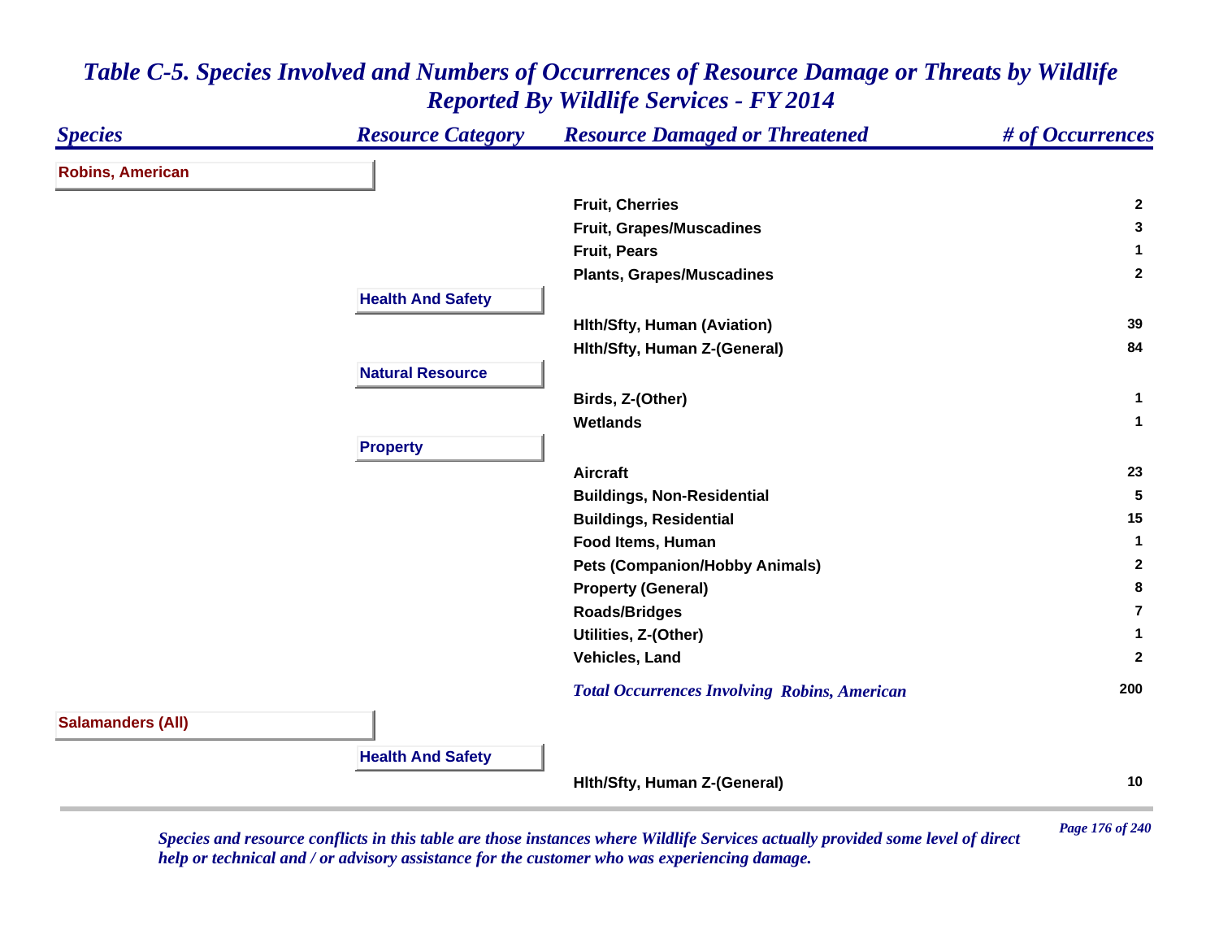# *Table C-5. Species Involved and Numbers of Occurrences of Resource Damage or Threats by Wildlife Reported By Wildlife Services - FY 2014*

| *Species* | *Resource Category* | *Resource Damaged or Threatened* | *# of Occurrences* |
|---|---|---|---|
| **Robins, American** | | | |
| | | Fruit, Cherries | 2 |
| | | Fruit, Grapes/Muscadines | 3 |
| | | Fruit, Pears | 1 |
| | | Plants, Grapes/Muscadines | 2 |
| | **Health And Safety** | | |
| | | Hlth/Sfty, Human (Aviation) | 39 |
| | | Hlth/Sfty, Human Z-(General) | 84 |
| | **Natural Resource** | | |
| | | Birds, Z-(Other) | 1 |
| | | Wetlands | 1 |
| | **Property** | | |
| | | Aircraft | 23 |
| | | Buildings, Non-Residential | 5 |
| | | Buildings, Residential | 15 |
| | | Food Items, Human | 1 |
| | | Pets (Companion/Hobby Animals) | 2 |
| | | Property (General) | 8 |
| | | Roads/Bridges | 7 |
| | | Utilities, Z-(Other) | 1 |
| | | Vehicles, Land | 2 |
| | | *Total Occurrences Involving Robins, American* | 200 |
| **Salamanders (All)** | | | |
| | **Health And Safety** | | |
| | | Hlth/Sfty, Human Z-(General) | 10 |

*Species and resource conflicts in this table are those instances where Wildlife Services actually provided some level of direct help or technical and / or advisory assistance for the customer who was experiencing damage.*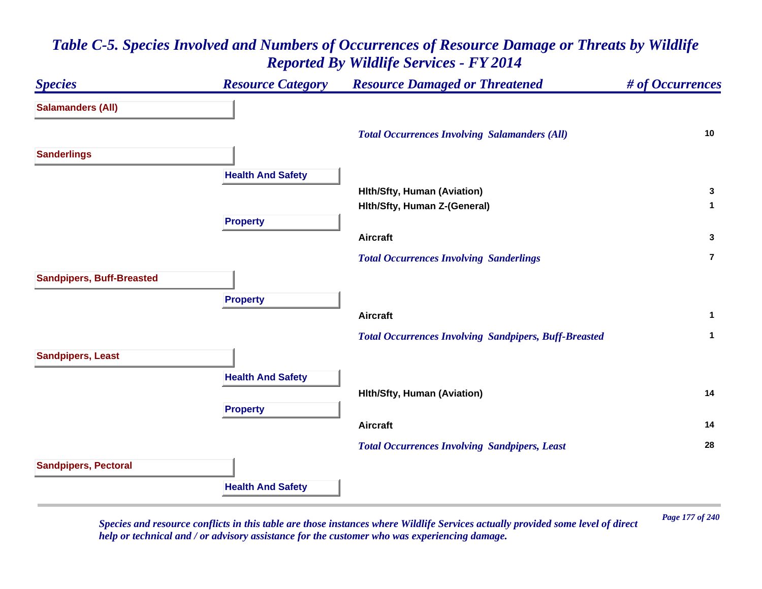# Table C-5. Species Involved and Numbers of Occurrences of Resource Damage or Threats by Wildlife Reported By Wildlife Services - FY 2014

| Species | Resource Category | Resource Damaged or Threatened | # of Occurrences |
|---|---|---|---|
| **Salamanders (All)** | | | |
| | | *Total Occurrences Involving Salamanders (All)* | 10 |
| **Sanderlings** | | | |
| | **Health And Safety** | | |
| | | Hlth/Sfty, Human (Aviation) | 3 |
| | | Hlth/Sfty, Human Z-(General) | 1 |
| | **Property** | | |
| | | Aircraft | 3 |
| | | *Total Occurrences Involving Sanderlings* | 7 |
| **Sandpipers, Buff-Breasted** | | | |
| | **Property** | | |
| | | Aircraft | 1 |
| | | *Total Occurrences Involving Sandpipers, Buff-Breasted* | 1 |
| **Sandpipers, Least** | | | |
| | **Health And Safety** | | |
| | | Hlth/Sfty, Human (Aviation) | 14 |
| | **Property** | | |
| | | Aircraft | 14 |
| | | *Total Occurrences Involving Sandpipers, Least* | 28 |
| **Sandpipers, Pectoral** | | | |
| | **Health And Safety** | | |

*Species and resource conflicts in this table are those instances where Wildlife Services actually provided some level of direct help or technical and / or advisory assistance for the customer who was experiencing damage.*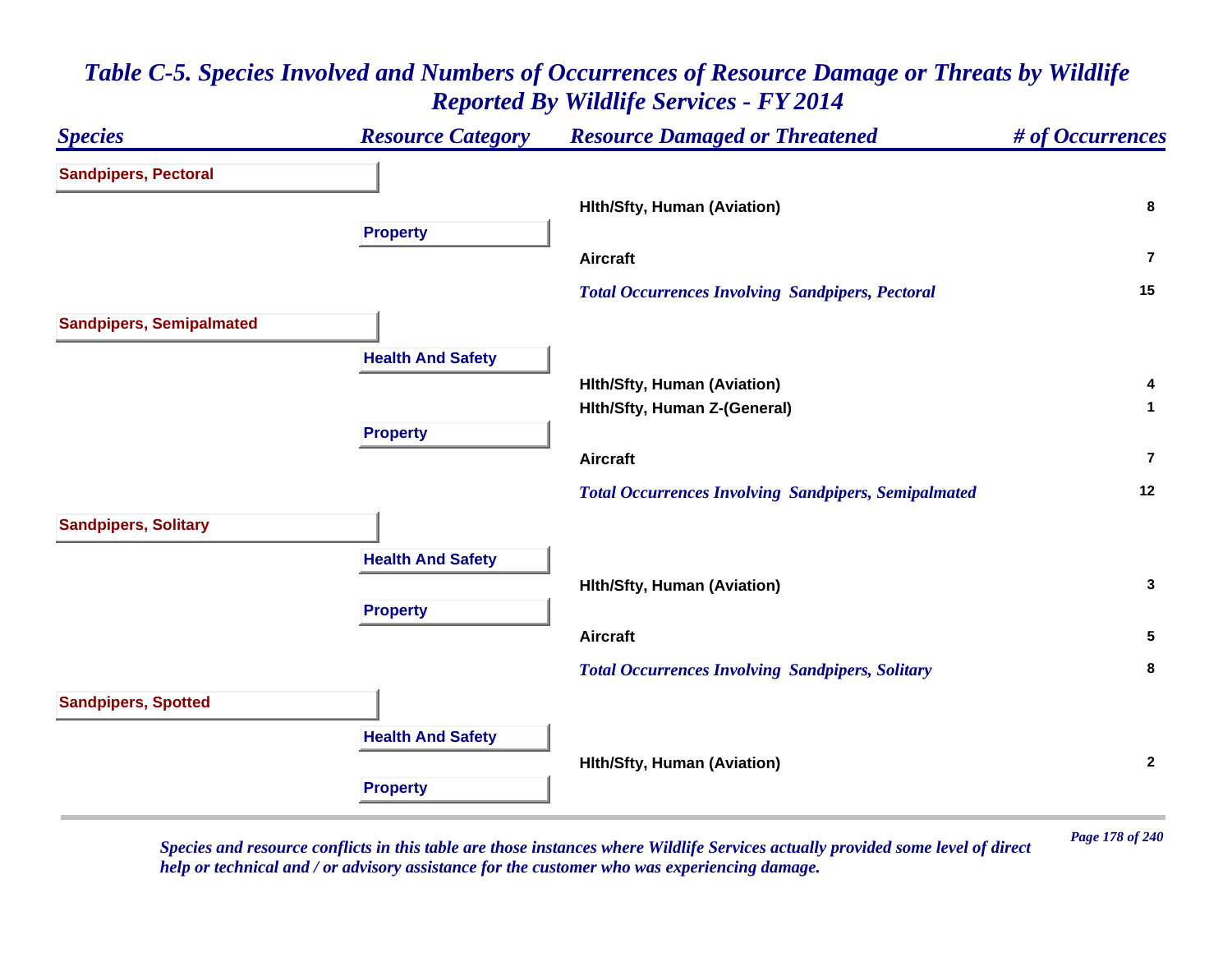# Table C-5. Species Involved and Numbers of Occurrences of Resource Damage or Threats by Wildlife Reported By Wildlife Services - FY 2014

| Species | Resource Category | Resource Damaged or Threatened | # of Occurrences |
|---|---|---|---|
| **Sandpipers, Pectoral** | | | |
| | | Hlth/Sfty, Human (Aviation) | 8 |
| | **Property** | | |
| | | Aircraft | 7 |
| | | *Total Occurrences Involving Sandpipers, Pectoral* | 15 |
| **Sandpipers, Semipalmated** | | | |
| | **Health And Safety** | | |
| | | Hlth/Sfty, Human (Aviation) | 4 |
| | | Hlth/Sfty, Human Z-(General) | 1 |
| | **Property** | | |
| | | Aircraft | 7 |
| | | *Total Occurrences Involving Sandpipers, Semipalmated* | 12 |
| **Sandpipers, Solitary** | | | |
| | **Health And Safety** | | |
| | | Hlth/Sfty, Human (Aviation) | 3 |
| | **Property** | | |
| | | Aircraft | 5 |
| | | *Total Occurrences Involving Sandpipers, Solitary* | 8 |
| **Sandpipers, Spotted** | | | |
| | **Health And Safety** | | |
| | | Hlth/Sfty, Human (Aviation) | 2 |
| | **Property** | | |

*Species and resource conflicts in this table are those instances where Wildlife Services actually provided some level of direct help or technical and / or advisory assistance for the customer who was experiencing damage.*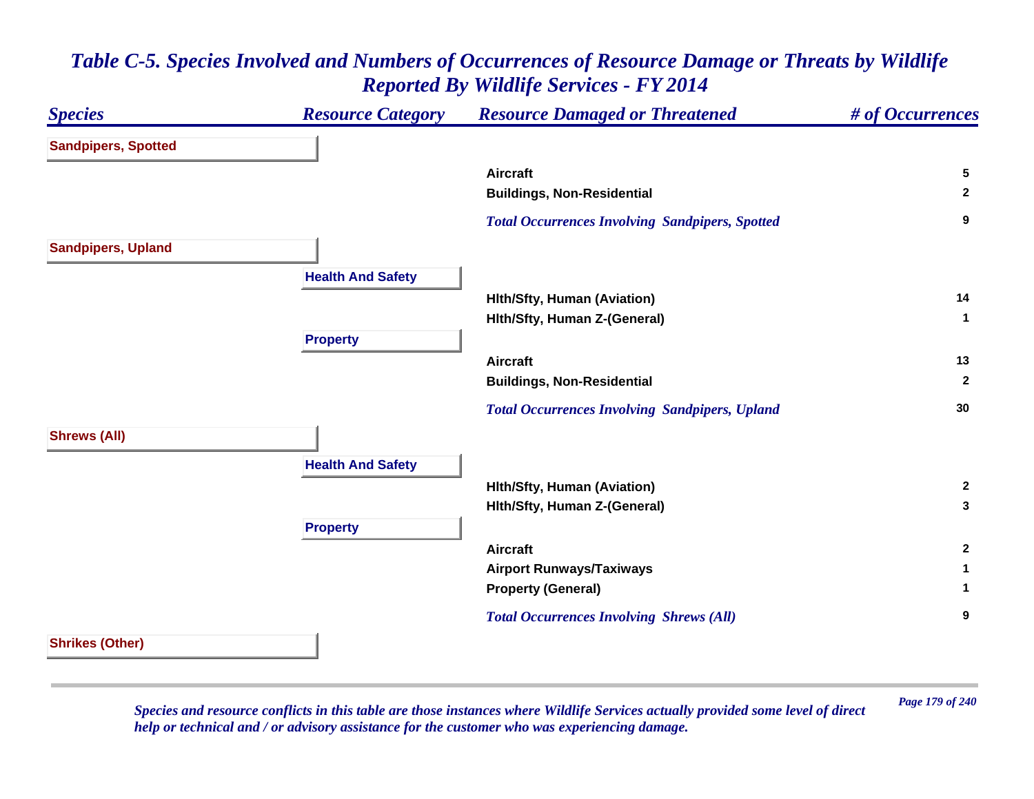# Table C-5. Species Involved and Numbers of Occurrences of Resource Damage or Threats by Wildlife Reported By Wildlife Services - FY 2014

| Species | Resource Category | Resource Damaged or Threatened | # of Occurrences |
|---|---|---|---|
| **Sandpipers, Spotted** | | | |
| | | Aircraft | 5 |
| | | Buildings, Non-Residential | 2 |
| | | *Total Occurrences Involving Sandpipers, Spotted* | 9 |
| **Sandpipers, Upland** | | | |
| | **Health And Safety** | | |
| | | Hlth/Sfty, Human (Aviation) | 14 |
| | | Hlth/Sfty, Human Z-(General) | 1 |
| | **Property** | | |
| | | Aircraft | 13 |
| | | Buildings, Non-Residential | 2 |
| | | *Total Occurrences Involving Sandpipers, Upland* | 30 |
| **Shrews (All)** | | | |
| | **Health And Safety** | | |
| | | Hlth/Sfty, Human (Aviation) | 2 |
| | | Hlth/Sfty, Human Z-(General) | 3 |
| | **Property** | | |
| | | Aircraft | 2 |
| | | Airport Runways/Taxiways | 1 |
| | | Property (General) | 1 |
| | | *Total Occurrences Involving Shrews (All)* | 9 |
| **Shrikes (Other)** | | | |

*Species and resource conflicts in this table are those instances where Wildlife Services actually provided some level of direct help or technical and / or advisory assistance for the customer who was experiencing damage.*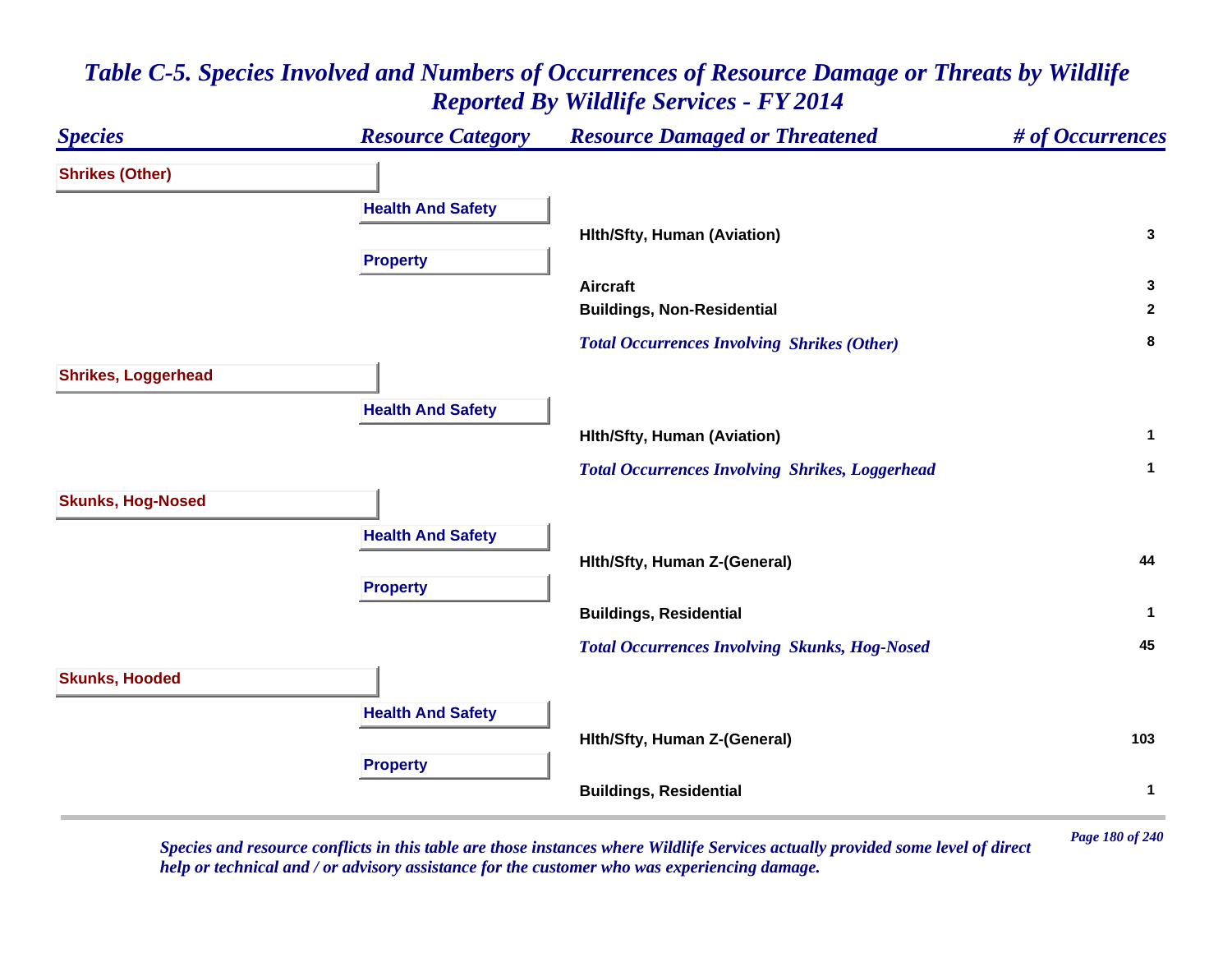# Table C-5. Species Involved and Numbers of Occurrences of Resource Damage or Threats by Wildlife Reported By Wildlife Services - FY 2014

| Species | Resource Category | Resource Damaged or Threatened | # of Occurrences |
|---|---|---|---|
| **Shrikes (Other)** | | | |
| | **Health And Safety** | | |
| | | Hlth/Sfty, Human (Aviation) | 3 |
| | **Property** | | |
| | | Aircraft | 3 |
| | | Buildings, Non-Residential | 2 |
| | | *Total Occurrences Involving Shrikes (Other)* | 8 |
| **Shrikes, Loggerhead** | | | |
| | **Health And Safety** | | |
| | | Hlth/Sfty, Human (Aviation) | 1 |
| | | *Total Occurrences Involving Shrikes, Loggerhead* | 1 |
| **Skunks, Hog-Nosed** | | | |
| | **Health And Safety** | | |
| | | Hlth/Sfty, Human Z-(General) | 44 |
| | **Property** | | |
| | | Buildings, Residential | 1 |
| | | *Total Occurrences Involving Skunks, Hog-Nosed* | 45 |
| **Skunks, Hooded** | | | |
| | **Health And Safety** | | |
| | | Hlth/Sfty, Human Z-(General) | 103 |
| | **Property** | | |
| | | Buildings, Residential | 1 |

*Species and resource conflicts in this table are those instances where Wildlife Services actually provided some level of direct help or technical and / or advisory assistance for the customer who was experiencing damage.*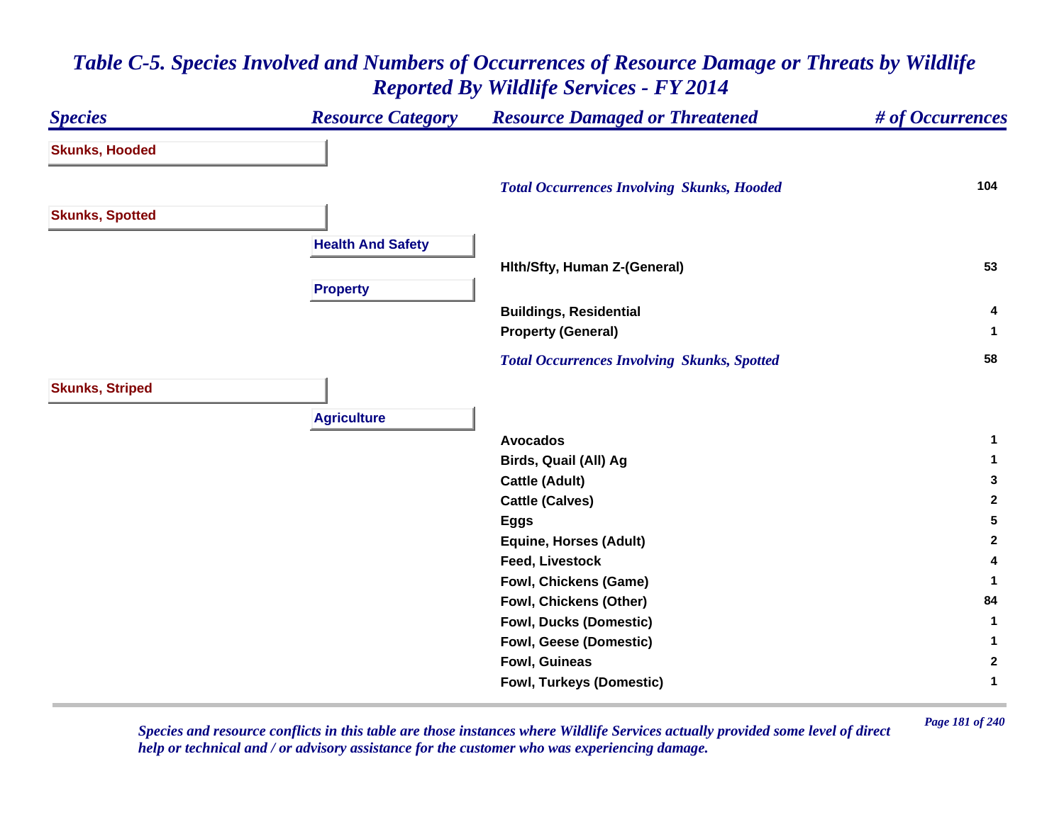# *Table C-5. Species Involved and Numbers of Occurrences of Resource Damage or Threats by Wildlife Reported By Wildlife Services - FY 2014*

| *Species* | *Resource Category* | *Resource Damaged or Threatened* | *# of Occurrences* |
|---|---|---|---|
| **Skunks, Hooded** | | | |
| | | ***Total Occurrences Involving Skunks, Hooded*** | **104** |
| **Skunks, Spotted** | | | |
| | **Health And Safety** | | |
| | | **Hlth/Sfty, Human Z-(General)** | **53** |
| | **Property** | | |
| | | **Buildings, Residential** | **4** |
| | | **Property (General)** | **1** |
| | | ***Total Occurrences Involving Skunks, Spotted*** | **58** |
| **Skunks, Striped** | | | |
| | **Agriculture** | | |
| | | **Avocados** | **1** |
| | | **Birds, Quail (All) Ag** | **1** |
| | | **Cattle (Adult)** | **3** |
| | | **Cattle (Calves)** | **2** |
| | | **Eggs** | **5** |
| | | **Equine, Horses (Adult)** | **2** |
| | | **Feed, Livestock** | **4** |
| | | **Fowl, Chickens (Game)** | **1** |
| | | **Fowl, Chickens (Other)** | **84** |
| | | **Fowl, Ducks (Domestic)** | **1** |
| | | **Fowl, Geese (Domestic)** | **1** |
| | | **Fowl, Guineas** | **2** |
| | | **Fowl, Turkeys (Domestic)** | **1** |

*Species and resource conflicts in this table are those instances where Wildlife Services actually provided some level of direct help or technical and / or advisory assistance for the customer who was experiencing damage.*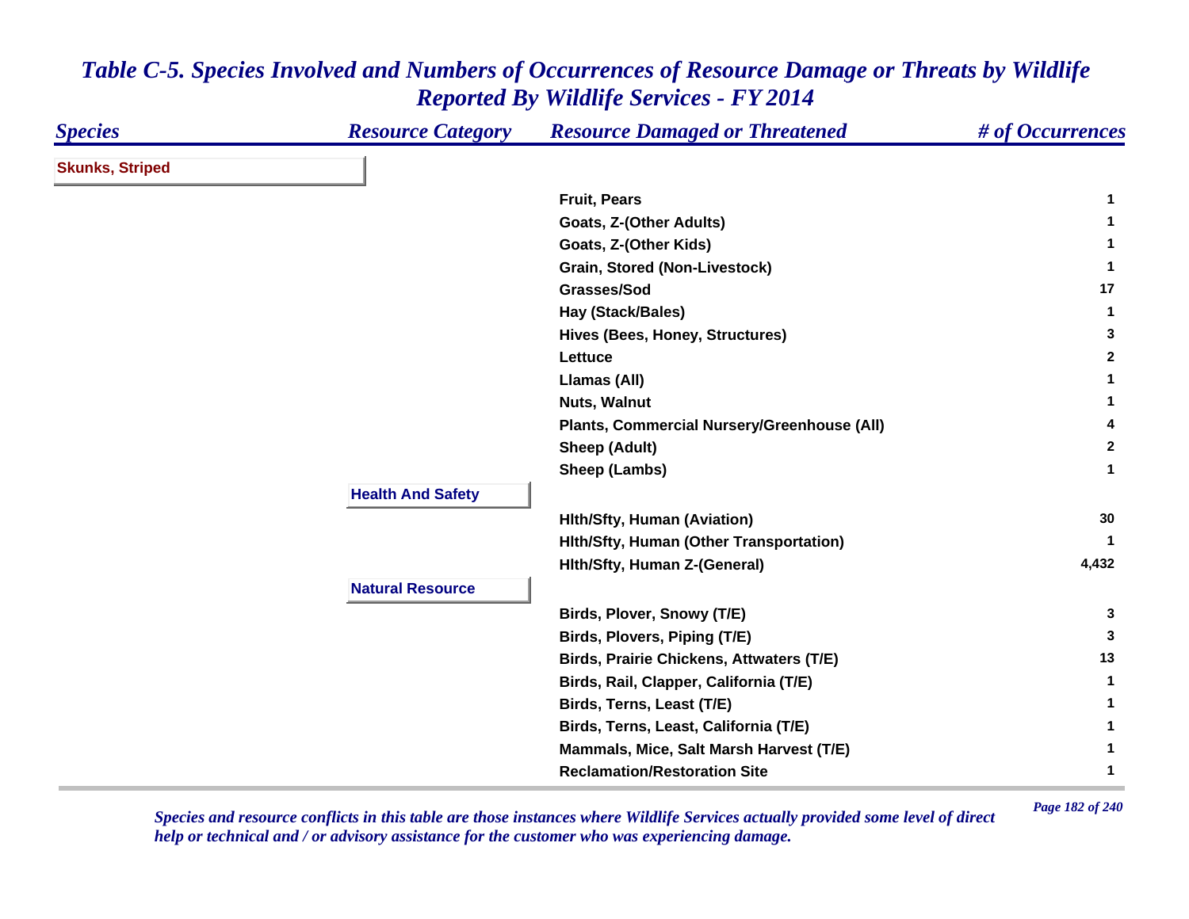## Table C-5. Species Involved and Numbers of Occurrences of Resource Damage or Threats by Wildlife Reported By Wildlife Services - FY 2014

| Species | Resource Category | Resource Damaged or Threatened | # of Occurrences |
|---|---|---|---|
| **Skunks, Striped** | | | |
| | | Fruit, Pears | 1 |
| | | Goats, Z-(Other Adults) | 1 |
| | | Goats, Z-(Other Kids) | 1 |
| | | Grain, Stored (Non-Livestock) | 1 |
| | | Grasses/Sod | 17 |
| | | Hay (Stack/Bales) | 1 |
| | | Hives (Bees, Honey, Structures) | 3 |
| | | Lettuce | 2 |
| | | Llamas (All) | 1 |
| | | Nuts, Walnut | 1 |
| | | Plants, Commercial Nursery/Greenhouse (All) | 4 |
| | | Sheep (Adult) | 2 |
| | | Sheep (Lambs) | 1 |
| | **Health And Safety** | | |
| | | Hlth/Sfty, Human (Aviation) | 30 |
| | | Hlth/Sfty, Human (Other Transportation) | 1 |
| | | Hlth/Sfty, Human Z-(General) | 4,432 |
| | **Natural Resource** | | |
| | | Birds, Plover, Snowy (T/E) | 3 |
| | | Birds, Plovers, Piping (T/E) | 3 |
| | | Birds, Prairie Chickens, Attwaters (T/E) | 13 |
| | | Birds, Rail, Clapper, California (T/E) | 1 |
| | | Birds, Terns, Least (T/E) | 1 |
| | | Birds, Terns, Least, California (T/E) | 1 |
| | | Mammals, Mice, Salt Marsh Harvest (T/E) | 1 |
| | | Reclamation/Restoration Site | 1 |

*Species and resource conflicts in this table are those instances where Wildlife Services actually provided some level of direct help or technical and / or advisory assistance for the customer who was experiencing damage.*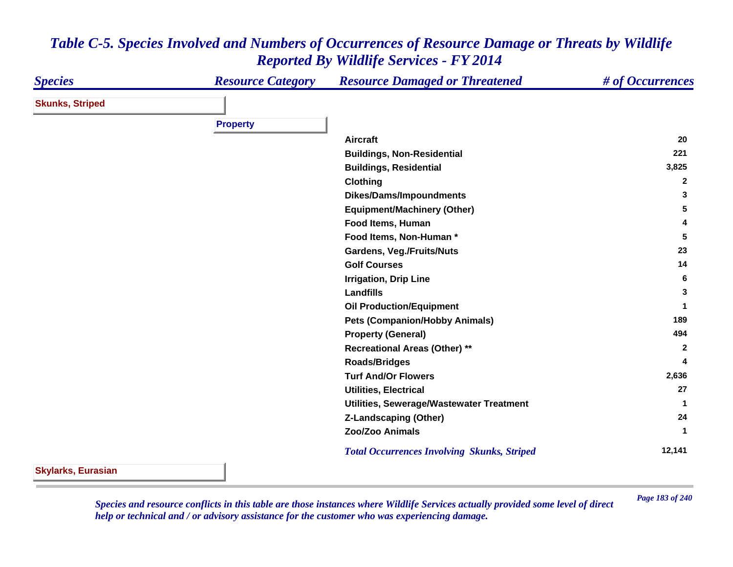# *Table C-5. Species Involved and Numbers of Occurrences of Resource Damage or Threats by Wildlife Reported By Wildlife Services - FY 2014*

| *Species* | *Resource Category* | *Resource Damaged or Threatened* | *# of Occurrences* |
|---|---|---|---|
| **Skunks, Striped** | | | |
| | **Property** | | |
| | | **Aircraft** | **20** |
| | | **Buildings, Non-Residential** | **221** |
| | | **Buildings, Residential** | **3,825** |
| | | **Clothing** | **2** |
| | | **Dikes/Dams/Impoundments** | **3** |
| | | **Equipment/Machinery (Other)** | **5** |
| | | **Food Items, Human** | **4** |
| | | **Food Items, Non-Human *** | **5** |
| | | **Gardens, Veg./Fruits/Nuts** | **23** |
| | | **Golf Courses** | **14** |
| | | **Irrigation, Drip Line** | **6** |
| | | **Landfills** | **3** |
| | | **Oil Production/Equipment** | **1** |
| | | **Pets (Companion/Hobby Animals)** | **189** |
| | | **Property (General)** | **494** |
| | | **Recreational Areas (Other) **** | **2** |
| | | **Roads/Bridges** | **4** |
| | | **Turf And/Or Flowers** | **2,636** |
| | | **Utilities, Electrical** | **27** |
| | | **Utilities, Sewerage/Wastewater Treatment** | **1** |
| | | **Z-Landscaping (Other)** | **24** |
| | | **Zoo/Zoo Animals** | **1** |
| | | ***Total Occurrences Involving Skunks, Striped*** | **12,141** |
| **Skylarks, Eurasian** | | | |

*Species and resource conflicts in this table are those instances where Wildlife Services actually provided some level of direct help or technical and / or advisory assistance for the customer who was experiencing damage.*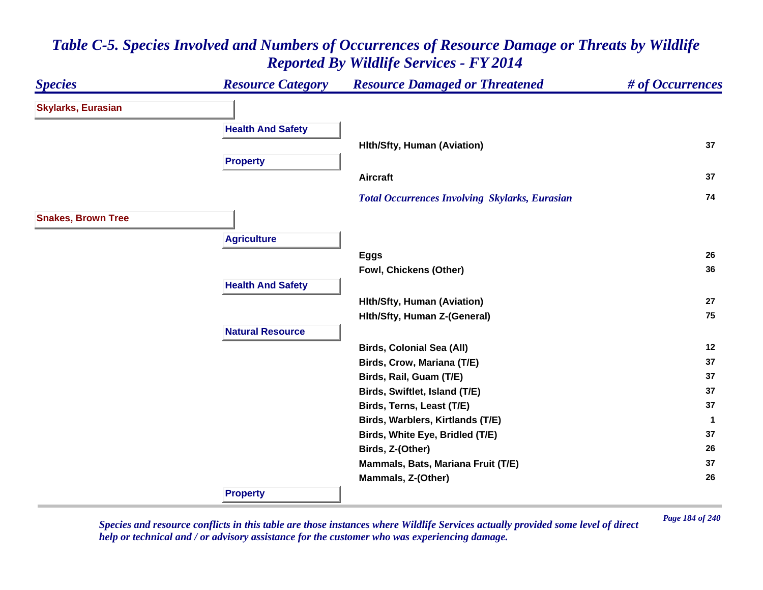# Table C-5. Species Involved and Numbers of Occurrences of Resource Damage or Threats by Wildlife Reported By Wildlife Services - FY 2014

| Species | Resource Category | Resource Damaged or Threatened | # of Occurrences |
|---|---|---|---|
| **Skylarks, Eurasian** | | | |
| | **Health And Safety** | | |
| | | Hlth/Sfty, Human (Aviation) | 37 |
| | **Property** | | |
| | | Aircraft | 37 |
| | | *Total Occurrences Involving Skylarks, Eurasian* | 74 |
| **Snakes, Brown Tree** | | | |
| | **Agriculture** | | |
| | | Eggs | 26 |
| | | Fowl, Chickens (Other) | 36 |
| | **Health And Safety** | | |
| | | Hlth/Sfty, Human (Aviation) | 27 |
| | | Hlth/Sfty, Human Z-(General) | 75 |
| | **Natural Resource** | | |
| | | Birds, Colonial Sea (All) | 12 |
| | | Birds, Crow, Mariana (T/E) | 37 |
| | | Birds, Rail, Guam (T/E) | 37 |
| | | Birds, Swiftlet, Island (T/E) | 37 |
| | | Birds, Terns, Least (T/E) | 37 |
| | | Birds, Warblers, Kirtlands (T/E) | 1 |
| | | Birds, White Eye, Bridled (T/E) | 37 |
| | | Birds, Z-(Other) | 26 |
| | | Mammals, Bats, Mariana Fruit (T/E) | 37 |
| | | Mammals, Z-(Other) | 26 |
| | **Property** | | |

*Species and resource conflicts in this table are those instances where Wildlife Services actually provided some level of direct help or technical and / or advisory assistance for the customer who was experiencing damage.*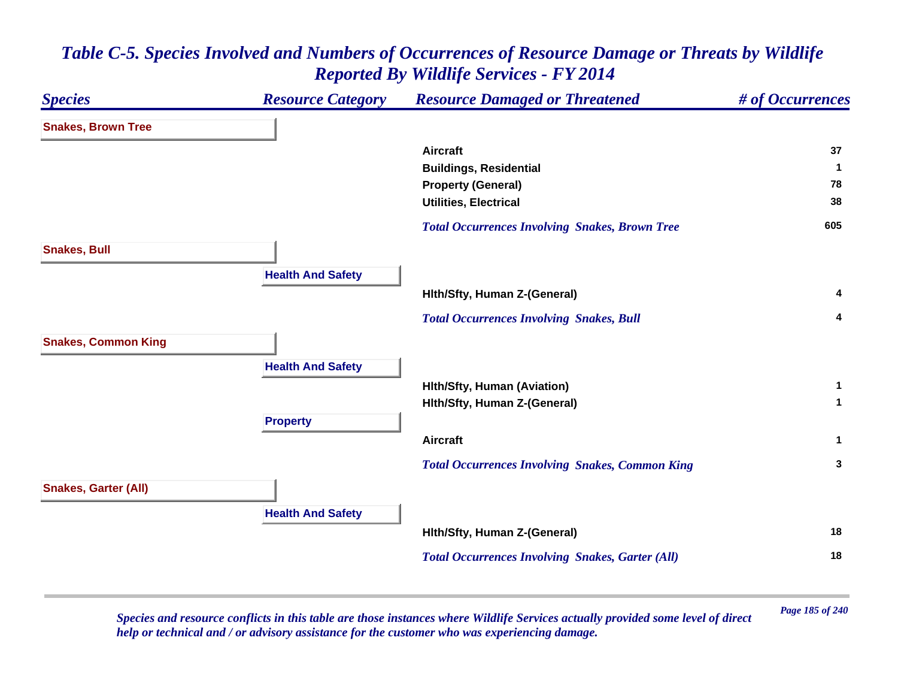# *Table C-5. Species Involved and Numbers of Occurrences of Resource Damage or Threats by Wildlife Reported By Wildlife Services - FY 2014*

| *Species* | *Resource Category* | *Resource Damaged or Threatened* | *# of Occurrences* |
|---|---|---|---|
| **Snakes, Brown Tree** | | | |
| | | **Aircraft** | **37** |
| | | **Buildings, Residential** | **1** |
| | | **Property (General)** | **78** |
| | | **Utilities, Electrical** | **38** |
| | | ***Total Occurrences Involving Snakes, Brown Tree*** | **605** |
| **Snakes, Bull** | | | |
| | **Health And Safety** | | |
| | | **Hlth/Sfty, Human Z-(General)** | **4** |
| | | ***Total Occurrences Involving Snakes, Bull*** | **4** |
| **Snakes, Common King** | | | |
| | **Health And Safety** | | |
| | | **Hlth/Sfty, Human (Aviation)** | **1** |
| | | **Hlth/Sfty, Human Z-(General)** | **1** |
| | **Property** | | |
| | | **Aircraft** | **1** |
| | | ***Total Occurrences Involving Snakes, Common King*** | **3** |
| **Snakes, Garter (All)** | | | |
| | **Health And Safety** | | |
| | | **Hlth/Sfty, Human Z-(General)** | **18** |
| | | ***Total Occurrences Involving Snakes, Garter (All)*** | **18** |

*Species and resource conflicts in this table are those instances where Wildlife Services actually provided some level of direct help or technical and / or advisory assistance for the customer who was experiencing damage.*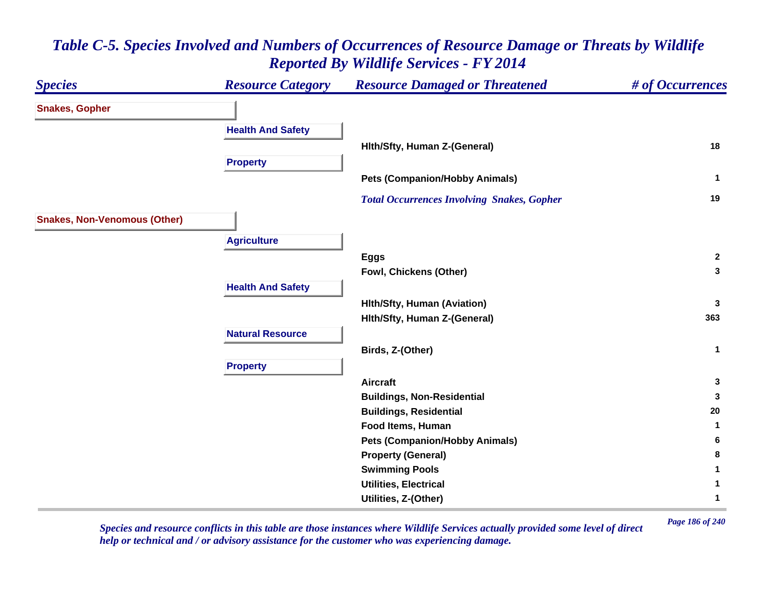# Table C-5. Species Involved and Numbers of Occurrences of Resource Damage or Threats by Wildlife Reported By Wildlife Services - FY 2014

| Species | Resource Category | Resource Damaged or Threatened | # of Occurrences |
|---|---|---|---|
| **Snakes, Gopher** | | | |
| | **Health And Safety** | | |
| | | Hlth/Sfty, Human Z-(General) | 18 |
| | **Property** | | |
| | | Pets (Companion/Hobby Animals) | 1 |
| | | *Total Occurrences Involving Snakes, Gopher* | 19 |
| **Snakes, Non-Venomous (Other)** | | | |
| | **Agriculture** | | |
| | | Eggs | 2 |
| | | Fowl, Chickens (Other) | 3 |
| | **Health And Safety** | | |
| | | Hlth/Sfty, Human (Aviation) | 3 |
| | | Hlth/Sfty, Human Z-(General) | 363 |
| | **Natural Resource** | | |
| | | Birds, Z-(Other) | 1 |
| | **Property** | | |
| | | Aircraft | 3 |
| | | Buildings, Non-Residential | 3 |
| | | Buildings, Residential | 20 |
| | | Food Items, Human | 1 |
| | | Pets (Companion/Hobby Animals) | 6 |
| | | Property (General) | 8 |
| | | Swimming Pools | 1 |
| | | Utilities, Electrical | 1 |
| | | Utilities, Z-(Other) | 1 |

*Species and resource conflicts in this table are those instances where Wildlife Services actually provided some level of direct help or technical and / or advisory assistance for the customer who was experiencing damage.*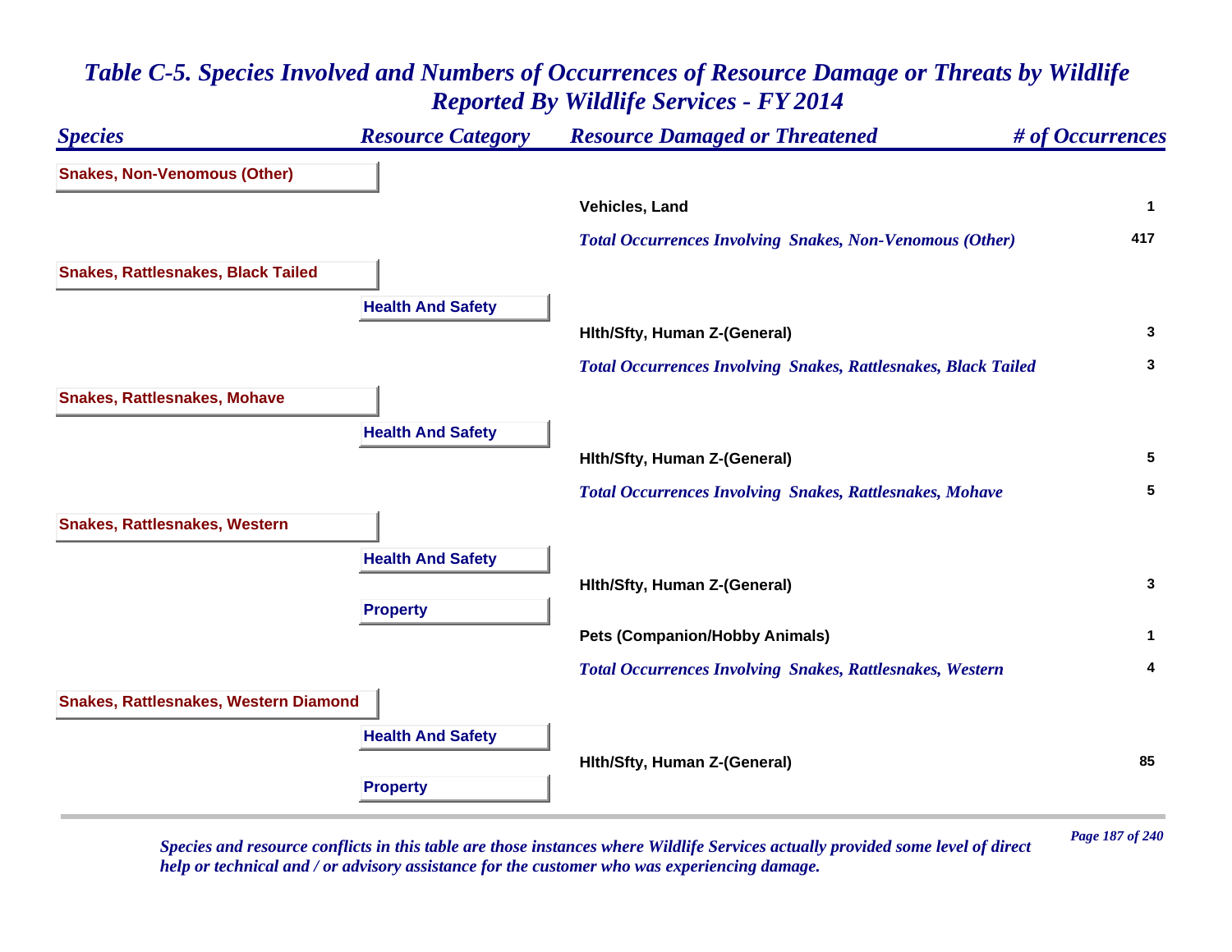# Table C-5. Species Involved and Numbers of Occurrences of Resource Damage or Threats by Wildlife Reported By Wildlife Services - FY 2014

| Species | Resource Category | Resource Damaged or Threatened | # of Occurrences |
|---|---|---|---|
| **Snakes, Non-Venomous (Other)** | | | |
| | | Vehicles, Land | 1 |
| | | *Total Occurrences Involving Snakes, Non-Venomous (Other)* | 417 |
| **Snakes, Rattlesnakes, Black Tailed** | | | |
| | **Health And Safety** | | |
| | | Hlth/Sfty, Human Z-(General) | 3 |
| | | *Total Occurrences Involving Snakes, Rattlesnakes, Black Tailed* | 3 |
| **Snakes, Rattlesnakes, Mohave** | | | |
| | **Health And Safety** | | |
| | | Hlth/Sfty, Human Z-(General) | 5 |
| | | *Total Occurrences Involving Snakes, Rattlesnakes, Mohave* | 5 |
| **Snakes, Rattlesnakes, Western** | | | |
| | **Health And Safety** | | |
| | | Hlth/Sfty, Human Z-(General) | 3 |
| | **Property** | | |
| | | Pets (Companion/Hobby Animals) | 1 |
| | | *Total Occurrences Involving Snakes, Rattlesnakes, Western* | 4 |
| **Snakes, Rattlesnakes, Western Diamond** | | | |
| | **Health And Safety** | | |
| | | Hlth/Sfty, Human Z-(General) | 85 |
| | **Property** | | |

*Species and resource conflicts in this table are those instances where Wildlife Services actually provided some level of direct help or technical and / or advisory assistance for the customer who was experiencing damage.*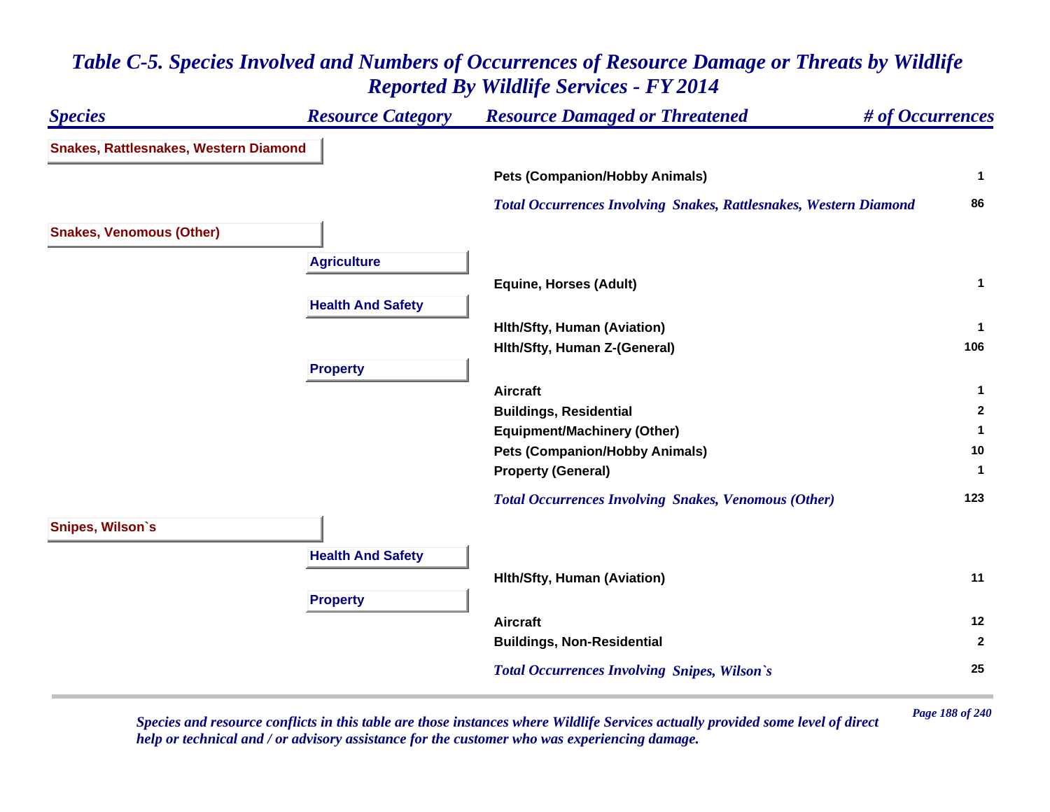# *Table C-5. Species Involved and Numbers of Occurrences of Resource Damage or Threats by Wildlife Reported By Wildlife Services - FY 2014*

| *Species* | *Resource Category* | *Resource Damaged or Threatened* | *# of Occurrences* |
|---|---|---|---|
| **Snakes, Rattlesnakes, Western Diamond** | | | |
| | | **Pets (Companion/Hobby Animals)** | **1** |
| | | ***Total Occurrences Involving Snakes, Rattlesnakes, Western Diamond*** | **86** |
| **Snakes, Venomous (Other)** | | | |
| | **Agriculture** | | |
| | | **Equine, Horses (Adult)** | **1** |
| | **Health And Safety** | | |
| | | **Hlth/Sfty, Human (Aviation)** | **1** |
| | | **Hlth/Sfty, Human Z-(General)** | **106** |
| | **Property** | | |
| | | **Aircraft** | **1** |
| | | **Buildings, Residential** | **2** |
| | | **Equipment/Machinery (Other)** | **1** |
| | | **Pets (Companion/Hobby Animals)** | **10** |
| | | **Property (General)** | **1** |
| | | ***Total Occurrences Involving Snakes, Venomous (Other)*** | **123** |
| **Snipes, Wilson`s** | | | |
| | **Health And Safety** | | |
| | | **Hlth/Sfty, Human (Aviation)** | **11** |
| | **Property** | | |
| | | **Aircraft** | **12** |
| | | **Buildings, Non-Residential** | **2** |
| | | ***Total Occurrences Involving Snipes, Wilson`s*** | **25** |

*Species and resource conflicts in this table are those instances where Wildlife Services actually provided some level of direct help or technical and / or advisory assistance for the customer who was experiencing damage.*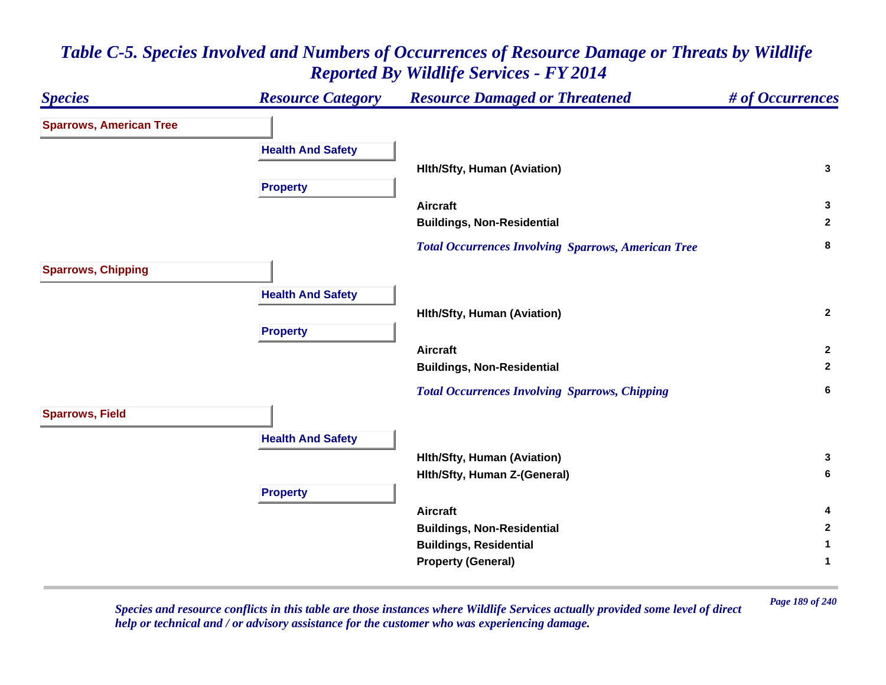# Table C-5. Species Involved and Numbers of Occurrences of Resource Damage or Threats by Wildlife Reported By Wildlife Services - FY 2014

| Species | Resource Category | Resource Damaged or Threatened | # of Occurrences |
|---|---|---|---|
| **Sparrows, American Tree** | | | |
| | **Health And Safety** | | |
| | | Hlth/Sfty, Human (Aviation) | 3 |
| | **Property** | | |
| | | Aircraft | 3 |
| | | Buildings, Non-Residential | 2 |
| | | *Total Occurrences Involving Sparrows, American Tree* | 8 |
| **Sparrows, Chipping** | | | |
| | **Health And Safety** | | |
| | | Hlth/Sfty, Human (Aviation) | 2 |
| | **Property** | | |
| | | Aircraft | 2 |
| | | Buildings, Non-Residential | 2 |
| | | *Total Occurrences Involving Sparrows, Chipping* | 6 |
| **Sparrows, Field** | | | |
| | **Health And Safety** | | |
| | | Hlth/Sfty, Human (Aviation) | 3 |
| | | Hlth/Sfty, Human Z-(General) | 6 |
| | **Property** | | |
| | | Aircraft | 4 |
| | | Buildings, Non-Residential | 2 |
| | | Buildings, Residential | 1 |
| | | Property (General) | 1 |

*Species and resource conflicts in this table are those instances where Wildlife Services actually provided some level of direct help or technical and / or advisory assistance for the customer who was experiencing damage.*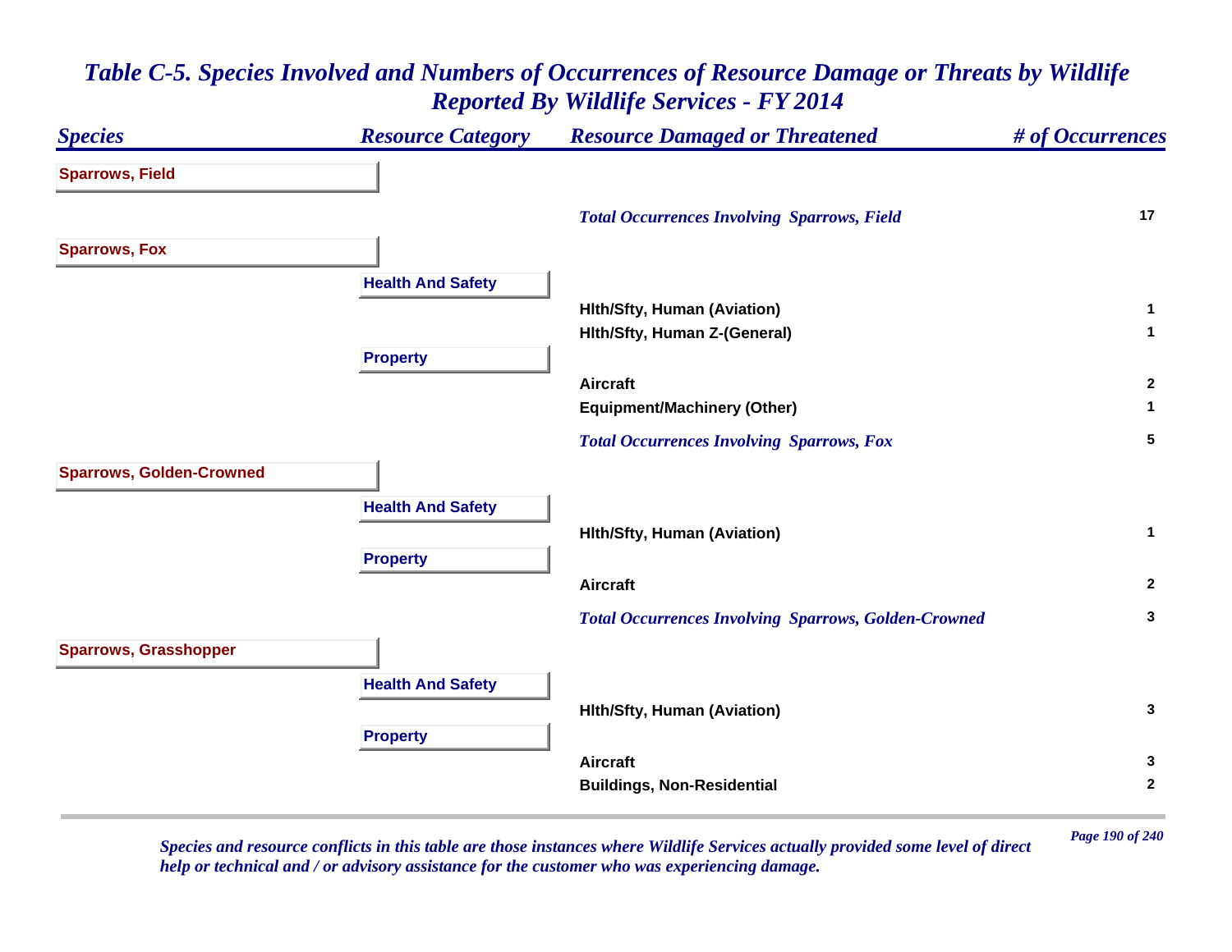# *Table C-5. Species Involved and Numbers of Occurrences of Resource Damage or Threats by Wildlife Reported By Wildlife Services - FY 2014*

| *Species* | *Resource Category* | *Resource Damaged or Threatened* | *# of Occurrences* |
|---|---|---|---|
| **Sparrows, Field** | | | |
| | | ***Total Occurrences Involving Sparrows, Field*** | **17** |
| **Sparrows, Fox** | | | |
| | **Health And Safety** | | |
| | | **Hlth/Sfty, Human (Aviation)** | **1** |
| | | **Hlth/Sfty, Human Z-(General)** | **1** |
| | **Property** | | |
| | | **Aircraft** | **2** |
| | | **Equipment/Machinery (Other)** | **1** |
| | | ***Total Occurrences Involving Sparrows, Fox*** | **5** |
| **Sparrows, Golden-Crowned** | | | |
| | **Health And Safety** | | |
| | | **Hlth/Sfty, Human (Aviation)** | **1** |
| | **Property** | | |
| | | **Aircraft** | **2** |
| | | ***Total Occurrences Involving Sparrows, Golden-Crowned*** | **3** |
| **Sparrows, Grasshopper** | | | |
| | **Health And Safety** | | |
| | | **Hlth/Sfty, Human (Aviation)** | **3** |
| | **Property** | | |
| | | **Aircraft** | **3** |
| | | **Buildings, Non-Residential** | **2** |

*Species and resource conflicts in this table are those instances where Wildlife Services actually provided some level of direct help or technical and / or advisory assistance for the customer who was experiencing damage.*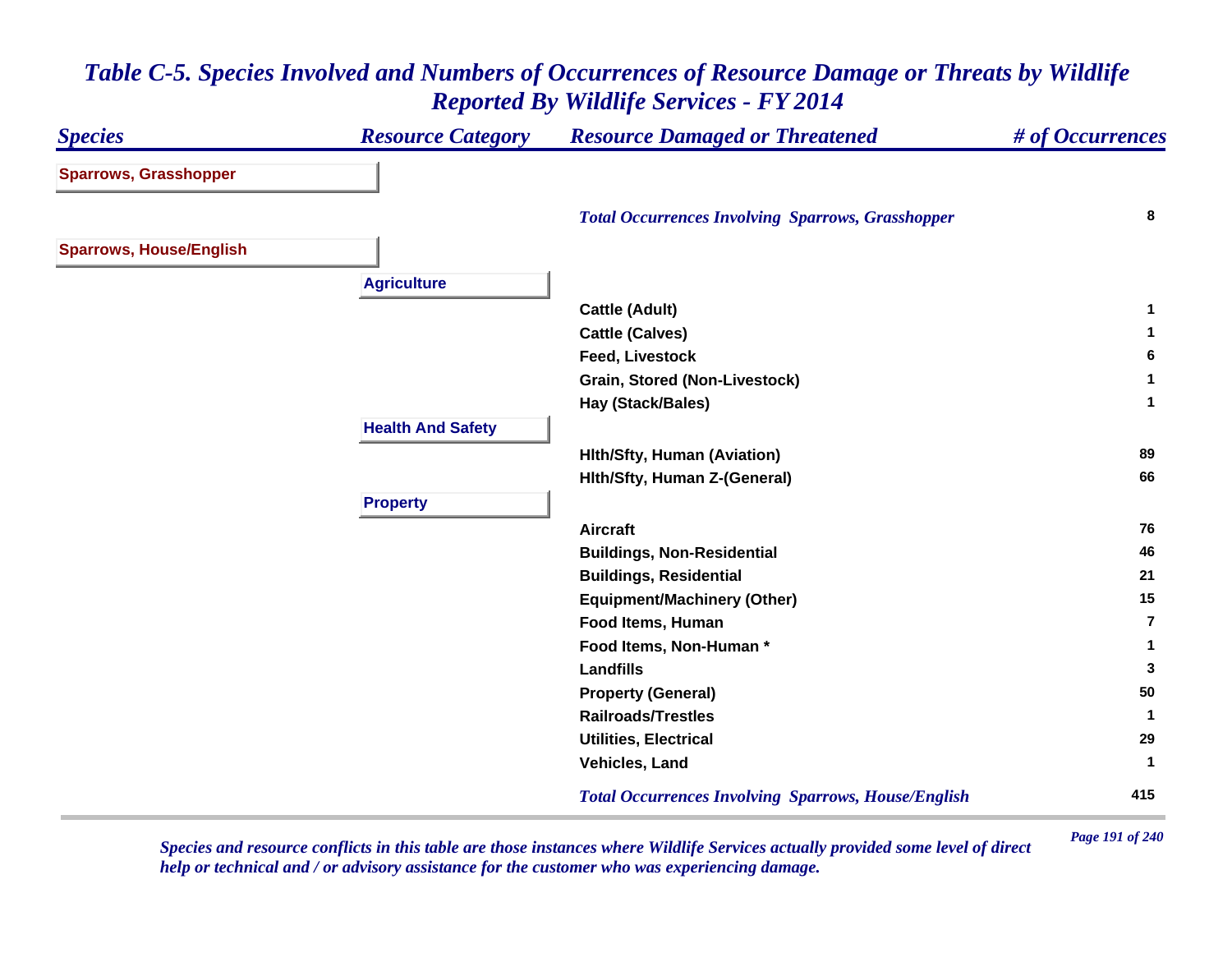# *Table C-5. Species Involved and Numbers of Occurrences of Resource Damage or Threats by Wildlife Reported By Wildlife Services - FY 2014*

| *Species* | *Resource Category* | *Resource Damaged or Threatened* | *# of Occurrences* |
|---|---|---|---|
| **Sparrows, Grasshopper** | | | |
| | | ***Total Occurrences Involving Sparrows, Grasshopper*** | **8** |
| **Sparrows, House/English** | | | |
| | **Agriculture** | | |
| | | **Cattle (Adult)** | **1** |
| | | **Cattle (Calves)** | **1** |
| | | **Feed, Livestock** | **6** |
| | | **Grain, Stored (Non-Livestock)** | **1** |
| | | **Hay (Stack/Bales)** | **1** |
| | **Health And Safety** | | |
| | | **Hlth/Sfty, Human (Aviation)** | **89** |
| | | **Hlth/Sfty, Human Z-(General)** | **66** |
| | **Property** | | |
| | | **Aircraft** | **76** |
| | | **Buildings, Non-Residential** | **46** |
| | | **Buildings, Residential** | **21** |
| | | **Equipment/Machinery (Other)** | **15** |
| | | **Food Items, Human** | **7** |
| | | **Food Items, Non-Human *** | **1** |
| | | **Landfills** | **3** |
| | | **Property (General)** | **50** |
| | | **Railroads/Trestles** | **1** |
| | | **Utilities, Electrical** | **29** |
| | | **Vehicles, Land** | **1** |
| | | ***Total Occurrences Involving Sparrows, House/English*** | **415** |

*Species and resource conflicts in this table are those instances where Wildlife Services actually provided some level of direct help or technical and / or advisory assistance for the customer who was experiencing damage.*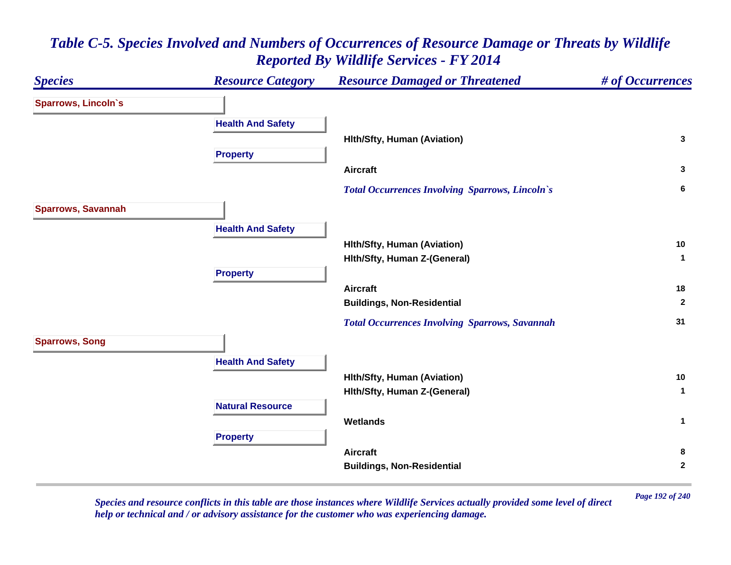# Table C-5. Species Involved and Numbers of Occurrences of Resource Damage or Threats by Wildlife Reported By Wildlife Services - FY 2014

| Species | Resource Category | Resource Damaged or Threatened | # of Occurrences |
|---|---|---|---|
| **Sparrows, Lincoln`s** | | | |
| | **Health And Safety** | | |
| | | Hlth/Sfty, Human (Aviation) | 3 |
| | **Property** | | |
| | | Aircraft | 3 |
| | | *Total Occurrences Involving Sparrows, Lincoln`s* | 6 |
| **Sparrows, Savannah** | | | |
| | **Health And Safety** | | |
| | | Hlth/Sfty, Human (Aviation) | 10 |
| | | Hlth/Sfty, Human Z-(General) | 1 |
| | **Property** | | |
| | | Aircraft | 18 |
| | | Buildings, Non-Residential | 2 |
| | | *Total Occurrences Involving Sparrows, Savannah* | 31 |
| **Sparrows, Song** | | | |
| | **Health And Safety** | | |
| | | Hlth/Sfty, Human (Aviation) | 10 |
| | | Hlth/Sfty, Human Z-(General) | 1 |
| | **Natural Resource** | | |
| | | Wetlands | 1 |
| | **Property** | | |
| | | Aircraft | 8 |
| | | Buildings, Non-Residential | 2 |

*Species and resource conflicts in this table are those instances where Wildlife Services actually provided some level of direct help or technical and / or advisory assistance for the customer who was experiencing damage.*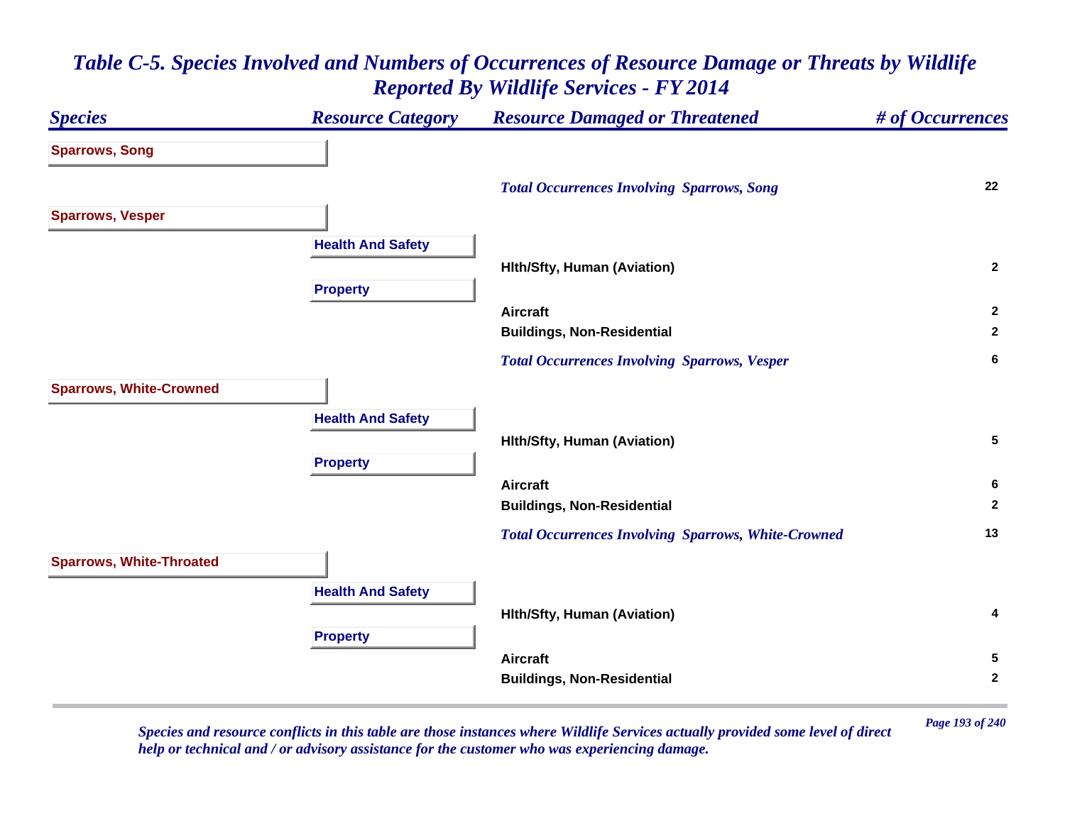# Table C-5. Species Involved and Numbers of Occurrences of Resource Damage or Threats by Wildlife Reported By Wildlife Services - FY 2014

| Species | Resource Category | Resource Damaged or Threatened | # of Occurrences |
|---|---|---|---|
| **Sparrows, Song** | | | |
| | | *Total Occurrences Involving Sparrows, Song* | 22 |
| **Sparrows, Vesper** | | | |
| | **Health And Safety** | | |
| | | Hlth/Sfty, Human (Aviation) | 2 |
| | **Property** | | |
| | | Aircraft | 2 |
| | | Buildings, Non-Residential | 2 |
| | | *Total Occurrences Involving Sparrows, Vesper* | 6 |
| **Sparrows, White-Crowned** | | | |
| | **Health And Safety** | | |
| | | Hlth/Sfty, Human (Aviation) | 5 |
| | **Property** | | |
| | | Aircraft | 6 |
| | | Buildings, Non-Residential | 2 |
| | | *Total Occurrences Involving Sparrows, White-Crowned* | 13 |
| **Sparrows, White-Throated** | | | |
| | **Health And Safety** | | |
| | | Hlth/Sfty, Human (Aviation) | 4 |
| | **Property** | | |
| | | Aircraft | 5 |
| | | Buildings, Non-Residential | 2 |

*Species and resource conflicts in this table are those instances where Wildlife Services actually provided some level of direct help or technical and / or advisory assistance for the customer who was experiencing damage.*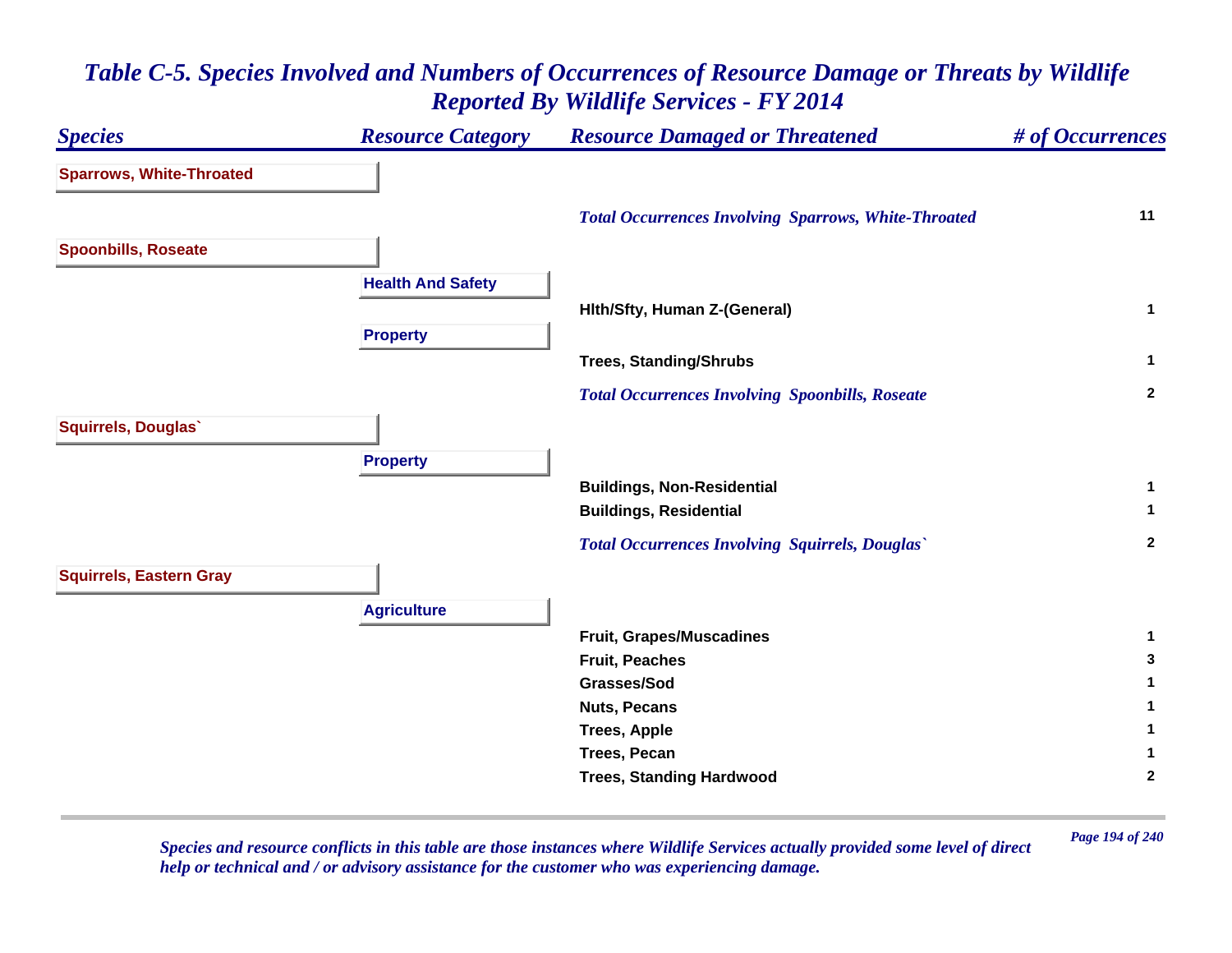# Table C-5. Species Involved and Numbers of Occurrences of Resource Damage or Threats by Wildlife Reported By Wildlife Services - FY 2014

| Species | Resource Category | Resource Damaged or Threatened | # of Occurrences |
|---|---|---|---|
| **Sparrows, White-Throated** | | | |
| | | *Total Occurrences Involving Sparrows, White-Throated* | 11 |
| **Spoonbills, Roseate** | | | |
| | **Health And Safety** | | |
| | | Hlth/Sfty, Human Z-(General) | 1 |
| | **Property** | | |
| | | Trees, Standing/Shrubs | 1 |
| | | *Total Occurrences Involving Spoonbills, Roseate* | 2 |
| **Squirrels, Douglas`** | | | |
| | **Property** | | |
| | | Buildings, Non-Residential | 1 |
| | | Buildings, Residential | 1 |
| | | *Total Occurrences Involving Squirrels, Douglas`* | 2 |
| **Squirrels, Eastern Gray** | | | |
| | **Agriculture** | | |
| | | Fruit, Grapes/Muscadines | 1 |
| | | Fruit, Peaches | 3 |
| | | Grasses/Sod | 1 |
| | | Nuts, Pecans | 1 |
| | | Trees, Apple | 1 |
| | | Trees, Pecan | 1 |
| | | Trees, Standing Hardwood | 2 |

*Species and resource conflicts in this table are those instances where Wildlife Services actually provided some level of direct help or technical and / or advisory assistance for the customer who was experiencing damage.*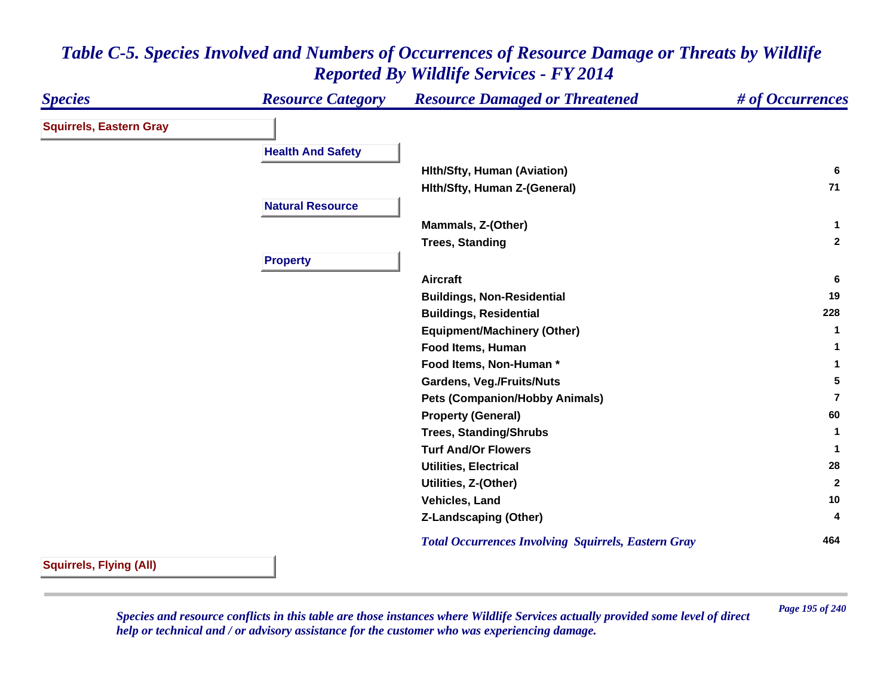# *Table C-5. Species Involved and Numbers of Occurrences of Resource Damage or Threats by Wildlife Reported By Wildlife Services - FY 2014*

| *Species* | *Resource Category* | *Resource Damaged or Threatened* | *# of Occurrences* |
|---|---|---|---|
| **Squirrels, Eastern Gray** | | | |
| | **Health And Safety** | | |
| | | **Hlth/Sfty, Human (Aviation)** | **6** |
| | | **Hlth/Sfty, Human Z-(General)** | **71** |
| | **Natural Resource** | | |
| | | **Mammals, Z-(Other)** | **1** |
| | | **Trees, Standing** | **2** |
| | **Property** | | |
| | | **Aircraft** | **6** |
| | | **Buildings, Non-Residential** | **19** |
| | | **Buildings, Residential** | **228** |
| | | **Equipment/Machinery (Other)** | **1** |
| | | **Food Items, Human** | **1** |
| | | **Food Items, Non-Human *** | **1** |
| | | **Gardens, Veg./Fruits/Nuts** | **5** |
| | | **Pets (Companion/Hobby Animals)** | **7** |
| | | **Property (General)** | **60** |
| | | **Trees, Standing/Shrubs** | **1** |
| | | **Turf And/Or Flowers** | **1** |
| | | **Utilities, Electrical** | **28** |
| | | **Utilities, Z-(Other)** | **2** |
| | | **Vehicles, Land** | **10** |
| | | **Z-Landscaping (Other)** | **4** |
| | | ***Total Occurrences Involving Squirrels, Eastern Gray*** | **464** |
| **Squirrels, Flying (All)** | | | |

*Species and resource conflicts in this table are those instances where Wildlife Services actually provided some level of direct help or technical and / or advisory assistance for the customer who was experiencing damage.*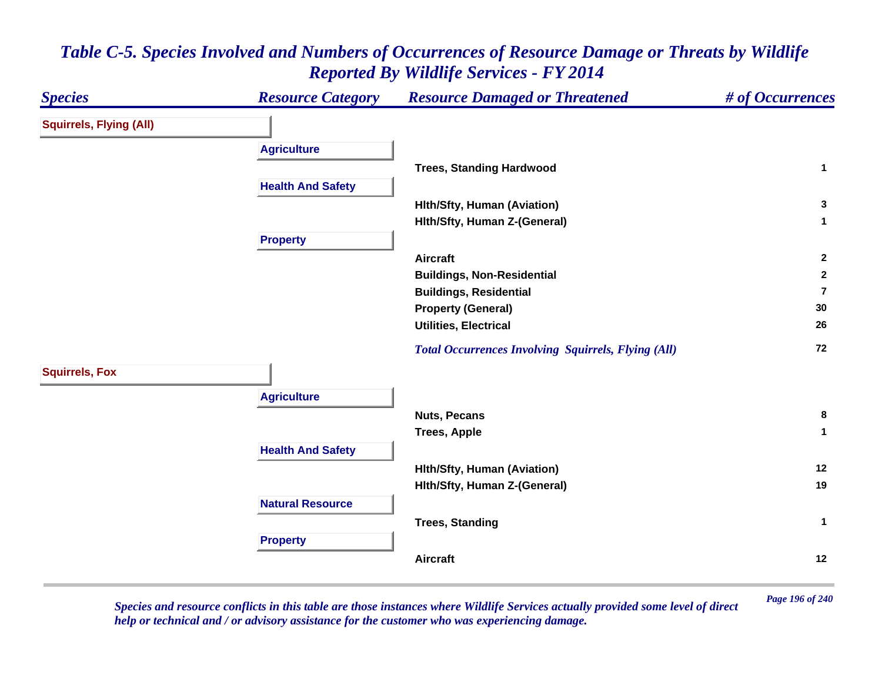# Table C-5. Species Involved and Numbers of Occurrences of Resource Damage or Threats by Wildlife Reported By Wildlife Services - FY 2014

| Species | Resource Category | Resource Damaged or Threatened | # of Occurrences |
|---|---|---|---|
| **Squirrels, Flying (All)** | | | |
| | **Agriculture** | | |
| | | Trees, Standing Hardwood | 1 |
| | **Health And Safety** | | |
| | | Hlth/Sfty, Human (Aviation) | 3 |
| | | Hlth/Sfty, Human Z-(General) | 1 |
| | **Property** | | |
| | | Aircraft | 2 |
| | | Buildings, Non-Residential | 2 |
| | | Buildings, Residential | 7 |
| | | Property (General) | 30 |
| | | Utilities, Electrical | 26 |
| | | *Total Occurrences Involving Squirrels, Flying (All)* | 72 |
| **Squirrels, Fox** | | | |
| | **Agriculture** | | |
| | | Nuts, Pecans | 8 |
| | | Trees, Apple | 1 |
| | **Health And Safety** | | |
| | | Hlth/Sfty, Human (Aviation) | 12 |
| | | Hlth/Sfty, Human Z-(General) | 19 |
| | **Natural Resource** | | |
| | | Trees, Standing | 1 |
| | **Property** | | |
| | | Aircraft | 12 |

*Species and resource conflicts in this table are those instances where Wildlife Services actually provided some level of direct help or technical and / or advisory assistance for the customer who was experiencing damage.*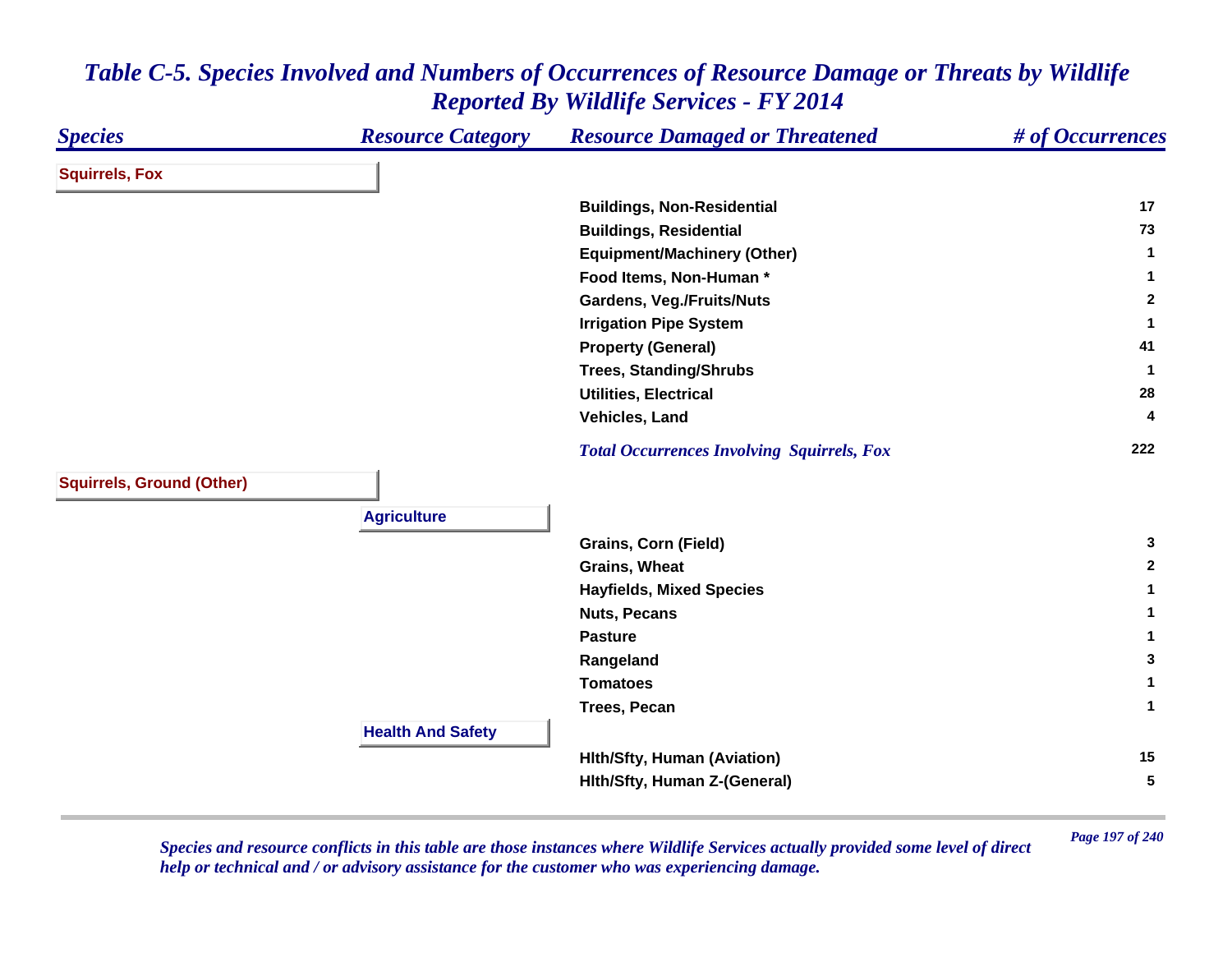# Table C-5. Species Involved and Numbers of Occurrences of Resource Damage or Threats by Wildlife Reported By Wildlife Services - FY 2014

| Species | Resource Category | Resource Damaged or Threatened | # of Occurrences |
|---|---|---|---|
| **Squirrels, Fox** | | | |
| | | Buildings, Non-Residential | 17 |
| | | Buildings, Residential | 73 |
| | | Equipment/Machinery (Other) | 1 |
| | | Food Items, Non-Human * | 1 |
| | | Gardens, Veg./Fruits/Nuts | 2 |
| | | Irrigation Pipe System | 1 |
| | | Property (General) | 41 |
| | | Trees, Standing/Shrubs | 1 |
| | | Utilities, Electrical | 28 |
| | | Vehicles, Land | 4 |
| | | *Total Occurrences Involving Squirrels, Fox* | 222 |
| **Squirrels, Ground (Other)** | | | |
| | **Agriculture** | | |
| | | Grains, Corn (Field) | 3 |
| | | Grains, Wheat | 2 |
| | | Hayfields, Mixed Species | 1 |
| | | Nuts, Pecans | 1 |
| | | Pasture | 1 |
| | | Rangeland | 3 |
| | | Tomatoes | 1 |
| | | Trees, Pecan | 1 |
| | **Health And Safety** | | |
| | | Hlth/Sfty, Human (Aviation) | 15 |
| | | Hlth/Sfty, Human Z-(General) | 5 |

*Species and resource conflicts in this table are those instances where Wildlife Services actually provided some level of direct help or technical and / or advisory assistance for the customer who was experiencing damage.*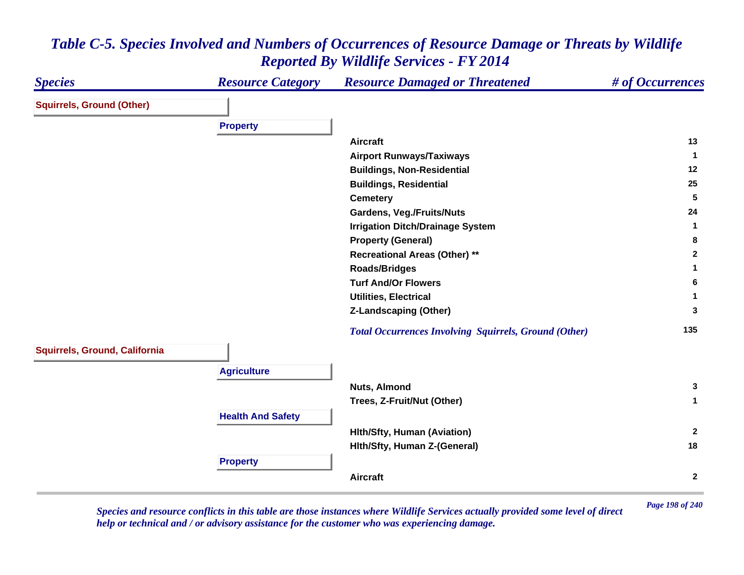# *Table C-5. Species Involved and Numbers of Occurrences of Resource Damage or Threats by Wildlife Reported By Wildlife Services - FY 2014*

| Species | Resource Category | Resource Damaged or Threatened | # of Occurrences |
|---|---|---|---|
| **Squirrels, Ground (Other)** | | | |
| | **Property** | | |
| | | Aircraft | 13 |
| | | Airport Runways/Taxiways | 1 |
| | | Buildings, Non-Residential | 12 |
| | | Buildings, Residential | 25 |
| | | Cemetery | 5 |
| | | Gardens, Veg./Fruits/Nuts | 24 |
| | | Irrigation Ditch/Drainage System | 1 |
| | | Property (General) | 8 |
| | | Recreational Areas (Other) ** | 2 |
| | | Roads/Bridges | 1 |
| | | Turf And/Or Flowers | 6 |
| | | Utilities, Electrical | 1 |
| | | Z-Landscaping (Other) | 3 |
| | | *Total Occurrences Involving Squirrels, Ground (Other)* | 135 |
| **Squirrels, Ground, California** | | | |
| | **Agriculture** | | |
| | | Nuts, Almond | 3 |
| | | Trees, Z-Fruit/Nut (Other) | 1 |
| | **Health And Safety** | | |
| | | Hlth/Sfty, Human (Aviation) | 2 |
| | | Hlth/Sfty, Human Z-(General) | 18 |
| | **Property** | | |
| | | Aircraft | 2 |

*Species and resource conflicts in this table are those instances where Wildlife Services actually provided some level of direct help or technical and / or advisory assistance for the customer who was experiencing damage.*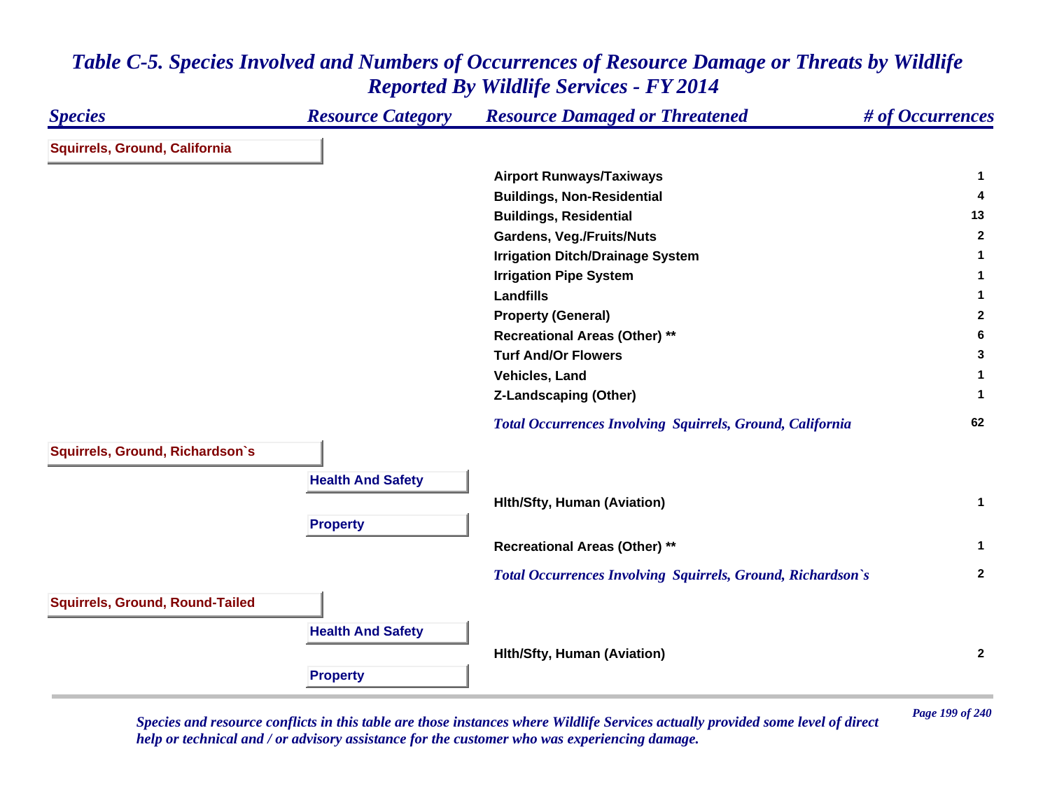# Table C-5. Species Involved and Numbers of Occurrences of Resource Damage or Threats by Wildlife Reported By Wildlife Services - FY 2014

| Species | Resource Category | Resource Damaged or Threatened | # of Occurrences |
|---|---|---|---|
| **Squirrels, Ground, California** | | | |
| | | Airport Runways/Taxiways | 1 |
| | | Buildings, Non-Residential | 4 |
| | | Buildings, Residential | 13 |
| | | Gardens, Veg./Fruits/Nuts | 2 |
| | | Irrigation Ditch/Drainage System | 1 |
| | | Irrigation Pipe System | 1 |
| | | Landfills | 1 |
| | | Property (General) | 2 |
| | | Recreational Areas (Other) ** | 6 |
| | | Turf And/Or Flowers | 3 |
| | | Vehicles, Land | 1 |
| | | Z-Landscaping (Other) | 1 |
| | | *Total Occurrences Involving Squirrels, Ground, California* | 62 |
| **Squirrels, Ground, Richardson`s** | | | |
| | **Health And Safety** | | |
| | | Hlth/Sfty, Human (Aviation) | 1 |
| | **Property** | | |
| | | Recreational Areas (Other) ** | 1 |
| | | *Total Occurrences Involving Squirrels, Ground, Richardson`s* | 2 |
| **Squirrels, Ground, Round-Tailed** | | | |
| | **Health And Safety** | | |
| | | Hlth/Sfty, Human (Aviation) | 2 |
| | **Property** | | |

*Species and resource conflicts in this table are those instances where Wildlife Services actually provided some level of direct help or technical and / or advisory assistance for the customer who was experiencing damage.*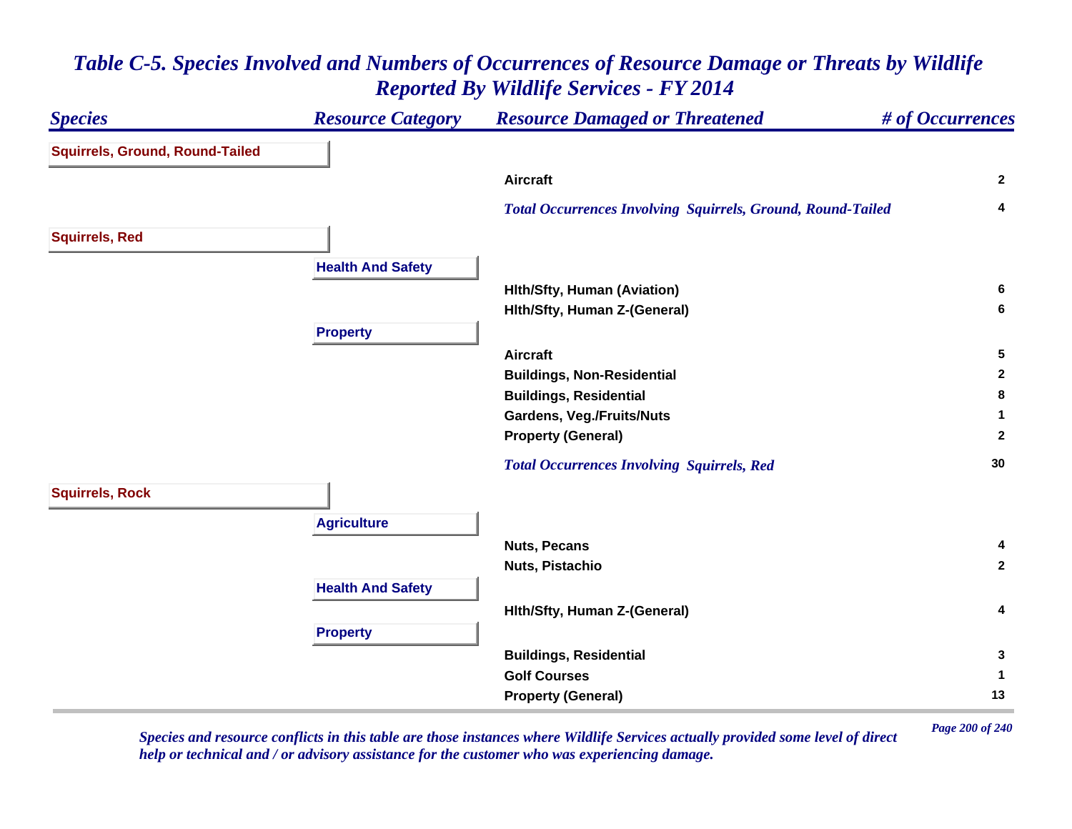## *Table C-5. Species Involved and Numbers of Occurrences of Resource Damage or Threats by Wildlife Reported By Wildlife Services - FY 2014*

| Species | Resource Category | Resource Damaged or Threatened | # of Occurrences |
|---|---|---|---|
| **Squirrels, Ground, Round-Tailed** | | | |
| | | Aircraft | 2 |
| | | *Total Occurrences Involving Squirrels, Ground, Round-Tailed* | 4 |
| **Squirrels, Red** | | | |
| | **Health And Safety** | | |
| | | Hlth/Sfty, Human (Aviation) | 6 |
| | | Hlth/Sfty, Human Z-(General) | 6 |
| | **Property** | | |
| | | Aircraft | 5 |
| | | Buildings, Non-Residential | 2 |
| | | Buildings, Residential | 8 |
| | | Gardens, Veg./Fruits/Nuts | 1 |
| | | Property (General) | 2 |
| | | *Total Occurrences Involving Squirrels, Red* | 30 |
| **Squirrels, Rock** | | | |
| | **Agriculture** | | |
| | | Nuts, Pecans | 4 |
| | | Nuts, Pistachio | 2 |
| | **Health And Safety** | | |
| | | Hlth/Sfty, Human Z-(General) | 4 |
| | **Property** | | |
| | | Buildings, Residential | 3 |
| | | Golf Courses | 1 |
| | | Property (General) | 13 |

*Species and resource conflicts in this table are those instances where Wildlife Services actually provided some level of direct help or technical and / or advisory assistance for the customer who was experiencing damage.*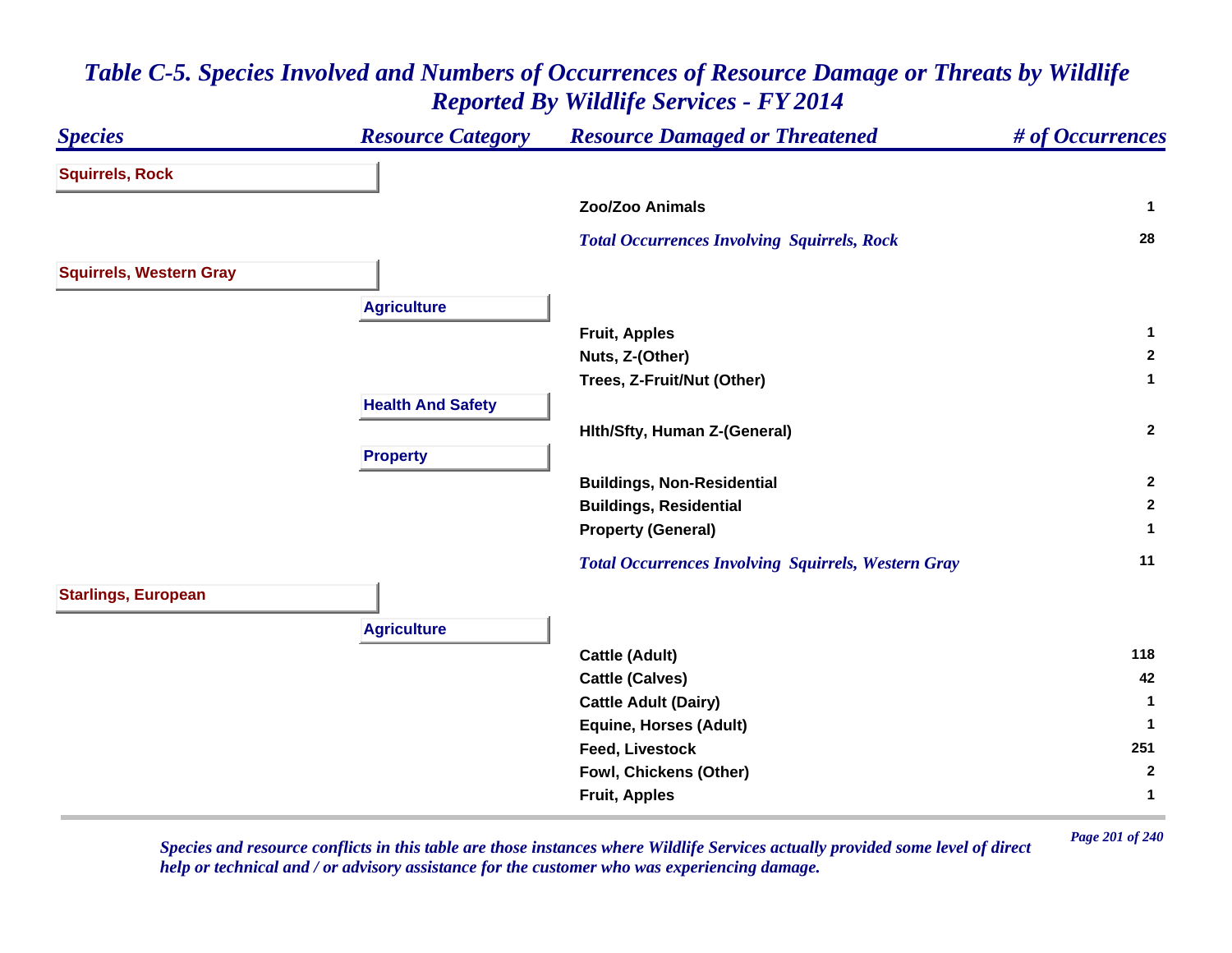# Table C-5. Species Involved and Numbers of Occurrences of Resource Damage or Threats by Wildlife Reported By Wildlife Services - FY 2014

| Species | Resource Category | Resource Damaged or Threatened | # of Occurrences |
|---|---|---|---|
| **Squirrels, Rock** | | | |
| | | Zoo/Zoo Animals | 1 |
| | | *Total Occurrences Involving Squirrels, Rock* | 28 |
| **Squirrels, Western Gray** | | | |
| | **Agriculture** | | |
| | | Fruit, Apples | 1 |
| | | Nuts, Z-(Other) | 2 |
| | | Trees, Z-Fruit/Nut (Other) | 1 |
| | **Health And Safety** | | |
| | | Hlth/Sfty, Human Z-(General) | 2 |
| | **Property** | | |
| | | Buildings, Non-Residential | 2 |
| | | Buildings, Residential | 2 |
| | | Property (General) | 1 |
| | | *Total Occurrences Involving Squirrels, Western Gray* | 11 |
| **Starlings, European** | | | |
| | **Agriculture** | | |
| | | Cattle (Adult) | 118 |
| | | Cattle (Calves) | 42 |
| | | Cattle Adult (Dairy) | 1 |
| | | Equine, Horses (Adult) | 1 |
| | | Feed, Livestock | 251 |
| | | Fowl, Chickens (Other) | 2 |
| | | Fruit, Apples | 1 |

*Species and resource conflicts in this table are those instances where Wildlife Services actually provided some level of direct help or technical and / or advisory assistance for the customer who was experiencing damage.*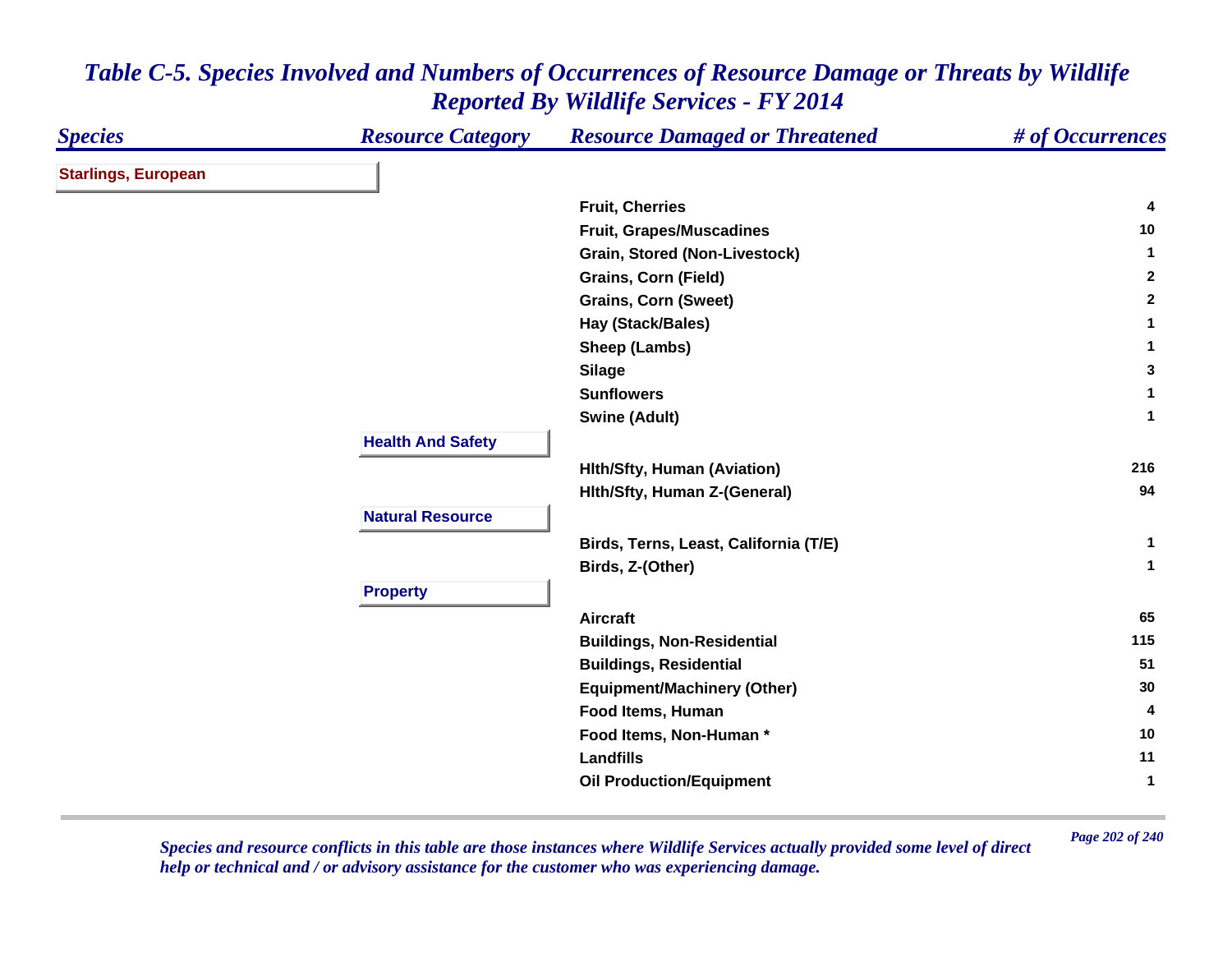# *Table C-5. Species Involved and Numbers of Occurrences of Resource Damage or Threats by Wildlife Reported By Wildlife Services - FY 2014*

| *Species* | *Resource Category* | *Resource Damaged or Threatened* | *# of Occurrences* |
|---|---|---|---|
| **Starlings, European** | | | |
| | | **Fruit, Cherries** | **4** |
| | | **Fruit, Grapes/Muscadines** | **10** |
| | | **Grain, Stored (Non-Livestock)** | **1** |
| | | **Grains, Corn (Field)** | **2** |
| | | **Grains, Corn (Sweet)** | **2** |
| | | **Hay (Stack/Bales)** | **1** |
| | | **Sheep (Lambs)** | **1** |
| | | **Silage** | **3** |
| | | **Sunflowers** | **1** |
| | | **Swine (Adult)** | **1** |
| | **Health And Safety** | | |
| | | **Hlth/Sfty, Human (Aviation)** | **216** |
| | | **Hlth/Sfty, Human Z-(General)** | **94** |
| | **Natural Resource** | | |
| | | **Birds, Terns, Least, California (T/E)** | **1** |
| | | **Birds, Z-(Other)** | **1** |
| | **Property** | | |
| | | **Aircraft** | **65** |
| | | **Buildings, Non-Residential** | **115** |
| | | **Buildings, Residential** | **51** |
| | | **Equipment/Machinery (Other)** | **30** |
| | | **Food Items, Human** | **4** |
| | | **Food Items, Non-Human *** | **10** |
| | | **Landfills** | **11** |
| | | **Oil Production/Equipment** | **1** |

*Species and resource conflicts in this table are those instances where Wildlife Services actually provided some level of direct help or technical and / or advisory assistance for the customer who was experiencing damage.*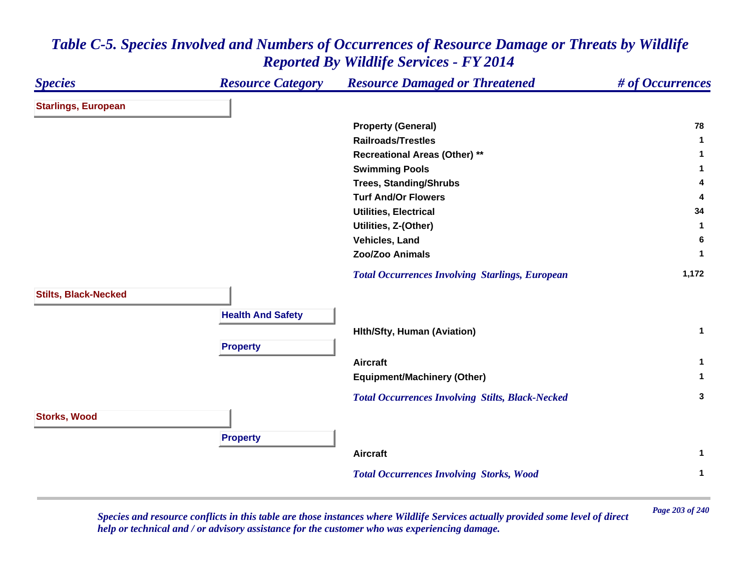# *Table C-5. Species Involved and Numbers of Occurrences of Resource Damage or Threats by Wildlife Reported By Wildlife Services - FY 2014*

| *Species* | *Resource Category* | *Resource Damaged or Threatened* | *# of Occurrences* |
|---|---|---|---|
| **Starlings, European** | | | |
| | | **Property (General)** | **78** |
| | | **Railroads/Trestles** | **1** |
| | | **Recreational Areas (Other) \*\*** | **1** |
| | | **Swimming Pools** | **1** |
| | | **Trees, Standing/Shrubs** | **4** |
| | | **Turf And/Or Flowers** | **4** |
| | | **Utilities, Electrical** | **34** |
| | | **Utilities, Z-(Other)** | **1** |
| | | **Vehicles, Land** | **6** |
| | | **Zoo/Zoo Animals** | **1** |
| | | ***Total Occurrences Involving Starlings, European*** | **1,172** |
| **Stilts, Black-Necked** | | | |
| | **Health And Safety** | | |
| | | **Hlth/Sfty, Human (Aviation)** | **1** |
| | **Property** | | |
| | | **Aircraft** | **1** |
| | | **Equipment/Machinery (Other)** | **1** |
| | | ***Total Occurrences Involving Stilts, Black-Necked*** | **3** |
| **Storks, Wood** | | | |
| | **Property** | | |
| | | **Aircraft** | **1** |
| | | ***Total Occurrences Involving Storks, Wood*** | **1** |

*Species and resource conflicts in this table are those instances where Wildlife Services actually provided some level of direct help or technical and / or advisory assistance for the customer who was experiencing damage.*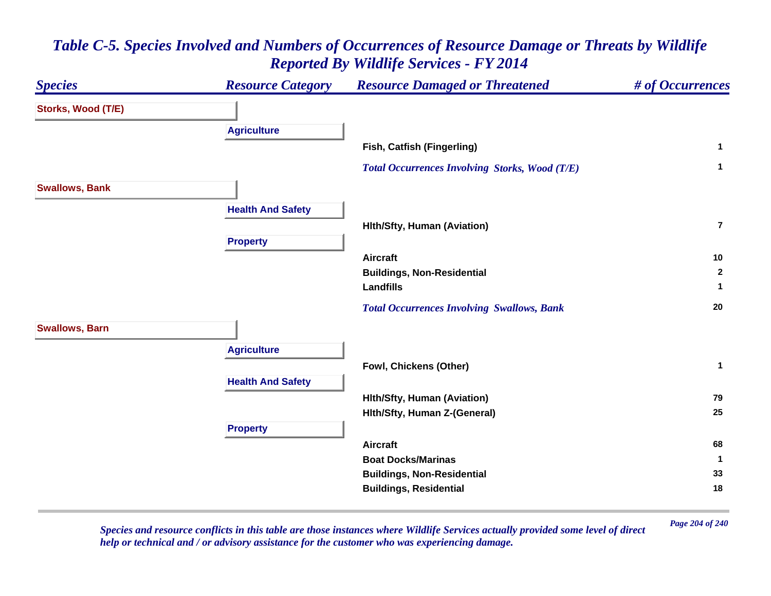# Table C-5. Species Involved and Numbers of Occurrences of Resource Damage or Threats by Wildlife Reported By Wildlife Services - FY 2014

| Species | Resource Category | Resource Damaged or Threatened | # of Occurrences |
|---|---|---|---|
| **Storks, Wood (T/E)** | | | |
| | **Agriculture** | | |
| | | Fish, Catfish (Fingerling) | 1 |
| | | *Total Occurrences Involving Storks, Wood (T/E)* | 1 |
| **Swallows, Bank** | | | |
| | **Health And Safety** | | |
| | | Hlth/Sfty, Human (Aviation) | 7 |
| | **Property** | | |
| | | Aircraft | 10 |
| | | Buildings, Non-Residential | 2 |
| | | Landfills | 1 |
| | | *Total Occurrences Involving Swallows, Bank* | 20 |
| **Swallows, Barn** | | | |
| | **Agriculture** | | |
| | | Fowl, Chickens (Other) | 1 |
| | **Health And Safety** | | |
| | | Hlth/Sfty, Human (Aviation) | 79 |
| | | Hlth/Sfty, Human Z-(General) | 25 |
| | **Property** | | |
| | | Aircraft | 68 |
| | | Boat Docks/Marinas | 1 |
| | | Buildings, Non-Residential | 33 |
| | | Buildings, Residential | 18 |

*Species and resource conflicts in this table are those instances where Wildlife Services actually provided some level of direct help or technical and / or advisory assistance for the customer who was experiencing damage.*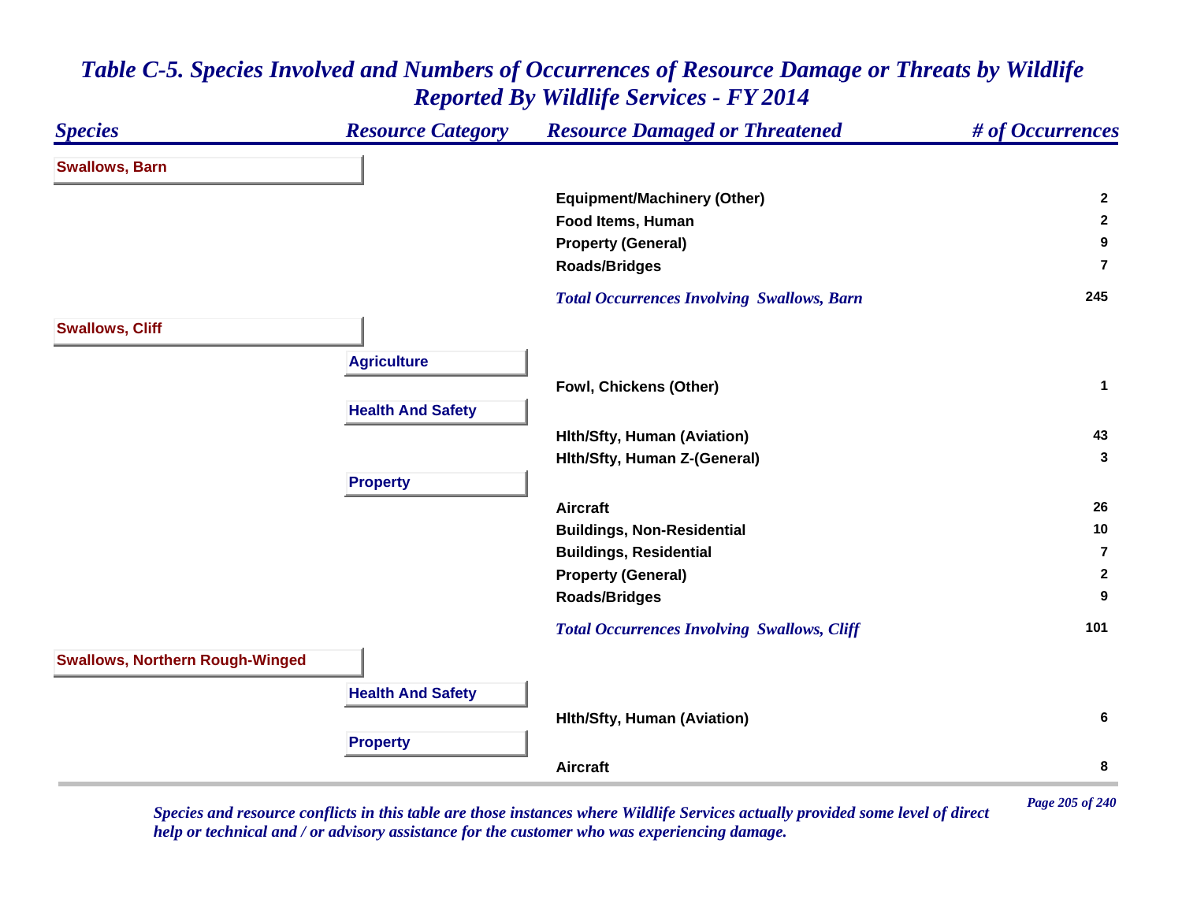# *Table C-5. Species Involved and Numbers of Occurrences of Resource Damage or Threats by Wildlife Reported By Wildlife Services - FY 2014*

| *Species* | *Resource Category* | *Resource Damaged or Threatened* | *# of Occurrences* |
|---|---|---|---|
| **Swallows, Barn** | | | |
| | | **Equipment/Machinery (Other)** | **2** |
| | | **Food Items, Human** | **2** |
| | | **Property (General)** | **9** |
| | | **Roads/Bridges** | **7** |
| | | ***Total Occurrences Involving Swallows, Barn*** | **245** |
| **Swallows, Cliff** | | | |
| | **Agriculture** | | |
| | | **Fowl, Chickens (Other)** | **1** |
| | **Health And Safety** | | |
| | | **Hlth/Sfty, Human (Aviation)** | **43** |
| | | **Hlth/Sfty, Human Z-(General)** | **3** |
| | **Property** | | |
| | | **Aircraft** | **26** |
| | | **Buildings, Non-Residential** | **10** |
| | | **Buildings, Residential** | **7** |
| | | **Property (General)** | **2** |
| | | **Roads/Bridges** | **9** |
| | | ***Total Occurrences Involving Swallows, Cliff*** | **101** |
| **Swallows, Northern Rough-Winged** | | | |
| | **Health And Safety** | | |
| | | **Hlth/Sfty, Human (Aviation)** | **6** |
| | **Property** | | |
| | | **Aircraft** | **8** |

*Species and resource conflicts in this table are those instances where Wildlife Services actually provided some level of direct help or technical and / or advisory assistance for the customer who was experiencing damage.*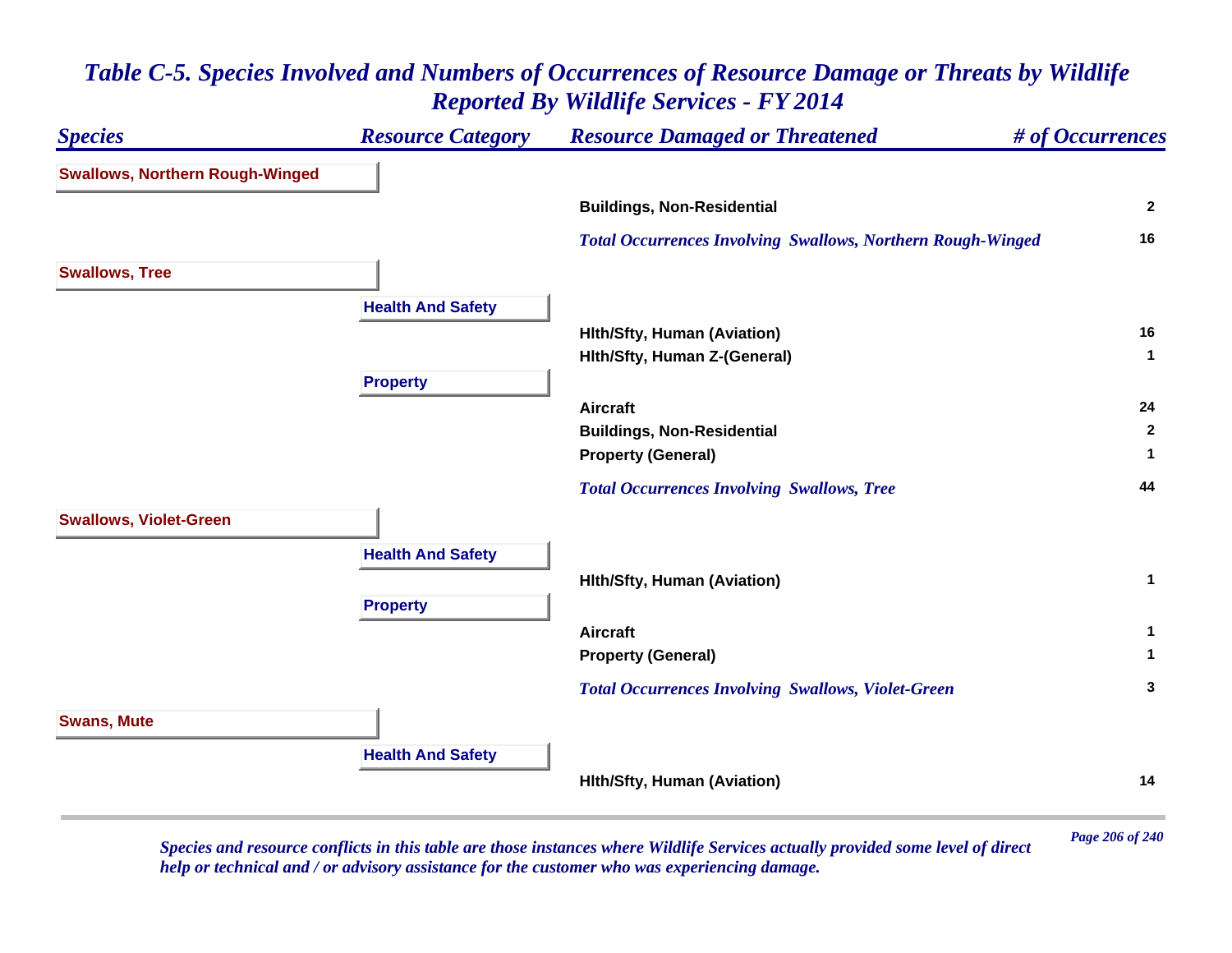# Table C-5. Species Involved and Numbers of Occurrences of Resource Damage or Threats by Wildlife Reported By Wildlife Services - FY 2014

| Species | Resource Category | Resource Damaged or Threatened | # of Occurrences |
|---|---|---|---|
| **Swallows, Northern Rough-Winged** | | | |
| | | Buildings, Non-Residential | 2 |
| | | *Total Occurrences Involving Swallows, Northern Rough-Winged* | 16 |
| **Swallows, Tree** | | | |
| | **Health And Safety** | | |
| | | Hlth/Sfty, Human (Aviation) | 16 |
| | | Hlth/Sfty, Human Z-(General) | 1 |
| | **Property** | | |
| | | Aircraft | 24 |
| | | Buildings, Non-Residential | 2 |
| | | Property (General) | 1 |
| | | *Total Occurrences Involving Swallows, Tree* | 44 |
| **Swallows, Violet-Green** | | | |
| | **Health And Safety** | | |
| | | Hlth/Sfty, Human (Aviation) | 1 |
| | **Property** | | |
| | | Aircraft | 1 |
| | | Property (General) | 1 |
| | | *Total Occurrences Involving Swallows, Violet-Green* | 3 |
| **Swans, Mute** | | | |
| | **Health And Safety** | | |
| | | Hlth/Sfty, Human (Aviation) | 14 |

*Species and resource conflicts in this table are those instances where Wildlife Services actually provided some level of direct help or technical and / or advisory assistance for the customer who was experiencing damage.*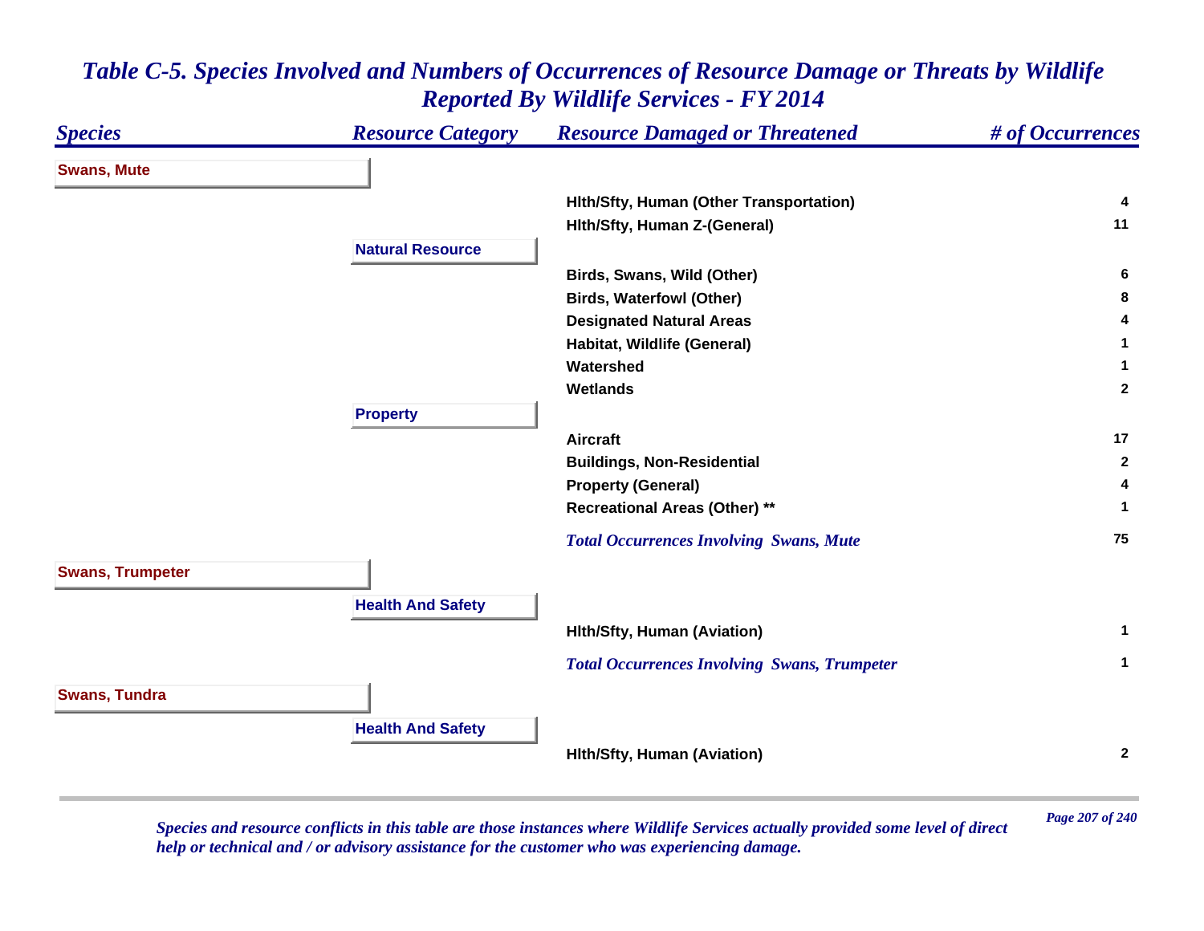# Table C-5. Species Involved and Numbers of Occurrences of Resource Damage or Threats by Wildlife Reported By Wildlife Services - FY 2014

| Species | Resource Category | Resource Damaged or Threatened | # of Occurrences |
|---|---|---|---|
| **Swans, Mute** | | | |
| | | Hlth/Sfty, Human (Other Transportation) | 4 |
| | | Hlth/Sfty, Human Z-(General) | 11 |
| | **Natural Resource** | | |
| | | Birds, Swans, Wild (Other) | 6 |
| | | Birds, Waterfowl (Other) | 8 |
| | | Designated Natural Areas | 4 |
| | | Habitat, Wildlife (General) | 1 |
| | | Watershed | 1 |
| | | Wetlands | 2 |
| | **Property** | | |
| | | Aircraft | 17 |
| | | Buildings, Non-Residential | 2 |
| | | Property (General) | 4 |
| | | Recreational Areas (Other) ** | 1 |
| | | *Total Occurrences Involving Swans, Mute* | 75 |
| **Swans, Trumpeter** | | | |
| | **Health And Safety** | | |
| | | Hlth/Sfty, Human (Aviation) | 1 |
| | | *Total Occurrences Involving Swans, Trumpeter* | 1 |
| **Swans, Tundra** | | | |
| | **Health And Safety** | | |
| | | Hlth/Sfty, Human (Aviation) | 2 |

*Species and resource conflicts in this table are those instances where Wildlife Services actually provided some level of direct help or technical and / or advisory assistance for the customer who was experiencing damage.*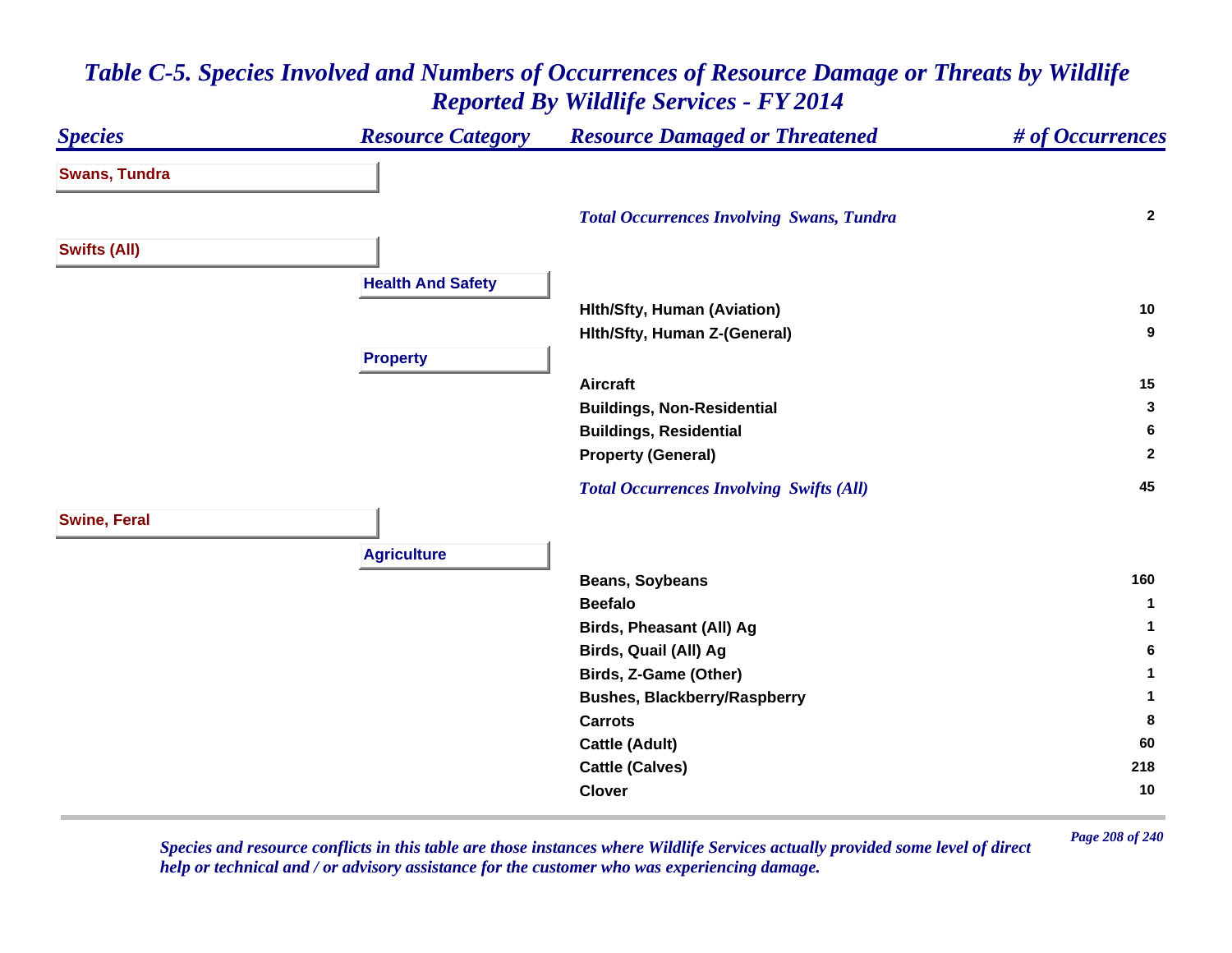# Table C-5. Species Involved and Numbers of Occurrences of Resource Damage or Threats by Wildlife Reported By Wildlife Services - FY 2014

| Species | Resource Category | Resource Damaged or Threatened | # of Occurrences |
|---|---|---|---|
| **Swans, Tundra** | | | |
| | | *Total Occurrences Involving Swans, Tundra* | 2 |
| **Swifts (All)** | | | |
| | **Health And Safety** | | |
| | | Hlth/Sfty, Human (Aviation) | 10 |
| | | Hlth/Sfty, Human Z-(General) | 9 |
| | **Property** | | |
| | | Aircraft | 15 |
| | | Buildings, Non-Residential | 3 |
| | | Buildings, Residential | 6 |
| | | Property (General) | 2 |
| | | *Total Occurrences Involving Swifts (All)* | 45 |
| **Swine, Feral** | | | |
| | **Agriculture** | | |
| | | Beans, Soybeans | 160 |
| | | Beefalo | 1 |
| | | Birds, Pheasant (All) Ag | 1 |
| | | Birds, Quail (All) Ag | 6 |
| | | Birds, Z-Game (Other) | 1 |
| | | Bushes, Blackberry/Raspberry | 1 |
| | | Carrots | 8 |
| | | Cattle (Adult) | 60 |
| | | Cattle (Calves) | 218 |
| | | Clover | 10 |

*Species and resource conflicts in this table are those instances where Wildlife Services actually provided some level of direct help or technical and / or advisory assistance for the customer who was experiencing damage.*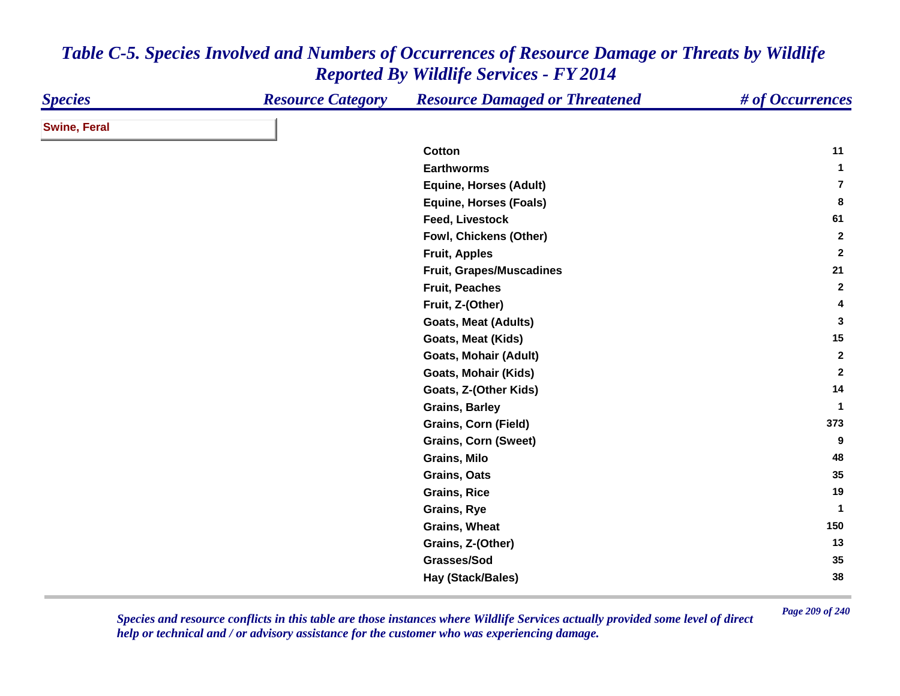# Table C-5. Species Involved and Numbers of Occurrences of Resource Damage or Threats by Wildlife Reported By Wildlife Services - FY 2014

| Species | Resource Category | Resource Damaged or Threatened | # of Occurrences |
|---|---|---|---|
| **Swine, Feral** | | | |
| | | Cotton | 11 |
| | | Earthworms | 1 |
| | | Equine, Horses (Adult) | 7 |
| | | Equine, Horses (Foals) | 8 |
| | | Feed, Livestock | 61 |
| | | Fowl, Chickens (Other) | 2 |
| | | Fruit, Apples | 2 |
| | | Fruit, Grapes/Muscadines | 21 |
| | | Fruit, Peaches | 2 |
| | | Fruit, Z-(Other) | 4 |
| | | Goats, Meat (Adults) | 3 |
| | | Goats, Meat (Kids) | 15 |
| | | Goats, Mohair (Adult) | 2 |
| | | Goats, Mohair (Kids) | 2 |
| | | Goats, Z-(Other Kids) | 14 |
| | | Grains, Barley | 1 |
| | | Grains, Corn (Field) | 373 |
| | | Grains, Corn (Sweet) | 9 |
| | | Grains, Milo | 48 |
| | | Grains, Oats | 35 |
| | | Grains, Rice | 19 |
| | | Grains, Rye | 1 |
| | | Grains, Wheat | 150 |
| | | Grains, Z-(Other) | 13 |
| | | Grasses/Sod | 35 |
| | | Hay (Stack/Bales) | 38 |

*Species and resource conflicts in this table are those instances where Wildlife Services actually provided some level of direct help or technical and / or advisory assistance for the customer who was experiencing damage.*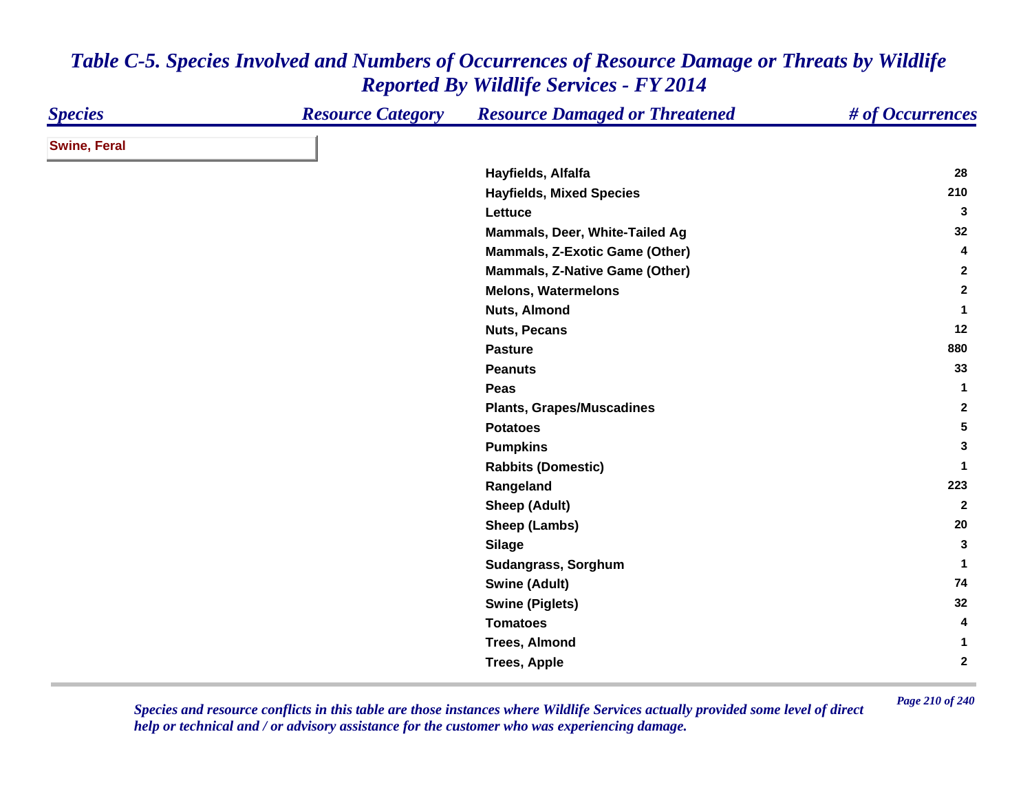# *Table C-5. Species Involved and Numbers of Occurrences of Resource Damage or Threats by Wildlife Reported By Wildlife Services - FY 2014*

| *Species* | *Resource Category* | *Resource Damaged or Threatened* | *# of Occurrences* |
|---|---|---|---|
| **Swine, Feral** | | | |
| | | **Hayfields, Alfalfa** | **28** |
| | | **Hayfields, Mixed Species** | **210** |
| | | **Lettuce** | **3** |
| | | **Mammals, Deer, White-Tailed Ag** | **32** |
| | | **Mammals, Z-Exotic Game (Other)** | **4** |
| | | **Mammals, Z-Native Game (Other)** | **2** |
| | | **Melons, Watermelons** | **2** |
| | | **Nuts, Almond** | **1** |
| | | **Nuts, Pecans** | **12** |
| | | **Pasture** | **880** |
| | | **Peanuts** | **33** |
| | | **Peas** | **1** |
| | | **Plants, Grapes/Muscadines** | **2** |
| | | **Potatoes** | **5** |
| | | **Pumpkins** | **3** |
| | | **Rabbits (Domestic)** | **1** |
| | | **Rangeland** | **223** |
| | | **Sheep (Adult)** | **2** |
| | | **Sheep (Lambs)** | **20** |
| | | **Silage** | **3** |
| | | **Sudangrass, Sorghum** | **1** |
| | | **Swine (Adult)** | **74** |
| | | **Swine (Piglets)** | **32** |
| | | **Tomatoes** | **4** |
| | | **Trees, Almond** | **1** |
| | | **Trees, Apple** | **2** |

*Species and resource conflicts in this table are those instances where Wildlife Services actually provided some level of direct help or technical and / or advisory assistance for the customer who was experiencing damage.*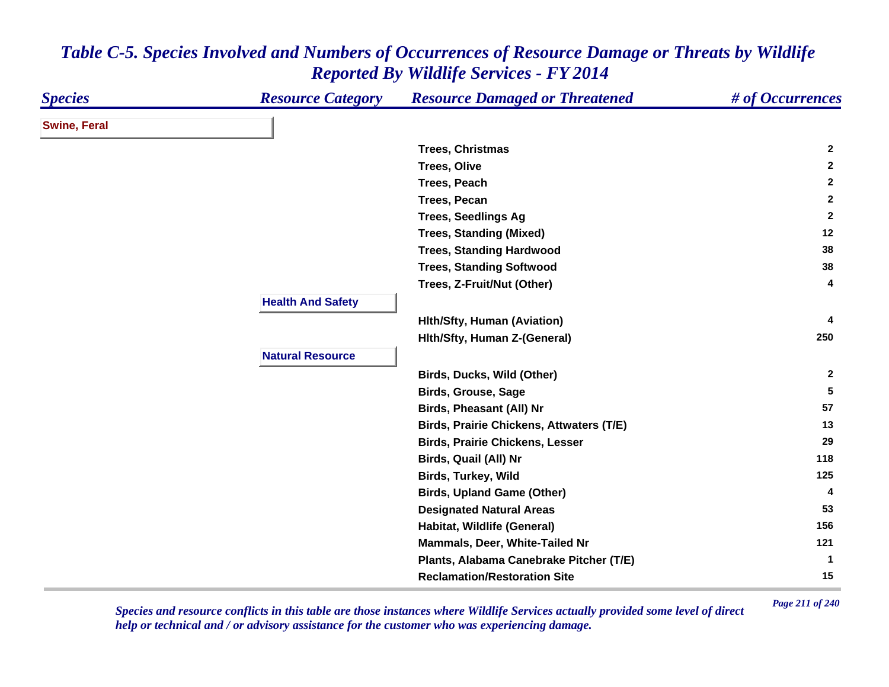# Table C-5. Species Involved and Numbers of Occurrences of Resource Damage or Threats by Wildlife Reported By Wildlife Services - FY 2014

| Species | Resource Category | Resource Damaged or Threatened | # of Occurrences |
|---|---|---|---|
| **Swine, Feral** | | | |
| | | Trees, Christmas | 2 |
| | | Trees, Olive | 2 |
| | | Trees, Peach | 2 |
| | | Trees, Pecan | 2 |
| | | Trees, Seedlings Ag | 2 |
| | | Trees, Standing (Mixed) | 12 |
| | | Trees, Standing Hardwood | 38 |
| | | Trees, Standing Softwood | 38 |
| | | Trees, Z-Fruit/Nut (Other) | 4 |
| | **Health And Safety** | | |
| | | Hlth/Sfty, Human (Aviation) | 4 |
| | | Hlth/Sfty, Human Z-(General) | 250 |
| | **Natural Resource** | | |
| | | Birds, Ducks, Wild (Other) | 2 |
| | | Birds, Grouse, Sage | 5 |
| | | Birds, Pheasant (All) Nr | 57 |
| | | Birds, Prairie Chickens, Attwaters (T/E) | 13 |
| | | Birds, Prairie Chickens, Lesser | 29 |
| | | Birds, Quail (All) Nr | 118 |
| | | Birds, Turkey, Wild | 125 |
| | | Birds, Upland Game (Other) | 4 |
| | | Designated Natural Areas | 53 |
| | | Habitat, Wildlife (General) | 156 |
| | | Mammals, Deer, White-Tailed Nr | 121 |
| | | Plants, Alabama Canebrake Pitcher (T/E) | 1 |
| | | Reclamation/Restoration Site | 15 |

*Species and resource conflicts in this table are those instances where Wildlife Services actually provided some level of direct help or technical and / or advisory assistance for the customer who was experiencing damage.*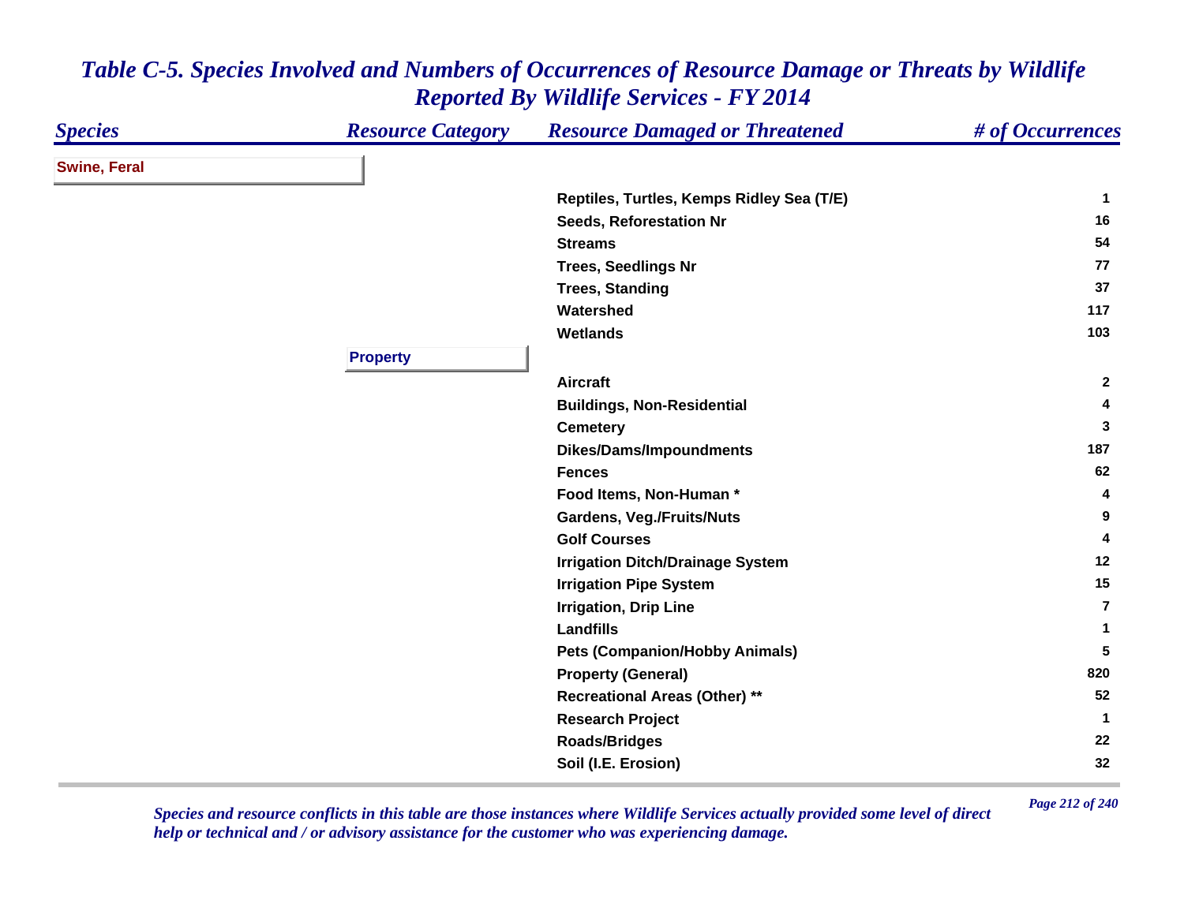# Table C-5. Species Involved and Numbers of Occurrences of Resource Damage or Threats by Wildlife Reported By Wildlife Services - FY 2014

| Species | Resource Category | Resource Damaged or Threatened | # of Occurrences |
|---|---|---|---|
| **Swine, Feral** | | | |
| | | Reptiles, Turtles, Kemps Ridley Sea (T/E) | 1 |
| | | Seeds, Reforestation Nr | 16 |
| | | Streams | 54 |
| | | Trees, Seedlings Nr | 77 |
| | | Trees, Standing | 37 |
| | | Watershed | 117 |
| | | Wetlands | 103 |
| | **Property** | | |
| | | Aircraft | 2 |
| | | Buildings, Non-Residential | 4 |
| | | Cemetery | 3 |
| | | Dikes/Dams/Impoundments | 187 |
| | | Fences | 62 |
| | | Food Items, Non-Human * | 4 |
| | | Gardens, Veg./Fruits/Nuts | 9 |
| | | Golf Courses | 4 |
| | | Irrigation Ditch/Drainage System | 12 |
| | | Irrigation Pipe System | 15 |
| | | Irrigation, Drip Line | 7 |
| | | Landfills | 1 |
| | | Pets (Companion/Hobby Animals) | 5 |
| | | Property (General) | 820 |
| | | Recreational Areas (Other) ** | 52 |
| | | Research Project | 1 |
| | | Roads/Bridges | 22 |
| | | Soil (I.E. Erosion) | 32 |

*Species and resource conflicts in this table are those instances where Wildlife Services actually provided some level of direct help or technical and / or advisory assistance for the customer who was experiencing damage.*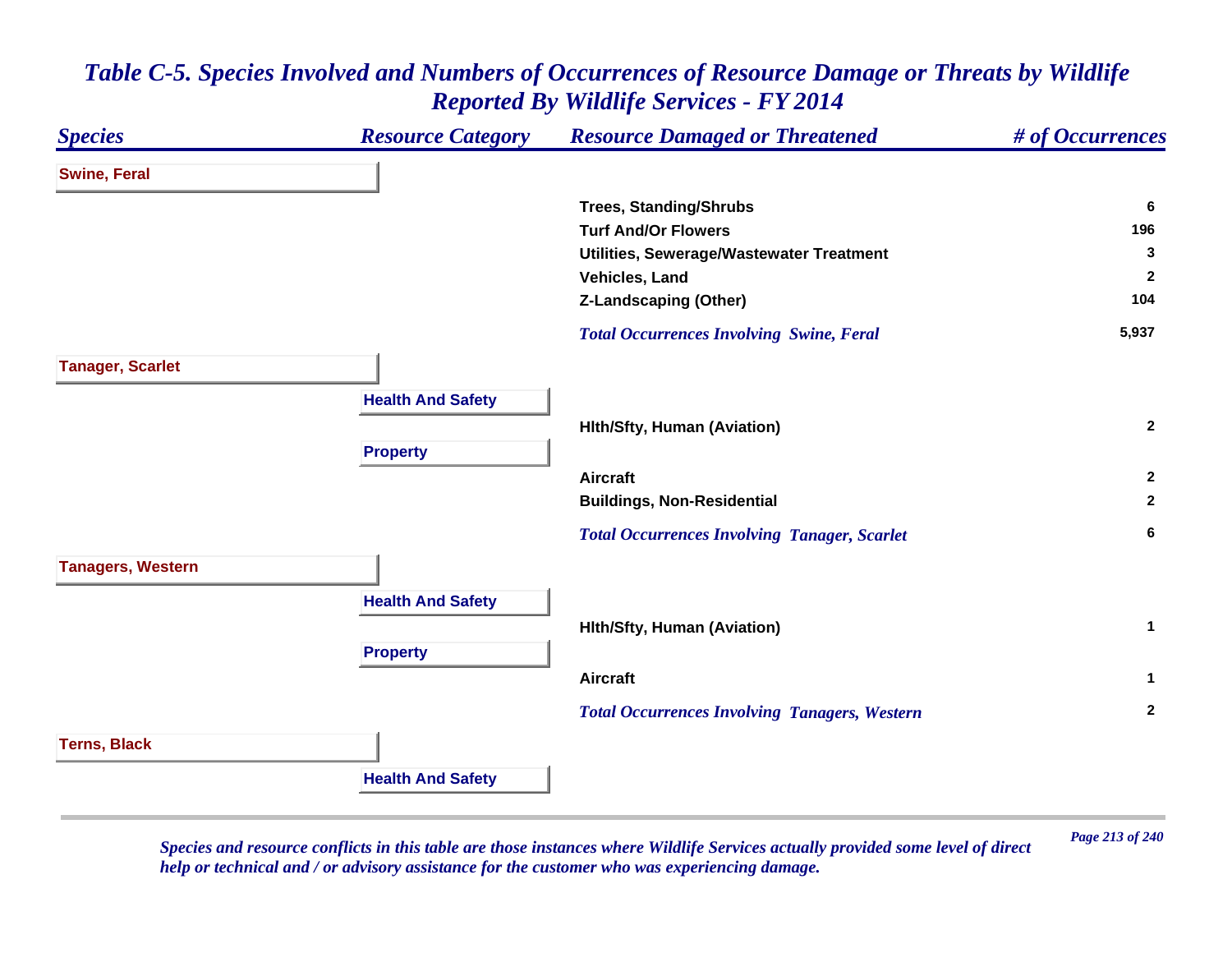# Table C-5. Species Involved and Numbers of Occurrences of Resource Damage or Threats by Wildlife Reported By Wildlife Services - FY 2014

| Species | Resource Category | Resource Damaged or Threatened | # of Occurrences |
|---|---|---|---|
| **Swine, Feral** | | | |
| | | Trees, Standing/Shrubs | 6 |
| | | Turf And/Or Flowers | 196 |
| | | Utilities, Sewerage/Wastewater Treatment | 3 |
| | | Vehicles, Land | 2 |
| | | Z-Landscaping (Other) | 104 |
| | | *Total Occurrences Involving Swine, Feral* | 5,937 |
| **Tanager, Scarlet** | | | |
| | Health And Safety | | |
| | | Hlth/Sfty, Human (Aviation) | 2 |
| | Property | | |
| | | Aircraft | 2 |
| | | Buildings, Non-Residential | 2 |
| | | *Total Occurrences Involving Tanager, Scarlet* | 6 |
| **Tanagers, Western** | | | |
| | Health And Safety | | |
| | | Hlth/Sfty, Human (Aviation) | 1 |
| | Property | | |
| | | Aircraft | 1 |
| | | *Total Occurrences Involving Tanagers, Western* | 2 |
| **Terns, Black** | | | |
| | Health And Safety | | |

*Species and resource conflicts in this table are those instances where Wildlife Services actually provided some level of direct help or technical and / or advisory assistance for the customer who was experiencing damage.*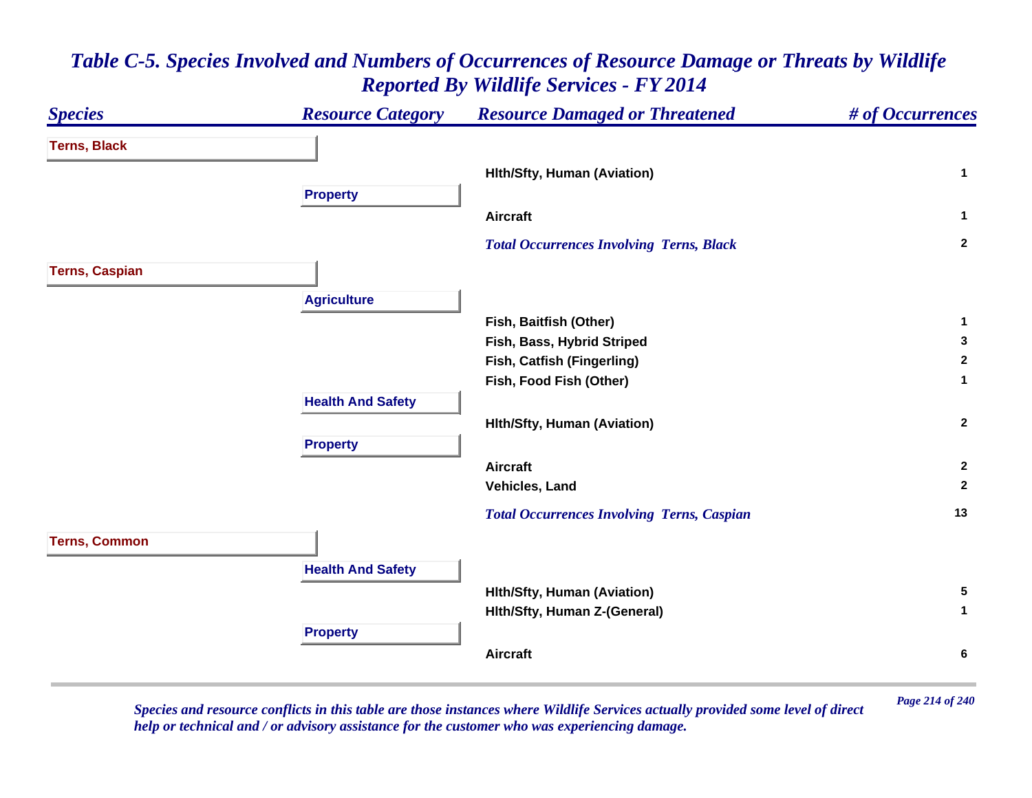# Table C-5. Species Involved and Numbers of Occurrences of Resource Damage or Threats by Wildlife Reported By Wildlife Services - FY 2014

| Species | Resource Category | Resource Damaged or Threatened | # of Occurrences |
|---|---|---|---|
| **Terns, Black** | | | |
| | | Hlth/Sfty, Human (Aviation) | 1 |
| | **Property** | | |
| | | Aircraft | 1 |
| | | *Total Occurrences Involving Terns, Black* | 2 |
| **Terns, Caspian** | | | |
| | **Agriculture** | | |
| | | Fish, Baitfish (Other) | 1 |
| | | Fish, Bass, Hybrid Striped | 3 |
| | | Fish, Catfish (Fingerling) | 2 |
| | | Fish, Food Fish (Other) | 1 |
| | **Health And Safety** | | |
| | | Hlth/Sfty, Human (Aviation) | 2 |
| | **Property** | | |
| | | Aircraft | 2 |
| | | Vehicles, Land | 2 |
| | | *Total Occurrences Involving Terns, Caspian* | 13 |
| **Terns, Common** | | | |
| | **Health And Safety** | | |
| | | Hlth/Sfty, Human (Aviation) | 5 |
| | | Hlth/Sfty, Human Z-(General) | 1 |
| | **Property** | | |
| | | Aircraft | 6 |

*Species and resource conflicts in this table are those instances where Wildlife Services actually provided some level of direct help or technical and / or advisory assistance for the customer who was experiencing damage.*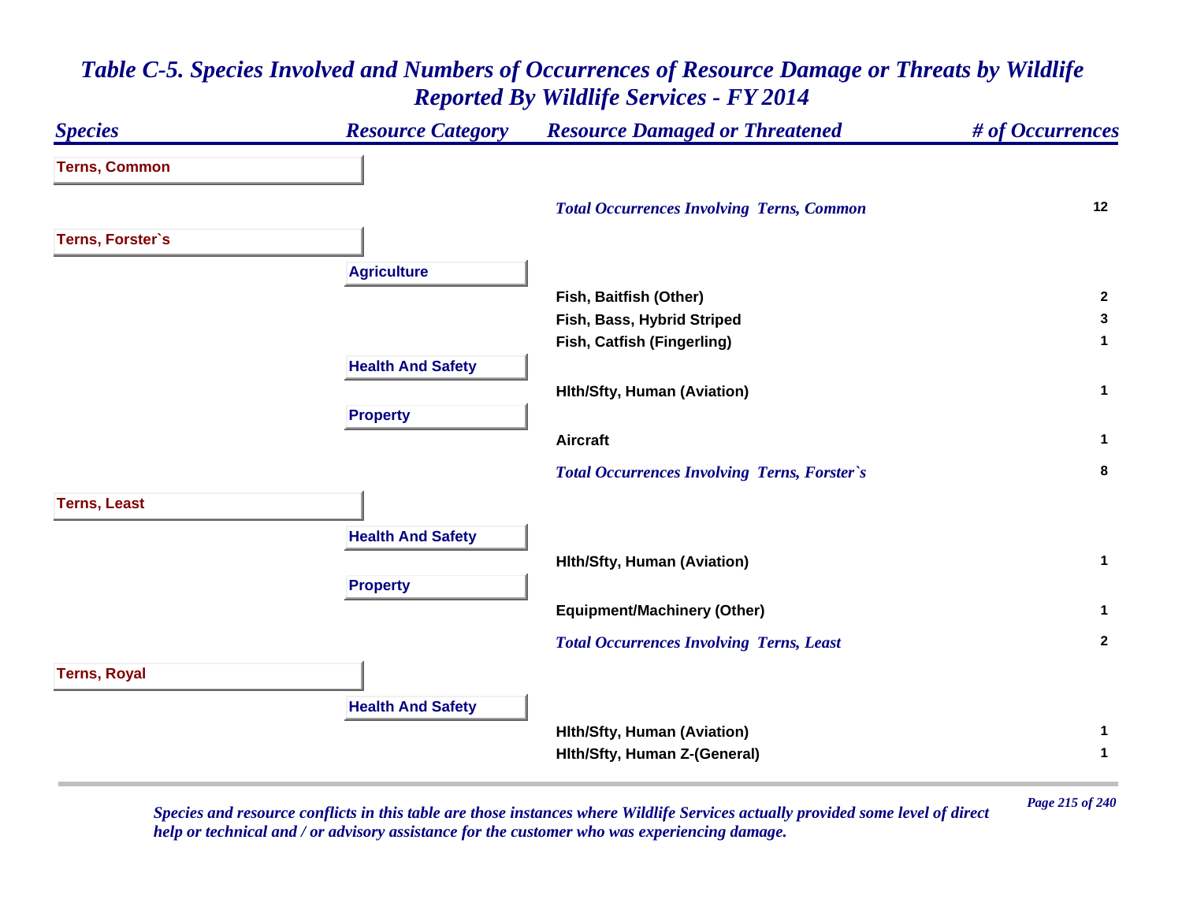# Table C-5. Species Involved and Numbers of Occurrences of Resource Damage or Threats by Wildlife Reported By Wildlife Services - FY 2014

| Species | Resource Category | Resource Damaged or Threatened | # of Occurrences |
|---|---|---|---|
| **Terns, Common** | | | |
| | | *Total Occurrences Involving Terns, Common* | 12 |
| **Terns, Forster`s** | | | |
| | **Agriculture** | | |
| | | Fish, Baitfish (Other) | 2 |
| | | Fish, Bass, Hybrid Striped | 3 |
| | | Fish, Catfish (Fingerling) | 1 |
| | **Health And Safety** | | |
| | | Hlth/Sfty, Human (Aviation) | 1 |
| | **Property** | | |
| | | Aircraft | 1 |
| | | *Total Occurrences Involving Terns, Forster`s* | 8 |
| **Terns, Least** | | | |
| | **Health And Safety** | | |
| | | Hlth/Sfty, Human (Aviation) | 1 |
| | **Property** | | |
| | | Equipment/Machinery (Other) | 1 |
| | | *Total Occurrences Involving Terns, Least* | 2 |
| **Terns, Royal** | | | |
| | **Health And Safety** | | |
| | | Hlth/Sfty, Human (Aviation) | 1 |
| | | Hlth/Sfty, Human Z-(General) | 1 |

*Species and resource conflicts in this table are those instances where Wildlife Services actually provided some level of direct help or technical and / or advisory assistance for the customer who was experiencing damage.*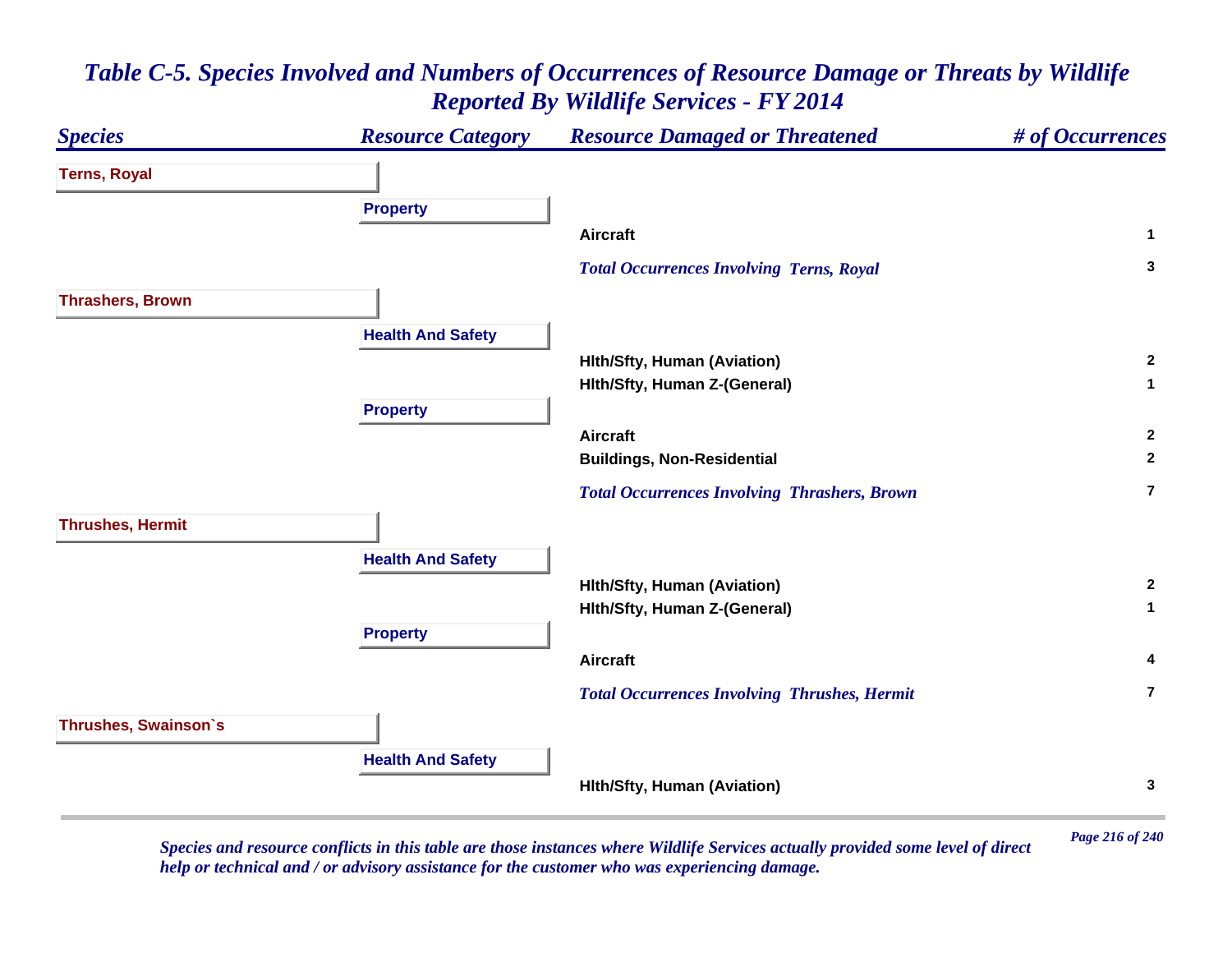# Table C-5. Species Involved and Numbers of Occurrences of Resource Damage or Threats by Wildlife Reported By Wildlife Services - FY 2014

| Species | Resource Category | Resource Damaged or Threatened | # of Occurrences |
|---|---|---|---|
| **Terns, Royal** | | | |
| | **Property** | | |
| | | Aircraft | 1 |
| | | *Total Occurrences Involving Terns, Royal* | 3 |
| **Thrashers, Brown** | | | |
| | **Health And Safety** | | |
| | | Hlth/Sfty, Human (Aviation) | 2 |
| | | Hlth/Sfty, Human Z-(General) | 1 |
| | **Property** | | |
| | | Aircraft | 2 |
| | | Buildings, Non-Residential | 2 |
| | | *Total Occurrences Involving Thrashers, Brown* | 7 |
| **Thrushes, Hermit** | | | |
| | **Health And Safety** | | |
| | | Hlth/Sfty, Human (Aviation) | 2 |
| | | Hlth/Sfty, Human Z-(General) | 1 |
| | **Property** | | |
| | | Aircraft | 4 |
| | | *Total Occurrences Involving Thrushes, Hermit* | 7 |
| **Thrushes, Swainson`s** | | | |
| | **Health And Safety** | | |
| | | Hlth/Sfty, Human (Aviation) | 3 |

*Species and resource conflicts in this table are those instances where Wildlife Services actually provided some level of direct help or technical and / or advisory assistance for the customer who was experiencing damage.*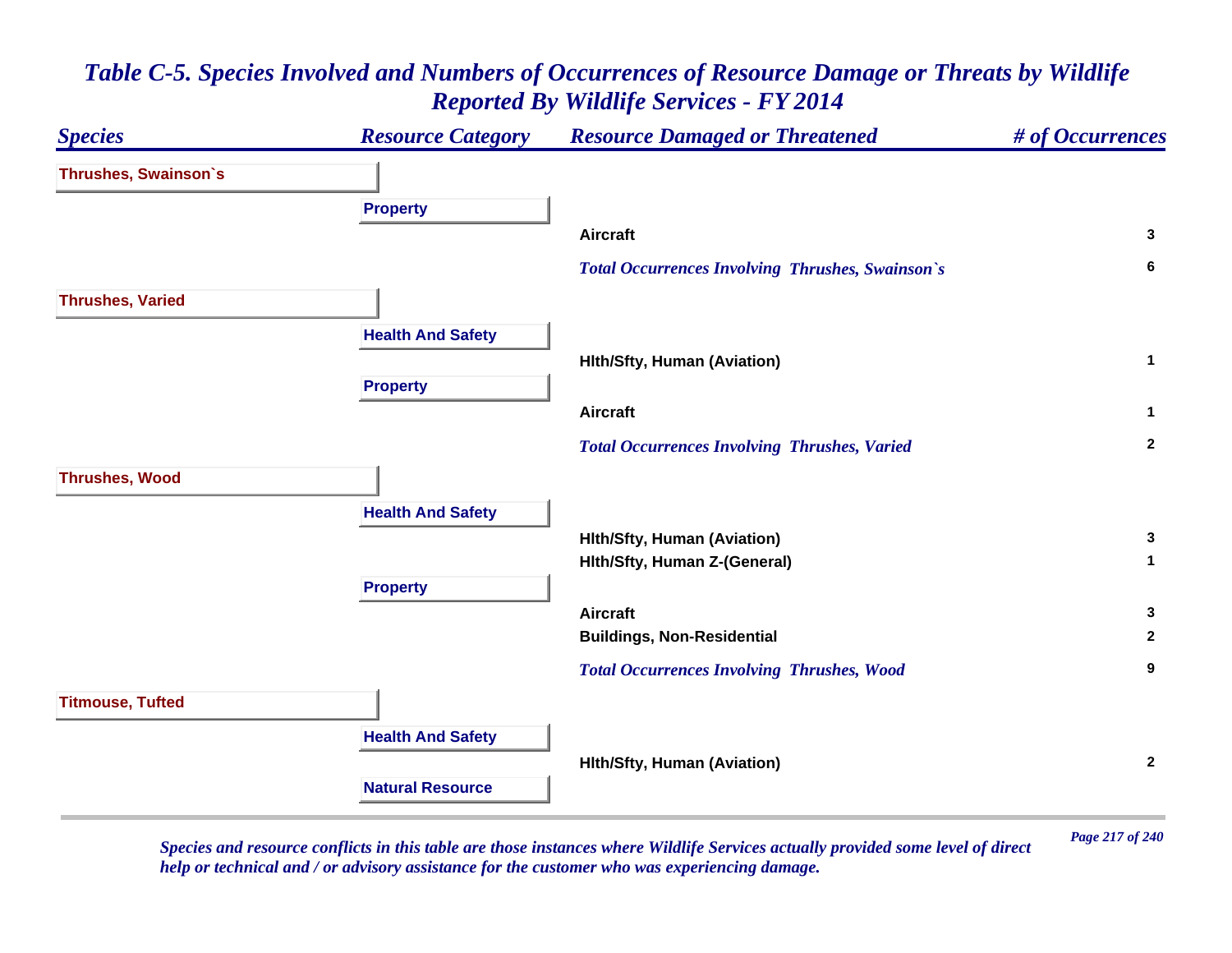# Table C-5. Species Involved and Numbers of Occurrences of Resource Damage or Threats by Wildlife Reported By Wildlife Services - FY 2014

| Species | Resource Category | Resource Damaged or Threatened | # of Occurrences |
|---|---|---|---|
| **Thrushes, Swainson`s** | | | |
| | **Property** | | |
| | | Aircraft | 3 |
| | | *Total Occurrences Involving Thrushes, Swainson`s* | 6 |
| **Thrushes, Varied** | | | |
| | **Health And Safety** | | |
| | | Hlth/Sfty, Human (Aviation) | 1 |
| | **Property** | | |
| | | Aircraft | 1 |
| | | *Total Occurrences Involving Thrushes, Varied* | 2 |
| **Thrushes, Wood** | | | |
| | **Health And Safety** | | |
| | | Hlth/Sfty, Human (Aviation) | 3 |
| | | Hlth/Sfty, Human Z-(General) | 1 |
| | **Property** | | |
| | | Aircraft | 3 |
| | | Buildings, Non-Residential | 2 |
| | | *Total Occurrences Involving Thrushes, Wood* | 9 |
| **Titmouse, Tufted** | | | |
| | **Health And Safety** | | |
| | | Hlth/Sfty, Human (Aviation) | 2 |
| | **Natural Resource** | | |

*Species and resource conflicts in this table are those instances where Wildlife Services actually provided some level of direct help or technical and / or advisory assistance for the customer who was experiencing damage.*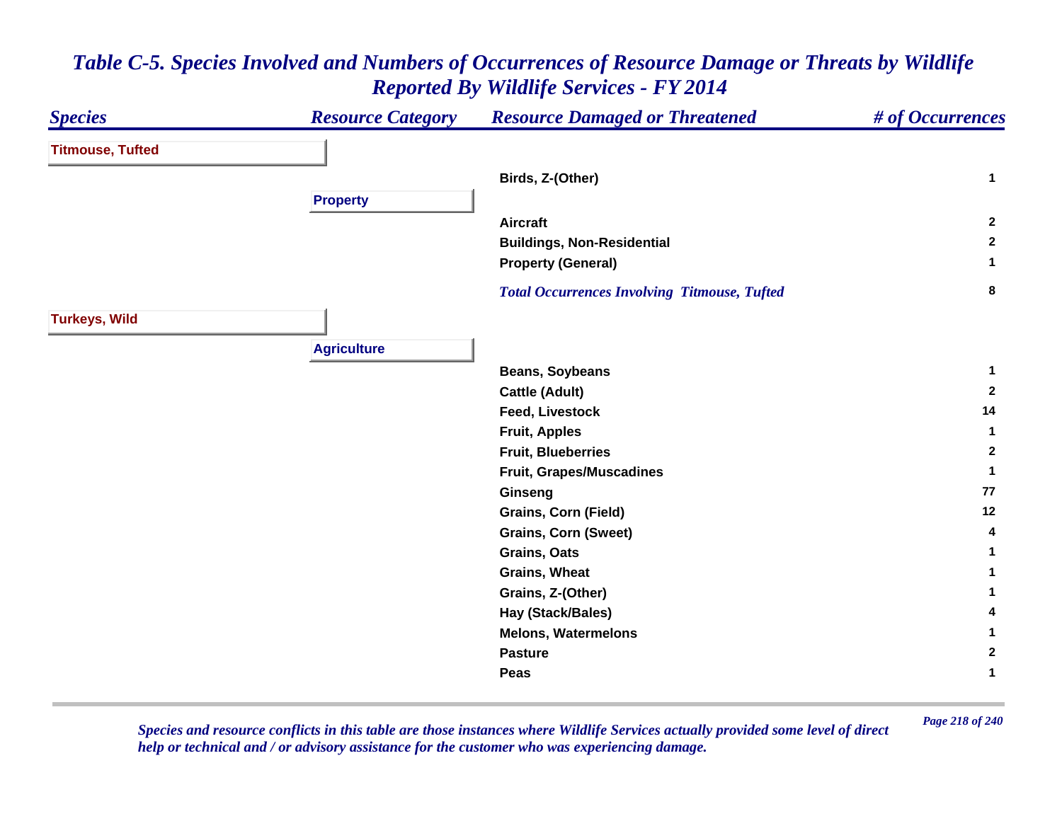# Table C-5. Species Involved and Numbers of Occurrences of Resource Damage or Threats by Wildlife Reported By Wildlife Services - FY 2014

| Species | Resource Category | Resource Damaged or Threatened | # of Occurrences |
|---|---|---|---|
| **Titmouse, Tufted** | | | |
| | | Birds, Z-(Other) | 1 |
| | **Property** | | |
| | | Aircraft | 2 |
| | | Buildings, Non-Residential | 2 |
| | | Property (General) | 1 |
| | | *Total Occurrences Involving Titmouse, Tufted* | 8 |
| **Turkeys, Wild** | | | |
| | **Agriculture** | | |
| | | Beans, Soybeans | 1 |
| | | Cattle (Adult) | 2 |
| | | Feed, Livestock | 14 |
| | | Fruit, Apples | 1 |
| | | Fruit, Blueberries | 2 |
| | | Fruit, Grapes/Muscadines | 1 |
| | | Ginseng | 77 |
| | | Grains, Corn (Field) | 12 |
| | | Grains, Corn (Sweet) | 4 |
| | | Grains, Oats | 1 |
| | | Grains, Wheat | 1 |
| | | Grains, Z-(Other) | 1 |
| | | Hay (Stack/Bales) | 4 |
| | | Melons, Watermelons | 1 |
| | | Pasture | 2 |
| | | Peas | 1 |

*Species and resource conflicts in this table are those instances where Wildlife Services actually provided some level of direct help or technical and / or advisory assistance for the customer who was experiencing damage.*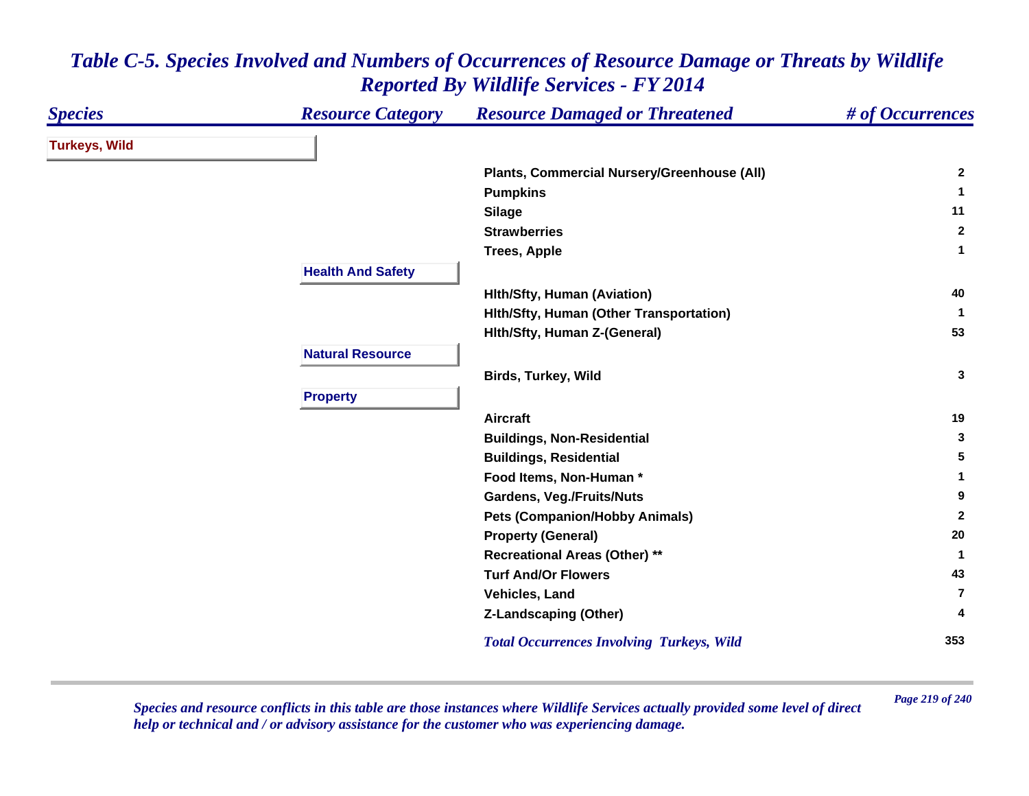# *Table C-5. Species Involved and Numbers of Occurrences of Resource Damage or Threats by Wildlife Reported By Wildlife Services - FY 2014*

| *Species* | *Resource Category* | *Resource Damaged or Threatened* | *# of Occurrences* |
|---|---|---|---|
| **Turkeys, Wild** | | | |
| | | **Plants, Commercial Nursery/Greenhouse (All)** | **2** |
| | | **Pumpkins** | **1** |
| | | **Silage** | **11** |
| | | **Strawberries** | **2** |
| | | **Trees, Apple** | **1** |
| | **Health And Safety** | | |
| | | **Hlth/Sfty, Human (Aviation)** | **40** |
| | | **Hlth/Sfty, Human (Other Transportation)** | **1** |
| | | **Hlth/Sfty, Human Z-(General)** | **53** |
| | **Natural Resource** | | |
| | | **Birds, Turkey, Wild** | **3** |
| | **Property** | | |
| | | **Aircraft** | **19** |
| | | **Buildings, Non-Residential** | **3** |
| | | **Buildings, Residential** | **5** |
| | | **Food Items, Non-Human *** | **1** |
| | | **Gardens, Veg./Fruits/Nuts** | **9** |
| | | **Pets (Companion/Hobby Animals)** | **2** |
| | | **Property (General)** | **20** |
| | | **Recreational Areas (Other) **** | **1** |
| | | **Turf And/Or Flowers** | **43** |
| | | **Vehicles, Land** | **7** |
| | | **Z-Landscaping (Other)** | **4** |
| | | ***Total Occurrences Involving Turkeys, Wild*** | **353** |

*Species and resource conflicts in this table are those instances where Wildlife Services actually provided some level of direct help or technical and / or advisory assistance for the customer who was experiencing damage.*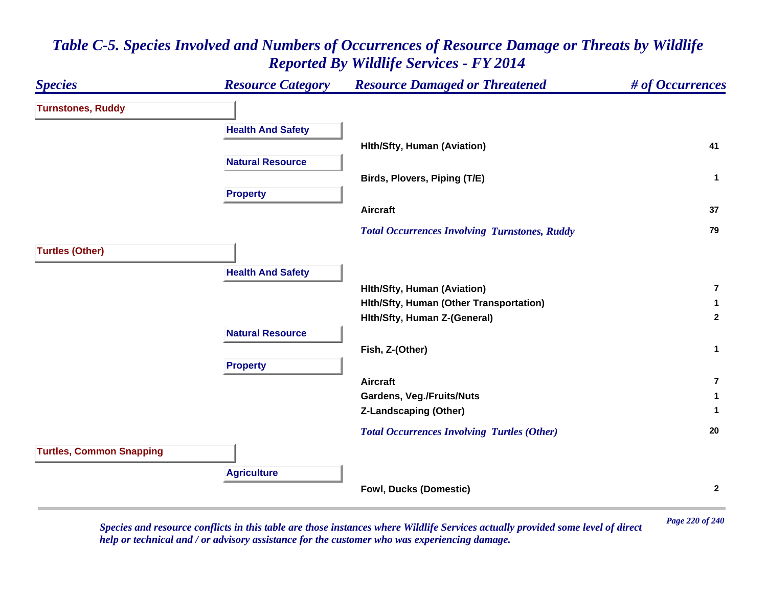# *Table C-5. Species Involved and Numbers of Occurrences of Resource Damage or Threats by Wildlife Reported By Wildlife Services - FY 2014*

| *Species* | *Resource Category* | *Resource Damaged or Threatened* | *# of Occurrences* |
|---|---|---|---|
| **Turnstones, Ruddy** | | | |
| | **Health And Safety** | | |
| | | **Hlth/Sfty, Human (Aviation)** | **41** |
| | **Natural Resource** | | |
| | | **Birds, Plovers, Piping (T/E)** | **1** |
| | **Property** | | |
| | | **Aircraft** | **37** |
| | | *Total Occurrences Involving Turnstones, Ruddy* | **79** |
| **Turtles (Other)** | | | |
| | **Health And Safety** | | |
| | | **Hlth/Sfty, Human (Aviation)** | **7** |
| | | **Hlth/Sfty, Human (Other Transportation)** | **1** |
| | | **Hlth/Sfty, Human Z-(General)** | **2** |
| | **Natural Resource** | | |
| | | **Fish, Z-(Other)** | **1** |
| | **Property** | | |
| | | **Aircraft** | **7** |
| | | **Gardens, Veg./Fruits/Nuts** | **1** |
| | | **Z-Landscaping (Other)** | **1** |
| | | *Total Occurrences Involving Turtles (Other)* | **20** |
| **Turtles, Common Snapping** | | | |
| | **Agriculture** | | |
| | | **Fowl, Ducks (Domestic)** | **2** |

*Species and resource conflicts in this table are those instances where Wildlife Services actually provided some level of direct help or technical and / or advisory assistance for the customer who was experiencing damage.*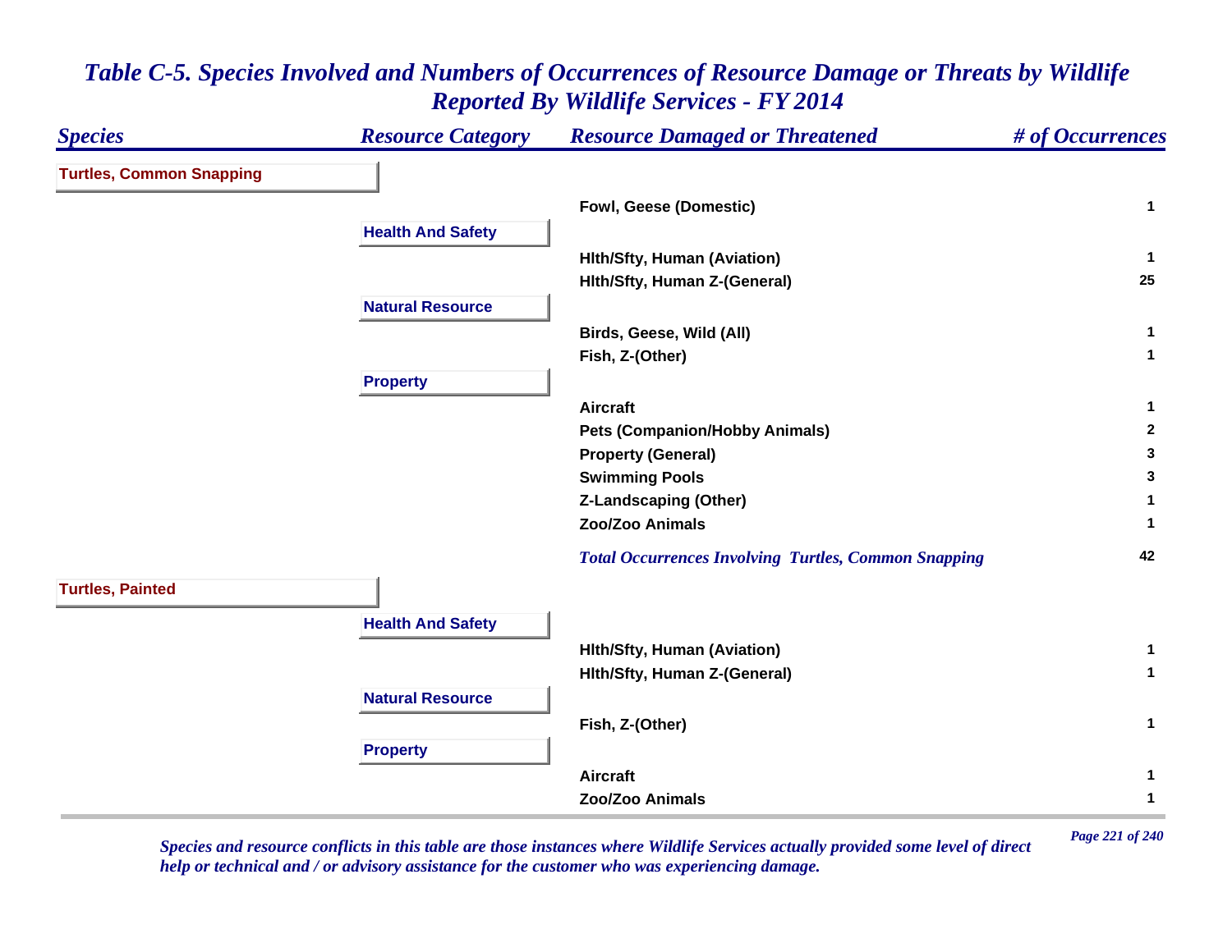# *Table C-5. Species Involved and Numbers of Occurrences of Resource Damage or Threats by Wildlife Reported By Wildlife Services - FY 2014*

| *Species* | *Resource Category* | *Resource Damaged or Threatened* | *# of Occurrences* |
|---|---|---|---|
| **Turtles, Common Snapping** | | | |
| | | Fowl, Geese (Domestic) | 1 |
| | **Health And Safety** | | |
| | | Hlth/Sfty, Human (Aviation) | 1 |
| | | Hlth/Sfty, Human Z-(General) | 25 |
| | **Natural Resource** | | |
| | | Birds, Geese, Wild (All) | 1 |
| | | Fish, Z-(Other) | 1 |
| | **Property** | | |
| | | Aircraft | 1 |
| | | Pets (Companion/Hobby Animals) | 2 |
| | | Property (General) | 3 |
| | | Swimming Pools | 3 |
| | | Z-Landscaping (Other) | 1 |
| | | Zoo/Zoo Animals | 1 |
| | | *Total Occurrences Involving Turtles, Common Snapping* | 42 |
| **Turtles, Painted** | | | |
| | **Health And Safety** | | |
| | | Hlth/Sfty, Human (Aviation) | 1 |
| | | Hlth/Sfty, Human Z-(General) | 1 |
| | **Natural Resource** | | |
| | | Fish, Z-(Other) | 1 |
| | **Property** | | |
| | | Aircraft | 1 |
| | | Zoo/Zoo Animals | 1 |

*Species and resource conflicts in this table are those instances where Wildlife Services actually provided some level of direct help or technical and / or advisory assistance for the customer who was experiencing damage.*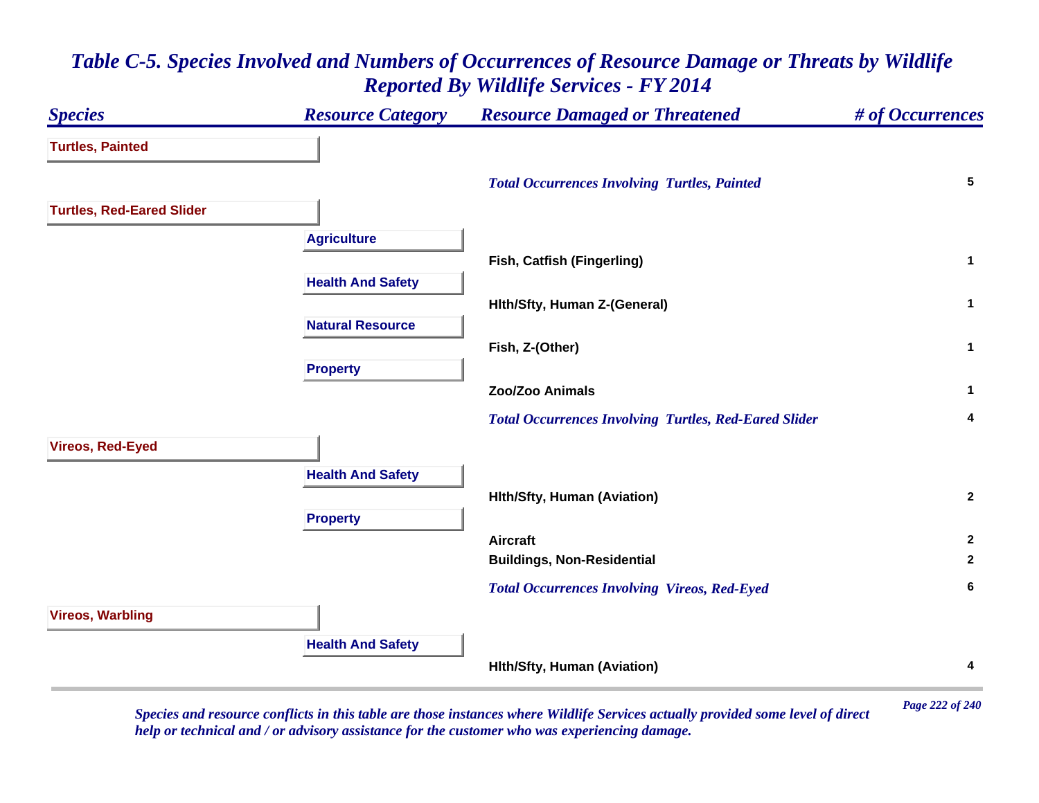# Table C-5. Species Involved and Numbers of Occurrences of Resource Damage or Threats by Wildlife Reported By Wildlife Services - FY 2014

| Species | Resource Category | Resource Damaged or Threatened | # of Occurrences |
|---|---|---|---|
| **Turtles, Painted** | | | |
| | | *Total Occurrences Involving Turtles, Painted* | 5 |
| **Turtles, Red-Eared Slider** | | | |
| | **Agriculture** | | |
| | | Fish, Catfish (Fingerling) | 1 |
| | **Health And Safety** | | |
| | | Hlth/Sfty, Human Z-(General) | 1 |
| | **Natural Resource** | | |
| | | Fish, Z-(Other) | 1 |
| | **Property** | | |
| | | Zoo/Zoo Animals | 1 |
| | | *Total Occurrences Involving Turtles, Red-Eared Slider* | 4 |
| **Vireos, Red-Eyed** | | | |
| | **Health And Safety** | | |
| | | Hlth/Sfty, Human (Aviation) | 2 |
| | **Property** | | |
| | | Aircraft | 2 |
| | | Buildings, Non-Residential | 2 |
| | | *Total Occurrences Involving Vireos, Red-Eyed* | 6 |
| **Vireos, Warbling** | | | |
| | **Health And Safety** | | |
| | | Hlth/Sfty, Human (Aviation) | 4 |

*Species and resource conflicts in this table are those instances where Wildlife Services actually provided some level of direct help or technical and / or advisory assistance for the customer who was experiencing damage.*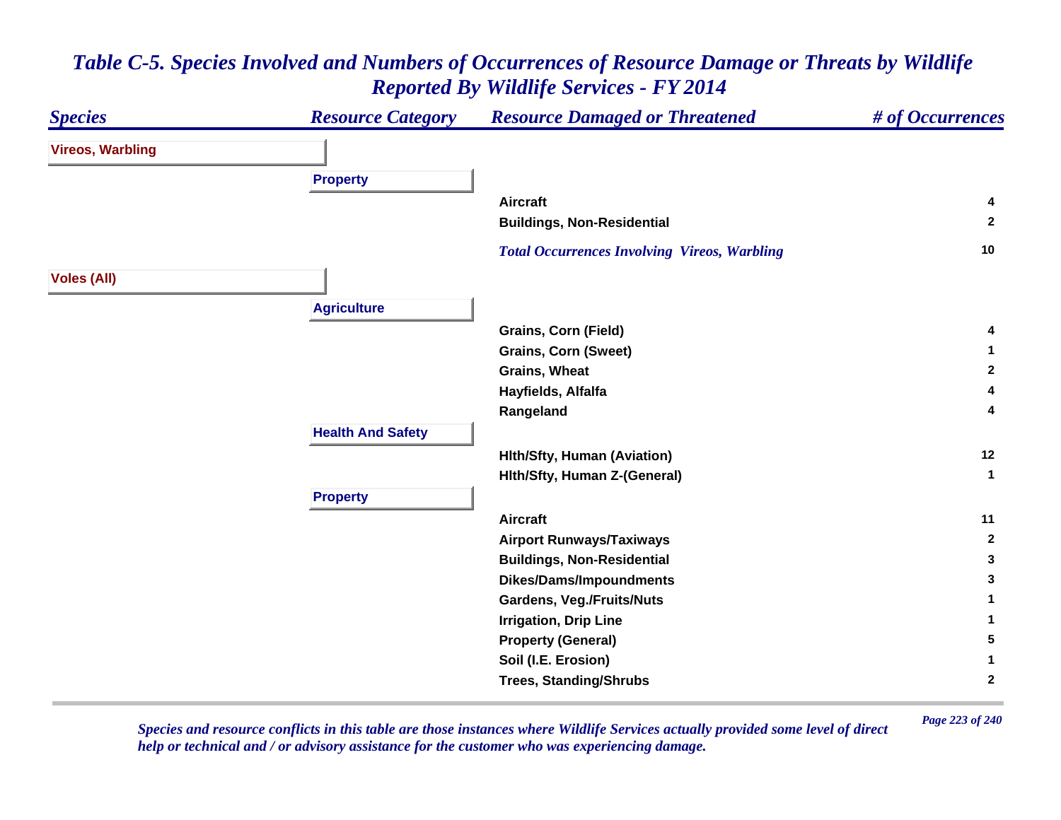# *Table C-5. Species Involved and Numbers of Occurrences of Resource Damage or Threats by Wildlife Reported By Wildlife Services - FY 2014*

| *Species* | *Resource Category* | *Resource Damaged or Threatened* | *# of Occurrences* |
|---|---|---|---|
| **Vireos, Warbling** | | | |
| | **Property** | | |
| | | **Aircraft** | **4** |
| | | **Buildings, Non-Residential** | **2** |
| | | ***Total Occurrences Involving Vireos, Warbling*** | **10** |
| **Voles (All)** | | | |
| | **Agriculture** | | |
| | | **Grains, Corn (Field)** | **4** |
| | | **Grains, Corn (Sweet)** | **1** |
| | | **Grains, Wheat** | **2** |
| | | **Hayfields, Alfalfa** | **4** |
| | | **Rangeland** | **4** |
| | **Health And Safety** | | |
| | | **Hlth/Sfty, Human (Aviation)** | **12** |
| | | **Hlth/Sfty, Human Z-(General)** | **1** |
| | **Property** | | |
| | | **Aircraft** | **11** |
| | | **Airport Runways/Taxiways** | **2** |
| | | **Buildings, Non-Residential** | **3** |
| | | **Dikes/Dams/Impoundments** | **3** |
| | | **Gardens, Veg./Fruits/Nuts** | **1** |
| | | **Irrigation, Drip Line** | **1** |
| | | **Property (General)** | **5** |
| | | **Soil (I.E. Erosion)** | **1** |
| | | **Trees, Standing/Shrubs** | **2** |

*Species and resource conflicts in this table are those instances where Wildlife Services actually provided some level of direct help or technical and / or advisory assistance for the customer who was experiencing damage.*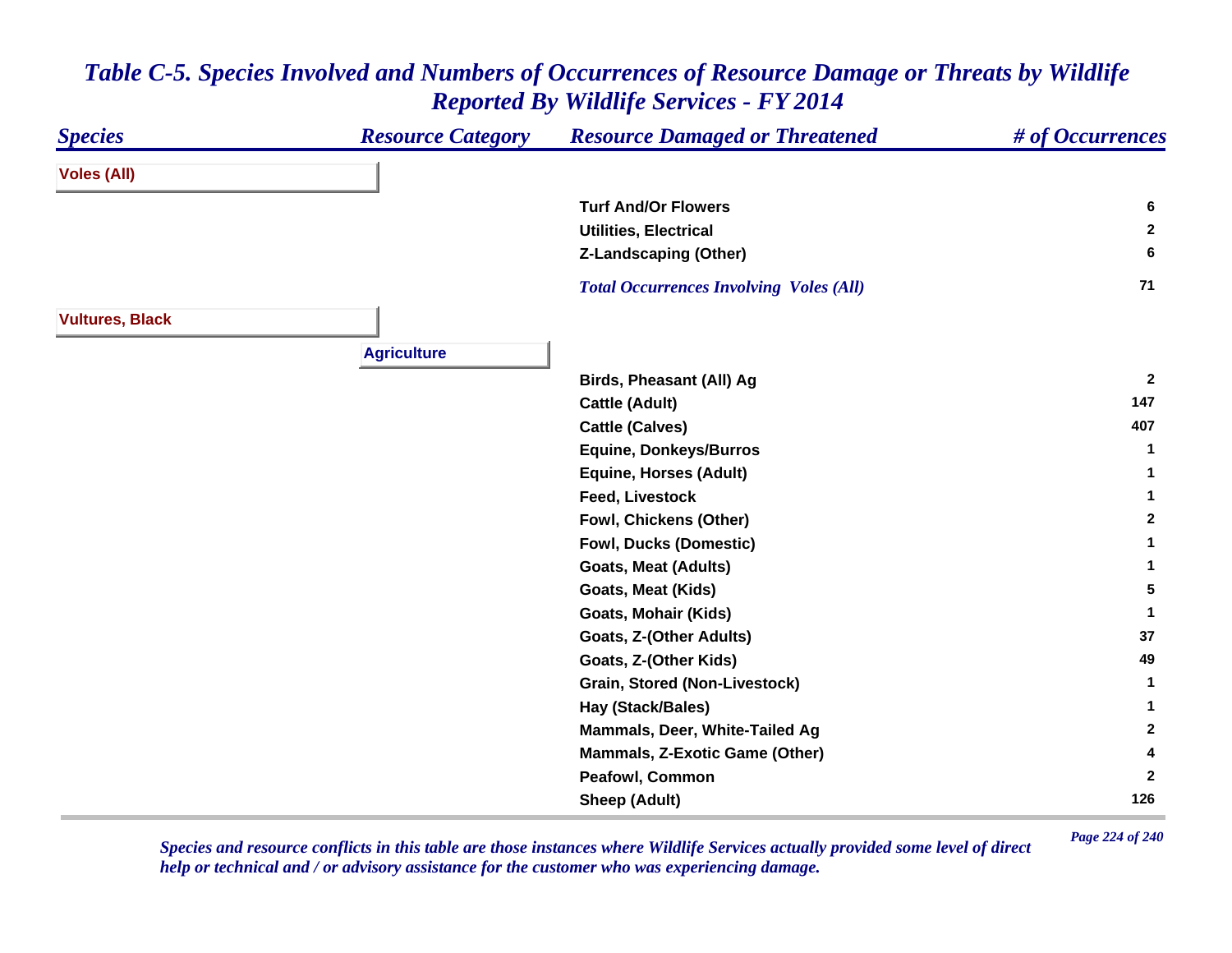# *Table C-5. Species Involved and Numbers of Occurrences of Resource Damage or Threats by Wildlife Reported By Wildlife Services - FY 2014*

| *Species* | *Resource Category* | *Resource Damaged or Threatened* | *# of Occurrences* |
|---|---|---|---|
| **Voles (All)** | | | |
| | | **Turf And/Or Flowers** | **6** |
| | | **Utilities, Electrical** | **2** |
| | | **Z-Landscaping (Other)** | **6** |
| | | ***Total Occurrences Involving Voles (All)*** | **71** |
| **Vultures, Black** | | | |
| | **Agriculture** | | |
| | | **Birds, Pheasant (All) Ag** | **2** |
| | | **Cattle (Adult)** | **147** |
| | | **Cattle (Calves)** | **407** |
| | | **Equine, Donkeys/Burros** | **1** |
| | | **Equine, Horses (Adult)** | **1** |
| | | **Feed, Livestock** | **1** |
| | | **Fowl, Chickens (Other)** | **2** |
| | | **Fowl, Ducks (Domestic)** | **1** |
| | | **Goats, Meat (Adults)** | **1** |
| | | **Goats, Meat (Kids)** | **5** |
| | | **Goats, Mohair (Kids)** | **1** |
| | | **Goats, Z-(Other Adults)** | **37** |
| | | **Goats, Z-(Other Kids)** | **49** |
| | | **Grain, Stored (Non-Livestock)** | **1** |
| | | **Hay (Stack/Bales)** | **1** |
| | | **Mammals, Deer, White-Tailed Ag** | **2** |
| | | **Mammals, Z-Exotic Game (Other)** | **4** |
| | | **Peafowl, Common** | **2** |
| | | **Sheep (Adult)** | **126** |

*Species and resource conflicts in this table are those instances where Wildlife Services actually provided some level of direct help or technical and / or advisory assistance for the customer who was experiencing damage.*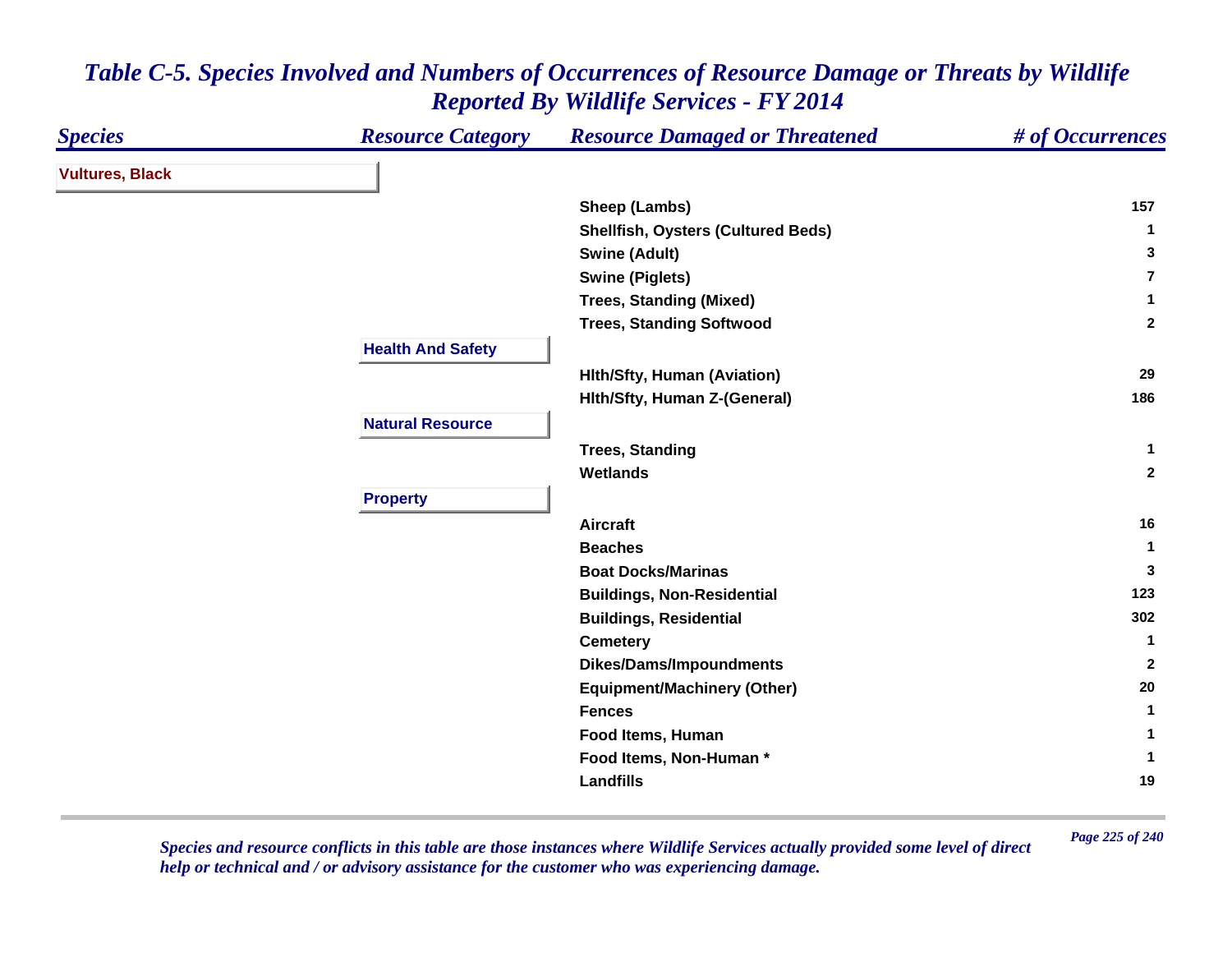## *Table C-5. Species Involved and Numbers of Occurrences of Resource Damage or Threats by Wildlife Reported By Wildlife Services - FY 2014*

| Species | Resource Category | Resource Damaged or Threatened | # of Occurrences |
|---|---|---|---|
| **Vultures, Black** | | | |
| | | Sheep (Lambs) | 157 |
| | | Shellfish, Oysters (Cultured Beds) | 1 |
| | | Swine (Adult) | 3 |
| | | Swine (Piglets) | 7 |
| | | Trees, Standing (Mixed) | 1 |
| | | Trees, Standing Softwood | 2 |
| | **Health And Safety** | | |
| | | Hlth/Sfty, Human (Aviation) | 29 |
| | | Hlth/Sfty, Human Z-(General) | 186 |
| | **Natural Resource** | | |
| | | Trees, Standing | 1 |
| | | Wetlands | 2 |
| | **Property** | | |
| | | Aircraft | 16 |
| | | Beaches | 1 |
| | | Boat Docks/Marinas | 3 |
| | | Buildings, Non-Residential | 123 |
| | | Buildings, Residential | 302 |
| | | Cemetery | 1 |
| | | Dikes/Dams/Impoundments | 2 |
| | | Equipment/Machinery (Other) | 20 |
| | | Fences | 1 |
| | | Food Items, Human | 1 |
| | | Food Items, Non-Human * | 1 |
| | | Landfills | 19 |

*Species and resource conflicts in this table are those instances where Wildlife Services actually provided some level of direct help or technical and / or advisory assistance for the customer who was experiencing damage.*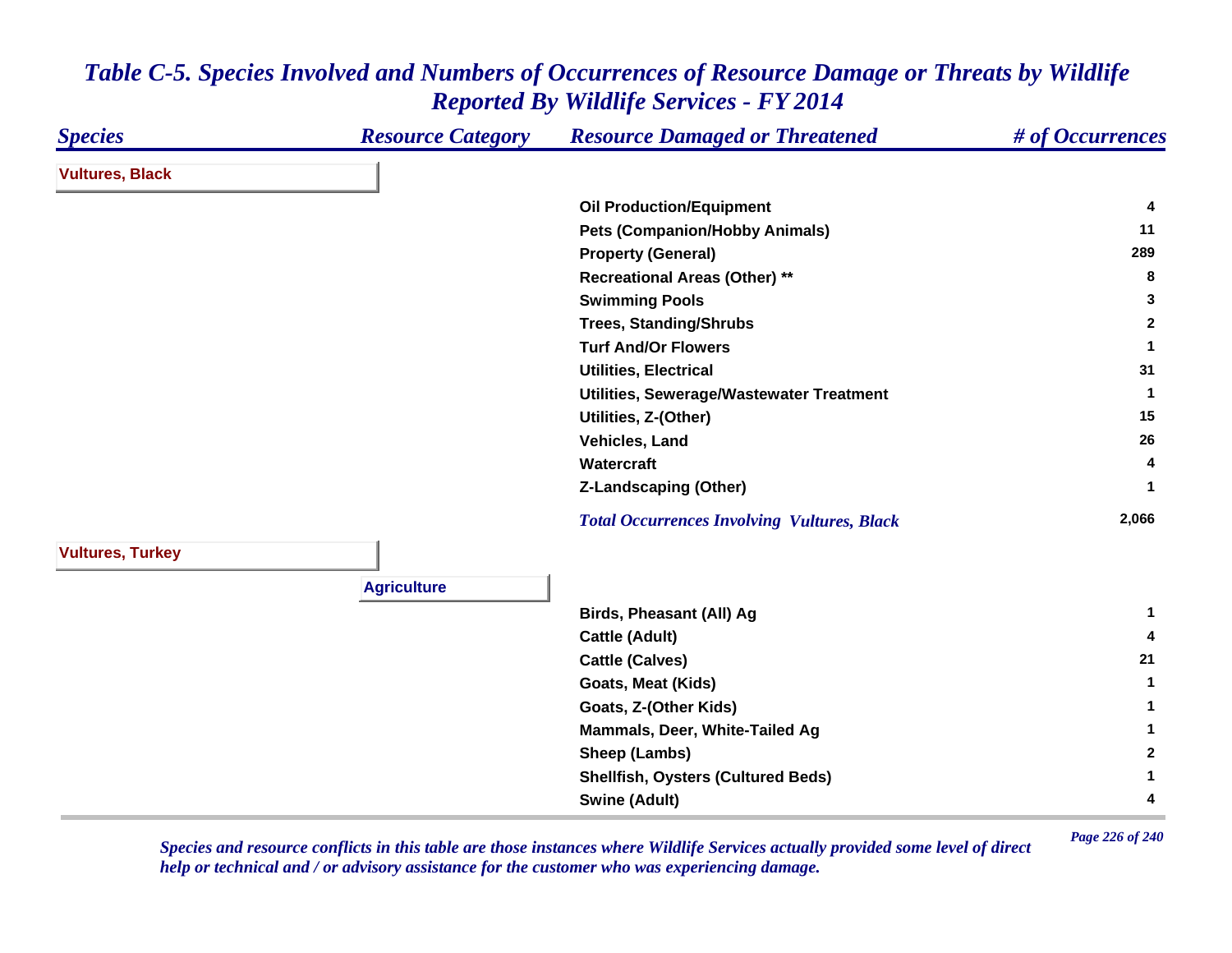## Table C-5. Species Involved and Numbers of Occurrences of Resource Damage or Threats by Wildlife Reported By Wildlife Services - FY 2014

| Species | Resource Category | Resource Damaged or Threatened | # of Occurrences |
|---|---|---|---|
| **Vultures, Black** | | | |
| | | Oil Production/Equipment | 4 |
| | | Pets (Companion/Hobby Animals) | 11 |
| | | Property (General) | 289 |
| | | Recreational Areas (Other) ** | 8 |
| | | Swimming Pools | 3 |
| | | Trees, Standing/Shrubs | 2 |
| | | Turf And/Or Flowers | 1 |
| | | Utilities, Electrical | 31 |
| | | Utilities, Sewerage/Wastewater Treatment | 1 |
| | | Utilities, Z-(Other) | 15 |
| | | Vehicles, Land | 26 |
| | | Watercraft | 4 |
| | | Z-Landscaping (Other) | 1 |
| | | *Total Occurrences Involving Vultures, Black* | 2,066 |
| **Vultures, Turkey** | | | |
| | **Agriculture** | | |
| | | Birds, Pheasant (All) Ag | 1 |
| | | Cattle (Adult) | 4 |
| | | Cattle (Calves) | 21 |
| | | Goats, Meat (Kids) | 1 |
| | | Goats, Z-(Other Kids) | 1 |
| | | Mammals, Deer, White-Tailed Ag | 1 |
| | | Sheep (Lambs) | 2 |
| | | Shellfish, Oysters (Cultured Beds) | 1 |
| | | Swine (Adult) | 4 |

*Species and resource conflicts in this table are those instances where Wildlife Services actually provided some level of direct help or technical and / or advisory assistance for the customer who was experiencing damage.*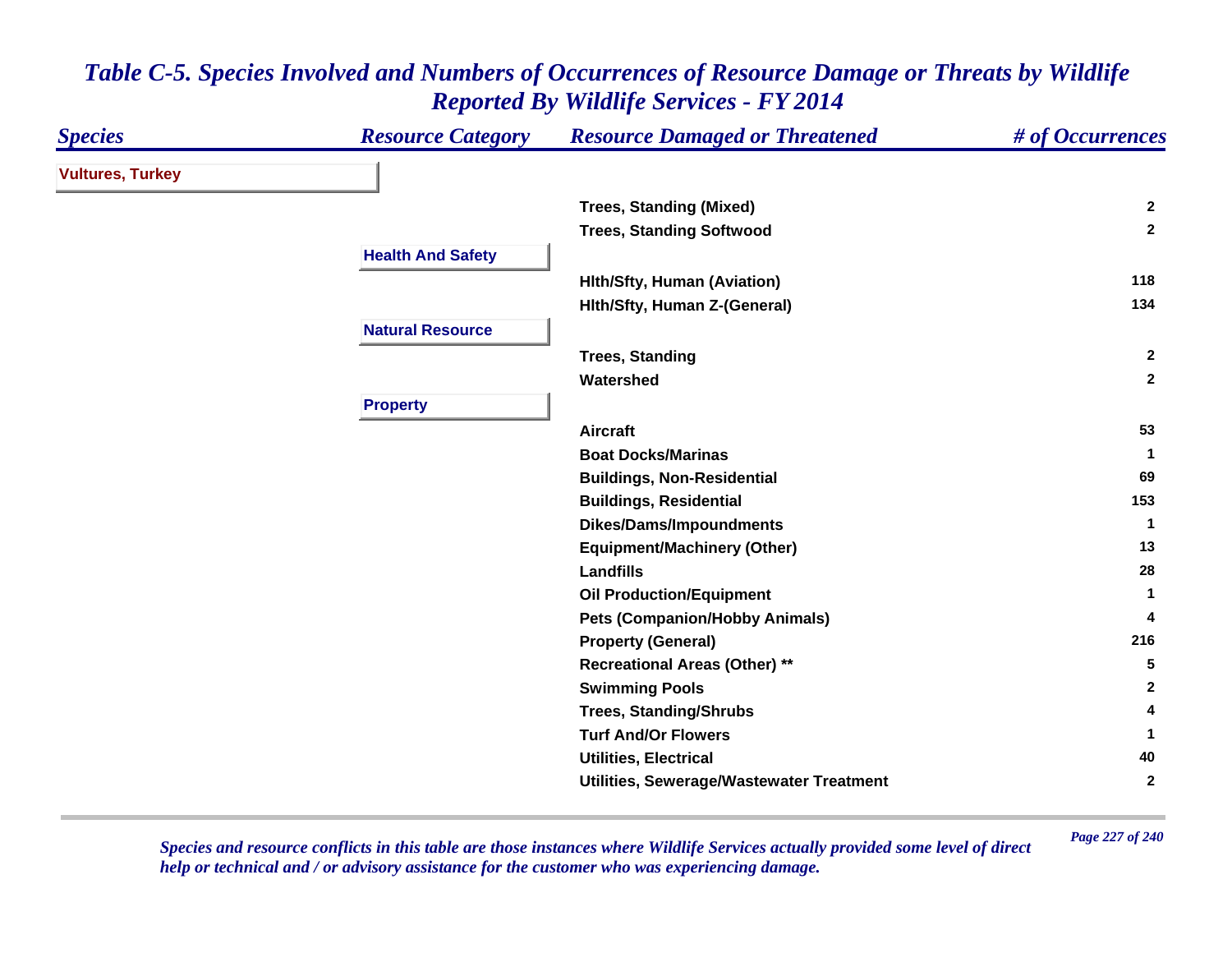# *Table C-5. Species Involved and Numbers of Occurrences of Resource Damage or Threats by Wildlife Reported By Wildlife Services - FY 2014*

| *Species* | *Resource Category* | *Resource Damaged or Threatened* | *# of Occurrences* |
|---|---|---|---|
| **Vultures, Turkey** | | | |
| | | **Trees, Standing (Mixed)** | **2** |
| | | **Trees, Standing Softwood** | **2** |
| | **Health And Safety** | | |
| | | **Hlth/Sfty, Human (Aviation)** | **118** |
| | | **Hlth/Sfty, Human Z-(General)** | **134** |
| | **Natural Resource** | | |
| | | **Trees, Standing** | **2** |
| | | **Watershed** | **2** |
| | **Property** | | |
| | | **Aircraft** | **53** |
| | | **Boat Docks/Marinas** | **1** |
| | | **Buildings, Non-Residential** | **69** |
| | | **Buildings, Residential** | **153** |
| | | **Dikes/Dams/Impoundments** | **1** |
| | | **Equipment/Machinery (Other)** | **13** |
| | | **Landfills** | **28** |
| | | **Oil Production/Equipment** | **1** |
| | | **Pets (Companion/Hobby Animals)** | **4** |
| | | **Property (General)** | **216** |
| | | **Recreational Areas (Other) **** | **5** |
| | | **Swimming Pools** | **2** |
| | | **Trees, Standing/Shrubs** | **4** |
| | | **Turf And/Or Flowers** | **1** |
| | | **Utilities, Electrical** | **40** |
| | | **Utilities, Sewerage/Wastewater Treatment** | **2** |

*Species and resource conflicts in this table are those instances where Wildlife Services actually provided some level of direct help or technical and / or advisory assistance for the customer who was experiencing damage.*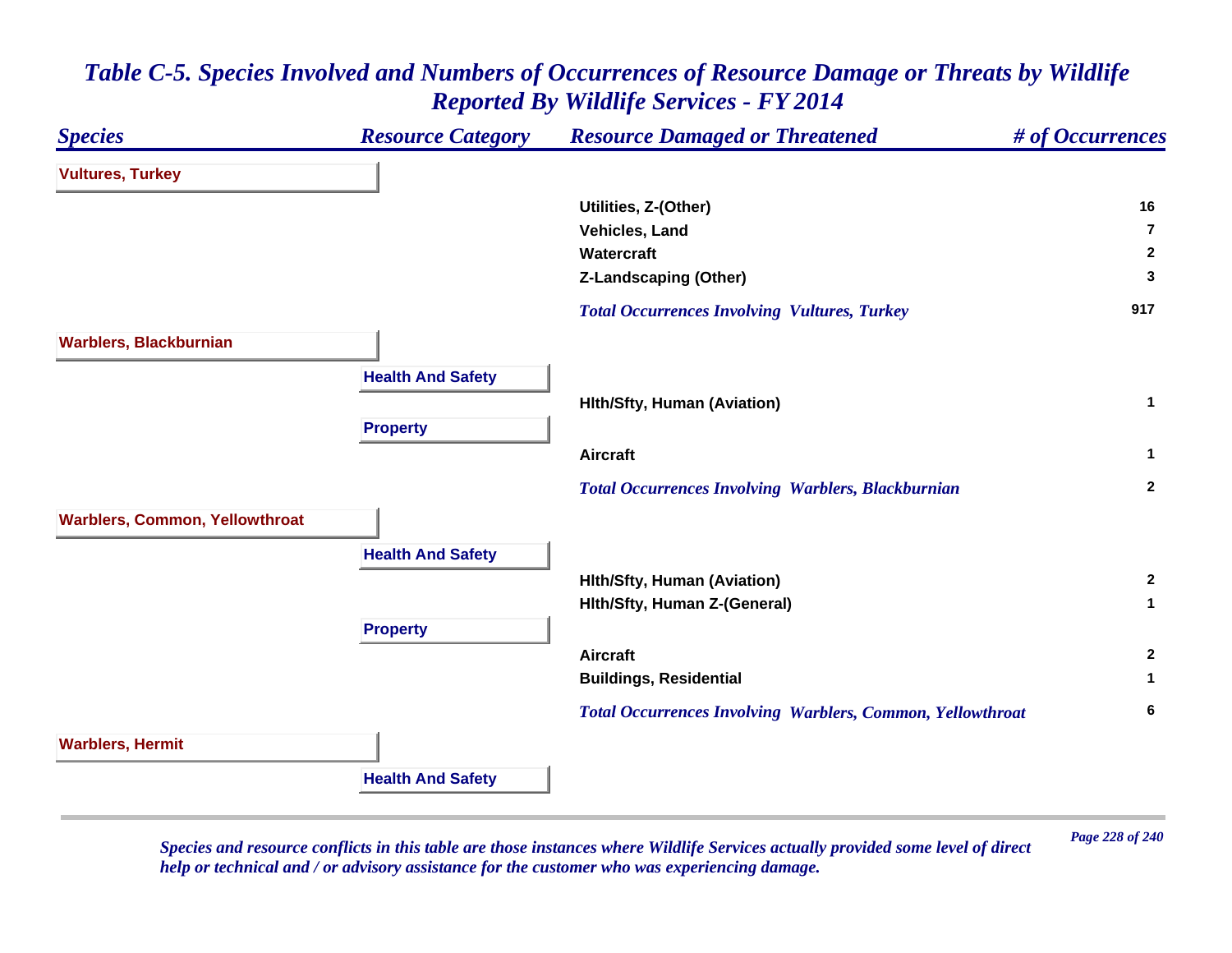# Table C-5. Species Involved and Numbers of Occurrences of Resource Damage or Threats by Wildlife Reported By Wildlife Services - FY 2014

| Species | Resource Category | Resource Damaged or Threatened | # of Occurrences |
|---|---|---|---|
| **Vultures, Turkey** | | | |
| | | Utilities, Z-(Other) | 16 |
| | | Vehicles, Land | 7 |
| | | Watercraft | 2 |
| | | Z-Landscaping (Other) | 3 |
| | | *Total Occurrences Involving Vultures, Turkey* | 917 |
| **Warblers, Blackburnian** | | | |
| | **Health And Safety** | | |
| | | Hlth/Sfty, Human (Aviation) | 1 |
| | **Property** | | |
| | | Aircraft | 1 |
| | | *Total Occurrences Involving Warblers, Blackburnian* | 2 |
| **Warblers, Common, Yellowthroat** | | | |
| | **Health And Safety** | | |
| | | Hlth/Sfty, Human (Aviation) | 2 |
| | | Hlth/Sfty, Human Z-(General) | 1 |
| | **Property** | | |
| | | Aircraft | 2 |
| | | Buildings, Residential | 1 |
| | | *Total Occurrences Involving Warblers, Common, Yellowthroat* | 6 |
| **Warblers, Hermit** | | | |
| | **Health And Safety** | | |

*Species and resource conflicts in this table are those instances where Wildlife Services actually provided some level of direct help or technical and / or advisory assistance for the customer who was experiencing damage.*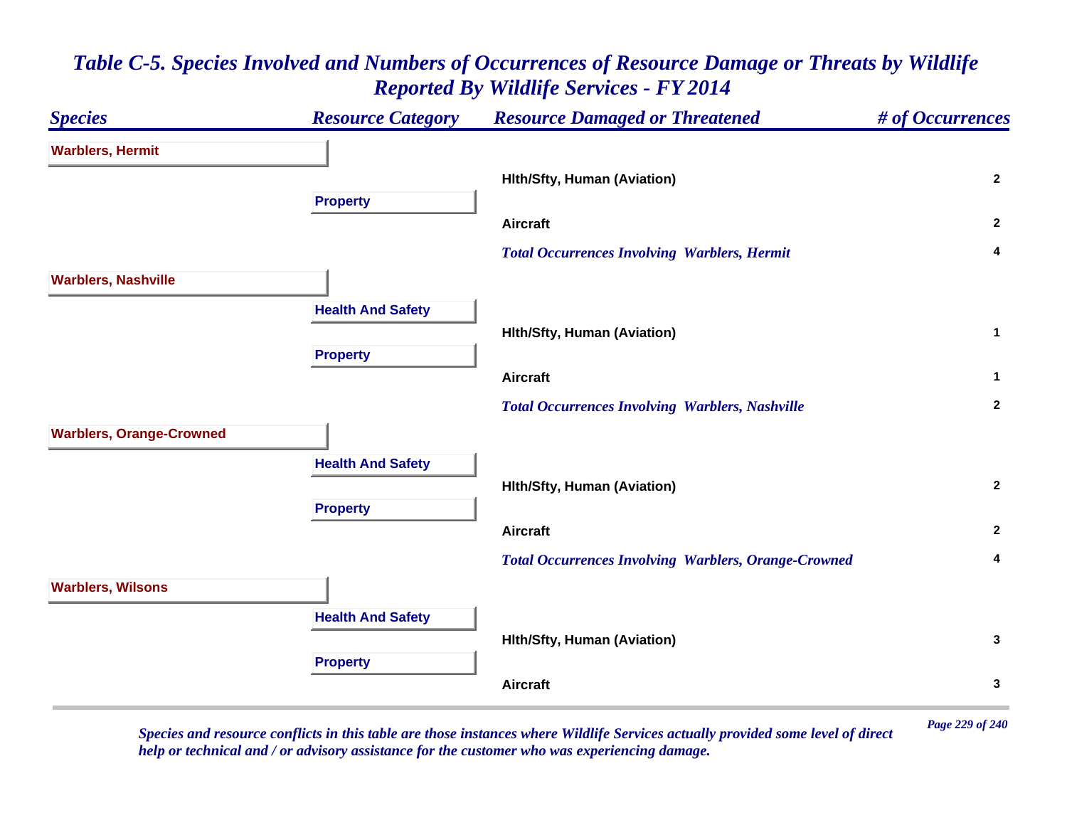# Table C-5. Species Involved and Numbers of Occurrences of Resource Damage or Threats by Wildlife Reported By Wildlife Services - FY 2014

| Species | Resource Category | Resource Damaged or Threatened | # of Occurrences |
|---|---|---|---|
| **Warblers, Hermit** | | | |
| | | Hlth/Sfty, Human (Aviation) | 2 |
| | **Property** | | |
| | | Aircraft | 2 |
| | | *Total Occurrences Involving Warblers, Hermit* | 4 |
| **Warblers, Nashville** | | | |
| | **Health And Safety** | | |
| | | Hlth/Sfty, Human (Aviation) | 1 |
| | **Property** | | |
| | | Aircraft | 1 |
| | | *Total Occurrences Involving Warblers, Nashville* | 2 |
| **Warblers, Orange-Crowned** | | | |
| | **Health And Safety** | | |
| | | Hlth/Sfty, Human (Aviation) | 2 |
| | **Property** | | |
| | | Aircraft | 2 |
| | | *Total Occurrences Involving Warblers, Orange-Crowned* | 4 |
| **Warblers, Wilsons** | | | |
| | **Health And Safety** | | |
| | | Hlth/Sfty, Human (Aviation) | 3 |
| | **Property** | | |
| | | Aircraft | 3 |

*Species and resource conflicts in this table are those instances where Wildlife Services actually provided some level of direct help or technical and / or advisory assistance for the customer who was experiencing damage.*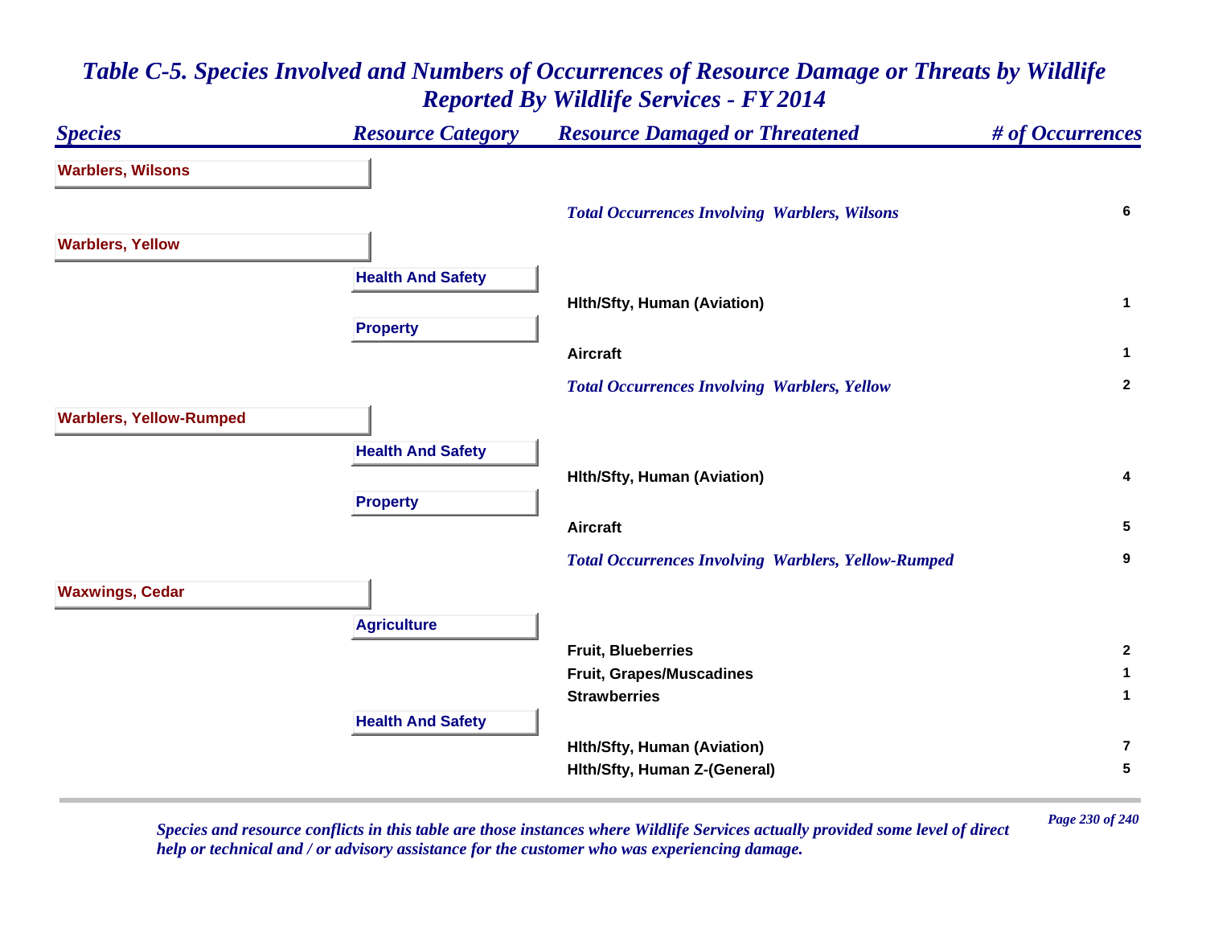# Table C-5. Species Involved and Numbers of Occurrences of Resource Damage or Threats by Wildlife Reported By Wildlife Services - FY 2014

| Species | Resource Category | Resource Damaged or Threatened | # of Occurrences |
|---|---|---|---|
| **Warblers, Wilsons** | | | |
| | | ***Total Occurrences Involving Warblers, Wilsons*** | **6** |
| **Warblers, Yellow** | | | |
| | **Health And Safety** | | |
| | | Hlth/Sfty, Human (Aviation) | 1 |
| | **Property** | | |
| | | Aircraft | 1 |
| | | ***Total Occurrences Involving Warblers, Yellow*** | **2** |
| **Warblers, Yellow-Rumped** | | | |
| | **Health And Safety** | | |
| | | Hlth/Sfty, Human (Aviation) | 4 |
| | **Property** | | |
| | | Aircraft | 5 |
| | | ***Total Occurrences Involving Warblers, Yellow-Rumped*** | **9** |
| **Waxwings, Cedar** | | | |
| | **Agriculture** | | |
| | | Fruit, Blueberries | 2 |
| | | Fruit, Grapes/Muscadines | 1 |
| | | Strawberries | 1 |
| | **Health And Safety** | | |
| | | Hlth/Sfty, Human (Aviation) | 7 |
| | | Hlth/Sfty, Human Z-(General) | 5 |

*Species and resource conflicts in this table are those instances where Wildlife Services actually provided some level of direct help or technical and / or advisory assistance for the customer who was experiencing damage.*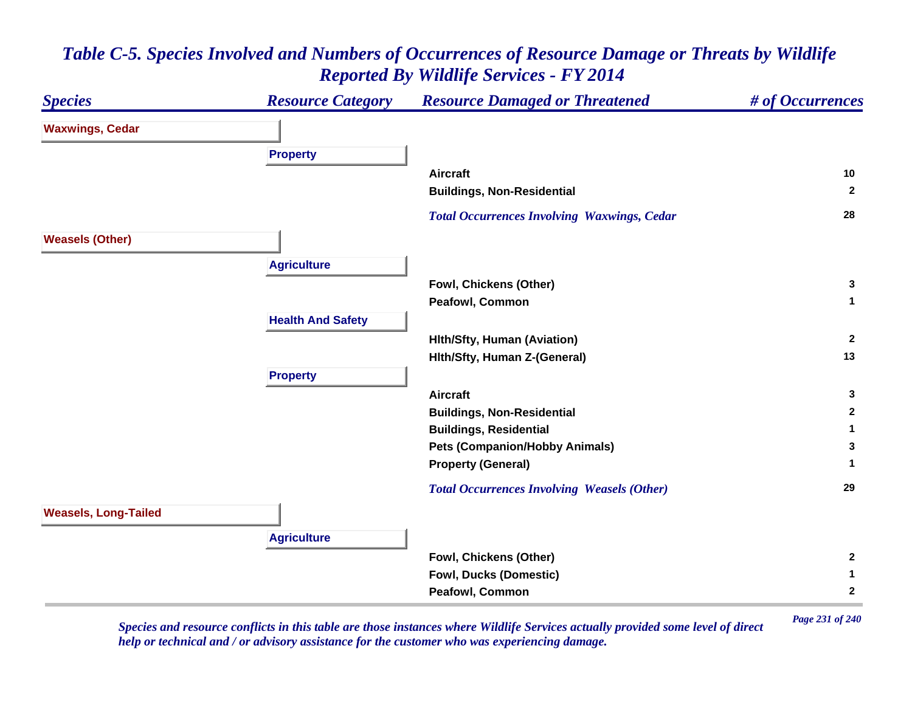# Table C-5. Species Involved and Numbers of Occurrences of Resource Damage or Threats by Wildlife Reported By Wildlife Services - FY 2014

| Species | Resource Category | Resource Damaged or Threatened | # of Occurrences |
|---|---|---|---|
| **Waxwings, Cedar** | | | |
| | **Property** | | |
| | | Aircraft | 10 |
| | | Buildings, Non-Residential | 2 |
| | | *Total Occurrences Involving Waxwings, Cedar* | 28 |
| **Weasels (Other)** | | | |
| | **Agriculture** | | |
| | | Fowl, Chickens (Other) | 3 |
| | | Peafowl, Common | 1 |
| | **Health And Safety** | | |
| | | Hlth/Sfty, Human (Aviation) | 2 |
| | | Hlth/Sfty, Human Z-(General) | 13 |
| | **Property** | | |
| | | Aircraft | 3 |
| | | Buildings, Non-Residential | 2 |
| | | Buildings, Residential | 1 |
| | | Pets (Companion/Hobby Animals) | 3 |
| | | Property (General) | 1 |
| | | *Total Occurrences Involving Weasels (Other)* | 29 |
| **Weasels, Long-Tailed** | | | |
| | **Agriculture** | | |
| | | Fowl, Chickens (Other) | 2 |
| | | Fowl, Ducks (Domestic) | 1 |
| | | Peafowl, Common | 2 |

*Species and resource conflicts in this table are those instances where Wildlife Services actually provided some level of direct help or technical and / or advisory assistance for the customer who was experiencing damage.*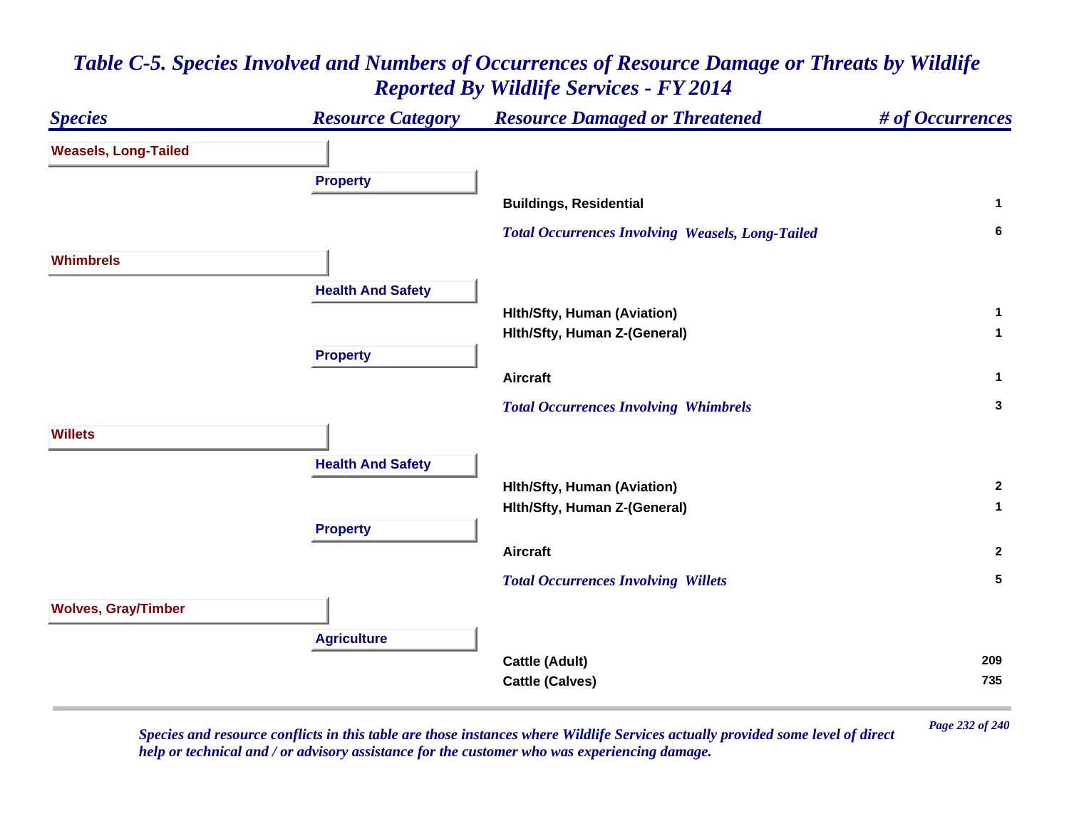## Table C-5. Species Involved and Numbers of Occurrences of Resource Damage or Threats by Wildlife Reported By Wildlife Services - FY 2014

| Species | Resource Category | Resource Damaged or Threatened | # of Occurrences |
|---|---|---|---|
| **Weasels, Long-Tailed** | | | |
| | **Property** | | |
| | | Buildings, Residential | 1 |
| | | *Total Occurrences Involving Weasels, Long-Tailed* | 6 |
| **Whimbrels** | | | |
| | **Health And Safety** | | |
| | | Hlth/Sfty, Human (Aviation) | 1 |
| | | Hlth/Sfty, Human Z-(General) | 1 |
| | **Property** | | |
| | | Aircraft | 1 |
| | | *Total Occurrences Involving Whimbrels* | 3 |
| **Willets** | | | |
| | **Health And Safety** | | |
| | | Hlth/Sfty, Human (Aviation) | 2 |
| | | Hlth/Sfty, Human Z-(General) | 1 |
| | **Property** | | |
| | | Aircraft | 2 |
| | | *Total Occurrences Involving Willets* | 5 |
| **Wolves, Gray/Timber** | | | |
| | **Agriculture** | | |
| | | Cattle (Adult) | 209 |
| | | Cattle (Calves) | 735 |

*Species and resource conflicts in this table are those instances where Wildlife Services actually provided some level of direct help or technical and / or advisory assistance for the customer who was experiencing damage.*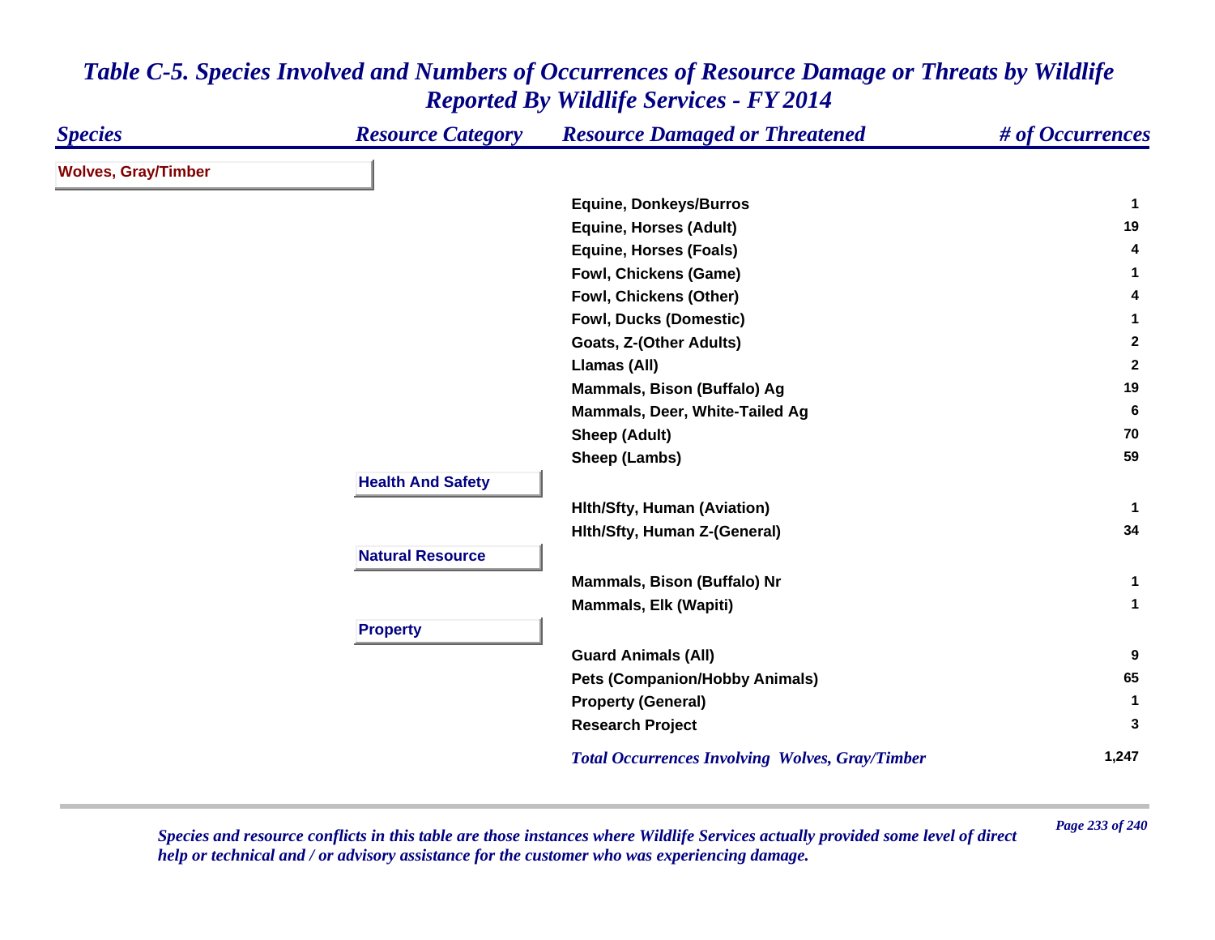# *Table C-5. Species Involved and Numbers of Occurrences of Resource Damage or Threats by Wildlife Reported By Wildlife Services - FY 2014*

| *Species* | *Resource Category* | *Resource Damaged or Threatened* | *# of Occurrences* |
|---|---|---|---|
| **Wolves, Gray/Timber** | | | |
| | | Equine, Donkeys/Burros | 1 |
| | | Equine, Horses (Adult) | 19 |
| | | Equine, Horses (Foals) | 4 |
| | | Fowl, Chickens (Game) | 1 |
| | | Fowl, Chickens (Other) | 4 |
| | | Fowl, Ducks (Domestic) | 1 |
| | | Goats, Z-(Other Adults) | 2 |
| | | Llamas (All) | 2 |
| | | Mammals, Bison (Buffalo) Ag | 19 |
| | | Mammals, Deer, White-Tailed Ag | 6 |
| | | Sheep (Adult) | 70 |
| | | Sheep (Lambs) | 59 |
| | **Health And Safety** | | |
| | | Hlth/Sfty, Human (Aviation) | 1 |
| | | Hlth/Sfty, Human Z-(General) | 34 |
| | **Natural Resource** | | |
| | | Mammals, Bison (Buffalo) Nr | 1 |
| | | Mammals, Elk (Wapiti) | 1 |
| | **Property** | | |
| | | Guard Animals (All) | 9 |
| | | Pets (Companion/Hobby Animals) | 65 |
| | | Property (General) | 1 |
| | | Research Project | 3 |
| | | *Total Occurrences Involving Wolves, Gray/Timber* | 1,247 |

*Species and resource conflicts in this table are those instances where Wildlife Services actually provided some level of direct help or technical and / or advisory assistance for the customer who was experiencing damage.*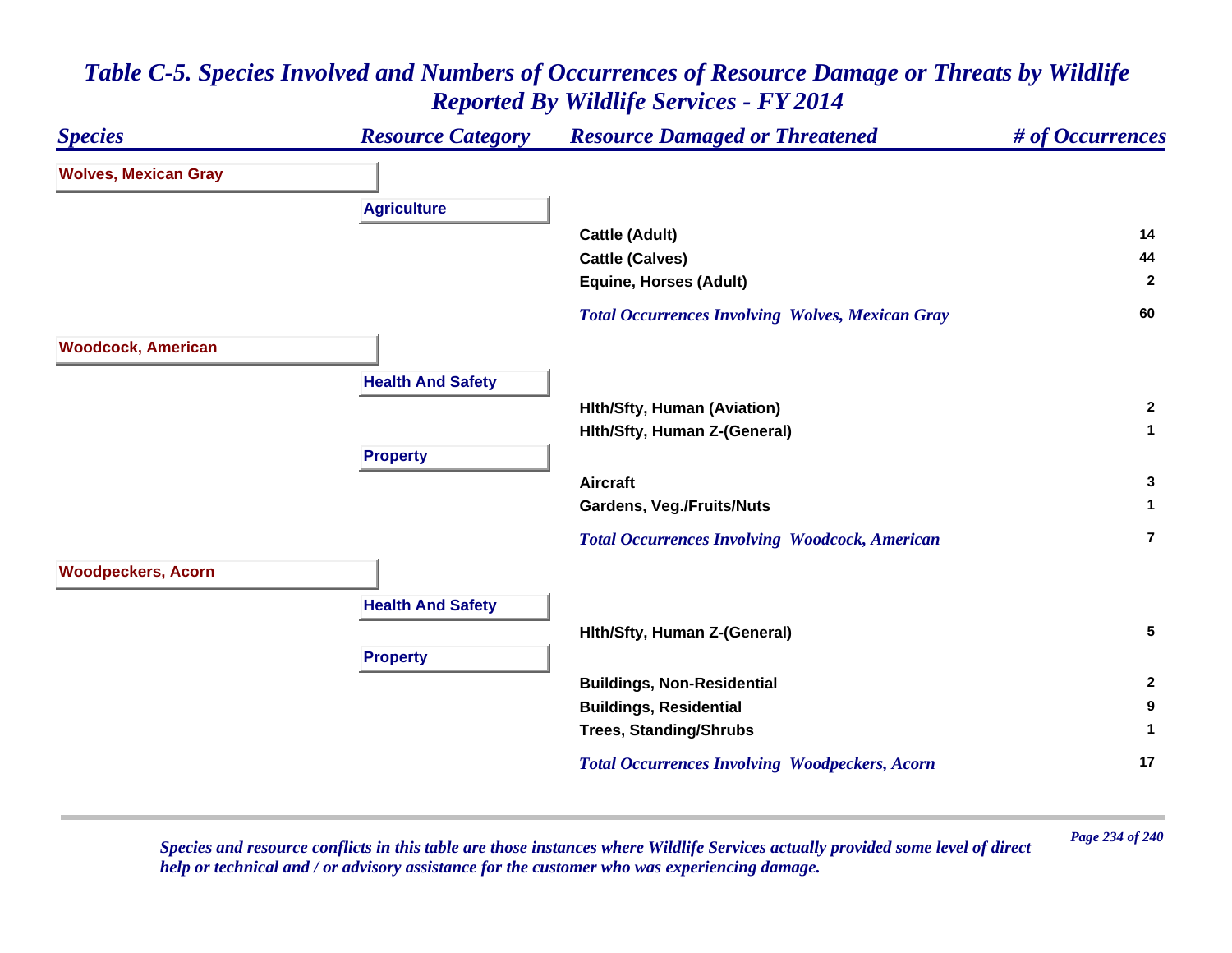# *Table C-5. Species Involved and Numbers of Occurrences of Resource Damage or Threats by Wildlife Reported By Wildlife Services - FY 2014*

| *Species* | *Resource Category* | *Resource Damaged or Threatened* | *# of Occurrences* |
|---|---|---|---|
| **Wolves, Mexican Gray** | | | |
| | **Agriculture** | | |
| | | **Cattle (Adult)** | **14** |
| | | **Cattle (Calves)** | **44** |
| | | **Equine, Horses (Adult)** | **2** |
| | | ***Total Occurrences Involving Wolves, Mexican Gray*** | **60** |
| **Woodcock, American** | | | |
| | **Health And Safety** | | |
| | | **Hlth/Sfty, Human (Aviation)** | **2** |
| | | **Hlth/Sfty, Human Z-(General)** | **1** |
| | **Property** | | |
| | | **Aircraft** | **3** |
| | | **Gardens, Veg./Fruits/Nuts** | **1** |
| | | ***Total Occurrences Involving Woodcock, American*** | **7** |
| **Woodpeckers, Acorn** | | | |
| | **Health And Safety** | | |
| | | **Hlth/Sfty, Human Z-(General)** | **5** |
| | **Property** | | |
| | | **Buildings, Non-Residential** | **2** |
| | | **Buildings, Residential** | **9** |
| | | **Trees, Standing/Shrubs** | **1** |
| | | ***Total Occurrences Involving Woodpeckers, Acorn*** | **17** |

*Species and resource conflicts in this table are those instances where Wildlife Services actually provided some level of direct help or technical and / or advisory assistance for the customer who was experiencing damage.*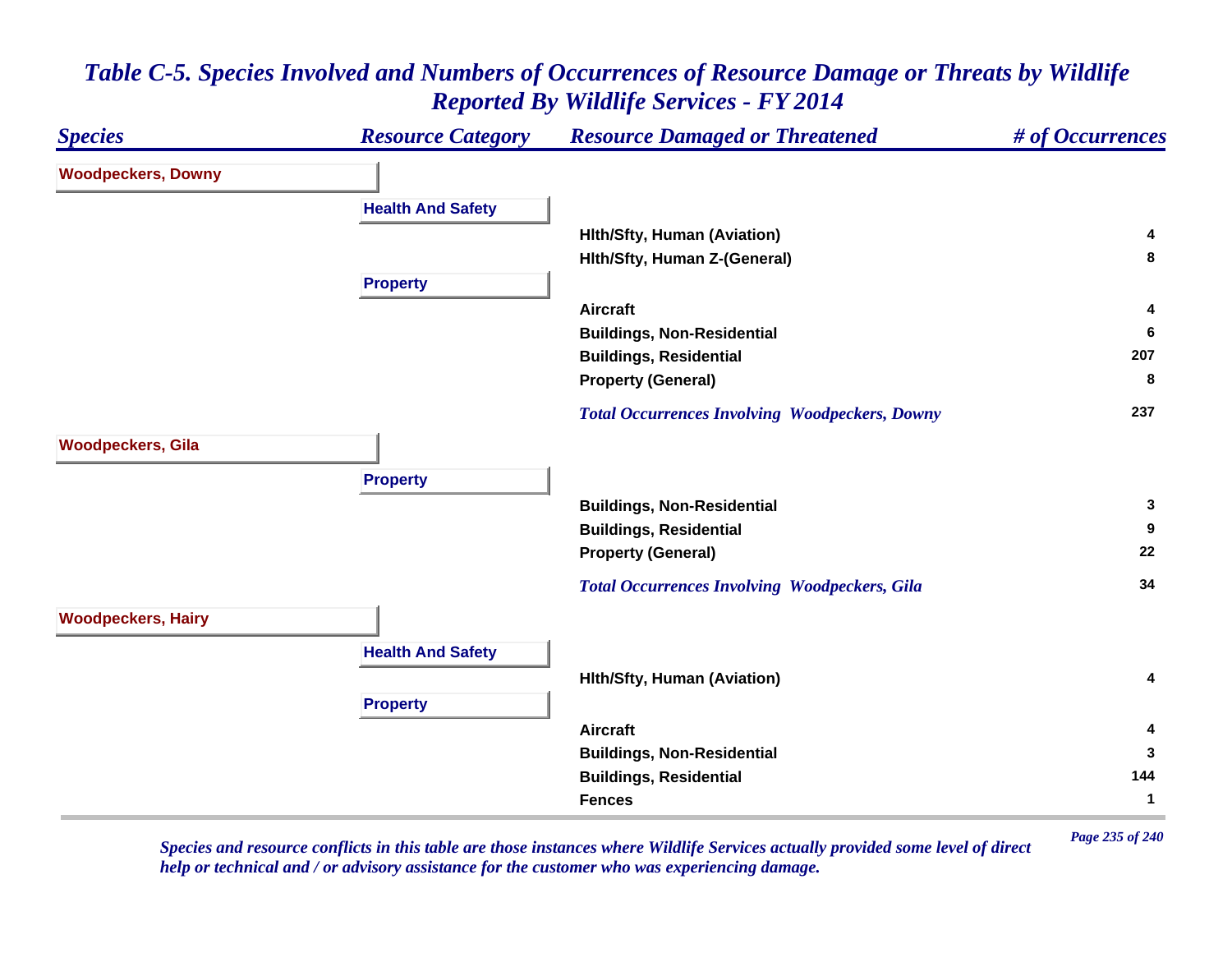# Table C-5. Species Involved and Numbers of Occurrences of Resource Damage or Threats by Wildlife Reported By Wildlife Services - FY 2014

| Species | Resource Category | Resource Damaged or Threatened | # of Occurrences |
|---|---|---|---|
| **Woodpeckers, Downy** | | | |
| | **Health And Safety** | | |
| | | Hlth/Sfty, Human (Aviation) | 4 |
| | | Hlth/Sfty, Human Z-(General) | 8 |
| | **Property** | | |
| | | Aircraft | 4 |
| | | Buildings, Non-Residential | 6 |
| | | Buildings, Residential | 207 |
| | | Property (General) | 8 |
| | | *Total Occurrences Involving Woodpeckers, Downy* | 237 |
| **Woodpeckers, Gila** | | | |
| | **Property** | | |
| | | Buildings, Non-Residential | 3 |
| | | Buildings, Residential | 9 |
| | | Property (General) | 22 |
| | | *Total Occurrences Involving Woodpeckers, Gila* | 34 |
| **Woodpeckers, Hairy** | | | |
| | **Health And Safety** | | |
| | | Hlth/Sfty, Human (Aviation) | 4 |
| | **Property** | | |
| | | Aircraft | 4 |
| | | Buildings, Non-Residential | 3 |
| | | Buildings, Residential | 144 |
| | | Fences | 1 |

*Species and resource conflicts in this table are those instances where Wildlife Services actually provided some level of direct help or technical and / or advisory assistance for the customer who was experiencing damage.*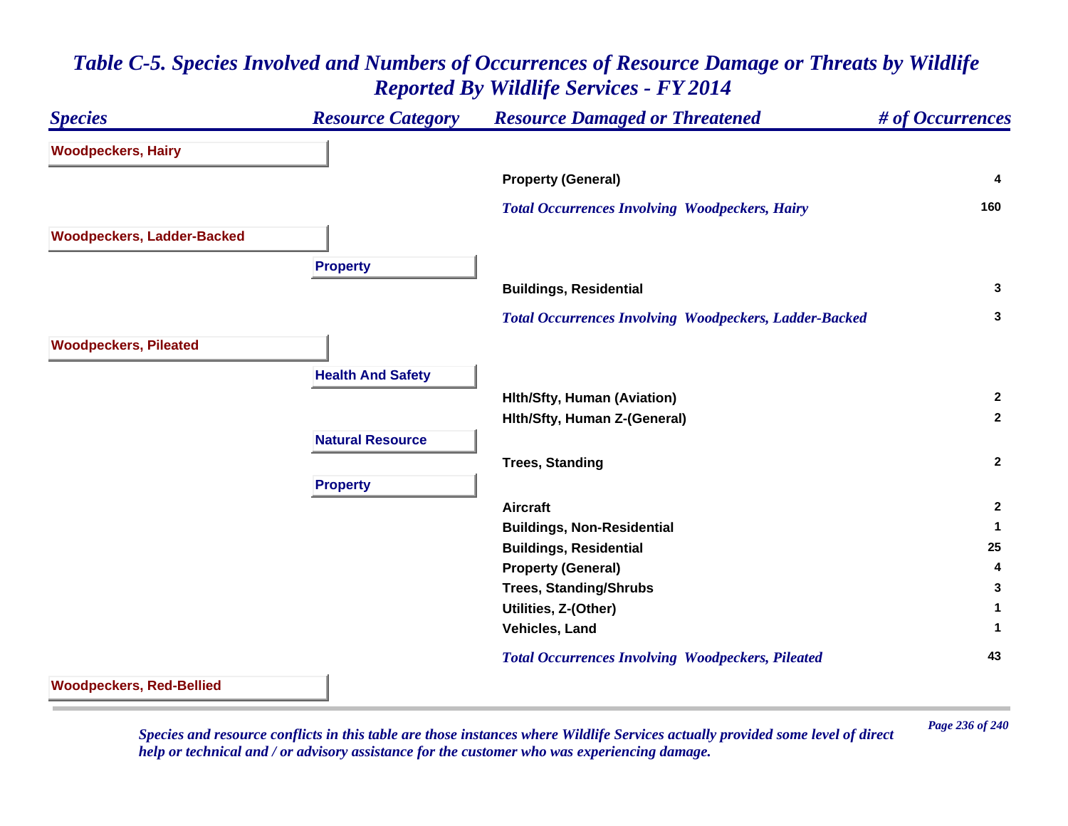# *Table C-5. Species Involved and Numbers of Occurrences of Resource Damage or Threats by Wildlife Reported By Wildlife Services - FY 2014*

| *Species* | *Resource Category* | *Resource Damaged or Threatened* | *# of Occurrences* |
|---|---|---|---|
| **Woodpeckers, Hairy** | | | |
| | | **Property (General)** | **4** |
| | | ***Total Occurrences Involving Woodpeckers, Hairy*** | **160** |
| **Woodpeckers, Ladder-Backed** | | | |
| | **Property** | | |
| | | **Buildings, Residential** | **3** |
| | | ***Total Occurrences Involving Woodpeckers, Ladder-Backed*** | **3** |
| **Woodpeckers, Pileated** | | | |
| | **Health And Safety** | | |
| | | **Hlth/Sfty, Human (Aviation)** | **2** |
| | | **Hlth/Sfty, Human Z-(General)** | **2** |
| | **Natural Resource** | | |
| | | **Trees, Standing** | **2** |
| | **Property** | | |
| | | **Aircraft** | **2** |
| | | **Buildings, Non-Residential** | **1** |
| | | **Buildings, Residential** | **25** |
| | | **Property (General)** | **4** |
| | | **Trees, Standing/Shrubs** | **3** |
| | | **Utilities, Z-(Other)** | **1** |
| | | **Vehicles, Land** | **1** |
| | | ***Total Occurrences Involving Woodpeckers, Pileated*** | **43** |
| **Woodpeckers, Red-Bellied** | | | |

*Species and resource conflicts in this table are those instances where Wildlife Services actually provided some level of direct help or technical and / or advisory assistance for the customer who was experiencing damage.*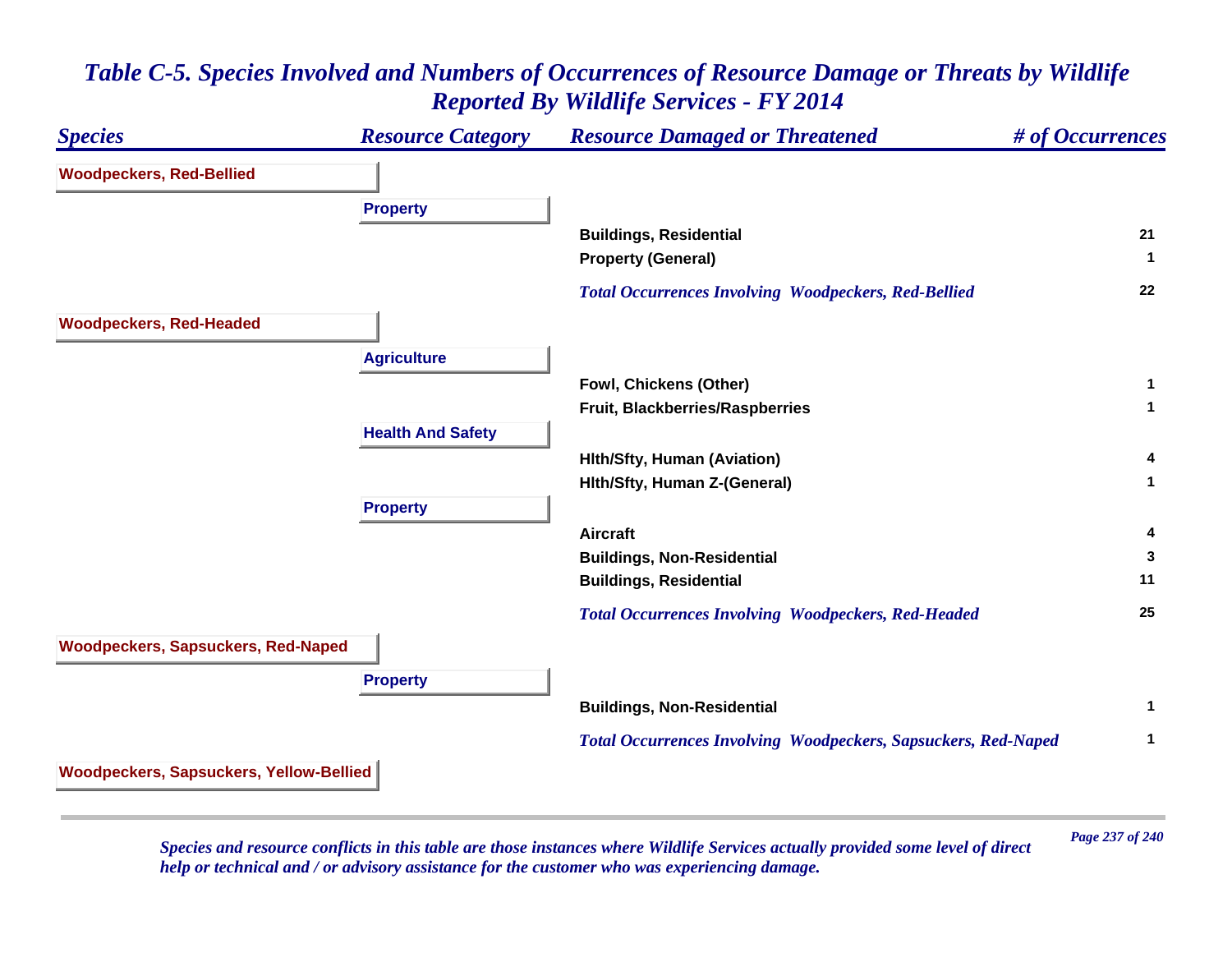# Table C-5. Species Involved and Numbers of Occurrences of Resource Damage or Threats by Wildlife Reported By Wildlife Services - FY 2014

| Species | Resource Category | Resource Damaged or Threatened | # of Occurrences |
|---|---|---|---|
| **Woodpeckers, Red-Bellied** | | | |
| | **Property** | | |
| | | Buildings, Residential | 21 |
| | | Property (General) | 1 |
| | | *Total Occurrences Involving Woodpeckers, Red-Bellied* | 22 |
| **Woodpeckers, Red-Headed** | | | |
| | **Agriculture** | | |
| | | Fowl, Chickens (Other) | 1 |
| | | Fruit, Blackberries/Raspberries | 1 |
| | **Health And Safety** | | |
| | | Hlth/Sfty, Human (Aviation) | 4 |
| | | Hlth/Sfty, Human Z-(General) | 1 |
| | **Property** | | |
| | | Aircraft | 4 |
| | | Buildings, Non-Residential | 3 |
| | | Buildings, Residential | 11 |
| | | *Total Occurrences Involving Woodpeckers, Red-Headed* | 25 |
| **Woodpeckers, Sapsuckers, Red-Naped** | | | |
| | **Property** | | |
| | | Buildings, Non-Residential | 1 |
| | | *Total Occurrences Involving Woodpeckers, Sapsuckers, Red-Naped* | 1 |
| **Woodpeckers, Sapsuckers, Yellow-Bellied** | | | |

*Species and resource conflicts in this table are those instances where Wildlife Services actually provided some level of direct help or technical and / or advisory assistance for the customer who was experiencing damage.*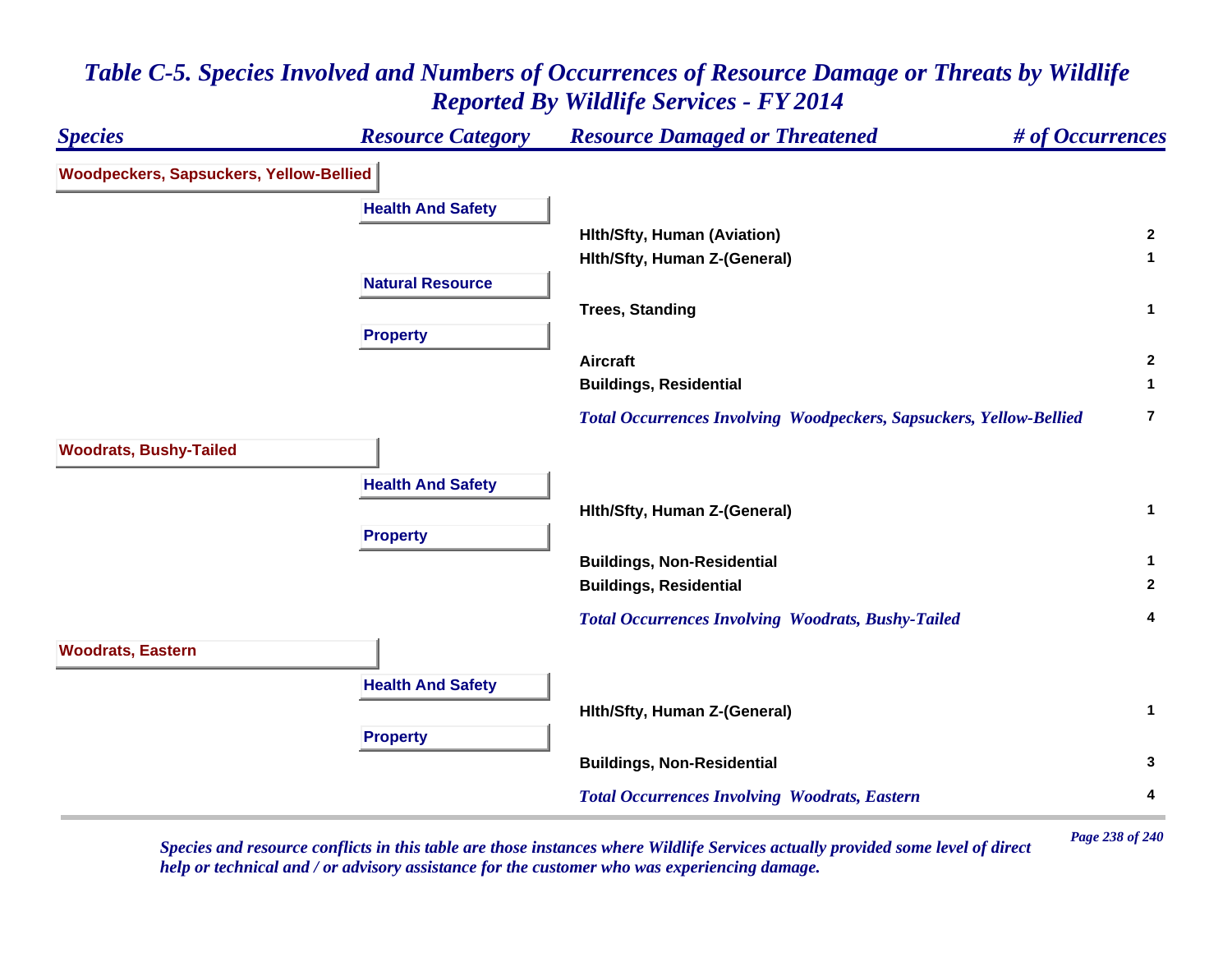# Table C-5. Species Involved and Numbers of Occurrences of Resource Damage or Threats by Wildlife Reported By Wildlife Services - FY 2014

| Species | Resource Category | Resource Damaged or Threatened | # of Occurrences |
|---|---|---|---|
| **Woodpeckers, Sapsuckers, Yellow-Bellied** | | | |
| | **Health And Safety** | | |
| | | Hlth/Sfty, Human (Aviation) | 2 |
| | | Hlth/Sfty, Human Z-(General) | 1 |
| | **Natural Resource** | | |
| | | Trees, Standing | 1 |
| | **Property** | | |
| | | Aircraft | 2 |
| | | Buildings, Residential | 1 |
| | | *Total Occurrences Involving Woodpeckers, Sapsuckers, Yellow-Bellied* | 7 |
| **Woodrats, Bushy-Tailed** | | | |
| | **Health And Safety** | | |
| | | Hlth/Sfty, Human Z-(General) | 1 |
| | **Property** | | |
| | | Buildings, Non-Residential | 1 |
| | | Buildings, Residential | 2 |
| | | *Total Occurrences Involving Woodrats, Bushy-Tailed* | 4 |
| **Woodrats, Eastern** | | | |
| | **Health And Safety** | | |
| | | Hlth/Sfty, Human Z-(General) | 1 |
| | **Property** | | |
| | | Buildings, Non-Residential | 3 |
| | | *Total Occurrences Involving Woodrats, Eastern* | 4 |

*Species and resource conflicts in this table are those instances where Wildlife Services actually provided some level of direct help or technical and / or advisory assistance for the customer who was experiencing damage.*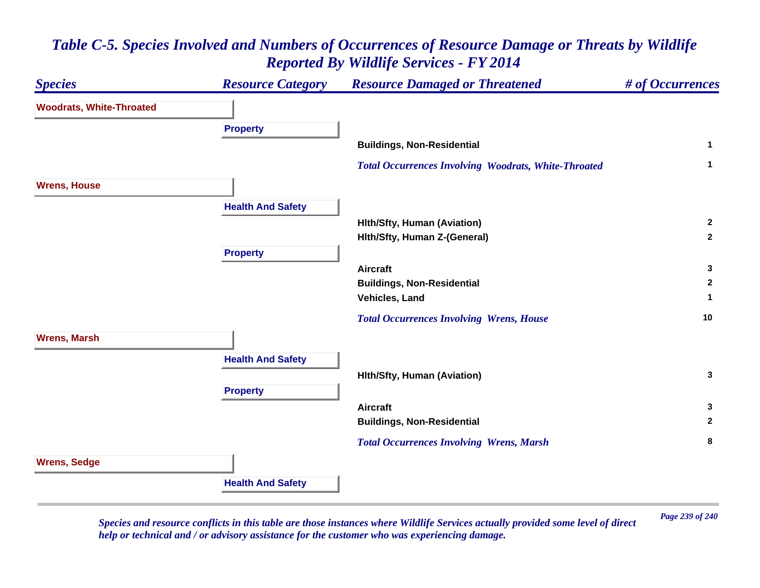# *Table C-5. Species Involved and Numbers of Occurrences of Resource Damage or Threats by Wildlife Reported By Wildlife Services - FY 2014*

| *Species* | *Resource Category* | *Resource Damaged or Threatened* | *# of Occurrences* |
|---|---|---|---|
| **Woodrats, White-Throated** | | | |
| | **Property** | | |
| | | **Buildings, Non-Residential** | **1** |
| | | ***Total Occurrences Involving Woodrats, White-Throated*** | **1** |
| **Wrens, House** | | | |
| | **Health And Safety** | | |
| | | **Hlth/Sfty, Human (Aviation)** | **2** |
| | | **Hlth/Sfty, Human Z-(General)** | **2** |
| | **Property** | | |
| | | **Aircraft** | **3** |
| | | **Buildings, Non-Residential** | **2** |
| | | **Vehicles, Land** | **1** |
| | | ***Total Occurrences Involving Wrens, House*** | **10** |
| **Wrens, Marsh** | | | |
| | **Health And Safety** | | |
| | | **Hlth/Sfty, Human (Aviation)** | **3** |
| | **Property** | | |
| | | **Aircraft** | **3** |
| | | **Buildings, Non-Residential** | **2** |
| | | ***Total Occurrences Involving Wrens, Marsh*** | **8** |
| **Wrens, Sedge** | | | |
| | **Health And Safety** | | |

*Species and resource conflicts in this table are those instances where Wildlife Services actually provided some level of direct help or technical and / or advisory assistance for the customer who was experiencing damage.*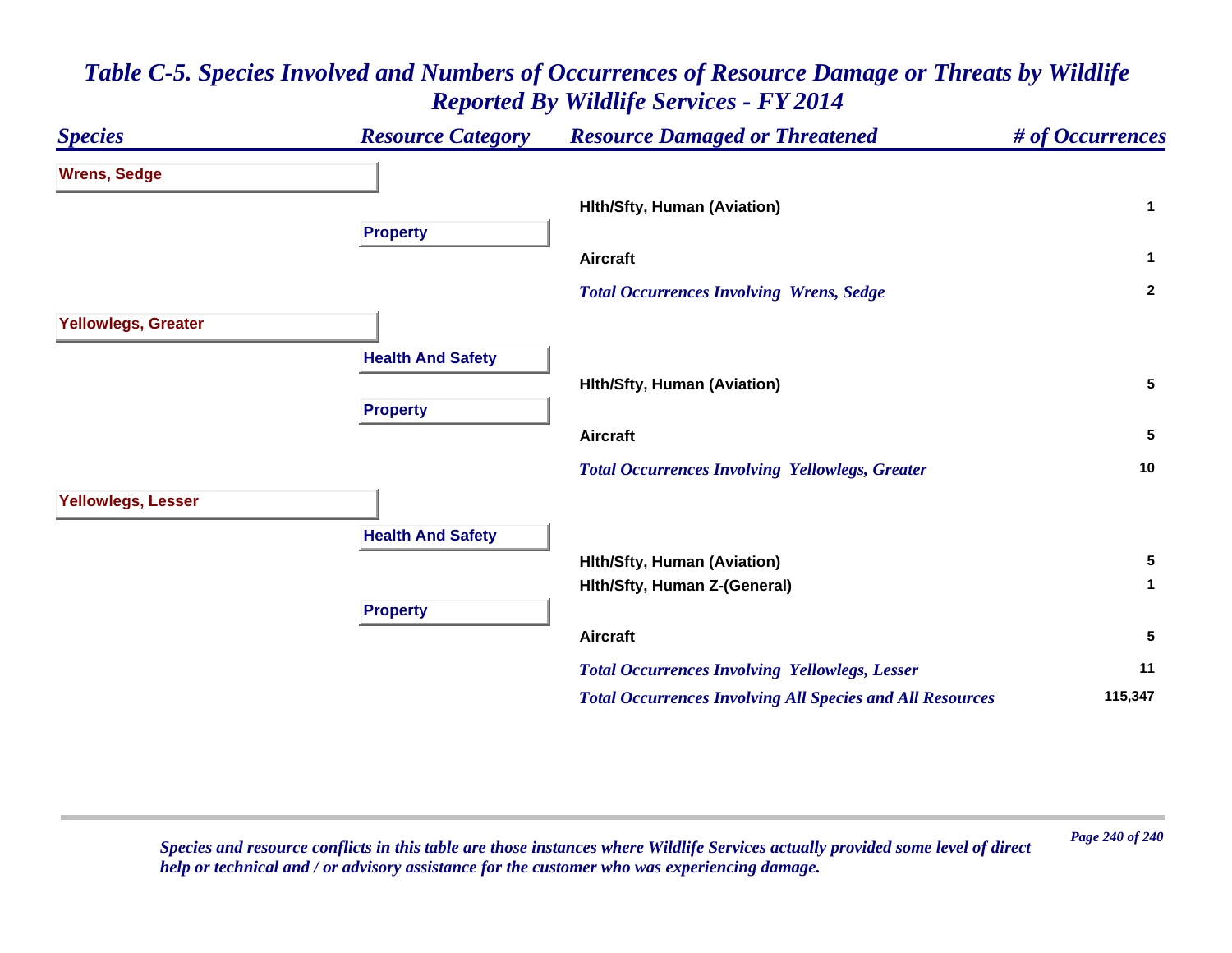# *Table C-5. Species Involved and Numbers of Occurrences of Resource Damage or Threats by Wildlife Reported By Wildlife Services - FY 2014*

| *Species* | *Resource Category* | *Resource Damaged or Threatened* | *# of Occurrences* |
|---|---|---|---|
| **Wrens, Sedge** | | | |
| | | **Hlth/Sfty, Human (Aviation)** | **1** |
| | **Property** | | |
| | | **Aircraft** | **1** |
| | | ***Total Occurrences Involving Wrens, Sedge*** | **2** |
| **Yellowlegs, Greater** | | | |
| | **Health And Safety** | | |
| | | **Hlth/Sfty, Human (Aviation)** | **5** |
| | **Property** | | |
| | | **Aircraft** | **5** |
| | | ***Total Occurrences Involving Yellowlegs, Greater*** | **10** |
| **Yellowlegs, Lesser** | | | |
| | **Health And Safety** | | |
| | | **Hlth/Sfty, Human (Aviation)** | **5** |
| | | **Hlth/Sfty, Human Z-(General)** | **1** |
| | **Property** | | |
| | | **Aircraft** | **5** |
| | | ***Total Occurrences Involving Yellowlegs, Lesser*** | **11** |
| | | ***Total Occurrences Involving All Species and All Resources*** | **115,347** |

*Species and resource conflicts in this table are those instances where Wildlife Services actually provided some level of direct help or technical and / or advisory assistance for the customer who was experiencing damage.*